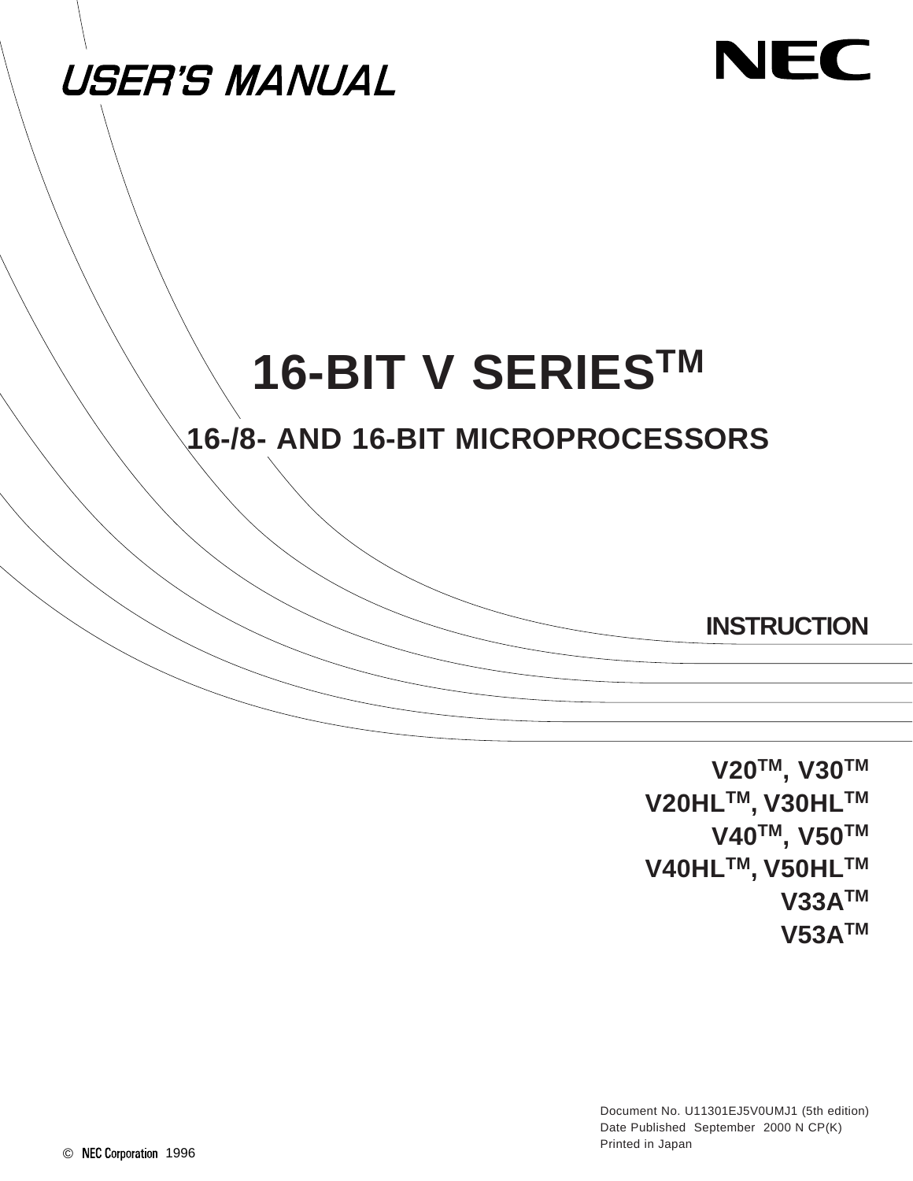USER'S MANUAL

NEC

# 16-BIT V SERIES™

## 16-/8- AND 16-BIT MICROPROCESSORS

INSTRUCTION

V20™, V30™
V20HL™, V30HL™
V40™, V50™
V40HL™, V50HL™
V33A™
V53A™

Document No. U11301EJ5V0UMJ1 (5th edition)
Date Published September 2000 N CP(K)
Printed in Japan

© NEC Corporation 1996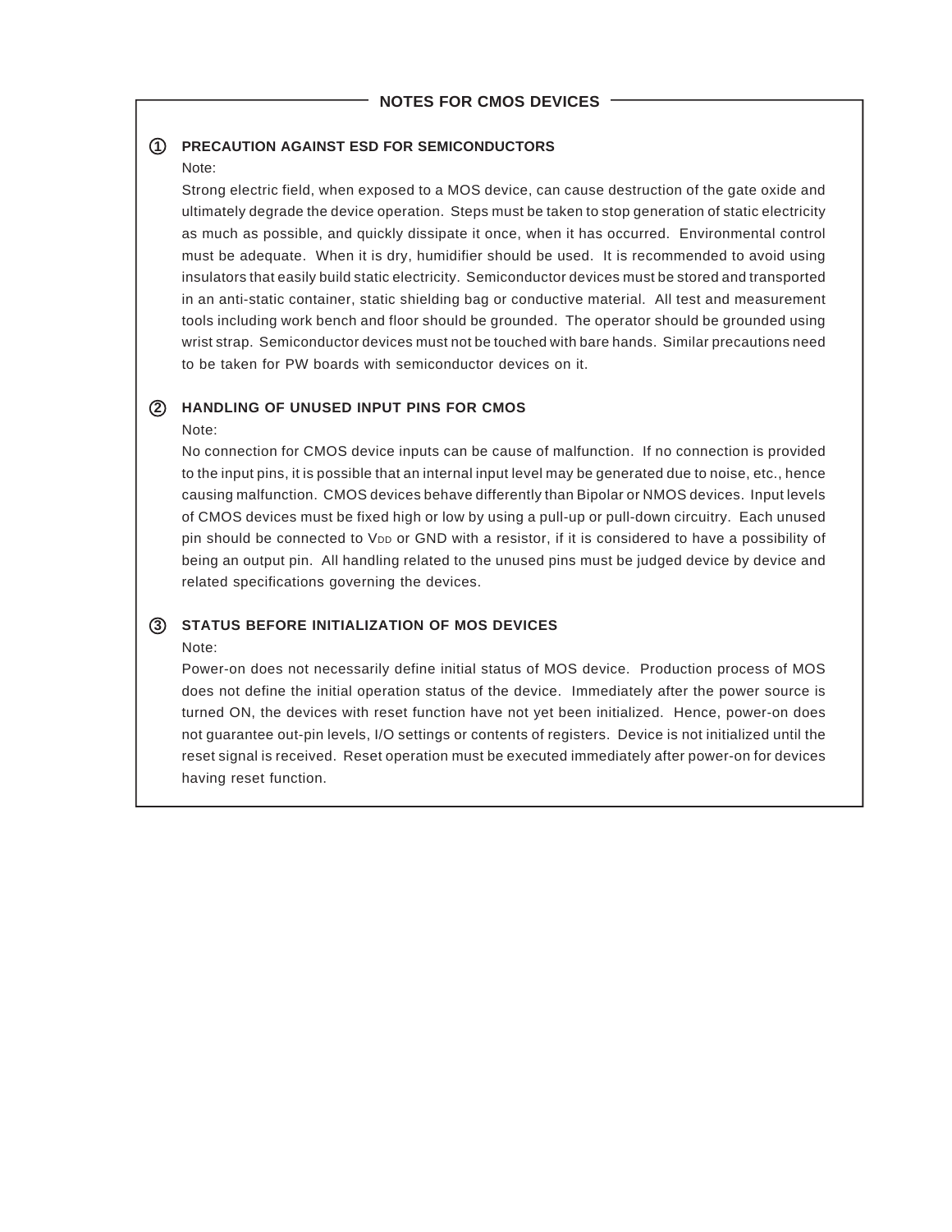## NOTES FOR CMOS DEVICES

### ① PRECAUTION AGAINST ESD FOR SEMICONDUCTORS

Note:

Strong electric field, when exposed to a MOS device, can cause destruction of the gate oxide and ultimately degrade the device operation. Steps must be taken to stop generation of static electricity as much as possible, and quickly dissipate it once, when it has occurred. Environmental control must be adequate. When it is dry, humidifier should be used. It is recommended to avoid using insulators that easily build static electricity. Semiconductor devices must be stored and transported in an anti-static container, static shielding bag or conductive material. All test and measurement tools including work bench and floor should be grounded. The operator should be grounded using wrist strap. Semiconductor devices must not be touched with bare hands. Similar precautions need to be taken for PW boards with semiconductor devices on it.

### ② HANDLING OF UNUSED INPUT PINS FOR CMOS

Note:

No connection for CMOS device inputs can be cause of malfunction. If no connection is provided to the input pins, it is possible that an internal input level may be generated due to noise, etc., hence causing malfunction. CMOS devices behave differently than Bipolar or NMOS devices. Input levels of CMOS devices must be fixed high or low by using a pull-up or pull-down circuitry. Each unused pin should be connected to $V_{DD}$ or GND with a resistor, if it is considered to have a possibility of being an output pin. All handling related to the unused pins must be judged device by device and related specifications governing the devices.

### ③ STATUS BEFORE INITIALIZATION OF MOS DEVICES

Note:

Power-on does not necessarily define initial status of MOS device. Production process of MOS does not define the initial operation status of the device. Immediately after the power source is turned ON, the devices with reset function have not yet been initialized. Hence, power-on does not guarantee out-pin levels, I/O settings or contents of registers. Device is not initialized until the reset signal is received. Reset operation must be executed immediately after power-on for devices having reset function.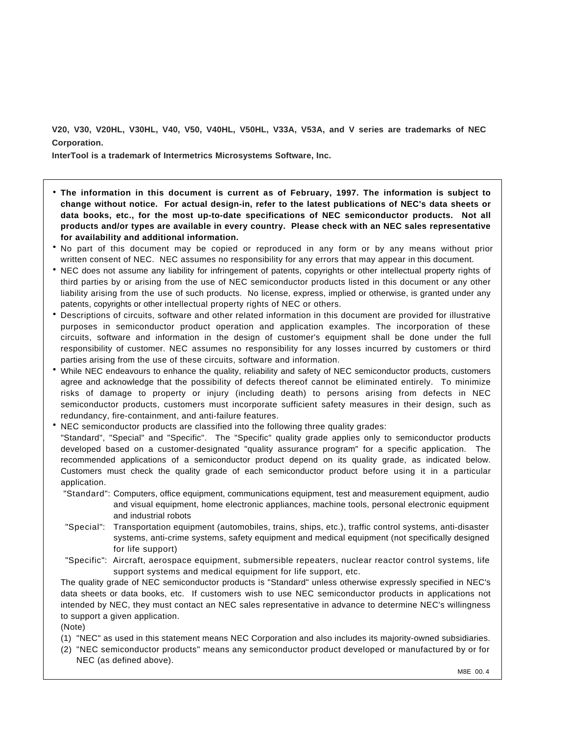**V20, V30, V20HL, V30HL, V40, V50, V40HL, V50HL, V33A, V53A, and V series are trademarks of NEC Corporation.**

**InterTool is a trademark of Intermetrics Microsystems Software, Inc.**

- **The information in this document is current as of February, 1997. The information is subject to change without notice. For actual design-in, refer to the latest publications of NEC's data sheets or data books, etc., for the most up-to-date specifications of NEC semiconductor products. Not all products and/or types are available in every country. Please check with an NEC sales representative for availability and additional information.**
- No part of this document may be copied or reproduced in any form or by any means without prior written consent of NEC. NEC assumes no responsibility for any errors that may appear in this document.
- NEC does not assume any liability for infringement of patents, copyrights or other intellectual property rights of third parties by or arising from the use of NEC semiconductor products listed in this document or any other liability arising from the use of such products. No license, express, implied or otherwise, is granted under any patents, copyrights or other intellectual property rights of NEC or others.
- Descriptions of circuits, software and other related information in this document are provided for illustrative purposes in semiconductor product operation and application examples. The incorporation of these circuits, software and information in the design of customer's equipment shall be done under the full responsibility of customer. NEC assumes no responsibility for any losses incurred by customers or third parties arising from the use of these circuits, software and information.
- While NEC endeavours to enhance the quality, reliability and safety of NEC semiconductor products, customers agree and acknowledge that the possibility of defects thereof cannot be eliminated entirely. To minimize risks of damage to property or injury (including death) to persons arising from defects in NEC semiconductor products, customers must incorporate sufficient safety measures in their design, such as redundancy, fire-containment, and anti-failure features.
- NEC semiconductor products are classified into the following three quality grades:
  "Standard", "Special" and "Specific". The "Specific" quality grade applies only to semiconductor products developed based on a customer-designated "quality assurance program" for a specific application. The recommended applications of a semiconductor product depend on its quality grade, as indicated below. Customers must check the quality grade of each semiconductor product before using it in a particular application.
  - "Standard": Computers, office equipment, communications equipment, test and measurement equipment, audio and visual equipment, home electronic appliances, machine tools, personal electronic equipment and industrial robots
  - "Special": Transportation equipment (automobiles, trains, ships, etc.), traffic control systems, anti-disaster systems, anti-crime systems, safety equipment and medical equipment (not specifically designed for life support)
  - "Specific": Aircraft, aerospace equipment, submersible repeaters, nuclear reactor control systems, life support systems and medical equipment for life support, etc.

  The quality grade of NEC semiconductor products is "Standard" unless otherwise expressly specified in NEC's data sheets or data books, etc. If customers wish to use NEC semiconductor products in applications not intended by NEC, they must contact an NEC sales representative in advance to determine NEC's willingness to support a given application.

  (Note)

  (1) "NEC" as used in this statement means NEC Corporation and also includes its majority-owned subsidiaries.

  (2) "NEC semiconductor products" means any semiconductor product developed or manufactured by or for NEC (as defined above).

M8E 00.4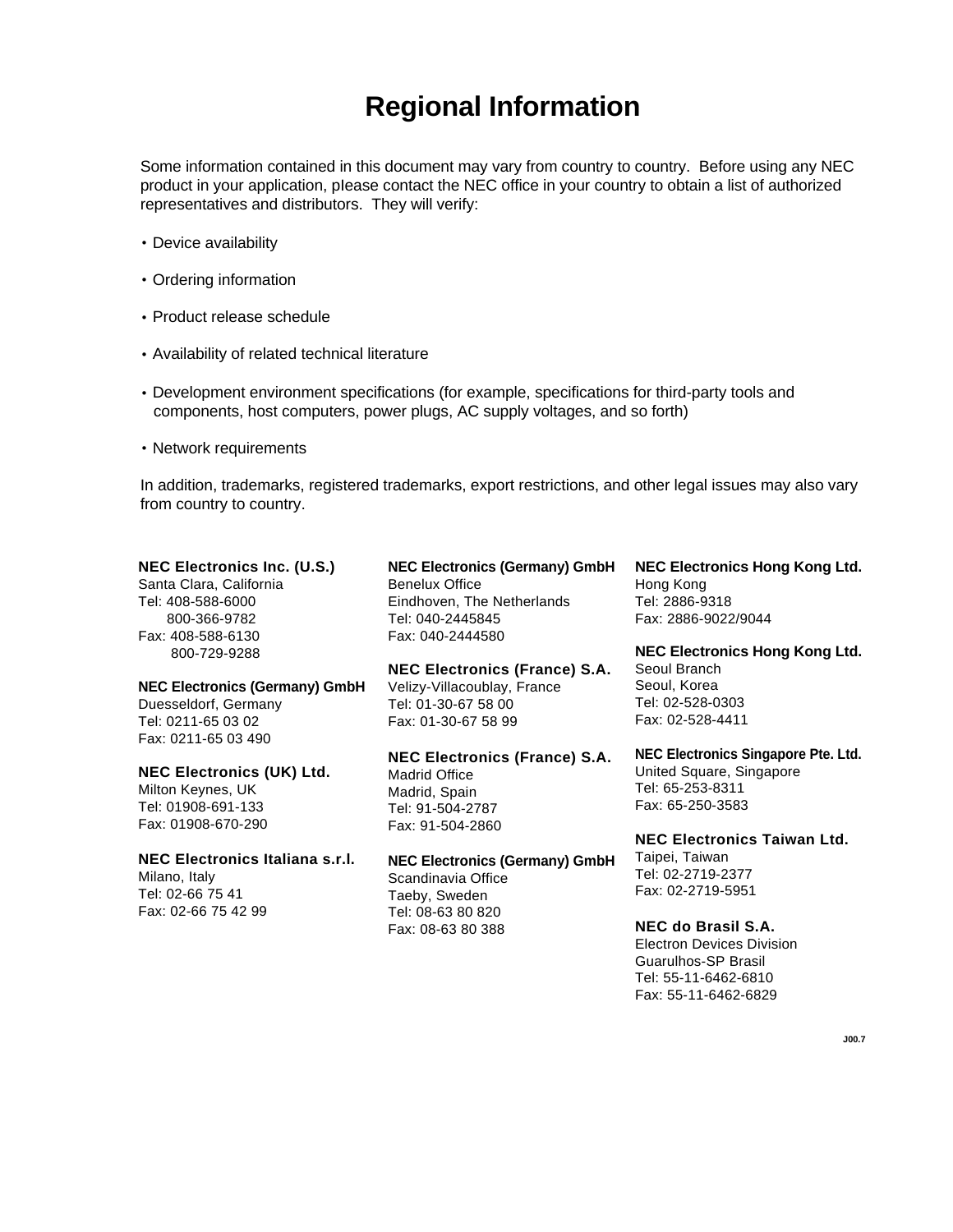# Regional Information

Some information contained in this document may vary from country to country. Before using any NEC product in your application, please contact the NEC office in your country to obtain a list of authorized representatives and distributors. They will verify:

- Device availability
- Ordering information
- Product release schedule
- Availability of related technical literature
- Development environment specifications (for example, specifications for third-party tools and components, host computers, power plugs, AC supply voltages, and so forth)
- Network requirements

In addition, trademarks, registered trademarks, export restrictions, and other legal issues may also vary from country to country.

**NEC Electronics Inc. (U.S.)**
Santa Clara, California
Tel: 408-588-6000
800-366-9782
Fax: 408-588-6130
800-729-9288

**NEC Electronics (Germany) GmbH**
Duesseldorf, Germany
Tel: 0211-65 03 02
Fax: 0211-65 03 490

**NEC Electronics (UK) Ltd.**
Milton Keynes, UK
Tel: 01908-691-133
Fax: 01908-670-290

**NEC Electronics Italiana s.r.l.**
Milano, Italy
Tel: 02-66 75 41
Fax: 02-66 75 42 99

**NEC Electronics (Germany) GmbH**
Benelux Office
Eindhoven, The Netherlands
Tel: 040-2445845
Fax: 040-2444580

**NEC Electronics (France) S.A.**
Velizy-Villacoublay, France
Tel: 01-30-67 58 00
Fax: 01-30-67 58 99

**NEC Electronics (France) S.A.**
Madrid Office
Madrid, Spain
Tel: 91-504-2787
Fax: 91-504-2860

**NEC Electronics (Germany) GmbH**
Scandinavia Office
Taeby, Sweden
Tel: 08-63 80 820
Fax: 08-63 80 388

**NEC Electronics Hong Kong Ltd.**
Hong Kong
Tel: 2886-9318
Fax: 2886-9022/9044

**NEC Electronics Hong Kong Ltd.**
Seoul Branch
Seoul, Korea
Tel: 02-528-0303
Fax: 02-528-4411

**NEC Electronics Singapore Pte. Ltd.**
United Square, Singapore
Tel: 65-253-8311
Fax: 65-250-3583

**NEC Electronics Taiwan Ltd.**
Taipei, Taiwan
Tel: 02-2719-2377
Fax: 02-2719-5951

**NEC do Brasil S.A.**
Electron Devices Division
Guarulhos-SP Brasil
Tel: 55-11-6462-6810
Fax: 55-11-6462-6829

J00.7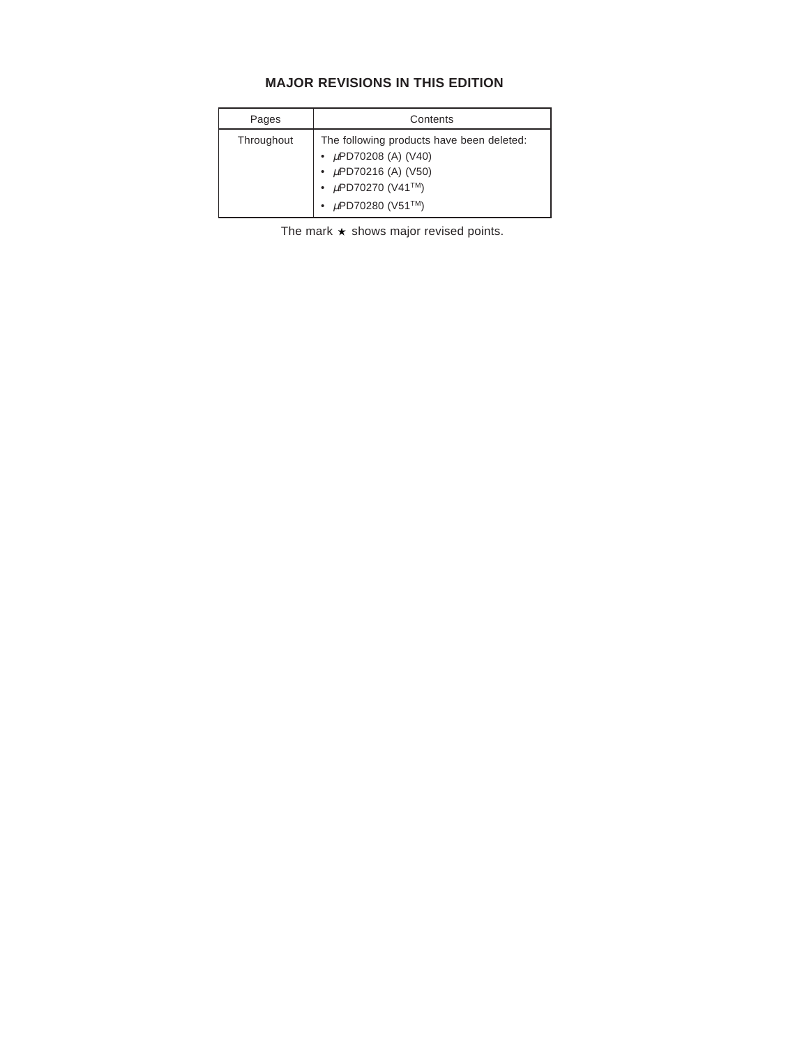## MAJOR REVISIONS IN THIS EDITION

| Pages | Contents |
| --- | --- |
| Throughout | The following products have been deleted:<br>• μPD70208 (A) (V40)<br>• μPD70216 (A) (V50)<br>• μPD70270 (V41™)<br>• μPD70280 (V51™) |

The mark ★ shows major revised points.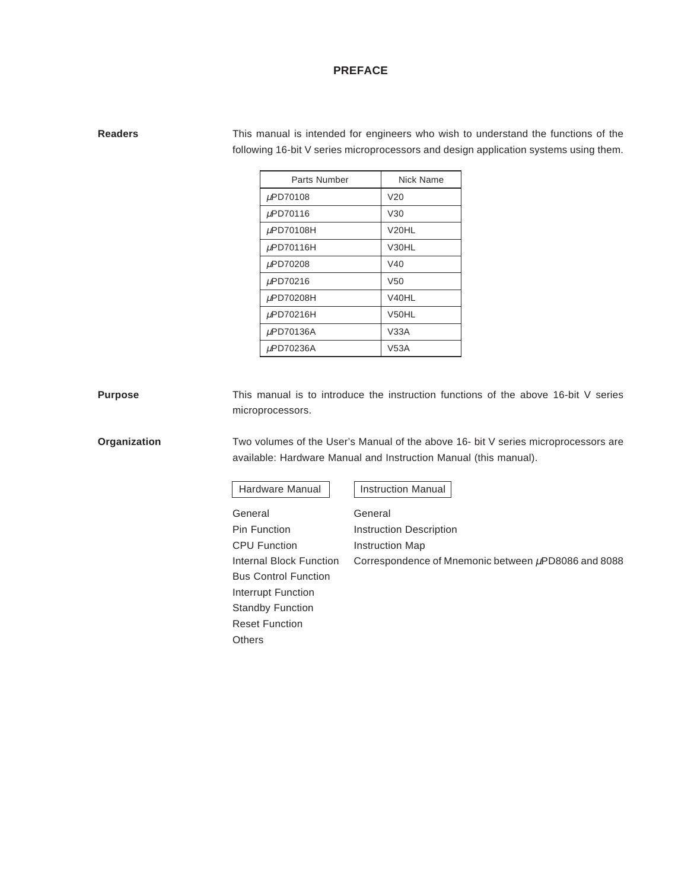# PREFACE

**Readers**

This manual is intended for engineers who wish to understand the functions of the following 16-bit V series microprocessors and design application systems using them.

| Parts Number | Nick Name |
|---|---|
| μPD70108 | V20 |
| μPD70116 | V30 |
| μPD70108H | V20HL |
| μPD70116H | V30HL |
| μPD70208 | V40 |
| μPD70216 | V50 |
| μPD70208H | V40HL |
| μPD70216H | V50HL |
| μPD70136A | V33A |
| μPD70236A | V53A |

**Purpose**

This manual is to introduce the instruction functions of the above 16-bit V series microprocessors.

**Organization**

Two volumes of the User's Manual of the above 16- bit V series microprocessors are available: Hardware Manual and Instruction Manual (this manual).

| Hardware Manual | Instruction Manual |
|---|---|
| General | General |
| Pin Function | Instruction Description |
| CPU Function | Instruction Map |
| Internal Block Function | Correspondence of Mnemonic between μPD8086 and 8088 |
| Bus Control Function | |
| Interrupt Function | |
| Standby Function | |
| Reset Function | |
| Others | |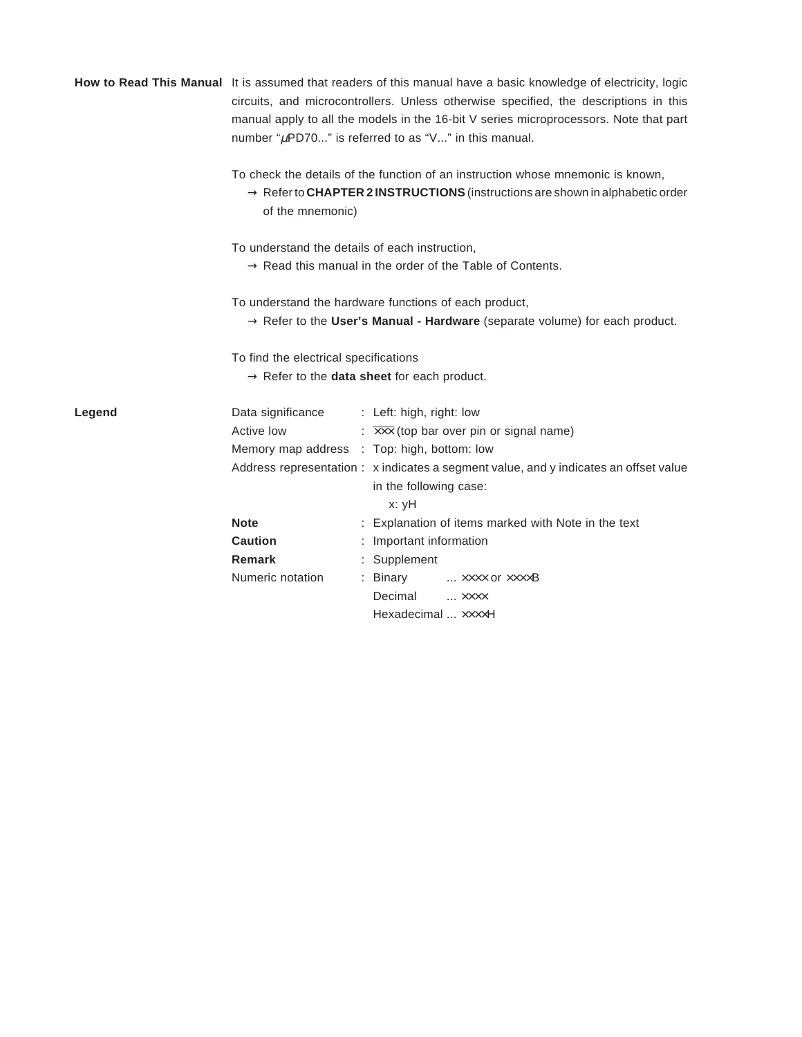**How to Read This Manual**

It is assumed that readers of this manual have a basic knowledge of electricity, logic circuits, and microcontrollers. Unless otherwise specified, the descriptions in this manual apply to all the models in the 16-bit V series microprocessors. Note that part number "μPD70..." is referred to as "V..." in this manual.

To check the details of the function of an instruction whose mnemonic is known,
→ Refer to **CHAPTER 2 INSTRUCTIONS** (instructions are shown in alphabetic order of the mnemonic)

To understand the details of each instruction,
→ Read this manual in the order of the Table of Contents.

To understand the hardware functions of each product,
→ Refer to the **User's Manual - Hardware** (separate volume) for each product.

To find the electrical specifications
→ Refer to the **data sheet** for each product.

**Legend**

| | | |
|---|---|---|
| Data significance | : | Left: high, right: low |
| Active low | : | $\overline{\text{xxx}}$ (top bar over pin or signal name) |
| Memory map address | : | Top: high, bottom: low |
| Address representation | : | x indicates a segment value, and y indicates an offset value in the following case: x: yH |
| **Note** | : | Explanation of items marked with Note in the text |
| **Caution** | : | Important information |
| **Remark** | : | Supplement |
| Numeric notation | : | Binary ... xxxx or xxxxB<br>Decimal ... xxxx<br>Hexadecimal ... xxxxH |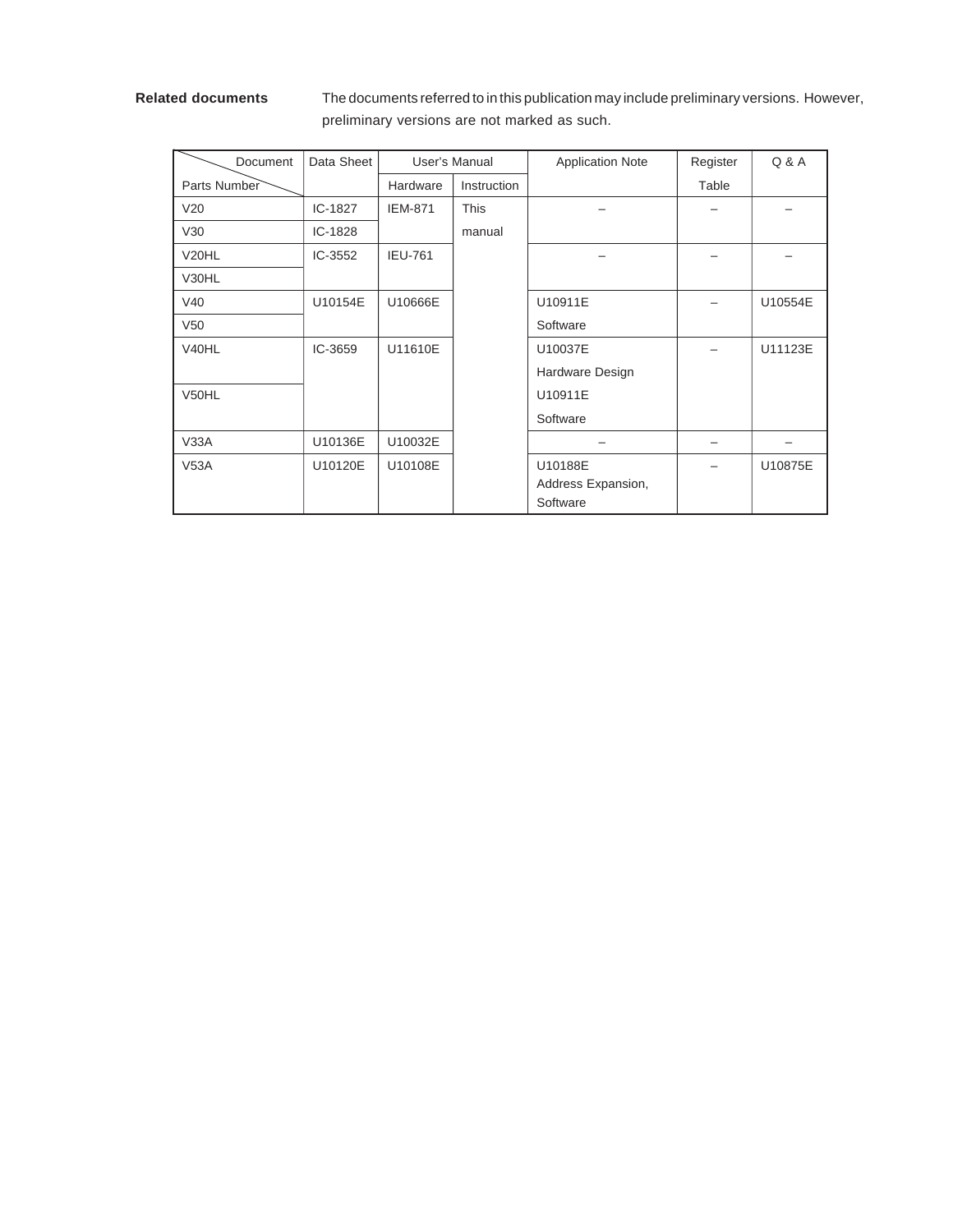**Related documents** The documents referred to in this publication may include preliminary versions. However, preliminary versions are not marked as such.

| Document / Parts Number | Data Sheet | User's Manual | | Application Note | Register Table | Q & A |
|---|---|---|---|---|---|---|
| | | Hardware | Instruction | | | |
| V20 | IC-1827 | IEM-871 | This manual | – | – | – |
| V30 | IC-1828 | | | | | |
| V20HL | IC-3552 | IEU-761 | | – | – | – |
| V30HL | | | | | | |
| V40 | U10154E | U10666E | | U10911E Software | – | U10554E |
| V50 | | | | | | |
| V40HL | IC-3659 | U11610E | | U10037E Hardware Design | – | U11123E |
| V50HL | | | | U10911E Software | | |
| V33A | U10136E | U10032E | | – | – | – |
| V53A | U10120E | U10108E | | U10188E Address Expansion, Software | – | U10875E |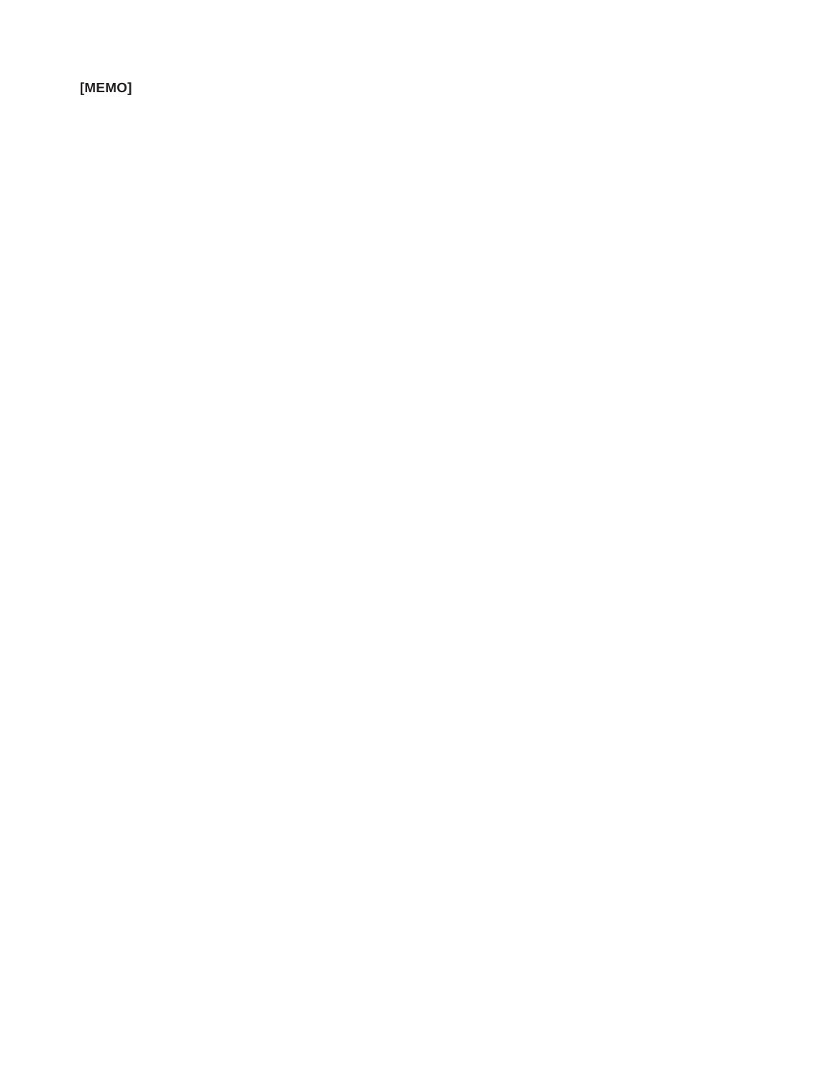**[MEMO]**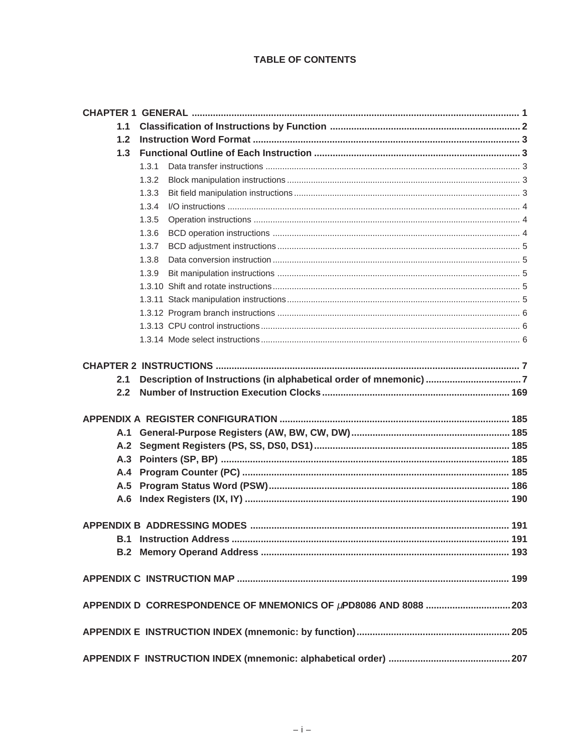# TABLE OF CONTENTS

**CHAPTER 1 GENERAL** ............................................................ 1

- **1.1 Classification of Instructions by Function** ............................................................ 2
- **1.2 Instruction Word Format** ............................................................ 3
- **1.3 Functional Outline of Each Instruction** ............................................................ 3
  - 1.3.1 Data transfer instructions ............................................................ 3
  - 1.3.2 Block manipulation instructions ............................................................ 3
  - 1.3.3 Bit field manipulation instructions ............................................................ 3
  - 1.3.4 I/O instructions ............................................................ 4
  - 1.3.5 Operation instructions ............................................................ 4
  - 1.3.6 BCD operation instructions ............................................................ 4
  - 1.3.7 BCD adjustment instructions ............................................................ 5
  - 1.3.8 Data conversion instruction ............................................................ 5
  - 1.3.9 Bit manipulation instructions ............................................................ 5
  - 1.3.10 Shift and rotate instructions ............................................................ 5
  - 1.3.11 Stack manipulation instructions ............................................................ 5
  - 1.3.12 Program branch instructions ............................................................ 6
  - 1.3.13 CPU control instructions ............................................................ 6
  - 1.3.14 Mode select instructions ............................................................ 6

**CHAPTER 2 INSTRUCTIONS** ............................................................ 7

- **2.1 Description of Instructions (in alphabetical order of mnemonic)** ............................................................ 7
- **2.2 Number of Instruction Execution Clocks** ............................................................ 169

**APPENDIX A REGISTER CONFIGURATION** ............................................................ 185

- **A.1 General-Purpose Registers (AW, BW, CW, DW)** ............................................................ 185
- **A.2 Segment Registers (PS, SS, DS0, DS1)** ............................................................ 185
- **A.3 Pointers (SP, BP)** ............................................................ 185
- **A.4 Program Counter (PC)** ............................................................ 185
- **A.5 Program Status Word (PSW)** ............................................................ 186
- **A.6 Index Registers (IX, IY)** ............................................................ 190

**APPENDIX B ADDRESSING MODES** ............................................................ 191

- **B.1 Instruction Address** ............................................................ 191
- **B.2 Memory Operand Address** ............................................................ 193

**APPENDIX C INSTRUCTION MAP** ............................................................ 199

**APPENDIX D CORRESPONDENCE OF MNEMONICS OF μPD8086 AND 8088** ............................................................ 203

**APPENDIX E INSTRUCTION INDEX (mnemonic: by function)** ............................................................ 205

**APPENDIX F INSTRUCTION INDEX (mnemonic: alphabetical order)** ............................................................ 207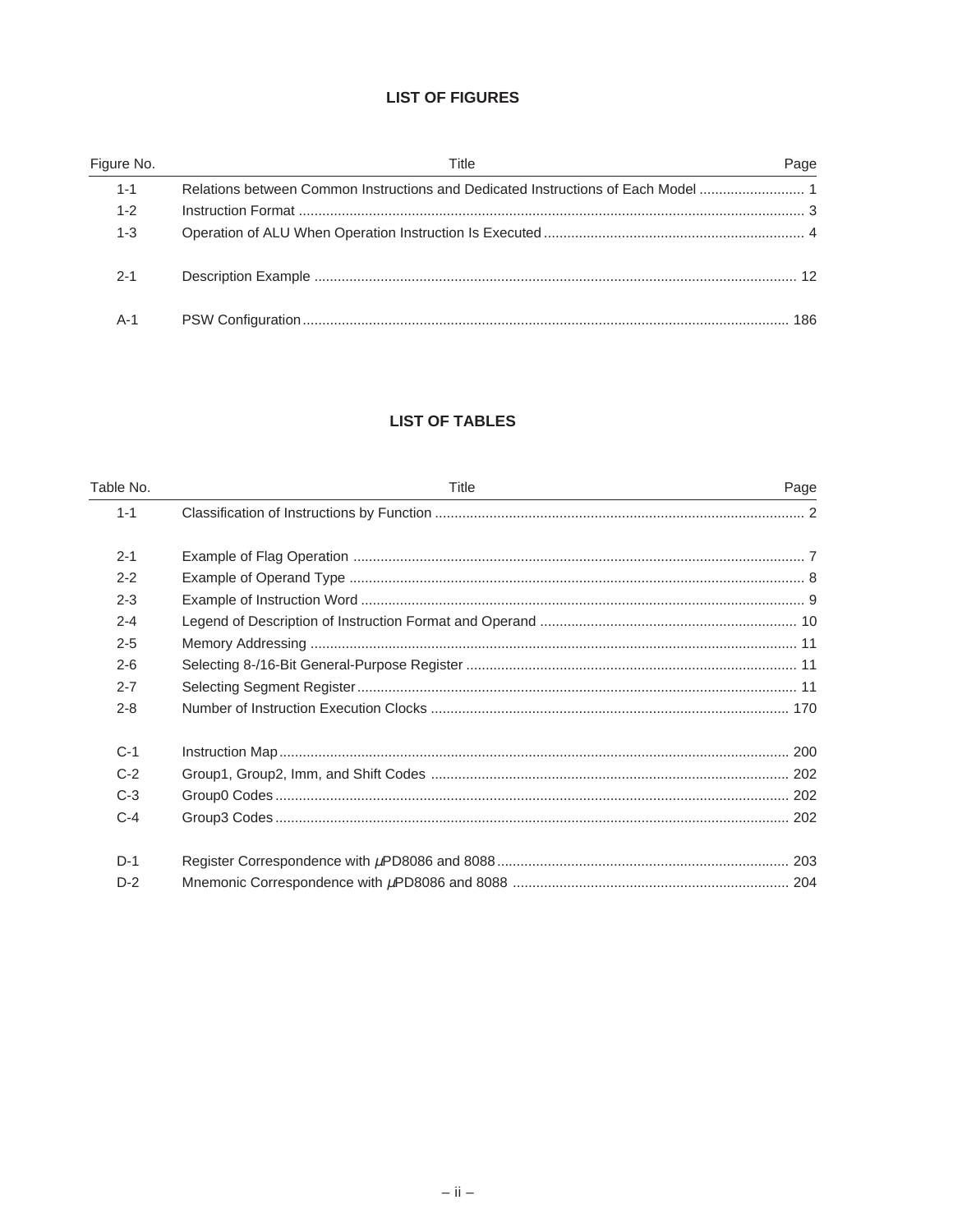## LIST OF FIGURES

| Figure No. | Title | Page |
|---|---|---|
| 1-1 | Relations between Common Instructions and Dedicated Instructions of Each Model | 1 |
| 1-2 | Instruction Format | 3 |
| 1-3 | Operation of ALU When Operation Instruction Is Executed | 4 |
| 2-1 | Description Example | 12 |
| A-1 | PSW Configuration | 186 |

## LIST OF TABLES

| Table No. | Title | Page |
|---|---|---|
| 1-1 | Classification of Instructions by Function | 2 |
| 2-1 | Example of Flag Operation | 7 |
| 2-2 | Example of Operand Type | 8 |
| 2-3 | Example of Instruction Word | 9 |
| 2-4 | Legend of Description of Instruction Format and Operand | 10 |
| 2-5 | Memory Addressing | 11 |
| 2-6 | Selecting 8-/16-Bit General-Purpose Register | 11 |
| 2-7 | Selecting Segment Register | 11 |
| 2-8 | Number of Instruction Execution Clocks | 170 |
| C-1 | Instruction Map | 200 |
| C-2 | Group1, Group2, Imm, and Shift Codes | 202 |
| C-3 | Group0 Codes | 202 |
| C-4 | Group3 Codes | 202 |
| D-1 | Register Correspondence with μPD8086 and 8088 | 203 |
| D-2 | Mnemonic Correspondence with μPD8086 and 8088 | 204 |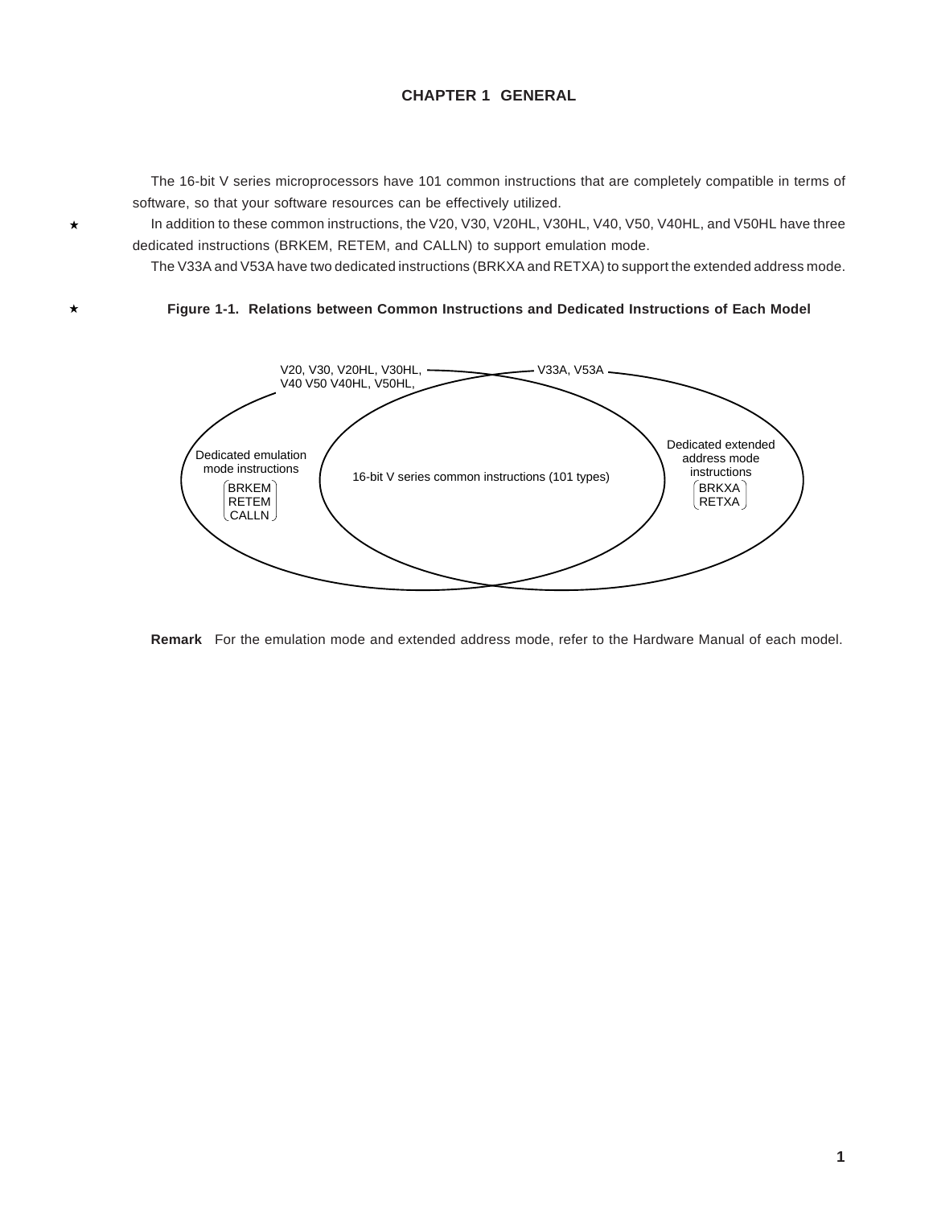# CHAPTER 1 GENERAL

The 16-bit V series microprocessors have 101 common instructions that are completely compatible in terms of software, so that your software resources can be effectively utilized.

★ In addition to these common instructions, the V20, V30, V20HL, V30HL, V40, V50, V40HL, and V50HL have three dedicated instructions (BRKEM, RETEM, and CALLN) to support emulation mode.

The V33A and V53A have two dedicated instructions (BRKXA and RETXA) to support the extended address mode.

★ **Figure 1-1. Relations between Common Instructions and Dedicated Instructions of Each Model**

V20, V30, V20HL, V30HL, V40 V50 V40HL, V50HL,

V33A, V53A

Dedicated emulation mode instructions
- BRKEM
- RETEM
- CALLN

16-bit V series common instructions (101 types)

Dedicated extended address mode instructions
- BRKXA
- RETXA

**Remark** For the emulation mode and extended address mode, refer to the Hardware Manual of each model.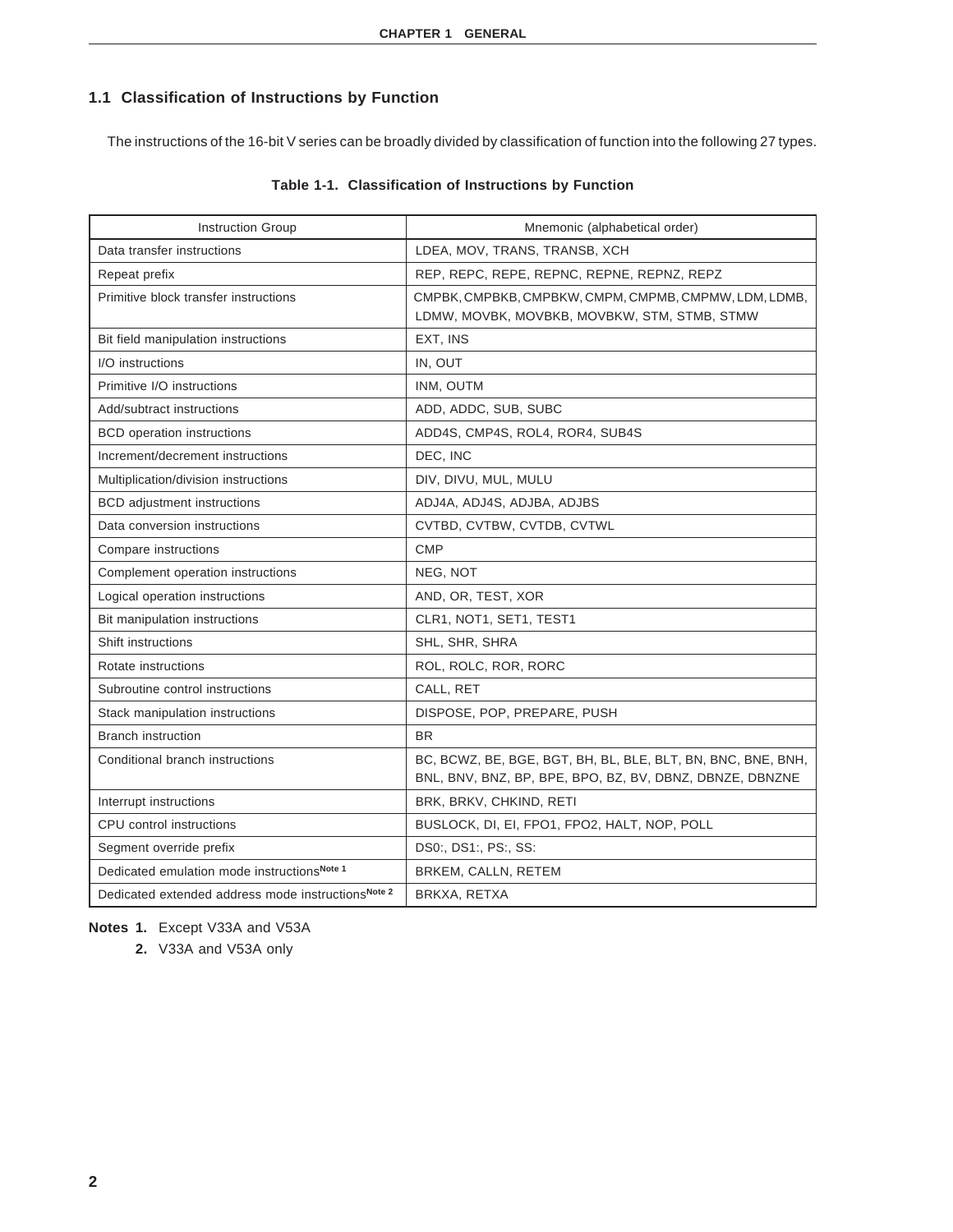## 1.1 Classification of Instructions by Function

The instructions of the 16-bit V series can be broadly divided by classification of function into the following 27 types.

**Table 1-1. Classification of Instructions by Function**

| Instruction Group | Mnemonic (alphabetical order) |
|---|---|
| Data transfer instructions | LDEA, MOV, TRANS, TRANSB, XCH |
| Repeat prefix | REP, REPC, REPE, REPNC, REPNE, REPNZ, REPZ |
| Primitive block transfer instructions | CMPBK, CMPBKB, CMPBKW, CMPM, CMPMB, CMPMW, LDM, LDMB, LDMW, MOVBK, MOVBKB, MOVBKW, STM, STMB, STMW |
| Bit field manipulation instructions | EXT, INS |
| I/O instructions | IN, OUT |
| Primitive I/O instructions | INM, OUTM |
| Add/subtract instructions | ADD, ADDC, SUB, SUBC |
| BCD operation instructions | ADD4S, CMP4S, ROL4, ROR4, SUB4S |
| Increment/decrement instructions | DEC, INC |
| Multiplication/division instructions | DIV, DIVU, MUL, MULU |
| BCD adjustment instructions | ADJ4A, ADJ4S, ADJBA, ADJBS |
| Data conversion instructions | CVTBD, CVTBW, CVTDB, CVTWL |
| Compare instructions | CMP |
| Complement operation instructions | NEG, NOT |
| Logical operation instructions | AND, OR, TEST, XOR |
| Bit manipulation instructions | CLR1, NOT1, SET1, TEST1 |
| Shift instructions | SHL, SHR, SHRA |
| Rotate instructions | ROL, ROLC, ROR, RORC |
| Subroutine control instructions | CALL, RET |
| Stack manipulation instructions | DISPOSE, POP, PREPARE, PUSH |
| Branch instruction | BR |
| Conditional branch instructions | BC, BCWZ, BE, BGE, BGT, BH, BL, BLE, BLT, BN, BNC, BNE, BNH, BNL, BNV, BNZ, BP, BPE, BPO, BZ, BV, DBNZ, DBNZE, DBNZNE |
| Interrupt instructions | BRK, BRKV, CHKIND, RETI |
| CPU control instructions | BUSLOCK, DI, EI, FPO1, FPO2, HALT, NOP, POLL |
| Segment override prefix | DS0:, DS1:, PS:, SS: |
| Dedicated emulation mode instructions[Note 1] | BRKEM, CALLN, RETEM |
| Dedicated extended address mode instructions[Note 2] | BRKXA, RETXA |

**Notes 1.** Except V33A and V53A

**2.** V33A and V53A only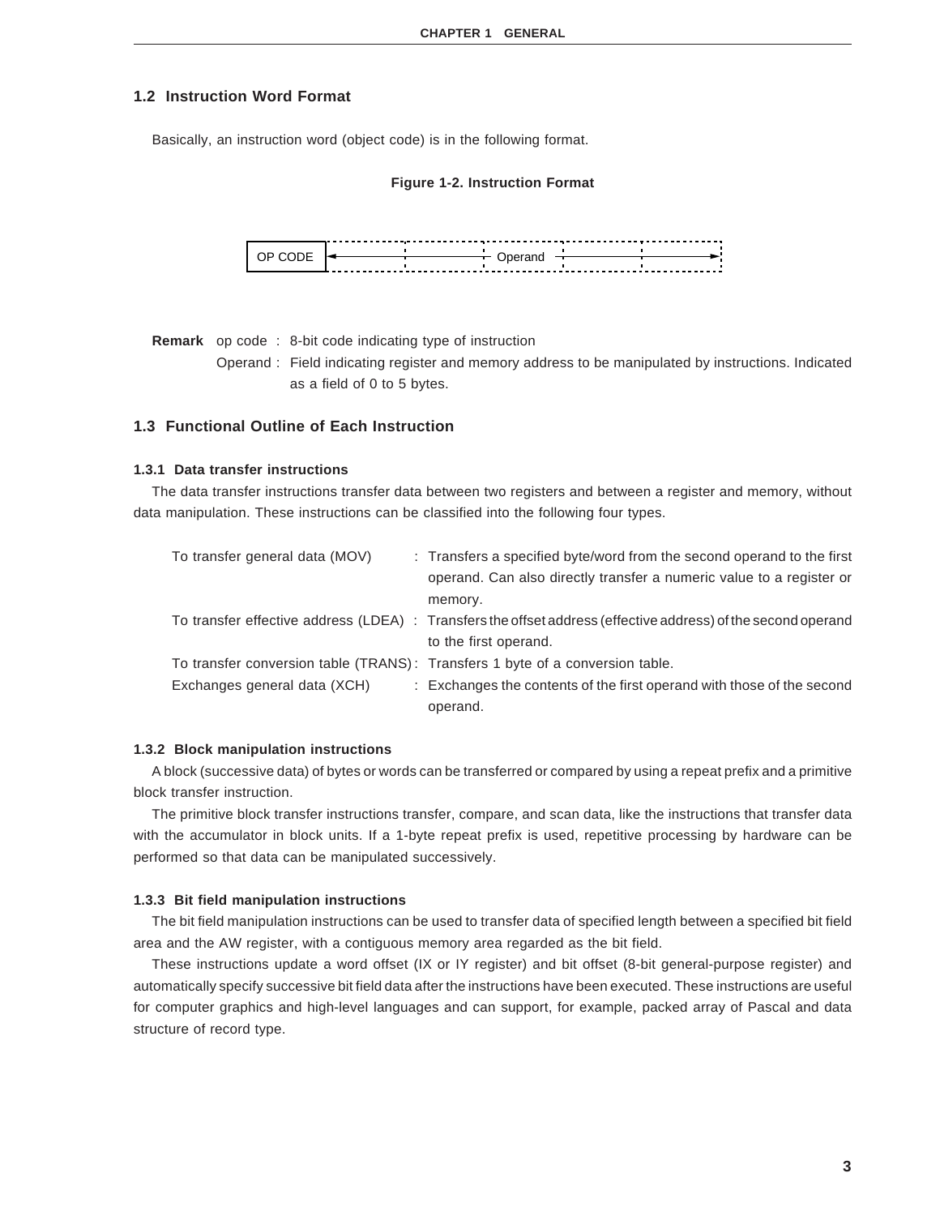## 1.2 Instruction Word Format

Basically, an instruction word (object code) is in the following format.

**Figure 1-2. Instruction Format**

| OP CODE | ← Operand → |
|---|---|

**Remark** op code : 8-bit code indicating type of instruction

Operand : Field indicating register and memory address to be manipulated by instructions. Indicated as a field of 0 to 5 bytes.

## 1.3 Functional Outline of Each Instruction

### 1.3.1 Data transfer instructions

The data transfer instructions transfer data between two registers and between a register and memory, without data manipulation. These instructions can be classified into the following four types.

- To transfer general data (MOV) : Transfers a specified byte/word from the second operand to the first operand. Can also directly transfer a numeric value to a register or memory.
- To transfer effective address (LDEA) : Transfers the offset address (effective address) of the second operand to the first operand.
- To transfer conversion table (TRANS) : Transfers 1 byte of a conversion table.
- Exchanges general data (XCH) : Exchanges the contents of the first operand with those of the second operand.

### 1.3.2 Block manipulation instructions

A block (successive data) of bytes or words can be transferred or compared by using a repeat prefix and a primitive block transfer instruction.

The primitive block transfer instructions transfer, compare, and scan data, like the instructions that transfer data with the accumulator in block units. If a 1-byte repeat prefix is used, repetitive processing by hardware can be performed so that data can be manipulated successively.

### 1.3.3 Bit field manipulation instructions

The bit field manipulation instructions can be used to transfer data of specified length between a specified bit field area and the AW register, with a contiguous memory area regarded as the bit field.

These instructions update a word offset (IX or IY register) and bit offset (8-bit general-purpose register) and automatically specify successive bit field data after the instructions have been executed. These instructions are useful for computer graphics and high-level languages and can support, for example, packed array of Pascal and data structure of record type.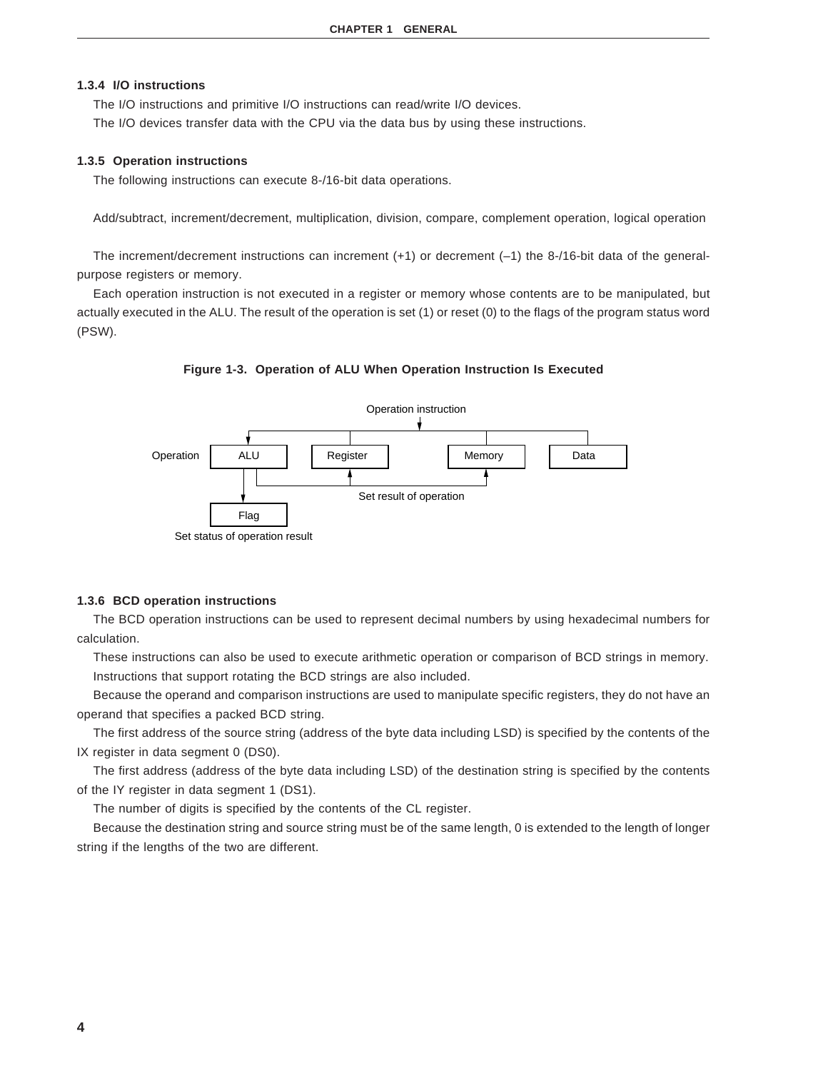### 1.3.4 I/O instructions

The I/O instructions and primitive I/O instructions can read/write I/O devices.

The I/O devices transfer data with the CPU via the data bus by using these instructions.

### 1.3.5 Operation instructions

The following instructions can execute 8-/16-bit data operations.

Add/subtract, increment/decrement, multiplication, division, compare, complement operation, logical operation

The increment/decrement instructions can increment (+1) or decrement (–1) the 8-/16-bit data of the general-purpose registers or memory.

Each operation instruction is not executed in a register or memory whose contents are to be manipulated, but actually executed in the ALU. The result of the operation is set (1) or reset (0) to the flags of the program status word (PSW).

**Figure 1-3. Operation of ALU When Operation Instruction Is Executed**

Operation instruction

Operation | ALU | Register | Memory | Data

Set result of operation

Flag

Set status of operation result

### 1.3.6 BCD operation instructions

The BCD operation instructions can be used to represent decimal numbers by using hexadecimal numbers for calculation.

These instructions can also be used to execute arithmetic operation or comparison of BCD strings in memory.

Instructions that support rotating the BCD strings are also included.

Because the operand and comparison instructions are used to manipulate specific registers, they do not have an operand that specifies a packed BCD string.

The first address of the source string (address of the byte data including LSD) is specified by the contents of the IX register in data segment 0 (DS0).

The first address (address of the byte data including LSD) of the destination string is specified by the contents of the IY register in data segment 1 (DS1).

The number of digits is specified by the contents of the CL register.

Because the destination string and source string must be of the same length, 0 is extended to the length of longer string if the lengths of the two are different.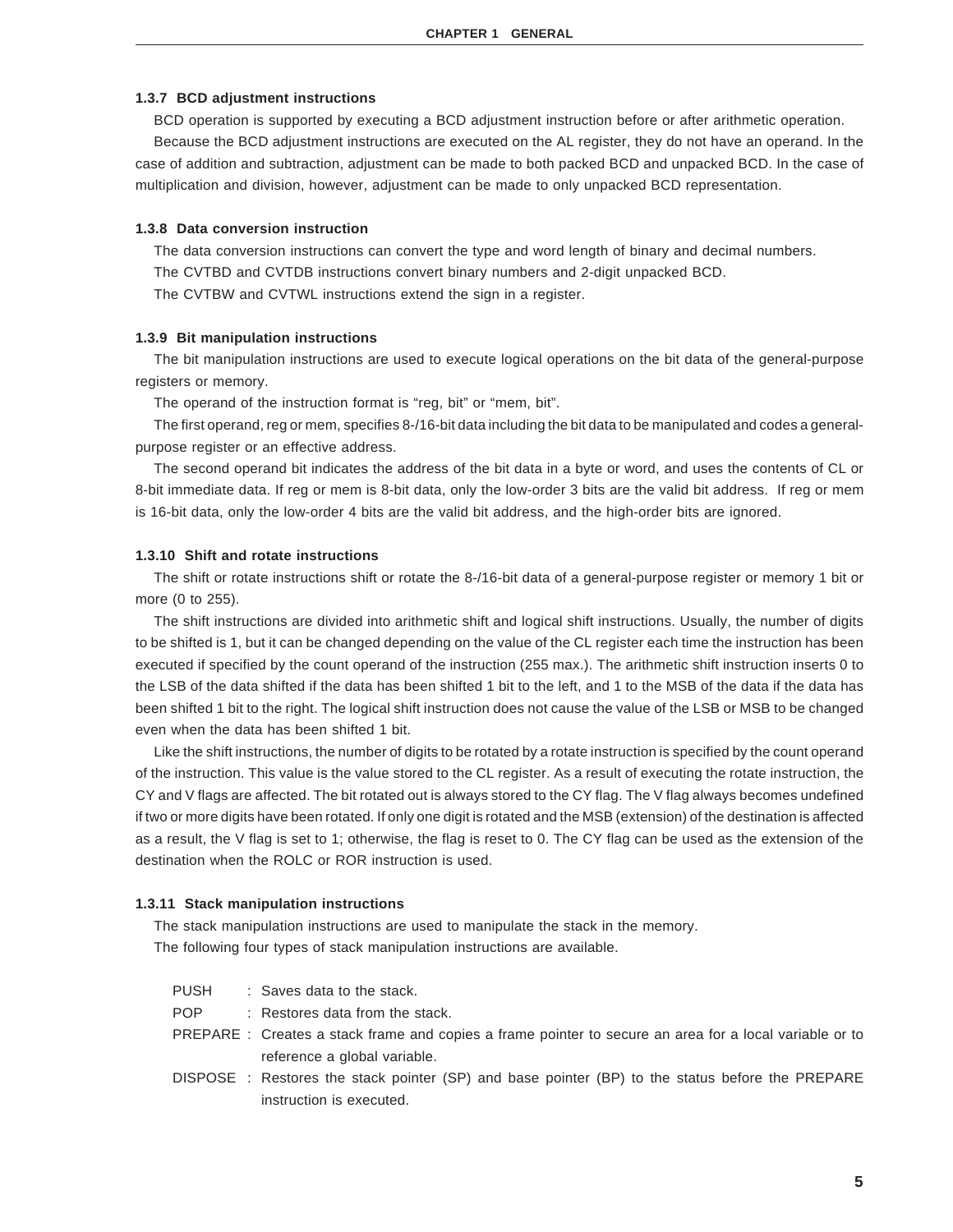### 1.3.7 BCD adjustment instructions

BCD operation is supported by executing a BCD adjustment instruction before or after arithmetic operation.

Because the BCD adjustment instructions are executed on the AL register, they do not have an operand. In the case of addition and subtraction, adjustment can be made to both packed BCD and unpacked BCD. In the case of multiplication and division, however, adjustment can be made to only unpacked BCD representation.

### 1.3.8 Data conversion instruction

The data conversion instructions can convert the type and word length of binary and decimal numbers.

The CVTBD and CVTDB instructions convert binary numbers and 2-digit unpacked BCD.

The CVTBW and CVTWL instructions extend the sign in a register.

### 1.3.9 Bit manipulation instructions

The bit manipulation instructions are used to execute logical operations on the bit data of the general-purpose registers or memory.

The operand of the instruction format is “reg, bit” or “mem, bit”.

The first operand, reg or mem, specifies 8-/16-bit data including the bit data to be manipulated and codes a general-purpose register or an effective address.

The second operand bit indicates the address of the bit data in a byte or word, and uses the contents of CL or 8-bit immediate data. If reg or mem is 8-bit data, only the low-order 3 bits are the valid bit address. If reg or mem is 16-bit data, only the low-order 4 bits are the valid bit address, and the high-order bits are ignored.

### 1.3.10 Shift and rotate instructions

The shift or rotate instructions shift or rotate the 8-/16-bit data of a general-purpose register or memory 1 bit or more (0 to 255).

The shift instructions are divided into arithmetic shift and logical shift instructions. Usually, the number of digits to be shifted is 1, but it can be changed depending on the value of the CL register each time the instruction has been executed if specified by the count operand of the instruction (255 max.). The arithmetic shift instruction inserts 0 to the LSB of the data shifted if the data has been shifted 1 bit to the left, and 1 to the MSB of the data if the data has been shifted 1 bit to the right. The logical shift instruction does not cause the value of the LSB or MSB to be changed even when the data has been shifted 1 bit.

Like the shift instructions, the number of digits to be rotated by a rotate instruction is specified by the count operand of the instruction. This value is the value stored to the CL register. As a result of executing the rotate instruction, the CY and V flags are affected. The bit rotated out is always stored to the CY flag. The V flag always becomes undefined if two or more digits have been rotated. If only one digit is rotated and the MSB (extension) of the destination is affected as a result, the V flag is set to 1; otherwise, the flag is reset to 0. The CY flag can be used as the extension of the destination when the ROLC or ROR instruction is used.

### 1.3.11 Stack manipulation instructions

The stack manipulation instructions are used to manipulate the stack in the memory.

The following four types of stack manipulation instructions are available.

- PUSH : Saves data to the stack.
- POP : Restores data from the stack.
- PREPARE : Creates a stack frame and copies a frame pointer to secure an area for a local variable or to reference a global variable.
- DISPOSE : Restores the stack pointer (SP) and base pointer (BP) to the status before the PREPARE instruction is executed.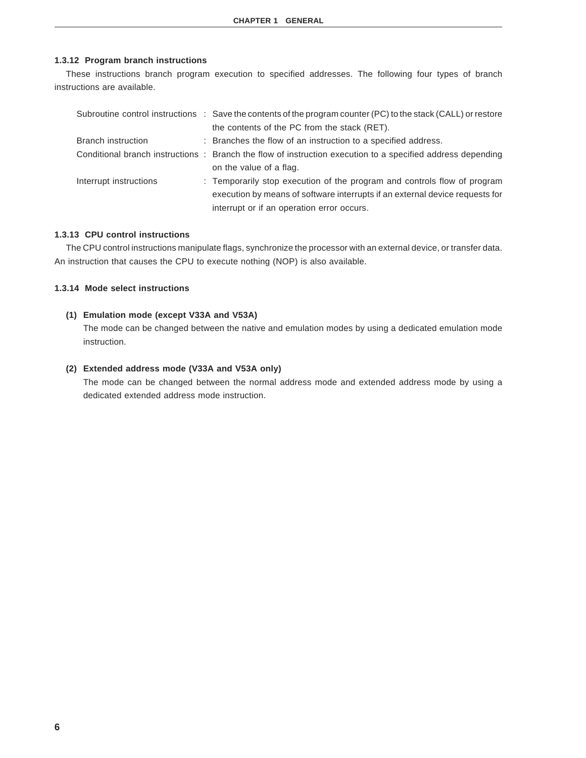### 1.3.12 Program branch instructions

These instructions branch program execution to specified addresses. The following four types of branch instructions are available.

| | | |
|---|---|---|
| Subroutine control instructions | : | Save the contents of the program counter (PC) to the stack (CALL) or restore the contents of the PC from the stack (RET). |
| Branch instruction | : | Branches the flow of an instruction to a specified address. |
| Conditional branch instructions | : | Branch the flow of instruction execution to a specified address depending on the value of a flag. |
| Interrupt instructions | : | Temporarily stop execution of the program and controls flow of program execution by means of software interrupts if an external device requests for interrupt or if an operation error occurs. |

### 1.3.13 CPU control instructions

The CPU control instructions manipulate flags, synchronize the processor with an external device, or transfer data. An instruction that causes the CPU to execute nothing (NOP) is also available.

### 1.3.14 Mode select instructions

**(1) Emulation mode (except V33A and V53A)**

The mode can be changed between the native and emulation modes by using a dedicated emulation mode instruction.

**(2) Extended address mode (V33A and V53A only)**

The mode can be changed between the normal address mode and extended address mode by using a dedicated extended address mode instruction.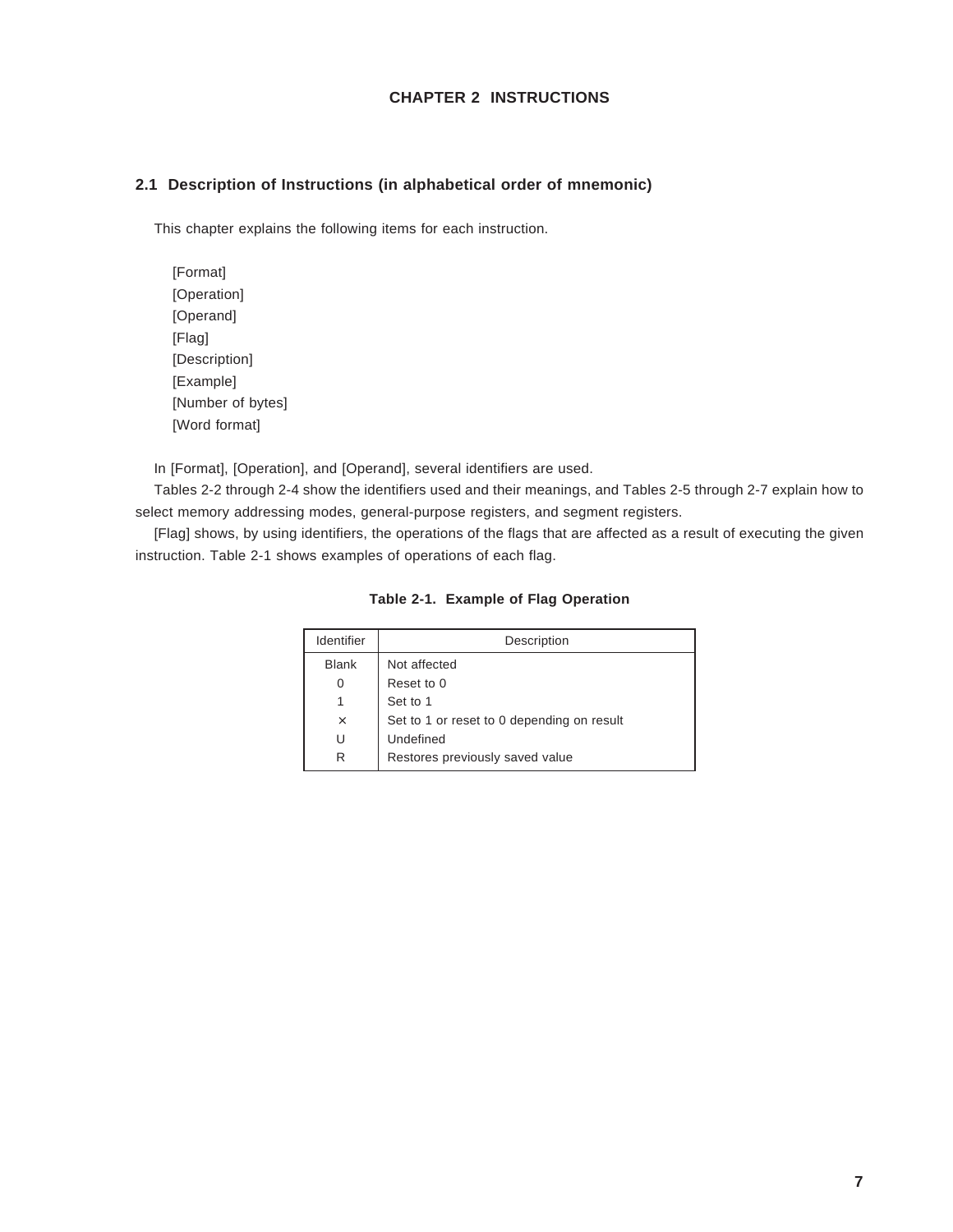# CHAPTER 2 INSTRUCTIONS

## 2.1 Description of Instructions (in alphabetical order of mnemonic)

This chapter explains the following items for each instruction.

[Format]
[Operation]
[Operand]
[Flag]
[Description]
[Example]
[Number of bytes]
[Word format]

In [Format], [Operation], and [Operand], several identifiers are used.

Tables 2-2 through 2-4 show the identifiers used and their meanings, and Tables 2-5 through 2-7 explain how to select memory addressing modes, general-purpose registers, and segment registers.

[Flag] shows, by using identifiers, the operations of the flags that are affected as a result of executing the given instruction. Table 2-1 shows examples of operations of each flag.

**Table 2-1. Example of Flag Operation**

| Identifier | Description |
|---|---|
| Blank | Not affected |
| 0 | Reset to 0 |
| 1 | Set to 1 |
| × | Set to 1 or reset to 0 depending on result |
| U | Undefined |
| R | Restores previously saved value |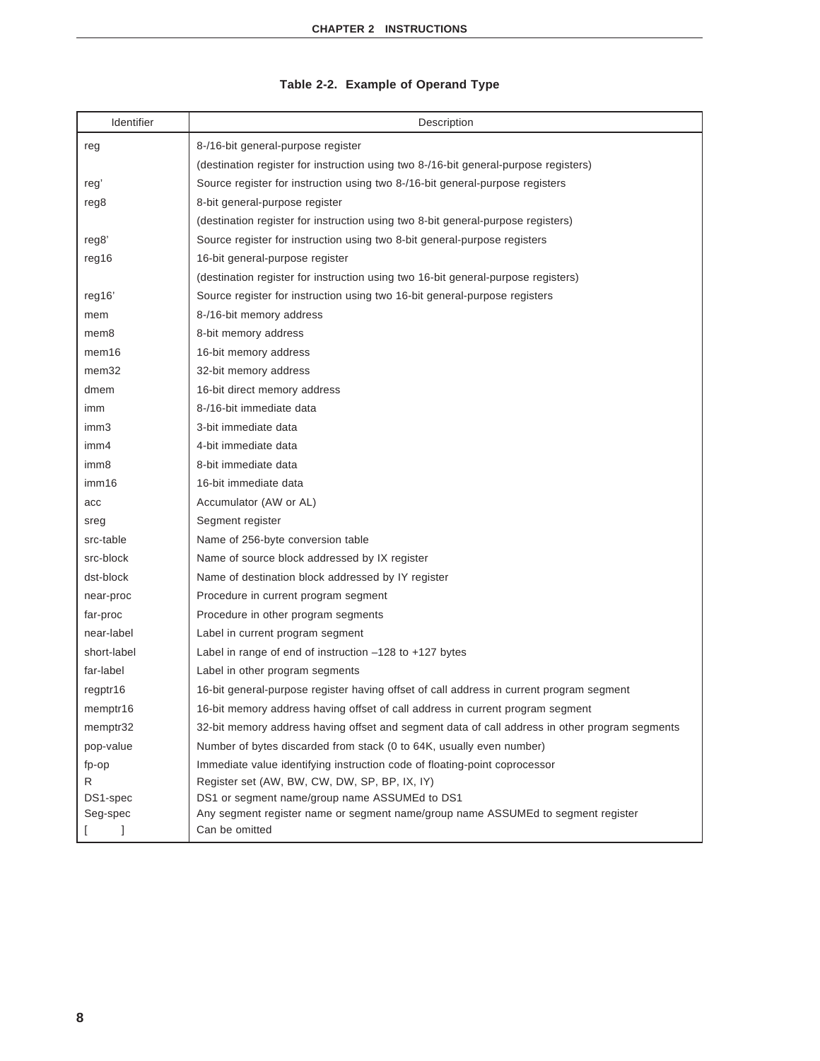**Table 2-2. Example of Operand Type**

| Identifier | Description |
| --- | --- |
| reg | 8-/16-bit general-purpose register<br>(destination register for instruction using two 8-/16-bit general-purpose registers) |
| reg' | Source register for instruction using two 8-/16-bit general-purpose registers |
| reg8 | 8-bit general-purpose register<br>(destination register for instruction using two 8-bit general-purpose registers) |
| reg8' | Source register for instruction using two 8-bit general-purpose registers |
| reg16 | 16-bit general-purpose register<br>(destination register for instruction using two 16-bit general-purpose registers) |
| reg16' | Source register for instruction using two 16-bit general-purpose registers |
| mem | 8-/16-bit memory address |
| mem8 | 8-bit memory address |
| mem16 | 16-bit memory address |
| mem32 | 32-bit memory address |
| dmem | 16-bit direct memory address |
| imm | 8-/16-bit immediate data |
| imm3 | 3-bit immediate data |
| imm4 | 4-bit immediate data |
| imm8 | 8-bit immediate data |
| imm16 | 16-bit immediate data |
| acc | Accumulator (AW or AL) |
| sreg | Segment register |
| src-table | Name of 256-byte conversion table |
| src-block | Name of source block addressed by IX register |
| dst-block | Name of destination block addressed by IY register |
| near-proc | Procedure in current program segment |
| far-proc | Procedure in other program segments |
| near-label | Label in current program segment |
| short-label | Label in range of end of instruction –128 to +127 bytes |
| far-label | Label in other program segments |
| regptr16 | 16-bit general-purpose register having offset of call address in current program segment |
| memptr16 | 16-bit memory address having offset of call address in current program segment |
| memptr32 | 32-bit memory address having offset and segment data of call address in other program segments |
| pop-value | Number of bytes discarded from stack (0 to 64K, usually even number) |
| fp-op | Immediate value identifying instruction code of floating-point coprocessor |
| R | Register set (AW, BW, CW, DW, SP, BP, IX, IY) |
| DS1-spec | DS1 or segment name/group name ASSUMEd to DS1 |
| Seg-spec | Any segment register name or segment name/group name ASSUMEd to segment register |
| [ ] | Can be omitted |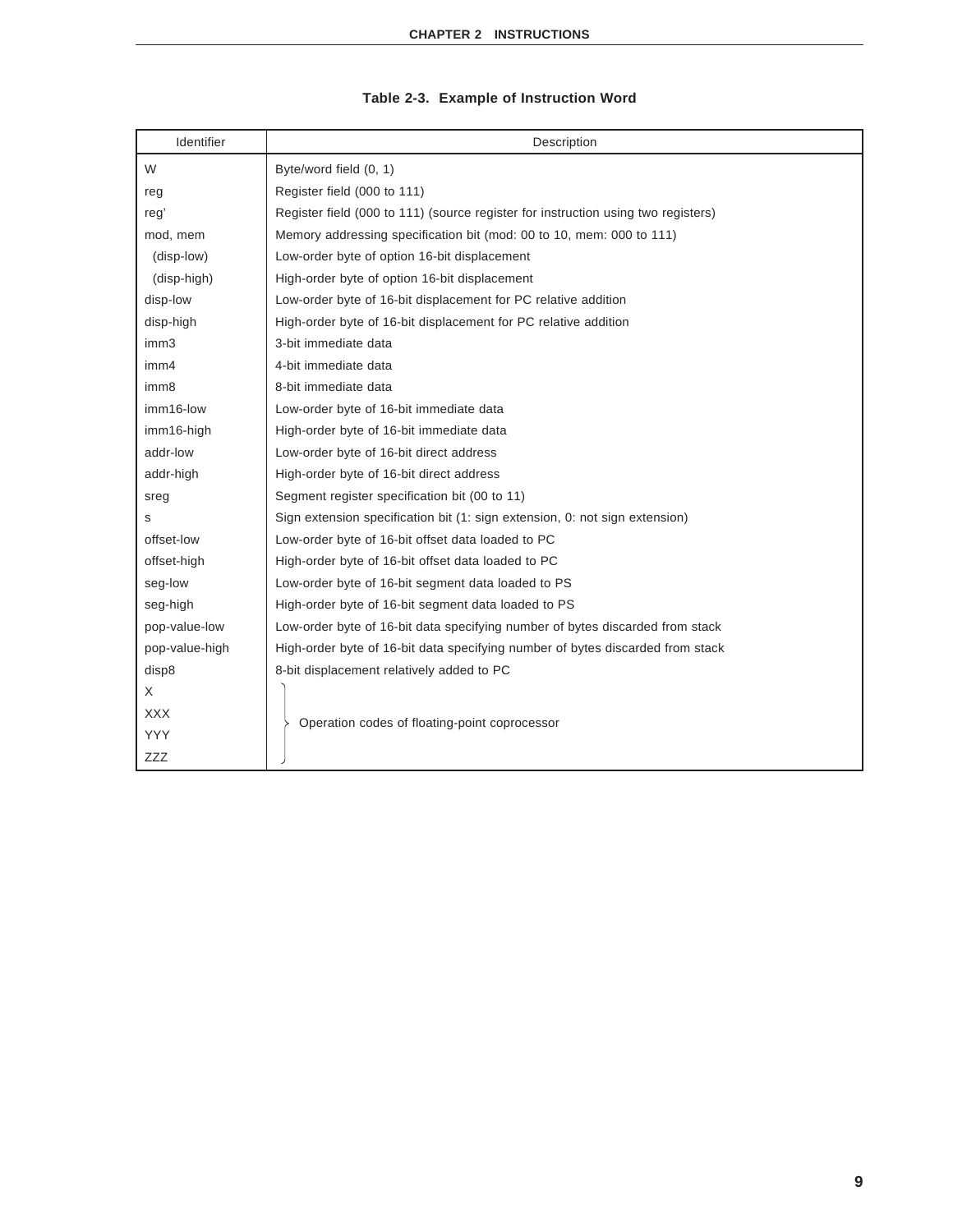**Table 2-3. Example of Instruction Word**

| Identifier | Description |
|---|---|
| W | Byte/word field (0, 1) |
| reg | Register field (000 to 111) |
| reg' | Register field (000 to 111) (source register for instruction using two registers) |
| mod, mem | Memory addressing specification bit (mod: 00 to 10, mem: 000 to 111) |
| (disp-low) | Low-order byte of option 16-bit displacement |
| (disp-high) | High-order byte of option 16-bit displacement |
| disp-low | Low-order byte of 16-bit displacement for PC relative addition |
| disp-high | High-order byte of 16-bit displacement for PC relative addition |
| imm3 | 3-bit immediate data |
| imm4 | 4-bit immediate data |
| imm8 | 8-bit immediate data |
| imm16-low | Low-order byte of 16-bit immediate data |
| imm16-high | High-order byte of 16-bit immediate data |
| addr-low | Low-order byte of 16-bit direct address |
| addr-high | High-order byte of 16-bit direct address |
| sreg | Segment register specification bit (00 to 11) |
| s | Sign extension specification bit (1: sign extension, 0: not sign extension) |
| offset-low | Low-order byte of 16-bit offset data loaded to PC |
| offset-high | High-order byte of 16-bit offset data loaded to PC |
| seg-low | Low-order byte of 16-bit segment data loaded to PS |
| seg-high | High-order byte of 16-bit segment data loaded to PS |
| pop-value-low | Low-order byte of 16-bit data specifying number of bytes discarded from stack |
| pop-value-high | High-order byte of 16-bit data specifying number of bytes discarded from stack |
| disp8 | 8-bit displacement relatively added to PC |
| X | Operation codes of floating-point coprocessor |
| XXX | Operation codes of floating-point coprocessor |
| YYY | Operation codes of floating-point coprocessor |
| ZZZ | Operation codes of floating-point coprocessor |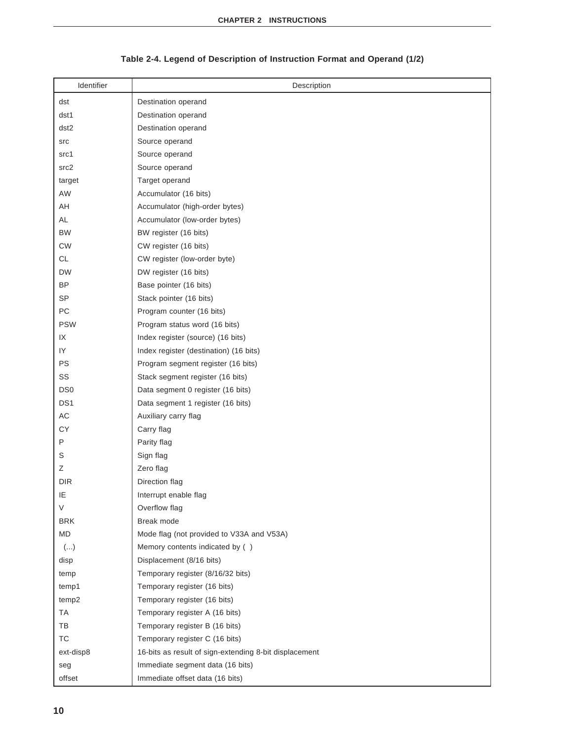**Table 2-4. Legend of Description of Instruction Format and Operand (1/2)**

| Identifier | Description |
|---|---|
| dst | Destination operand |
| dst1 | Destination operand |
| dst2 | Destination operand |
| src | Source operand |
| src1 | Source operand |
| src2 | Source operand |
| target | Target operand |
| AW | Accumulator (16 bits) |
| AH | Accumulator (high-order bytes) |
| AL | Accumulator (low-order bytes) |
| BW | BW register (16 bits) |
| CW | CW register (16 bits) |
| CL | CW register (low-order byte) |
| DW | DW register (16 bits) |
| BP | Base pointer (16 bits) |
| SP | Stack pointer (16 bits) |
| PC | Program counter (16 bits) |
| PSW | Program status word (16 bits) |
| IX | Index register (source) (16 bits) |
| IY | Index register (destination) (16 bits) |
| PS | Program segment register (16 bits) |
| SS | Stack segment register (16 bits) |
| DS0 | Data segment 0 register (16 bits) |
| DS1 | Data segment 1 register (16 bits) |
| AC | Auxiliary carry flag |
| CY | Carry flag |
| P | Parity flag |
| S | Sign flag |
| Z | Zero flag |
| DIR | Direction flag |
| IE | Interrupt enable flag |
| V | Overflow flag |
| BRK | Break mode |
| MD | Mode flag (not provided to V33A and V53A) |
| (...) | Memory contents indicated by ( ) |
| disp | Displacement (8/16 bits) |
| temp | Temporary register (8/16/32 bits) |
| temp1 | Temporary register (16 bits) |
| temp2 | Temporary register (16 bits) |
| TA | Temporary register A (16 bits) |
| TB | Temporary register B (16 bits) |
| TC | Temporary register C (16 bits) |
| ext-disp8 | 16-bits as result of sign-extending 8-bit displacement |
| seg | Immediate segment data (16 bits) |
| offset | Immediate offset data (16 bits) |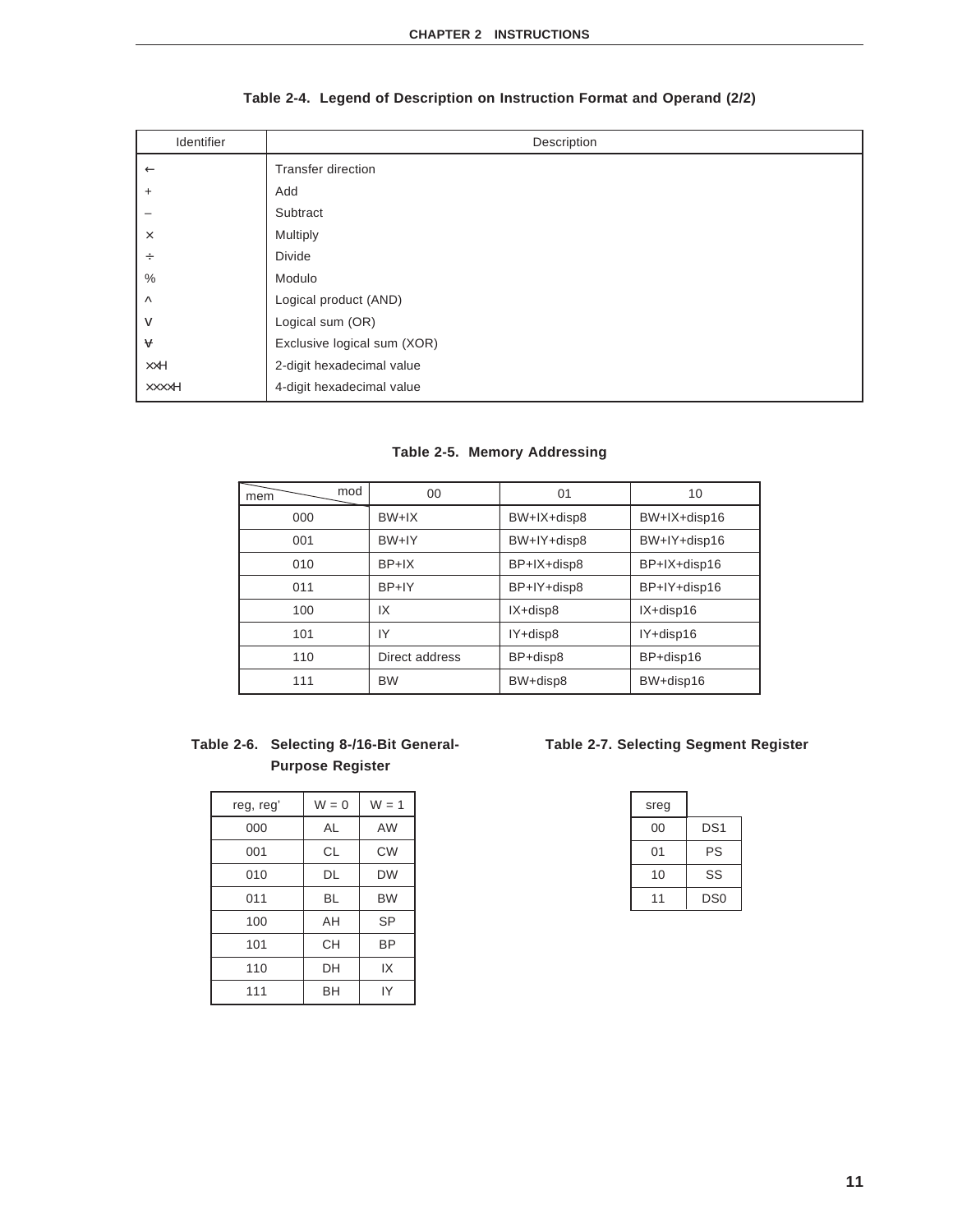**Table 2-4. Legend of Description on Instruction Format and Operand (2/2)**

| Identifier | Description |
|---|---|
| ← | Transfer direction |
| + | Add |
| – | Subtract |
| × | Multiply |
| ÷ | Divide |
| % | Modulo |
| ∧ | Logical product (AND) |
| ∨ | Logical sum (OR) |
| ∀ | Exclusive logical sum (XOR) |
| ××H | 2-digit hexadecimal value |
| ××××H | 4-digit hexadecimal value |

**Table 2-5. Memory Addressing**

| mem \ mod | 00 | 01 | 10 |
|---|---|---|---|
| 000 | BW+IX | BW+IX+disp8 | BW+IX+disp16 |
| 001 | BW+IY | BW+IY+disp8 | BW+IY+disp16 |
| 010 | BP+IX | BP+IX+disp8 | BP+IX+disp16 |
| 011 | BP+IY | BP+IY+disp8 | BP+IY+disp16 |
| 100 | IX | IX+disp8 | IX+disp16 |
| 101 | IY | IY+disp8 | IY+disp16 |
| 110 | Direct address | BP+disp8 | BP+disp16 |
| 111 | BW | BW+disp8 | BW+disp16 |

**Table 2-6. Selecting 8-/16-Bit General-Purpose Register**

| reg, reg' | W = 0 | W = 1 |
|---|---|---|
| 000 | AL | AW |
| 001 | CL | CW |
| 010 | DL | DW |
| 011 | BL | BW |
| 100 | AH | SP |
| 101 | CH | BP |
| 110 | DH | IX |
| 111 | BH | IY |

**Table 2-7. Selecting Segment Register**

| sreg | |
|---|---|
| 00 | DS1 |
| 01 | PS |
| 10 | SS |
| 11 | DS0 |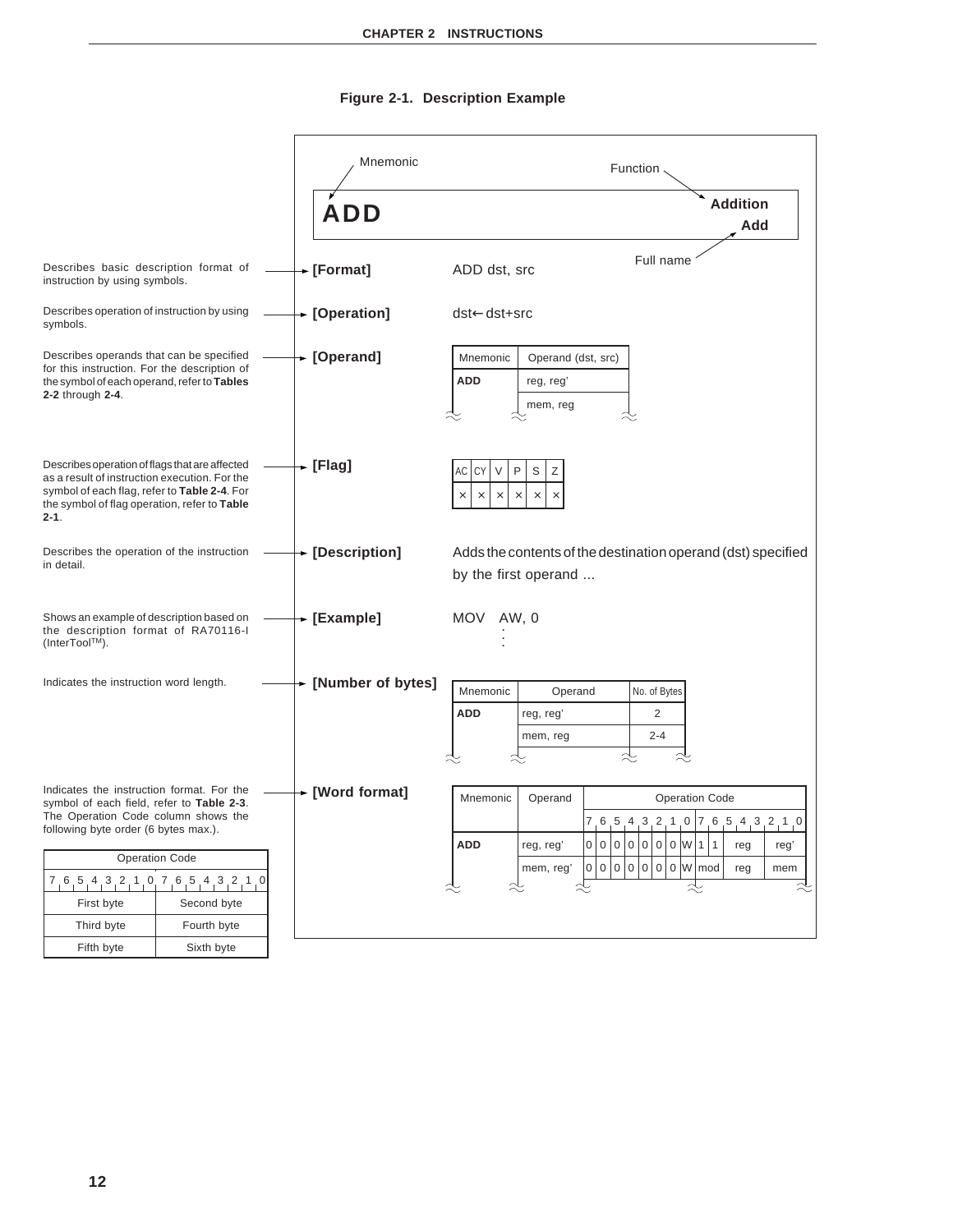**Figure 2-1. Description Example**

Mnemonic — Function — Full name

# ADD

**Addition**
**Add**

Describes basic description format of instruction by using symbols. → **[Format]**

ADD dst, src

Describes operation of instruction by using symbols. → **[Operation]**

dst← dst+src

Describes operands that can be specified for this instruction. For the description of the symbol of each operand, refer to **Tables 2-2** through **2-4**. → **[Operand]**

| Mnemonic | Operand (dst, src) |
|---|---|
| **ADD** | reg, reg' |
| | mem, reg |

Describes operation of flags that are affected as a result of instruction execution. For the symbol of each flag, refer to **Table 2-4**. For the symbol of flag operation, refer to **Table 2-1**. → **[Flag]**

| AC | CY | V | P | S | Z |
|---|---|---|---|---|---|
| × | × | × | × | × | × |

Describes the operation of the instruction in detail. → **[Description]**

Adds the contents of the destination operand (dst) specified by the first operand ...

Shows an example of description based on the description format of RA70116-I (InterTool™). → **[Example]**

MOV AW, 0
:

Indicates the instruction word length. → **[Number of bytes]**

| Mnemonic | Operand | No. of Bytes |
|---|---|---|
| **ADD** | reg, reg' | 2 |
| | mem, reg | 2-4 |

Indicates the instruction format. For the symbol of each field, refer to **Table 2-3**. The Operation Code column shows the following byte order (6 bytes max.). → **[Word format]**

| Operation Code | |
|---|---|
| 7 6 5 4 3 2 1 0 | 7 6 5 4 3 2 1 0 |
| First byte | Second byte |
| Third byte | Fourth byte |
| Fifth byte | Sixth byte |

| Mnemonic | Operand | Operation Code | | | | | | | | | | | |
|---|---|---|---|---|---|---|---|---|---|---|---|---|---|
| | | 7 | 6 | 5 | 4 | 3 | 2 | 1 | 0 | 7 6 | | 5 4 3 | 2 1 0 |
| **ADD** | reg, reg' | 0 | 0 | 0 | 0 | 0 | 0 | 0 | W | 1 | 1 | reg | reg' |
| | mem, reg' | 0 | 0 | 0 | 0 | 0 | 0 | 0 | W | mod | | reg | mem |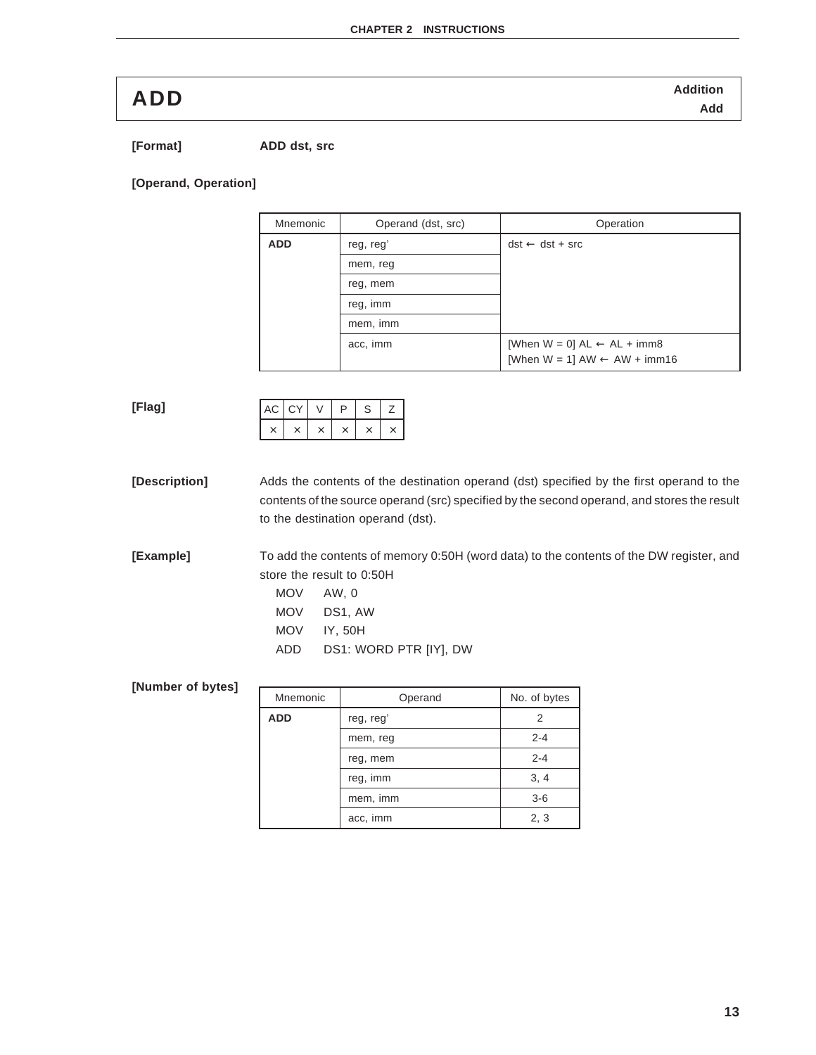# ADD

**Addition**
**Add**

**[Format]** **ADD dst, src**

**[Operand, Operation]**

| Mnemonic | Operand (dst, src) | Operation |
| --- | --- | --- |
| **ADD** | reg, reg' | dst ← dst + src |
| | mem, reg | |
| | reg, mem | |
| | reg, imm | |
| | mem, imm | |
| | acc, imm | [When W = 0] AL ← AL + imm8<br>[When W = 1] AW ← AW + imm16 |

**[Flag]**

| AC | CY | V | P | S | Z |
| --- | --- | --- | --- | --- | --- |
| × | × | × | × | × | × |

**[Description]** Adds the contents of the destination operand (dst) specified by the first operand to the contents of the source operand (src) specified by the second operand, and stores the result to the destination operand (dst).

**[Example]** To add the contents of memory 0:50H (word data) to the contents of the DW register, and store the result to 0:50H

```
MOV    AW, 0
MOV    DS1, AW
MOV    IY, 50H
ADD    DS1: WORD PTR [IY], DW
```

**[Number of bytes]**

| Mnemonic | Operand | No. of bytes |
| --- | --- | --- |
| **ADD** | reg, reg' | 2 |
| | mem, reg | 2-4 |
| | reg, mem | 2-4 |
| | reg, imm | 3, 4 |
| | mem, imm | 3-6 |
| | acc, imm | 2, 3 |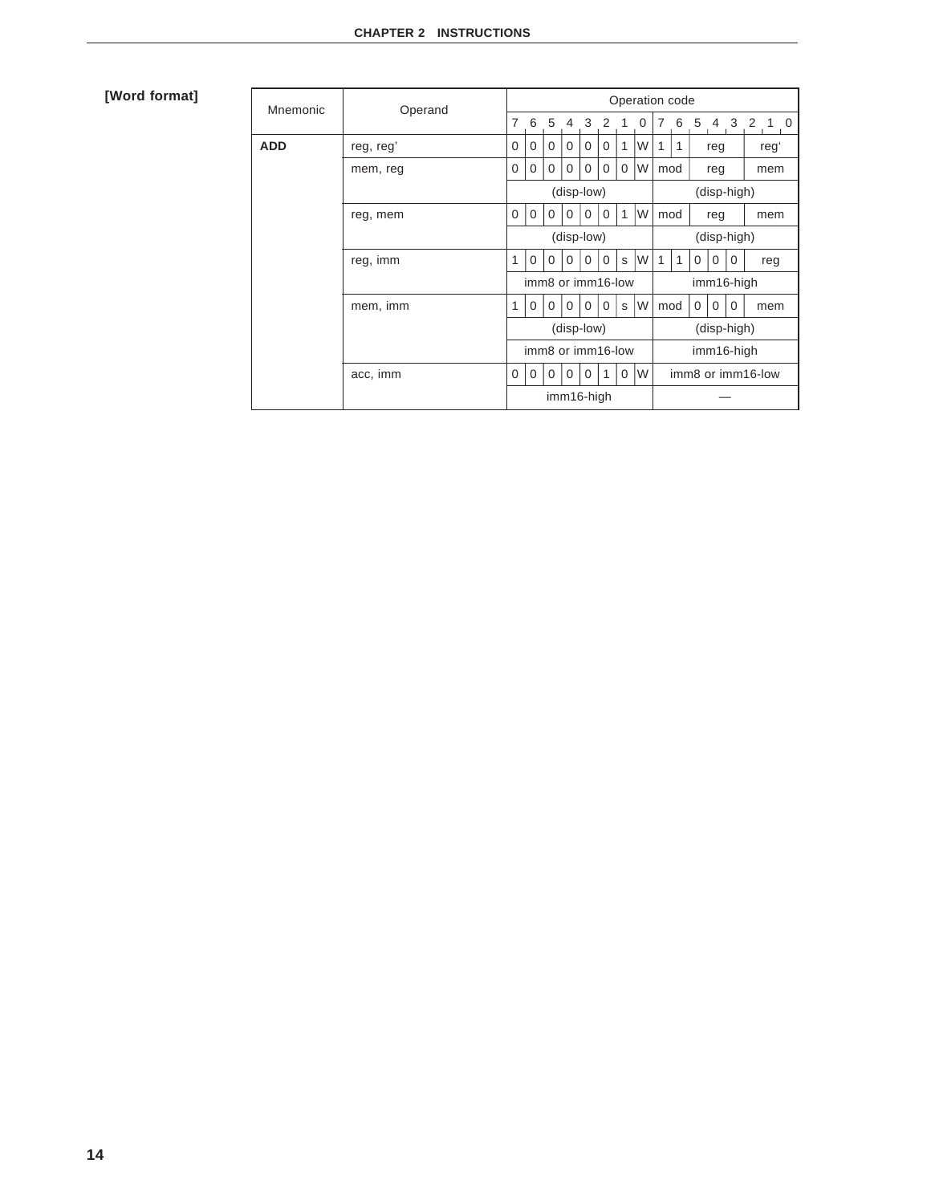**[Word format]**

| Mnemonic | Operand | Operation code | | | | | | | | | | | | | | | |
|---|---|---|---|---|---|---|---|---|---|---|---|---|---|---|---|---|---|
| | | 7 | 6 | 5 | 4 | 3 | 2 | 1 | 0 | 7 | 6 | 5 | 4 | 3 | 2 | 1 | 0 |
| **ADD** | reg, reg' | 0 | 0 | 0 | 0 | 0 | 0 | 1 | W | 1 | 1 | reg | | | reg' | | |
| | mem, reg | 0 | 0 | 0 | 0 | 0 | 0 | 0 | W | mod | | reg | | | mem | | |
| | | (disp-low) | | | | | | | | (disp-high) | | | | | | | |
| | reg, mem | 0 | 0 | 0 | 0 | 0 | 0 | 1 | W | mod | | reg | | | mem | | |
| | | (disp-low) | | | | | | | | (disp-high) | | | | | | | |
| | reg, imm | 1 | 0 | 0 | 0 | 0 | 0 | s | W | 1 | 1 | 0 | 0 | 0 | reg | | |
| | | imm8 or imm16-low | | | | | | | | imm16-high | | | | | | | |
| | mem, imm | 1 | 0 | 0 | 0 | 0 | 0 | s | W | mod | | 0 | 0 | 0 | mem | | |
| | | (disp-low) | | | | | | | | (disp-high) | | | | | | | |
| | | imm8 or imm16-low | | | | | | | | imm16-high | | | | | | | |
| | acc, imm | 0 | 0 | 0 | 0 | 0 | 1 | 0 | W | imm8 or imm16-low | | | | | | | |
| | | imm16-high | | | | | | | | — | | | | | | | |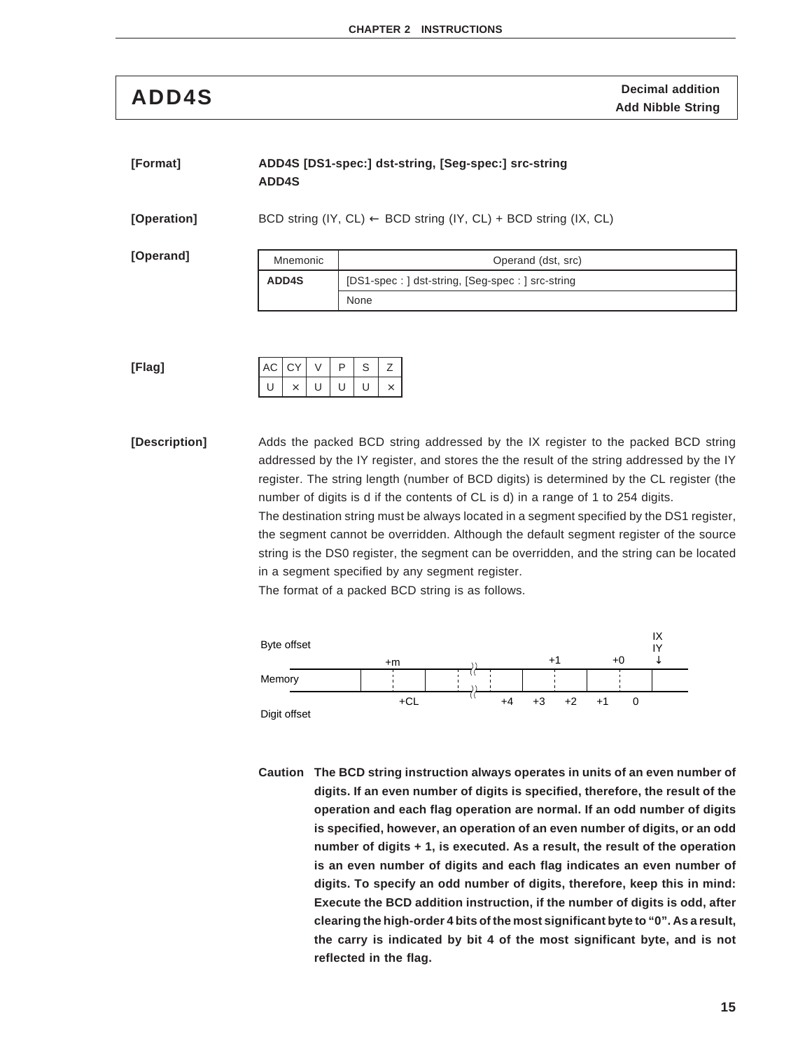# ADD4S

**Decimal addition**
**Add Nibble String**

**[Format]** **ADD4S [DS1-spec:] dst-string, [Seg-spec:] src-string**
**ADD4S**

**[Operation]** BCD string (IY, CL) ← BCD string (IY, CL) + BCD string (IX, CL)

**[Operand]**

| Mnemonic | Operand (dst, src) |
|---|---|
| **ADD4S** | [DS1-spec : ] dst-string, [Seg-spec : ] src-string |
| | None |

**[Flag]**

| AC | CY | V | P | S | Z |
|---|---|---|---|---|---|
| U | × | U | U | U | × |

**[Description]** Adds the packed BCD string addressed by the IX register to the packed BCD string addressed by the IY register, and stores the the result of the string addressed by the IY register. The string length (number of BCD digits) is determined by the CL register (the number of digits is d if the contents of CL is d) in a range of 1 to 254 digits.
The destination string must be always located in a segment specified by the DS1 register, the segment cannot be overridden. Although the default segment register of the source string is the DS0 register, the segment can be overridden, and the string can be located in a segment specified by any segment register.
The format of a packed BCD string is as follows.

```
                                                              IX
Byte offset                                                   IY
                    +m                       +1        +0     ↓
Memory   |        |    :    |    :  ≈  :    |    :    |    :    |
                      +CL          ≈   +4   +3   +2   +1   0
Digit offset
```

**Caution The BCD string instruction always operates in units of an even number of digits. If an even number of digits is specified, therefore, the result of the operation and each flag operation are normal. If an odd number of digits is specified, however, an operation of an even number of digits, or an odd number of digits + 1, is executed. As a result, the result of the operation is an even number of digits and each flag indicates an even number of digits. To specify an odd number of digits, therefore, keep this in mind: Execute the BCD addition instruction, if the number of digits is odd, after clearing the high-order 4 bits of the most significant byte to "0". As a result, the carry is indicated by bit 4 of the most significant byte, and is not reflected in the flag.**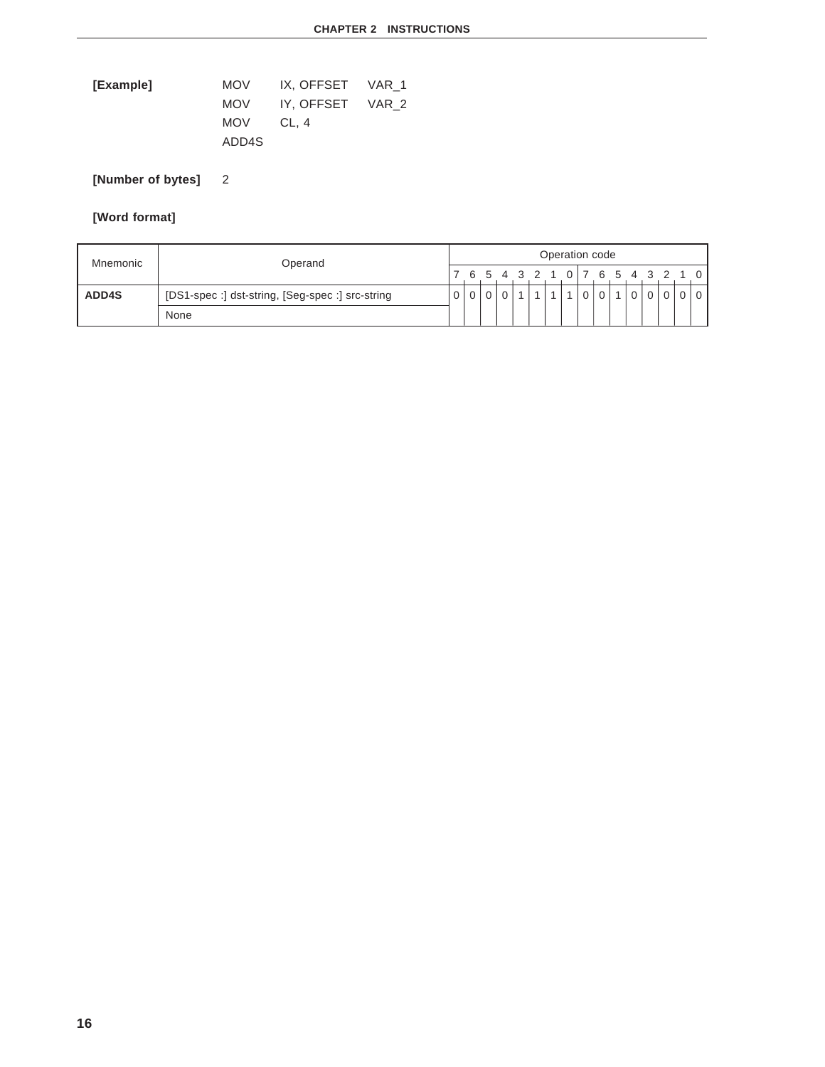**[Example]**

```
MOV     IX, OFFSET   VAR_1
MOV     IY, OFFSET   VAR_2
MOV     CL, 4
ADD4S
```

**[Number of bytes]** 2

**[Word format]**

| Mnemonic | Operand | Operation code | | | | | | | | | | | | | | | |
|---|---|---|---|---|---|---|---|---|---|---|---|---|---|---|---|---|---|
| | | 7 | 6 | 5 | 4 | 3 | 2 | 1 | 0 | 7 | 6 | 5 | 4 | 3 | 2 | 1 | 0 |
| **ADD4S** | [DS1-spec :] dst-string, [Seg-spec :] src-string | 0 | 0 | 0 | 0 | 1 | 1 | 1 | 1 | 0 | 0 | 1 | 0 | 0 | 0 | 0 | 0 |
| | None | | | | | | | | | | | | | | | | |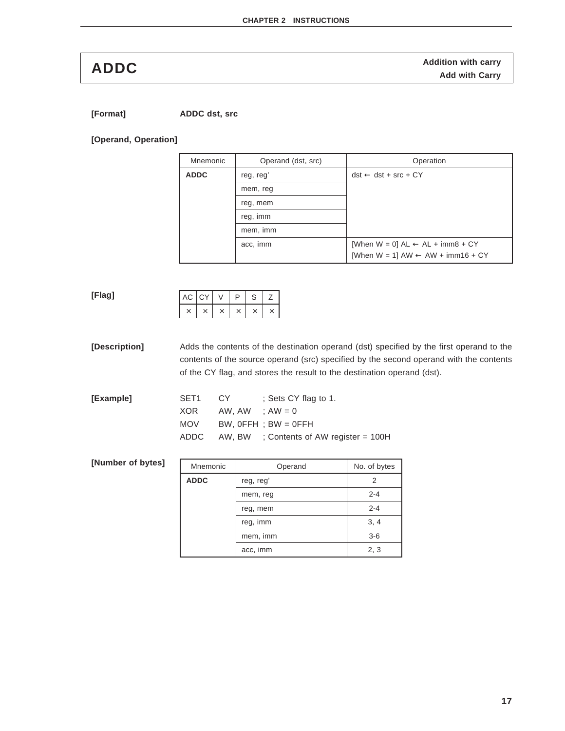# ADDC

**Addition with carry**
**Add with Carry**

**[Format]** **ADDC dst, src**

**[Operand, Operation]**

| Mnemonic | Operand (dst, src) | Operation |
|---|---|---|
| **ADDC** | reg, reg' | dst ← dst + src + CY |
| | mem, reg | |
| | reg, mem | |
| | reg, imm | |
| | mem, imm | |
| | acc, imm | [When W = 0] AL ← AL + imm8 + CY<br>[When W = 1] AW ← AW + imm16 + CY |

**[Flag]**

| AC | CY | V | P | S | Z |
|---|---|---|---|---|---|
| × | × | × | × | × | × |

**[Description]** Adds the contents of the destination operand (dst) specified by the first operand to the contents of the source operand (src) specified by the second operand with the contents of the CY flag, and stores the result to the destination operand (dst).

**[Example]**

```
SET1    CY        ; Sets CY flag to 1.
XOR     AW, AW    ; AW = 0
MOV     BW, 0FFH  ; BW = 0FFH
ADDC    AW, BW    ; Contents of AW register = 100H
```

**[Number of bytes]**

| Mnemonic | Operand | No. of bytes |
|---|---|---|
| **ADDC** | reg, reg' | 2 |
| | mem, reg | 2-4 |
| | reg, mem | 2-4 |
| | reg, imm | 3, 4 |
| | mem, imm | 3-6 |
| | acc, imm | 2, 3 |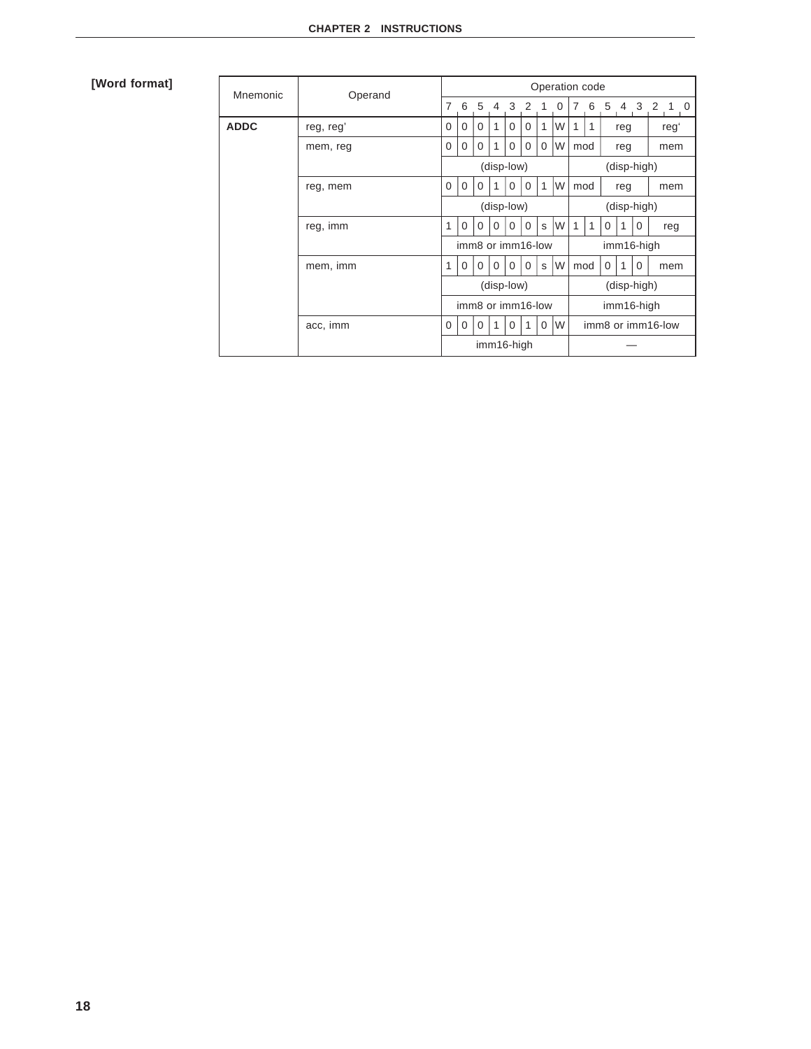**[Word format]**

| Mnemonic | Operand | Operation code | | | | | | | | | | | | | | | |
|---|---|---|---|---|---|---|---|---|---|---|---|---|---|---|---|---|---|
| | | 7 | 6 | 5 | 4 | 3 | 2 | 1 | 0 | 7 | 6 | 5 | 4 | 3 | 2 | 1 | 0 |
| **ADDC** | reg, reg' | 0 | 0 | 0 | 1 | 0 | 0 | 1 | W | 1 | 1 | reg | | | reg' | | |
| | mem, reg | 0 | 0 | 0 | 1 | 0 | 0 | 0 | W | mod | | reg | | | mem | | |
| | | (disp-low) | | | | | | | | (disp-high) | | | | | | | |
| | reg, mem | 0 | 0 | 0 | 1 | 0 | 0 | 1 | W | mod | | reg | | | mem | | |
| | | (disp-low) | | | | | | | | (disp-high) | | | | | | | |
| | reg, imm | 1 | 0 | 0 | 0 | 0 | 0 | s | W | 1 | 1 | 0 | 1 | 0 | reg | | |
| | | imm8 or imm16-low | | | | | | | | imm16-high | | | | | | | |
| | mem, imm | 1 | 0 | 0 | 0 | 0 | 0 | s | W | mod | | 0 | 1 | 0 | mem | | |
| | | (disp-low) | | | | | | | | (disp-high) | | | | | | | |
| | | imm8 or imm16-low | | | | | | | | imm16-high | | | | | | | |
| | acc, imm | 0 | 0 | 0 | 1 | 0 | 1 | 0 | W | imm8 or imm16-low | | | | | | | |
| | | imm16-high | | | | | | | | — | | | | | | | |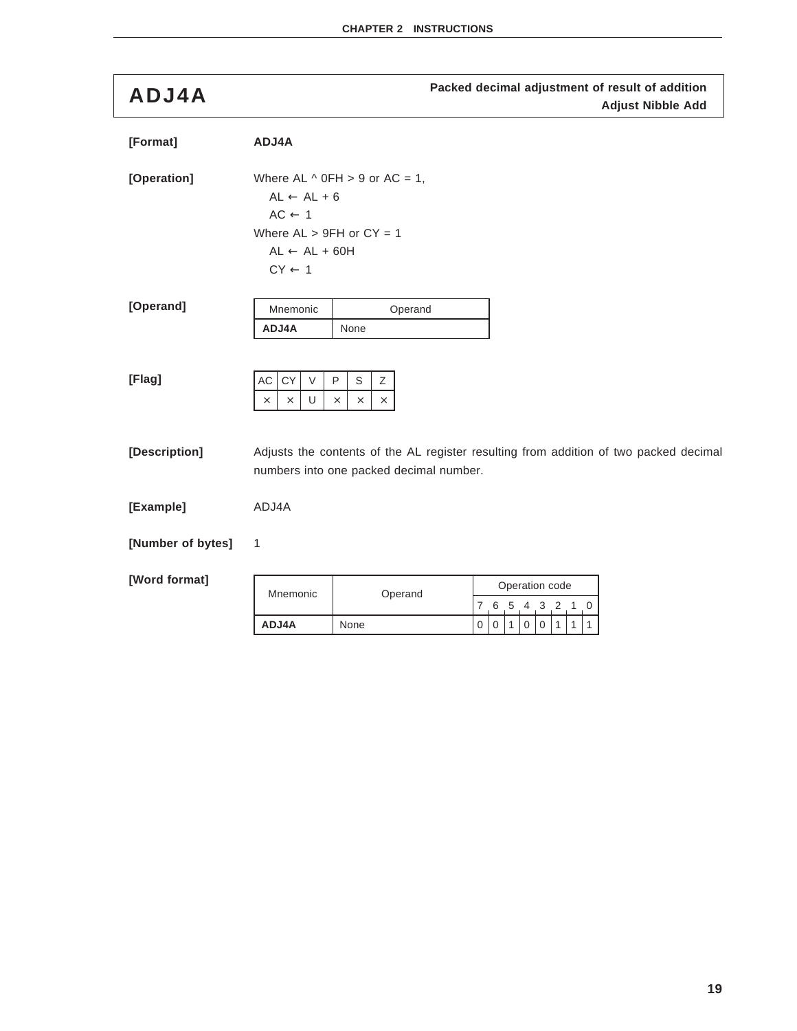# ADJ4A

**Packed decimal adjustment of result of addition**
**Adjust Nibble Add**

**[Format]** **ADJ4A**

**[Operation]**

Where AL ^ 0FH > 9 or AC = 1,
  AL ← AL + 6
  AC ← 1
Where AL > 9FH or CY = 1
  AL ← AL + 60H
  CY ← 1

**[Operand]**

| Mnemonic | Operand |
|---|---|
| **ADJ4A** | None |

**[Flag]**

| AC | CY | V | P | S | Z |
|---|---|---|---|---|---|
| × | × | U | × | × | × |

**[Description]** Adjusts the contents of the AL register resulting from addition of two packed decimal numbers into one packed decimal number.

**[Example]** ADJ4A

**[Number of bytes]** 1

**[Word format]**

| Mnemonic | Operand | Operation code | | | | | | | |
|---|---|---|---|---|---|---|---|---|---|
| | | 7 | 6 | 5 | 4 | 3 | 2 | 1 | 0 |
| **ADJ4A** | None | 0 | 0 | 1 | 0 | 0 | 1 | 1 | 1 |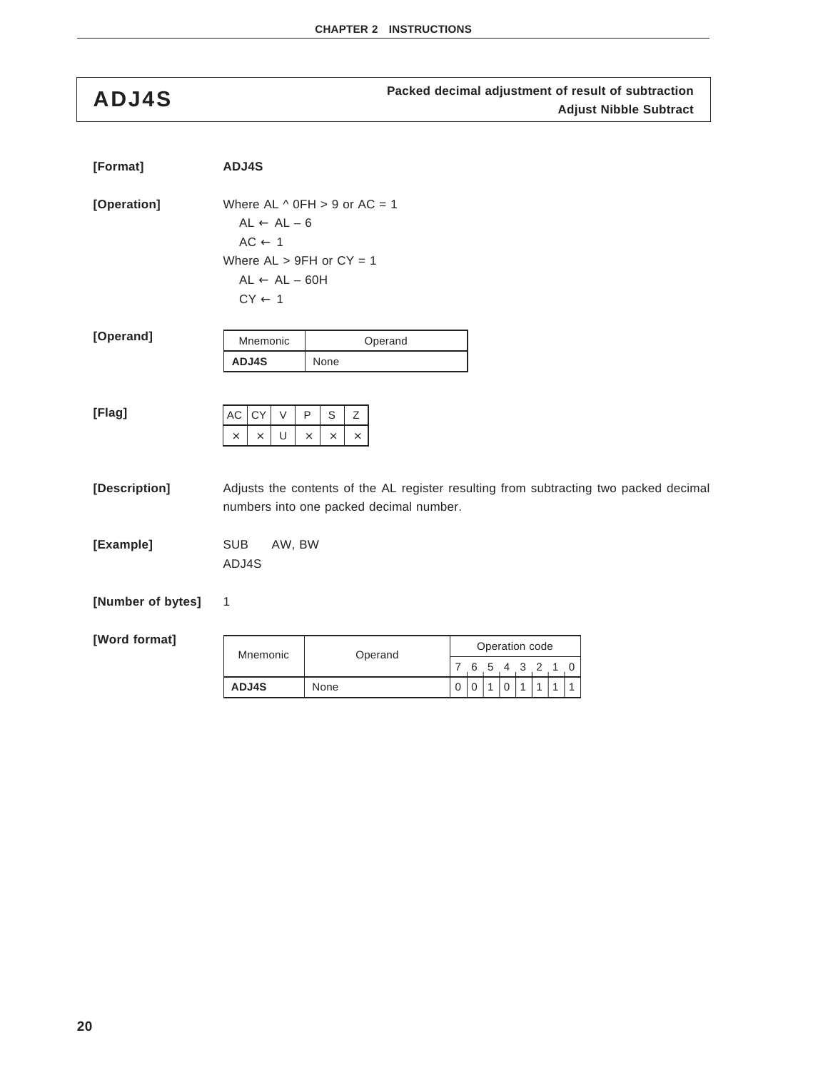## ADJ4S

**Packed decimal adjustment of result of subtraction**
**Adjust Nibble Subtract**

**[Format]** **ADJ4S**

**[Operation]**

Where AL ^ 0FH > 9 or AC = 1
  AL ← AL – 6
  AC ← 1
Where AL > 9FH or CY = 1
  AL ← AL – 60H
  CY ← 1

**[Operand]**

| Mnemonic | Operand |
|---|---|
| **ADJ4S** | None |

**[Flag]**

| AC | CY | V | P | S | Z |
|---|---|---|---|---|---|
| × | × | U | × | × | × |

**[Description]** Adjusts the contents of the AL register resulting from subtracting two packed decimal numbers into one packed decimal number.

**[Example]**

```
SUB    AW, BW
ADJ4S
```

**[Number of bytes]** 1

**[Word format]**

| Mnemonic | Operand | Operation code | | | | | | | |
|---|---|---|---|---|---|---|---|---|---|
| | | 7 | 6 | 5 | 4 | 3 | 2 | 1 | 0 |
| **ADJ4S** | None | 0 | 0 | 1 | 0 | 1 | 1 | 1 | 1 |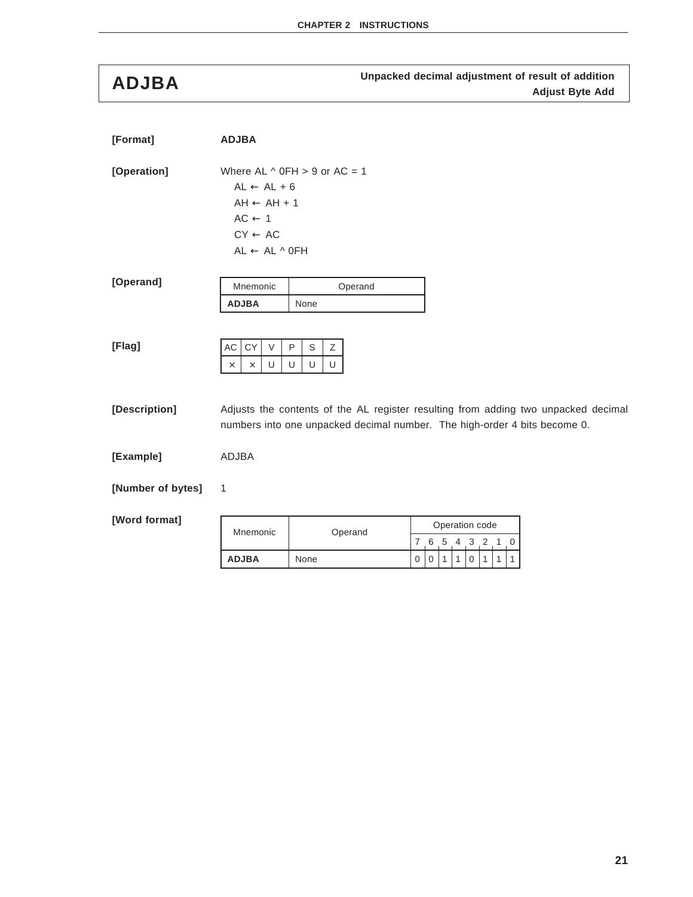# ADJBA

**Unpacked decimal adjustment of result of addition**
**Adjust Byte Add**

**[Format]** **ADJBA**

**[Operation]** Where AL ^ 0FH > 9 or AC = 1

AL ← AL + 6
AH ← AH + 1
AC ← 1
CY ← AC
AL ← AL ^ 0FH

**[Operand]**

| Mnemonic | Operand |
|---|---|
| **ADJBA** | None |

**[Flag]**

| AC | CY | V | P | S | Z |
|---|---|---|---|---|---|
| × | × | U | U | U | U |

**[Description]** Adjusts the contents of the AL register resulting from adding two unpacked decimal numbers into one unpacked decimal number. The high-order 4 bits become 0.

**[Example]** ADJBA

**[Number of bytes]** 1

**[Word format]**

| Mnemonic | Operand | Operation code | | | | | | | |
|---|---|---|---|---|---|---|---|---|---|
| | | 7 | 6 | 5 | 4 | 3 | 2 | 1 | 0 |
| **ADJBA** | None | 0 | 0 | 1 | 1 | 0 | 1 | 1 | 1 |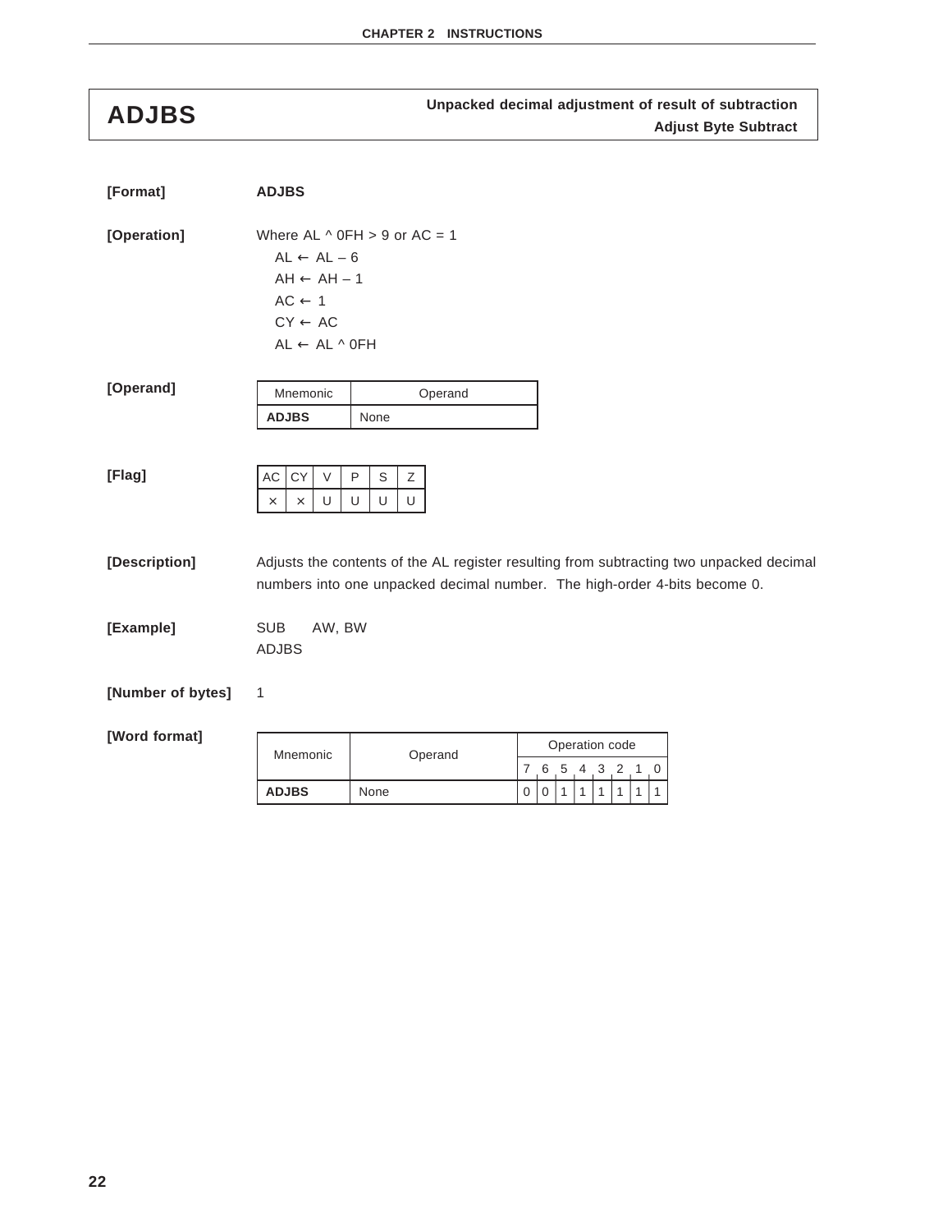# ADJBS

**Unpacked decimal adjustment of result of subtraction**
**Adjust Byte Subtract**

**[Format]** **ADJBS**

**[Operation]**

Where AL ^ 0FH > 9 or AC = 1

- AL ← AL – 6
- AH ← AH – 1
- AC ← 1
- CY ← AC
- AL ← AL ^ 0FH

**[Operand]**

| Mnemonic | Operand |
|---|---|
| **ADJBS** | None |

**[Flag]**

| AC | CY | V | P | S | Z |
|---|---|---|---|---|---|
| × | × | U | U | U | U |

**[Description]** Adjusts the contents of the AL register resulting from subtracting two unpacked decimal numbers into one unpacked decimal number. The high-order 4-bits become 0.

**[Example]**

```
SUB     AW, BW
ADJBS
```

**[Number of bytes]** 1

**[Word format]**

| Mnemonic | Operand | Operation code | | | | | | | |
|---|---|---|---|---|---|---|---|---|---|
| | | 7 | 6 | 5 | 4 | 3 | 2 | 1 | 0 |
| **ADJBS** | None | 0 | 0 | 1 | 1 | 1 | 1 | 1 | 1 |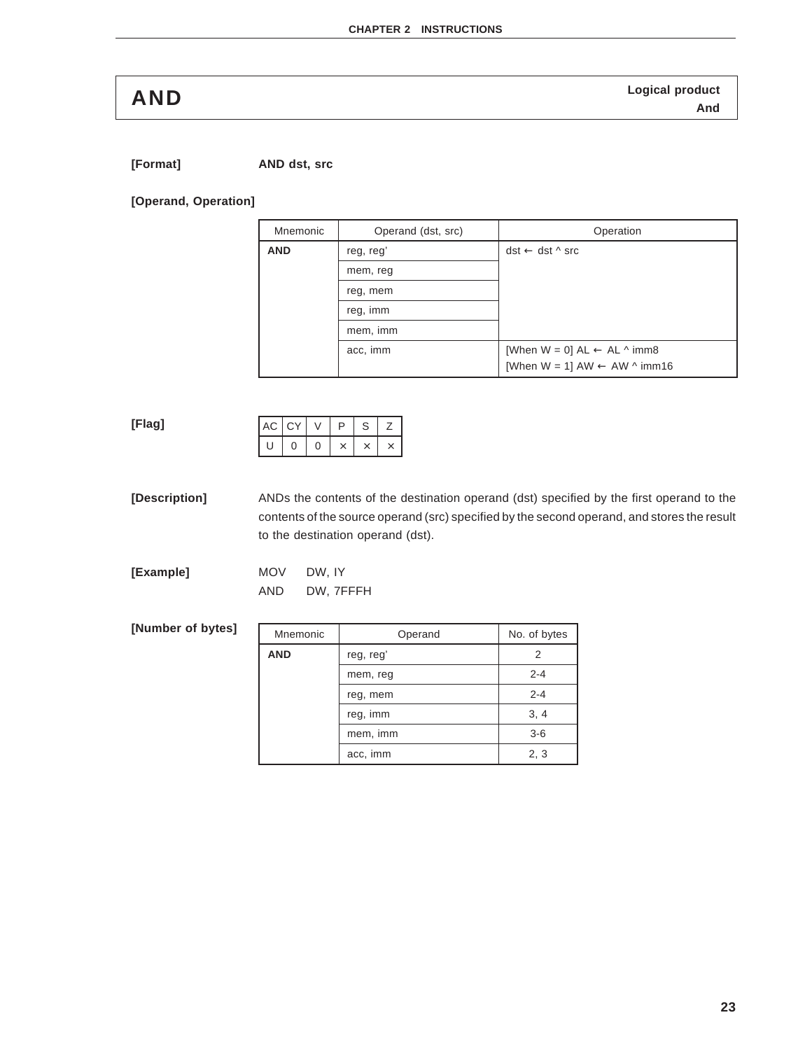# AND

**Logical product**
**And**

**[Format]** **AND dst, src**

**[Operand, Operation]**

| Mnemonic | Operand (dst, src) | Operation |
|---|---|---|
| **AND** | reg, reg' | dst ← dst ^ src |
| | mem, reg | |
| | reg, mem | |
| | reg, imm | |
| | mem, imm | |
| | acc, imm | [When W = 0] AL ← AL ^ imm8<br>[When W = 1] AW ← AW ^ imm16 |

**[Flag]**

| AC | CY | V | P | S | Z |
|---|---|---|---|---|---|
| U | 0 | 0 | × | × | × |

**[Description]** ANDs the contents of the destination operand (dst) specified by the first operand to the contents of the source operand (src) specified by the second operand, and stores the result to the destination operand (dst).

**[Example]**

```
MOV    DW, IY
AND    DW, 7FFFH
```

**[Number of bytes]**

| Mnemonic | Operand | No. of bytes |
|---|---|---|
| **AND** | reg, reg' | 2 |
| | mem, reg | 2-4 |
| | reg, mem | 2-4 |
| | reg, imm | 3, 4 |
| | mem, imm | 3-6 |
| | acc, imm | 2, 3 |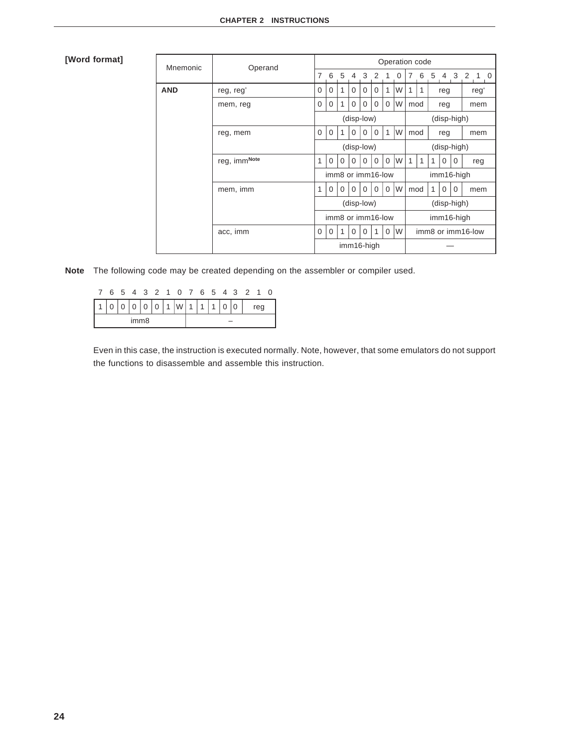**[Word format]**

| Mnemonic | Operand | Operation code | | | | | | | | | | | | | | | |
|---|---|---|---|---|---|---|---|---|---|---|---|---|---|---|---|---|---|
| | | 7 | 6 | 5 | 4 | 3 | 2 | 1 | 0 | 7 | 6 | 5 | 4 | 3 | 2 | 1 | 0 |
| **AND** | reg, reg' | 0 | 0 | 1 | 0 | 0 | 0 | 1 | W | 1 | 1 | reg | | | reg' | | |
| | mem, reg | 0 | 0 | 1 | 0 | 0 | 0 | 0 | W | mod | | reg | | | mem | | |
| | | (disp-low) | | | | | | | | (disp-high) | | | | | | | |
| | reg, mem | 0 | 0 | 1 | 0 | 0 | 0 | 1 | W | mod | | reg | | | mem | | |
| | | (disp-low) | | | | | | | | (disp-high) | | | | | | | |
| | reg, imm[Note] | 1 | 0 | 0 | 0 | 0 | 0 | 0 | W | 1 | 1 | 1 | 0 | 0 | reg | | |
| | | imm8 or imm16-low | | | | | | | | imm16-high | | | | | | | |
| | mem, imm | 1 | 0 | 0 | 0 | 0 | 0 | 0 | W | mod | | 1 | 0 | 0 | mem | | |
| | | (disp-low) | | | | | | | | (disp-high) | | | | | | | |
| | | imm8 or imm16-low | | | | | | | | imm16-high | | | | | | | |
| | acc, imm | 0 | 0 | 1 | 0 | 0 | 1 | 0 | W | imm8 or imm16-low | | | | | | | |
| | | imm16-high | | | | | | | | — | | | | | | | |

**Note** The following code may be created depending on the assembler or compiler used.

| 7 | 6 | 5 | 4 | 3 | 2 | 1 | 0 | 7 | 6 | 5 | 4 | 3 | 2 | 1 | 0 |
|---|---|---|---|---|---|---|---|---|---|---|---|---|---|---|---|
| 1 | 0 | 0 | 0 | 0 | 0 | 1 | W | 1 | 1 | 1 | 0 | 0 | reg | | |
| imm8 | | | | | | | | – | | | | | | | |

Even in this case, the instruction is executed normally. Note, however, that some emulators do not support the functions to disassemble and assemble this instruction.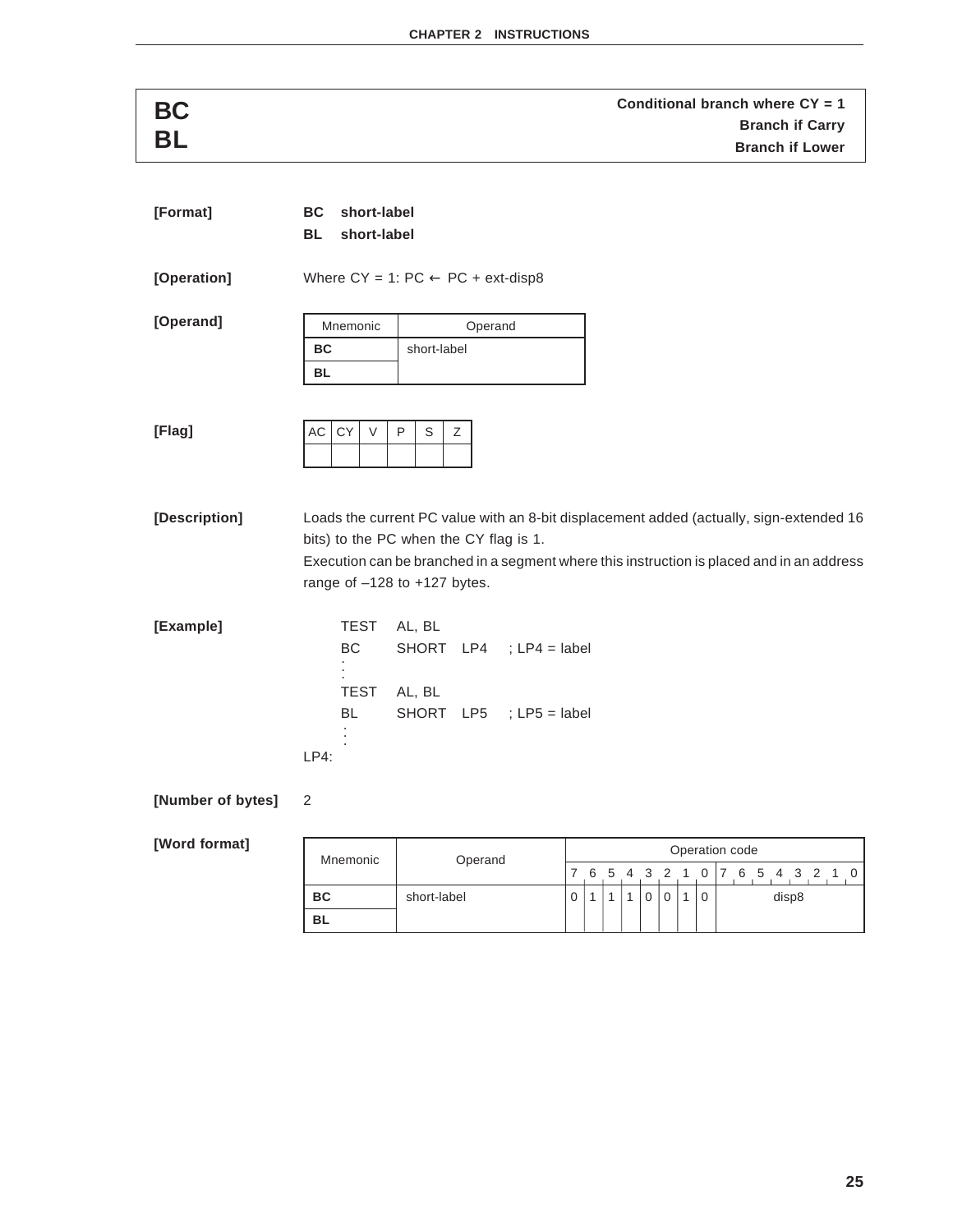# BC / BL

**Conditional branch where CY = 1**
**Branch if Carry**
**Branch if Lower**

**[Format]**

**BC short-label**
**BL short-label**

**[Operation]**

Where CY = 1: PC ← PC + ext-disp8

**[Operand]**

| Mnemonic | Operand |
|---|---|
| **BC** | short-label |
| **BL** | |

**[Flag]**

| AC | CY | V | P | S | Z |
|---|---|---|---|---|---|
| | | | | | |

**[Description]**

Loads the current PC value with an 8-bit displacement added (actually, sign-extended 16 bits) to the PC when the CY flag is 1.

Execution can be branched in a segment where this instruction is placed and in an address range of –128 to +127 bytes.

**[Example]**

```
      TEST   AL, BL
      BC     SHORT   LP4    ; LP4 = label
       :
      TEST   AL, BL
      BL     SHORT   LP5    ; LP5 = label
       :
LP4:
```

**[Number of bytes]** 2

**[Word format]**

| Mnemonic | Operand | 7 | 6 | 5 | 4 | 3 | 2 | 1 | 0 | 7 6 5 4 3 2 1 0 |
|---|---|---|---|---|---|---|---|---|---|---|
| **BC** | short-label | 0 | 1 | 1 | 1 | 0 | 0 | 1 | 0 | disp8 |
| **BL** | | | | | | | | | | |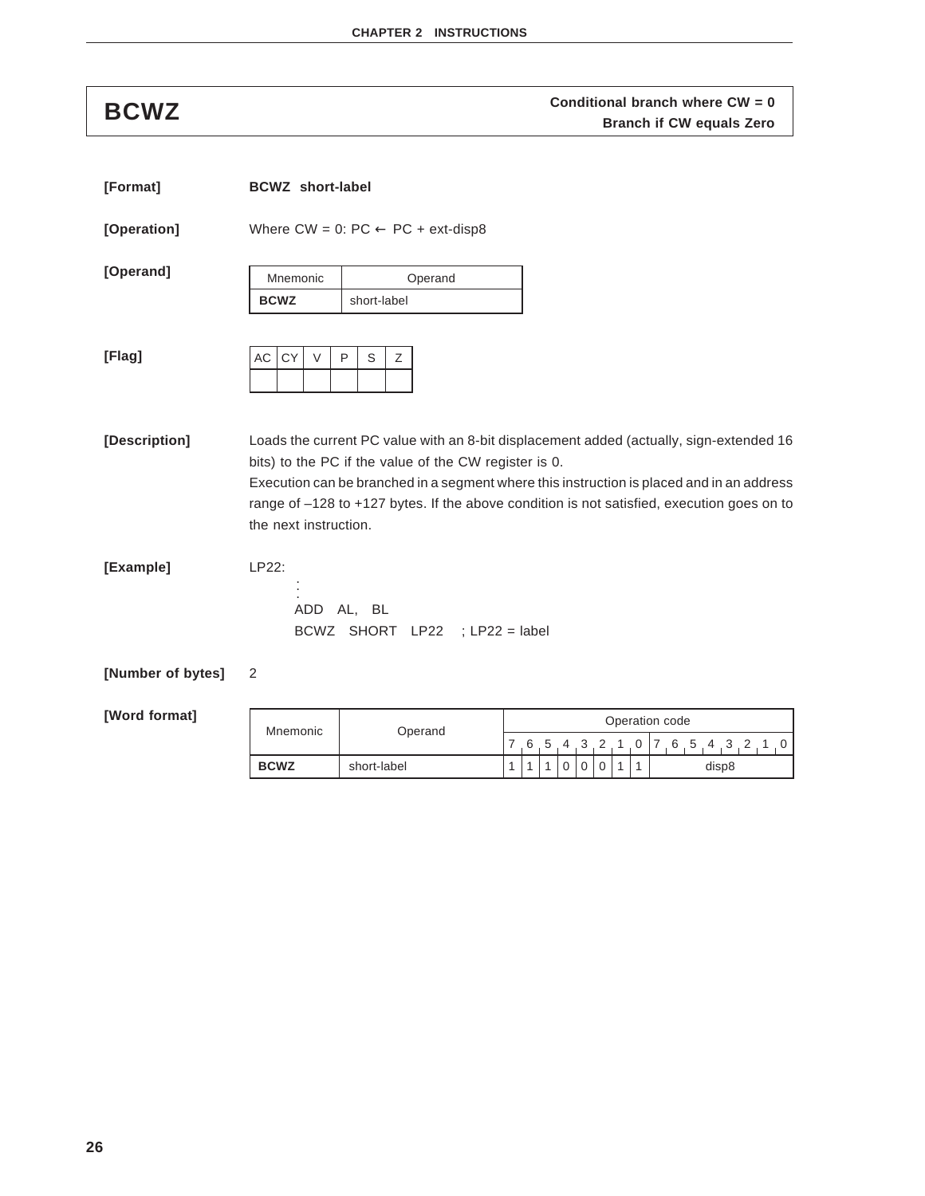# BCWZ

**Conditional branch where CW = 0**
**Branch if CW equals Zero**

**[Format]** **BCWZ short-label**

**[Operation]** Where CW = 0: PC ← PC + ext-disp8

**[Operand]**

| Mnemonic | Operand |
|---|---|
| **BCWZ** | short-label |

**[Flag]**

| AC | CY | V | P | S | Z |
|---|---|---|---|---|---|
| | | | | | |

**[Description]** Loads the current PC value with an 8-bit displacement added (actually, sign-extended 16 bits) to the PC if the value of the CW register is 0.
Execution can be branched in a segment where this instruction is placed and in an address range of –128 to +127 bytes. If the above condition is not satisfied, execution goes on to the next instruction.

**[Example]**

```
LP22:
        :
        :
        ADD   AL,  BL
        BCWZ   SHORT   LP22    ; LP22 = label
```

**[Number of bytes]** 2

**[Word format]**

| Mnemonic | Operand | Operation code | | | | | | | | |
|---|---|---|---|---|---|---|---|---|---|---|
| | | 7 | 6 | 5 | 4 | 3 | 2 | 1 | 0 | 7 6 5 4 3 2 1 0 |
| **BCWZ** | short-label | 1 | 1 | 1 | 0 | 0 | 0 | 1 | 1 | disp8 |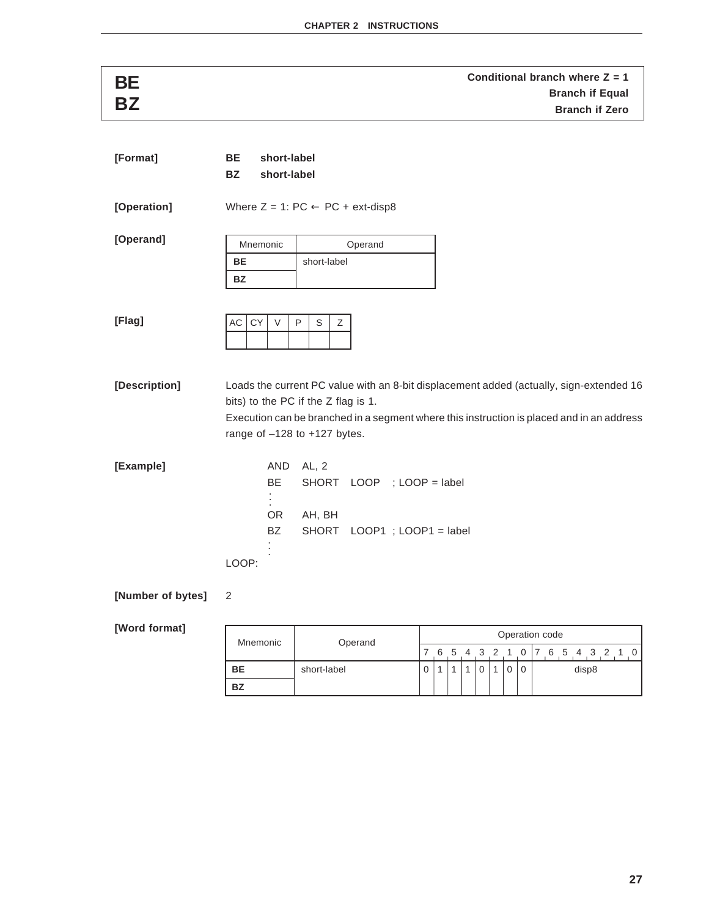# BE
# BZ

**Conditional branch where Z = 1**
**Branch if Equal**
**Branch if Zero**

**[Format]**

**BE short-label**
**BZ short-label**

**[Operation]**

Where Z = 1: PC ← PC + ext-disp8

**[Operand]**

| Mnemonic | Operand |
|---|---|
| **BE** | short-label |
| **BZ** | |

**[Flag]**

| AC | CY | V | P | S | Z |
|---|---|---|---|---|---|
| | | | | | |

**[Description]**

Loads the current PC value with an 8-bit displacement added (actually, sign-extended 16 bits) to the PC if the Z flag is 1.

Execution can be branched in a segment where this instruction is placed and in an address range of –128 to +127 bytes.

**[Example]**

```
        AND   AL, 2
        BE    SHORT   LOOP    ; LOOP = label
        :
        OR    AH, BH
        BZ    SHORT   LOOP1   ; LOOP1 = label
        :
LOOP:
```

**[Number of bytes]**

2

**[Word format]**

| Mnemonic | Operand | 7 | 6 | 5 | 4 | 3 | 2 | 1 | 0 | 7 6 5 4 3 2 1 0 |
|---|---|---|---|---|---|---|---|---|---|---|
| **BE** | short-label | 0 | 1 | 1 | 1 | 0 | 1 | 0 | 0 | disp8 |
| **BZ** | | | | | | | | | | |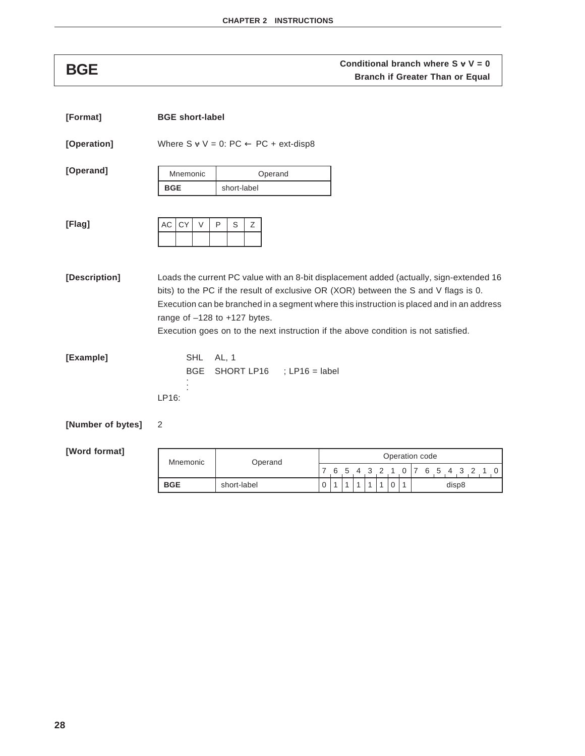# BGE

**Conditional branch where S ∀ V = 0**
**Branch if Greater Than or Equal**

**[Format]** **BGE short-label**

**[Operation]** Where S ∀ V = 0: PC ← PC + ext-disp8

**[Operand]**

| Mnemonic | Operand |
|---|---|
| **BGE** | short-label |

**[Flag]**

| AC | CY | V | P | S | Z |
|---|---|---|---|---|---|
| | | | | | |

**[Description]** Loads the current PC value with an 8-bit displacement added (actually, sign-extended 16 bits) to the PC if the result of exclusive OR (XOR) between the S and V flags is 0.
Execution can be branched in a segment where this instruction is placed and in an address range of –128 to +127 bytes.
Execution goes on to the next instruction if the above condition is not satisfied.

**[Example]**

```
        SHL   AL, 1
        BGE   SHORT LP16     ; LP16 = label
         :
LP16:
```

**[Number of bytes]** 2

**[Word format]**

| Mnemonic | Operand | Operation code | | | | | | | | |
|---|---|---|---|---|---|---|---|---|---|---|
| | | 7 | 6 | 5 | 4 | 3 | 2 | 1 | 0 | 7 6 5 4 3 2 1 0 |
| **BGE** | short-label | 0 | 1 | 1 | 1 | 1 | 1 | 0 | 1 | disp8 |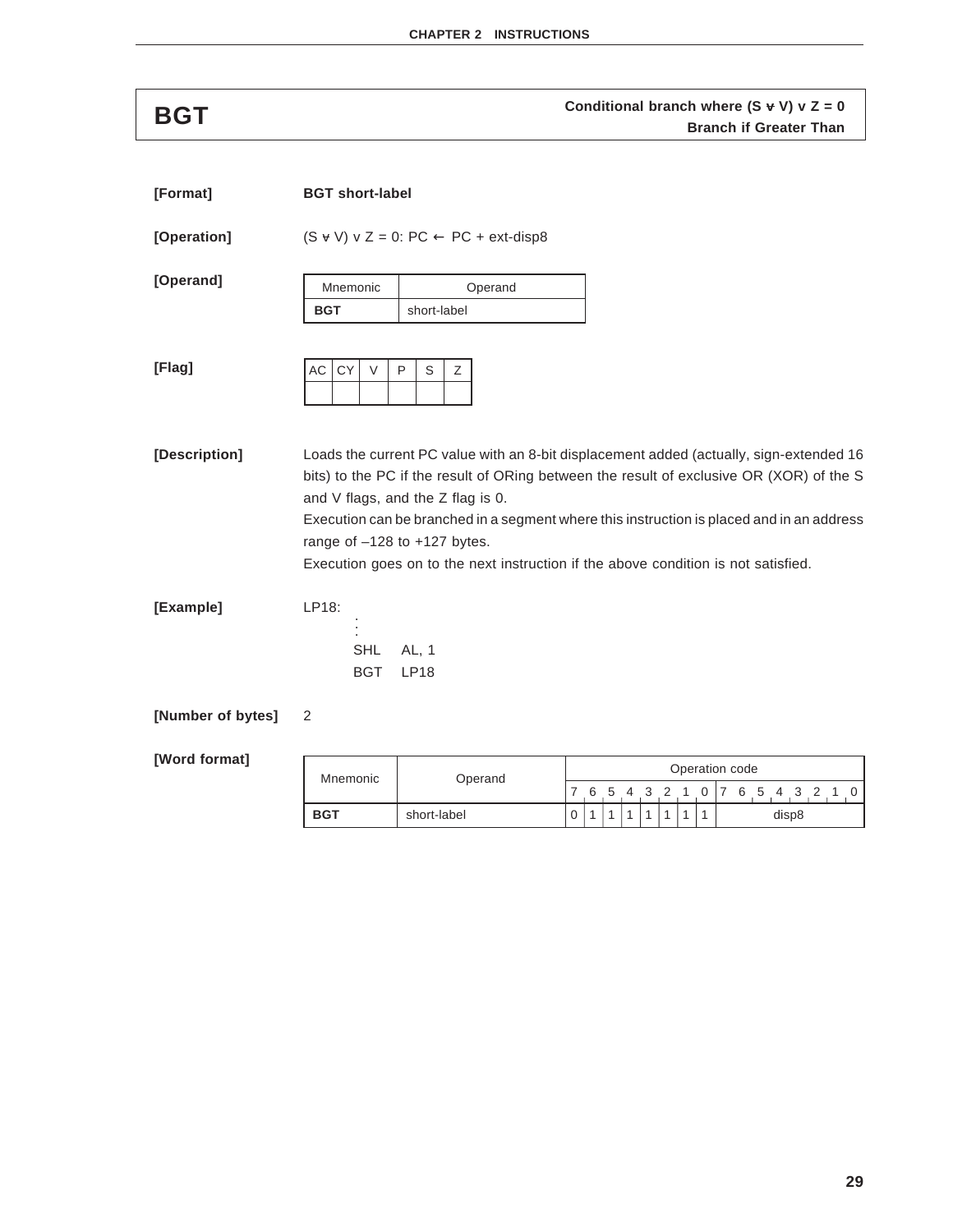# BGT

**Conditional branch where (S ∀ V) v Z = 0**
**Branch if Greater Than**

**[Format]** **BGT short-label**

**[Operation]** (S ∀ V) v Z = 0: PC ← PC + ext-disp8

**[Operand]**

| Mnemonic | Operand |
|---|---|
| **BGT** | short-label |

**[Flag]**

| AC | CY | V | P | S | Z |
|---|---|---|---|---|---|
| | | | | | |

**[Description]** Loads the current PC value with an 8-bit displacement added (actually, sign-extended 16 bits) to the PC if the result of ORing between the result of exclusive OR (XOR) of the S and V flags, and the Z flag is 0.

Execution can be branched in a segment where this instruction is placed and in an address range of –128 to +127 bytes.

Execution goes on to the next instruction if the above condition is not satisfied.

**[Example]**

```
LP18:
      :
      :
      SHL    AL, 1
      BGT    LP18
```

**[Number of bytes]** 2

**[Word format]**

| Mnemonic | Operand | Operation code | | | | | | | | |
|---|---|---|---|---|---|---|---|---|---|---|
| | | 7 | 6 | 5 | 4 | 3 | 2 | 1 | 0 | 7 6 5 4 3 2 1 0 |
| **BGT** | short-label | 0 | 1 | 1 | 1 | 1 | 1 | 1 | 1 | disp8 |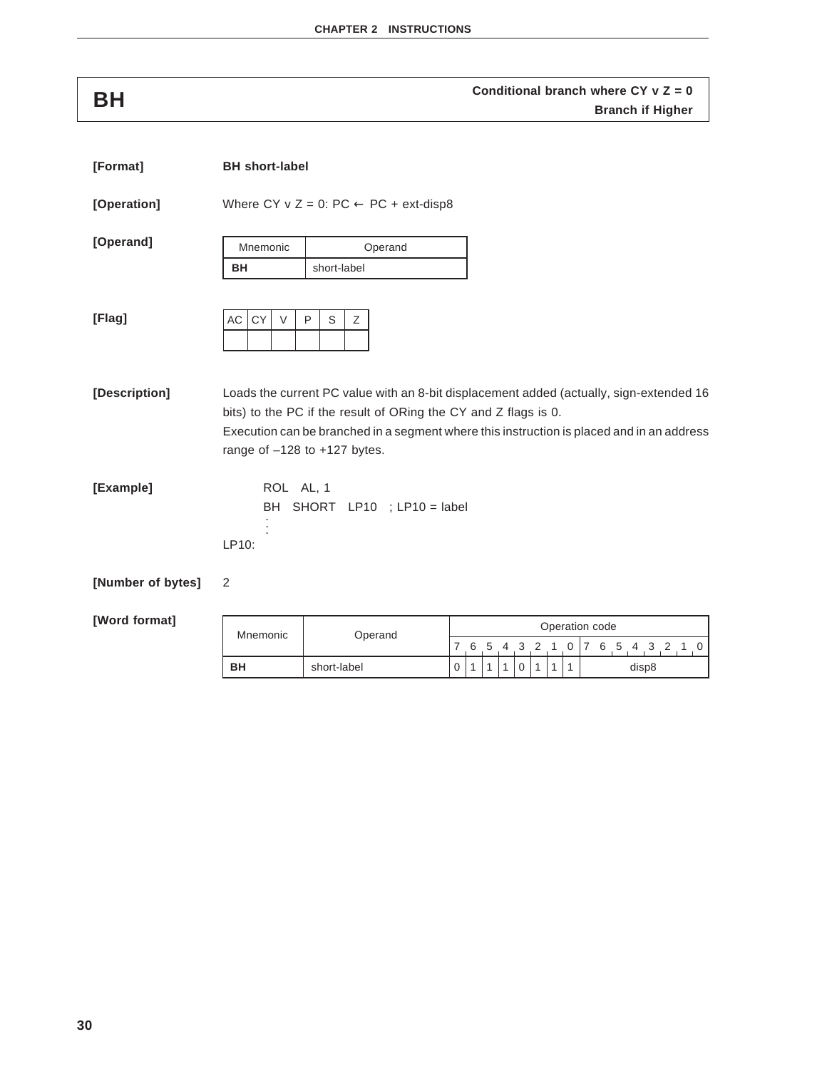# BH

**Conditional branch where CY v Z = 0**
**Branch if Higher**

**[Format]** **BH short-label**

**[Operation]** Where CY v Z = 0: PC ← PC + ext-disp8

**[Operand]**

| Mnemonic | Operand |
|---|---|
| **BH** | short-label |

**[Flag]**

| AC | CY | V | P | S | Z |
|---|---|---|---|---|---|
| | | | | | |

**[Description]** Loads the current PC value with an 8-bit displacement added (actually, sign-extended 16 bits) to the PC if the result of ORing the CY and Z flags is 0.

Execution can be branched in a segment where this instruction is placed and in an address range of –128 to +127 bytes.

**[Example]**

```
        ROL   AL, 1
        BH   SHORT   LP10   ; LP10 = label
         :
         :
LP10:
```

**[Number of bytes]** 2

**[Word format]**

| Mnemonic | Operand | Operation code | | | | | | | | |
|---|---|---|---|---|---|---|---|---|---|---|
| | | 7 | 6 | 5 | 4 | 3 | 2 | 1 | 0 | 7 6 5 4 3 2 1 0 |
| **BH** | short-label | 0 | 1 | 1 | 1 | 0 | 1 | 1 | 1 | disp8 |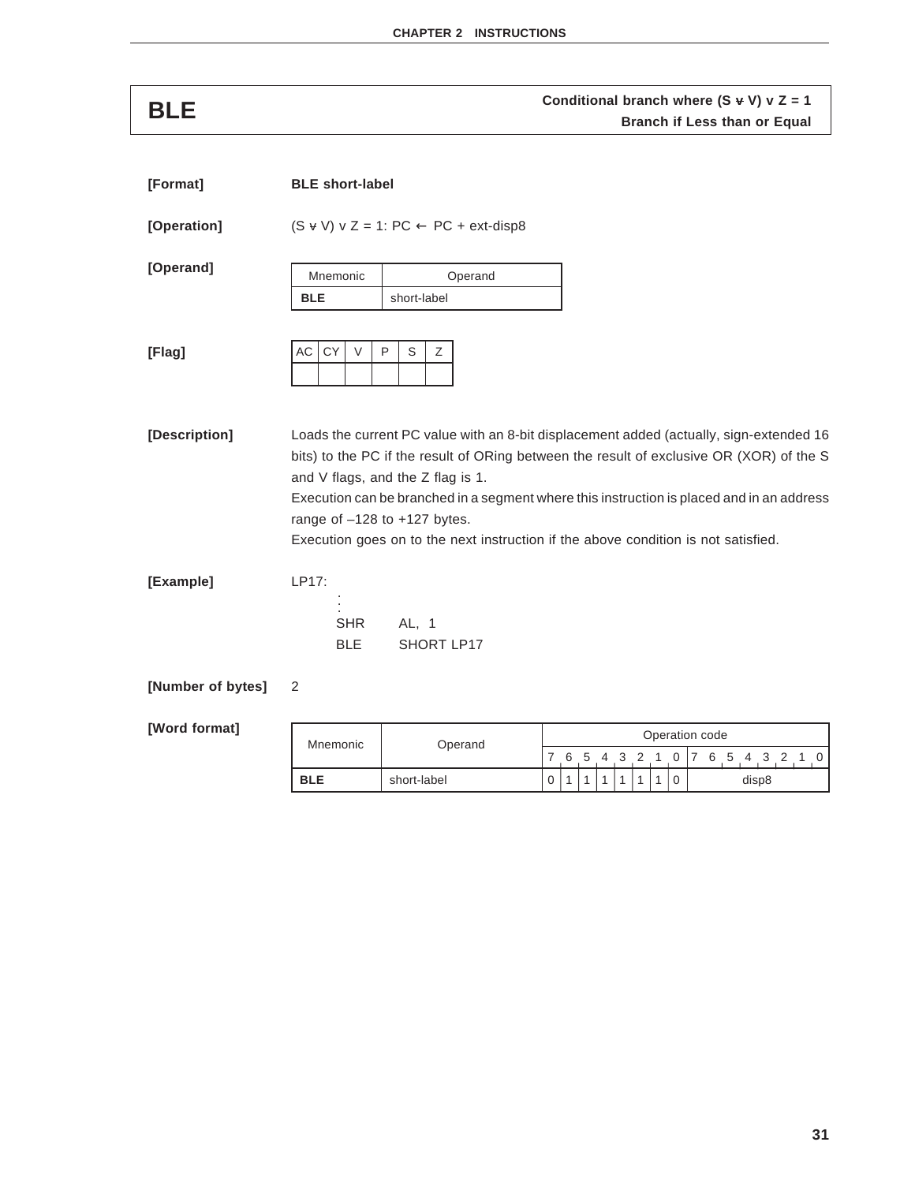# BLE

**Conditional branch where (S ⊻ V) v Z = 1**
**Branch if Less than or Equal**

**[Format]** **BLE short-label**

**[Operation]** (S ⊻ V) v Z = 1: PC ← PC + ext-disp8

**[Operand]**

| Mnemonic | Operand |
|---|---|
| **BLE** | short-label |

**[Flag]**

| AC | CY | V | P | S | Z |
|---|---|---|---|---|---|
| | | | | | |

**[Description]**

Loads the current PC value with an 8-bit displacement added (actually, sign-extended 16 bits) to the PC if the result of ORing between the result of exclusive OR (XOR) of the S and V flags, and the Z flag is 1.

Execution can be branched in a segment where this instruction is placed and in an address range of –128 to +127 bytes.

Execution goes on to the next instruction if the above condition is not satisfied.

**[Example]**

```
LP17:
        :
        SHR     AL, 1
        BLE     SHORT LP17
```

**[Number of bytes]** 2

**[Word format]**

| Mnemonic | Operand | Operation code | | | | | | | | |
|---|---|---|---|---|---|---|---|---|---|---|
| | | 7 | 6 | 5 | 4 | 3 | 2 | 1 | 0 | 7 6 5 4 3 2 1 0 |
| **BLE** | short-label | 0 | 1 | 1 | 1 | 1 | 1 | 1 | 0 | disp8 |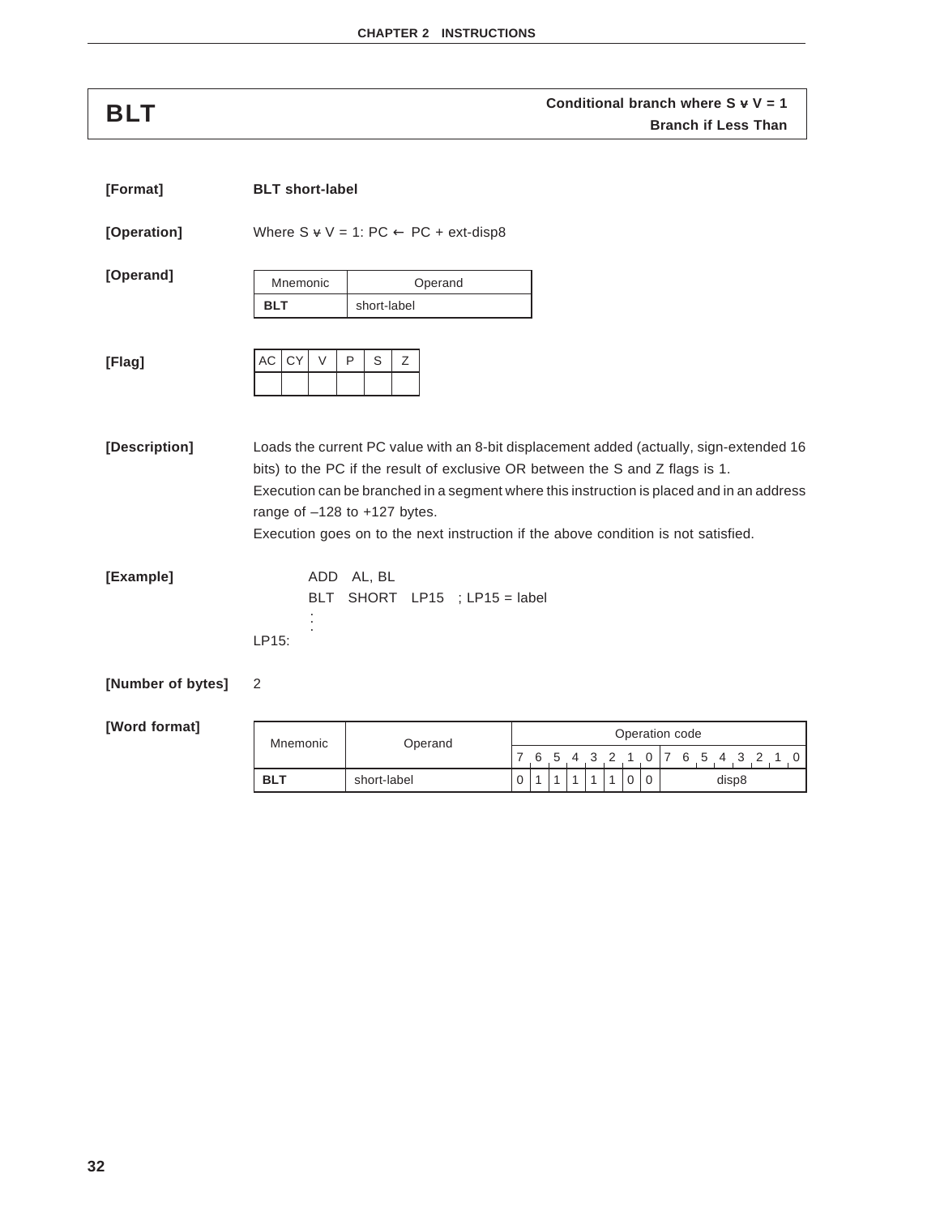# BLT

**Conditional branch where S ⊻ V = 1**
**Branch if Less Than**

**[Format]** **BLT short-label**

**[Operation]** Where S ⊻ V = 1: PC ← PC + ext-disp8

**[Operand]**

| Mnemonic | Operand |
|---|---|
| **BLT** | short-label |

**[Flag]**

| AC | CY | V | P | S | Z |
|---|---|---|---|---|---|
| | | | | | |

**[Description]** Loads the current PC value with an 8-bit displacement added (actually, sign-extended 16 bits) to the PC if the result of exclusive OR between the S and Z flags is 1.
Execution can be branched in a segment where this instruction is placed and in an address range of –128 to +127 bytes.
Execution goes on to the next instruction if the above condition is not satisfied.

**[Example]**

```
        ADD   AL, BL
        BLT   SHORT   LP15   ; LP15 = label
         :
         :
LP15:
```

**[Number of bytes]** 2

**[Word format]**

| Mnemonic | Operand | Operation code | | | | | | | | |
|---|---|---|---|---|---|---|---|---|---|---|
| | | 7 | 6 | 5 | 4 | 3 | 2 | 1 | 0 | 7 6 5 4 3 2 1 0 |
| **BLT** | short-label | 0 | 1 | 1 | 1 | 1 | 1 | 0 | 0 | disp8 |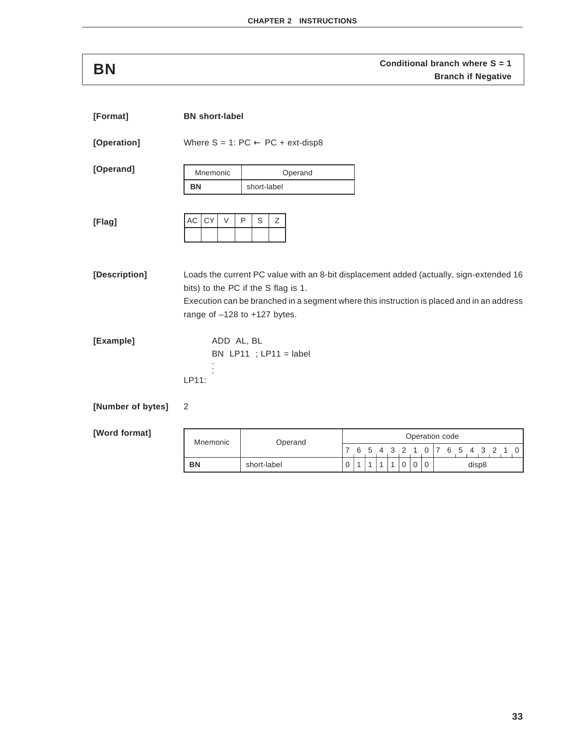# BN

**Conditional branch where S = 1**
**Branch if Negative**

**[Format]** **BN short-label**

**[Operation]** Where S = 1: PC ← PC + ext-disp8

**[Operand]**

| Mnemonic | Operand |
|---|---|
| **BN** | short-label |

**[Flag]**

| AC | CY | V | P | S | Z |
|---|---|---|---|---|---|
| | | | | | |

**[Description]** Loads the current PC value with an 8-bit displacement added (actually, sign-extended 16 bits) to the PC if the S flag is 1.

Execution can be branched in a segment where this instruction is placed and in an address range of –128 to +127 bytes.

**[Example]**

```
      ADD  AL, BL
      BN  LP11  ; LP11 = label
       :
       :
LP11:
```

**[Number of bytes]** 2

**[Word format]**

| Mnemonic | Operand | Operation code | | | | | | | | |
|---|---|---|---|---|---|---|---|---|---|---|
| | | 7 | 6 | 5 | 4 | 3 | 2 | 1 | 0 | 7 6 5 4 3 2 1 0 |
| **BN** | short-label | 0 | 1 | 1 | 1 | 1 | 0 | 0 | 0 | disp8 |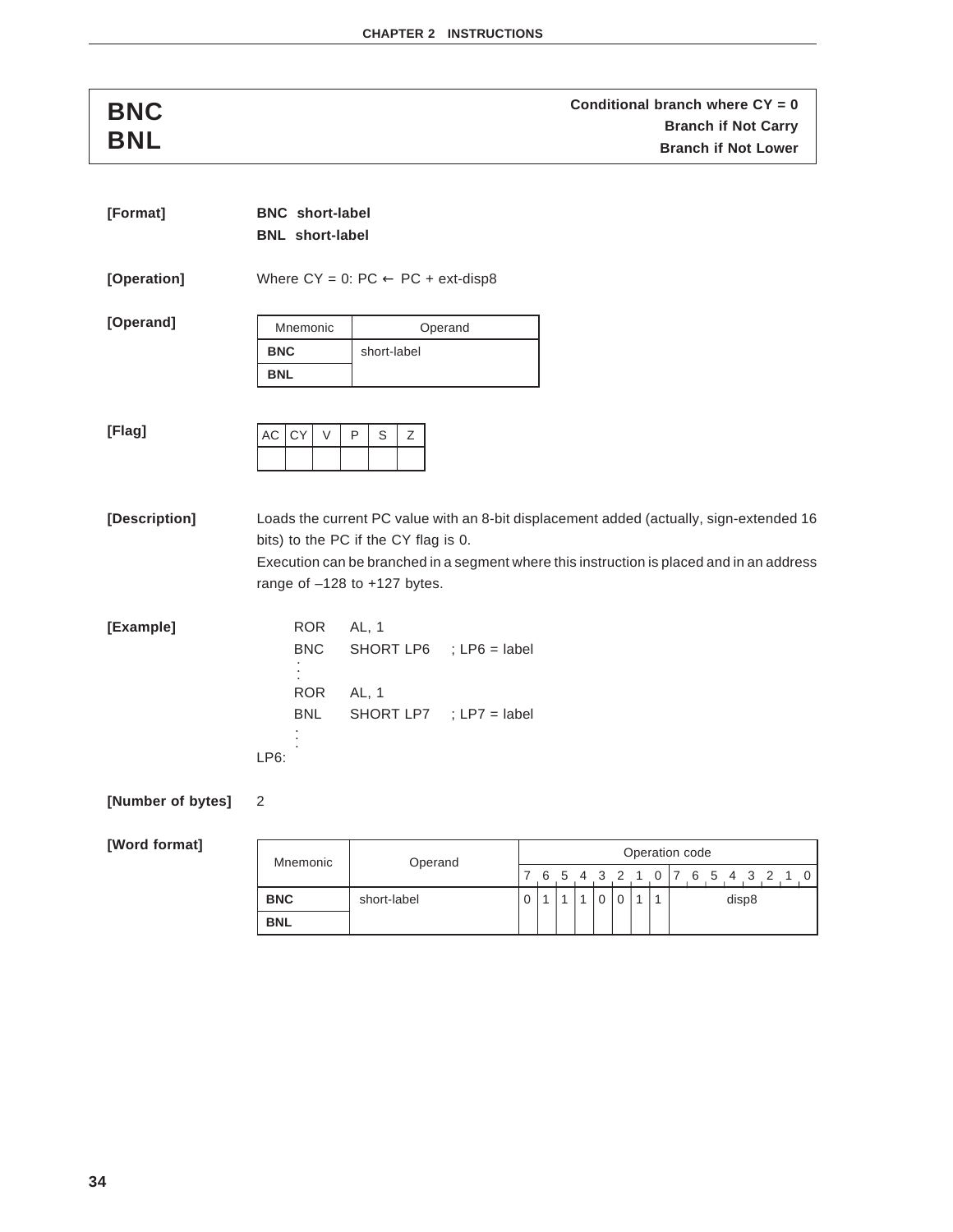# BNC / BNL

**Conditional branch where CY = 0**
**Branch if Not Carry**
**Branch if Not Lower**

**[Format]**

**BNC short-label**
**BNL short-label**

**[Operation]**

Where CY = 0: PC ← PC + ext-disp8

**[Operand]**

| Mnemonic | Operand |
|---|---|
| **BNC** | short-label |
| **BNL** | |

**[Flag]**

| AC | CY | V | P | S | Z |
|---|---|---|---|---|---|
| | | | | | |

**[Description]**

Loads the current PC value with an 8-bit displacement added (actually, sign-extended 16 bits) to the PC if the CY flag is 0.
Execution can be branched in a segment where this instruction is placed and in an address range of –128 to +127 bytes.

**[Example]**

```
      ROR    AL, 1
      BNC    SHORT LP6    ; LP6 = label
       :
      ROR    AL, 1
      BNL    SHORT LP7    ; LP7 = label
       :
LP6:
```

**[Number of bytes]** 2

**[Word format]**

| Mnemonic | Operand | Operation code | | | | | | | | |
|---|---|---|---|---|---|---|---|---|---|---|
| | | 7 | 6 | 5 | 4 | 3 | 2 | 1 | 0 | 7 6 5 4 3 2 1 0 |
| **BNC** | short-label | 0 | 1 | 1 | 1 | 0 | 0 | 1 | 1 | disp8 |
| **BNL** | | | | | | | | | | |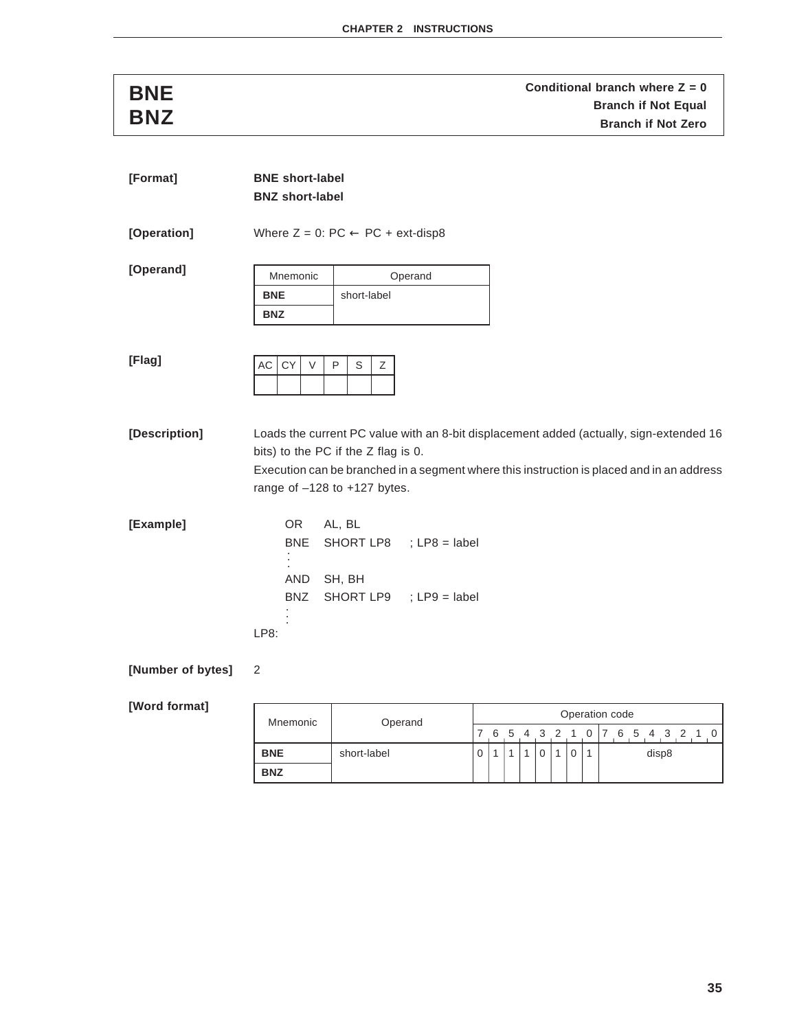# BNE / BNZ

**Conditional branch where Z = 0**
**Branch if Not Equal**
**Branch if Not Zero**

**[Format]**

**BNE short-label**
**BNZ short-label**

**[Operation]**

Where Z = 0: PC ← PC + ext-disp8

**[Operand]**

| Mnemonic | Operand |
|---|---|
| **BNE** | short-label |
| **BNZ** | |

**[Flag]**

| AC | CY | V | P | S | Z |
|---|---|---|---|---|---|
| | | | | | |

**[Description]**

Loads the current PC value with an 8-bit displacement added (actually, sign-extended 16 bits) to the PC if the Z flag is 0.

Execution can be branched in a segment where this instruction is placed and in an address range of –128 to +127 bytes.

**[Example]**

```
      OR    AL, BL
      BNE   SHORT LP8    ; LP8 = label
       :
      AND   SH, BH
      BNZ   SHORT LP9    ; LP9 = label
       :
LP8:
```

**[Number of bytes]** 2

**[Word format]**

| Mnemonic | Operand | 7 | 6 | 5 | 4 | 3 | 2 | 1 | 0 | 7 6 5 4 3 2 1 0 |
|---|---|---|---|---|---|---|---|---|---|---|
| **BNE** | short-label | 0 | 1 | 1 | 1 | 0 | 1 | 0 | 1 | disp8 |
| **BNZ** | | | | | | | | | | |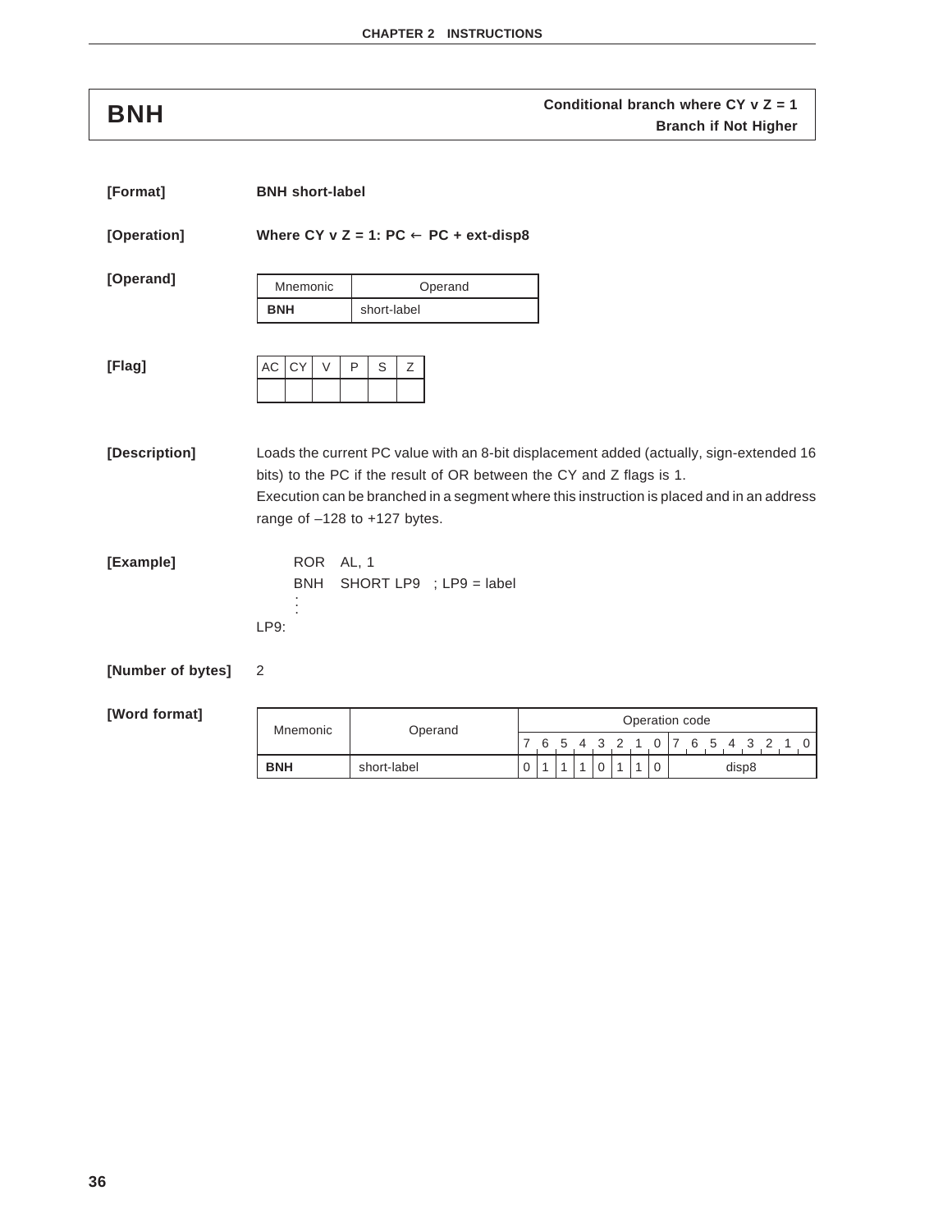# BNH

**Conditional branch where CY v Z = 1**
**Branch if Not Higher**

**[Format]** **BNH short-label**

**[Operation]** **Where CY v Z = 1: PC ← PC + ext-disp8**

**[Operand]**

| Mnemonic | Operand |
|---|---|
| **BNH** | short-label |

**[Flag]**

| AC | CY | V | P | S | Z |
|---|---|---|---|---|---|
| | | | | | |

**[Description]** Loads the current PC value with an 8-bit displacement added (actually, sign-extended 16 bits) to the PC if the result of OR between the CY and Z flags is 1.

Execution can be branched in a segment where this instruction is placed and in an address range of –128 to +127 bytes.

**[Example]**

```
      ROR   AL, 1
      BNH   SHORT LP9   ; LP9 = label
        :
LP9:
```

**[Number of bytes]** 2

**[Word format]**

| Mnemonic | Operand | Operation code | | | | | | | | |
|---|---|---|---|---|---|---|---|---|---|---|
| | | 7 | 6 | 5 | 4 | 3 | 2 | 1 | 0 | 7 6 5 4 3 2 1 0 |
| **BNH** | short-label | 0 | 1 | 1 | 1 | 0 | 1 | 1 | 0 | disp8 |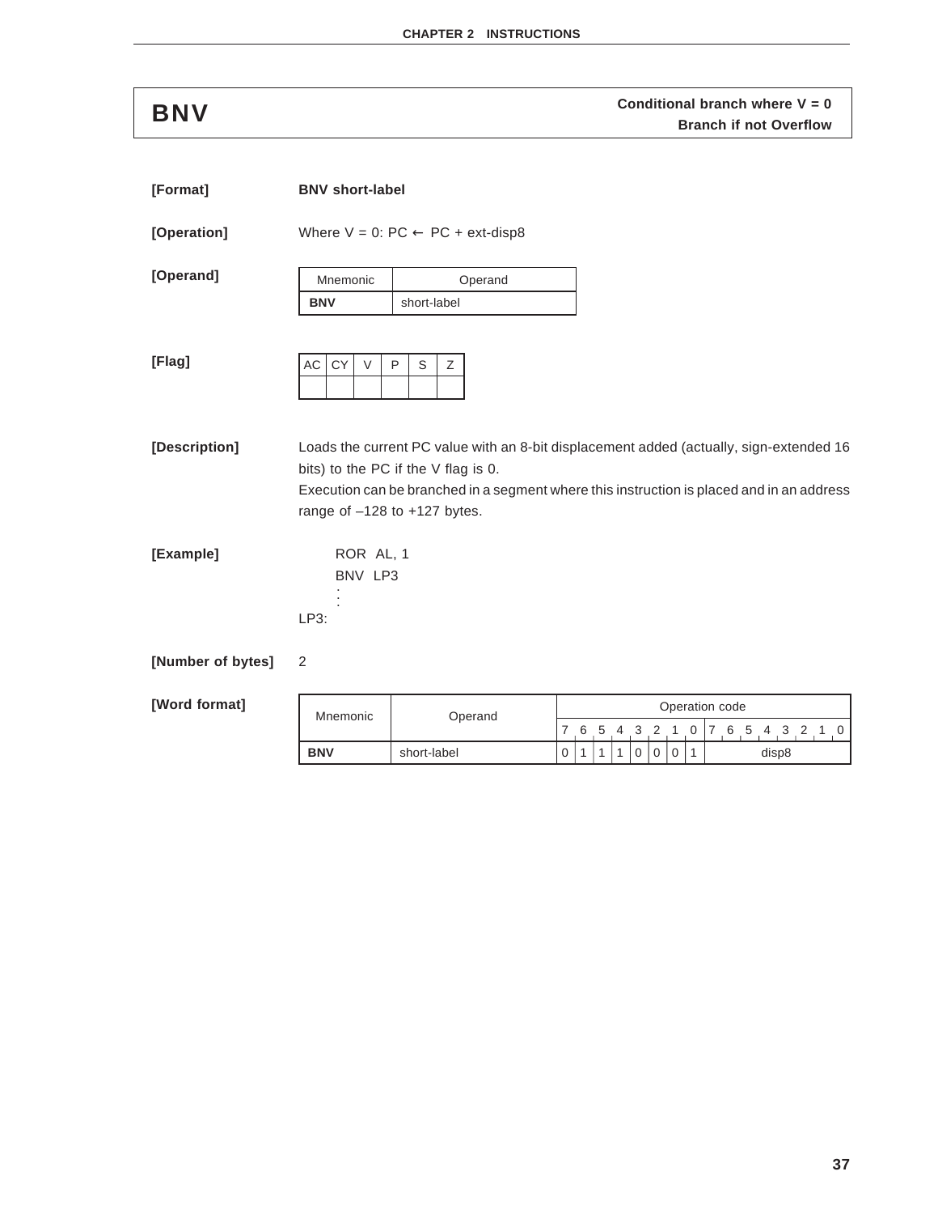# BNV

**Conditional branch where V = 0**
**Branch if not Overflow**

**[Format]** **BNV short-label**

**[Operation]** Where V = 0: PC ← PC + ext-disp8

**[Operand]**

| Mnemonic | Operand |
|---|---|
| **BNV** | short-label |

**[Flag]**

| AC | CY | V | P | S | Z |
|---|---|---|---|---|---|
| | | | | | |

**[Description]** Loads the current PC value with an 8-bit displacement added (actually, sign-extended 16 bits) to the PC if the V flag is 0.

Execution can be branched in a segment where this instruction is placed and in an address range of –128 to +127 bytes.

**[Example]**

```
      ROR  AL, 1
      BNV  LP3
       :
       :
LP3:
```

**[Number of bytes]** 2

**[Word format]**

| Mnemonic | Operand | Operation code | | | | | | | | |
|---|---|---|---|---|---|---|---|---|---|---|
| | | 7 | 6 | 5 | 4 | 3 | 2 | 1 | 0 | 7 6 5 4 3 2 1 0 |
| **BNV** | short-label | 0 | 1 | 1 | 1 | 0 | 0 | 0 | 1 | disp8 |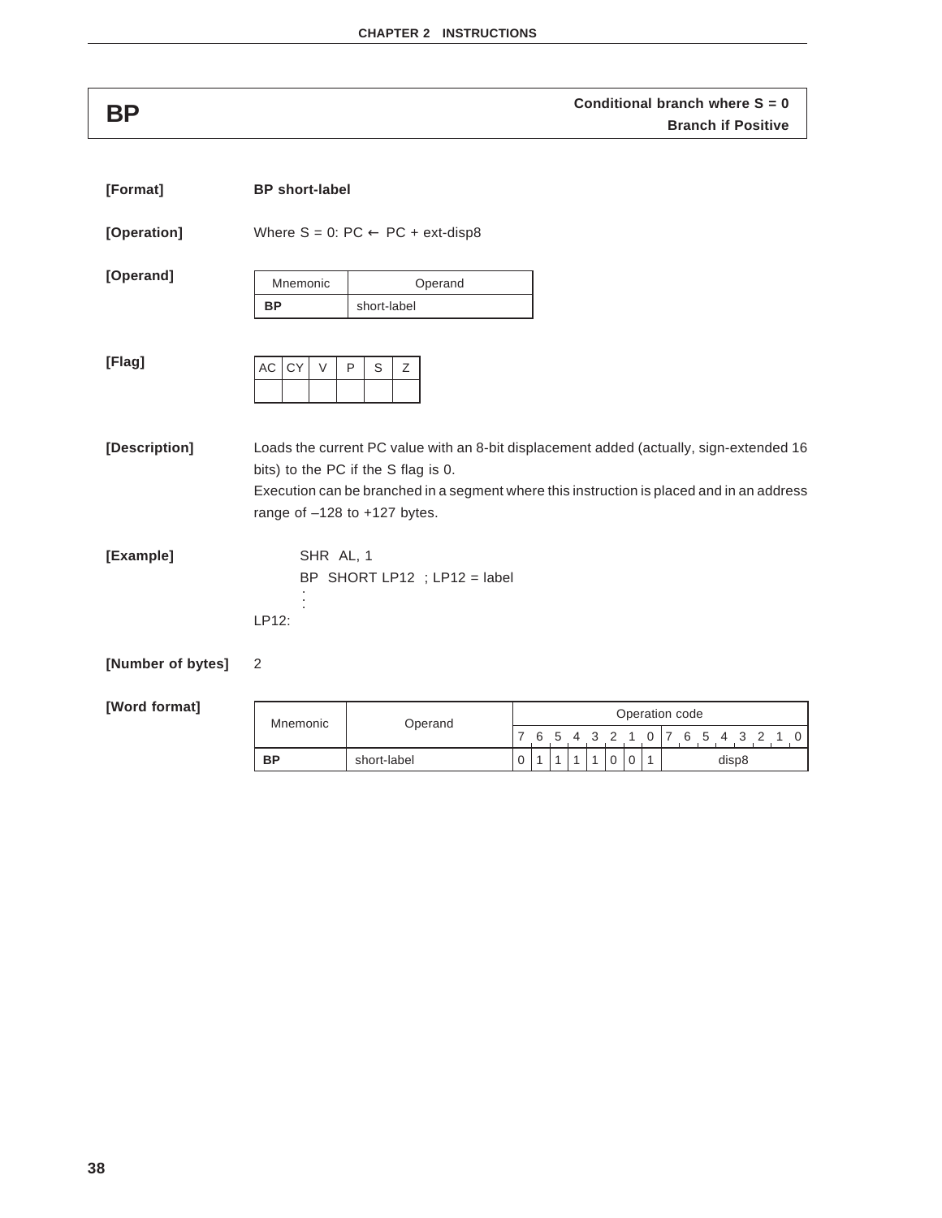# BP

**Conditional branch where S = 0**
**Branch if Positive**

**[Format]** **BP short-label**

**[Operation]** Where S = 0: PC ← PC + ext-disp8

**[Operand]**

| Mnemonic | Operand |
|---|---|
| **BP** | short-label |

**[Flag]**

| AC | CY | V | P | S | Z |
|---|---|---|---|---|---|
| | | | | | |

**[Description]** Loads the current PC value with an 8-bit displacement added (actually, sign-extended 16 bits) to the PC if the S flag is 0.

Execution can be branched in a segment where this instruction is placed and in an address range of –128 to +127 bytes.

**[Example]**

```
        SHR  AL, 1
        BP   SHORT LP12   ; LP12 = label
         :
         :
LP12:
```

**[Number of bytes]** 2

**[Word format]**

| Mnemonic | Operand | Operation code | | | | | | | | |
|---|---|---|---|---|---|---|---|---|---|---|
| | | 7 | 6 | 5 | 4 | 3 | 2 | 1 | 0 | 7 6 5 4 3 2 1 0 |
| **BP** | short-label | 0 | 1 | 1 | 1 | 1 | 0 | 0 | 1 | disp8 |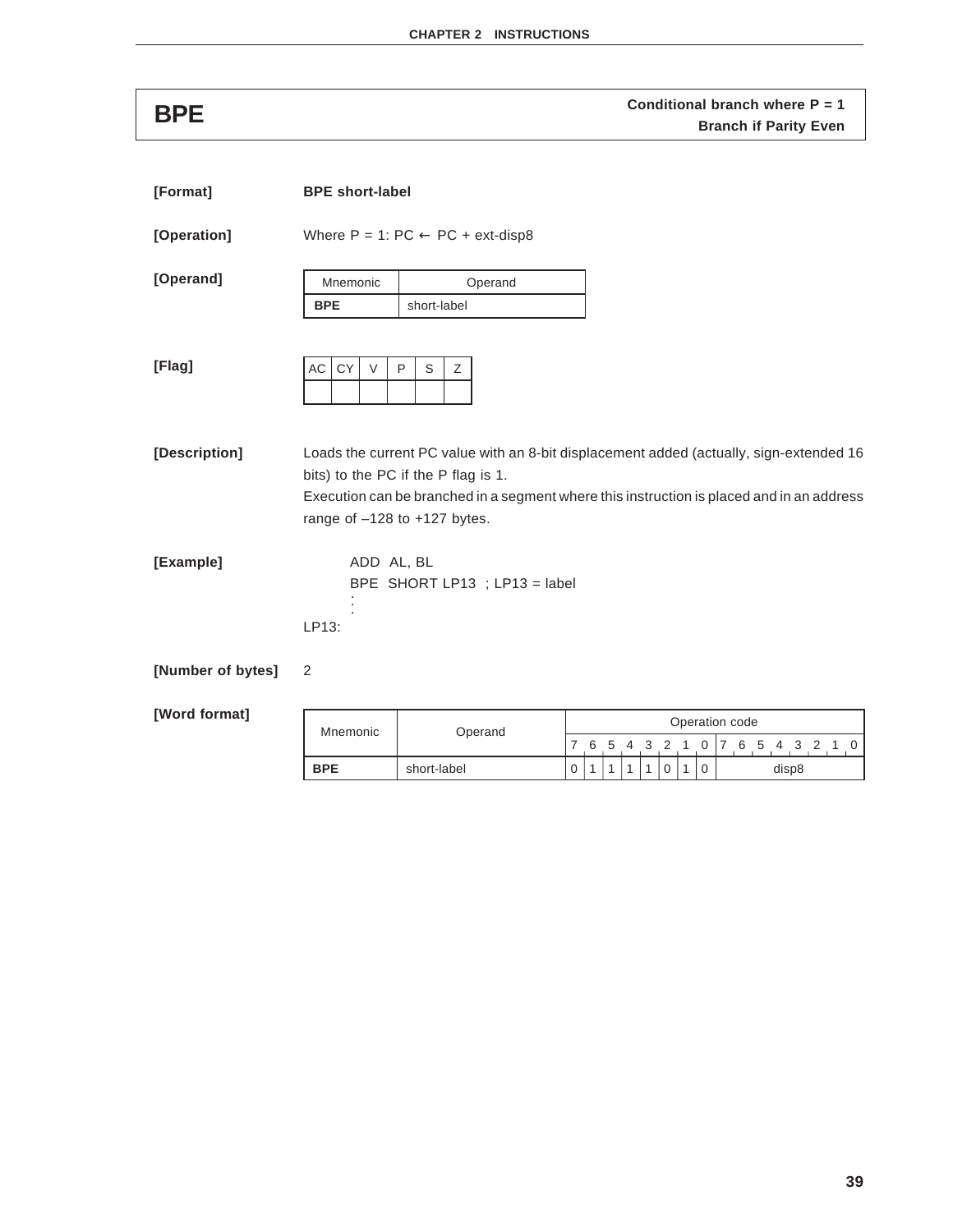# BPE

**Conditional branch where P = 1**
**Branch if Parity Even**

**[Format]** **BPE short-label**

**[Operation]** Where P = 1: PC ← PC + ext-disp8

**[Operand]**

| Mnemonic | Operand |
|---|---|
| **BPE** | short-label |

**[Flag]**

| AC | CY | V | P | S | Z |
|---|---|---|---|---|---|
| | | | | | |

**[Description]** Loads the current PC value with an 8-bit displacement added (actually, sign-extended 16 bits) to the PC if the P flag is 1.
Execution can be branched in a segment where this instruction is placed and in an address range of –128 to +127 bytes.

**[Example]**

```
        ADD  AL, BL
        BPE  SHORT LP13  ; LP13 = label
         :
         :
LP13:
```

**[Number of bytes]** 2

**[Word format]**

| Mnemonic | Operand | Operation code | | | | | | | | |
|---|---|---|---|---|---|---|---|---|---|---|
| | | 7 | 6 | 5 | 4 | 3 | 2 | 1 | 0 | 7 6 5 4 3 2 1 0 |
| **BPE** | short-label | 0 | 1 | 1 | 1 | 1 | 0 | 1 | 0 | disp8 |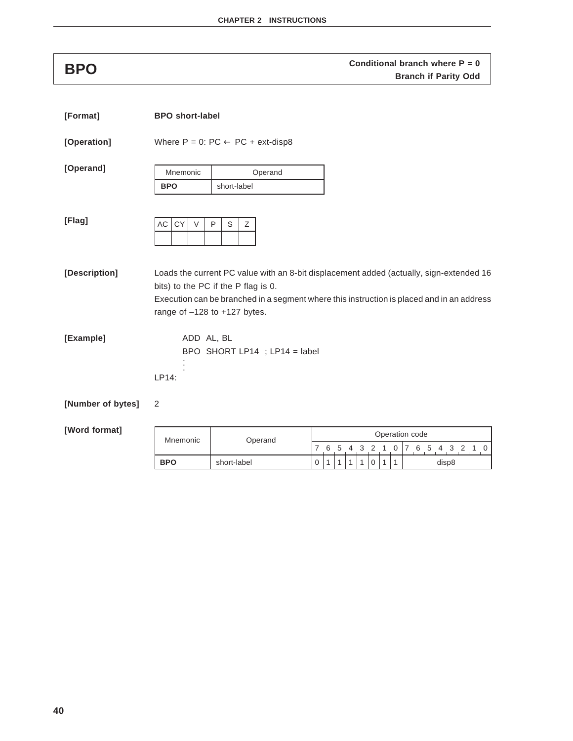# BPO

**Conditional branch where P = 0**
**Branch if Parity Odd**

**[Format]** **BPO short-label**

**[Operation]** Where P = 0: PC ← PC + ext-disp8

**[Operand]**

| Mnemonic | Operand |
|---|---|
| **BPO** | short-label |

**[Flag]**

| AC | CY | V | P | S | Z |
|---|---|---|---|---|---|
| | | | | | |

**[Description]** Loads the current PC value with an 8-bit displacement added (actually, sign-extended 16 bits) to the PC if the P flag is 0.

Execution can be branched in a segment where this instruction is placed and in an address range of –128 to +127 bytes.

**[Example]**

```
        ADD  AL, BL
        BPO  SHORT LP14  ; LP14 = label
         :
         :
LP14:
```

**[Number of bytes]** 2

**[Word format]**

| Mnemonic | Operand | 7 | 6 | 5 | 4 | 3 | 2 | 1 | 0 | 7 6 5 4 3 2 1 0 |
|---|---|---|---|---|---|---|---|---|---|---|
| **BPO** | short-label | 0 | 1 | 1 | 1 | 1 | 0 | 1 | 1 | disp8 |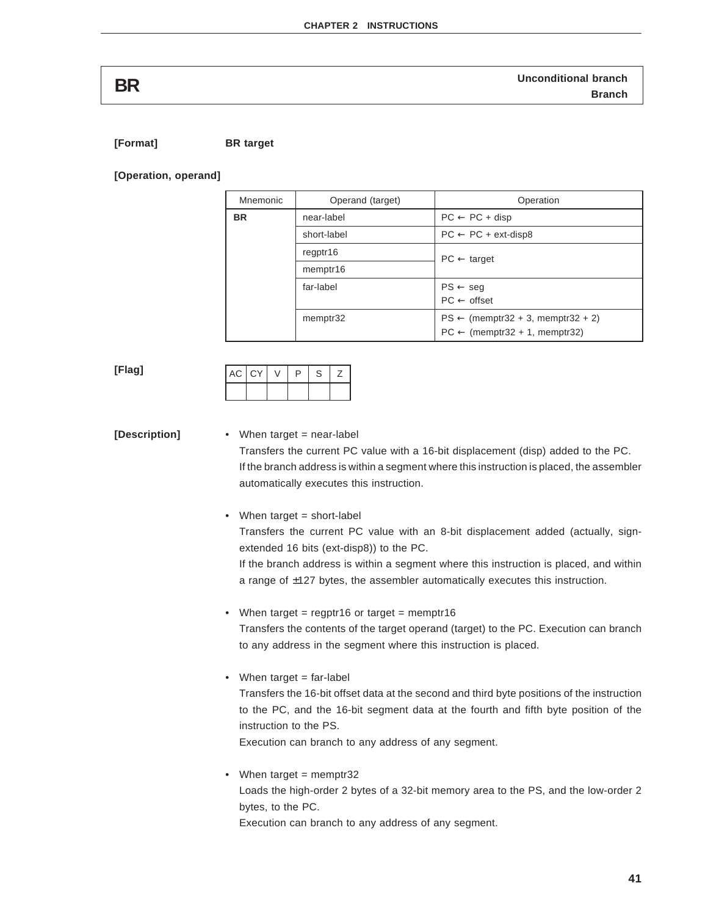# BR

**Unconditional branch**
**Branch**

**[Format]** **BR target**

**[Operation, operand]**

| Mnemonic | Operand (target) | Operation |
|---|---|---|
| **BR** | near-label | PC ← PC + disp |
| | short-label | PC ← PC + ext-disp8 |
| | regptr16 | PC ← target |
| | memptr16 | |
| | far-label | PS ← seg<br>PC ← offset |
| | memptr32 | PS ← (memptr32 + 3, memptr32 + 2)<br>PC ← (memptr32 + 1, memptr32) |

**[Flag]**

| AC | CY | V | P | S | Z |
|---|---|---|---|---|---|
| | | | | | |

**[Description]**

- When target = near-label
  Transfers the current PC value with a 16-bit displacement (disp) added to the PC.
  If the branch address is within a segment where this instruction is placed, the assembler automatically executes this instruction.

- When target = short-label
  Transfers the current PC value with an 8-bit displacement added (actually, sign-extended 16 bits (ext-disp8)) to the PC.
  If the branch address is within a segment where this instruction is placed, and within a range of ±127 bytes, the assembler automatically executes this instruction.

- When target = regptr16 or target = memptr16
  Transfers the contents of the target operand (target) to the PC. Execution can branch to any address in the segment where this instruction is placed.

- When target = far-label
  Transfers the 16-bit offset data at the second and third byte positions of the instruction to the PC, and the 16-bit segment data at the fourth and fifth byte position of the instruction to the PS.
  Execution can branch to any address of any segment.

- When target = memptr32
  Loads the high-order 2 bytes of a 32-bit memory area to the PS, and the low-order 2 bytes, to the PC.
  Execution can branch to any address of any segment.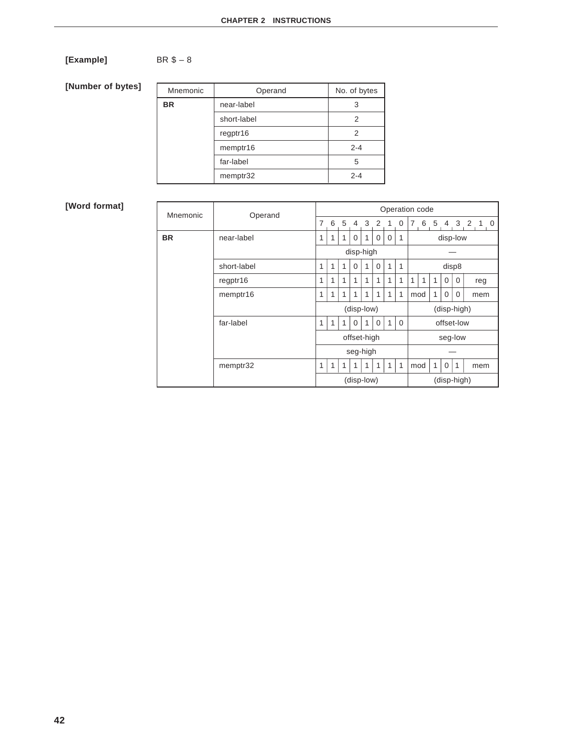**[Example]** BR $ – 8

**[Number of bytes]**

| Mnemonic | Operand | No. of bytes |
|---|---|---|
| **BR** | near-label | 3 |
| | short-label | 2 |
| | regptr16 | 2 |
| | memptr16 | 2-4 |
| | far-label | 5 |
| | memptr32 | 2-4 |

**[Word format]**

| Mnemonic | Operand | Operation code | | | | | | | | | | | | | | | |
|---|---|---|---|---|---|---|---|---|---|---|---|---|---|---|---|---|---|
| | | 7 | 6 | 5 | 4 | 3 | 2 | 1 | 0 | 7 | 6 | 5 | 4 | 3 | 2 | 1 | 0 |
| **BR** | near-label | 1 | 1 | 1 | 0 | 1 | 0 | 0 | 1 | disp-low | | | | | | | |
| | | disp-high | | | | | | | | — | | | | | | | |
| | short-label | 1 | 1 | 1 | 0 | 1 | 0 | 1 | 1 | disp8 | | | | | | | |
| | regptr16 | 1 | 1 | 1 | 1 | 1 | 1 | 1 | 1 | 1 | 1 | 1 | 0 | 0 | reg | | |
| | memptr16 | 1 | 1 | 1 | 1 | 1 | 1 | 1 | 1 | mod | | 1 | 0 | 0 | mem | | |
| | | (disp-low) | | | | | | | | (disp-high) | | | | | | | |
| | far-label | 1 | 1 | 1 | 0 | 1 | 0 | 1 | 0 | offset-low | | | | | | | |
| | | offset-high | | | | | | | | seg-low | | | | | | | |
| | | seg-high | | | | | | | | — | | | | | | | |
| | memptr32 | 1 | 1 | 1 | 1 | 1 | 1 | 1 | 1 | mod | | 1 | 0 | 1 | mem | | |
| | | (disp-low) | | | | | | | | (disp-high) | | | | | | | |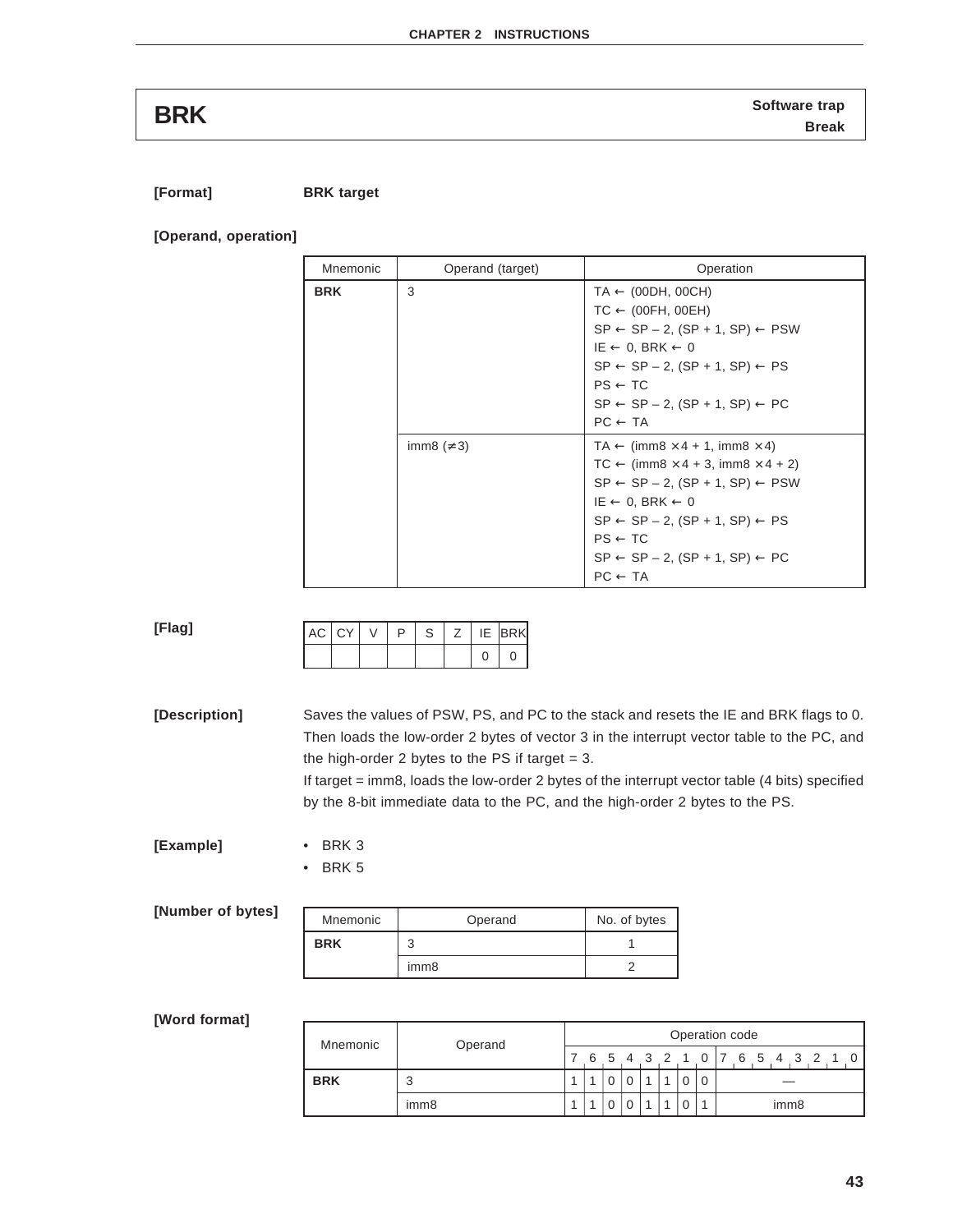# BRK

**Software trap**
**Break**

**[Format]** **BRK target**

**[Operand, operation]**

| Mnemonic | Operand (target) | Operation |
|---|---|---|
| **BRK** | 3 | TA ← (00DH, 00CH)<br>TC ← (00FH, 00EH)<br>SP ← SP – 2, (SP + 1, SP) ← PSW<br>IE ← 0, BRK ← 0<br>SP ← SP – 2, (SP + 1, SP) ← PS<br>PS ← TC<br>SP ← SP – 2, (SP + 1, SP) ← PC<br>PC ← TA |
| | imm8 (≠3) | TA ← (imm8 ×4 + 1, imm8 ×4)<br>TC ← (imm8 ×4 + 3, imm8 ×4 + 2)<br>SP ← SP – 2, (SP + 1, SP) ← PSW<br>IE ← 0, BRK ← 0<br>SP ← SP – 2, (SP + 1, SP) ← PS<br>PS ← TC<br>SP ← SP – 2, (SP + 1, SP) ← PC<br>PC ← TA |

**[Flag]**

| AC | CY | V | P | S | Z | IE | BRK |
|---|---|---|---|---|---|---|---|
| | | | | | | 0 | 0 |

**[Description]** Saves the values of PSW, PS, and PC to the stack and resets the IE and BRK flags to 0. Then loads the low-order 2 bytes of vector 3 in the interrupt vector table to the PC, and the high-order 2 bytes to the PS if target = 3.

If target = imm8, loads the low-order 2 bytes of the interrupt vector table (4 bits) specified by the 8-bit immediate data to the PC, and the high-order 2 bytes to the PS.

**[Example]**

- BRK 3
- BRK 5

**[Number of bytes]**

| Mnemonic | Operand | No. of bytes |
|---|---|---|
| **BRK** | 3 | 1 |
| | imm8 | 2 |

**[Word format]**

| Mnemonic | Operand | Operation code | | | | | | | | |
|---|---|---|---|---|---|---|---|---|---|---|
| | | 7 | 6 | 5 | 4 | 3 | 2 | 1 | 0 | 7 6 5 4 3 2 1 0 |
| **BRK** | 3 | 1 | 1 | 0 | 0 | 1 | 1 | 0 | 0 | — |
| | imm8 | 1 | 1 | 0 | 0 | 1 | 1 | 0 | 1 | imm8 |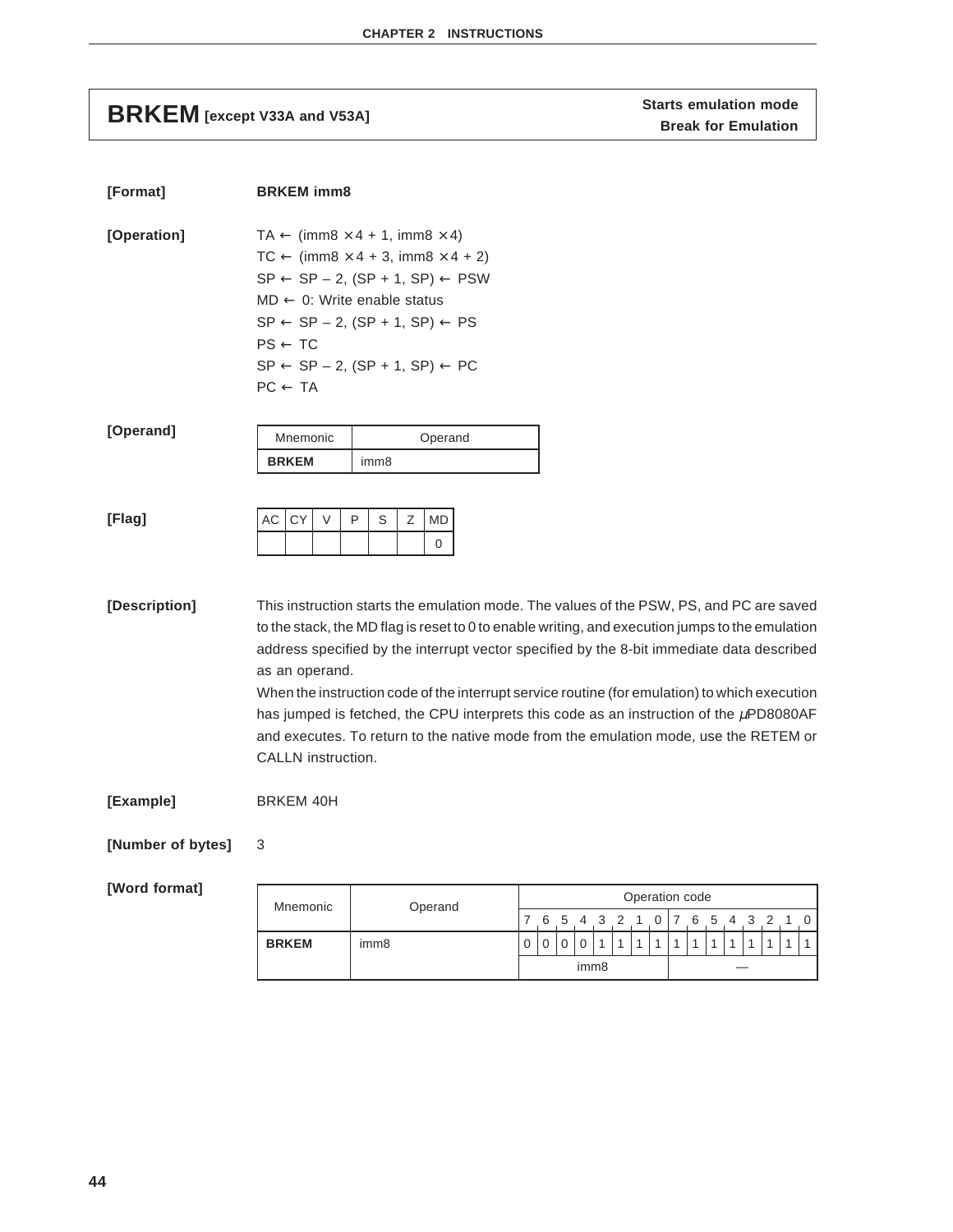## BRKEM [except V33A and V53A]

**Starts emulation mode**
**Break for Emulation**

**[Format]** **BRKEM imm8**

**[Operation]**

TA ← (imm8 × 4 + 1, imm8 × 4)
TC ← (imm8 × 4 + 3, imm8 × 4 + 2)
SP ← SP – 2, (SP + 1, SP) ← PSW
MD ← 0: Write enable status
SP ← SP – 2, (SP + 1, SP) ← PS
PS ← TC
SP ← SP – 2, (SP + 1, SP) ← PC
PC ← TA

**[Operand]**

| Mnemonic | Operand |
|---|---|
| **BRKEM** | imm8 |

**[Flag]**

| AC | CY | V | P | S | Z | MD |
|---|---|---|---|---|---|---|
| | | | | | | 0 |

**[Description]** This instruction starts the emulation mode. The values of the PSW, PS, and PC are saved to the stack, the MD flag is reset to 0 to enable writing, and execution jumps to the emulation address specified by the interrupt vector specified by the 8-bit immediate data described as an operand.

When the instruction code of the interrupt service routine (for emulation) to which execution has jumped is fetched, the CPU interprets this code as an instruction of the μPD8080AF and executes. To return to the native mode from the emulation mode, use the RETEM or CALLN instruction.

**[Example]** BRKEM 40H

**[Number of bytes]** 3

**[Word format]**

| Mnemonic | Operand | Operation code | | | | | | | | | | | | | | | |
|---|---|---|---|---|---|---|---|---|---|---|---|---|---|---|---|---|---|
| | | 7 | 6 | 5 | 4 | 3 | 2 | 1 | 0 | 7 | 6 | 5 | 4 | 3 | 2 | 1 | 0 |
| **BRKEM** | imm8 | 0 | 0 | 0 | 0 | 1 | 1 | 1 | 1 | 1 | 1 | 1 | 1 | 1 | 1 | 1 | 1 |
| | | imm8 | | | | | | | | — | | | | | | | |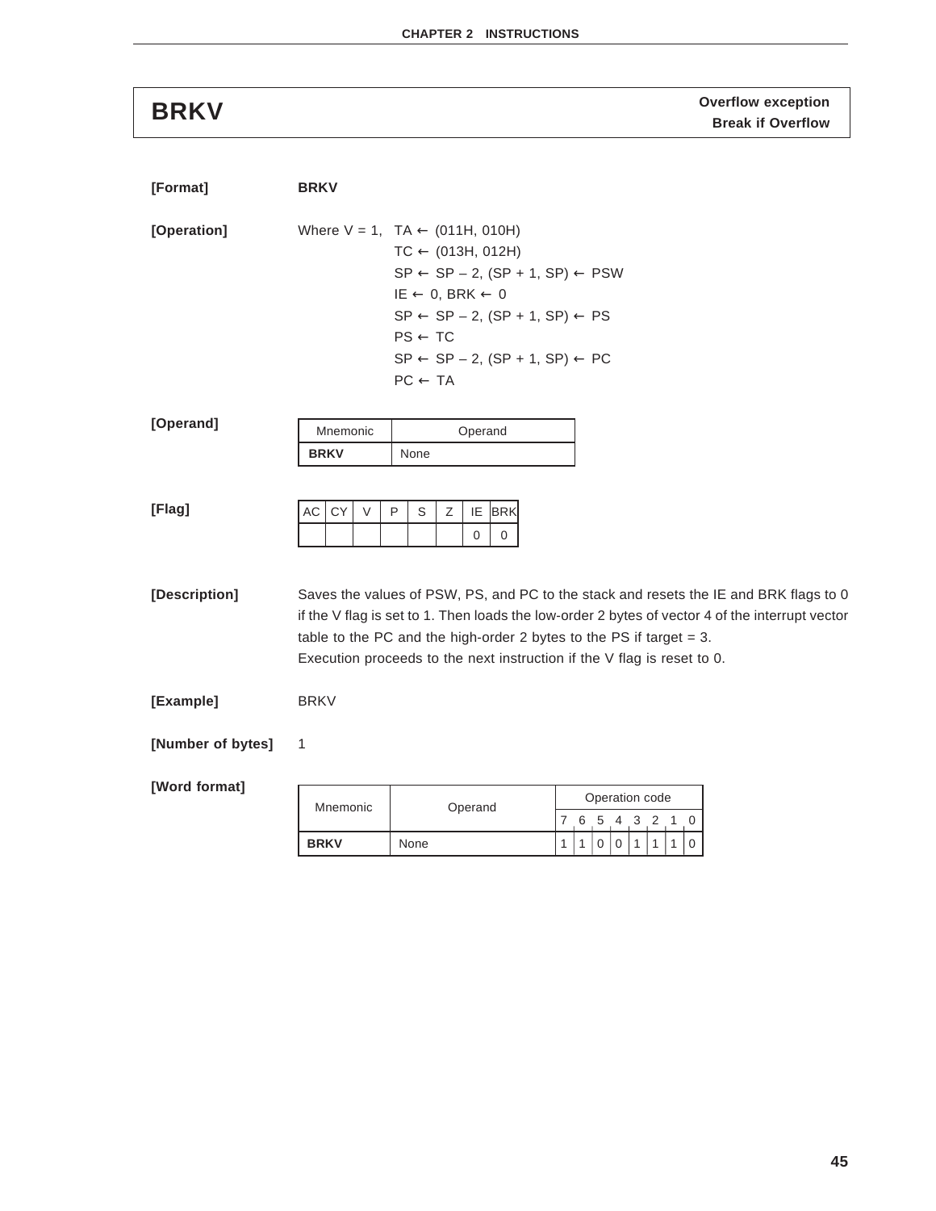# BRKV

**Overflow exception**
**Break if Overflow**

**[Format]** **BRKV**

**[Operation]** Where V = 1, TA ← (011H, 010H)

TC ← (013H, 012H)

SP ← SP – 2, (SP + 1, SP) ← PSW

IE ← 0, BRK ← 0

SP ← SP – 2, (SP + 1, SP) ← PS

PS ← TC

SP ← SP – 2, (SP + 1, SP) ← PC

PC ← TA

**[Operand]**

| Mnemonic | Operand |
|---|---|
| **BRKV** | None |

**[Flag]**

| AC | CY | V | P | S | Z | IE | BRK |
|---|---|---|---|---|---|---|---|
| | | | | | | 0 | 0 |

**[Description]** Saves the values of PSW, PS, and PC to the stack and resets the IE and BRK flags to 0 if the V flag is set to 1. Then loads the low-order 2 bytes of vector 4 of the interrupt vector table to the PC and the high-order 2 bytes to the PS if target = 3.

Execution proceeds to the next instruction if the V flag is reset to 0.

**[Example]** BRKV

**[Number of bytes]** 1

**[Word format]**

| Mnemonic | Operand | Operation code | | | | | | | |
|---|---|---|---|---|---|---|---|---|---|
| | | 7 | 6 | 5 | 4 | 3 | 2 | 1 | 0 |
| **BRKV** | None | 1 | 1 | 0 | 0 | 1 | 1 | 1 | 0 |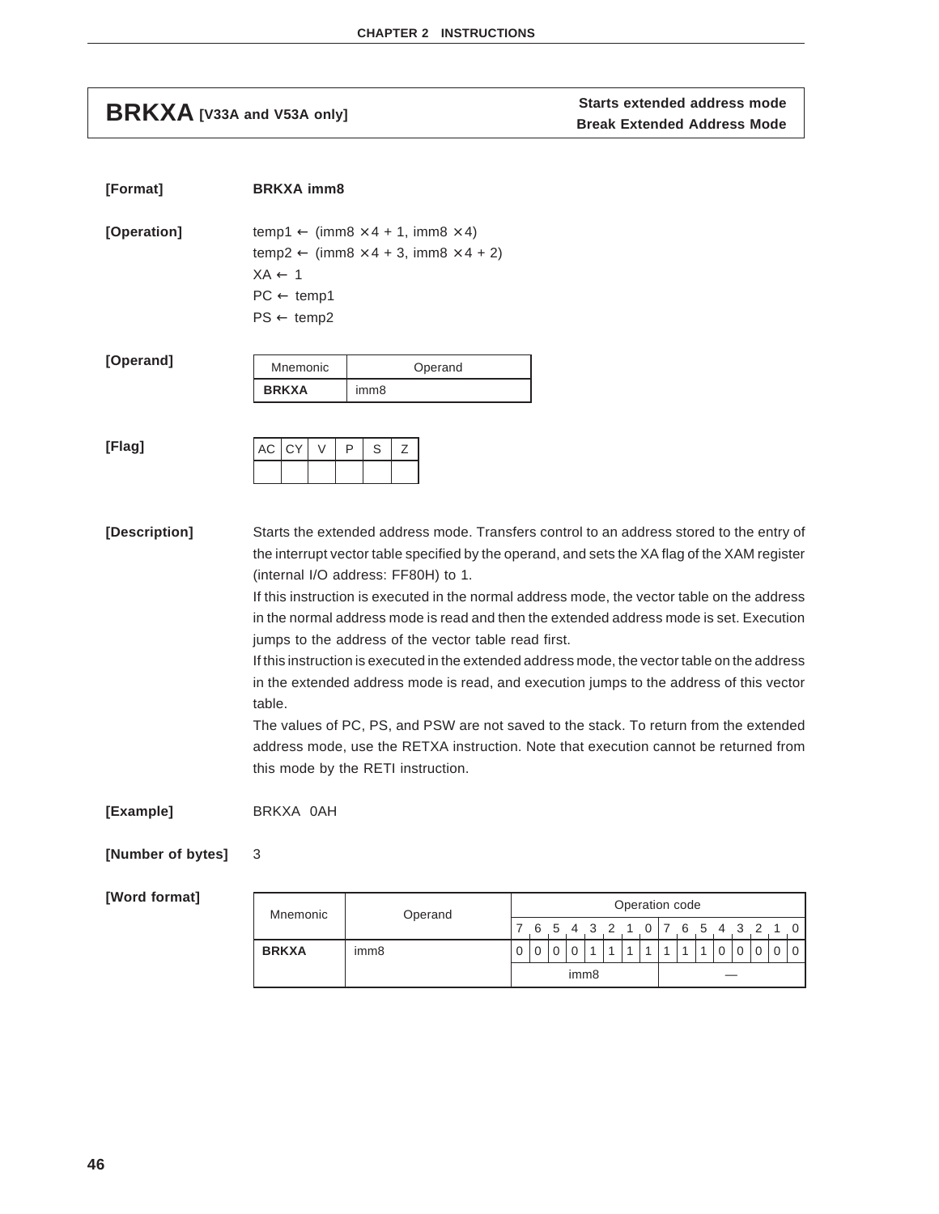# BRKXA [V33A and V53A only]

**Starts extended address mode**
**Break Extended Address Mode**

**[Format]** **BRKXA imm8**

**[Operation]**

temp1 ← (imm8 × 4 + 1, imm8 × 4)
temp2 ← (imm8 × 4 + 3, imm8 × 4 + 2)
XA ← 1
PC ← temp1
PS ← temp2

**[Operand]**

| Mnemonic | Operand |
|---|---|
| **BRKXA** | imm8 |

**[Flag]**

| AC | CY | V | P | S | Z |
|---|---|---|---|---|---|
| | | | | | |

**[Description]**

Starts the extended address mode. Transfers control to an address stored to the entry of the interrupt vector table specified by the operand, and sets the XA flag of the XAM register (internal I/O address: FF80H) to 1.

If this instruction is executed in the normal address mode, the vector table on the address in the normal address mode is read and then the extended address mode is set. Execution jumps to the address of the vector table read first.

If this instruction is executed in the extended address mode, the vector table on the address in the extended address mode is read, and execution jumps to the address of this vector table.

The values of PC, PS, and PSW are not saved to the stack. To return from the extended address mode, use the RETXA instruction. Note that execution cannot be returned from this mode by the RETI instruction.

**[Example]** BRKXA 0AH

**[Number of bytes]** 3

**[Word format]**

| Mnemonic | Operand | Operation code | | | | | | | | | | | | | | | |
|---|---|---|---|---|---|---|---|---|---|---|---|---|---|---|---|---|---|
| | | 7 | 6 | 5 | 4 | 3 | 2 | 1 | 0 | 7 | 6 | 5 | 4 | 3 | 2 | 1 | 0 |
| **BRKXA** | imm8 | 0 | 0 | 0 | 0 | 1 | 1 | 1 | 1 | 1 | 1 | 1 | 0 | 0 | 0 | 0 | 0 |
| | | imm8 | | | | | | | | — | | | | | | | |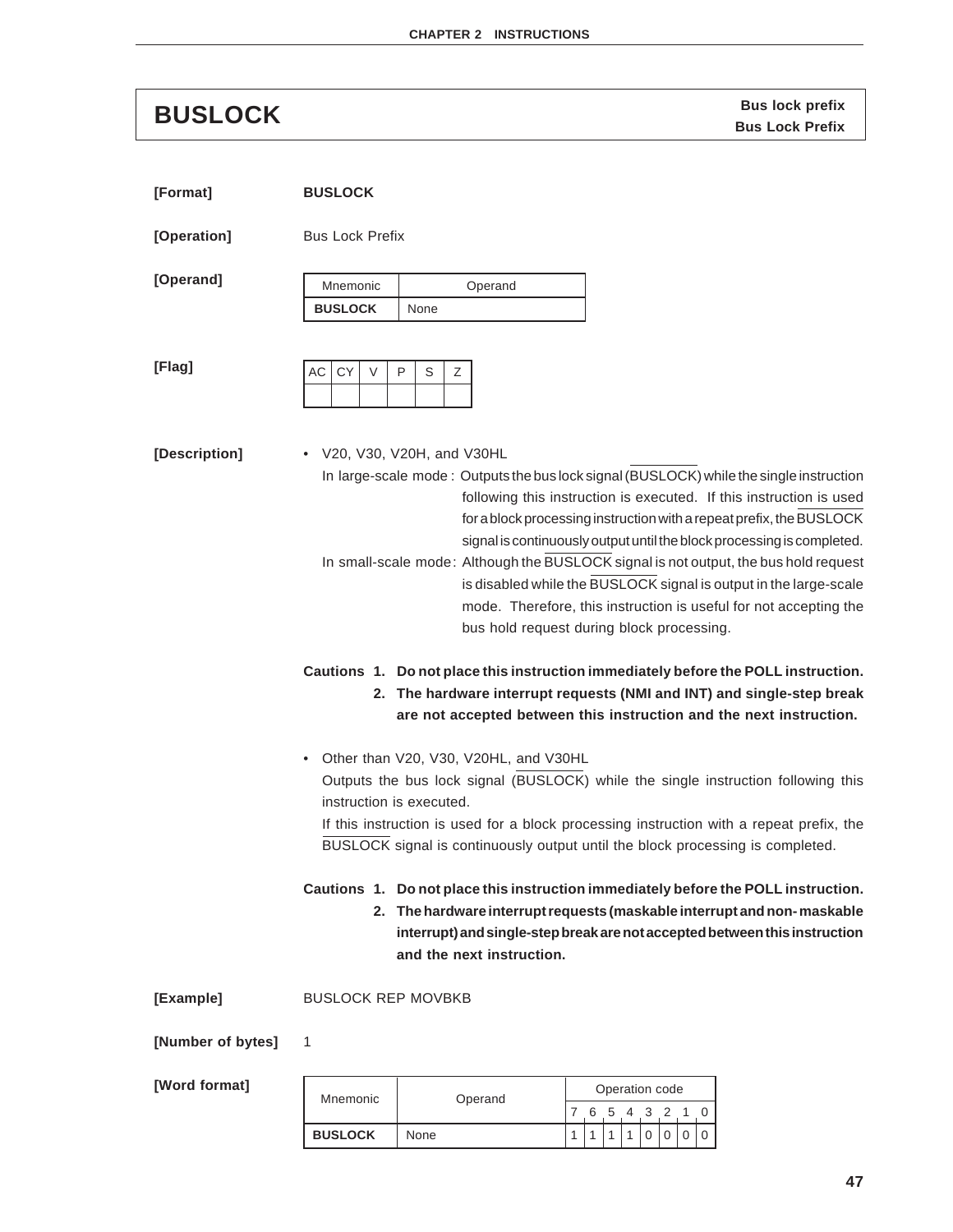# BUSLOCK

**Bus lock prefix**
**Bus Lock Prefix**

**[Format]** **BUSLOCK**

**[Operation]** Bus Lock Prefix

**[Operand]**

| Mnemonic | Operand |
|---|---|
| **BUSLOCK** | None |

**[Flag]**

| AC | CY | V | P | S | Z |
|---|---|---|---|---|---|
| | | | | | |

**[Description]**

- V20, V30, V20H, and V30HL

  In large-scale mode : Outputs the bus lock signal (BUSLOCK) while the single instruction following this instruction is executed. If this instruction is used for a block processing instruction with a repeat prefix, the BUSLOCK signal is continuously output until the block processing is completed.

  In small-scale mode: Although the BUSLOCK signal is not output, the bus hold request is disabled while the BUSLOCK signal is output in the large-scale mode. Therefore, this instruction is useful for not accepting the bus hold request during block processing.

**Cautions 1. Do not place this instruction immediately before the POLL instruction.**

**2. The hardware interrupt requests (NMI and INT) and single-step break are not accepted between this instruction and the next instruction.**

- Other than V20, V30, V20HL, and V30HL

  Outputs the bus lock signal (BUSLOCK) while the single instruction following this instruction is executed.

  If this instruction is used for a block processing instruction with a repeat prefix, the BUSLOCK signal is continuously output until the block processing is completed.

**Cautions 1. Do not place this instruction immediately before the POLL instruction.**

**2. The hardware interrupt requests (maskable interrupt and non- maskable interrupt) and single-step break are not accepted between this instruction and the next instruction.**

**[Example]** BUSLOCK REP MOVBKB

**[Number of bytes]** 1

**[Word format]**

| Mnemonic | Operand | Operation code | | | | | | | |
|---|---|---|---|---|---|---|---|---|---|
| | | 7 | 6 | 5 | 4 | 3 | 2 | 1 | 0 |
| **BUSLOCK** | None | 1 | 1 | 1 | 1 | 0 | 0 | 0 | 0 |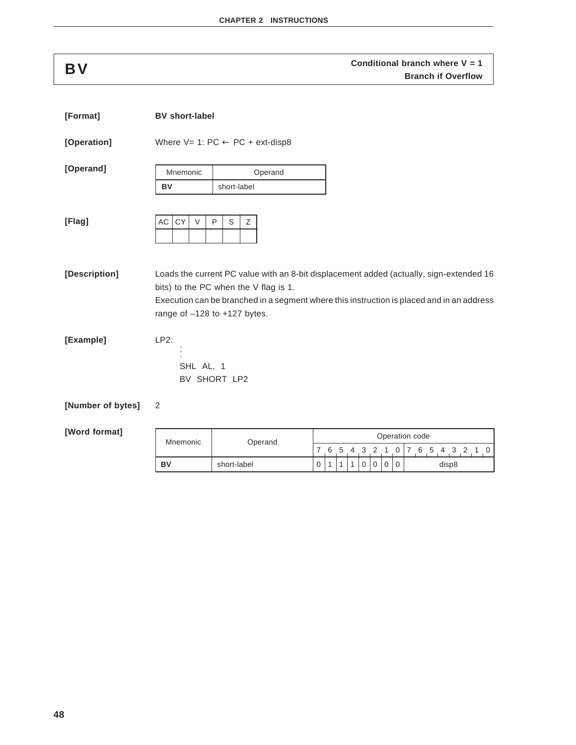# BV

**Conditional branch where V = 1**
**Branch if Overflow**

**[Format]** **BV short-label**

**[Operation]** Where V= 1: PC ← PC + ext-disp8

**[Operand]**

| Mnemonic | Operand |
|---|---|
| **BV** | short-label |

**[Flag]**

| AC | CY | V | P | S | Z |
|---|---|---|---|---|---|
| | | | | | |

**[Description]** Loads the current PC value with an 8-bit displacement added (actually, sign-extended 16 bits) to the PC when the V flag is 1.

Execution can be branched in a segment where this instruction is placed and in an address range of –128 to +127 bytes.

**[Example]**

```
LP2:
      :
      SHL  AL, 1
      BV  SHORT  LP2
```

**[Number of bytes]** 2

**[Word format]**

| Mnemonic | Operand | Operation code | | | | | | | | |
|---|---|---|---|---|---|---|---|---|---|---|
| | | 7 | 6 | 5 | 4 | 3 | 2 | 1 | 0 | 7 6 5 4 3 2 1 0 |
| **BV** | short-label | 0 | 1 | 1 | 1 | 0 | 0 | 0 | 0 | disp8 |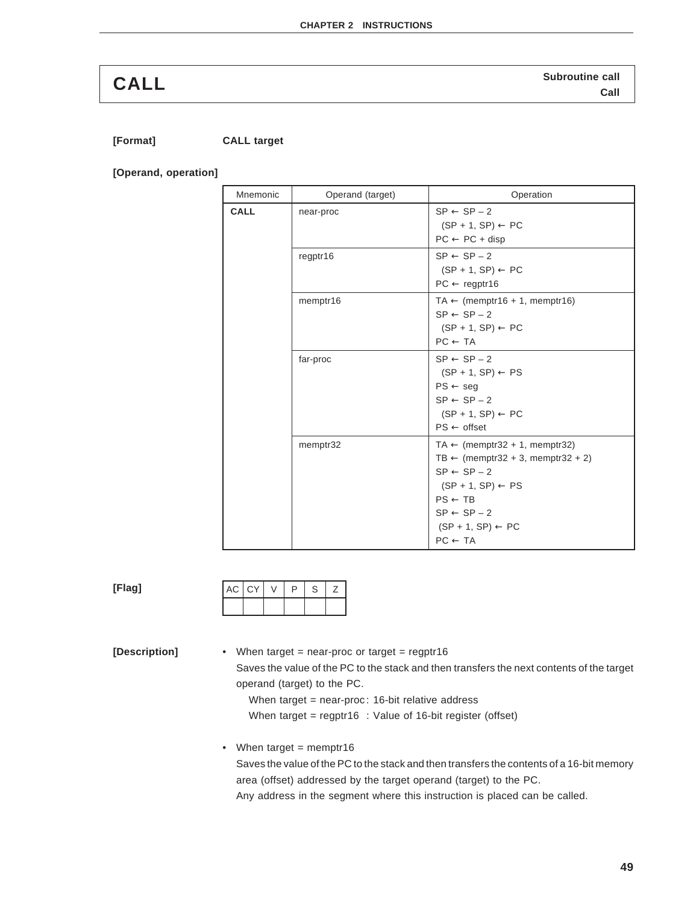## CALL

**Subroutine call**
**Call**

**[Format]** **CALL target**

**[Operand, operation]**

| Mnemonic | Operand (target) | Operation |
|---|---|---|
| **CALL** | near-proc | SP ← SP – 2<br>(SP + 1, SP) ← PC<br>PC ← PC + disp |
| | regptr16 | SP ← SP – 2<br>(SP + 1, SP) ← PC<br>PC ← regptr16 |
| | memptr16 | TA ← (memptr16 + 1, memptr16)<br>SP ← SP – 2<br>(SP + 1, SP) ← PC<br>PC ← TA |
| | far-proc | SP ← SP – 2<br>(SP + 1, SP) ← PS<br>PS ← seg<br>SP ← SP – 2<br>(SP + 1, SP) ← PC<br>PS ← offset |
| | memptr32 | TA ← (memptr32 + 1, memptr32)<br>TB ← (memptr32 + 3, memptr32 + 2)<br>SP ← SP – 2<br>(SP + 1, SP) ← PS<br>PS ← TB<br>SP ← SP – 2<br>(SP + 1, SP) ← PC<br>PC ← TA |

**[Flag]**

| AC | CY | V | P | S | Z |
|---|---|---|---|---|---|
| | | | | | |

**[Description]**

- When target = near-proc or target = regptr16
  Saves the value of the PC to the stack and then transfers the next contents of the target operand (target) to the PC.
  When target = near-proc : 16-bit relative address
  When target = regptr16 : Value of 16-bit register (offset)

- When target = memptr16
  Saves the value of the PC to the stack and then transfers the contents of a 16-bit memory area (offset) addressed by the target operand (target) to the PC.
  Any address in the segment where this instruction is placed can be called.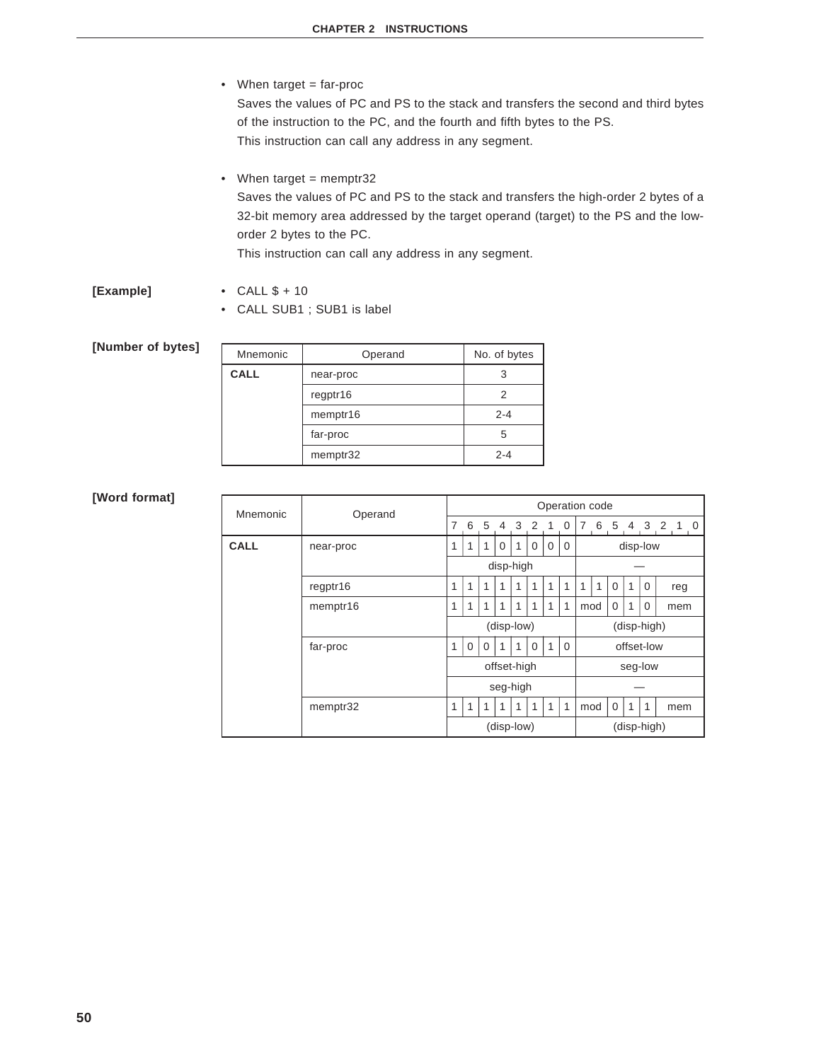- When target = far-proc
  Saves the values of PC and PS to the stack and transfers the second and third bytes of the instruction to the PC, and the fourth and fifth bytes to the PS.
  This instruction can call any address in any segment.

- When target = memptr32
  Saves the values of PC and PS to the stack and transfers the high-order 2 bytes of a 32-bit memory area addressed by the target operand (target) to the PS and the low-order 2 bytes to the PC.
  This instruction can call any address in any segment.

**[Example]**

- CALL $ + 10
- CALL SUB1 ; SUB1 is label

**[Number of bytes]**

| Mnemonic | Operand | No. of bytes |
|---|---|---|
| **CALL** | near-proc | 3 |
| | regptr16 | 2 |
| | memptr16 | 2-4 |
| | far-proc | 5 |
| | memptr32 | 2-4 |

**[Word format]**

| Mnemonic | Operand | Operation code | | | | | | | | | | | | | |
|---|---|---|---|---|---|---|---|---|---|---|---|---|---|---|---|
| | | 7 | 6 | 5 | 4 | 3 | 2 | 1 | 0 | 7 6 | 5 | 4 | 3 | 2 1 0 | |
| **CALL** | near-proc | 1 | 1 | 1 | 0 | 1 | 0 | 0 | 0 | disp-low | | | | | |
| | | disp-high | | | | | | | | — | | | | | |
| | regptr16 | 1 | 1 | 1 | 1 | 1 | 1 | 1 | 1 | 1 1 | 0 | 1 | 0 | reg | |
| | memptr16 | 1 | 1 | 1 | 1 | 1 | 1 | 1 | 1 | mod | 0 | 1 | 0 | mem | |
| | | (disp-low) | | | | | | | | (disp-high) | | | | | |
| | far-proc | 1 | 0 | 0 | 1 | 1 | 0 | 1 | 0 | offset-low | | | | | |
| | | offset-high | | | | | | | | seg-low | | | | | |
| | | seg-high | | | | | | | | — | | | | | |
| | memptr32 | 1 | 1 | 1 | 1 | 1 | 1 | 1 | 1 | mod | 0 | 1 | 1 | mem | |
| | | (disp-low) | | | | | | | | (disp-high) | | | | | |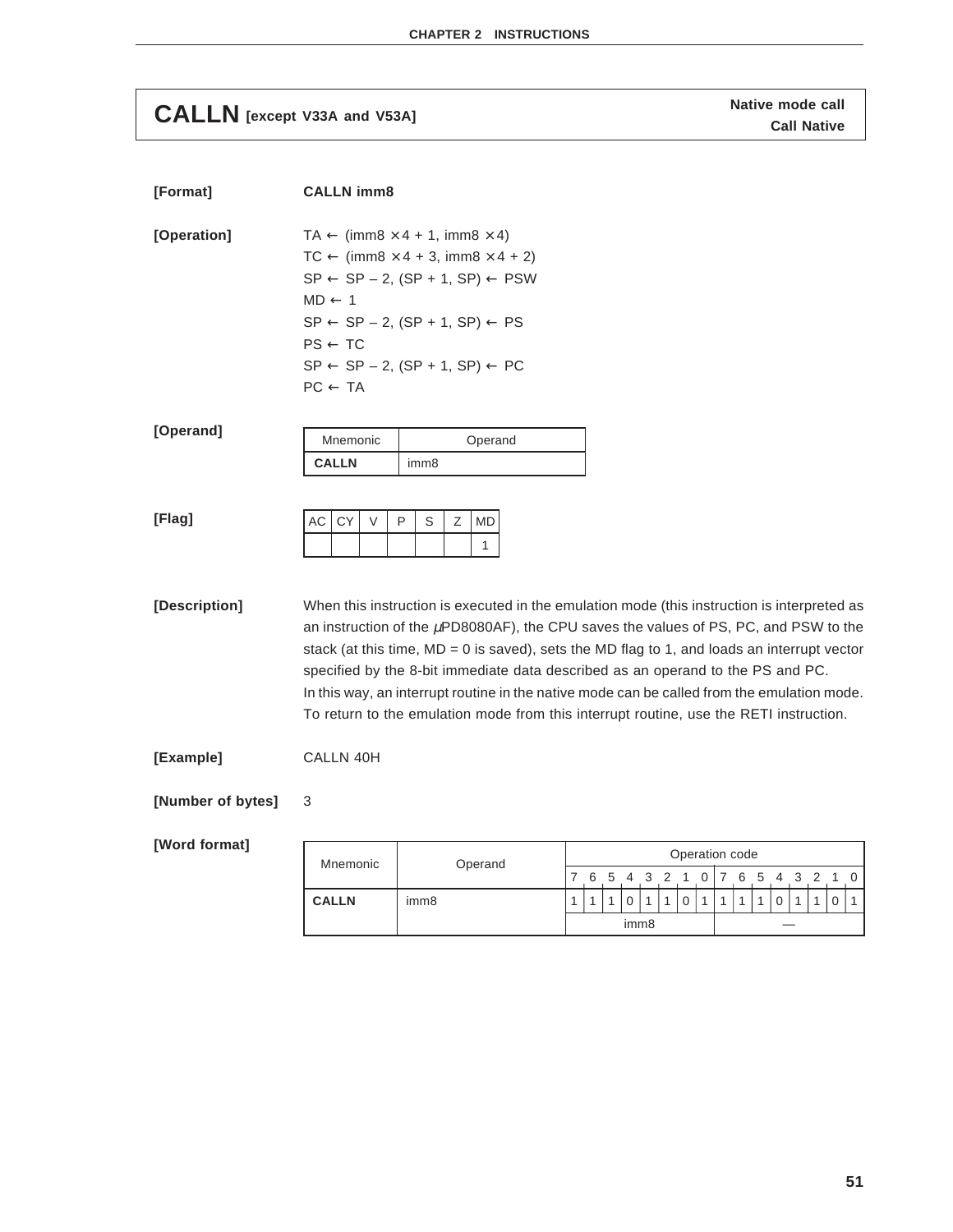# CALLN [except V33A and V53A]

**Native mode call**
**Call Native**

**[Format]** **CALLN imm8**

**[Operation]**

TA ← (imm8 × 4 + 1, imm8 × 4)
TC ← (imm8 × 4 + 3, imm8 × 4 + 2)
SP ← SP – 2, (SP + 1, SP) ← PSW
MD ← 1
SP ← SP – 2, (SP + 1, SP) ← PS
PS ← TC
SP ← SP – 2, (SP + 1, SP) ← PC
PC ← TA

**[Operand]**

| Mnemonic | Operand |
|---|---|
| **CALLN** | imm8 |

**[Flag]**

| AC | CY | V | P | S | Z | MD |
|---|---|---|---|---|---|---|
| | | | | | | 1 |

**[Description]** When this instruction is executed in the emulation mode (this instruction is interpreted as an instruction of the μPD8080AF), the CPU saves the values of PS, PC, and PSW to the stack (at this time, MD = 0 is saved), sets the MD flag to 1, and loads an interrupt vector specified by the 8-bit immediate data described as an operand to the PS and PC.
In this way, an interrupt routine in the native mode can be called from the emulation mode. To return to the emulation mode from this interrupt routine, use the RETI instruction.

**[Example]** CALLN 40H

**[Number of bytes]** 3

**[Word format]**

| Mnemonic | Operand | Operation code | | | | | | | | | | | | | | | |
|---|---|---|---|---|---|---|---|---|---|---|---|---|---|---|---|---|---|
| | | 7 | 6 | 5 | 4 | 3 | 2 | 1 | 0 | 7 | 6 | 5 | 4 | 3 | 2 | 1 | 0 |
| **CALLN** | imm8 | 1 | 1 | 1 | 0 | 1 | 1 | 0 | 1 | 1 | 1 | 1 | 0 | 1 | 1 | 0 | 1 |
| | | imm8 | | | | | | | | — | | | | | | | |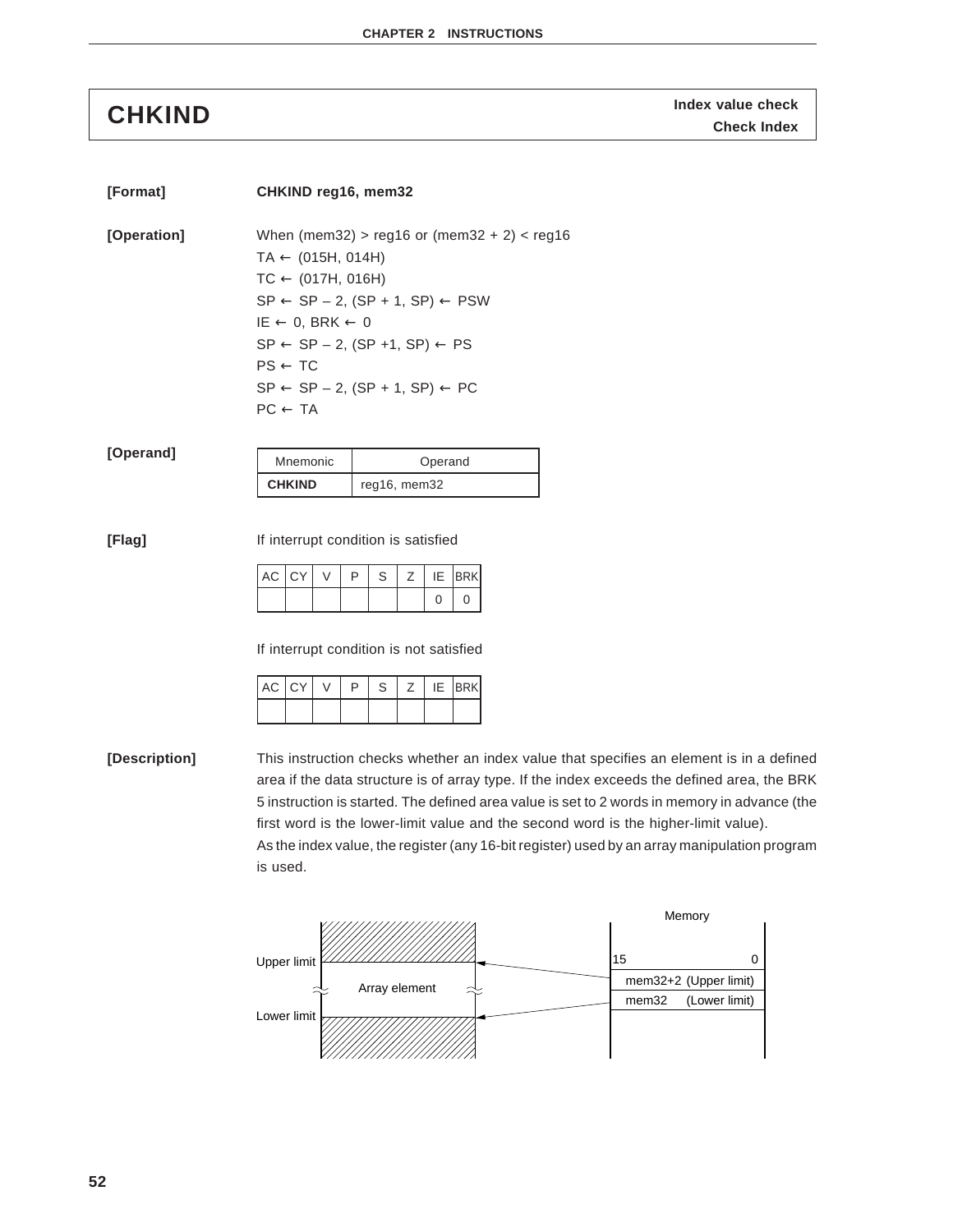# CHKIND

**Index value check**
**Check Index**

**[Format]** **CHKIND reg16, mem32**

**[Operation]**

When (mem32) > reg16 or (mem32 + 2) < reg16
TA ← (015H, 014H)
TC ← (017H, 016H)
SP ← SP – 2, (SP + 1, SP) ← PSW
IE ← 0, BRK ← 0
SP ← SP – 2, (SP +1, SP) ← PS
PS ← TC
SP ← SP – 2, (SP + 1, SP) ← PC
PC ← TA

**[Operand]**

| Mnemonic | Operand |
|---|---|
| **CHKIND** | reg16, mem32 |

**[Flag]**

If interrupt condition is satisfied

| AC | CY | V | P | S | Z | IE | BRK |
|---|---|---|---|---|---|---|---|
| | | | | | | 0 | 0 |

If interrupt condition is not satisfied

| AC | CY | V | P | S | Z | IE | BRK |
|---|---|---|---|---|---|---|---|
| | | | | | | | |

**[Description]**

This instruction checks whether an index value that specifies an element is in a defined area if the data structure is of array type. If the index exceeds the defined area, the BRK 5 instruction is started. The defined area value is set to 2 words in memory in advance (the first word is the lower-limit value and the second word is the higher-limit value).
As the index value, the register (any 16-bit register) used by an array manipulation program is used.

Upper limit / Array element / Lower limit

Memory: 15 … 0; mem32+2 (Upper limit); mem32 (Lower limit)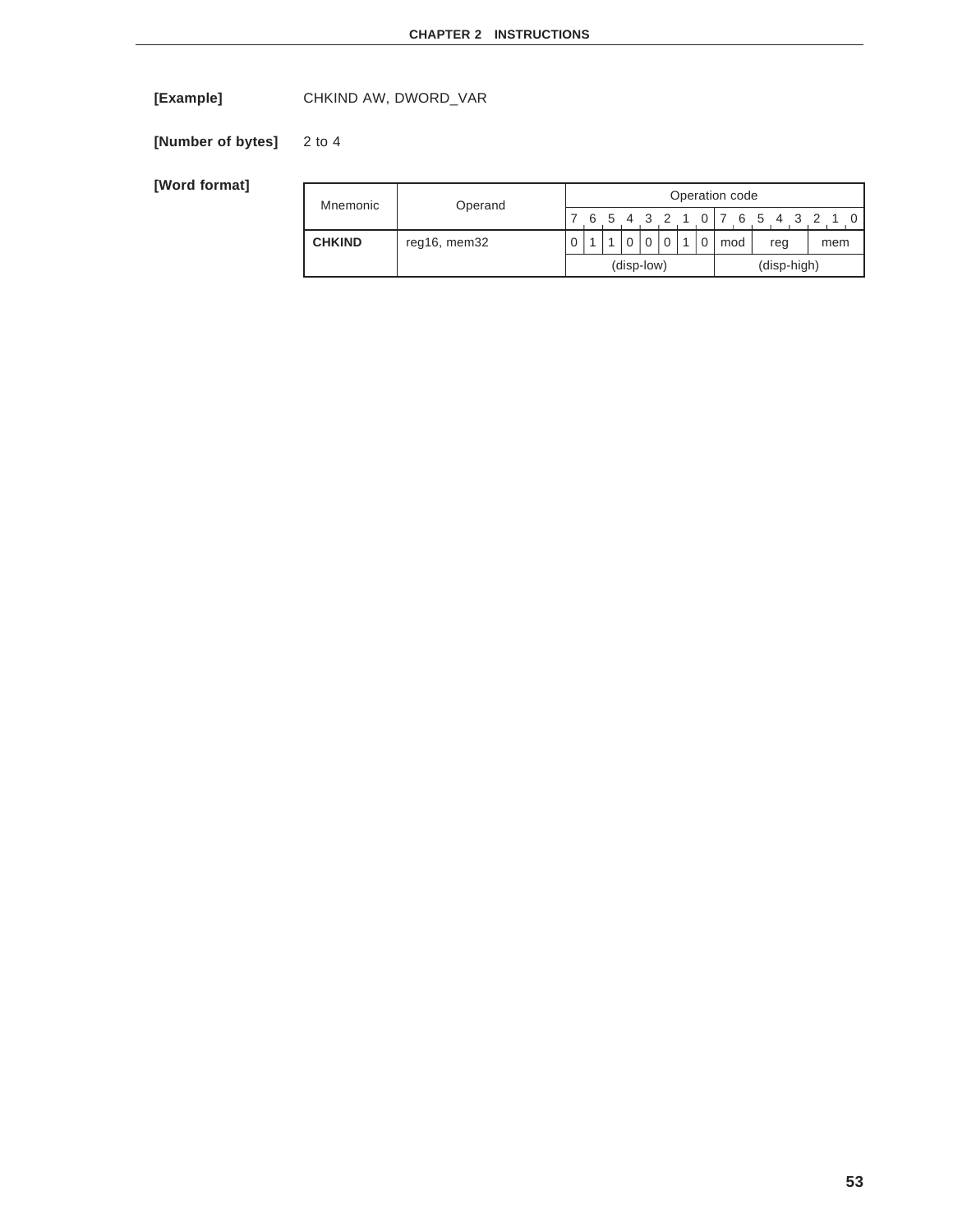**[Example]** CHKIND AW, DWORD_VAR

**[Number of bytes]** 2 to 4

**[Word format]**

| Mnemonic | Operand | Operation code | | | | | | | | | | |
|---|---|---|---|---|---|---|---|---|---|---|---|---|
| | | 7 | 6 | 5 | 4 | 3 | 2 | 1 | 0 | 7 6 | 5 4 3 | 2 1 0 |
| **CHKIND** | reg16, mem32 | 0 | 1 | 1 | 0 | 0 | 0 | 1 | 0 | mod | reg | mem |
| | | (disp-low) | | | | | | | | (disp-high) | | |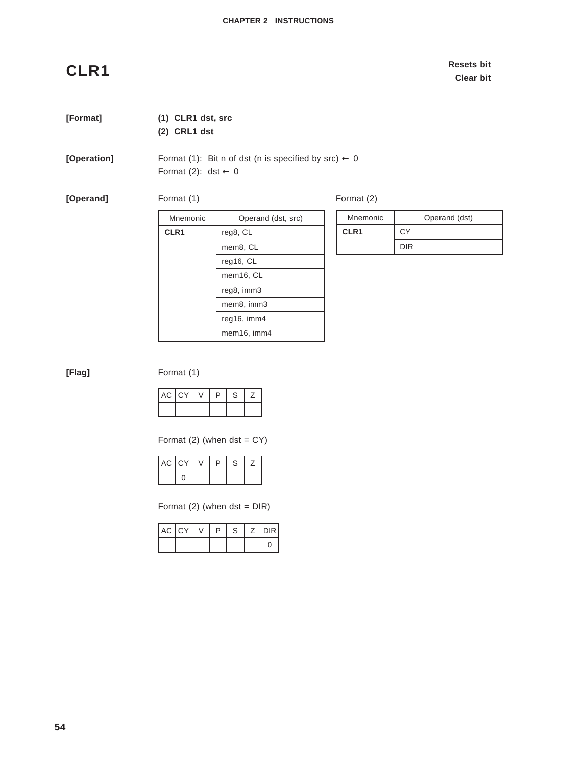# CLR1

**Resets bit**
**Clear bit**

**[Format]**

**(1) CLR1 dst, src**
**(2) CRL1 dst**

**[Operation]**

Format (1): Bit n of dst (n is specified by src) ← 0
Format (2): dst ← 0

**[Operand]**

Format (1)

| Mnemonic | Operand (dst, src) |
|---|---|
| **CLR1** | reg8, CL |
| | mem8, CL |
| | reg16, CL |
| | mem16, CL |
| | reg8, imm3 |
| | mem8, imm3 |
| | reg16, imm4 |
| | mem16, imm4 |

Format (2)

| Mnemonic | Operand (dst) |
|---|---|
| **CLR1** | CY |
| | DIR |

**[Flag]**

Format (1)

| AC | CY | V | P | S | Z |
|---|---|---|---|---|---|
| | | | | | |

Format (2) (when dst = CY)

| AC | CY | V | P | S | Z |
|---|---|---|---|---|---|
| | 0 | | | | |

Format (2) (when dst = DIR)

| AC | CY | V | P | S | Z | DIR |
|---|---|---|---|---|---|---|
| | | | | | | 0 |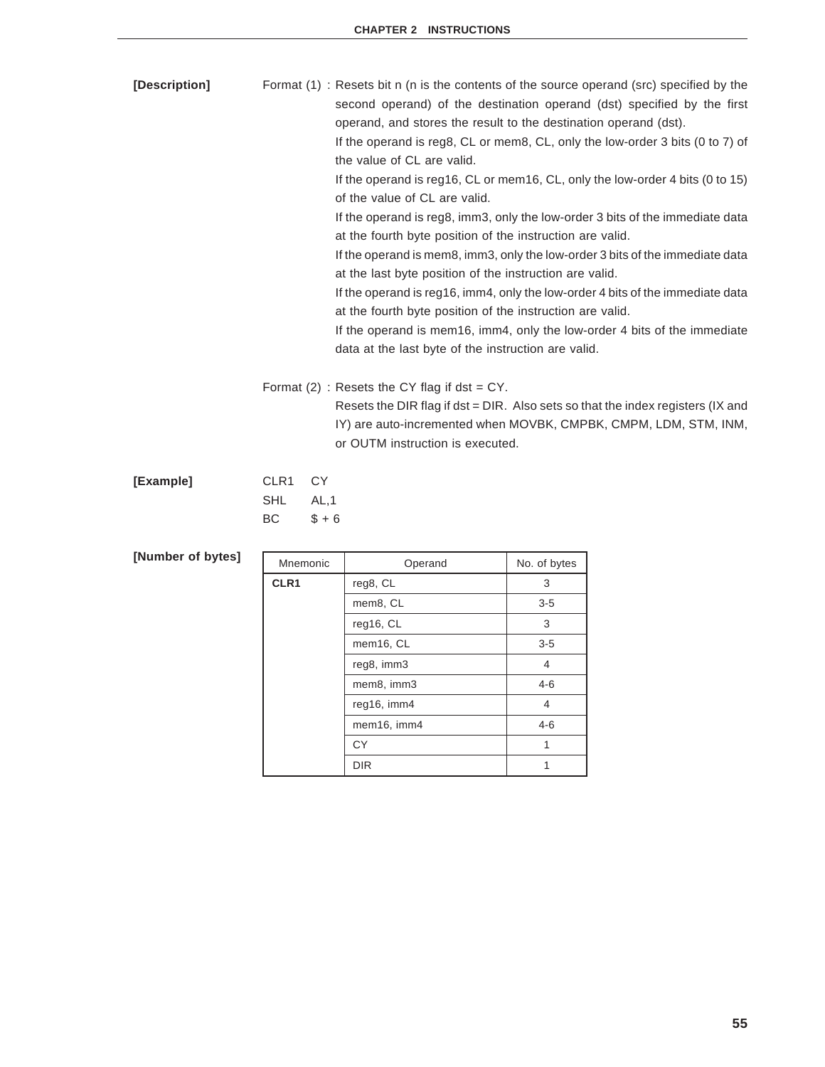**[Description]**

Format (1) : Resets bit n (n is the contents of the source operand (src) specified by the second operand) of the destination operand (dst) specified by the first operand, and stores the result to the destination operand (dst).

If the operand is reg8, CL or mem8, CL, only the low-order 3 bits (0 to 7) of the value of CL are valid.

If the operand is reg16, CL or mem16, CL, only the low-order 4 bits (0 to 15) of the value of CL are valid.

If the operand is reg8, imm3, only the low-order 3 bits of the immediate data at the fourth byte position of the instruction are valid.

If the operand is mem8, imm3, only the low-order 3 bits of the immediate data at the last byte position of the instruction are valid.

If the operand is reg16, imm4, only the low-order 4 bits of the immediate data at the fourth byte position of the instruction are valid.

If the operand is mem16, imm4, only the low-order 4 bits of the immediate data at the last byte of the instruction are valid.

Format (2) : Resets the CY flag if dst = CY.

Resets the DIR flag if dst = DIR. Also sets so that the index registers (IX and IY) are auto-incremented when MOVBK, CMPBK, CMPM, LDM, STM, INM, or OUTM instruction is executed.

**[Example]**

```
CLR1   CY
SHL    AL,1
BC     $ + 6
```

**[Number of bytes]**

| Mnemonic | Operand | No. of bytes |
|---|---|---|
| **CLR1** | reg8, CL | 3 |
| | mem8, CL | 3-5 |
| | reg16, CL | 3 |
| | mem16, CL | 3-5 |
| | reg8, imm3 | 4 |
| | mem8, imm3 | 4-6 |
| | reg16, imm4 | 4 |
| | mem16, imm4 | 4-6 |
| | CY | 1 |
| | DIR | 1 |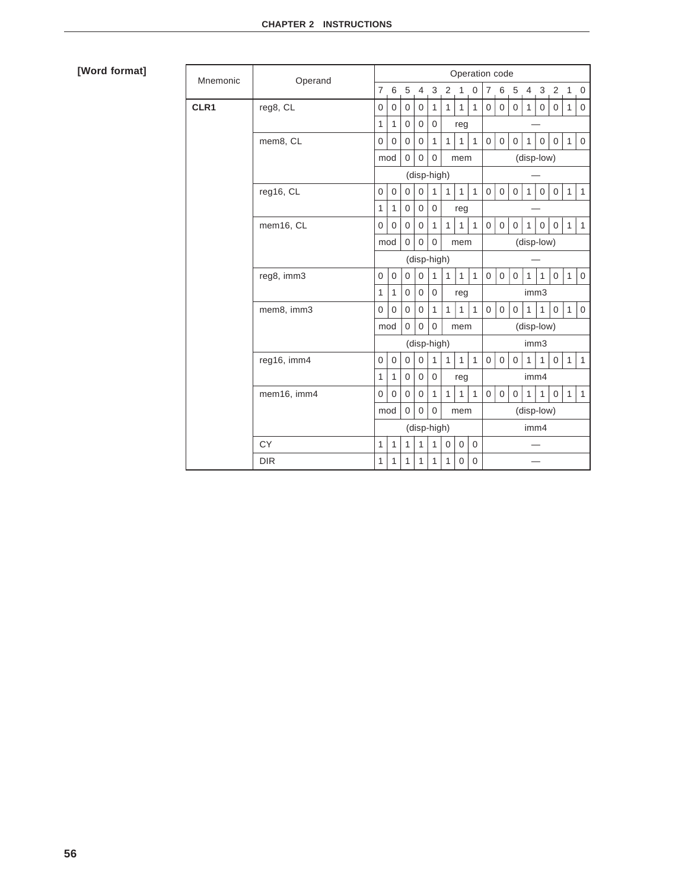**[Word format]**

| Mnemonic | Operand | Operation code | | | | | | | | | | | | | | | |
|---|---|---|---|---|---|---|---|---|---|---|---|---|---|---|---|---|---|
| | | 7 | 6 | 5 | 4 | 3 | 2 | 1 | 0 | 7 | 6 | 5 | 4 | 3 | 2 | 1 | 0 |
| **CLR1** | reg8, CL | 0 | 0 | 0 | 0 | 1 | 1 | 1 | 1 | 0 | 0 | 0 | 1 | 0 | 0 | 1 | 0 |
| | | 1 | 1 | 0 | 0 | 0 | reg | | | — | | | | | | | |
| | mem8, CL | 0 | 0 | 0 | 0 | 1 | 1 | 1 | 1 | 0 | 0 | 0 | 1 | 0 | 0 | 1 | 0 |
| | | mod | | 0 | 0 | 0 | mem | | | (disp-low) | | | | | | | |
| | | (disp-high) | | | | | | | | — | | | | | | | |
| | reg16, CL | 0 | 0 | 0 | 0 | 1 | 1 | 1 | 1 | 0 | 0 | 0 | 1 | 0 | 0 | 1 | 1 |
| | | 1 | 1 | 0 | 0 | 0 | reg | | | — | | | | | | | |
| | mem16, CL | 0 | 0 | 0 | 0 | 1 | 1 | 1 | 1 | 0 | 0 | 0 | 1 | 0 | 0 | 1 | 1 |
| | | mod | | 0 | 0 | 0 | mem | | | (disp-low) | | | | | | | |
| | | (disp-high) | | | | | | | | — | | | | | | | |
| | reg8, imm3 | 0 | 0 | 0 | 0 | 1 | 1 | 1 | 1 | 0 | 0 | 0 | 1 | 1 | 0 | 1 | 0 |
| | | 1 | 1 | 0 | 0 | 0 | reg | | | imm3 | | | | | | | |
| | mem8, imm3 | 0 | 0 | 0 | 0 | 1 | 1 | 1 | 1 | 0 | 0 | 0 | 1 | 1 | 0 | 1 | 0 |
| | | mod | | 0 | 0 | 0 | mem | | | (disp-low) | | | | | | | |
| | | (disp-high) | | | | | | | | imm3 | | | | | | | |
| | reg16, imm4 | 0 | 0 | 0 | 0 | 1 | 1 | 1 | 1 | 0 | 0 | 0 | 1 | 1 | 0 | 1 | 1 |
| | | 1 | 1 | 0 | 0 | 0 | reg | | | imm4 | | | | | | | |
| | mem16, imm4 | 0 | 0 | 0 | 0 | 1 | 1 | 1 | 1 | 0 | 0 | 0 | 1 | 1 | 0 | 1 | 1 |
| | | mod | | 0 | 0 | 0 | mem | | | (disp-low) | | | | | | | |
| | | (disp-high) | | | | | | | | imm4 | | | | | | | |
| | CY | 1 | 1 | 1 | 1 | 1 | 0 | 0 | 0 | — | | | | | | | |
| | DIR | 1 | 1 | 1 | 1 | 1 | 1 | 0 | 0 | — | | | | | | | |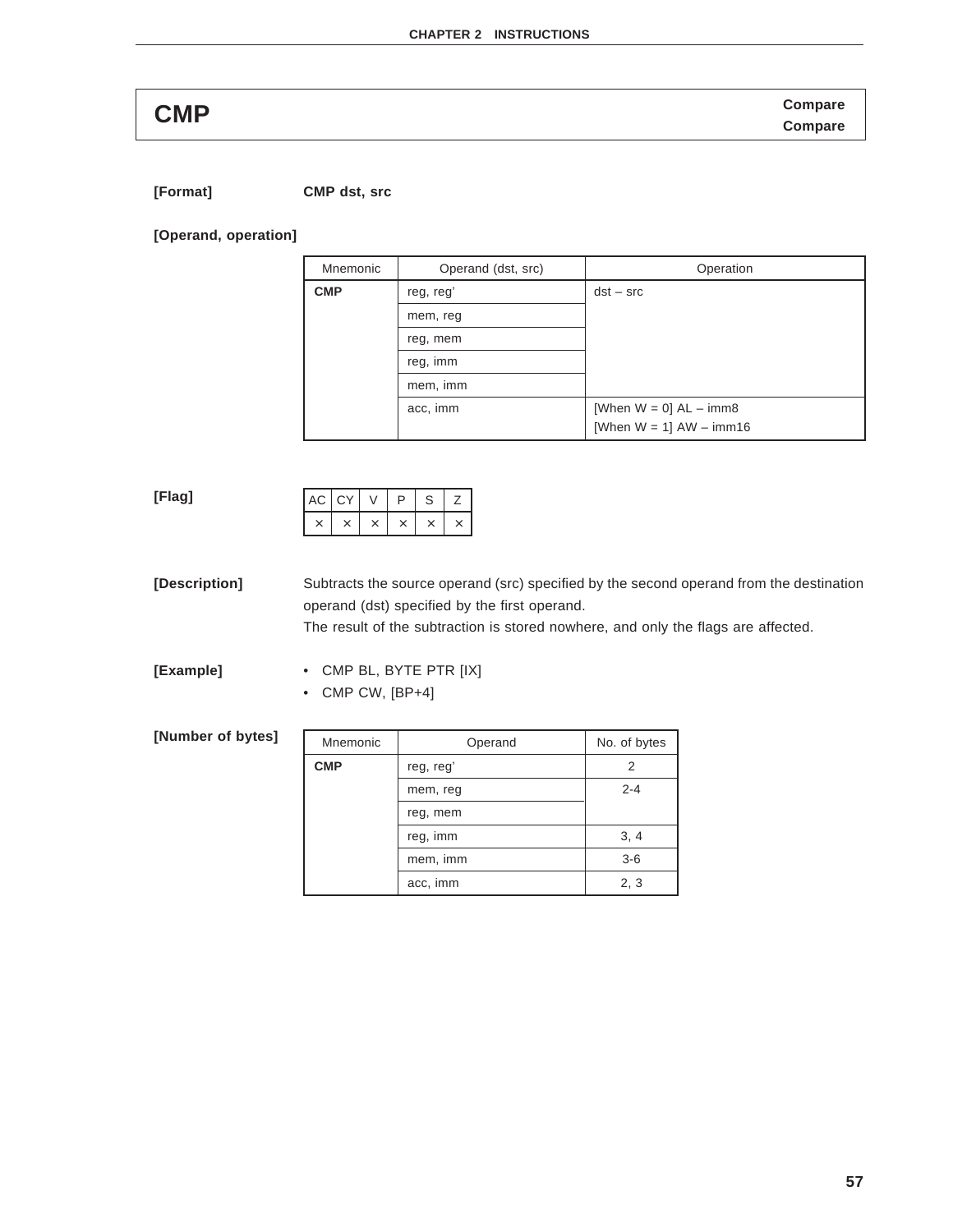# CMP

**Compare**
**Compare**

**[Format]** **CMP dst, src**

**[Operand, operation]**

| Mnemonic | Operand (dst, src) | Operation |
|---|---|---|
| **CMP** | reg, reg' | dst – src |
| | mem, reg | |
| | reg, mem | |
| | reg, imm | |
| | mem, imm | |
| | acc, imm | [When W = 0] AL – imm8<br>[When W = 1] AW – imm16 |

**[Flag]**

| AC | CY | V | P | S | Z |
|---|---|---|---|---|---|
| × | × | × | × | × | × |

**[Description]** Subtracts the source operand (src) specified by the second operand from the destination operand (dst) specified by the first operand.
The result of the subtraction is stored nowhere, and only the flags are affected.

**[Example]**

- CMP BL, BYTE PTR [IX]
- CMP CW, [BP+4]

**[Number of bytes]**

| Mnemonic | Operand | No. of bytes |
|---|---|---|
| **CMP** | reg, reg' | 2 |
| | mem, reg | 2-4 |
| | reg, mem | |
| | reg, imm | 3, 4 |
| | mem, imm | 3-6 |
| | acc, imm | 2, 3 |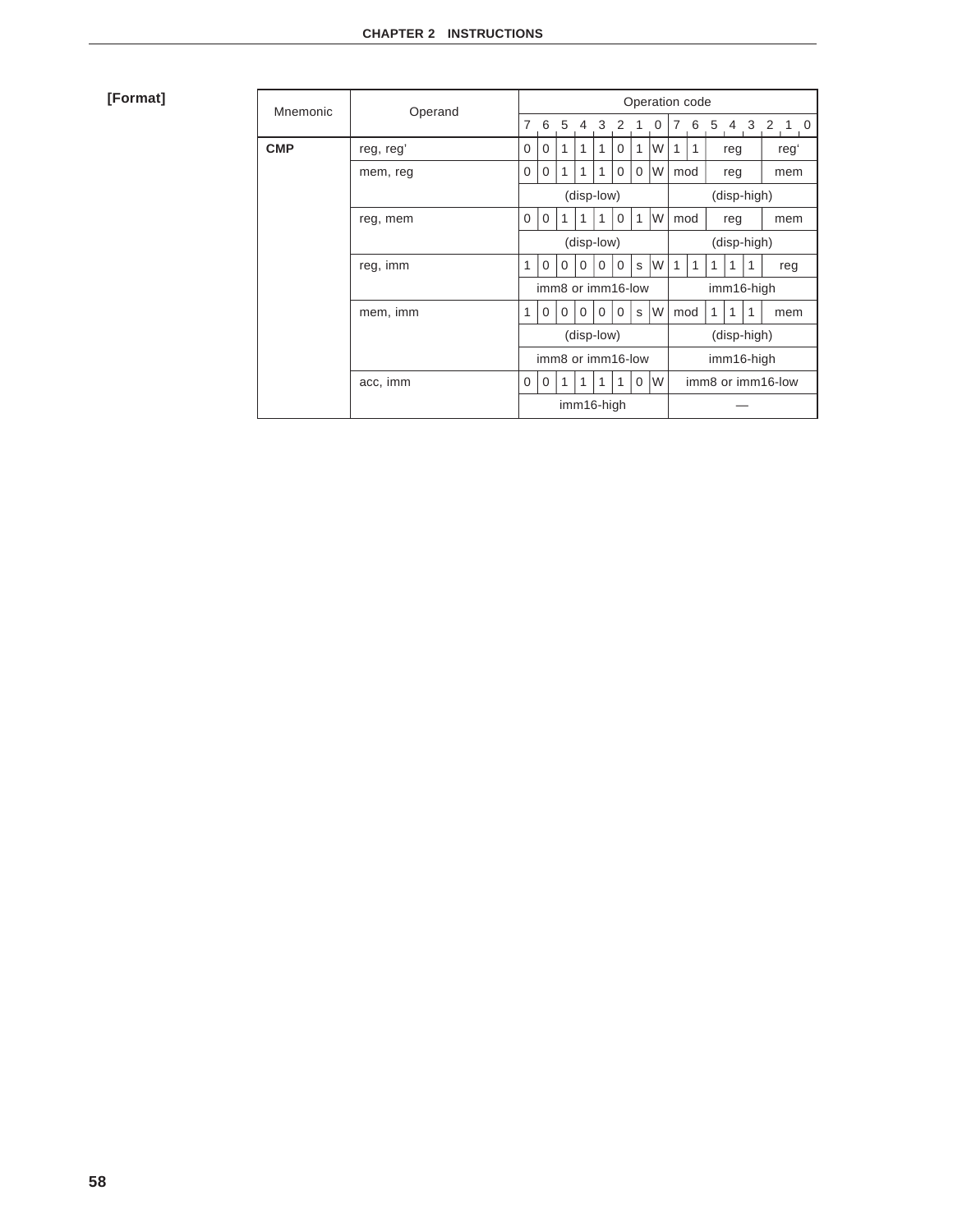**[Format]**

| Mnemonic | Operand | Operation code | | | | | | | | | | | | | | | |
|---|---|---|---|---|---|---|---|---|---|---|---|---|---|---|---|---|---|
| | | 7 | 6 | 5 | 4 | 3 | 2 | 1 | 0 | 7 | 6 | 5 | 4 | 3 | 2 | 1 | 0 |
| **CMP** | reg, reg' | 0 | 0 | 1 | 1 | 1 | 0 | 1 | W | 1 | 1 | reg | | | reg' | | |
| | mem, reg | 0 | 0 | 1 | 1 | 1 | 0 | 0 | W | mod | | reg | | | mem | | |
| | | (disp-low) | | | | | | | | (disp-high) | | | | | | | |
| | reg, mem | 0 | 0 | 1 | 1 | 1 | 0 | 1 | W | mod | | reg | | | mem | | |
| | | (disp-low) | | | | | | | | (disp-high) | | | | | | | |
| | reg, imm | 1 | 0 | 0 | 0 | 0 | 0 | s | W | 1 | 1 | 1 | 1 | 1 | reg | | |
| | | imm8 or imm16-low | | | | | | | | imm16-high | | | | | | | |
| | mem, imm | 1 | 0 | 0 | 0 | 0 | 0 | s | W | mod | | 1 | 1 | 1 | mem | | |
| | | (disp-low) | | | | | | | | (disp-high) | | | | | | | |
| | | imm8 or imm16-low | | | | | | | | imm16-high | | | | | | | |
| | acc, imm | 0 | 0 | 1 | 1 | 1 | 1 | 0 | W | imm8 or imm16-low | | | | | | | |
| | | imm16-high | | | | | | | | — | | | | | | | |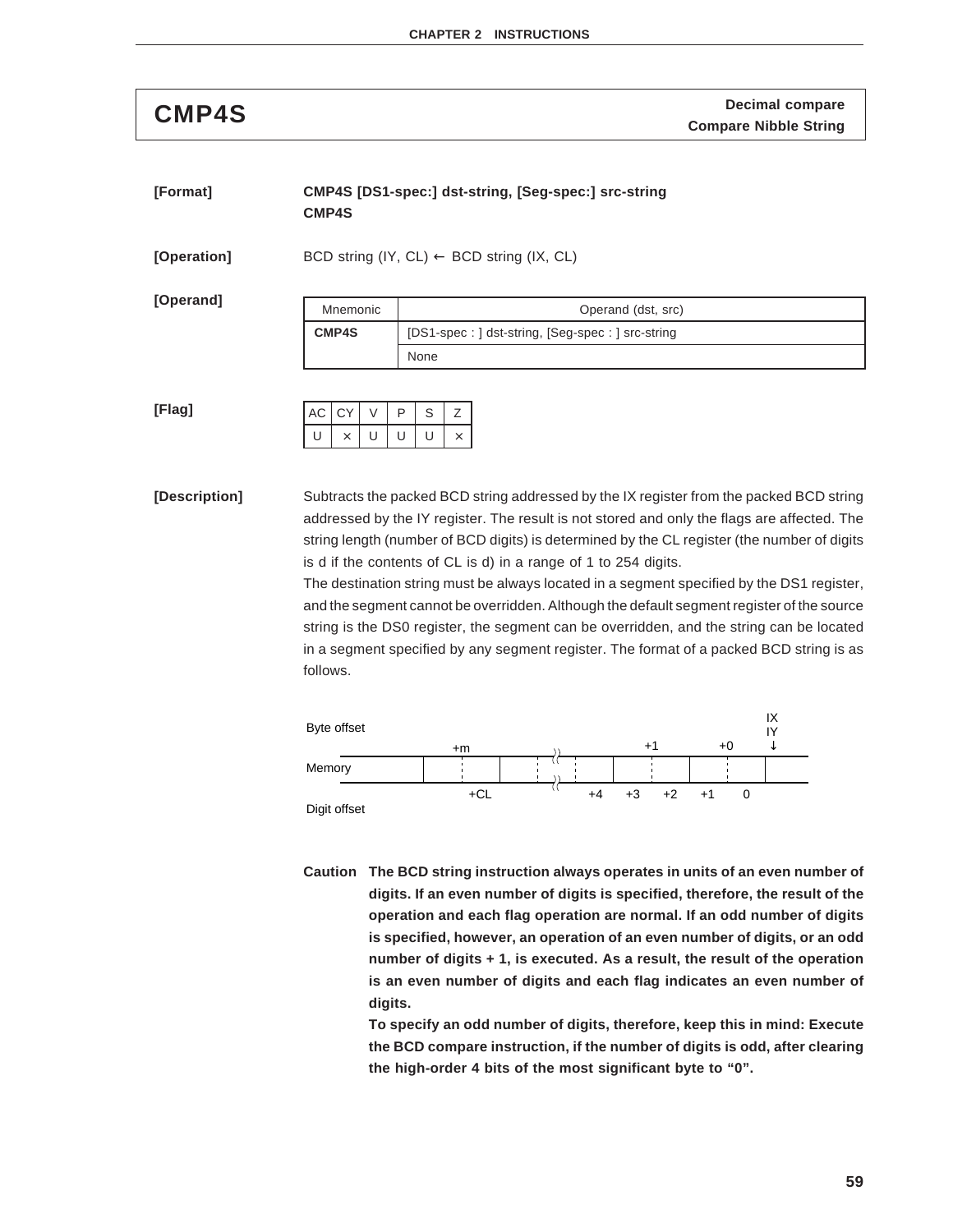# CMP4S

**Decimal compare**
**Compare Nibble String**

**[Format]** **CMP4S [DS1-spec:] dst-string, [Seg-spec:] src-string**
**CMP4S**

**[Operation]** BCD string (IY, CL) ← BCD string (IX, CL)

**[Operand]**

| Mnemonic | Operand (dst, src) |
|---|---|
| **CMP4S** | [DS1-spec : ] dst-string, [Seg-spec : ] src-string |
| | None |

**[Flag]**

| AC | CY | V | P | S | Z |
|---|---|---|---|---|---|
| U | × | U | U | U | × |

**[Description]** Subtracts the packed BCD string addressed by the IX register from the packed BCD string addressed by the IY register. The result is not stored and only the flags are affected. The string length (number of BCD digits) is determined by the CL register (the number of digits is d if the contents of CL is d) in a range of 1 to 254 digits.

The destination string must be always located in a segment specified by the DS1 register, and the segment cannot be overridden. Although the default segment register of the source string is the DS0 register, the segment can be overridden, and the string can be located in a segment specified by any segment register. The format of a packed BCD string is as follows.

```
                                                              IX
Byte offset                                                   IY
                  +m                        +1        +0      ↓
          ------------------------------------------------------
Memory    |      |    :    |    :  ≈  :    |    :    |    :    |
          ------------------------------------------------------
                  +CL              ≈   +4   +3   +2   +1    0
Digit offset
```

**Caution** **The BCD string instruction always operates in units of an even number of digits. If an even number of digits is specified, therefore, the result of the operation and each flag operation are normal. If an odd number of digits is specified, however, an operation of an even number of digits, or an odd number of digits + 1, is executed. As a result, the result of the operation is an even number of digits and each flag indicates an even number of digits.**

**To specify an odd number of digits, therefore, keep this in mind: Execute the BCD compare instruction, if the number of digits is odd, after clearing the high-order 4 bits of the most significant byte to "0".**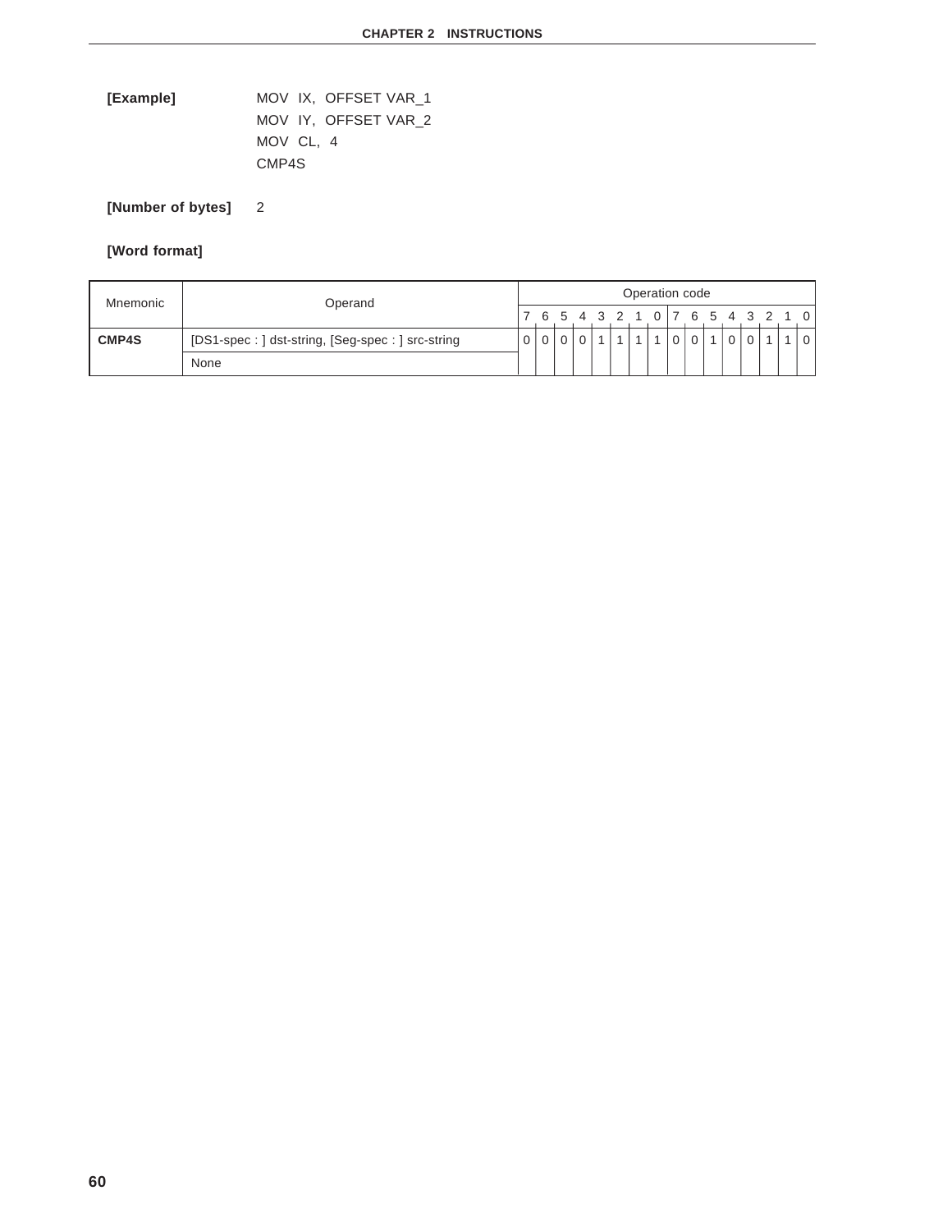**[Example]**

```
MOV  IX,  OFFSET VAR_1
MOV  IY,  OFFSET VAR_2
MOV  CL,  4
CMP4S
```

**[Number of bytes]** 2

**[Word format]**

| Mnemonic | Operand | Operation code | | | | | | | | | | | | | | | |
|---|---|---|---|---|---|---|---|---|---|---|---|---|---|---|---|---|---|
| | | 7 | 6 | 5 | 4 | 3 | 2 | 1 | 0 | 7 | 6 | 5 | 4 | 3 | 2 | 1 | 0 |
| **CMP4S** | [DS1-spec : ] dst-string, [Seg-spec : ] src-string | 0 | 0 | 0 | 0 | 1 | 1 | 1 | 1 | 0 | 0 | 1 | 0 | 0 | 1 | 1 | 0 |
| | None | | | | | | | | | | | | | | | | |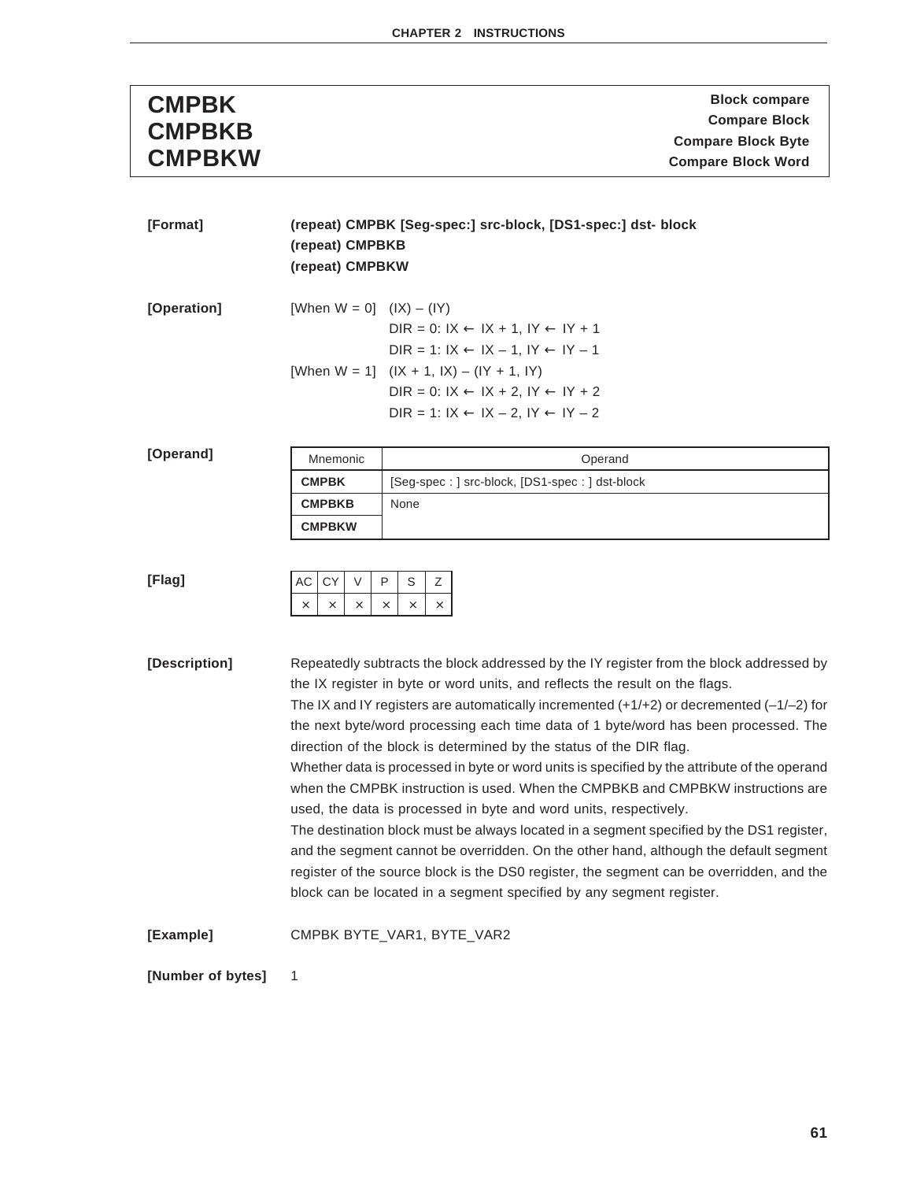# CMPBK CMPBKB CMPBKW

**Block compare**
**Compare Block**
**Compare Block Byte**
**Compare Block Word**

**[Format]**

**(repeat) CMPBK [Seg-spec:] src-block, [DS1-spec:] dst- block**
**(repeat) CMPBKB**
**(repeat) CMPBKW**

**[Operation]**

[When W = 0] (IX) – (IY)
DIR = 0: IX ← IX + 1, IY ← IY + 1
DIR = 1: IX ← IX – 1, IY ← IY – 1

[When W = 1] (IX + 1, IX) – (IY + 1, IY)
DIR = 0: IX ← IX + 2, IY ← IY + 2
DIR = 1: IX ← IX – 2, IY ← IY – 2

**[Operand]**

| Mnemonic | Operand |
|---|---|
| **CMPBK** | [Seg-spec : ] src-block, [DS1-spec : ] dst-block |
| **CMPBKB** | None |
| **CMPBKW** | |

**[Flag]**

| AC | CY | V | P | S | Z |
|---|---|---|---|---|---|
| × | × | × | × | × | × |

**[Description]**

Repeatedly subtracts the block addressed by the IY register from the block addressed by the IX register in byte or word units, and reflects the result on the flags.
The IX and IY registers are automatically incremented (+1/+2) or decremented (–1/–2) for the next byte/word processing each time data of 1 byte/word has been processed. The direction of the block is determined by the status of the DIR flag.
Whether data is processed in byte or word units is specified by the attribute of the operand when the CMPBK instruction is used. When the CMPBKB and CMPBKW instructions are used, the data is processed in byte and word units, respectively.
The destination block must be always located in a segment specified by the DS1 register, and the segment cannot be overridden. On the other hand, although the default segment register of the source block is the DS0 register, the segment can be overridden, and the block can be located in a segment specified by any segment register.

**[Example]**

CMPBK BYTE_VAR1, BYTE_VAR2

**[Number of bytes]**

1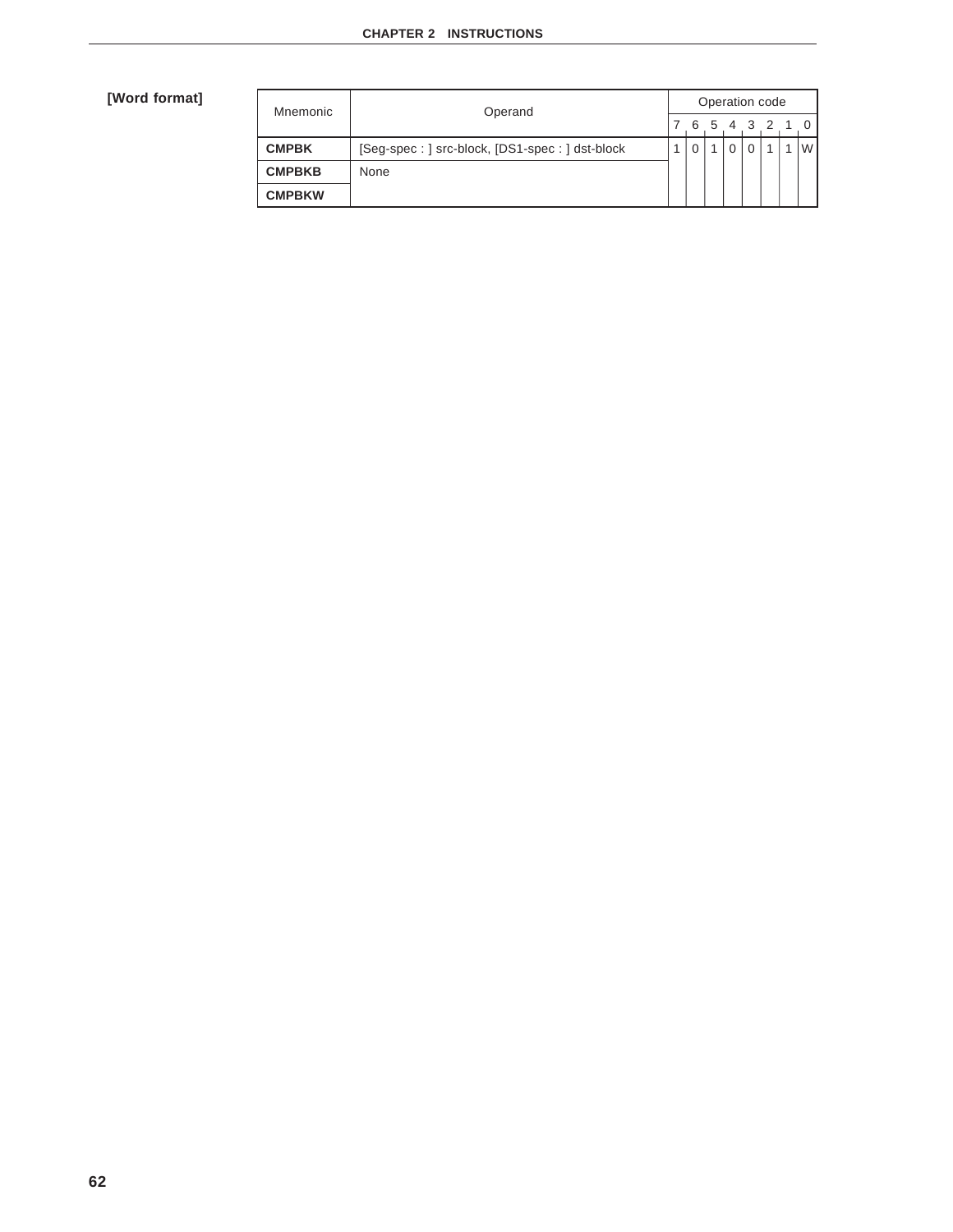**[Word format]**

| Mnemonic | Operand | Operation code | | | | | | | |
|---|---|---|---|---|---|---|---|---|---|
| | | 7 | 6 | 5 | 4 | 3 | 2 | 1 | 0 |
| **CMPBK** | [Seg-spec : ] src-block, [DS1-spec : ] dst-block | 1 | 0 | 1 | 0 | 0 | 1 | 1 | W |
| **CMPBKB** | None | | | | | | | | |
| **CMPBKW** | | | | | | | | | |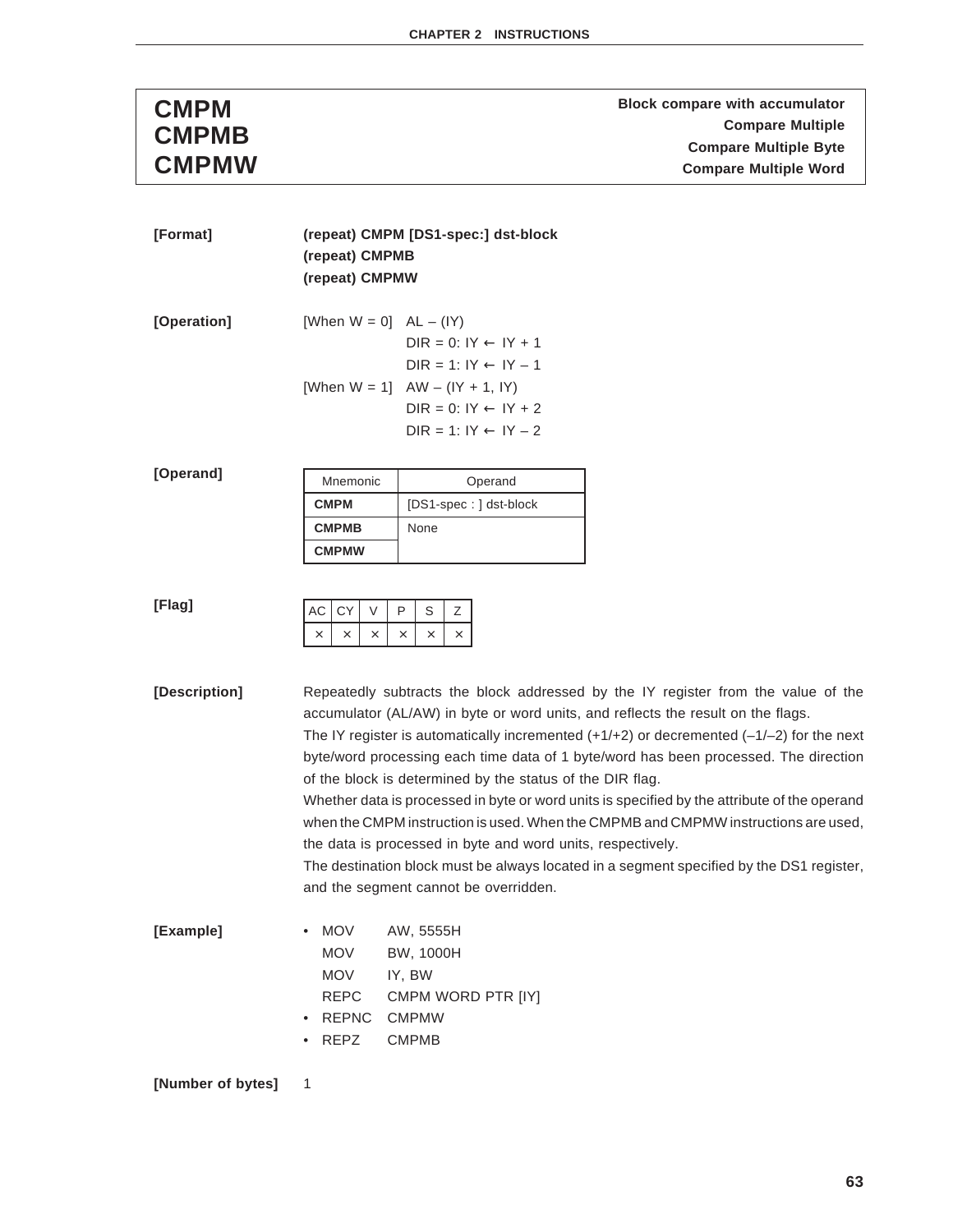# CMPM / CMPMB / CMPMW

**Block compare with accumulator**
**Compare Multiple**
**Compare Multiple Byte**
**Compare Multiple Word**

**[Format]**

**(repeat) CMPM [DS1-spec:] dst-block**
**(repeat) CMPMB**
**(repeat) CMPMW**

**[Operation]**

[When W = 0] AL – (IY)
DIR = 0: IY ← IY + 1
DIR = 1: IY ← IY – 1

[When W = 1] AW – (IY + 1, IY)
DIR = 0: IY ← IY + 2
DIR = 1: IY ← IY – 2

**[Operand]**

| Mnemonic | Operand |
|---|---|
| **CMPM** | [DS1-spec : ] dst-block |
| **CMPMB** | None |
| **CMPMW** | |

**[Flag]**

| AC | CY | V | P | S | Z |
|---|---|---|---|---|---|
| × | × | × | × | × | × |

**[Description]**

Repeatedly subtracts the block addressed by the IY register from the value of the accumulator (AL/AW) in byte or word units, and reflects the result on the flags.
The IY register is automatically incremented (+1/+2) or decremented (–1/–2) for the next byte/word processing each time data of 1 byte/word has been processed. The direction of the block is determined by the status of the DIR flag.
Whether data is processed in byte or word units is specified by the attribute of the operand when the CMPM instruction is used. When the CMPMB and CMPMW instructions are used, the data is processed in byte and word units, respectively.
The destination block must be always located in a segment specified by the DS1 register, and the segment cannot be overridden.

**[Example]**

```
• MOV    AW, 5555H
  MOV    BW, 1000H
  MOV    IY, BW
  REPC   CMPM WORD PTR [IY]
• REPNC  CMPMW
• REPZ   CMPMB
```

**[Number of bytes]** 1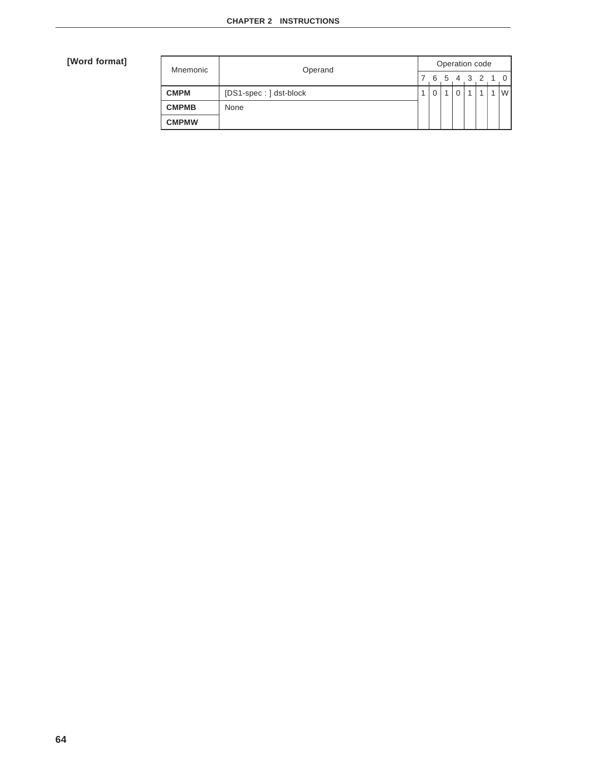**[Word format]**

| Mnemonic | Operand | Operation code | | | | | | | |
|---|---|---|---|---|---|---|---|---|---|
| | | 7 | 6 | 5 | 4 | 3 | 2 | 1 | 0 |
| **CMPM** | [DS1-spec : ] dst-block | 1 | 0 | 1 | 0 | 1 | 1 | 1 | W |
| **CMPMB** | None | | | | | | | | |
| **CMPMW** | | | | | | | | | |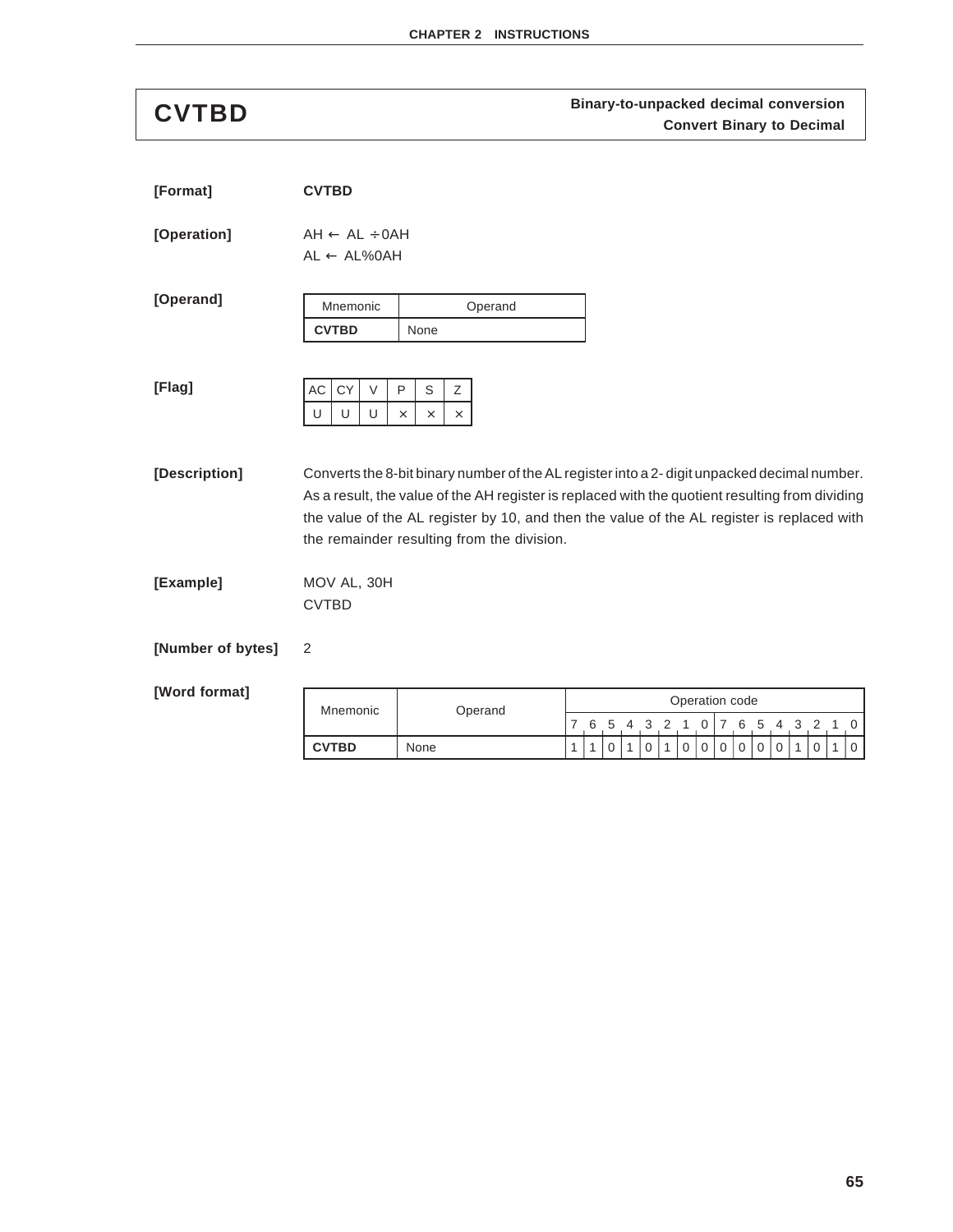# CVTBD

**Binary-to-unpacked decimal conversion**
**Convert Binary to Decimal**

**[Format]** **CVTBD**

**[Operation]**

AH ← AL ÷ 0AH
AL ← AL%0AH

**[Operand]**

| Mnemonic | Operand |
|---|---|
| **CVTBD** | None |

**[Flag]**

| AC | CY | V | P | S | Z |
|---|---|---|---|---|---|
| U | U | U | × | × | × |

**[Description]**

Converts the 8-bit binary number of the AL register into a 2- digit unpacked decimal number. As a result, the value of the AH register is replaced with the quotient resulting from dividing the value of the AL register by 10, and then the value of the AL register is replaced with the remainder resulting from the division.

**[Example]**

MOV AL, 30H
CVTBD

**[Number of bytes]** 2

**[Word format]**

| Mnemonic | Operand | Operation code | | | | | | | | | | | | | | | |
|---|---|---|---|---|---|---|---|---|---|---|---|---|---|---|---|---|---|
| | | 7 | 6 | 5 | 4 | 3 | 2 | 1 | 0 | 7 | 6 | 5 | 4 | 3 | 2 | 1 | 0 |
| **CVTBD** | None | 1 | 1 | 0 | 1 | 0 | 1 | 0 | 0 | 0 | 0 | 0 | 0 | 1 | 0 | 1 | 0 |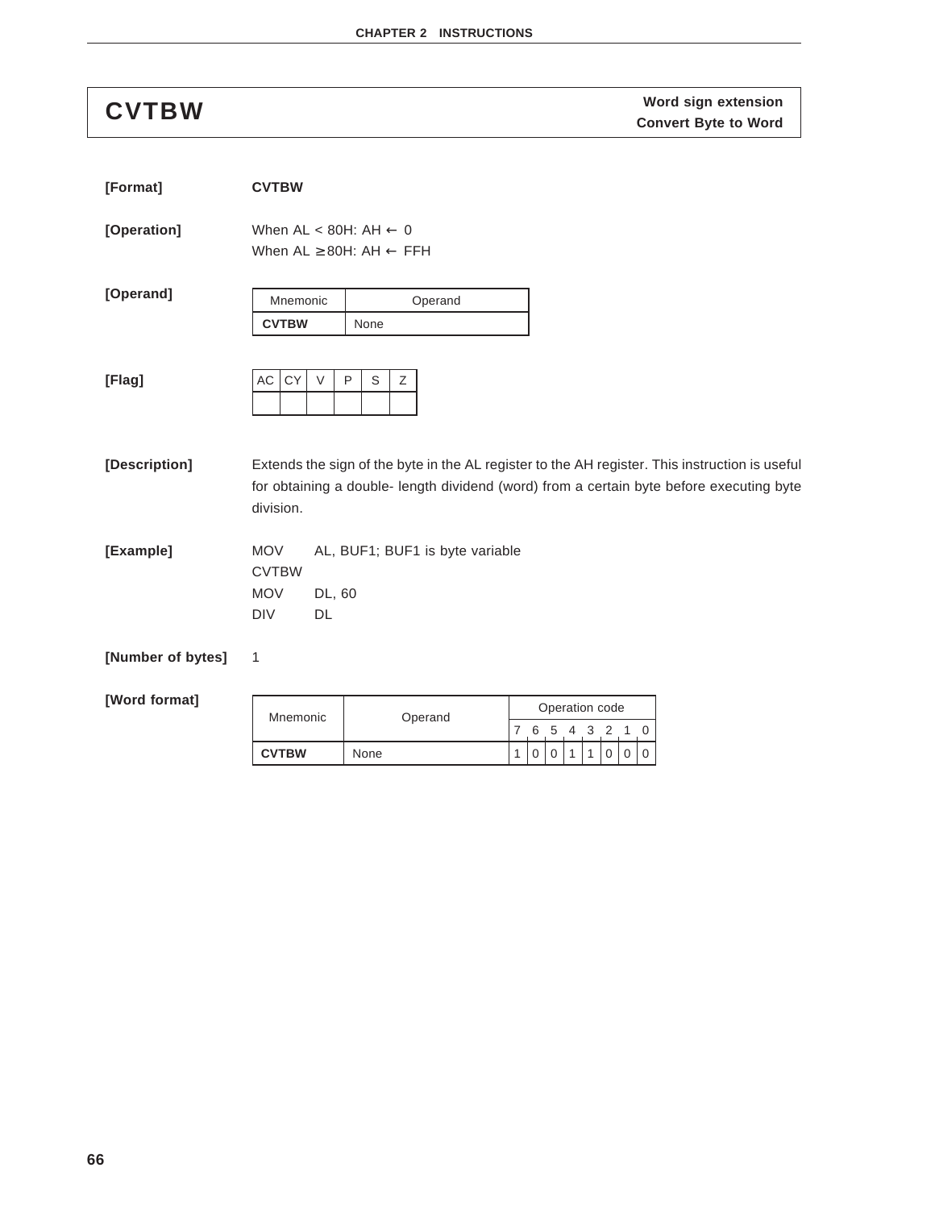# CVTBW

**Word sign extension**
**Convert Byte to Word**

**[Format]** **CVTBW**

**[Operation]**

When AL < 80H: AH ← 0
When AL ≥ 80H: AH ← FFH

**[Operand]**

| Mnemonic | Operand |
|---|---|
| **CVTBW** | None |

**[Flag]**

| AC | CY | V | P | S | Z |
|---|---|---|---|---|---|
| | | | | | |

**[Description]**

Extends the sign of the byte in the AL register to the AH register. This instruction is useful for obtaining a double- length dividend (word) from a certain byte before executing byte division.

**[Example]**

```
MOV     AL, BUF1; BUF1 is byte variable
CVTBW
MOV     DL, 60
DIV     DL
```

**[Number of bytes]** 1

**[Word format]**

| Mnemonic | Operand | Operation code | | | | | | | |
|---|---|---|---|---|---|---|---|---|---|
| | | 7 | 6 | 5 | 4 | 3 | 2 | 1 | 0 |
| **CVTBW** | None | 1 | 0 | 0 | 1 | 1 | 0 | 0 | 0 |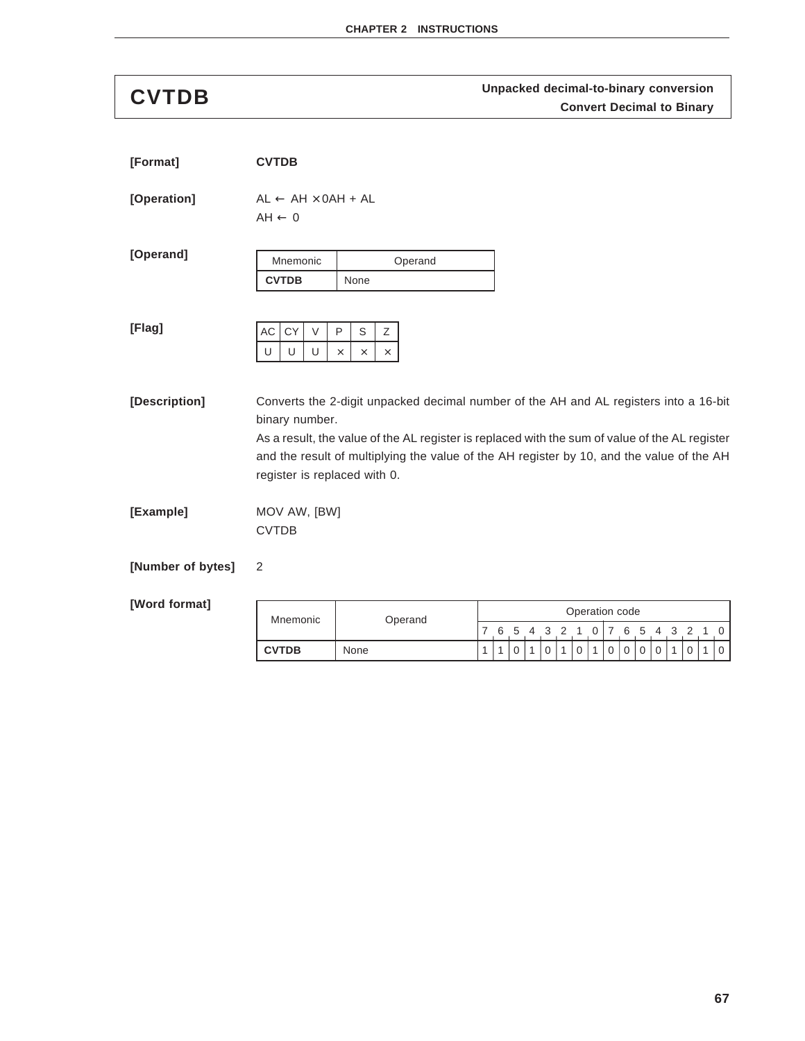# CVTDB

**Unpacked decimal-to-binary conversion**
**Convert Decimal to Binary**

**[Format]** **CVTDB**

**[Operation]** AL ← AH ×0AH + AL
AH ← 0

**[Operand]**

| Mnemonic | Operand |
|---|---|
| **CVTDB** | None |

**[Flag]**

| AC | CY | V | P | S | Z |
|---|---|---|---|---|---|
| U | U | U | × | × | × |

**[Description]** Converts the 2-digit unpacked decimal number of the AH and AL registers into a 16-bit binary number.
As a result, the value of the AL register is replaced with the sum of value of the AL register and the result of multiplying the value of the AH register by 10, and the value of the AH register is replaced with 0.

**[Example]**

```
MOV AW, [BW]
CVTDB
```

**[Number of bytes]** 2

**[Word format]**

| Mnemonic | Operand | Operation code | | | | | | | | | | | | | | | |
|---|---|---|---|---|---|---|---|---|---|---|---|---|---|---|---|---|---|
| | | 7 | 6 | 5 | 4 | 3 | 2 | 1 | 0 | 7 | 6 | 5 | 4 | 3 | 2 | 1 | 0 |
| **CVTDB** | None | 1 | 1 | 0 | 1 | 0 | 1 | 0 | 1 | 0 | 0 | 0 | 0 | 1 | 0 | 1 | 0 |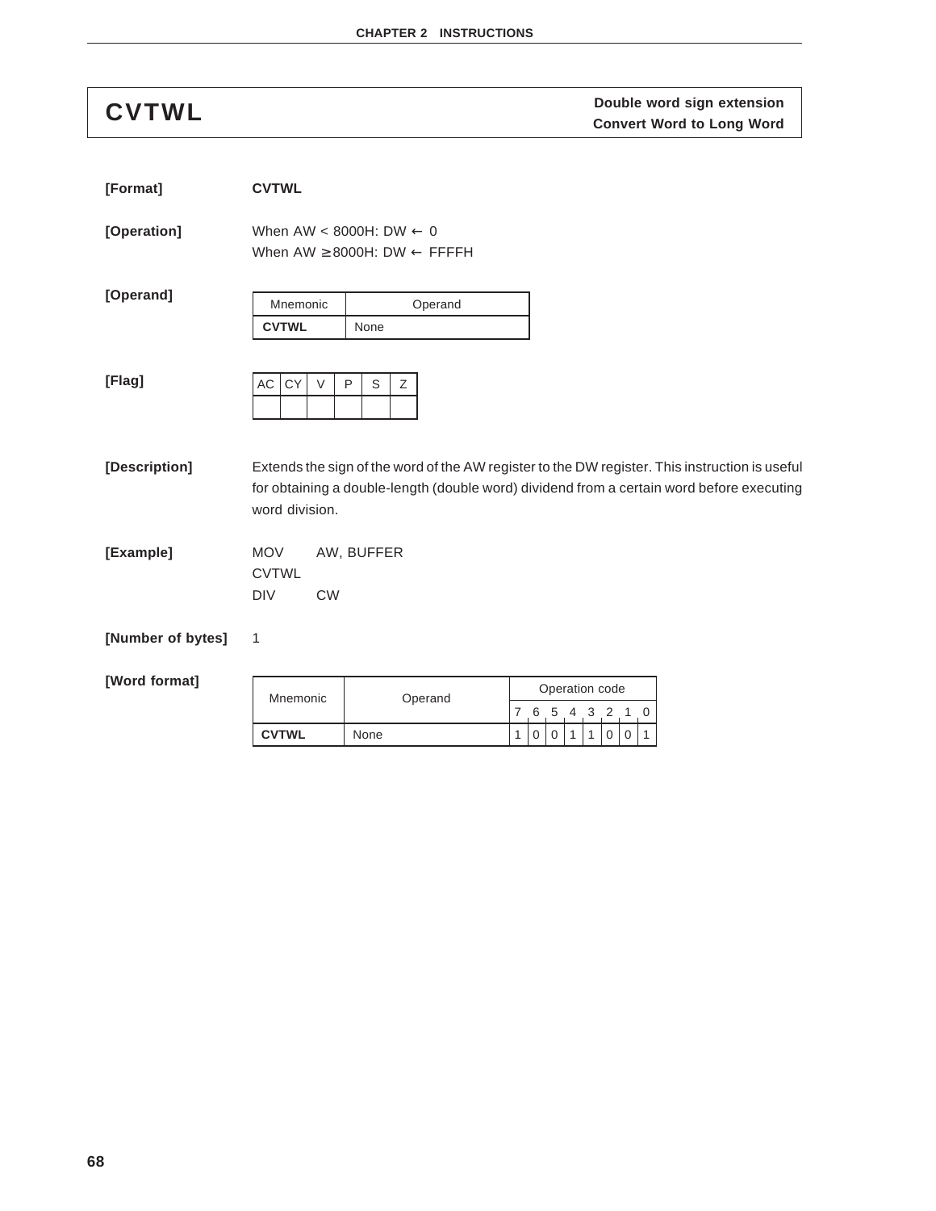# CVTWL

**Double word sign extension**
**Convert Word to Long Word**

**[Format]** **CVTWL**

**[Operation]**

When AW < 8000H: DW ← 0
When AW ≥ 8000H: DW ← FFFFH

**[Operand]**

| Mnemonic | Operand |
|---|---|
| **CVTWL** | None |

**[Flag]**

| AC | CY | V | P | S | Z |
|---|---|---|---|---|---|
| | | | | | |

**[Description]**

Extends the sign of the word of the AW register to the DW register. This instruction is useful for obtaining a double-length (double word) dividend from a certain word before executing word division.

**[Example]**

```
MOV     AW, BUFFER
CVTWL
DIV     CW
```

**[Number of bytes]** 1

**[Word format]**

| Mnemonic | Operand | Operation code | | | | | | | |
|---|---|---|---|---|---|---|---|---|---|
| | | 7 | 6 | 5 | 4 | 3 | 2 | 1 | 0 |
| **CVTWL** | None | 1 | 0 | 0 | 1 | 1 | 0 | 0 | 1 |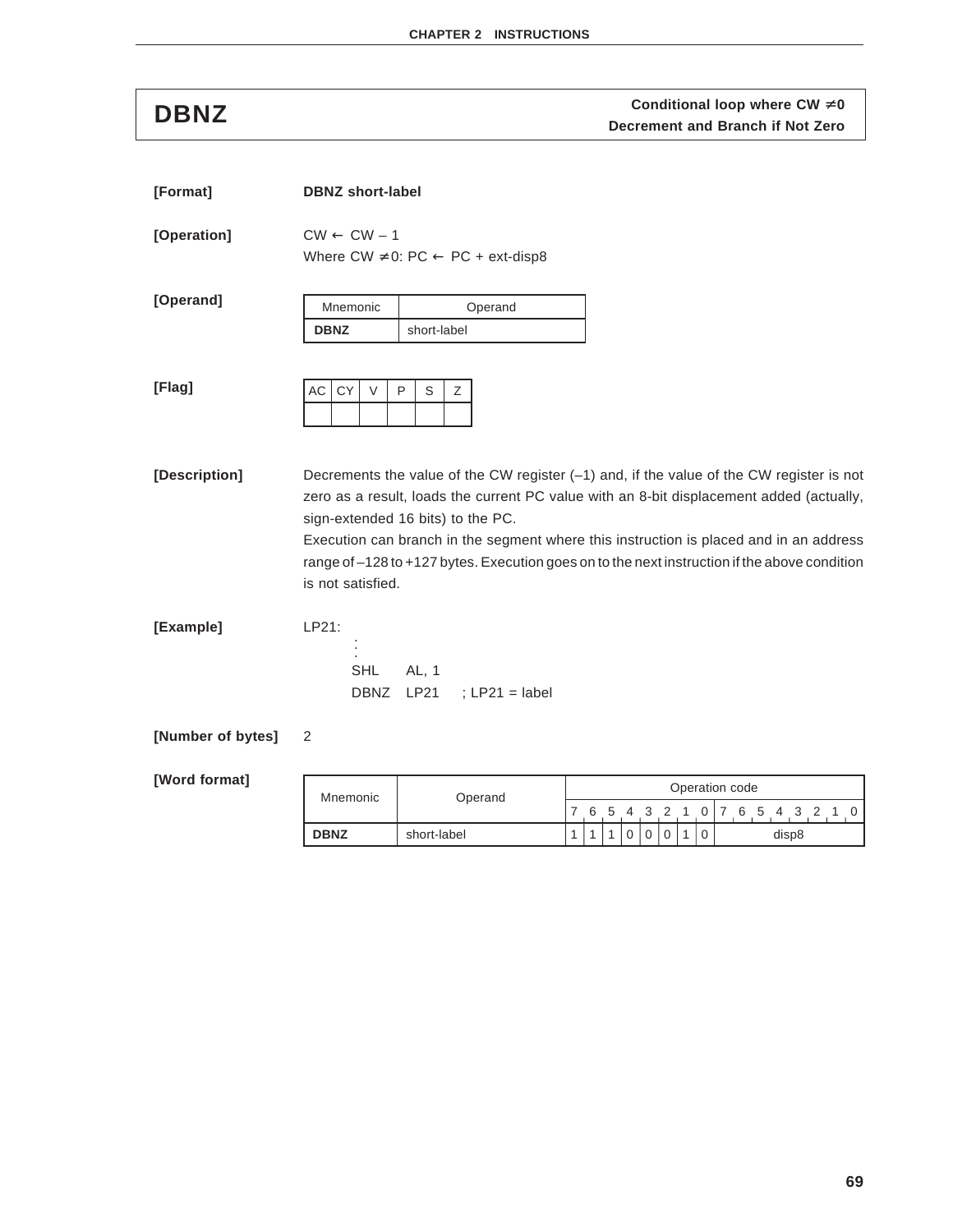# DBNZ

**Conditional loop where CW ≠0**
**Decrement and Branch if Not Zero**

**[Format]** **DBNZ short-label**

**[Operation]** CW ← CW – 1
Where CW ≠0: PC ← PC + ext-disp8

**[Operand]**

| Mnemonic | Operand |
|---|---|
| **DBNZ** | short-label |

**[Flag]**

| AC | CY | V | P | S | Z |
|---|---|---|---|---|---|
| | | | | | |

**[Description]** Decrements the value of the CW register (–1) and, if the value of the CW register is not zero as a result, loads the current PC value with an 8-bit displacement added (actually, sign-extended 16 bits) to the PC.

Execution can branch in the segment where this instruction is placed and in an address range of –128 to +127 bytes. Execution goes on to the next instruction if the above condition is not satisfied.

**[Example]**

```
LP21:
        :
        :
        SHL     AL, 1
        DBNZ    LP21     ; LP21 = label
```

**[Number of bytes]** 2

**[Word format]**

| Mnemonic | Operand | Operation code | | | | | | | | |
|---|---|---|---|---|---|---|---|---|---|---|
| | | 7 | 6 | 5 | 4 | 3 | 2 | 1 | 0 | 7 6 5 4 3 2 1 0 |
| **DBNZ** | short-label | 1 | 1 | 1 | 0 | 0 | 0 | 1 | 0 | disp8 |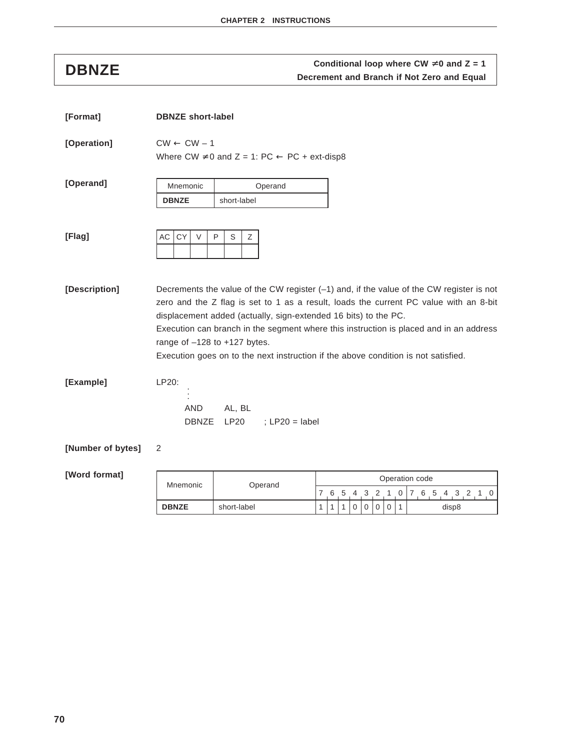# DBNZE

**Conditional loop where CW ≠0 and Z = 1**
**Decrement and Branch if Not Zero and Equal**

**[Format]** **DBNZE short-label**

**[Operation]** CW ← CW – 1
Where CW ≠0 and Z = 1: PC ← PC + ext-disp8

**[Operand]**

| Mnemonic | Operand |
|---|---|
| **DBNZE** | short-label |

**[Flag]**

| AC | CY | V | P | S | Z |
|---|---|---|---|---|---|
| | | | | | |

**[Description]** Decrements the value of the CW register (–1) and, if the value of the CW register is not zero and the Z flag is set to 1 as a result, loads the current PC value with an 8-bit displacement added (actually, sign-extended 16 bits) to the PC.
Execution can branch in the segment where this instruction is placed and in an address range of –128 to +127 bytes.
Execution goes on to the next instruction if the above condition is not satisfied.

**[Example]**

```
LP20:
        :
        :
       AND      AL, BL
       DBNZE    LP20     ; LP20 = label
```

**[Number of bytes]** 2

**[Word format]**

| Mnemonic | Operand | Operation code | | | | | | | | |
|---|---|---|---|---|---|---|---|---|---|---|
| | | 7 | 6 | 5 | 4 | 3 | 2 | 1 | 0 | 7 6 5 4 3 2 1 0 |
| **DBNZE** | short-label | 1 | 1 | 1 | 0 | 0 | 0 | 0 | 1 | disp8 |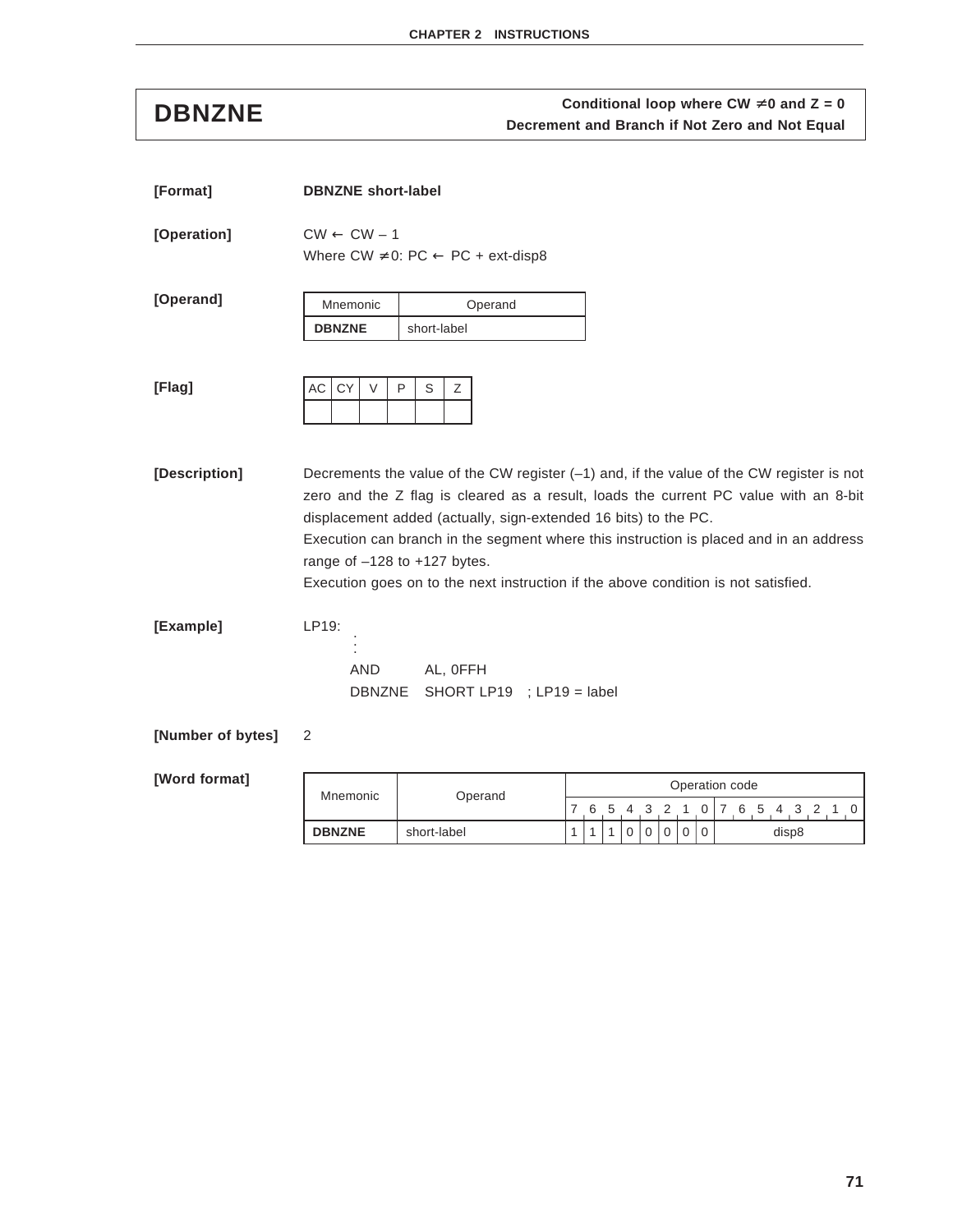# DBNZNE

**Conditional loop where CW ≠ 0 and Z = 0**
**Decrement and Branch if Not Zero and Not Equal**

**[Format]** **DBNZNE short-label**

**[Operation]** CW ← CW – 1
Where CW ≠ 0: PC ← PC + ext-disp8

**[Operand]**

| Mnemonic | Operand |
|---|---|
| **DBNZNE** | short-label |

**[Flag]**

| AC | CY | V | P | S | Z |
|---|---|---|---|---|---|
| | | | | | |

**[Description]** Decrements the value of the CW register (–1) and, if the value of the CW register is not zero and the Z flag is cleared as a result, loads the current PC value with an 8-bit displacement added (actually, sign-extended 16 bits) to the PC.
Execution can branch in the segment where this instruction is placed and in an address range of –128 to +127 bytes.
Execution goes on to the next instruction if the above condition is not satisfied.

**[Example]**

```
LP19:
        :
        :
        AND      AL, 0FFH
        DBNZNE   SHORT LP19   ; LP19 = label
```

**[Number of bytes]** 2

**[Word format]**

| Mnemonic | Operand | Operation code | | | | | | | | |
|---|---|---|---|---|---|---|---|---|---|---|
| | | 7 | 6 | 5 | 4 | 3 | 2 | 1 | 0 | 7 6 5 4 3 2 1 0 |
| **DBNZNE** | short-label | 1 | 1 | 1 | 0 | 0 | 0 | 0 | 0 | disp8 |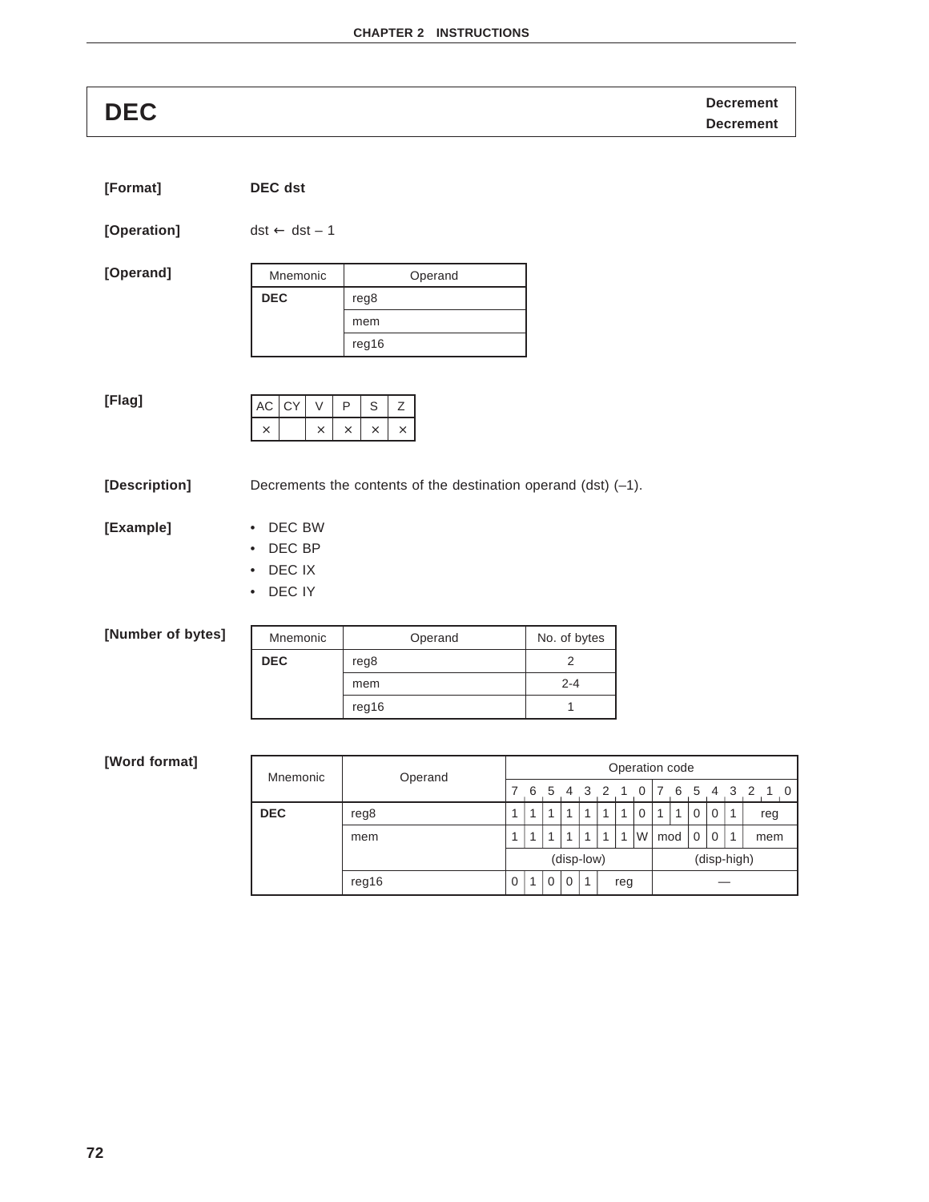# DEC

**Decrement**
**Decrement**

**[Format]** **DEC dst**

**[Operation]** dst ← dst – 1

**[Operand]**

| Mnemonic | Operand |
|---|---|
| **DEC** | reg8 |
| | mem |
| | reg16 |

**[Flag]**

| AC | CY | V | P | S | Z |
|---|---|---|---|---|---|
| × | | × | × | × | × |

**[Description]** Decrements the contents of the destination operand (dst) (–1).

**[Example]**

- DEC BW
- DEC BP
- DEC IX
- DEC IY

**[Number of bytes]**

| Mnemonic | Operand | No. of bytes |
|---|---|---|
| **DEC** | reg8 | 2 |
| | mem | 2-4 |
| | reg16 | 1 |

**[Word format]**

| Mnemonic | Operand | 7 | 6 | 5 | 4 | 3 | 2 | 1 | 0 | 7 | 6 | 5 | 4 | 3 | 2 | 1 | 0 |
|---|---|---|---|---|---|---|---|---|---|---|---|---|---|---|---|---|---|
| **DEC** | reg8 | 1 | 1 | 1 | 1 | 1 | 1 | 1 | 0 | 1 | 1 | 0 | 0 | 1 | reg | | |
| | mem | 1 | 1 | 1 | 1 | 1 | 1 | 1 | W | mod | | 0 | 0 | 1 | mem | | |
| | | (disp-low) | | | | | | | | (disp-high) | | | | | | | |
| | reg16 | 0 | 1 | 0 | 0 | 1 | reg | | | — | | | | | | | |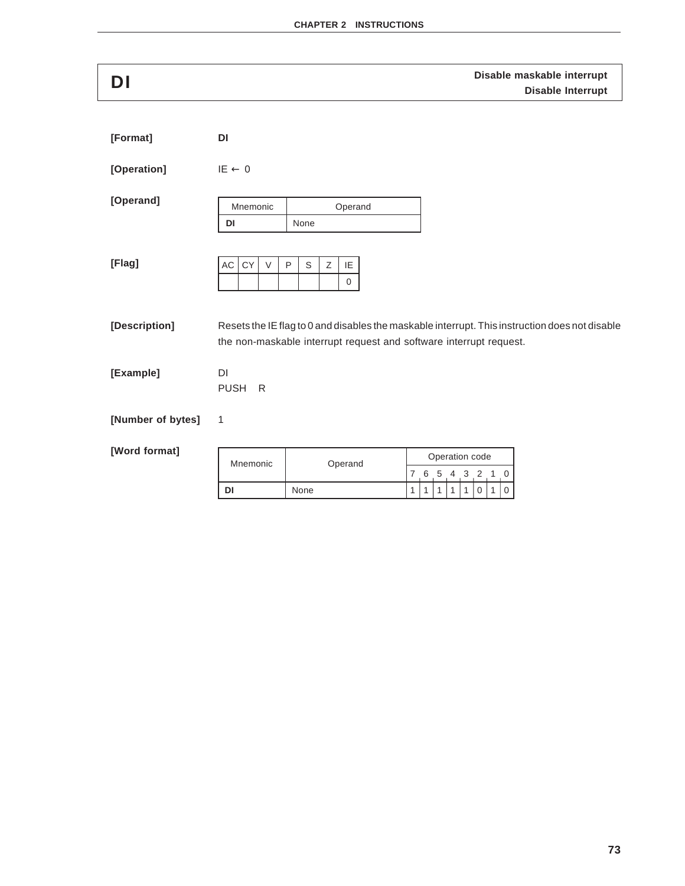# DI

**Disable maskable interrupt**
**Disable Interrupt**

**[Format]** **DI**

**[Operation]** IE ← 0

**[Operand]**

| Mnemonic | Operand |
|---|---|
| **DI** | None |

**[Flag]**

| AC | CY | V | P | S | Z | IE |
|---|---|---|---|---|---|---|
| | | | | | | 0 |

**[Description]** Resets the IE flag to 0 and disables the maskable interrupt. This instruction does not disable the non-maskable interrupt request and software interrupt request.

**[Example]**

```
DI
PUSH   R
```

**[Number of bytes]** 1

**[Word format]**

| Mnemonic | Operand | Operation code | | | | | | | |
|---|---|---|---|---|---|---|---|---|---|
| | | 7 | 6 | 5 | 4 | 3 | 2 | 1 | 0 |
| **DI** | None | 1 | 1 | 1 | 1 | 1 | 0 | 1 | 0 |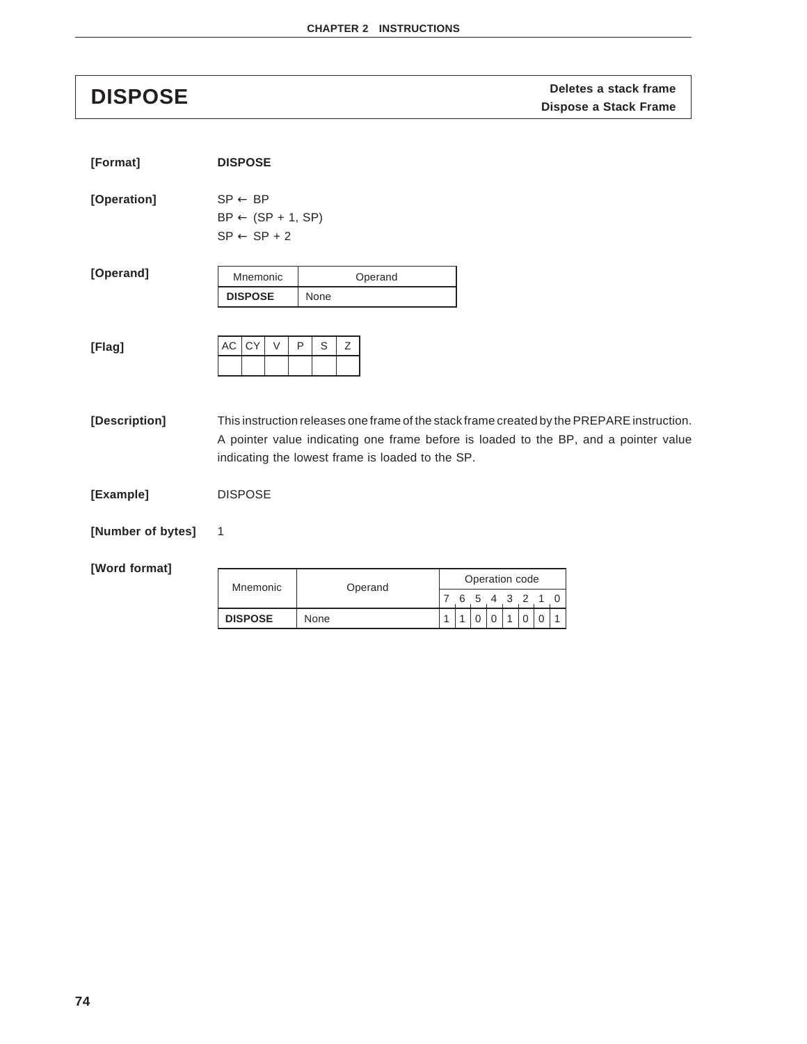# DISPOSE

**Deletes a stack frame**
**Dispose a Stack Frame**

**[Format]** **DISPOSE**

**[Operation]**

SP ← BP
BP ← (SP + 1, SP)
SP ← SP + 2

**[Operand]**

| Mnemonic | Operand |
|---|---|
| **DISPOSE** | None |

**[Flag]**

| AC | CY | V | P | S | Z |
|---|---|---|---|---|---|
| | | | | | |

**[Description]** This instruction releases one frame of the stack frame created by the PREPARE instruction. A pointer value indicating one frame before is loaded to the BP, and a pointer value indicating the lowest frame is loaded to the SP.

**[Example]** DISPOSE

**[Number of bytes]** 1

**[Word format]**

| Mnemonic | Operand | Operation code | | | | | | | |
|---|---|---|---|---|---|---|---|---|---|
| | | 7 | 6 | 5 | 4 | 3 | 2 | 1 | 0 |
| **DISPOSE** | None | 1 | 1 | 0 | 0 | 1 | 0 | 0 | 1 |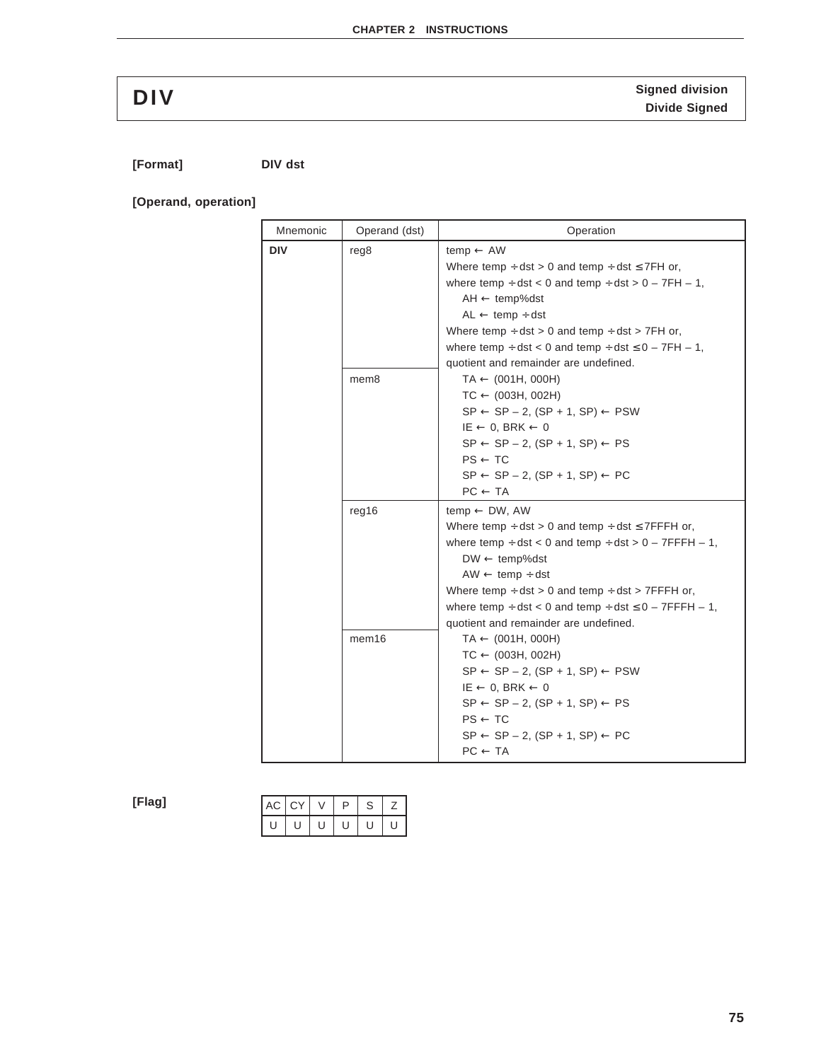## DIV

**Signed division**
**Divide Signed**

**[Format]** **DIV dst**

**[Operand, operation]**

| Mnemonic | Operand (dst) | Operation |
|---|---|---|
| **DIV** | reg8 | temp ← AW<br>Where temp ÷ dst > 0 and temp ÷ dst ≤ 7FH or,<br>where temp ÷ dst < 0 and temp ÷ dst > 0 – 7FH – 1,<br>AH ← temp%dst<br>AL ← temp ÷ dst<br>Where temp ÷ dst > 0 and temp ÷ dst > 7FH or,<br>where temp ÷ dst < 0 and temp ÷ dst ≤ 0 – 7FH – 1,<br>quotient and remainder are undefined. |
| | mem8 | TA ← (001H, 000H)<br>TC ← (003H, 002H)<br>SP ← SP – 2, (SP + 1, SP) ← PSW<br>IE ← 0, BRK ← 0<br>SP ← SP – 2, (SP + 1, SP) ← PS<br>PS ← TC<br>SP ← SP – 2, (SP + 1, SP) ← PC<br>PC ← TA |
| | reg16 | temp ← DW, AW<br>Where temp ÷ dst > 0 and temp ÷ dst ≤ 7FFFH or,<br>where temp ÷ dst < 0 and temp ÷ dst > 0 – 7FFFH – 1,<br>DW ← temp%dst<br>AW ← temp ÷ dst<br>Where temp ÷ dst > 0 and temp ÷ dst > 7FFFH or,<br>where temp ÷ dst < 0 and temp ÷ dst ≤ 0 – 7FFFH – 1,<br>quotient and remainder are undefined. |
| | mem16 | TA ← (001H, 000H)<br>TC ← (003H, 002H)<br>SP ← SP – 2, (SP + 1, SP) ← PSW<br>IE ← 0, BRK ← 0<br>SP ← SP – 2, (SP + 1, SP) ← PS<br>PS ← TC<br>SP ← SP – 2, (SP + 1, SP) ← PC<br>PC ← TA |

**[Flag]**

| AC | CY | V | P | S | Z |
|---|---|---|---|---|---|
| U | U | U | U | U | U |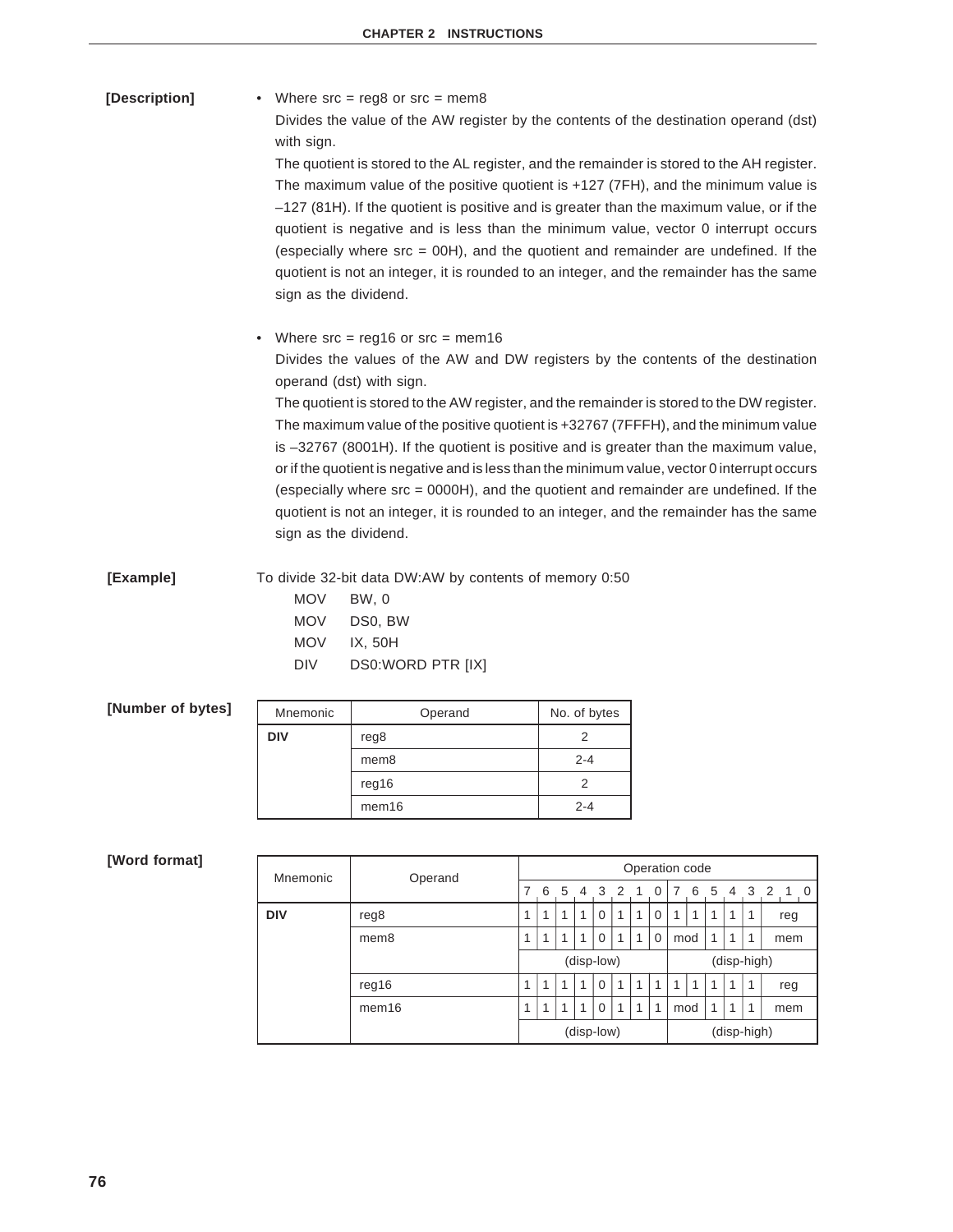**[Description]**

- Where src = reg8 or src = mem8

  Divides the value of the AW register by the contents of the destination operand (dst) with sign.

  The quotient is stored to the AL register, and the remainder is stored to the AH register. The maximum value of the positive quotient is +127 (7FH), and the minimum value is –127 (81H). If the quotient is positive and is greater than the maximum value, or if the quotient is negative and is less than the minimum value, vector 0 interrupt occurs (especially where src = 00H), and the quotient and remainder are undefined. If the quotient is not an integer, it is rounded to an integer, and the remainder has the same sign as the dividend.

- Where src = reg16 or src = mem16

  Divides the values of the AW and DW registers by the contents of the destination operand (dst) with sign.

  The quotient is stored to the AW register, and the remainder is stored to the DW register. The maximum value of the positive quotient is +32767 (7FFFH), and the minimum value is –32767 (8001H). If the quotient is positive and is greater than the maximum value, or if the quotient is negative and is less than the minimum value, vector 0 interrupt occurs (especially where src = 0000H), and the quotient and remainder are undefined. If the quotient is not an integer, it is rounded to an integer, and the remainder has the same sign as the dividend.

**[Example]**

To divide 32-bit data DW:AW by contents of memory 0:50

```
MOV    BW, 0
MOV    DS0, BW
MOV    IX, 50H
DIV    DS0:WORD PTR [IX]
```

**[Number of bytes]**

| Mnemonic | Operand | No. of bytes |
|---|---|---|
| **DIV** | reg8 | 2 |
| | mem8 | 2-4 |
| | reg16 | 2 |
| | mem16 | 2-4 |

**[Word format]**

| Mnemonic | Operand | Operation code | | | | | | | | | | | | | | | |
|---|---|---|---|---|---|---|---|---|---|---|---|---|---|---|---|---|---|
| | | 7 | 6 | 5 | 4 | 3 | 2 | 1 | 0 | 7 | 6 | 5 | 4 | 3 | 2 | 1 | 0 |
| **DIV** | reg8 | 1 | 1 | 1 | 1 | 0 | 1 | 1 | 0 | 1 | 1 | 1 | 1 | 1 | reg | | |
| | mem8 | 1 | 1 | 1 | 1 | 0 | 1 | 1 | 0 | mod | | 1 | 1 | 1 | mem | | |
| | | (disp-low) | | | | | | | | (disp-high) | | | | | | | |
| | reg16 | 1 | 1 | 1 | 1 | 0 | 1 | 1 | 1 | 1 | 1 | 1 | 1 | 1 | reg | | |
| | mem16 | 1 | 1 | 1 | 1 | 0 | 1 | 1 | 1 | mod | | 1 | 1 | 1 | mem | | |
| | | (disp-low) | | | | | | | | (disp-high) | | | | | | | |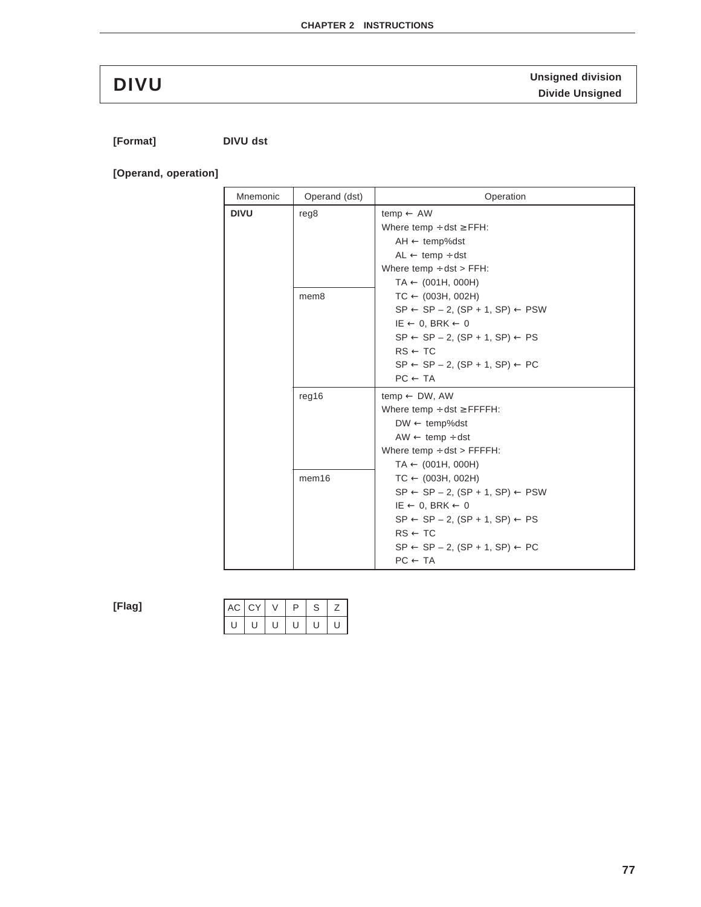# DIVU

**Unsigned division**
**Divide Unsigned**

**[Format]** **DIVU dst**

**[Operand, operation]**

| Mnemonic | Operand (dst) | Operation |
|---|---|---|
| **DIVU** | reg8<br>mem8 | temp ← AW<br>Where temp ÷ dst ≥ FFH:<br>AH ← temp%dst<br>AL ← temp ÷ dst<br>Where temp ÷ dst > FFH:<br>TA ← (001H, 000H)<br>TC ← (003H, 002H)<br>SP ← SP – 2, (SP + 1, SP) ← PSW<br>IE ← 0, BRK ← 0<br>SP ← SP – 2, (SP + 1, SP) ← PS<br>RS ← TC<br>SP ← SP – 2, (SP + 1, SP) ← PC<br>PC ← TA |
| | reg16<br>mem16 | temp ← DW, AW<br>Where temp ÷ dst ≥ FFFFH:<br>DW ← temp%dst<br>AW ← temp ÷ dst<br>Where temp ÷ dst > FFFFH:<br>TA ← (001H, 000H)<br>TC ← (003H, 002H)<br>SP ← SP – 2, (SP + 1, SP) ← PSW<br>IE ← 0, BRK ← 0<br>SP ← SP – 2, (SP + 1, SP) ← PS<br>RS ← TC<br>SP ← SP – 2, (SP + 1, SP) ← PC<br>PC ← TA |

**[Flag]**

| AC | CY | V | P | S | Z |
|---|---|---|---|---|---|
| U | U | U | U | U | U |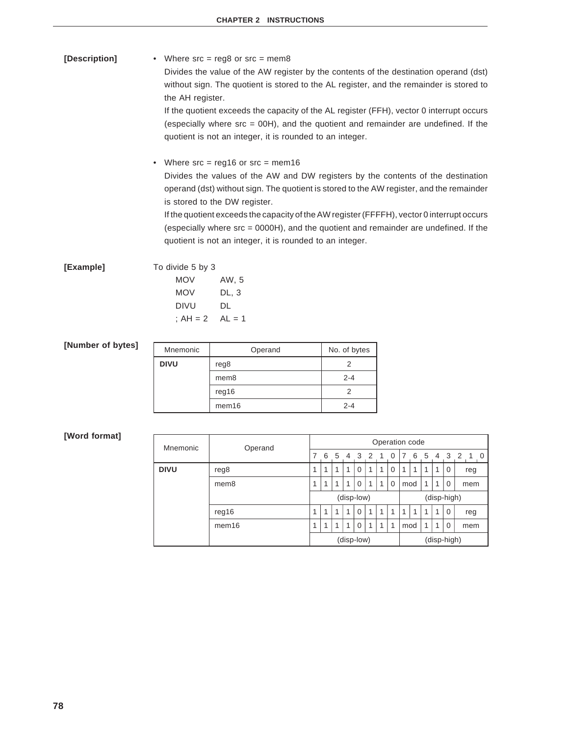**[Description]**

- Where src = reg8 or src = mem8

  Divides the value of the AW register by the contents of the destination operand (dst) without sign. The quotient is stored to the AL register, and the remainder is stored to the AH register.

  If the quotient exceeds the capacity of the AL register (FFH), vector 0 interrupt occurs (especially where src = 00H), and the quotient and remainder are undefined. If the quotient is not an integer, it is rounded to an integer.

- Where src = reg16 or src = mem16

  Divides the values of the AW and DW registers by the contents of the destination operand (dst) without sign. The quotient is stored to the AW register, and the remainder is stored to the DW register.

  If the quotient exceeds the capacity of the AW register (FFFFH), vector 0 interrupt occurs (especially where src = 0000H), and the quotient and remainder are undefined. If the quotient is not an integer, it is rounded to an integer.

**[Example]**

To divide 5 by 3

```
MOV     AW, 5
MOV     DL, 3
DIVU    DL
; AH = 2    AL = 1
```

**[Number of bytes]**

| Mnemonic | Operand | No. of bytes |
|---|---|---|
| **DIVU** | reg8 | 2 |
| | mem8 | 2-4 |
| | reg16 | 2 |
| | mem16 | 2-4 |

**[Word format]**

| Mnemonic | Operand | Operation code | | | | | | | | | | | | | |
|---|---|---|---|---|---|---|---|---|---|---|---|---|---|---|---|
| | | 7 | 6 | 5 | 4 | 3 | 2 | 1 | 0 | 7 6 | 5 | 4 | 3 | 2 1 0 | |
| **DIVU** | reg8 | 1 | 1 | 1 | 1 | 0 | 1 | 1 | 0 | 1 1 | 1 | 1 | 0 | reg | |
| | mem8 | 1 | 1 | 1 | 1 | 0 | 1 | 1 | 0 | mod | 1 | 1 | 0 | mem | |
| | | (disp-low) | | | | | | | | (disp-high) | | | | | |
| | reg16 | 1 | 1 | 1 | 1 | 0 | 1 | 1 | 1 | 1 1 | 1 | 1 | 0 | reg | |
| | mem16 | 1 | 1 | 1 | 1 | 0 | 1 | 1 | 1 | mod | 1 | 1 | 0 | mem | |
| | | (disp-low) | | | | | | | | (disp-high) | | | | | |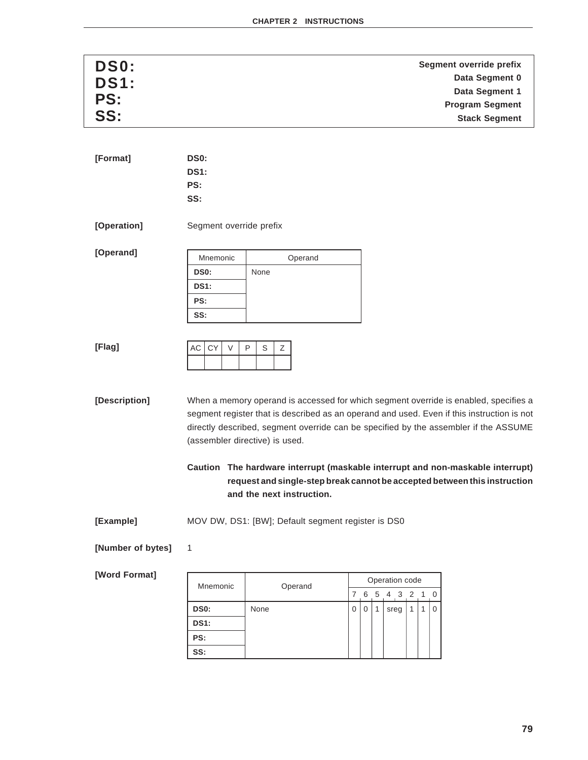# DS0: DS1: PS: SS:

**Segment override prefix**
**Data Segment 0**
**Data Segment 1**
**Program Segment**
**Stack Segment**

**[Format]** **DS0:**
**DS1:**
**PS:**
**SS:**

**[Operation]** Segment override prefix

**[Operand]**

| Mnemonic | Operand |
|---|---|
| **DS0:** | None |
| **DS1:** | |
| **PS:** | |
| **SS:** | |

**[Flag]**

| AC | CY | V | P | S | Z |
|---|---|---|---|---|---|
| | | | | | |

**[Description]** When a memory operand is accessed for which segment override is enabled, specifies a segment register that is described as an operand and used. Even if this instruction is not directly described, segment override can be specified by the assembler if the ASSUME (assembler directive) is used.

**Caution The hardware interrupt (maskable interrupt and non-maskable interrupt) request and single-step break cannot be accepted between this instruction and the next instruction.**

**[Example]** MOV DW, DS1: [BW]; Default segment register is DS0

**[Number of bytes]** 1

**[Word Format]**

| Mnemonic | Operand | Operation code | | | | | | |
|---|---|---|---|---|---|---|---|---|
| | | 7 | 6 | 5 | 4 3 | 2 | 1 | 0 |
| **DS0:** | None | 0 | 0 | 1 | sreg | 1 | 1 | 0 |
| **DS1:** | | | | | | | | |
| **PS:** | | | | | | | | |
| **SS:** | | | | | | | | |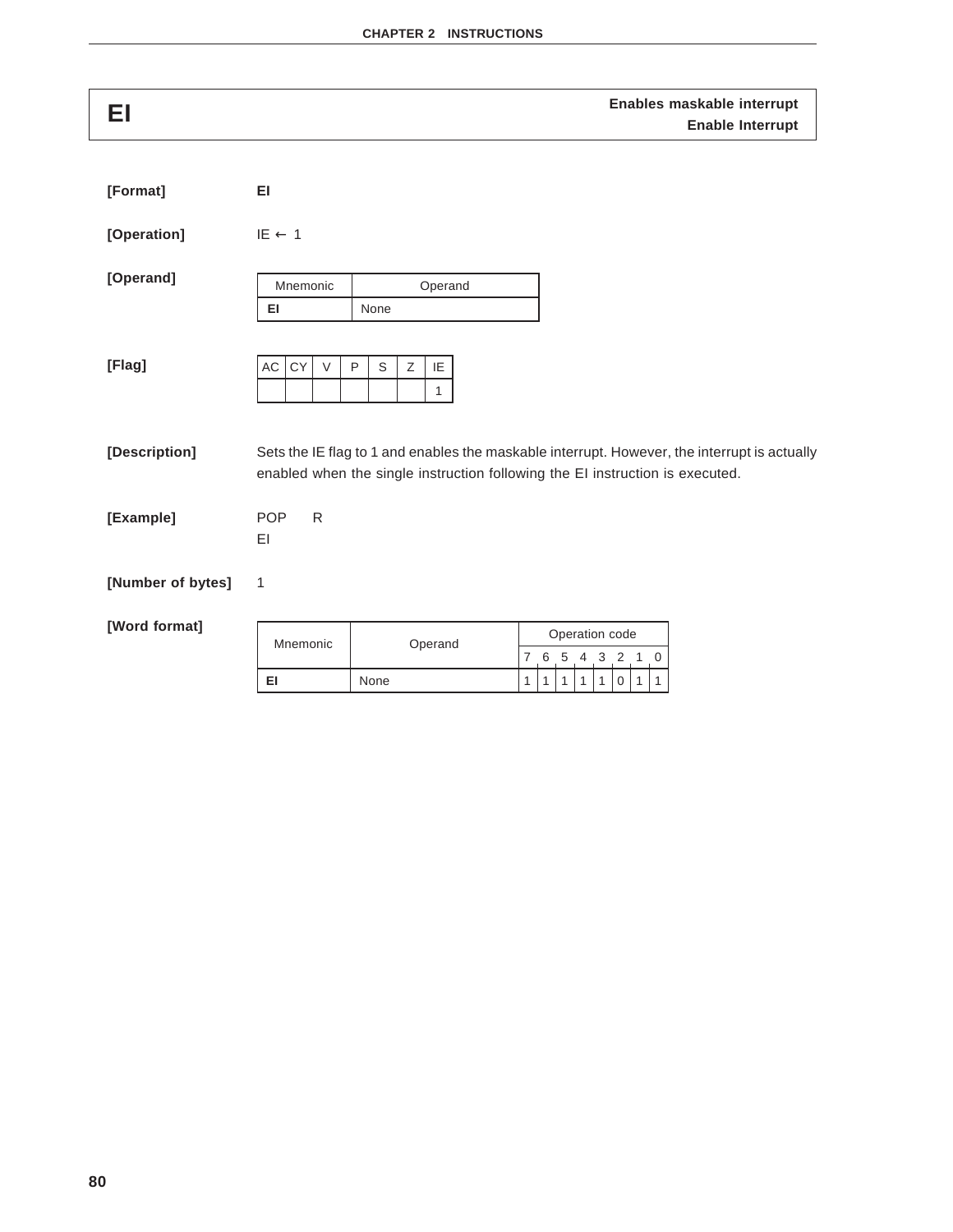# EI

**Enables maskable interrupt**
**Enable Interrupt**

**[Format]** **EI**

**[Operation]** IE ← 1

**[Operand]**

| Mnemonic | Operand |
|---|---|
| **EI** | None |

**[Flag]**

| AC | CY | V | P | S | Z | IE |
|---|---|---|---|---|---|---|
| | | | | | | 1 |

**[Description]** Sets the IE flag to 1 and enables the maskable interrupt. However, the interrupt is actually enabled when the single instruction following the EI instruction is executed.

**[Example]**

```
POP   R
EI
```

**[Number of bytes]** 1

**[Word format]**

| Mnemonic | Operand | Operation code | | | | | | | |
|---|---|---|---|---|---|---|---|---|---|
| | | 7 | 6 | 5 | 4 | 3 | 2 | 1 | 0 |
| **EI** | None | 1 | 1 | 1 | 1 | 1 | 0 | 1 | 1 |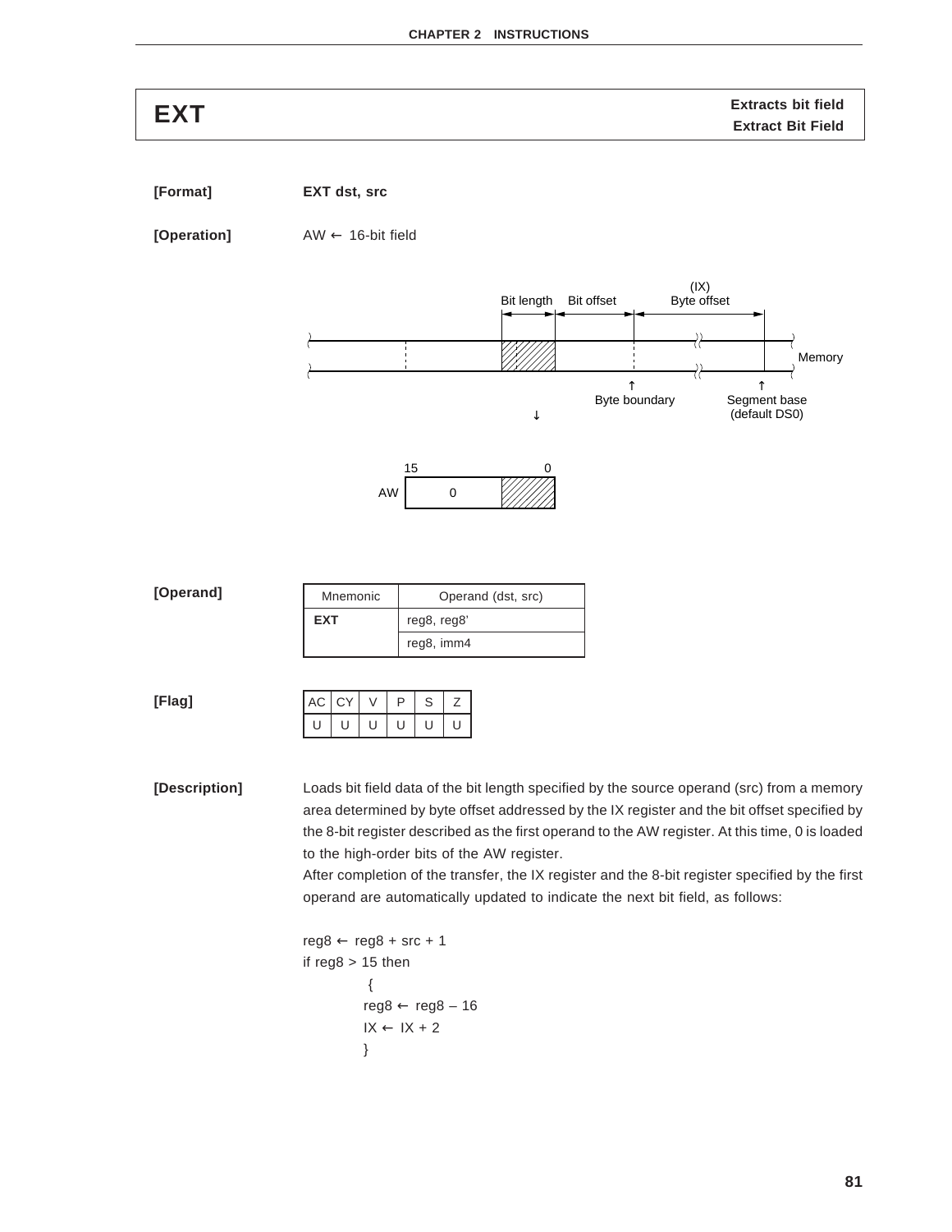# EXT

**Extracts bit field**
**Extract Bit Field**

**[Format]** **EXT dst, src**

**[Operation]** AW ← 16-bit field

**[Operand]**

| Mnemonic | Operand (dst, src) |
|---|---|
| **EXT** | reg8, reg8’ |
| | reg8, imm4 |

**[Flag]**

| AC | CY | V | P | S | Z |
|---|---|---|---|---|---|
| U | U | U | U | U | U |

**[Description]** Loads bit field data of the bit length specified by the source operand (src) from a memory area determined by byte offset addressed by the IX register and the bit offset specified by the 8-bit register described as the first operand to the AW register. At this time, 0 is loaded to the high-order bits of the AW register.

After completion of the transfer, the IX register and the 8-bit register specified by the first operand are automatically updated to indicate the next bit field, as follows:

```
reg8 ← reg8 + src + 1
if reg8 > 15 then
     {
    reg8 ← reg8 – 16
    IX ← IX + 2
    }
```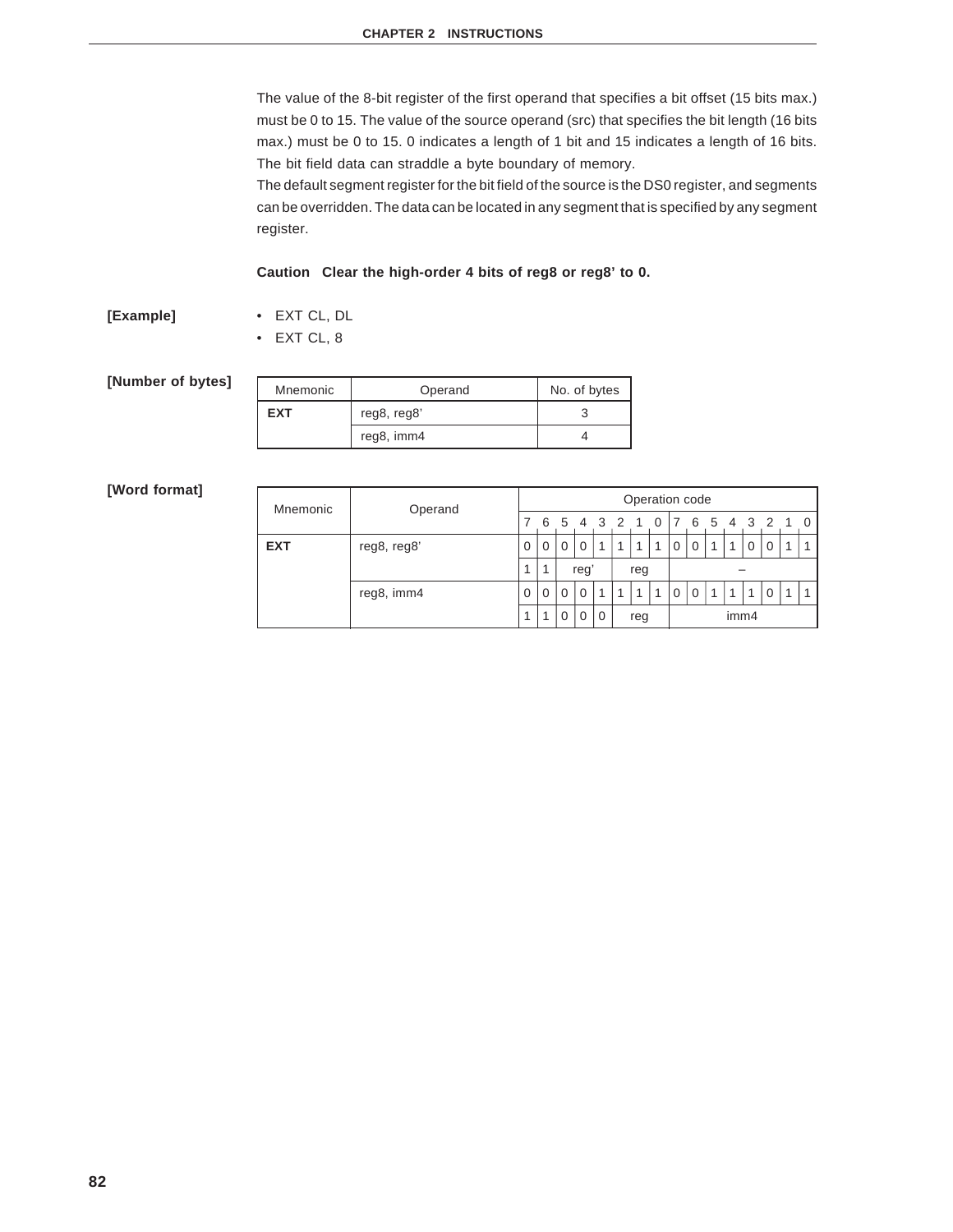The value of the 8-bit register of the first operand that specifies a bit offset (15 bits max.) must be 0 to 15. The value of the source operand (src) that specifies the bit length (16 bits max.) must be 0 to 15. 0 indicates a length of 1 bit and 15 indicates a length of 16 bits. The bit field data can straddle a byte boundary of memory.

The default segment register for the bit field of the source is the DS0 register, and segments can be overridden. The data can be located in any segment that is specified by any segment register.

**Caution Clear the high-order 4 bits of reg8 or reg8' to 0.**

**[Example]**

- EXT CL, DL
- EXT CL, 8

**[Number of bytes]**

| Mnemonic | Operand | No. of bytes |
|---|---|---|
| **EXT** | reg8, reg8' | 3 |
| | reg8, imm4 | 4 |

**[Word format]**

| Mnemonic | Operand | Operation code | | | | | | | | | | | | | | | |
|---|---|---|---|---|---|---|---|---|---|---|---|---|---|---|---|---|---|
| | | 7 | 6 | 5 | 4 | 3 | 2 | 1 | 0 | 7 | 6 | 5 | 4 | 3 | 2 | 1 | 0 |
| **EXT** | reg8, reg8' | 0 | 0 | 0 | 0 | 1 | 1 | 1 | 1 | 0 | 0 | 1 | 1 | 0 | 0 | 1 | 1 |
| | | 1 | 1 | reg' | | | reg | | | – | | | | | | | |
| | reg8, imm4 | 0 | 0 | 0 | 0 | 1 | 1 | 1 | 1 | 0 | 0 | 1 | 1 | 1 | 0 | 1 | 1 |
| | | 1 | 1 | 0 | 0 | 0 | reg | | | imm4 | | | | | | | |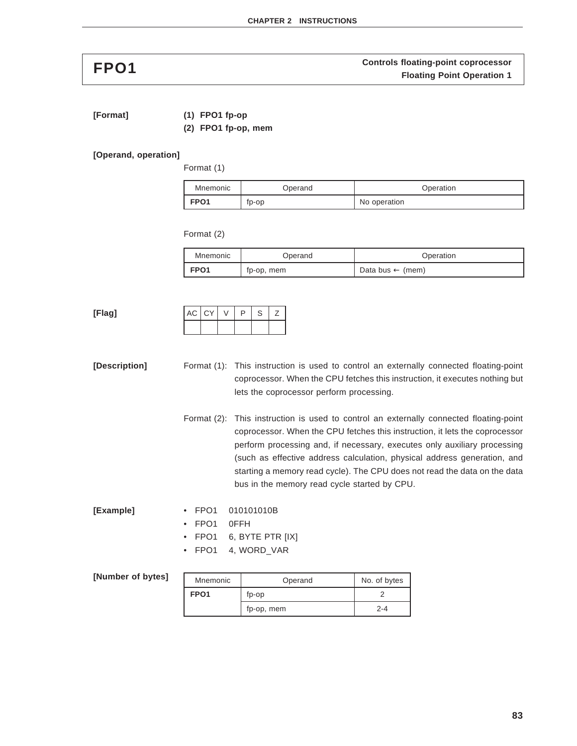# FPO1

**Controls floating-point coprocessor**
**Floating Point Operation 1**

**[Format]**

**(1) FPO1 fp-op**
**(2) FPO1 fp-op, mem**

**[Operand, operation]**

Format (1)

| Mnemonic | Operand | Operation |
|---|---|---|
| **FPO1** | fp-op | No operation |

Format (2)

| Mnemonic | Operand | Operation |
|---|---|---|
| **FPO1** | fp-op, mem | Data bus ← (mem) |

**[Flag]**

| AC | CY | V | P | S | Z |
|---|---|---|---|---|---|
| | | | | | |

**[Description]**

Format (1): This instruction is used to control an externally connected floating-point coprocessor. When the CPU fetches this instruction, it executes nothing but lets the coprocessor perform processing.

Format (2): This instruction is used to control an externally connected floating-point coprocessor. When the CPU fetches this instruction, it lets the coprocessor perform processing and, if necessary, executes only auxiliary processing (such as effective address calculation, physical address generation, and starting a memory read cycle). The CPU does not read the data on the data bus in the memory read cycle started by CPU.

**[Example]**

- FPO1 010101010B
- FPO1 0FFH
- FPO1 6, BYTE PTR [IX]
- FPO1 4, WORD_VAR

**[Number of bytes]**

| Mnemonic | Operand | No. of bytes |
|---|---|---|
| **FPO1** | fp-op | 2 |
| | fp-op, mem | 2-4 |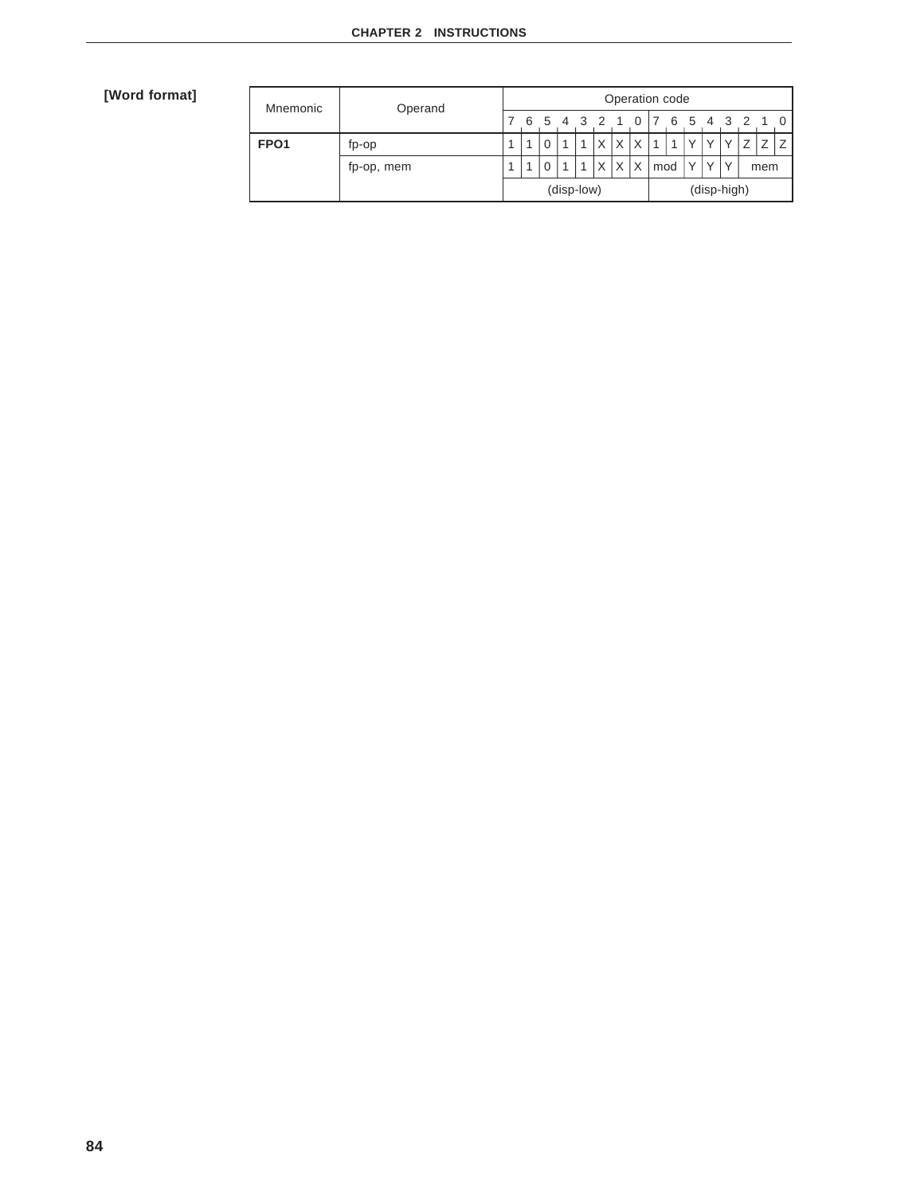**[Word format]**

| Mnemonic | Operand | Operation code | | | | | | | | | | | | | | | |
|---|---|---|---|---|---|---|---|---|---|---|---|---|---|---|---|---|---|
| | | 7 | 6 | 5 | 4 | 3 | 2 | 1 | 0 | 7 | 6 | 5 | 4 | 3 | 2 | 1 | 0 |
| **FPO1** | fp-op | 1 | 1 | 0 | 1 | 1 | X | X | X | 1 | 1 | Y | Y | Y | Z | Z | Z |
| | fp-op, mem | 1 | 1 | 0 | 1 | 1 | X | X | X | mod | | Y | Y | Y | mem | | |
| | | (disp-low) | | | | | | | | (disp-high) | | | | | | | |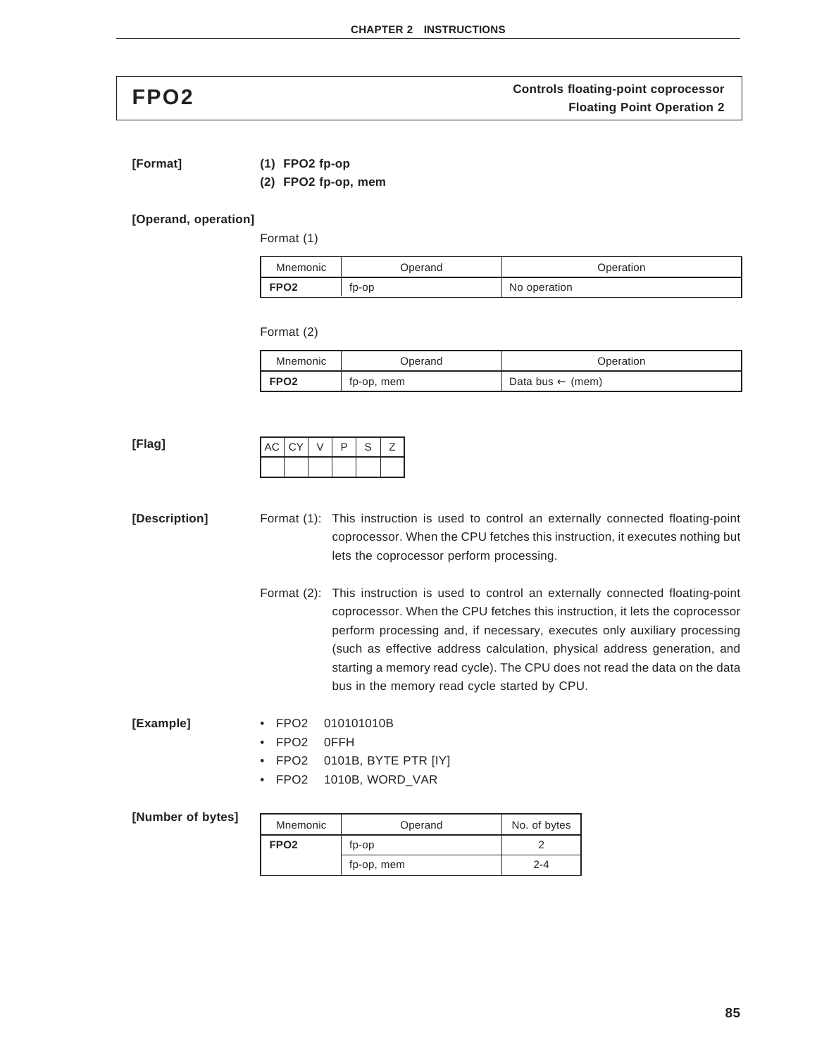# FPO2

**Controls floating-point coprocessor**
**Floating Point Operation 2**

**[Format]**

**(1) FPO2 fp-op**
**(2) FPO2 fp-op, mem**

**[Operand, operation]**

Format (1)

| Mnemonic | Operand | Operation |
|---|---|---|
| **FPO2** | fp-op | No operation |

Format (2)

| Mnemonic | Operand | Operation |
|---|---|---|
| **FPO2** | fp-op, mem | Data bus ← (mem) |

**[Flag]**

| AC | CY | V | P | S | Z |
|---|---|---|---|---|---|
| | | | | | |

**[Description]**

Format (1): This instruction is used to control an externally connected floating-point coprocessor. When the CPU fetches this instruction, it executes nothing but lets the coprocessor perform processing.

Format (2): This instruction is used to control an externally connected floating-point coprocessor. When the CPU fetches this instruction, it lets the coprocessor perform processing and, if necessary, executes only auxiliary processing (such as effective address calculation, physical address generation, and starting a memory read cycle). The CPU does not read the data on the data bus in the memory read cycle started by CPU.

**[Example]**

- FPO2 010101010B
- FPO2 0FFH
- FPO2 0101B, BYTE PTR [IY]
- FPO2 1010B, WORD_VAR

**[Number of bytes]**

| Mnemonic | Operand | No. of bytes |
|---|---|---|
| **FPO2** | fp-op | 2 |
| | fp-op, mem | 2-4 |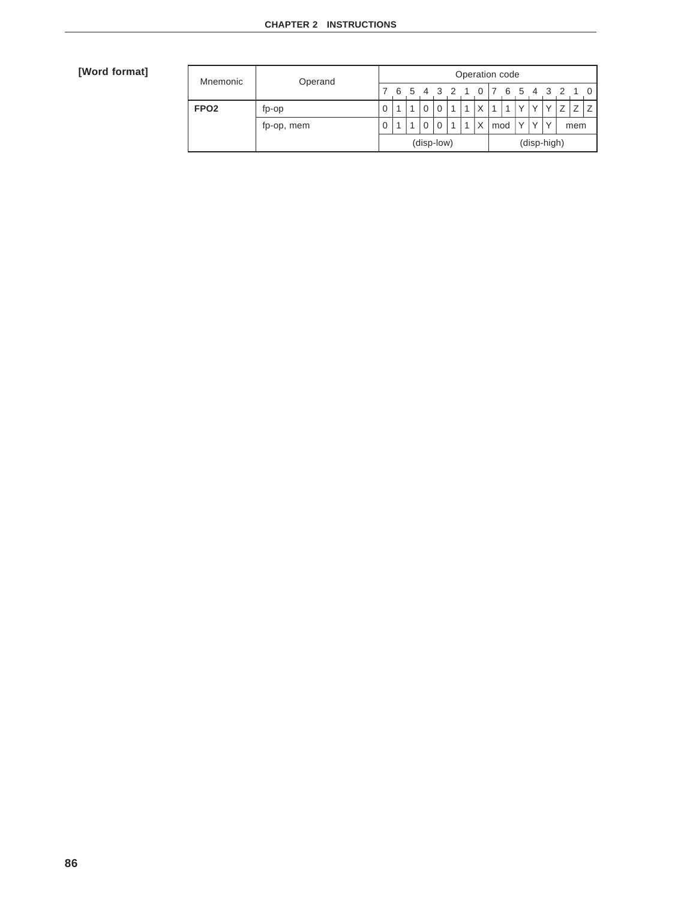**[Word format]**

| Mnemonic | Operand | Operation code | | | | | | | | | | | | | | | |
|---|---|---|---|---|---|---|---|---|---|---|---|---|---|---|---|---|---|
| | | 7 | 6 | 5 | 4 | 3 | 2 | 1 | 0 | 7 | 6 | 5 | 4 | 3 | 2 | 1 | 0 |
| **FPO2** | fp-op | 0 | 1 | 1 | 0 | 0 | 1 | 1 | X | 1 | 1 | Y | Y | Y | Z | Z | Z |
| | fp-op, mem | 0 | 1 | 1 | 0 | 0 | 1 | 1 | X | mod | | Y | Y | Y | mem | | |
| | | (disp-low) | | | | | | | | (disp-high) | | | | | | | |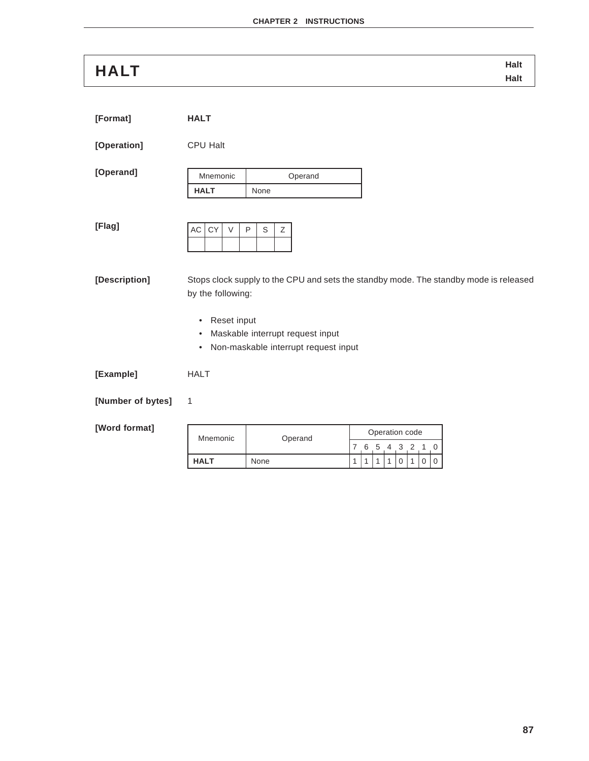# HALT

**Halt**
**Halt**

**[Format]** **HALT**

**[Operation]** CPU Halt

**[Operand]**

| Mnemonic | Operand |
|---|---|
| **HALT** | None |

**[Flag]**

| AC | CY | V | P | S | Z |
|---|---|---|---|---|---|
| | | | | | |

**[Description]** Stops clock supply to the CPU and sets the standby mode. The standby mode is released by the following:

- Reset input
- Maskable interrupt request input
- Non-maskable interrupt request input

**[Example]** HALT

**[Number of bytes]** 1

**[Word format]**

| Mnemonic | Operand | Operation code | | | | | | | |
|---|---|---|---|---|---|---|---|---|---|
| | | 7 | 6 | 5 | 4 | 3 | 2 | 1 | 0 |
| **HALT** | None | 1 | 1 | 1 | 1 | 0 | 1 | 0 | 0 |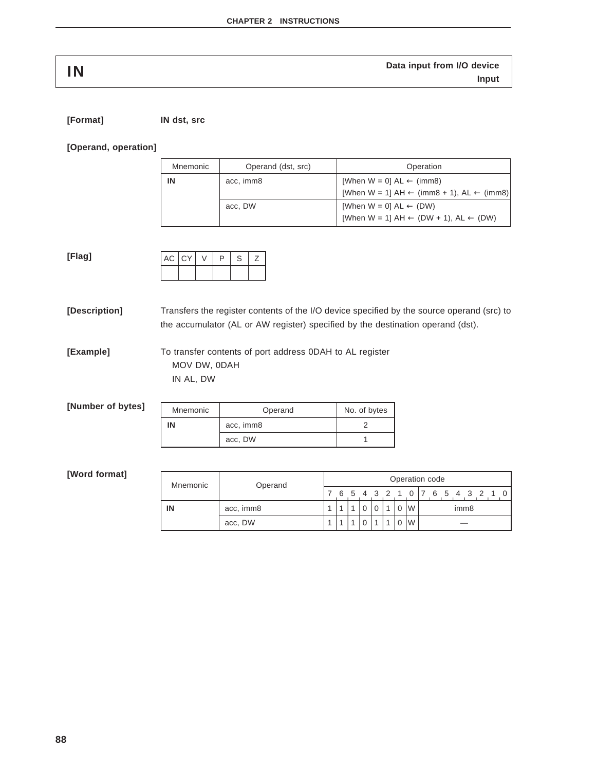# IN

**Data input from I/O device**
**Input**

**[Format]** **IN dst, src**

**[Operand, operation]**

| Mnemonic | Operand (dst, src) | Operation |
|---|---|---|
| **IN** | acc, imm8 | [When W = 0] AL ← (imm8)<br>[When W = 1] AH ← (imm8 + 1), AL ← (imm8) |
| | acc, DW | [When W = 0] AL ← (DW)<br>[When W = 1] AH ← (DW + 1), AL ← (DW) |

**[Flag]**

| AC | CY | V | P | S | Z |
|---|---|---|---|---|---|
| | | | | | |

**[Description]** Transfers the register contents of the I/O device specified by the source operand (src) to the accumulator (AL or AW register) specified by the destination operand (dst).

**[Example]** To transfer contents of port address 0DAH to AL register

```
MOV DW, 0DAH
IN AL, DW
```

**[Number of bytes]**

| Mnemonic | Operand | No. of bytes |
|---|---|---|
| **IN** | acc, imm8 | 2 |
| | acc, DW | 1 |

**[Word format]**

| Mnemonic | Operand | Operation code | | | | | | | | |
|---|---|---|---|---|---|---|---|---|---|---|
| | | 7 | 6 | 5 | 4 | 3 | 2 | 1 | 0 | 7 6 5 4 3 2 1 0 |
| **IN** | acc, imm8 | 1 | 1 | 1 | 0 | 0 | 1 | 0 | W | imm8 |
| | acc, DW | 1 | 1 | 1 | 0 | 1 | 1 | 0 | W | — |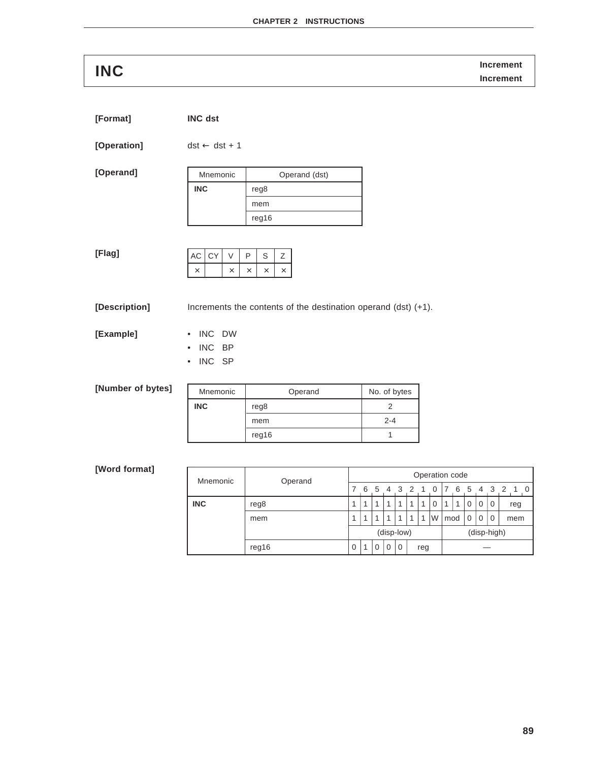# INC

**Increment**
**Increment**

**[Format]** **INC dst**

**[Operation]** dst ← dst + 1

**[Operand]**

| Mnemonic | Operand (dst) |
|---|---|
| **INC** | reg8 |
| | mem |
| | reg16 |

**[Flag]**

| AC | CY | V | P | S | Z |
|---|---|---|---|---|---|
| × | | × | × | × | × |

**[Description]** Increments the contents of the destination operand (dst) (+1).

**[Example]**

- INC DW
- INC BP
- INC SP

**[Number of bytes]**

| Mnemonic | Operand | No. of bytes |
|---|---|---|
| **INC** | reg8 | 2 |
| | mem | 2-4 |
| | reg16 | 1 |

**[Word format]**

| Mnemonic | Operand | Operation code | | | | | | | | | | | | | | | |
|---|---|---|---|---|---|---|---|---|---|---|---|---|---|---|---|---|---|
| | | 7 | 6 | 5 | 4 | 3 | 2 | 1 | 0 | 7 | 6 | 5 | 4 | 3 | 2 | 1 | 0 |
| **INC** | reg8 | 1 | 1 | 1 | 1 | 1 | 1 | 1 | 0 | 1 | 1 | 0 | 0 | 0 | reg | | |
| | mem | 1 | 1 | 1 | 1 | 1 | 1 | 1 | W | mod | | 0 | 0 | 0 | mem | | |
| | | (disp-low) | | | | | | | | (disp-high) | | | | | | | |
| | reg16 | 0 | 1 | 0 | 0 | 0 | reg | | | — | | | | | | | |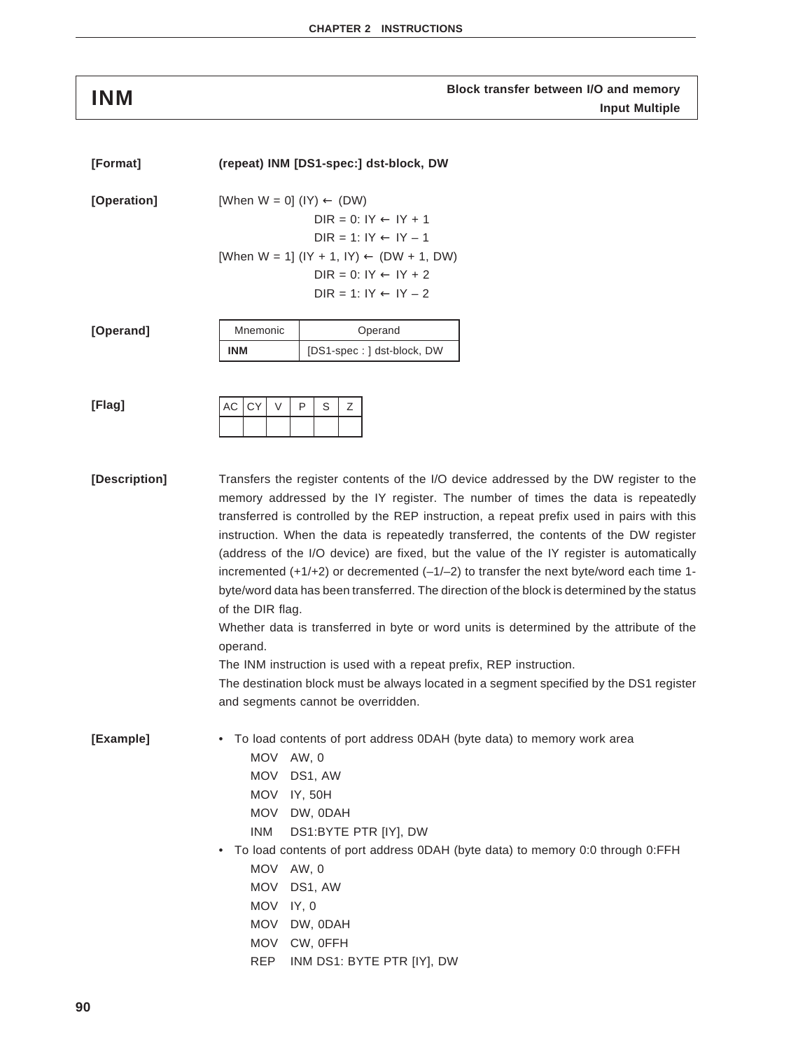# INM

**Block transfer between I/O and memory**
**Input Multiple**

**[Format]** **(repeat) INM [DS1-spec:] dst-block, DW**

**[Operation]**

[When W = 0] (IY) ← (DW)
DIR = 0: IY ← IY + 1
DIR = 1: IY ← IY – 1
[When W = 1] (IY + 1, IY) ← (DW + 1, DW)
DIR = 0: IY ← IY + 2
DIR = 1: IY ← IY – 2

**[Operand]**

| Mnemonic | Operand |
|---|---|
| **INM** | [DS1-spec : ] dst-block, DW |

**[Flag]**

| AC | CY | V | P | S | Z |
|---|---|---|---|---|---|
| | | | | | |

**[Description]**

Transfers the register contents of the I/O device addressed by the DW register to the memory addressed by the IY register. The number of times the data is repeatedly transferred is controlled by the REP instruction, a repeat prefix used in pairs with this instruction. When the data is repeatedly transferred, the contents of the DW register (address of the I/O device) are fixed, but the value of the IY register is automatically incremented (+1/+2) or decremented (–1/–2) to transfer the next byte/word each time 1-byte/word data has been transferred. The direction of the block is determined by the status of the DIR flag.

Whether data is transferred in byte or word units is determined by the attribute of the operand.

The INM instruction is used with a repeat prefix, REP instruction.

The destination block must be always located in a segment specified by the DS1 register and segments cannot be overridden.

**[Example]**

- To load contents of port address 0DAH (byte data) to memory work area

```
MOV   AW, 0
MOV   DS1, AW
MOV   IY, 50H
MOV   DW, 0DAH
INM   DS1:BYTE PTR [IY], DW
```

- To load contents of port address 0DAH (byte data) to memory 0:0 through 0:FFH

```
MOV   AW, 0
MOV   DS1, AW
MOV   IY, 0
MOV   DW, 0DAH
MOV   CW, 0FFH
REP   INM DS1: BYTE PTR [IY], DW
```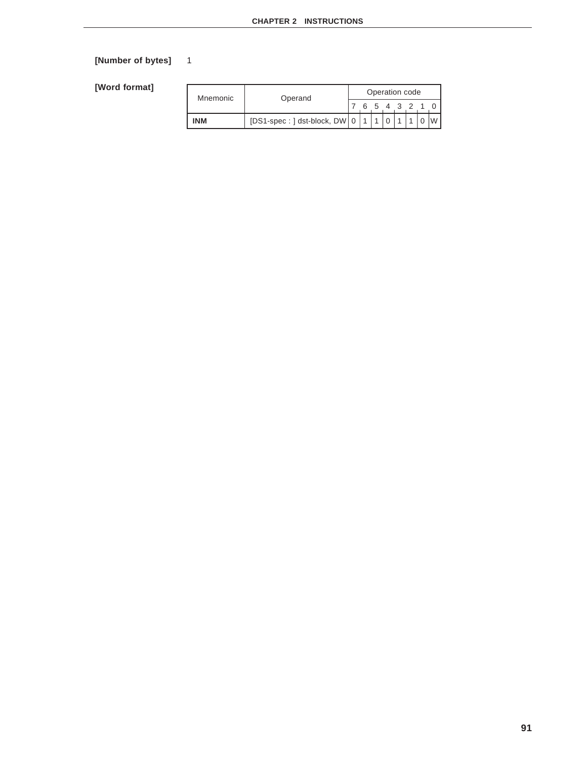**[Number of bytes]** 1

**[Word format]**

| Mnemonic | Operand | Operation code | | | | | | | |
|---|---|---|---|---|---|---|---|---|---|
| | | 7 | 6 | 5 | 4 | 3 | 2 | 1 | 0 |
| **INM** | [DS1-spec : ] dst-block, DW | 0 | 1 | 1 | 0 | 1 | 1 | 0 | W |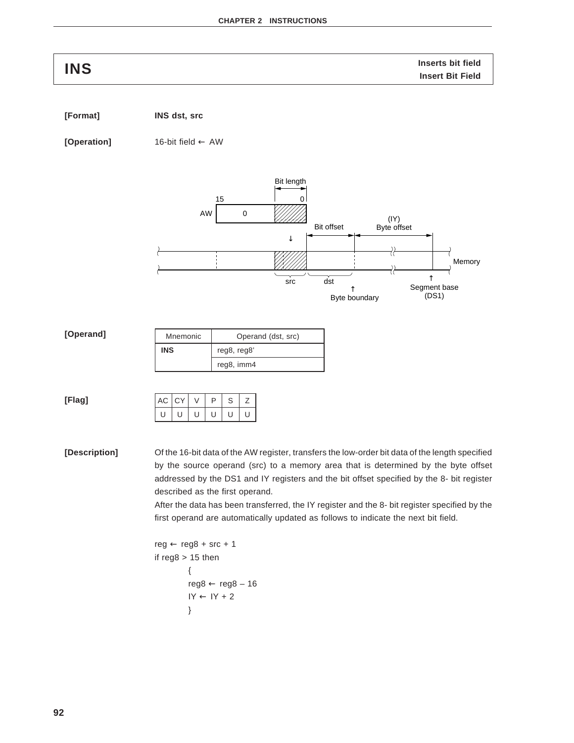# INS

**Inserts bit field**
**Insert Bit Field**

**[Format]** **INS dst, src**

**[Operation]** 16-bit field ← AW

Bit length

15 0

AW 0

Bit offset (IY) Byte offset

Memory

src dst

Byte boundary

Segment base (DS1)

**[Operand]**

| Mnemonic | Operand (dst, src) |
|---|---|
| **INS** | reg8, reg8' |
| | reg8, imm4 |

**[Flag]**

| AC | CY | V | P | S | Z |
|---|---|---|---|---|---|
| U | U | U | U | U | U |

**[Description]**

Of the 16-bit data of the AW register, transfers the low-order bit data of the length specified by the source operand (src) to a memory area that is determined by the byte offset addressed by the DS1 and IY registers and the bit offset specified by the 8- bit register described as the first operand.

After the data has been transferred, the IY register and the 8- bit register specified by the first operand are automatically updated as follows to indicate the next bit field.

```
reg ← reg8 + src + 1
if reg8 > 15 then
        {
        reg8 ← reg8 – 16
        IY ← IY + 2
        }
```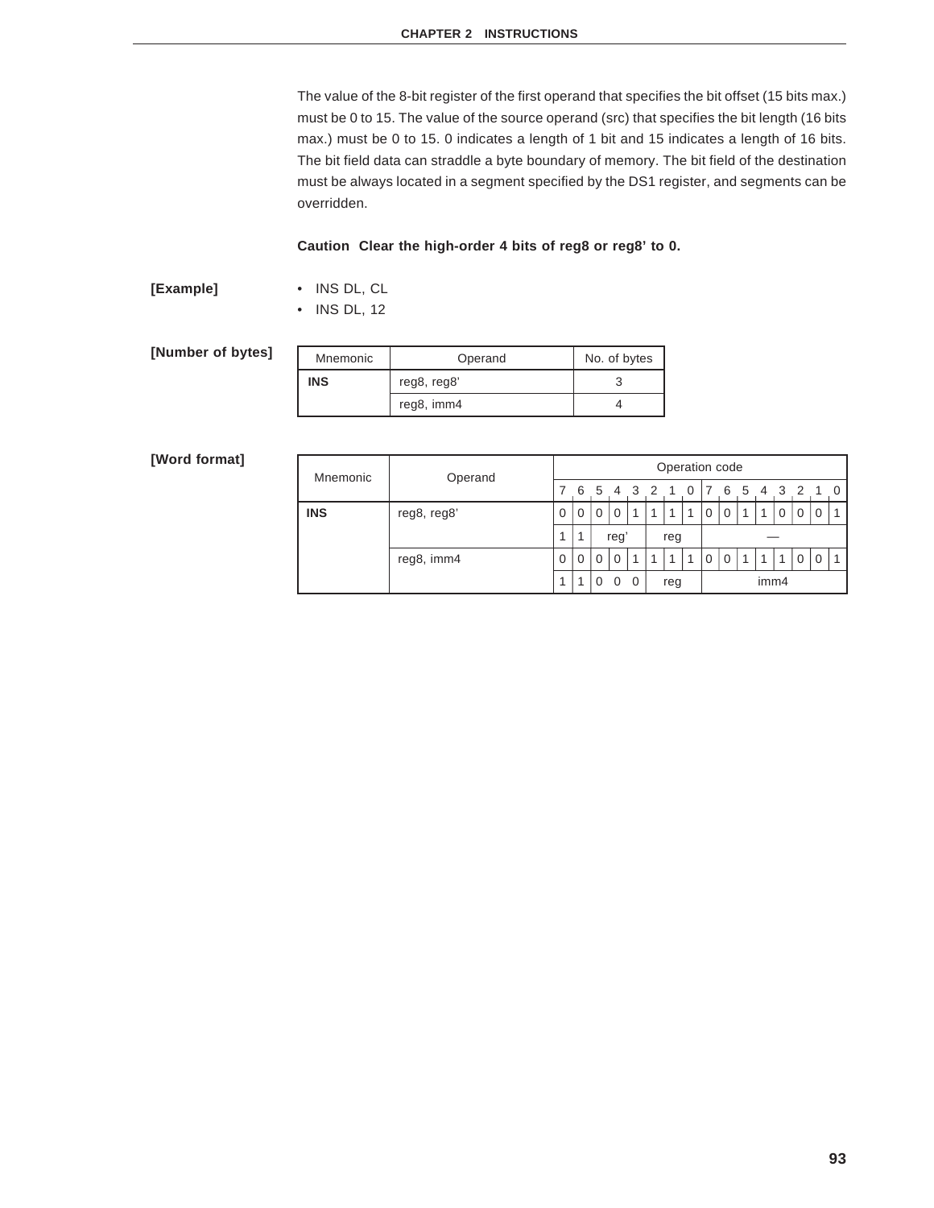The value of the 8-bit register of the first operand that specifies the bit offset (15 bits max.) must be 0 to 15. The value of the source operand (src) that specifies the bit length (16 bits max.) must be 0 to 15. 0 indicates a length of 1 bit and 15 indicates a length of 16 bits. The bit field data can straddle a byte boundary of memory. The bit field of the destination must be always located in a segment specified by the DS1 register, and segments can be overridden.

**Caution Clear the high-order 4 bits of reg8 or reg8' to 0.**

**[Example]**

- INS DL, CL
- INS DL, 12

**[Number of bytes]**

| Mnemonic | Operand | No. of bytes |
|---|---|---|
| **INS** | reg8, reg8' | 3 |
| | reg8, imm4 | 4 |

**[Word format]**

| Mnemonic | Operand | Operation code | | | | | | | | | | | | | | | |
|---|---|---|---|---|---|---|---|---|---|---|---|---|---|---|---|---|---|
| | | 7 | 6 | 5 | 4 | 3 | 2 | 1 | 0 | 7 | 6 | 5 | 4 | 3 | 2 | 1 | 0 |
| **INS** | reg8, reg8' | 0 | 0 | 0 | 0 | 1 | 1 | 1 | 1 | 0 | 0 | 1 | 1 | 0 | 0 | 0 | 1 |
| | | 1 | 1 | reg' | | | reg | | | — | | | | | | | |
| | reg8, imm4 | 0 | 0 | 0 | 0 | 1 | 1 | 1 | 1 | 0 | 0 | 1 | 1 | 1 | 0 | 0 | 1 |
| | | 1 | 1 | 0 | 0 | 0 | reg | | | imm4 | | | | | | | |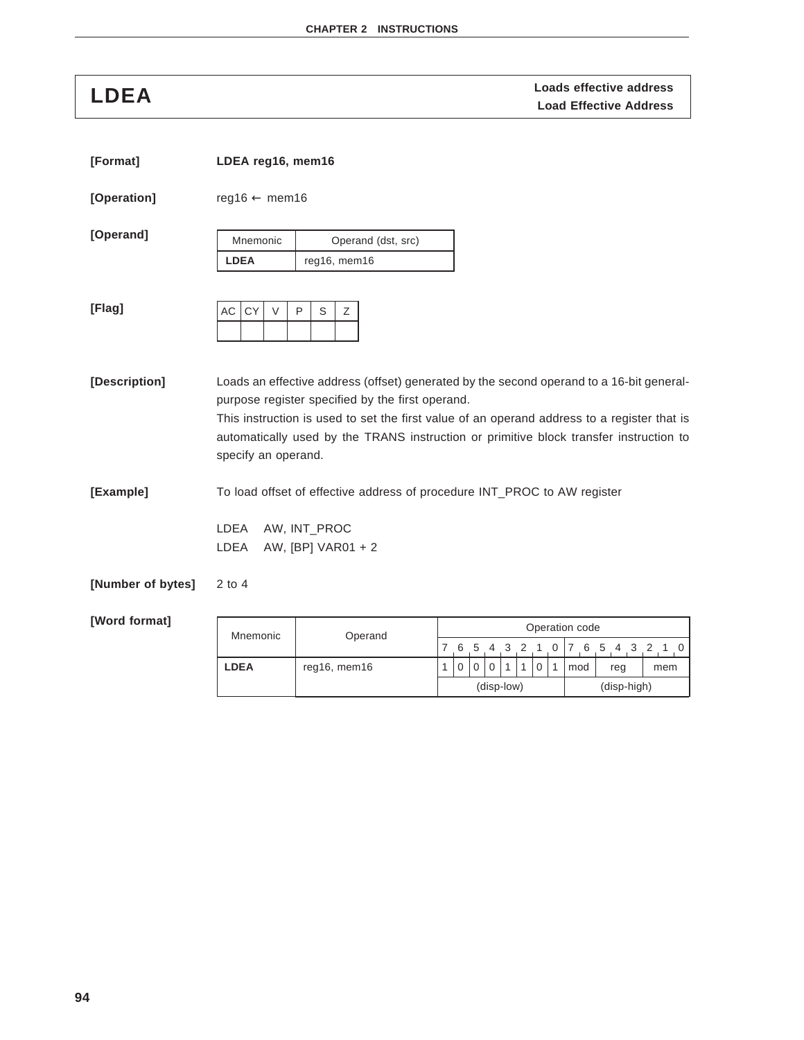# LDEA

**Loads effective address**
**Load Effective Address**

**[Format]** **LDEA reg16, mem16**

**[Operation]** reg16 ← mem16

**[Operand]**

| Mnemonic | Operand (dst, src) |
|---|---|
| **LDEA** | reg16, mem16 |

**[Flag]**

| AC | CY | V | P | S | Z |
|---|---|---|---|---|---|
| | | | | | |

**[Description]** Loads an effective address (offset) generated by the second operand to a 16-bit general-purpose register specified by the first operand.
This instruction is used to set the first value of an operand address to a register that is automatically used by the TRANS instruction or primitive block transfer instruction to specify an operand.

**[Example]** To load offset of effective address of procedure INT_PROC to AW register

```
LDEA    AW, INT_PROC
LDEA    AW, [BP] VAR01 + 2
```

**[Number of bytes]** 2 to 4

**[Word format]**

| Mnemonic | Operand | Operation code | | | | | | | | | | |
|---|---|---|---|---|---|---|---|---|---|---|---|---|
| | | 7 | 6 | 5 | 4 | 3 | 2 | 1 | 0 | 7 6 | 5 4 3 | 2 1 0 |
| **LDEA** | reg16, mem16 | 1 | 0 | 0 | 0 | 1 | 1 | 0 | 1 | mod | reg | mem |
| | | (disp-low) | | | | | | | | (disp-high) | | |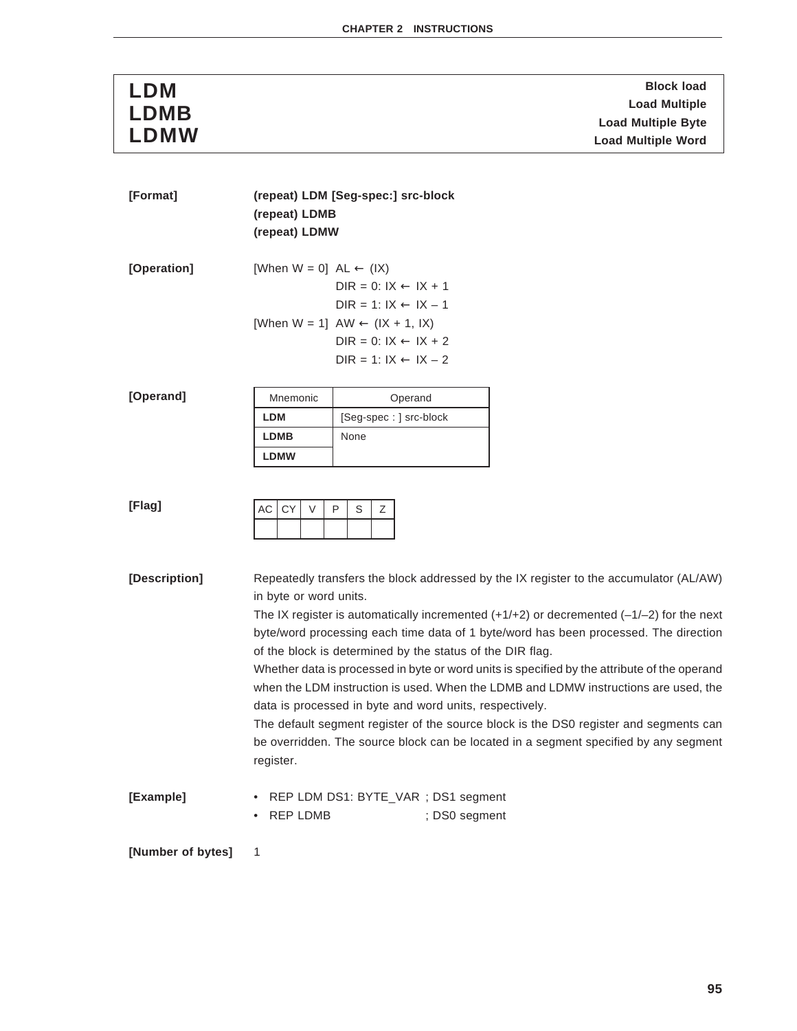# LDM / LDMB / LDMW

**Block load**
**Load Multiple**
**Load Multiple Byte**
**Load Multiple Word**

**[Format]**

**(repeat) LDM [Seg-spec:] src-block**
**(repeat) LDMB**
**(repeat) LDMW**

**[Operation]**

```
[When W = 0]  AL ← (IX)
              DIR = 0: IX ← IX + 1
              DIR = 1: IX ← IX – 1
[When W = 1]  AW ← (IX + 1, IX)
              DIR = 0: IX ← IX + 2
              DIR = 1: IX ← IX – 2
```

**[Operand]**

| Mnemonic | Operand |
|---|---|
| **LDM** | [Seg-spec : ] src-block |
| **LDMB** | None |
| **LDMW** | |

**[Flag]**

| AC | CY | V | P | S | Z |
|---|---|---|---|---|---|
| | | | | | |

**[Description]**

Repeatedly transfers the block addressed by the IX register to the accumulator (AL/AW) in byte or word units.

The IX register is automatically incremented (+1/+2) or decremented (–1/–2) for the next byte/word processing each time data of 1 byte/word has been processed. The direction of the block is determined by the status of the DIR flag.

Whether data is processed in byte or word units is specified by the attribute of the operand when the LDM instruction is used. When the LDMB and LDMW instructions are used, the data is processed in byte and word units, respectively.

The default segment register of the source block is the DS0 register and segments can be overridden. The source block can be located in a segment specified by any segment register.

**[Example]**

- REP LDM DS1: BYTE_VAR ; DS1 segment
- REP LDMB ; DS0 segment

**[Number of bytes]** 1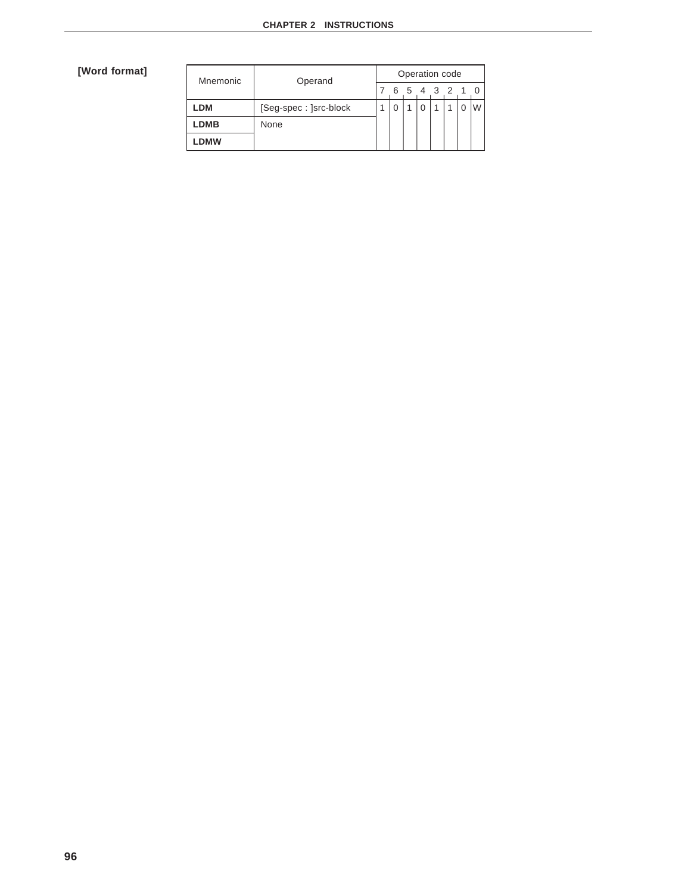**[Word format]**

| Mnemonic | Operand | Operation code | | | | | | | |
|---|---|---|---|---|---|---|---|---|---|
| | | 7 | 6 | 5 | 4 | 3 | 2 | 1 | 0 |
| **LDM** | [Seg-spec : ]src-block | 1 | 0 | 1 | 0 | 1 | 1 | 0 | W |
| **LDMB** | None | | | | | | | | |
| **LDMW** | | | | | | | | | |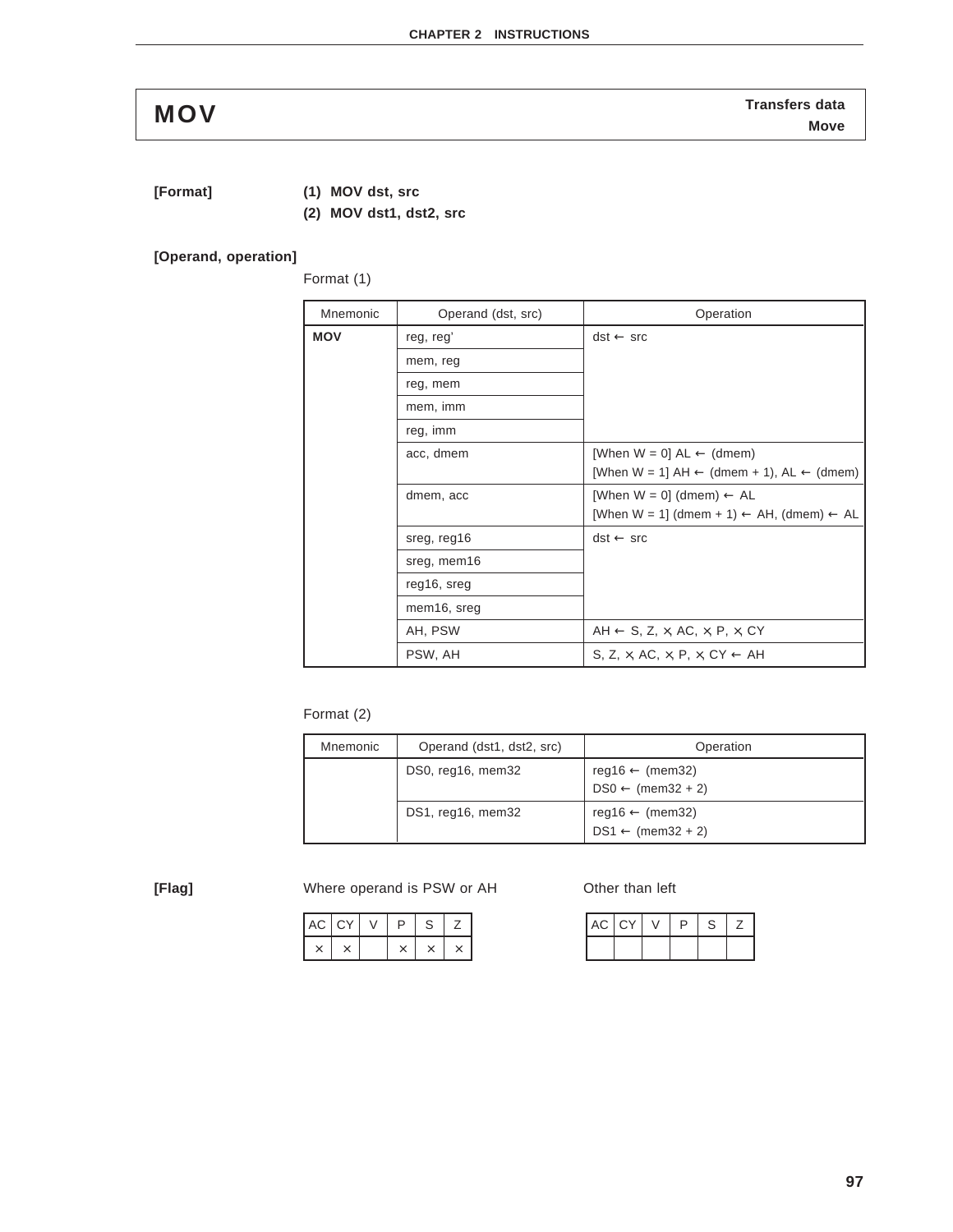# MOV

**Transfers data**
**Move**

**[Format]**

**(1) MOV dst, src**
**(2) MOV dst1, dst2, src**

**[Operand, operation]**

Format (1)

| Mnemonic | Operand (dst, src) | Operation |
|---|---|---|
| **MOV** | reg, reg' | dst ← src |
| | mem, reg | |
| | reg, mem | |
| | mem, imm | |
| | reg, imm | |
| | acc, dmem | [When W = 0] AL ← (dmem)<br>[When W = 1] AH ← (dmem + 1), AL ← (dmem) |
| | dmem, acc | [When W = 0] (dmem) ← AL<br>[When W = 1] (dmem + 1) ← AH, (dmem) ← AL |
| | sreg, reg16 | dst ← src |
| | sreg, mem16 | |
| | reg16, sreg | |
| | mem16, sreg | |
| | AH, PSW | AH ← S, Z, ×, AC, ×, P, ×, CY |
| | PSW, AH | S, Z, ×, AC, ×, P, ×, CY ← AH |

Format (2)

| Mnemonic | Operand (dst1, dst2, src) | Operation |
|---|---|---|
| | DS0, reg16, mem32 | reg16 ← (mem32)<br>DS0 ← (mem32 + 2) |
| | DS1, reg16, mem32 | reg16 ← (mem32)<br>DS1 ← (mem32 + 2) |

**[Flag]**

Where operand is PSW or AH

| AC | CY | V | P | S | Z |
|---|---|---|---|---|---|
| × | × | | × | × | × |

Other than left

| AC | CY | V | P | S | Z |
|---|---|---|---|---|---|
| | | | | | |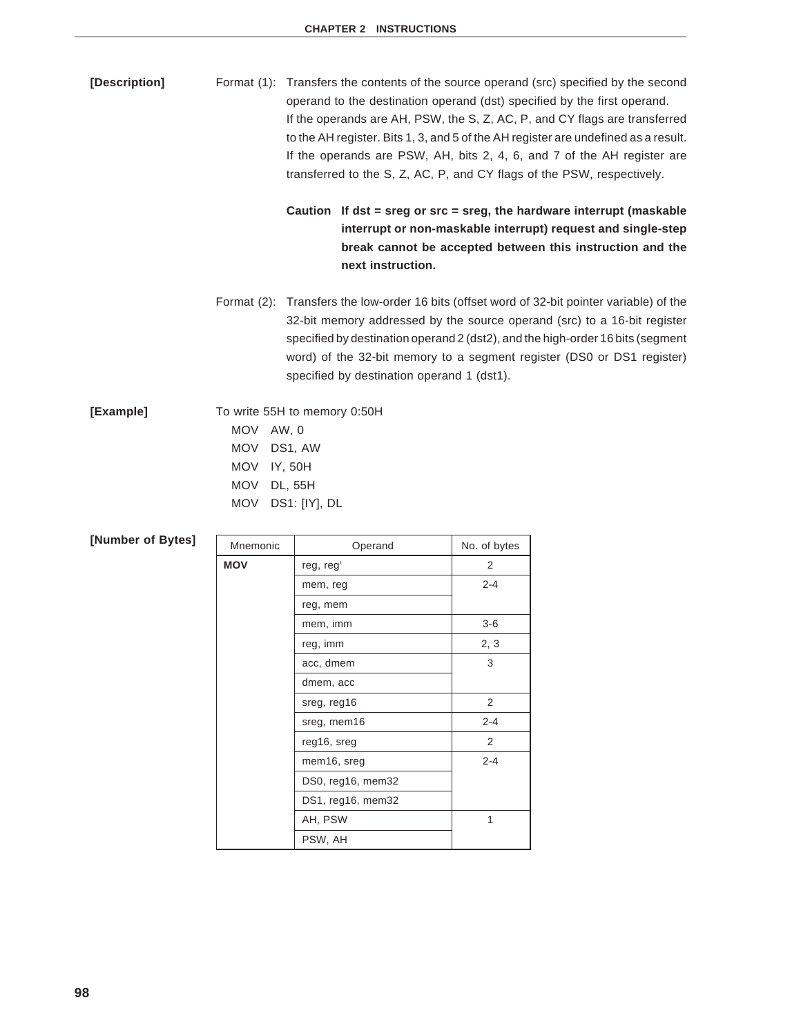**[Description]**

Format (1): Transfers the contents of the source operand (src) specified by the second operand to the destination operand (dst) specified by the first operand.
If the operands are AH, PSW, the S, Z, AC, P, and CY flags are transferred to the AH register. Bits 1, 3, and 5 of the AH register are undefined as a result.
If the operands are PSW, AH, bits 2, 4, 6, and 7 of the AH register are transferred to the S, Z, AC, P, and CY flags of the PSW, respectively.

**Caution If dst = sreg or src = sreg, the hardware interrupt (maskable interrupt or non-maskable interrupt) request and single-step break cannot be accepted between this instruction and the next instruction.**

Format (2): Transfers the low-order 16 bits (offset word of 32-bit pointer variable) of the 32-bit memory addressed by the source operand (src) to a 16-bit register specified by destination operand 2 (dst2), and the high-order 16 bits (segment word) of the 32-bit memory to a segment register (DS0 or DS1 register) specified by destination operand 1 (dst1).

**[Example]**

To write 55H to memory 0:50H

```
MOV   AW, 0
MOV   DS1, AW
MOV   IY, 50H
MOV   DL, 55H
MOV   DS1: [IY], DL
```

**[Number of Bytes]**

| Mnemonic | Operand | No. of bytes |
|---|---|---|
| **MOV** | reg, reg' | 2 |
| | mem, reg | 2-4 |
| | reg, mem | |
| | mem, imm | 3-6 |
| | reg, imm | 2, 3 |
| | acc, dmem | 3 |
| | dmem, acc | |
| | sreg, reg16 | 2 |
| | sreg, mem16 | 2-4 |
| | reg16, sreg | 2 |
| | mem16, sreg | 2-4 |
| | DS0, reg16, mem32 | |
| | DS1, reg16, mem32 | |
| | AH, PSW | 1 |
| | PSW, AH | |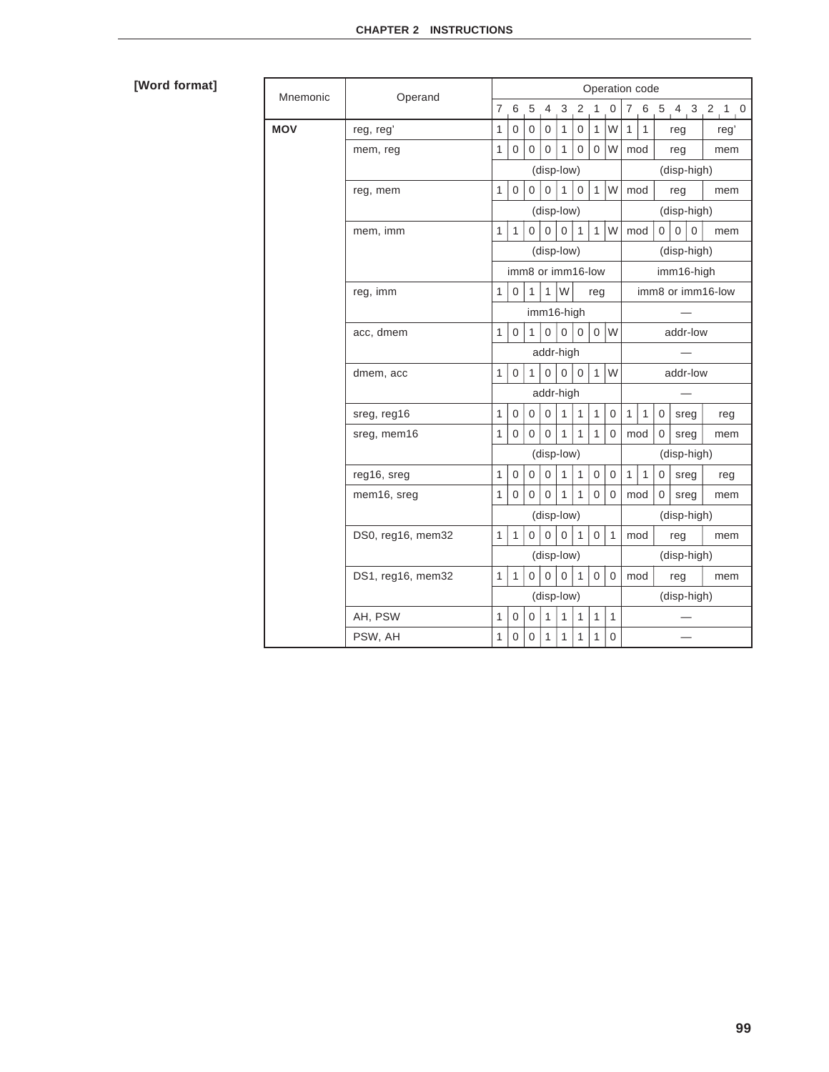**[Word format]**

| Mnemonic | Operand | Operation code | | | | | | | | | | | | | | | |
|---|---|---|---|---|---|---|---|---|---|---|---|---|---|---|---|---|---|
| | | 7 | 6 | 5 | 4 | 3 | 2 | 1 | 0 | 7 | 6 | 5 | 4 | 3 | 2 | 1 | 0 |
| **MOV** | reg, reg' | 1 | 0 | 0 | 0 | 1 | 0 | 1 | W | 1 | 1 | reg | | | reg' | | |
| | mem, reg | 1 | 0 | 0 | 0 | 1 | 0 | 0 | W | mod | | reg | | | mem | | |
| | | (disp-low) | | | | | | | | (disp-high) | | | | | | | |
| | reg, mem | 1 | 0 | 0 | 0 | 1 | 0 | 1 | W | mod | | reg | | | mem | | |
| | | (disp-low) | | | | | | | | (disp-high) | | | | | | | |
| | mem, imm | 1 | 1 | 0 | 0 | 0 | 1 | 1 | W | mod | | 0 | 0 | 0 | mem | | |
| | | (disp-low) | | | | | | | | (disp-high) | | | | | | | |
| | | imm8 or imm16-low | | | | | | | | imm16-high | | | | | | | |
| | reg, imm | 1 | 0 | 1 | 1 | W | reg | | | imm8 or imm16-low | | | | | | | |
| | | imm16-high | | | | | | | | — | | | | | | | |
| | acc, dmem | 1 | 0 | 1 | 0 | 0 | 0 | 0 | W | addr-low | | | | | | | |
| | | addr-high | | | | | | | | — | | | | | | | |
| | dmem, acc | 1 | 0 | 1 | 0 | 0 | 0 | 1 | W | addr-low | | | | | | | |
| | | addr-high | | | | | | | | — | | | | | | | |
| | sreg, reg16 | 1 | 0 | 0 | 0 | 1 | 1 | 1 | 0 | 1 | 1 | 0 | sreg | | reg | | |
| | sreg, mem16 | 1 | 0 | 0 | 0 | 1 | 1 | 1 | 0 | mod | | 0 | sreg | | mem | | |
| | | (disp-low) | | | | | | | | (disp-high) | | | | | | | |
| | reg16, sreg | 1 | 0 | 0 | 0 | 1 | 1 | 0 | 0 | 1 | 1 | 0 | sreg | | reg | | |
| | mem16, sreg | 1 | 0 | 0 | 0 | 1 | 1 | 0 | 0 | mod | | 0 | sreg | | mem | | |
| | | (disp-low) | | | | | | | | (disp-high) | | | | | | | |
| | DS0, reg16, mem32 | 1 | 1 | 0 | 0 | 0 | 1 | 0 | 1 | mod | | reg | | | mem | | |
| | | (disp-low) | | | | | | | | (disp-high) | | | | | | | |
| | DS1, reg16, mem32 | 1 | 1 | 0 | 0 | 0 | 1 | 0 | 0 | mod | | reg | | | mem | | |
| | | (disp-low) | | | | | | | | (disp-high) | | | | | | | |
| | AH, PSW | 1 | 0 | 0 | 1 | 1 | 1 | 1 | 1 | — | | | | | | | |
| | PSW, AH | 1 | 0 | 0 | 1 | 1 | 1 | 1 | 0 | — | | | | | | | |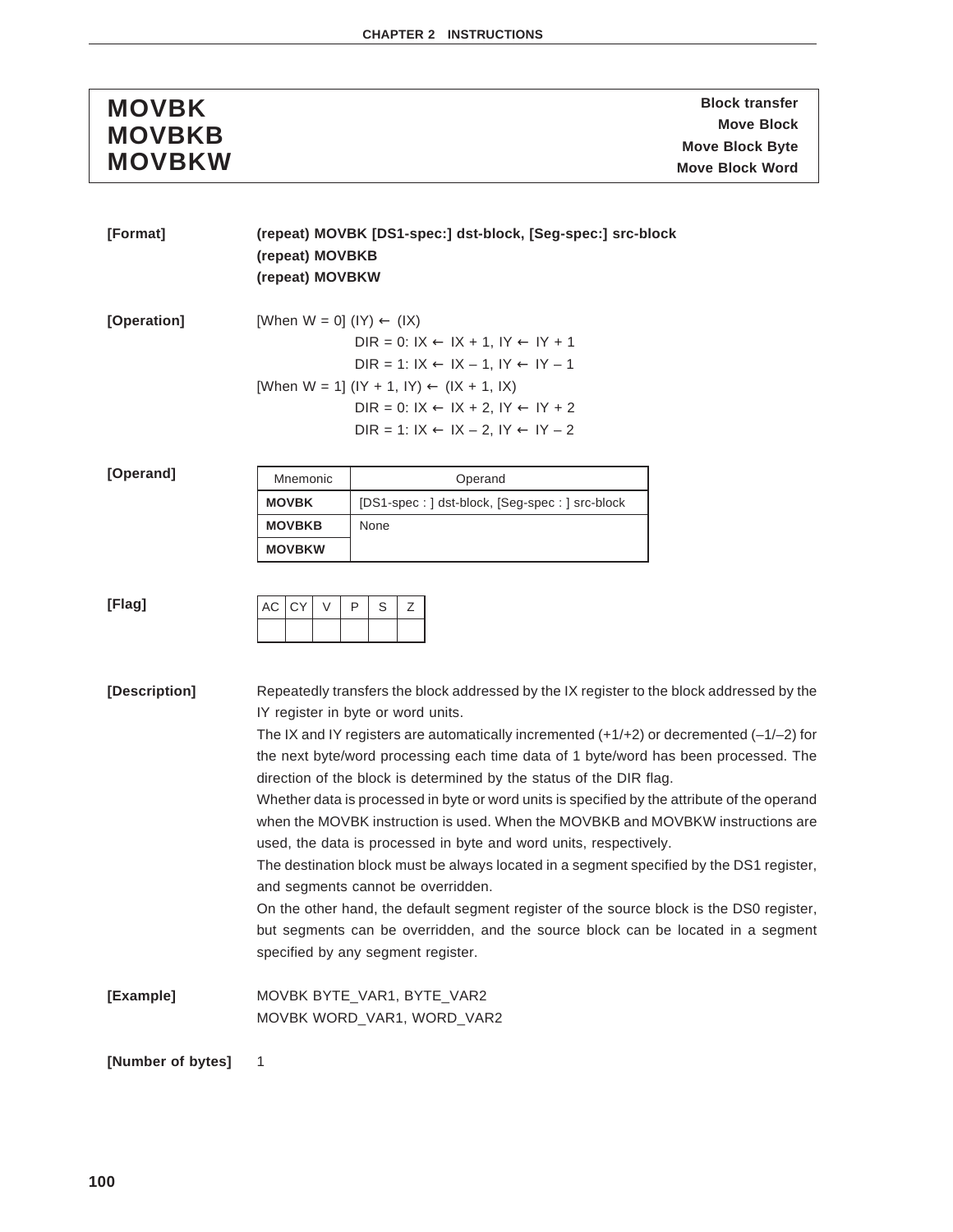# MOVBK MOVBKB MOVBKW

**Block transfer**
**Move Block**
**Move Block Byte**
**Move Block Word**

**[Format]** **(repeat) MOVBK [DS1-spec:] dst-block, [Seg-spec:] src-block**
**(repeat) MOVBKB**
**(repeat) MOVBKW**

**[Operation]**

[When W = 0] (IY) ← (IX)
DIR = 0: IX ← IX + 1, IY ← IY + 1
DIR = 1: IX ← IX – 1, IY ← IY – 1
[When W = 1] (IY + 1, IY) ← (IX + 1, IX)
DIR = 0: IX ← IX + 2, IY ← IY + 2
DIR = 1: IX ← IX – 2, IY ← IY – 2

**[Operand]**

| Mnemonic | Operand |
|---|---|
| **MOVBK** | [DS1-spec : ] dst-block, [Seg-spec : ] src-block |
| **MOVBKB** | None |
| **MOVBKW** | |

**[Flag]**

| AC | CY | V | P | S | Z |
|---|---|---|---|---|---|
| | | | | | |

**[Description]**

Repeatedly transfers the block addressed by the IX register to the block addressed by the IY register in byte or word units.

The IX and IY registers are automatically incremented (+1/+2) or decremented (–1/–2) for the next byte/word processing each time data of 1 byte/word has been processed. The direction of the block is determined by the status of the DIR flag.

Whether data is processed in byte or word units is specified by the attribute of the operand when the MOVBK instruction is used. When the MOVBKB and MOVBKW instructions are used, the data is processed in byte and word units, respectively.

The destination block must be always located in a segment specified by the DS1 register, and segments cannot be overridden.

On the other hand, the default segment register of the source block is the DS0 register, but segments can be overridden, and the source block can be located in a segment specified by any segment register.

**[Example]**

MOVBK BYTE_VAR1, BYTE_VAR2
MOVBK WORD_VAR1, WORD_VAR2

**[Number of bytes]** 1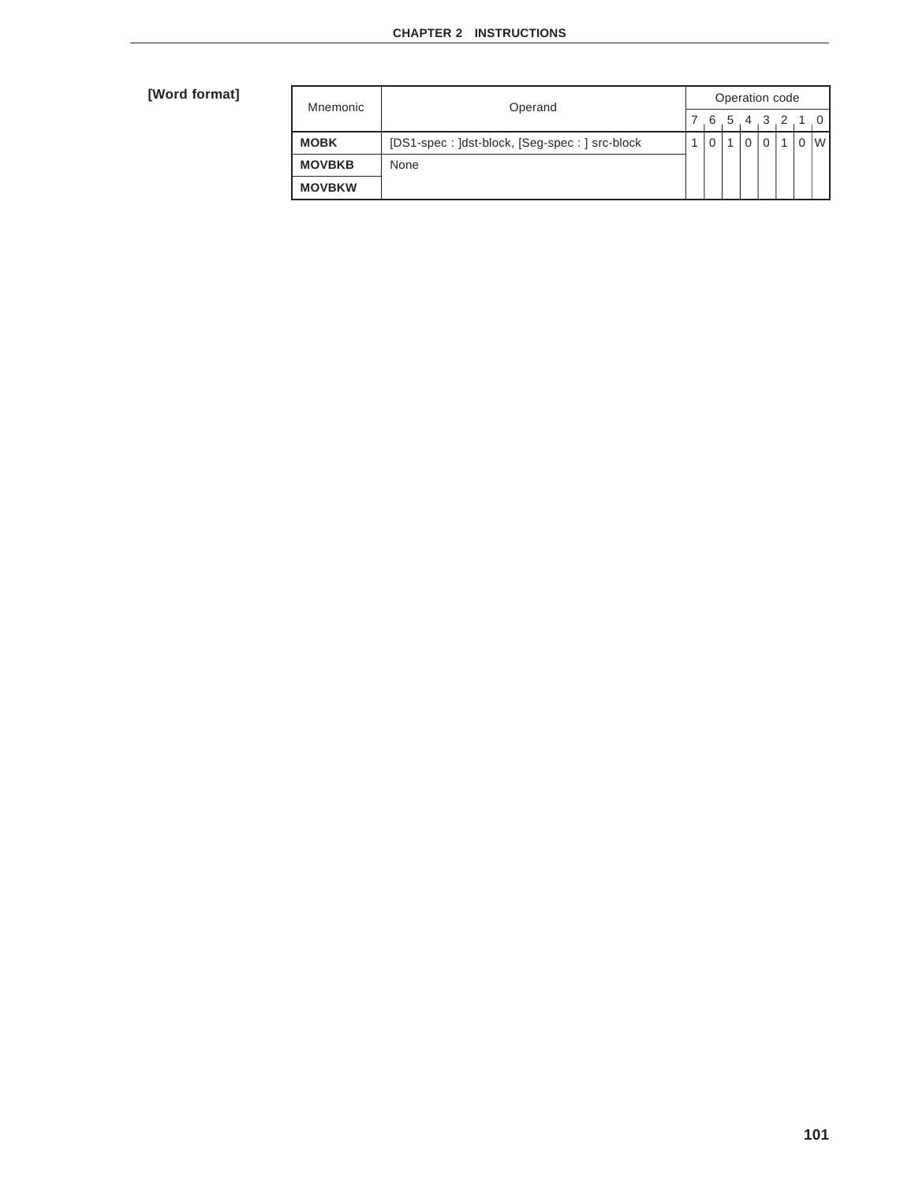**[Word format]**

| Mnemonic | Operand | Operation code | | | | | | | |
|---|---|---|---|---|---|---|---|---|---|
| | | 7 | 6 | 5 | 4 | 3 | 2 | 1 | 0 |
| **MOBK** | [DS1-spec : ]dst-block, [Seg-spec : ] src-block | 1 | 0 | 1 | 0 | 0 | 1 | 0 | W |
| **MOVBKB** | None | | | | | | | | |
| **MOVBKW** | | | | | | | | | |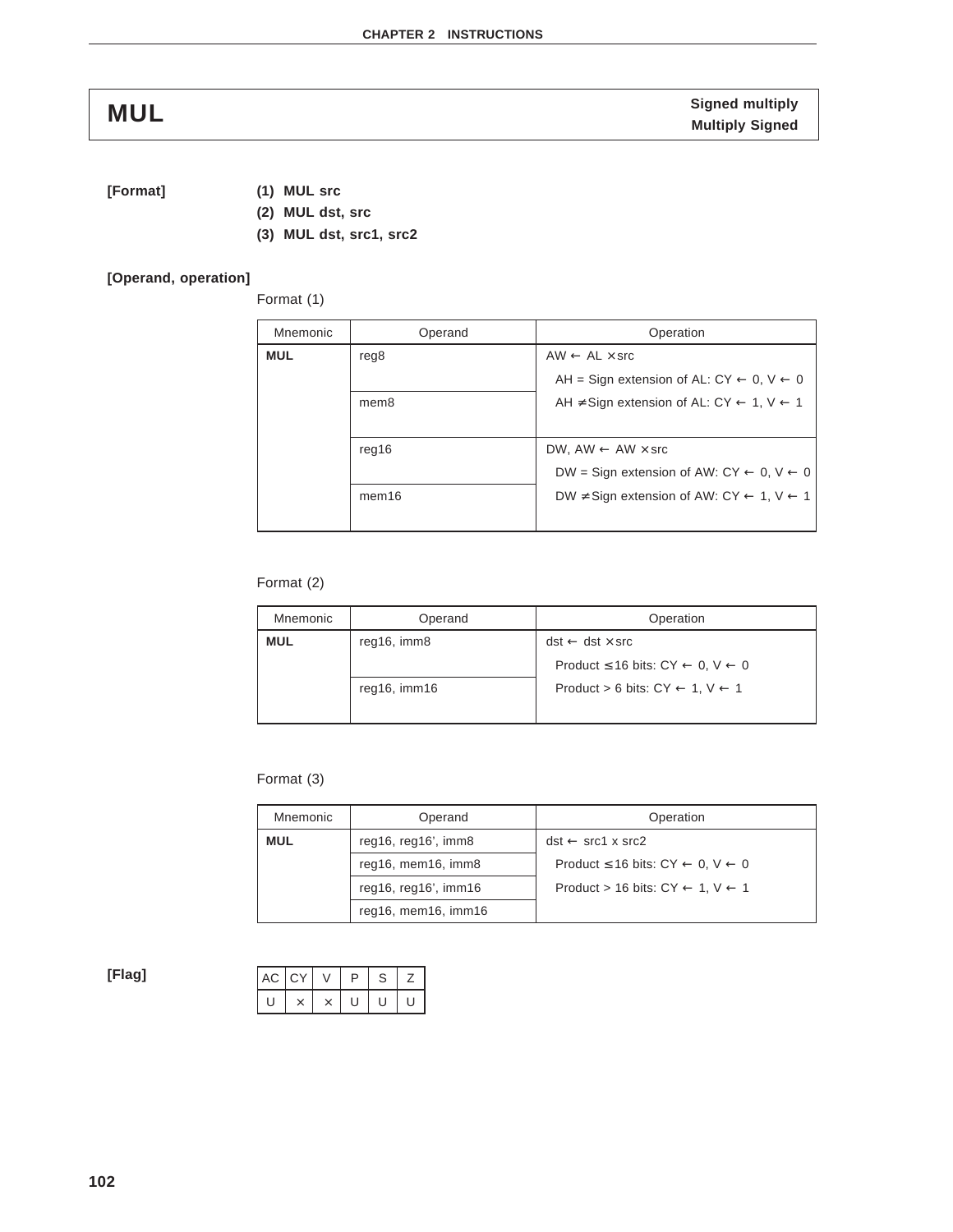# MUL

**Signed multiply**
**Multiply Signed**

**[Format]**

**(1) MUL src**
**(2) MUL dst, src**
**(3) MUL dst, src1, src2**

**[Operand, operation]**

Format (1)

| Mnemonic | Operand | Operation |
|---|---|---|
| **MUL** | reg8 | AW ← AL × src<br>AH = Sign extension of AL: CY ← 0, V ← 0<br>AH ≠ Sign extension of AL: CY ← 1, V ← 1 |
| | mem8 | |
| | reg16 | DW, AW ← AW × src<br>DW = Sign extension of AW: CY ← 0, V ← 0<br>DW ≠ Sign extension of AW: CY ← 1, V ← 1 |
| | mem16 | |

Format (2)

| Mnemonic | Operand | Operation |
|---|---|---|
| **MUL** | reg16, imm8 | dst ← dst × src<br>Product ≤ 16 bits: CY ← 0, V ← 0<br>Product > 6 bits: CY ← 1, V ← 1 |
| | reg16, imm16 | |

Format (3)

| Mnemonic | Operand | Operation |
|---|---|---|
| **MUL** | reg16, reg16', imm8 | dst ← src1 x src2<br>Product ≤ 16 bits: CY ← 0, V ← 0<br>Product > 16 bits: CY ← 1, V ← 1 |
| | reg16, mem16, imm8 | |
| | reg16, reg16', imm16 | |
| | reg16, mem16, imm16 | |

**[Flag]**

| AC | CY | V | P | S | Z |
|---|---|---|---|---|---|
| U | × | × | U | U | U |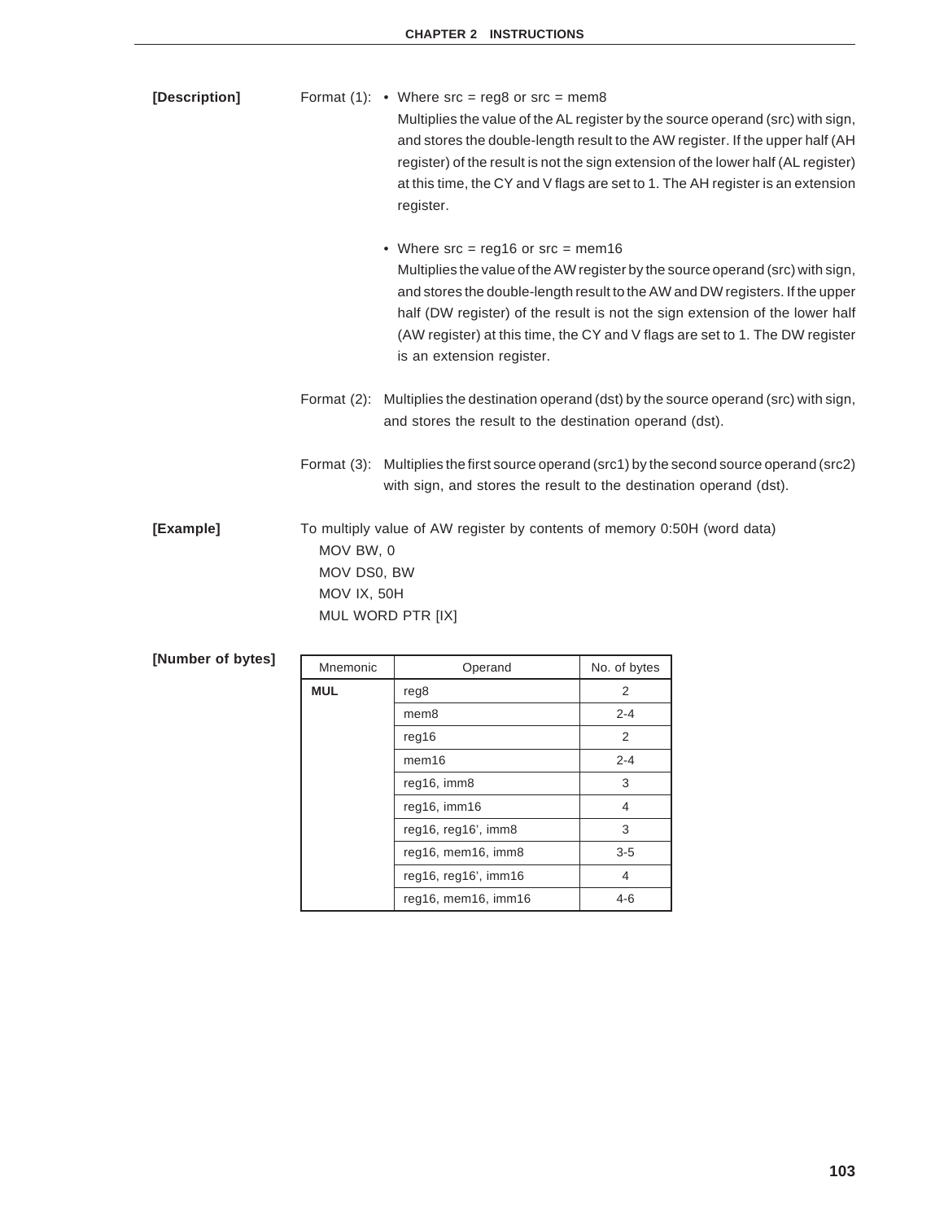**[Description]**

Format (1):

- Where src = reg8 or src = mem8
  Multiplies the value of the AL register by the source operand (src) with sign, and stores the double-length result to the AW register. If the upper half (AH register) of the result is not the sign extension of the lower half (AL register) at this time, the CY and V flags are set to 1. The AH register is an extension register.

- Where src = reg16 or src = mem16
  Multiplies the value of the AW register by the source operand (src) with sign, and stores the double-length result to the AW and DW registers. If the upper half (DW register) of the result is not the sign extension of the lower half (AW register) at this time, the CY and V flags are set to 1. The DW register is an extension register.

Format (2): Multiplies the destination operand (dst) by the source operand (src) with sign, and stores the result to the destination operand (dst).

Format (3): Multiplies the first source operand (src1) by the second source operand (src2) with sign, and stores the result to the destination operand (dst).

**[Example]**

To multiply value of AW register by contents of memory 0:50H (word data)

```
MOV BW, 0
MOV DS0, BW
MOV IX, 50H
MUL WORD PTR [IX]
```

**[Number of bytes]**

| Mnemonic | Operand | No. of bytes |
|---|---|---|
| **MUL** | reg8 | 2 |
| | mem8 | 2-4 |
| | reg16 | 2 |
| | mem16 | 2-4 |
| | reg16, imm8 | 3 |
| | reg16, imm16 | 4 |
| | reg16, reg16', imm8 | 3 |
| | reg16, mem16, imm8 | 3-5 |
| | reg16, reg16', imm16 | 4 |
| | reg16, mem16, imm16 | 4-6 |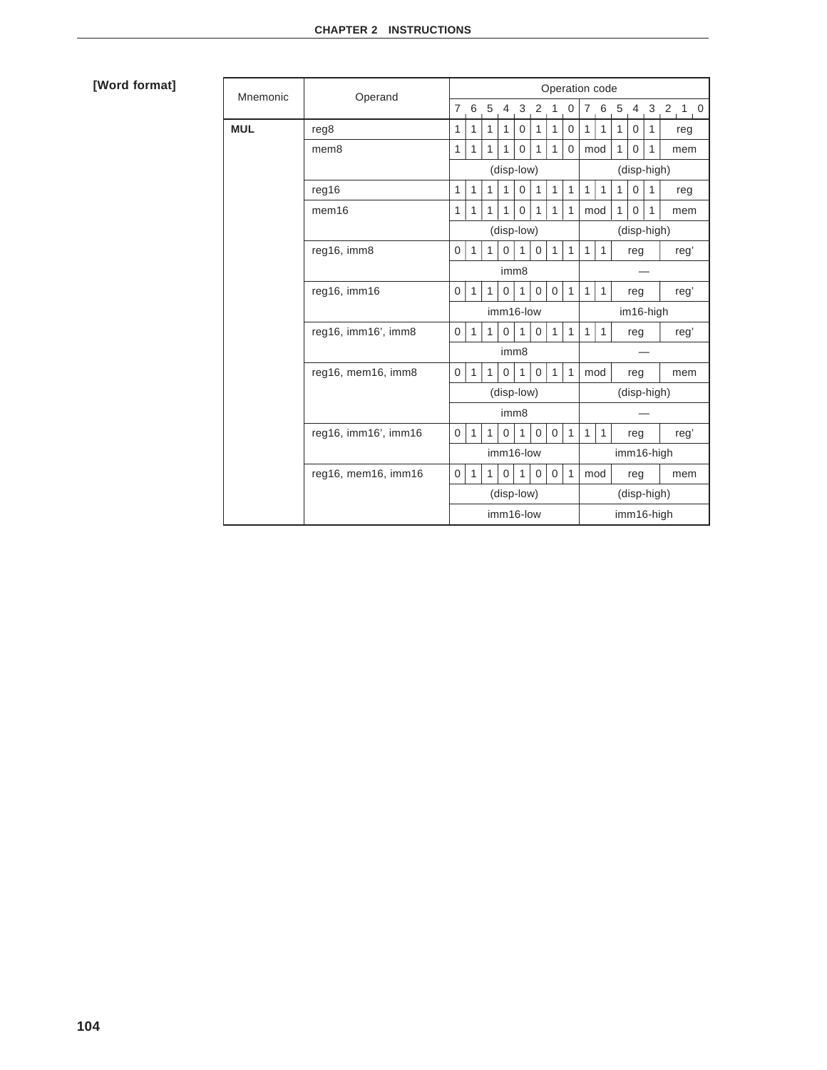**[Word format]**

| Mnemonic | Operand | Operation code | | | | | | | | | | | | | | | |
|---|---|---|---|---|---|---|---|---|---|---|---|---|---|---|---|---|---|
| | | 7 | 6 | 5 | 4 | 3 | 2 | 1 | 0 | 7 | 6 | 5 | 4 | 3 | 2 | 1 | 0 |
| **MUL** | reg8 | 1 | 1 | 1 | 1 | 0 | 1 | 1 | 0 | 1 | 1 | 1 | 0 | 1 | reg | | |
| | mem8 | 1 | 1 | 1 | 1 | 0 | 1 | 1 | 0 | mod | | 1 | 0 | 1 | mem | | |
| | | (disp-low) | | | | | | | | (disp-high) | | | | | | | |
| | reg16 | 1 | 1 | 1 | 1 | 0 | 1 | 1 | 1 | 1 | 1 | 1 | 0 | 1 | reg | | |
| | mem16 | 1 | 1 | 1 | 1 | 0 | 1 | 1 | 1 | mod | | 1 | 0 | 1 | mem | | |
| | | (disp-low) | | | | | | | | (disp-high) | | | | | | | |
| | reg16, imm8 | 0 | 1 | 1 | 0 | 1 | 0 | 1 | 1 | 1 | 1 | reg | | | reg' | | |
| | | imm8 | | | | | | | | — | | | | | | | |
| | reg16, imm16 | 0 | 1 | 1 | 0 | 1 | 0 | 0 | 1 | 1 | 1 | reg | | | reg' | | |
| | | imm16-low | | | | | | | | im16-high | | | | | | | |
| | reg16, imm16', imm8 | 0 | 1 | 1 | 0 | 1 | 0 | 1 | 1 | 1 | 1 | reg | | | reg' | | |
| | | imm8 | | | | | | | | — | | | | | | | |
| | reg16, mem16, imm8 | 0 | 1 | 1 | 0 | 1 | 0 | 1 | 1 | mod | | reg | | | mem | | |
| | | (disp-low) | | | | | | | | (disp-high) | | | | | | | |
| | | imm8 | | | | | | | | — | | | | | | | |
| | reg16, imm16', imm16 | 0 | 1 | 1 | 0 | 1 | 0 | 0 | 1 | 1 | 1 | reg | | | reg' | | |
| | | imm16-low | | | | | | | | imm16-high | | | | | | | |
| | reg16, mem16, imm16 | 0 | 1 | 1 | 0 | 1 | 0 | 0 | 1 | mod | | reg | | | mem | | |
| | | (disp-low) | | | | | | | | (disp-high) | | | | | | | |
| | | imm16-low | | | | | | | | imm16-high | | | | | | | |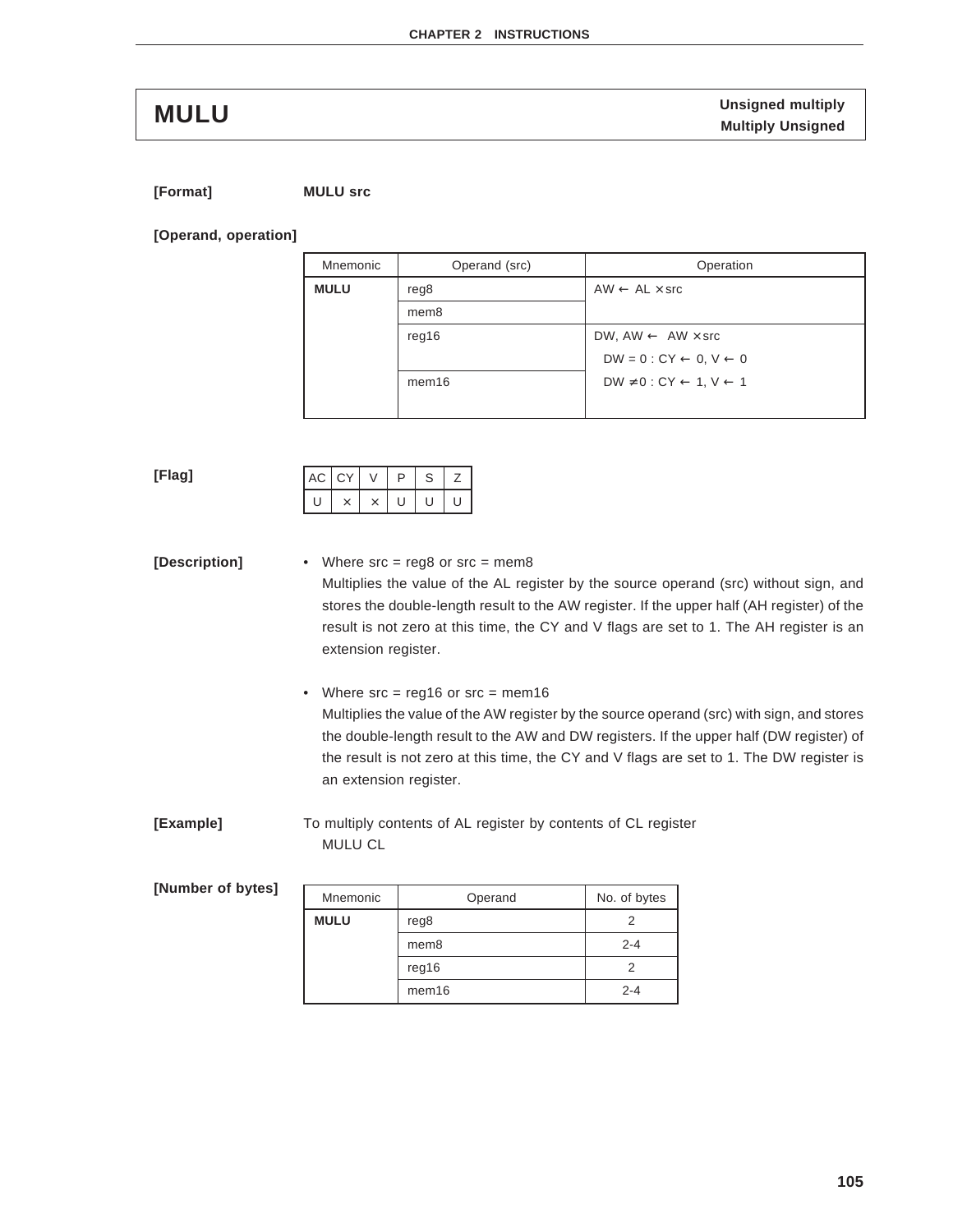# MULU

**Unsigned multiply**
**Multiply Unsigned**

**[Format]** **MULU src**

**[Operand, operation]**

| Mnemonic | Operand (src) | Operation |
|---|---|---|
| **MULU** | reg8 | AW ← AL × src |
| | mem8 | |
| | reg16 | DW, AW ← AW × src<br>DW = 0 : CY ← 0, V ← 0<br>DW ≠ 0 : CY ← 1, V ← 1 |
| | mem16 | |

**[Flag]**

| AC | CY | V | P | S | Z |
|---|---|---|---|---|---|
| U | × | × | U | U | U |

**[Description]**

- Where src = reg8 or src = mem8
  Multiplies the value of the AL register by the source operand (src) without sign, and stores the double-length result to the AW register. If the upper half (AH register) of the result is not zero at this time, the CY and V flags are set to 1. The AH register is an extension register.

- Where src = reg16 or src = mem16
  Multiplies the value of the AW register by the source operand (src) with sign, and stores the double-length result to the AW and DW registers. If the upper half (DW register) of the result is not zero at this time, the CY and V flags are set to 1. The DW register is an extension register.

**[Example]**

To multiply contents of AL register by contents of CL register
MULU CL

**[Number of bytes]**

| Mnemonic | Operand | No. of bytes |
|---|---|---|
| **MULU** | reg8 | 2 |
| | mem8 | 2-4 |
| | reg16 | 2 |
| | mem16 | 2-4 |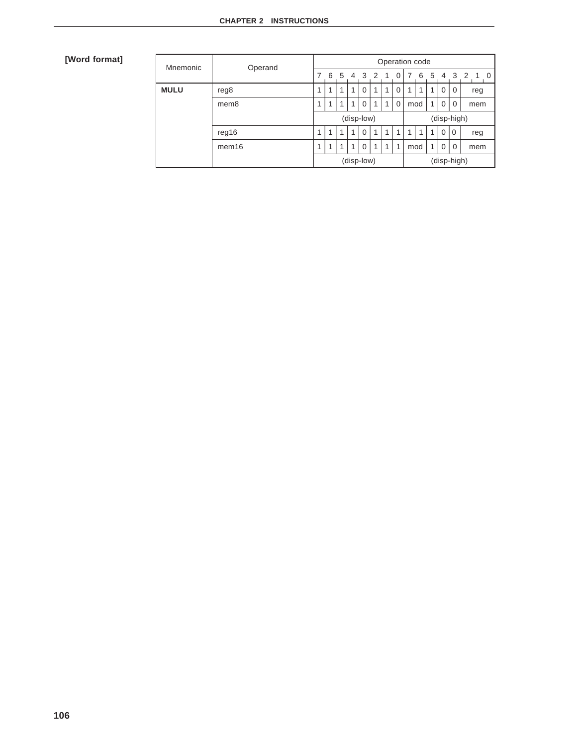**[Word format]**

| Mnemonic | Operand | Operation code | | | | | | | | | | | | | |
|---|---|---|---|---|---|---|---|---|---|---|---|---|---|---|---|
| | | 7 | 6 | 5 | 4 | 3 | 2 | 1 | 0 | 7 6 | 5 | 4 | 3 | 2 1 0 | |
| **MULU** | reg8 | 1 | 1 | 1 | 1 | 0 | 1 | 1 | 0 | 1 1 | 1 | 0 | 0 | reg | |
| | mem8 | 1 | 1 | 1 | 1 | 0 | 1 | 1 | 0 | mod | 1 | 0 | 0 | mem | |
| | | (disp-low) | | | | | | | | (disp-high) | | | | | |
| | reg16 | 1 | 1 | 1 | 1 | 0 | 1 | 1 | 1 | 1 1 | 1 | 0 | 0 | reg | |
| | mem16 | 1 | 1 | 1 | 1 | 0 | 1 | 1 | 1 | mod | 1 | 0 | 0 | mem | |
| | | (disp-low) | | | | | | | | (disp-high) | | | | | |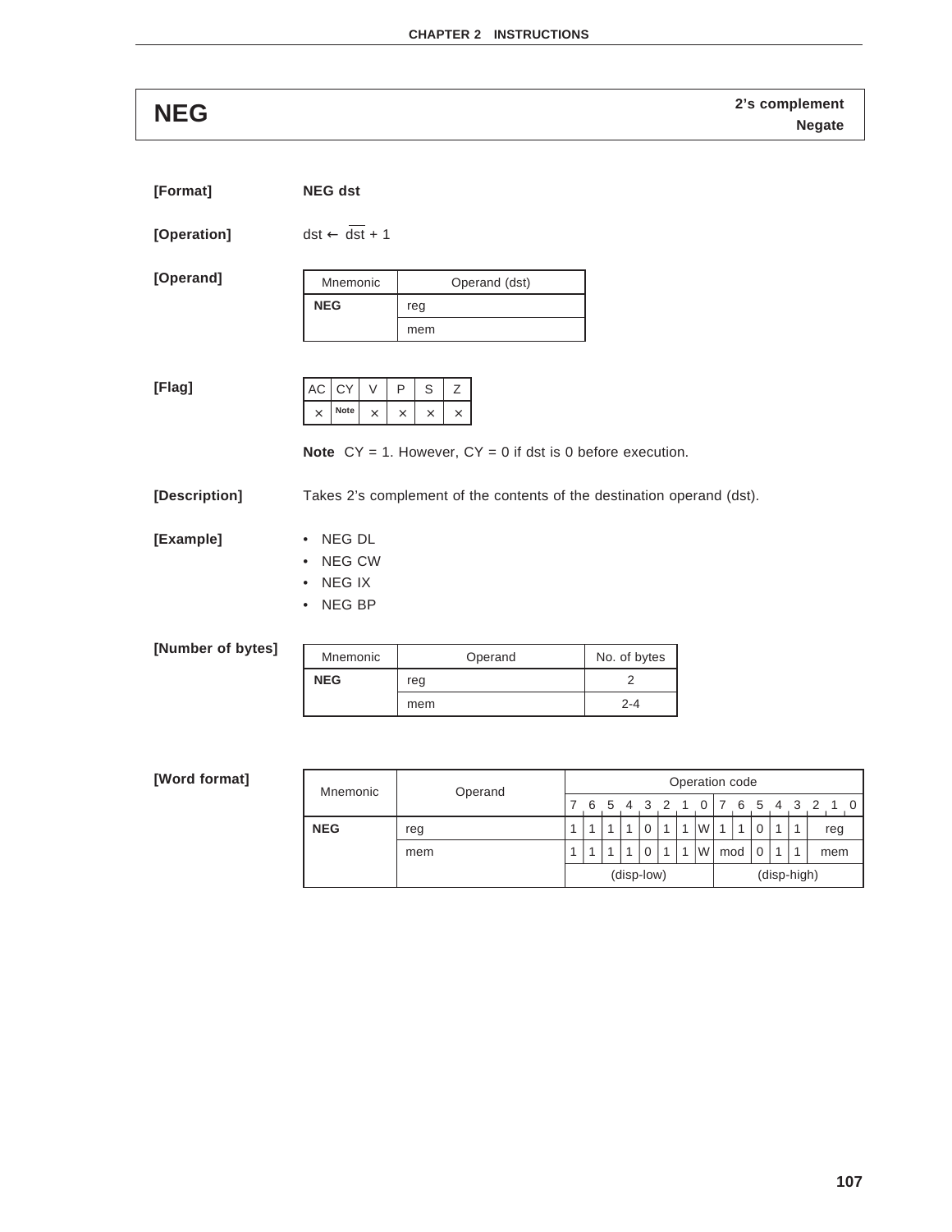# NEG

**2's complement**
**Negate**

**[Format]** **NEG dst**

**[Operation]** dst ← $\overline{\text{dst}}$ + 1

**[Operand]**

| Mnemonic | Operand (dst) |
|---|---|
| **NEG** | reg |
| | mem |

**[Flag]**

| AC | CY | V | P | S | Z |
|---|---|---|---|---|---|
| × | Note | × | × | × | × |

**Note** CY = 1. However, CY = 0 if dst is 0 before execution.

**[Description]** Takes 2's complement of the contents of the destination operand (dst).

**[Example]**

- NEG DL
- NEG CW
- NEG IX
- NEG BP

**[Number of bytes]**

| Mnemonic | Operand | No. of bytes |
|---|---|---|
| **NEG** | reg | 2 |
| | mem | 2-4 |

**[Word format]**

| Mnemonic | Operand | Operation code | | | | | | | | | | | | | |
|---|---|---|---|---|---|---|---|---|---|---|---|---|---|---|---|
| | | 7 | 6 | 5 | 4 | 3 | 2 | 1 | 0 | 7 6 | 5 | 4 | 3 | 2 1 0 | |
| **NEG** | reg | 1 | 1 | 1 | 1 | 0 | 1 | 1 | W | 1 1 | 0 | 1 | 1 | reg | |
| | mem | 1 | 1 | 1 | 1 | 0 | 1 | 1 | W | mod | 0 | 1 | 1 | mem | |
| | | (disp-low) | | | | | | | | (disp-high) | | | | | |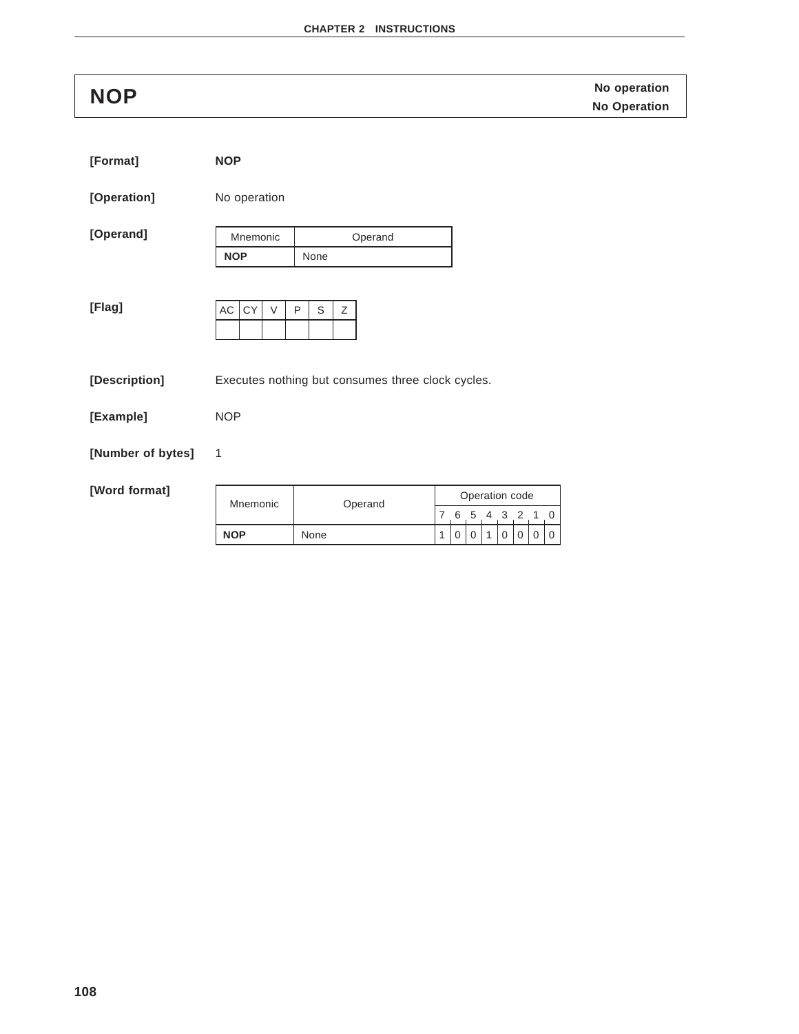# NOP

**No operation**
**No Operation**

**[Format]** **NOP**

**[Operation]** No operation

**[Operand]**

| Mnemonic | Operand |
|---|---|
| **NOP** | None |

**[Flag]**

| AC | CY | V | P | S | Z |
|---|---|---|---|---|---|
| | | | | | |

**[Description]** Executes nothing but consumes three clock cycles.

**[Example]** NOP

**[Number of bytes]** 1

**[Word format]**

| Mnemonic | Operand | Operation code | | | | | | | |
|---|---|---|---|---|---|---|---|---|---|
| | | 7 | 6 | 5 | 4 | 3 | 2 | 1 | 0 |
| **NOP** | None | 1 | 0 | 0 | 1 | 0 | 0 | 0 | 0 |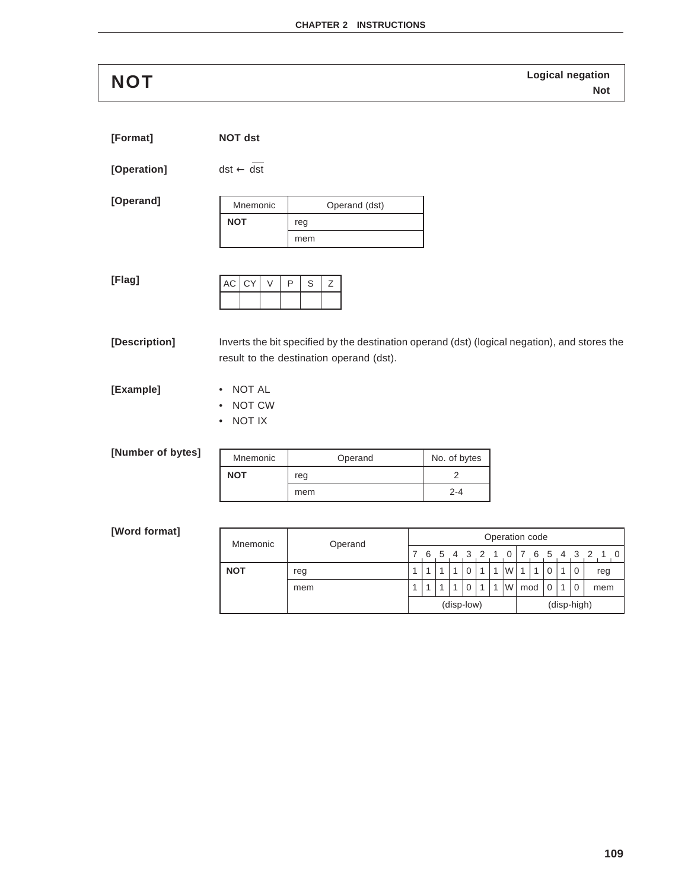# NOT

**Logical negation**
**Not**

**[Format]** **NOT dst**

**[Operation]** dst ← $\overline{\text{dst}}$

**[Operand]**

| Mnemonic | Operand (dst) |
|---|---|
| **NOT** | reg |
| | mem |

**[Flag]**

| AC | CY | V | P | S | Z |
|---|---|---|---|---|---|
| | | | | | |

**[Description]** Inverts the bit specified by the destination operand (dst) (logical negation), and stores the result to the destination operand (dst).

**[Example]**

- NOT AL
- NOT CW
- NOT IX

**[Number of bytes]**

| Mnemonic | Operand | No. of bytes |
|---|---|---|
| **NOT** | reg | 2 |
| | mem | 2-4 |

**[Word format]**

| Mnemonic | Operand | Operation code | | | | | | | | | | | | | | | |
|---|---|---|---|---|---|---|---|---|---|---|---|---|---|---|---|---|---|
| | | 7 | 6 | 5 | 4 | 3 | 2 | 1 | 0 | 7 | 6 | 5 | 4 | 3 | 2 | 1 | 0 |
| **NOT** | reg | 1 | 1 | 1 | 1 | 0 | 1 | 1 | W | 1 | 1 | 0 | 1 | 0 | reg | | |
| | mem | 1 | 1 | 1 | 1 | 0 | 1 | 1 | W | mod | | 0 | 1 | 0 | mem | | |
| | | (disp-low) | | | | | | | | (disp-high) | | | | | | | |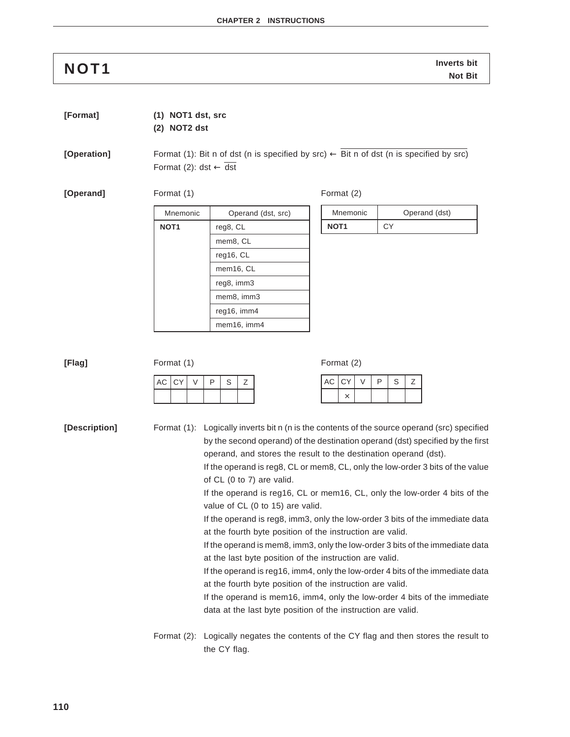# NOT1

**Inverts bit**
**Not Bit**

**[Format]**

**(1) NOT1 dst, src**
**(2) NOT2 dst**

**[Operation]**

Format (1): Bit n of dst (n is specified by src) ← $\overline{\text{Bit n of dst (n is specified by src)}}$
Format (2): dst ← $\overline{\text{dst}}$

**[Operand]**

Format (1)

| Mnemonic | Operand (dst, src) |
|---|---|
| **NOT1** | reg8, CL |
| | mem8, CL |
| | reg16, CL |
| | mem16, CL |
| | reg8, imm3 |
| | mem8, imm3 |
| | reg16, imm4 |
| | mem16, imm4 |

Format (2)

| Mnemonic | Operand (dst) |
|---|---|
| **NOT1** | CY |

**[Flag]**

Format (1)

| AC | CY | V | P | S | Z |
|---|---|---|---|---|---|
| | | | | | |

Format (2)

| AC | CY | V | P | S | Z |
|---|---|---|---|---|---|
| | × | | | | |

**[Description]**

Format (1): Logically inverts bit n (n is the contents of the source operand (src) specified by the second operand) of the destination operand (dst) specified by the first operand, and stores the result to the destination operand (dst).
If the operand is reg8, CL or mem8, CL, only the low-order 3 bits of the value of CL (0 to 7) are valid.
If the operand is reg16, CL or mem16, CL, only the low-order 4 bits of the value of CL (0 to 15) are valid.
If the operand is reg8, imm3, only the low-order 3 bits of the immediate data at the fourth byte position of the instruction are valid.
If the operand is mem8, imm3, only the low-order 3 bits of the immediate data at the last byte position of the instruction are valid.
If the operand is reg16, imm4, only the low-order 4 bits of the immediate data at the fourth byte position of the instruction are valid.
If the operand is mem16, imm4, only the low-order 4 bits of the immediate data at the last byte position of the instruction are valid.

Format (2): Logically negates the contents of the CY flag and then stores the result to the CY flag.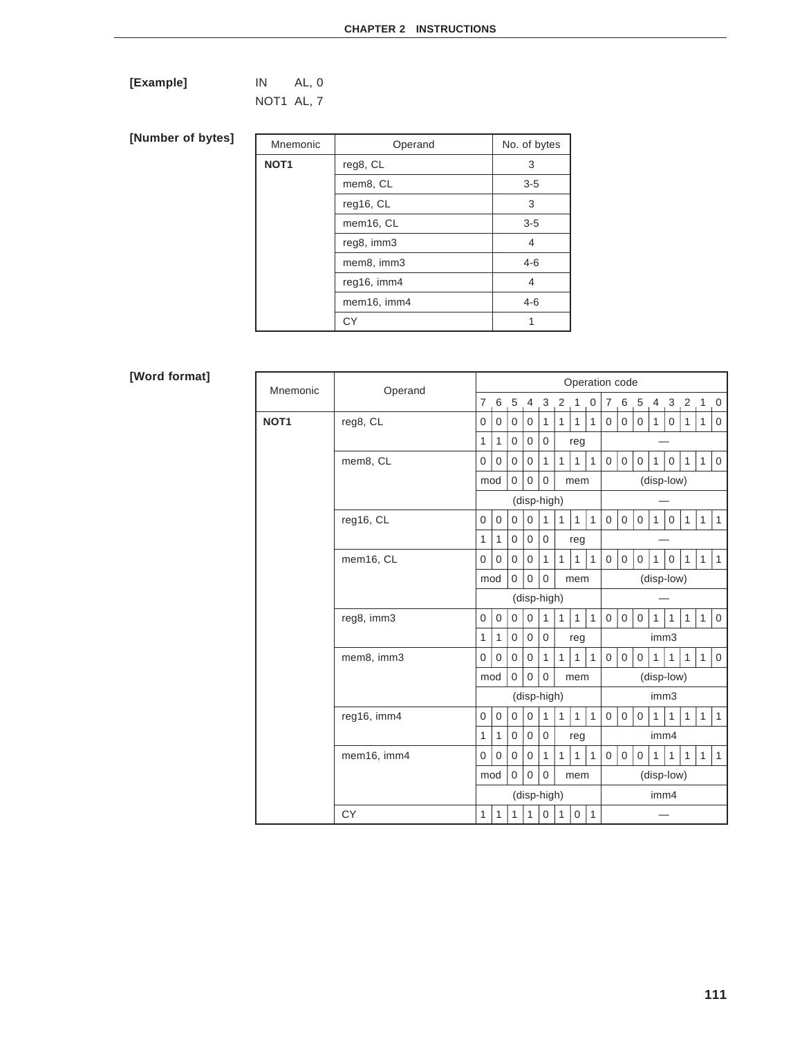**[Example]**

```
IN    AL, 0
NOT1  AL, 7
```

**[Number of bytes]**

| Mnemonic | Operand | No. of bytes |
|---|---|---|
| **NOT1** | reg8, CL | 3 |
| | mem8, CL | 3-5 |
| | reg16, CL | 3 |
| | mem16, CL | 3-5 |
| | reg8, imm3 | 4 |
| | mem8, imm3 | 4-6 |
| | reg16, imm4 | 4 |
| | mem16, imm4 | 4-6 |
| | CY | 1 |

**[Word format]**

| Mnemonic | Operand | Operation code | | | | | | | | | | | | | | | |
|---|---|---|---|---|---|---|---|---|---|---|---|---|---|---|---|---|---|
| | | 7 | 6 | 5 | 4 | 3 | 2 | 1 | 0 | 7 | 6 | 5 | 4 | 3 | 2 | 1 | 0 |
| **NOT1** | reg8, CL | 0 | 0 | 0 | 0 | 1 | 1 | 1 | 1 | 0 | 0 | 0 | 1 | 0 | 1 | 1 | 0 |
| | | 1 | 1 | 0 | 0 | 0 | reg | | | — | | | | | | | |
| | mem8, CL | 0 | 0 | 0 | 0 | 1 | 1 | 1 | 1 | 0 | 0 | 0 | 1 | 0 | 1 | 1 | 0 |
| | | mod | | 0 | 0 | 0 | mem | | | (disp-low) | | | | | | | |
| | | (disp-high) | | | | | | | | — | | | | | | | |
| | reg16, CL | 0 | 0 | 0 | 0 | 1 | 1 | 1 | 1 | 0 | 0 | 0 | 1 | 0 | 1 | 1 | 1 |
| | | 1 | 1 | 0 | 0 | 0 | reg | | | — | | | | | | | |
| | mem16, CL | 0 | 0 | 0 | 0 | 1 | 1 | 1 | 1 | 0 | 0 | 0 | 1 | 0 | 1 | 1 | 1 |
| | | mod | | 0 | 0 | 0 | mem | | | (disp-low) | | | | | | | |
| | | (disp-high) | | | | | | | | — | | | | | | | |
| | reg8, imm3 | 0 | 0 | 0 | 0 | 1 | 1 | 1 | 1 | 0 | 0 | 0 | 1 | 1 | 1 | 1 | 0 |
| | | 1 | 1 | 0 | 0 | 0 | reg | | | imm3 | | | | | | | |
| | mem8, imm3 | 0 | 0 | 0 | 0 | 1 | 1 | 1 | 1 | 0 | 0 | 0 | 1 | 1 | 1 | 1 | 0 |
| | | mod | | 0 | 0 | 0 | mem | | | (disp-low) | | | | | | | |
| | | (disp-high) | | | | | | | | imm3 | | | | | | | |
| | reg16, imm4 | 0 | 0 | 0 | 0 | 1 | 1 | 1 | 1 | 0 | 0 | 0 | 1 | 1 | 1 | 1 | 1 |
| | | 1 | 1 | 0 | 0 | 0 | reg | | | imm4 | | | | | | | |
| | mem16, imm4 | 0 | 0 | 0 | 0 | 1 | 1 | 1 | 1 | 0 | 0 | 0 | 1 | 1 | 1 | 1 | 1 |
| | | mod | | 0 | 0 | 0 | mem | | | (disp-low) | | | | | | | |
| | | (disp-high) | | | | | | | | imm4 | | | | | | | |
| | CY | 1 | 1 | 1 | 1 | 0 | 1 | 0 | 1 | — | | | | | | | |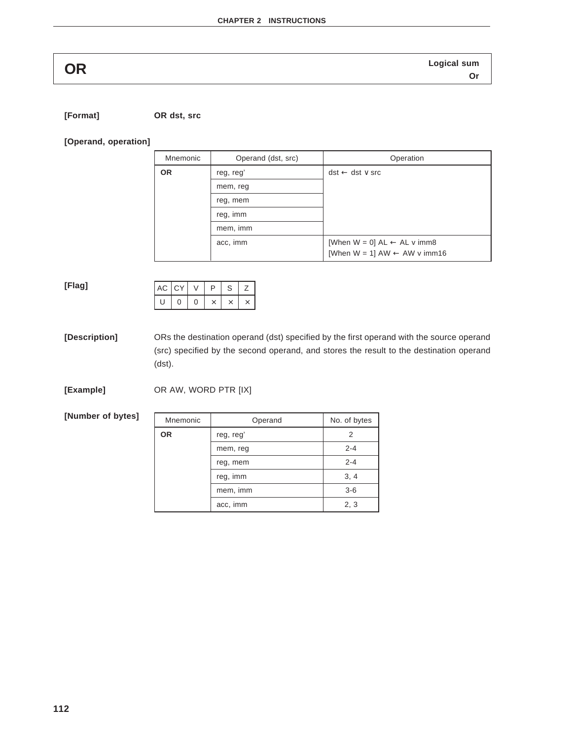# OR

**Logical sum**
**Or**

**[Format]** **OR dst, src**

**[Operand, operation]**

| Mnemonic | Operand (dst, src) | Operation |
|---|---|---|
| **OR** | reg, reg' | dst ← dst ∨ src |
| | mem, reg | |
| | reg, mem | |
| | reg, imm | |
| | mem, imm | |
| | acc, imm | [When W = 0] AL ← AL ∨ imm8<br>[When W = 1] AW ← AW ∨ imm16 |

**[Flag]**

| AC | CY | V | P | S | Z |
|---|---|---|---|---|---|
| U | 0 | 0 | × | × | × |

**[Description]** ORs the destination operand (dst) specified by the first operand with the source operand (src) specified by the second operand, and stores the result to the destination operand (dst).

**[Example]** OR AW, WORD PTR [IX]

**[Number of bytes]**

| Mnemonic | Operand | No. of bytes |
|---|---|---|
| **OR** | reg, reg' | 2 |
| | mem, reg | 2-4 |
| | reg, mem | 2-4 |
| | reg, imm | 3, 4 |
| | mem, imm | 3-6 |
| | acc, imm | 2, 3 |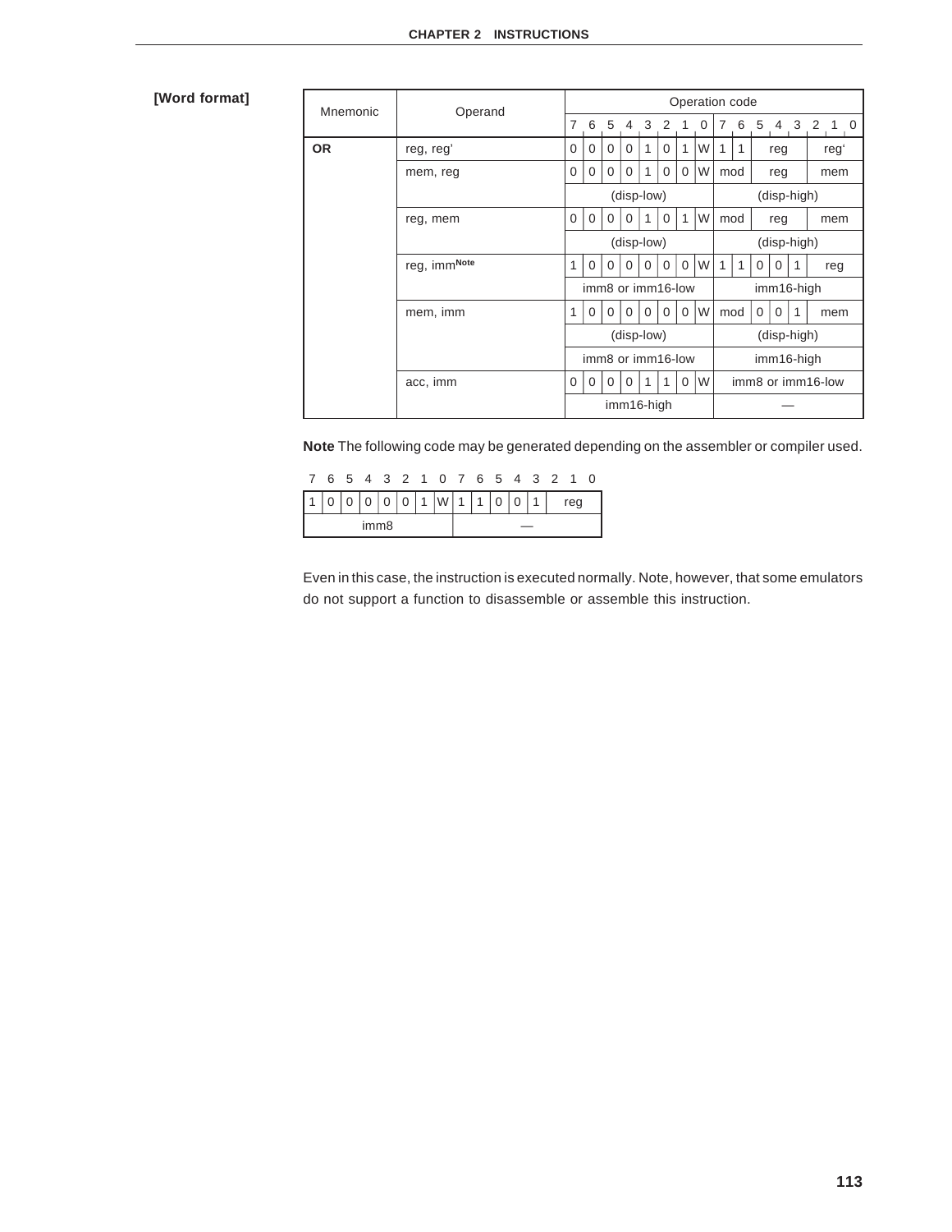**[Word format]**

| Mnemonic | Operand | Operation code | | | | | | | | | | | | | | | |
|---|---|---|---|---|---|---|---|---|---|---|---|---|---|---|---|---|---|
| | | 7 | 6 | 5 | 4 | 3 | 2 | 1 | 0 | 7 | 6 | 5 | 4 | 3 | 2 | 1 | 0 |
| **OR** | reg, reg' | 0 | 0 | 0 | 0 | 1 | 0 | 1 | W | 1 | 1 | reg | | | reg' | | |
| | mem, reg | 0 | 0 | 0 | 0 | 1 | 0 | 0 | W | mod | | reg | | | mem | | |
| | | (disp-low) | | | | | | | | (disp-high) | | | | | | | |
| | reg, mem | 0 | 0 | 0 | 0 | 1 | 0 | 1 | W | mod | | reg | | | mem | | |
| | | (disp-low) | | | | | | | | (disp-high) | | | | | | | |
| | reg, imm[Note] | 1 | 0 | 0 | 0 | 0 | 0 | 0 | W | 1 | 1 | 0 | 0 | 1 | reg | | |
| | | imm8 or imm16-low | | | | | | | | imm16-high | | | | | | | |
| | mem, imm | 1 | 0 | 0 | 0 | 0 | 0 | 0 | W | mod | | 0 | 0 | 1 | mem | | |
| | | (disp-low) | | | | | | | | (disp-high) | | | | | | | |
| | | imm8 or imm16-low | | | | | | | | imm16-high | | | | | | | |
| | acc, imm | 0 | 0 | 0 | 0 | 1 | 1 | 0 | W | imm8 or imm16-low | | | | | | | |
| | | imm16-high | | | | | | | | — | | | | | | | |

**Note** The following code may be generated depending on the assembler or compiler used.

| 7 | 6 | 5 | 4 | 3 | 2 | 1 | 0 | 7 | 6 | 5 | 4 | 3 | 2 | 1 | 0 |
|---|---|---|---|---|---|---|---|---|---|---|---|---|---|---|---|
| 1 | 0 | 0 | 0 | 0 | 0 | 1 | W | 1 | 1 | 0 | 0 | 1 | reg | | |
| imm8 | | | | | | | | — | | | | | | | |

Even in this case, the instruction is executed normally. Note, however, that some emulators do not support a function to disassemble or assemble this instruction.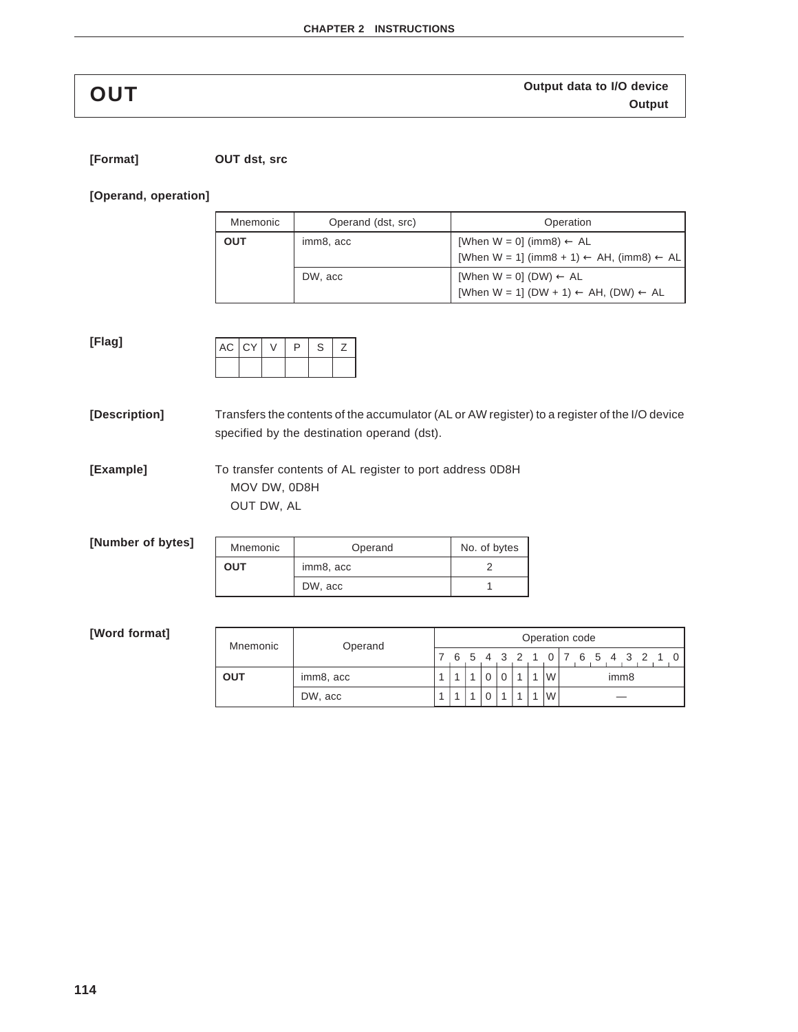# OUT

**Output data to I/O device**
**Output**

**[Format]** **OUT dst, src**

**[Operand, operation]**

| Mnemonic | Operand (dst, src) | Operation |
|---|---|---|
| **OUT** | imm8, acc | [When W = 0] (imm8) ← AL<br>[When W = 1] (imm8 + 1) ← AH, (imm8) ← AL |
| | DW, acc | [When W = 0] (DW) ← AL<br>[When W = 1] (DW + 1) ← AH, (DW) ← AL |

**[Flag]**

| AC | CY | V | P | S | Z |
|---|---|---|---|---|---|
| | | | | | |

**[Description]** Transfers the contents of the accumulator (AL or AW register) to a register of the I/O device specified by the destination operand (dst).

**[Example]** To transfer contents of AL register to port address 0D8H

```
MOV DW, 0D8H
OUT DW, AL
```

**[Number of bytes]**

| Mnemonic | Operand | No. of bytes |
|---|---|---|
| **OUT** | imm8, acc | 2 |
| | DW, acc | 1 |

**[Word format]**

| Mnemonic | Operand | Operation code | | | | | | | | |
|---|---|---|---|---|---|---|---|---|---|---|
| | | 7 | 6 | 5 | 4 | 3 | 2 | 1 | 0 | 7 6 5 4 3 2 1 0 |
| **OUT** | imm8, acc | 1 | 1 | 1 | 0 | 0 | 1 | 1 | W | imm8 |
| | DW, acc | 1 | 1 | 1 | 0 | 1 | 1 | 1 | W | — |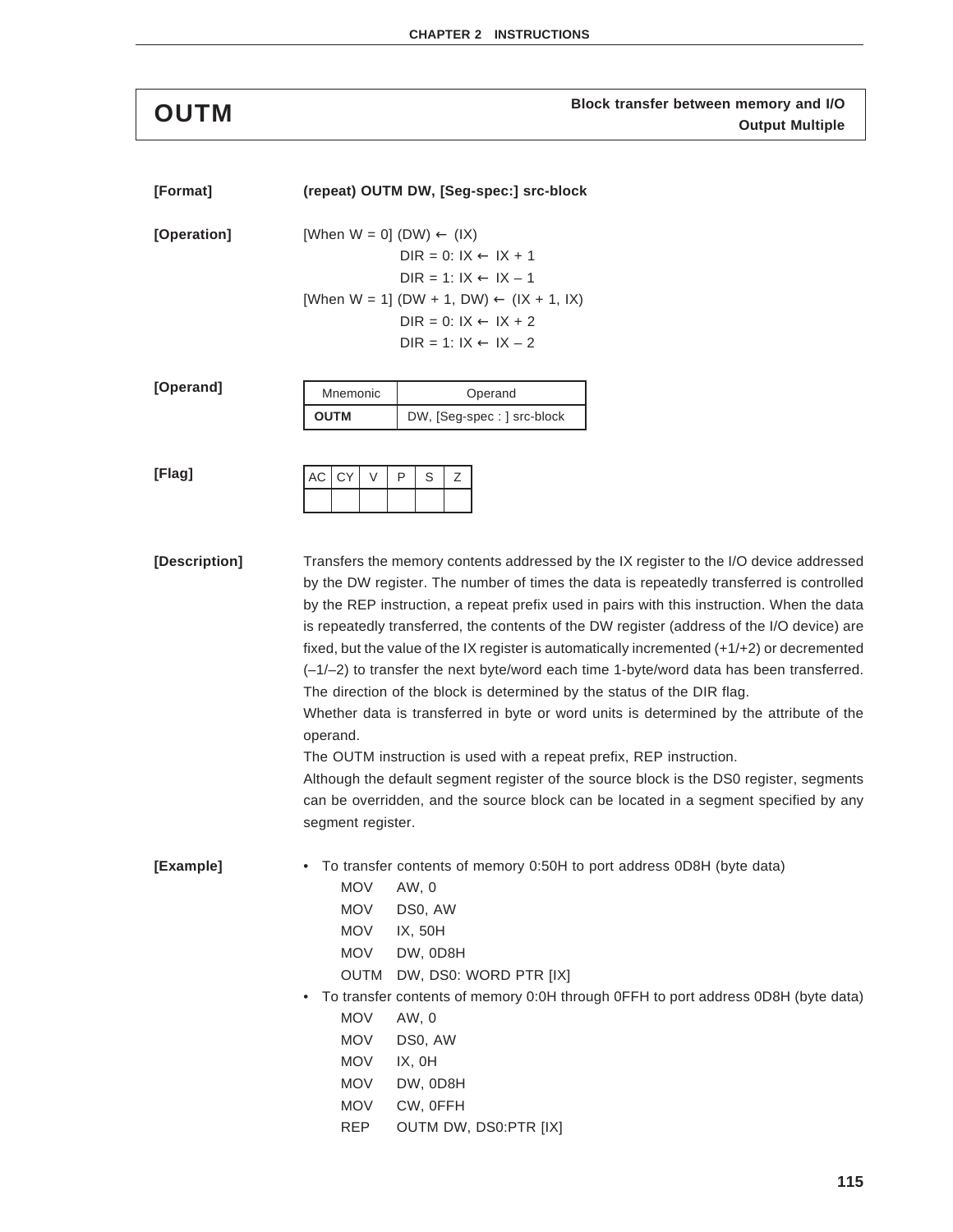# OUTM

**Block transfer between memory and I/O**
**Output Multiple**

**[Format]** **(repeat) OUTM DW, [Seg-spec:] src-block**

**[Operation]**

[When W = 0] (DW) ← (IX)
DIR = 0: IX ← IX + 1
DIR = 1: IX ← IX – 1

[When W = 1] (DW + 1, DW) ← (IX + 1, IX)
DIR = 0: IX ← IX + 2
DIR = 1: IX ← IX – 2

**[Operand]**

| Mnemonic | Operand |
|---|---|
| **OUTM** | DW, [Seg-spec : ] src-block |

**[Flag]**

| AC | CY | V | P | S | Z |
|---|---|---|---|---|---|
| | | | | | |

**[Description]**

Transfers the memory contents addressed by the IX register to the I/O device addressed by the DW register. The number of times the data is repeatedly transferred is controlled by the REP instruction, a repeat prefix used in pairs with this instruction. When the data is repeatedly transferred, the contents of the DW register (address of the I/O device) are fixed, but the value of the IX register is automatically incremented (+1/+2) or decremented (–1/–2) to transfer the next byte/word each time 1-byte/word data has been transferred. The direction of the block is determined by the status of the DIR flag.

Whether data is transferred in byte or word units is determined by the attribute of the operand.

The OUTM instruction is used with a repeat prefix, REP instruction.

Although the default segment register of the source block is the DS0 register, segments can be overridden, and the source block can be located in a segment specified by any segment register.

**[Example]**

- To transfer contents of memory 0:50H to port address 0D8H (byte data)

```
MOV     AW, 0
MOV     DS0, AW
MOV     IX, 50H
MOV     DW, 0D8H
OUTM    DW, DS0: WORD PTR [IX]
```

- To transfer contents of memory 0:0H through 0FFH to port address 0D8H (byte data)

```
MOV     AW, 0
MOV     DS0, AW
MOV     IX, 0H
MOV     DW, 0D8H
MOV     CW, 0FFH
REP     OUTM DW, DS0:PTR [IX]
```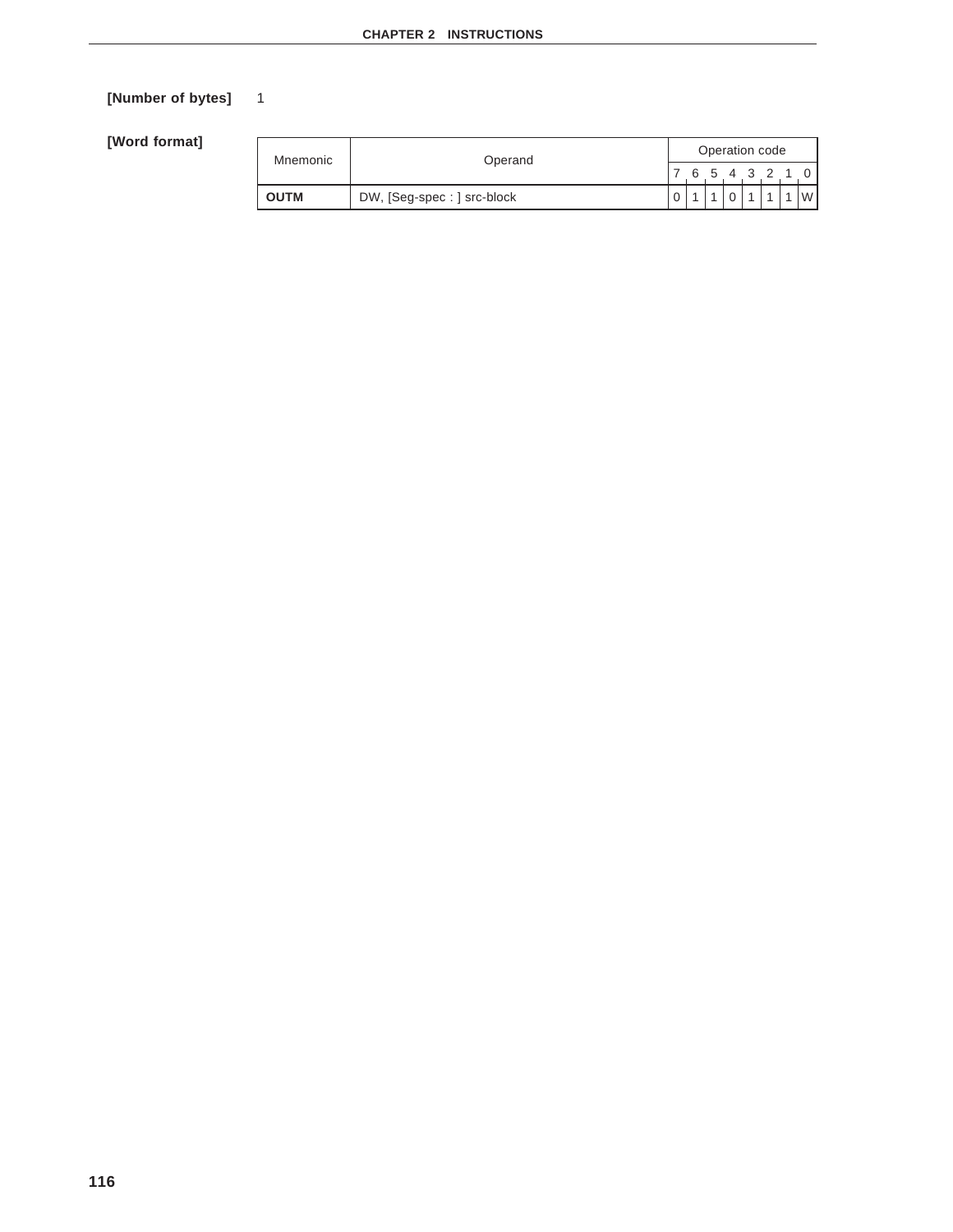**[Number of bytes]** 1

**[Word format]**

| Mnemonic | Operand | Operation code | | | | | | | |
|---|---|---|---|---|---|---|---|---|---|
| | | 7 | 6 | 5 | 4 | 3 | 2 | 1 | 0 |
| **OUTM** | DW, [Seg-spec : ] src-block | 0 | 1 | 1 | 0 | 1 | 1 | 1 | W |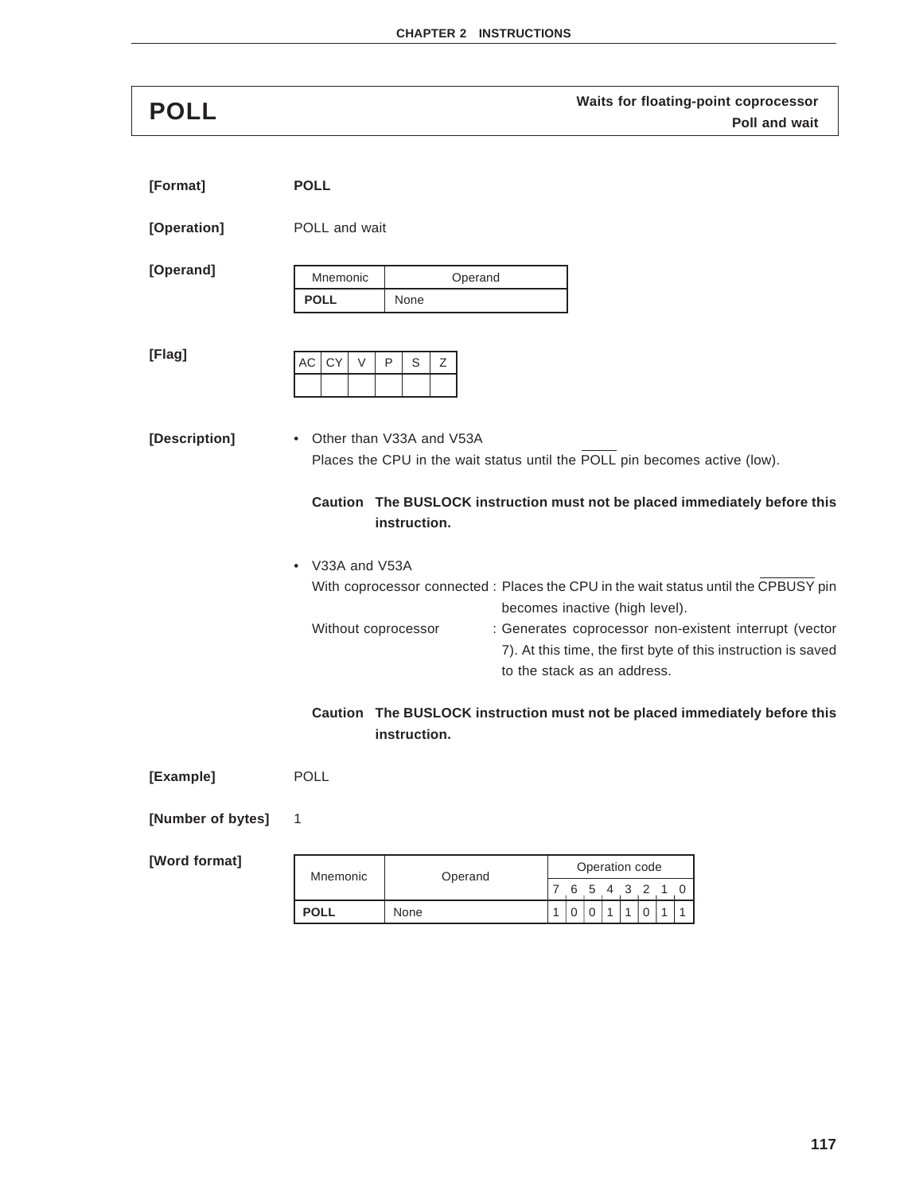# POLL

**Waits for floating-point coprocessor**
**Poll and wait**

**[Format]** **POLL**

**[Operation]** POLL and wait

**[Operand]**

| Mnemonic | Operand |
|---|---|
| **POLL** | None |

**[Flag]**

| AC | CY | V | P | S | Z |
|---|---|---|---|---|---|
| | | | | | |

**[Description]**

- Other than V33A and V53A

  Places the CPU in the wait status until the $\overline{\text{POLL}}$ pin becomes active (low).

  **Caution The BUSLOCK instruction must not be placed immediately before this instruction.**

- V33A and V53A

  With coprocessor connected : Places the CPU in the wait status until the $\overline{\text{CPBUSY}}$ pin becomes inactive (high level).

  Without coprocessor : Generates coprocessor non-existent interrupt (vector 7). At this time, the first byte of this instruction is saved to the stack as an address.

  **Caution The BUSLOCK instruction must not be placed immediately before this instruction.**

**[Example]** POLL

**[Number of bytes]** 1

**[Word format]**

| Mnemonic | Operand | Operation code | | | | | | | |
|---|---|---|---|---|---|---|---|---|---|
| | | 7 | 6 | 5 | 4 | 3 | 2 | 1 | 0 |
| **POLL** | None | 1 | 0 | 0 | 1 | 1 | 0 | 1 | 1 |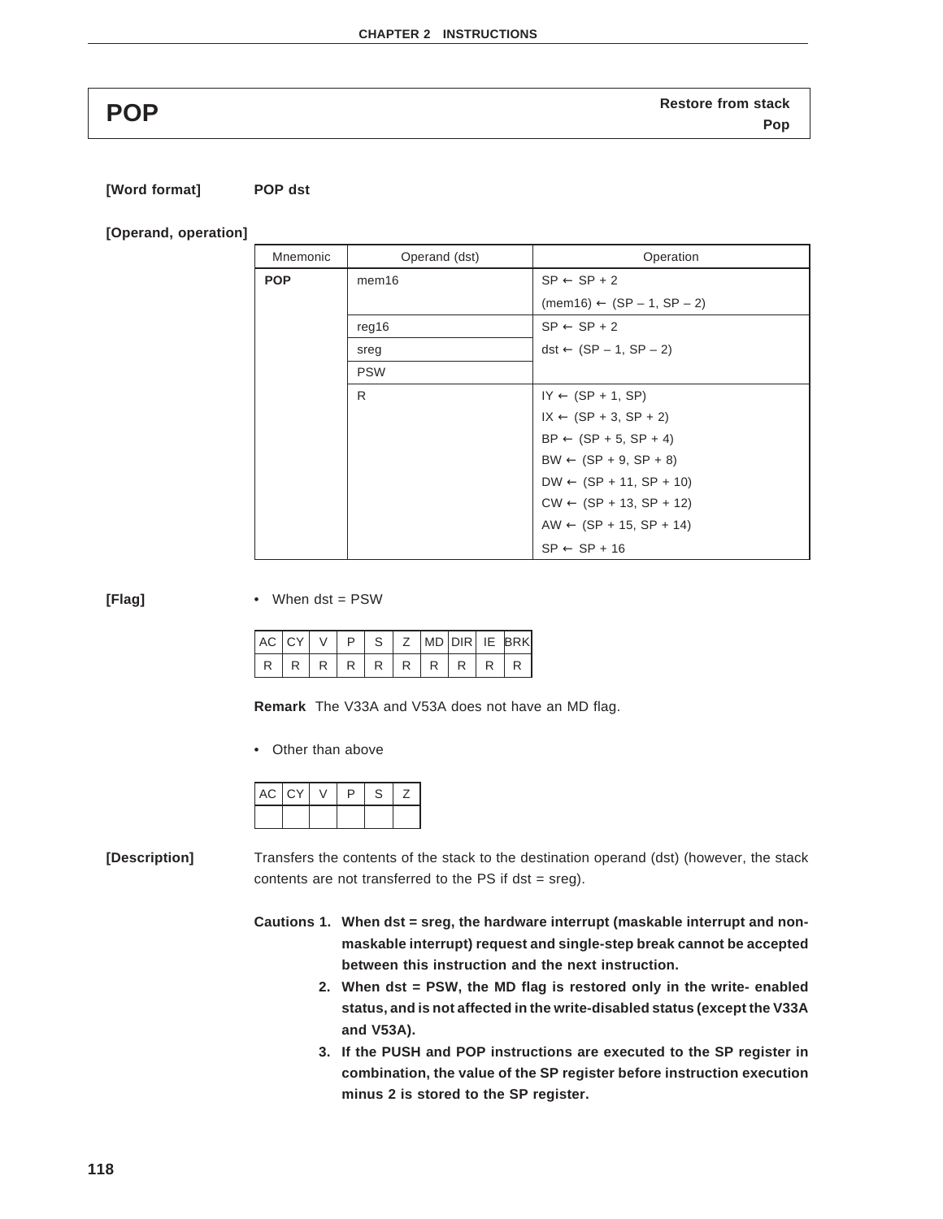# POP

**Restore from stack**
**Pop**

**[Word format]** **POP dst**

**[Operand, operation]**

| Mnemonic | Operand (dst) | Operation |
|---|---|---|
| **POP** | mem16 | SP ← SP + 2<br>(mem16) ← (SP – 1, SP – 2) |
| | reg16 | SP ← SP + 2<br>dst ← (SP – 1, SP – 2) |
| | sreg | |
| | PSW | |
| | R | IY ← (SP + 1, SP)<br>IX ← (SP + 3, SP + 2)<br>BP ← (SP + 5, SP + 4)<br>BW ← (SP + 9, SP + 8)<br>DW ← (SP + 11, SP + 10)<br>CW ← (SP + 13, SP + 12)<br>AW ← (SP + 15, SP + 14)<br>SP ← SP + 16 |

**[Flag]**

- When dst = PSW

| AC | CY | V | P | S | Z | MD | DIR | IE | BRK |
|---|---|---|---|---|---|---|---|---|---|
| R | R | R | R | R | R | R | R | R | R |

**Remark** The V33A and V53A does not have an MD flag.

- Other than above

| AC | CY | V | P | S | Z |
|---|---|---|---|---|---|
| | | | | | |

**[Description]**

Transfers the contents of the stack to the destination operand (dst) (however, the stack contents are not transferred to the PS if dst = sreg).

**Cautions 1. When dst = sreg, the hardware interrupt (maskable interrupt and non-maskable interrupt) request and single-step break cannot be accepted between this instruction and the next instruction.**

**2. When dst = PSW, the MD flag is restored only in the write- enabled status, and is not affected in the write-disabled status (except the V33A and V53A).**

**3. If the PUSH and POP instructions are executed to the SP register in combination, the value of the SP register before instruction execution minus 2 is stored to the SP register.**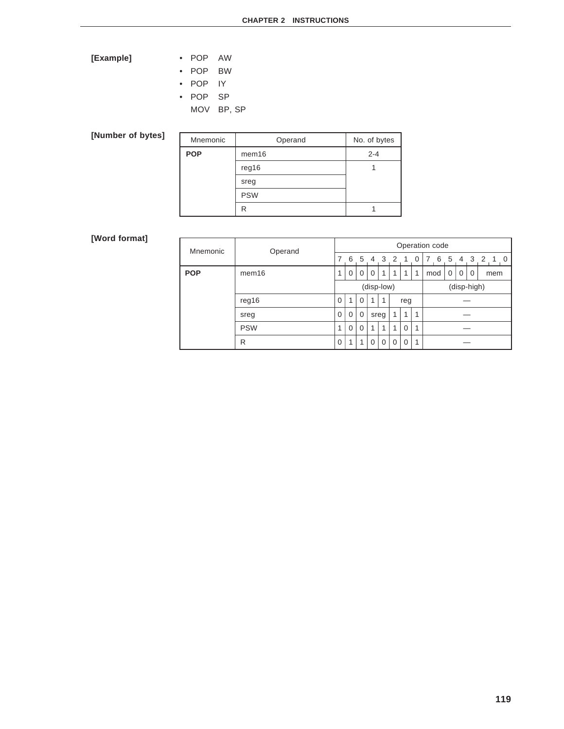**[Example]**

- POP AW
- POP BW
- POP IY
- POP SP
  MOV BP, SP

**[Number of bytes]**

| Mnemonic | Operand | No. of bytes |
|---|---|---|
| **POP** | mem16 | 2-4 |
| | reg16 | 1 |
| | sreg | |
| | PSW | |
| | R | 1 |

**[Word format]**

| Mnemonic | Operand | Operation code | | | | | | | | | | | | |
|---|---|---|---|---|---|---|---|---|---|---|---|---|---|---|
| | | 7 | 6 | 5 | 4 | 3 | 2 | 1 | 0 | 7 6 | 5 | 4 | 3 | 2 1 0 |
| **POP** | mem16 | 1 | 0 | 0 | 0 | 1 | 1 | 1 | 1 | mod | 0 | 0 | 0 | mem |
| | | (disp-low) | | | | | | | | (disp-high) | | | | |
| | reg16 | 0 | 1 | 0 | 1 | 1 | reg | | | — | | | | |
| | sreg | 0 | 0 | 0 | sreg | | 1 | 1 | 1 | — | | | | |
| | PSW | 1 | 0 | 0 | 1 | 1 | 1 | 0 | 1 | — | | | | |
| | R | 0 | 1 | 1 | 0 | 0 | 0 | 0 | 1 | — | | | | |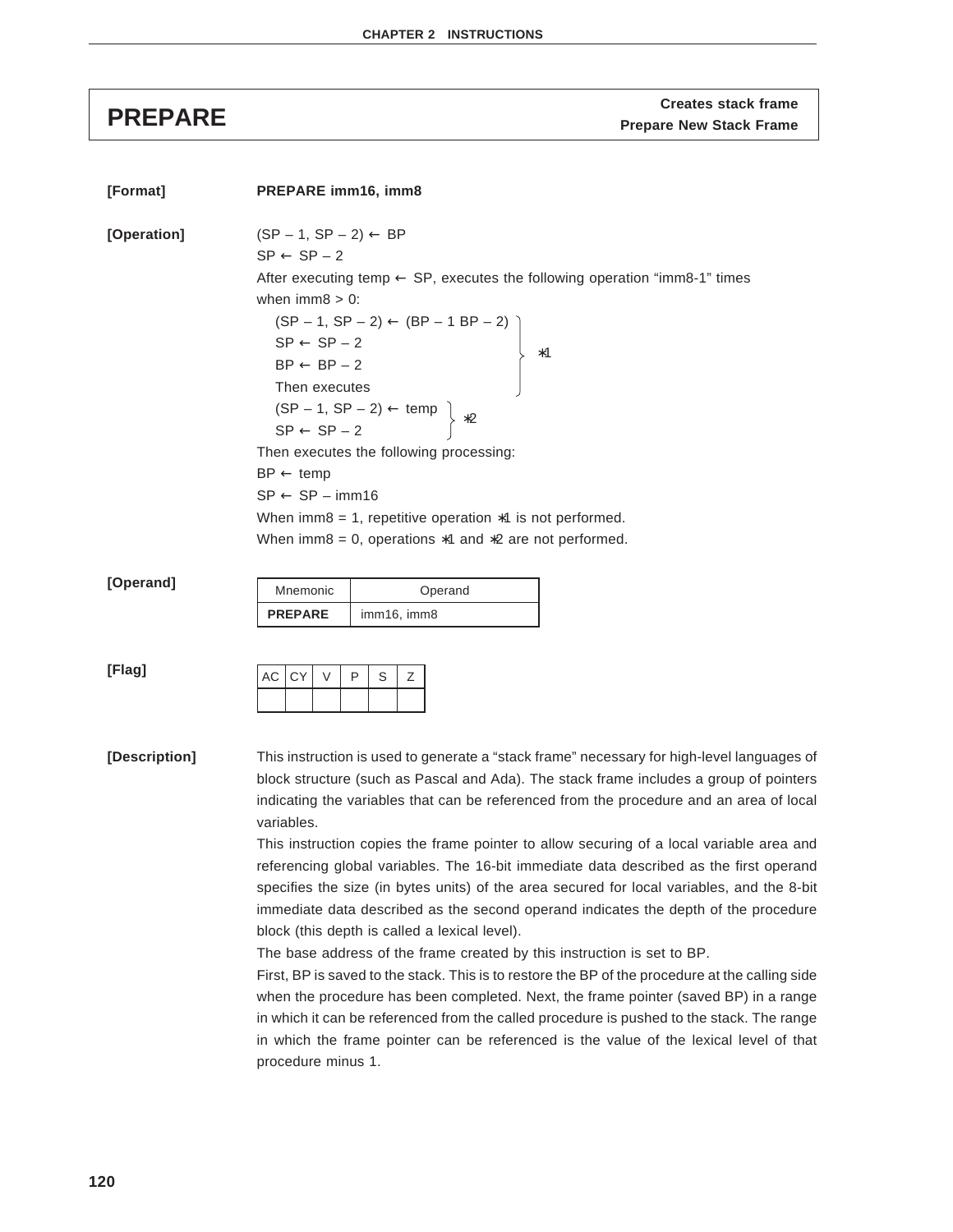# PREPARE

**Creates stack frame**
**Prepare New Stack Frame**

**[Format]** **PREPARE imm16, imm8**

**[Operation]**

(SP – 1, SP – 2) ← BP
SP ← SP – 2
After executing temp ← SP, executes the following operation “imm8-1” times
when imm8 > 0:

```
    (SP – 1, SP – 2) ← (BP – 1 BP – 2) ⎫
    SP ← SP – 2                        ⎬ *1
    BP ← BP – 2                        ⎪
    Then executes                      ⎭
    (SP – 1, SP – 2) ← temp ⎫
    SP ← SP – 2             ⎭ *2
```

Then executes the following processing:
BP ← temp
SP ← SP – imm16
When imm8 = 1, repetitive operation *1 is not performed.
When imm8 = 0, operations *1 and *2 are not performed.

**[Operand]**

| Mnemonic | Operand |
|---|---|
| **PREPARE** | imm16, imm8 |

**[Flag]**

| AC | CY | V | P | S | Z |
|---|---|---|---|---|---|
| | | | | | |

**[Description]**

This instruction is used to generate a “stack frame” necessary for high-level languages of block structure (such as Pascal and Ada). The stack frame includes a group of pointers indicating the variables that can be referenced from the procedure and an area of local variables.

This instruction copies the frame pointer to allow securing of a local variable area and referencing global variables. The 16-bit immediate data described as the first operand specifies the size (in bytes units) of the area secured for local variables, and the 8-bit immediate data described as the second operand indicates the depth of the procedure block (this depth is called a lexical level).

The base address of the frame created by this instruction is set to BP.

First, BP is saved to the stack. This is to restore the BP of the procedure at the calling side when the procedure has been completed. Next, the frame pointer (saved BP) in a range in which it can be referenced from the called procedure is pushed to the stack. The range in which the frame pointer can be referenced is the value of the lexical level of that procedure minus 1.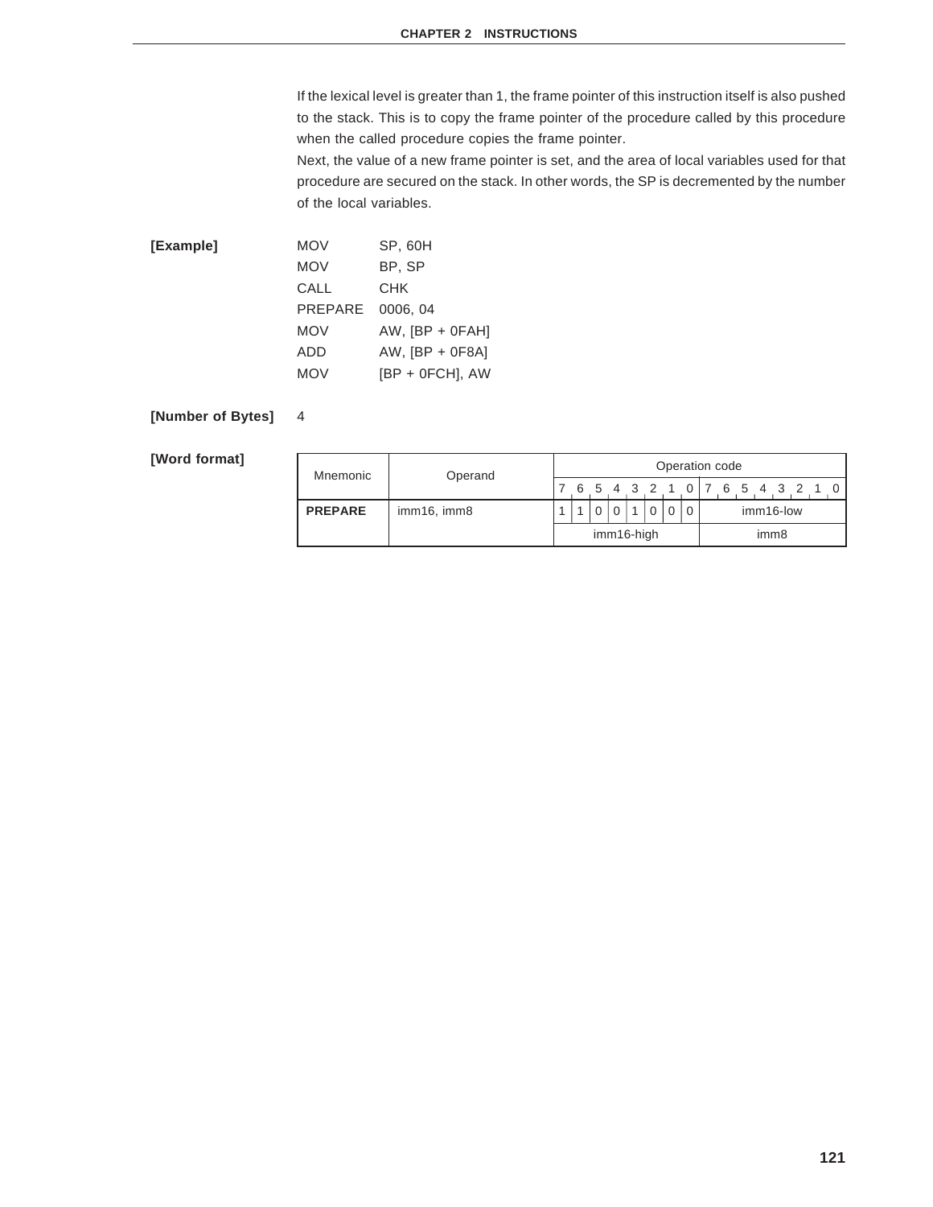If the lexical level is greater than 1, the frame pointer of this instruction itself is also pushed to the stack. This is to copy the frame pointer of the procedure called by this procedure when the called procedure copies the frame pointer.

Next, the value of a new frame pointer is set, and the area of local variables used for that procedure are secured on the stack. In other words, the SP is decremented by the number of the local variables.

**[Example]**

```
MOV      SP, 60H
MOV      BP, SP
CALL     CHK
PREPARE  0006, 04
MOV      AW, [BP + 0FAH]
ADD      AW, [BP + 0F8A]
MOV      [BP + 0FCH], AW
```

**[Number of Bytes]** 4

**[Word format]**

| Mnemonic | Operand | Operation code | | | | | | | | |
|---|---|---|---|---|---|---|---|---|---|---|
| | | 7 | 6 | 5 | 4 | 3 | 2 | 1 | 0 | 7 6 5 4 3 2 1 0 |
| **PREPARE** | imm16, imm8 | 1 | 1 | 0 | 0 | 1 | 0 | 0 | 0 | imm16-low |
| | | imm16-high | | | | | | | | imm8 |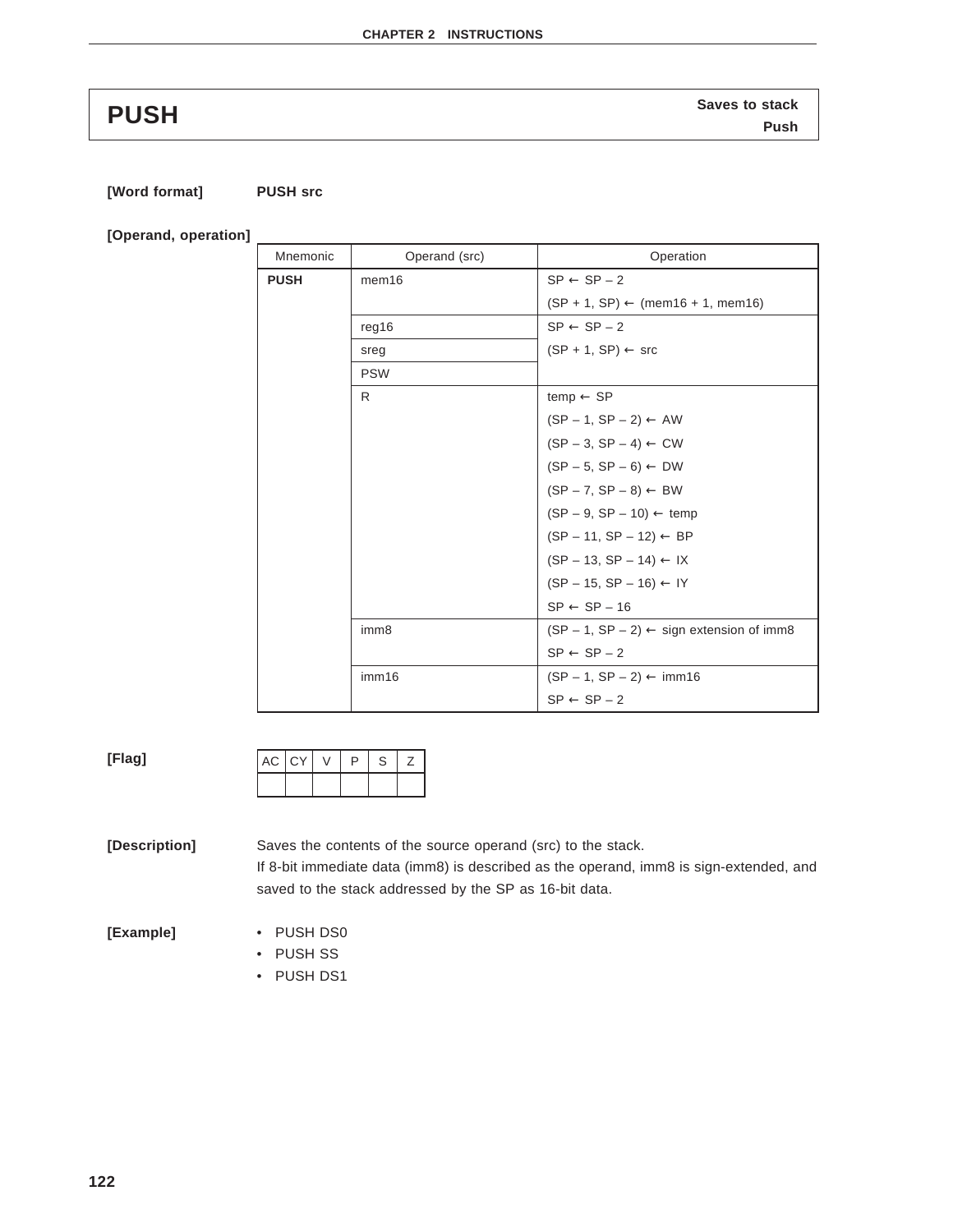# PUSH

**Saves to stack**
**Push**

**[Word format]** **PUSH src**

**[Operand, operation]**

| Mnemonic | Operand (src) | Operation |
|---|---|---|
| **PUSH** | mem16 | SP ← SP – 2 |
| | | (SP + 1, SP) ← (mem16 + 1, mem16) |
| | reg16 | SP ← SP – 2 |
| | sreg | (SP + 1, SP) ← src |
| | PSW | |
| | R | temp ← SP |
| | | (SP – 1, SP – 2) ← AW |
| | | (SP – 3, SP – 4) ← CW |
| | | (SP – 5, SP – 6) ← DW |
| | | (SP – 7, SP – 8) ← BW |
| | | (SP – 9, SP – 10) ← temp |
| | | (SP – 11, SP – 12) ← BP |
| | | (SP – 13, SP – 14) ← IX |
| | | (SP – 15, SP – 16) ← IY |
| | | SP ← SP – 16 |
| | imm8 | (SP – 1, SP – 2) ← sign extension of imm8 |
| | | SP ← SP – 2 |
| | imm16 | (SP – 1, SP – 2) ← imm16 |
| | | SP ← SP – 2 |

**[Flag]**

| AC | CY | V | P | S | Z |
|---|---|---|---|---|---|
| | | | | | |

**[Description]** Saves the contents of the source operand (src) to the stack.
If 8-bit immediate data (imm8) is described as the operand, imm8 is sign-extended, and saved to the stack addressed by the SP as 16-bit data.

**[Example]**

- PUSH DS0
- PUSH SS
- PUSH DS1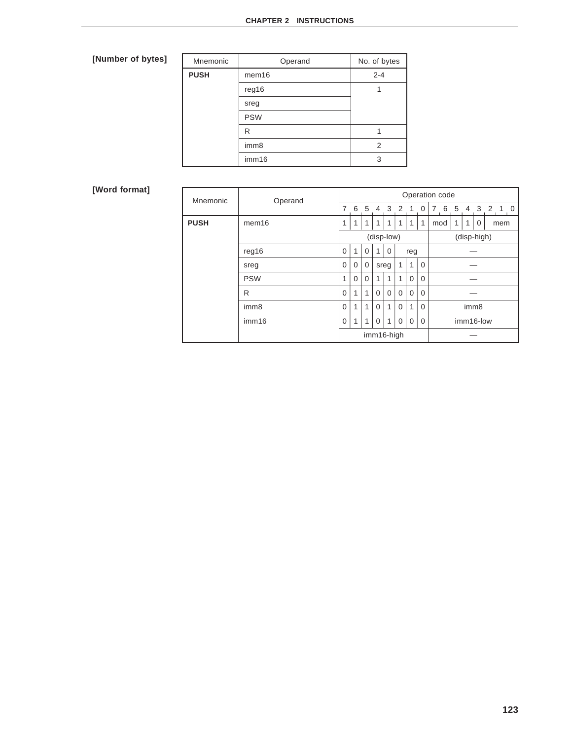**[Number of bytes]**

| Mnemonic | Operand | No. of bytes |
|---|---|---|
| **PUSH** | mem16 | 2-4 |
| | reg16 | 1 |
| | sreg | |
| | PSW | |
| | R | 1 |
| | imm8 | 2 |
| | imm16 | 3 |

**[Word format]**

| Mnemonic | Operand | Operation code | | | | | | | | | | | | |
|---|---|---|---|---|---|---|---|---|---|---|---|---|---|---|
| | | 7 | 6 | 5 | 4 | 3 | 2 | 1 | 0 | 7 6 | 5 | 4 | 3 | 2 1 0 |
| **PUSH** | mem16 | 1 | 1 | 1 | 1 | 1 | 1 | 1 | 1 | mod | 1 | 1 | 0 | mem |
| | | (disp-low) | | | | | | | | (disp-high) | | | | |
| | reg16 | 0 | 1 | 0 | 1 | 0 | reg | | | — | | | | |
| | sreg | 0 | 0 | 0 | sreg | | 1 | 1 | 0 | — | | | | |
| | PSW | 1 | 0 | 0 | 1 | 1 | 1 | 0 | 0 | — | | | | |
| | R | 0 | 1 | 1 | 0 | 0 | 0 | 0 | 0 | — | | | | |
| | imm8 | 0 | 1 | 1 | 0 | 1 | 0 | 1 | 0 | imm8 | | | | |
| | imm16 | 0 | 1 | 1 | 0 | 1 | 0 | 0 | 0 | imm16-low | | | | |
| | | imm16-high | | | | | | | | — | | | | |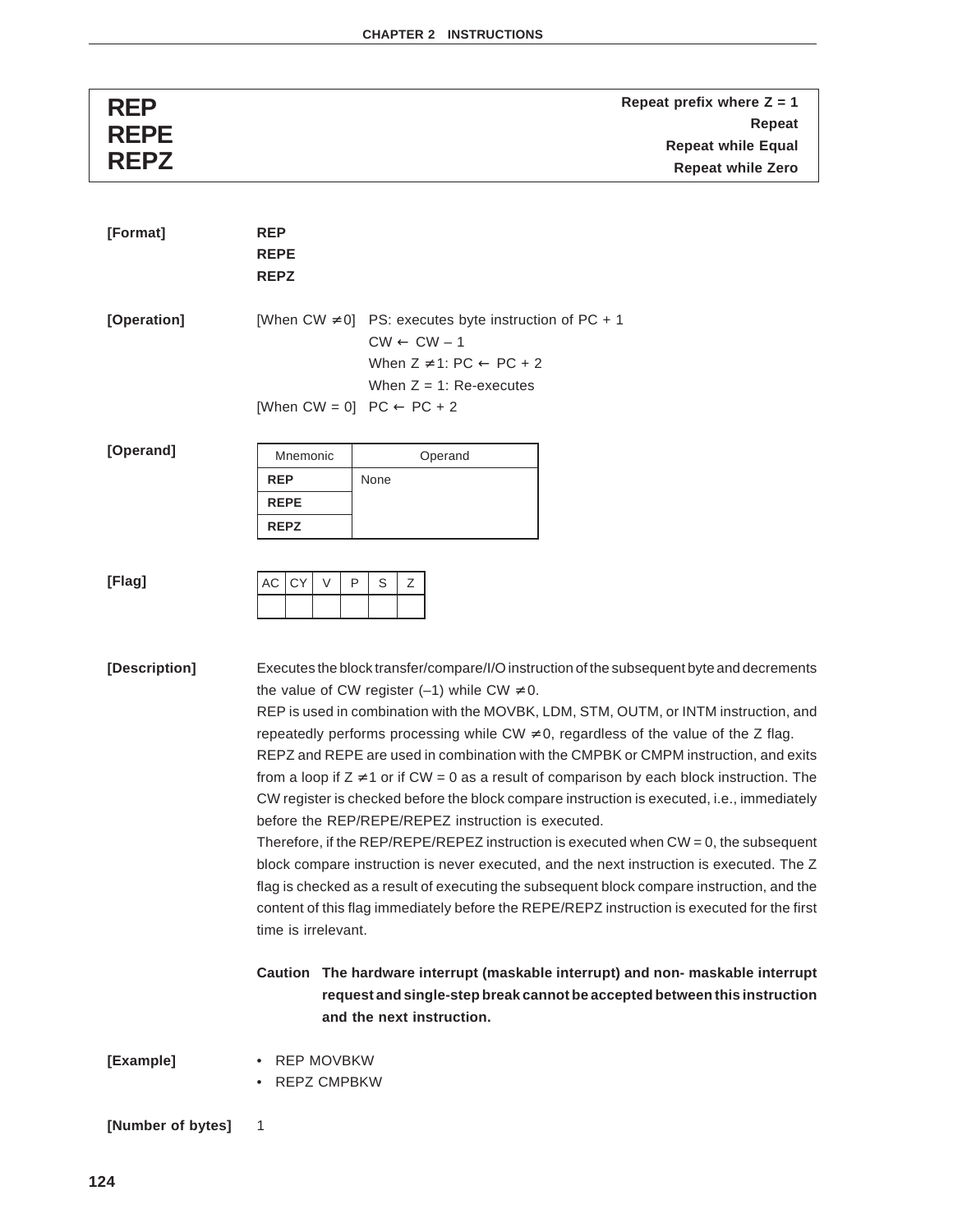# REP / REPE / REPZ

**Repeat prefix where Z = 1**
**Repeat**
**Repeat while Equal**
**Repeat while Zero**

**[Format]**

**REP**
**REPE**
**REPZ**

**[Operation]**

[When CW ≠ 0] PS: executes byte instruction of PC + 1
CW ← CW – 1
When Z ≠ 1: PC ← PC + 2
When Z = 1: Re-executes
[When CW = 0] PC ← PC + 2

**[Operand]**

| Mnemonic | Operand |
|---|---|
| **REP** | None |
| **REPE** | |
| **REPZ** | |

**[Flag]**

| AC | CY | V | P | S | Z |
|---|---|---|---|---|---|
| | | | | | |

**[Description]**

Executes the block transfer/compare/I/O instruction of the subsequent byte and decrements the value of CW register (–1) while CW ≠ 0.

REP is used in combination with the MOVBK, LDM, STM, OUTM, or INTM instruction, and repeatedly performs processing while CW ≠ 0, regardless of the value of the Z flag.

REPZ and REPE are used in combination with the CMPBK or CMPM instruction, and exits from a loop if Z ≠ 1 or if CW = 0 as a result of comparison by each block instruction. The CW register is checked before the block compare instruction is executed, i.e., immediately before the REP/REPE/REPEZ instruction is executed.

Therefore, if the REP/REPE/REPEZ instruction is executed when CW = 0, the subsequent block compare instruction is never executed, and the next instruction is executed. The Z flag is checked as a result of executing the subsequent block compare instruction, and the content of this flag immediately before the REPE/REPZ instruction is executed for the first time is irrelevant.

**Caution The hardware interrupt (maskable interrupt) and non- maskable interrupt request and single-step break cannot be accepted between this instruction and the next instruction.**

**[Example]**

- REP MOVBKW
- REPZ CMPBKW

**[Number of bytes]** 1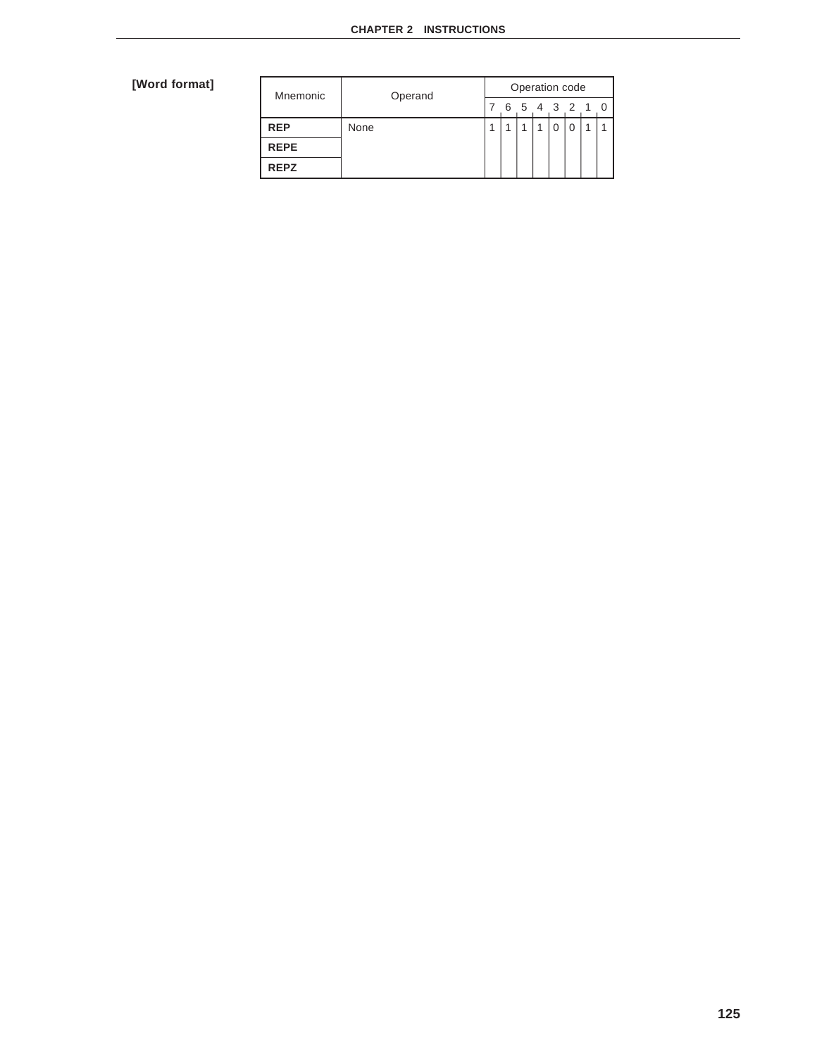**[Word format]**

| Mnemonic | Operand | Operation code | | | | | | | |
|---|---|---|---|---|---|---|---|---|---|
| | | 7 | 6 | 5 | 4 | 3 | 2 | 1 | 0 |
| **REP** | None | 1 | 1 | 1 | 1 | 0 | 0 | 1 | 1 |
| **REPE** | | | | | | | | | |
| **REPZ** | | | | | | | | | |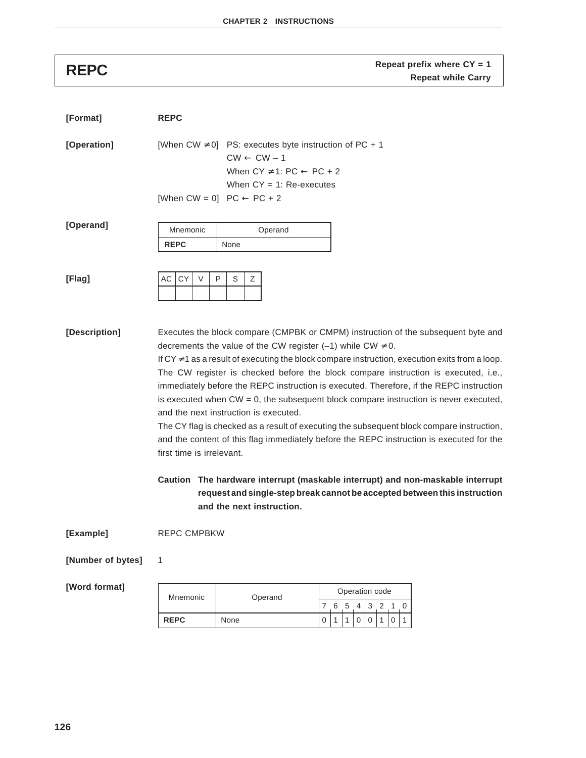# REPC

**Repeat prefix where CY = 1**
**Repeat while Carry**

**[Format]** **REPC**

**[Operation]**

[When CW ≠ 0] PS: executes byte instruction of PC + 1
CW ← CW – 1
When CY ≠ 1: PC ← PC + 2
When CY = 1: Re-executes
[When CW = 0] PC ← PC + 2

**[Operand]**

| Mnemonic | Operand |
|---|---|
| **REPC** | None |

**[Flag]**

| AC | CY | V | P | S | Z |
|---|---|---|---|---|---|
| | | | | | |

**[Description]**

Executes the block compare (CMPBK or CMPM) instruction of the subsequent byte and decrements the value of the CW register (–1) while CW ≠ 0.

If CY ≠ 1 as a result of executing the block compare instruction, execution exits from a loop.

The CW register is checked before the block compare instruction is executed, i.e., immediately before the REPC instruction is executed. Therefore, if the REPC instruction is executed when CW = 0, the subsequent block compare instruction is never executed, and the next instruction is executed.

The CY flag is checked as a result of executing the subsequent block compare instruction, and the content of this flag immediately before the REPC instruction is executed for the first time is irrelevant.

**Caution The hardware interrupt (maskable interrupt) and non-maskable interrupt request and single-step break cannot be accepted between this instruction and the next instruction.**

**[Example]** REPC CMPBKW

**[Number of bytes]** 1

**[Word format]**

| Mnemonic | Operand | Operation code | | | | | | | |
|---|---|---|---|---|---|---|---|---|---|
| | | 7 | 6 | 5 | 4 | 3 | 2 | 1 | 0 |
| **REPC** | None | 0 | 1 | 1 | 0 | 0 | 1 | 0 | 1 |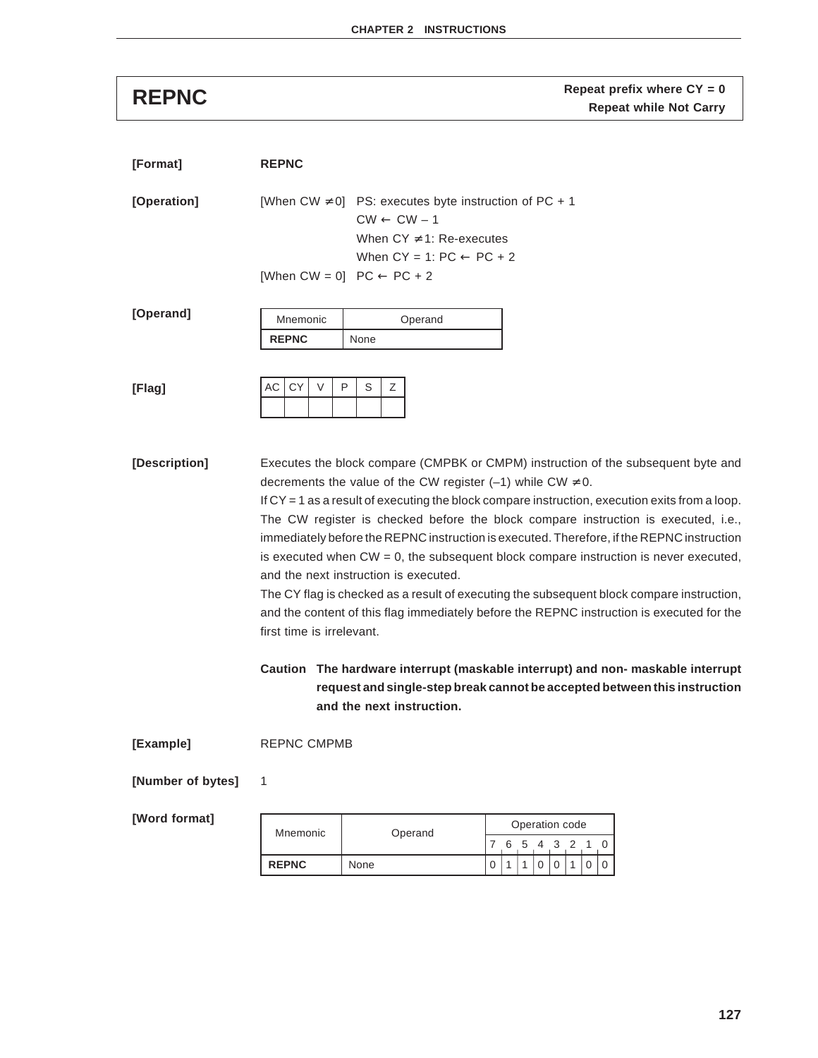# REPNC

**Repeat prefix where CY = 0**
**Repeat while Not Carry**

**[Format]** **REPNC**

**[Operation]**

[When CW ≠ 0] PS: executes byte instruction of PC + 1
CW ← CW – 1
When CY ≠ 1: Re-executes
When CY = 1: PC ← PC + 2

[When CW = 0] PC ← PC + 2

**[Operand]**

| Mnemonic | Operand |
|---|---|
| **REPNC** | None |

**[Flag]**

| AC | CY | V | P | S | Z |
|---|---|---|---|---|---|
| | | | | | |

**[Description]**

Executes the block compare (CMPBK or CMPM) instruction of the subsequent byte and decrements the value of the CW register (–1) while CW ≠ 0.

If CY = 1 as a result of executing the block compare instruction, execution exits from a loop. The CW register is checked before the block compare instruction is executed, i.e., immediately before the REPNC instruction is executed. Therefore, if the REPNC instruction is executed when CW = 0, the subsequent block compare instruction is never executed, and the next instruction is executed.

The CY flag is checked as a result of executing the subsequent block compare instruction, and the content of this flag immediately before the REPNC instruction is executed for the first time is irrelevant.

**Caution The hardware interrupt (maskable interrupt) and non- maskable interrupt request and single-step break cannot be accepted between this instruction and the next instruction.**

**[Example]** REPNC CMPMB

**[Number of bytes]** 1

**[Word format]**

| Mnemonic | Operand | Operation code | | | | | | | |
|---|---|---|---|---|---|---|---|---|---|
| | | 7 | 6 | 5 | 4 | 3 | 2 | 1 | 0 |
| **REPNC** | None | 0 | 1 | 1 | 0 | 0 | 1 | 0 | 0 |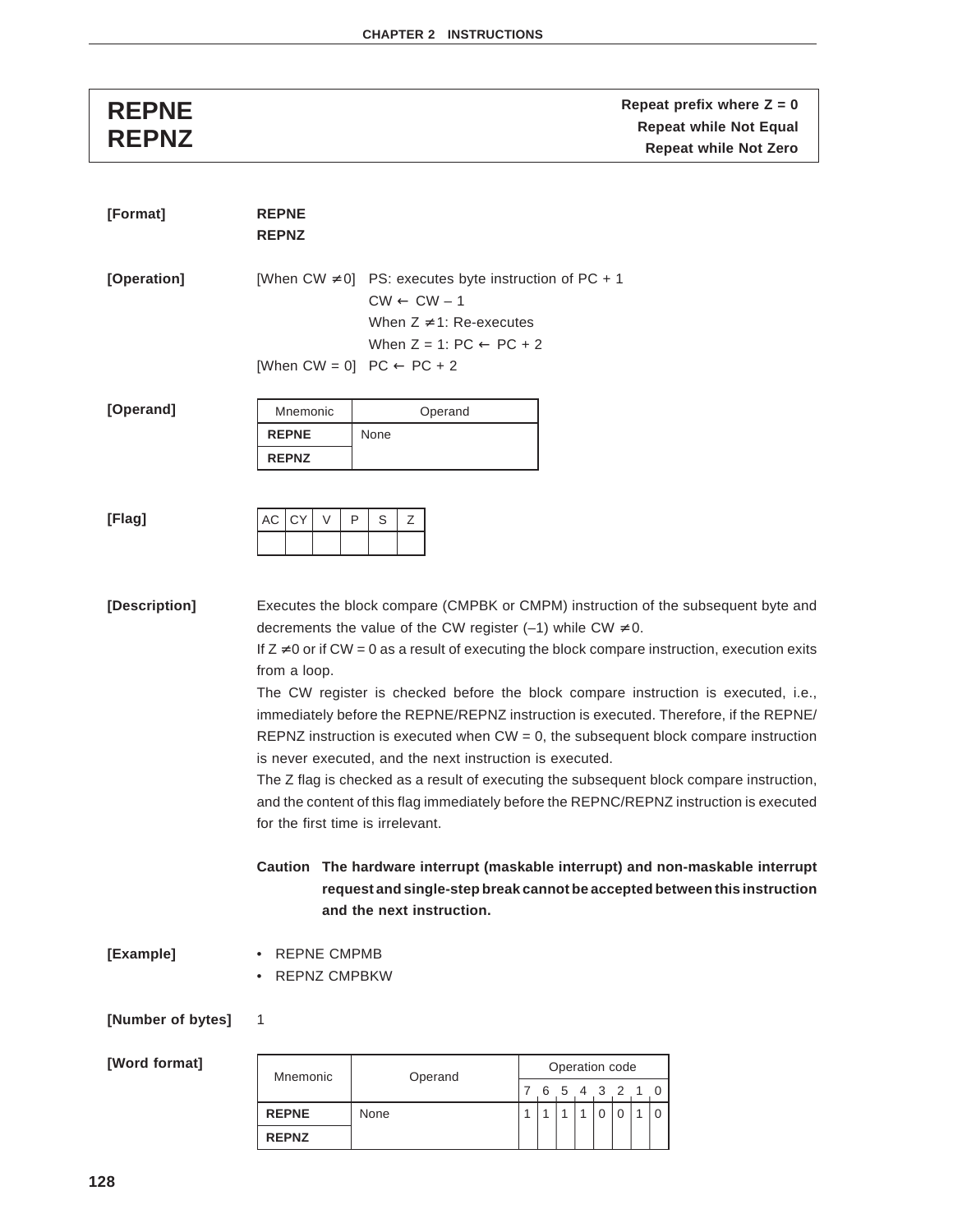# REPNE
# REPNZ

**Repeat prefix where Z = 0**
**Repeat while Not Equal**
**Repeat while Not Zero**

**[Format]** **REPNE**
**REPNZ**

**[Operation]**

[When CW ≠ 0] PS: executes byte instruction of PC + 1
CW ← CW – 1
When Z ≠ 1: Re-executes
When Z = 1: PC ← PC + 2

[When CW = 0] PC ← PC + 2

**[Operand]**

| Mnemonic | Operand |
|---|---|
| **REPNE** | None |
| **REPNZ** | |

**[Flag]**

| AC | CY | V | P | S | Z |
|---|---|---|---|---|---|
| | | | | | |

**[Description]**

Executes the block compare (CMPBK or CMPM) instruction of the subsequent byte and decrements the value of the CW register (–1) while CW ≠ 0.

If Z ≠ 0 or if CW = 0 as a result of executing the block compare instruction, execution exits from a loop.

The CW register is checked before the block compare instruction is executed, i.e., immediately before the REPNE/REPNZ instruction is executed. Therefore, if the REPNE/REPNZ instruction is executed when CW = 0, the subsequent block compare instruction is never executed, and the next instruction is executed.

The Z flag is checked as a result of executing the subsequent block compare instruction, and the content of this flag immediately before the REPNC/REPNZ instruction is executed for the first time is irrelevant.

**Caution The hardware interrupt (maskable interrupt) and non-maskable interrupt request and single-step break cannot be accepted between this instruction and the next instruction.**

**[Example]**

- REPNE CMPMB
- REPNZ CMPBKW

**[Number of bytes]** 1

**[Word format]**

| Mnemonic | Operand | Operation code | | | | | | | |
|---|---|---|---|---|---|---|---|---|---|
| | | 7 | 6 | 5 | 4 | 3 | 2 | 1 | 0 |
| **REPNE** | None | 1 | 1 | 1 | 1 | 0 | 0 | 1 | 0 |
| **REPNZ** | | | | | | | | | |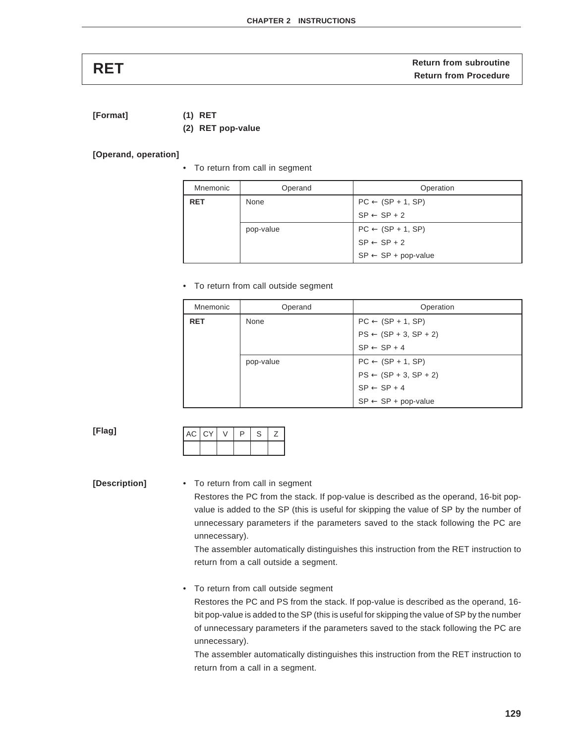# RET

**Return from subroutine**
**Return from Procedure**

**[Format]**

**(1) RET**
**(2) RET pop-value**

**[Operand, operation]**

- To return from call in segment

| Mnemonic | Operand | Operation |
|---|---|---|
| **RET** | None | PC ← (SP + 1, SP) |
| | | SP ← SP + 2 |
| | pop-value | PC ← (SP + 1, SP) |
| | | SP ← SP + 2 |
| | | SP ← SP + pop-value |

- To return from call outside segment

| Mnemonic | Operand | Operation |
|---|---|---|
| **RET** | None | PC ← (SP + 1, SP) |
| | | PS ← (SP + 3, SP + 2) |
| | | SP ← SP + 4 |
| | pop-value | PC ← (SP + 1, SP) |
| | | PS ← (SP + 3, SP + 2) |
| | | SP ← SP + 4 |
| | | SP ← SP + pop-value |

**[Flag]**

| AC | CY | V | P | S | Z |
|---|---|---|---|---|---|
| | | | | | |

**[Description]**

- To return from call in segment

  Restores the PC from the stack. If pop-value is described as the operand, 16-bit pop-value is added to the SP (this is useful for skipping the value of SP by the number of unnecessary parameters if the parameters saved to the stack following the PC are unnecessary).

  The assembler automatically distinguishes this instruction from the RET instruction to return from a call outside a segment.

- To return from call outside segment

  Restores the PC and PS from the stack. If pop-value is described as the operand, 16-bit pop-value is added to the SP (this is useful for skipping the value of SP by the number of unnecessary parameters if the parameters saved to the stack following the PC are unnecessary).

  The assembler automatically distinguishes this instruction from the RET instruction to return from a call in a segment.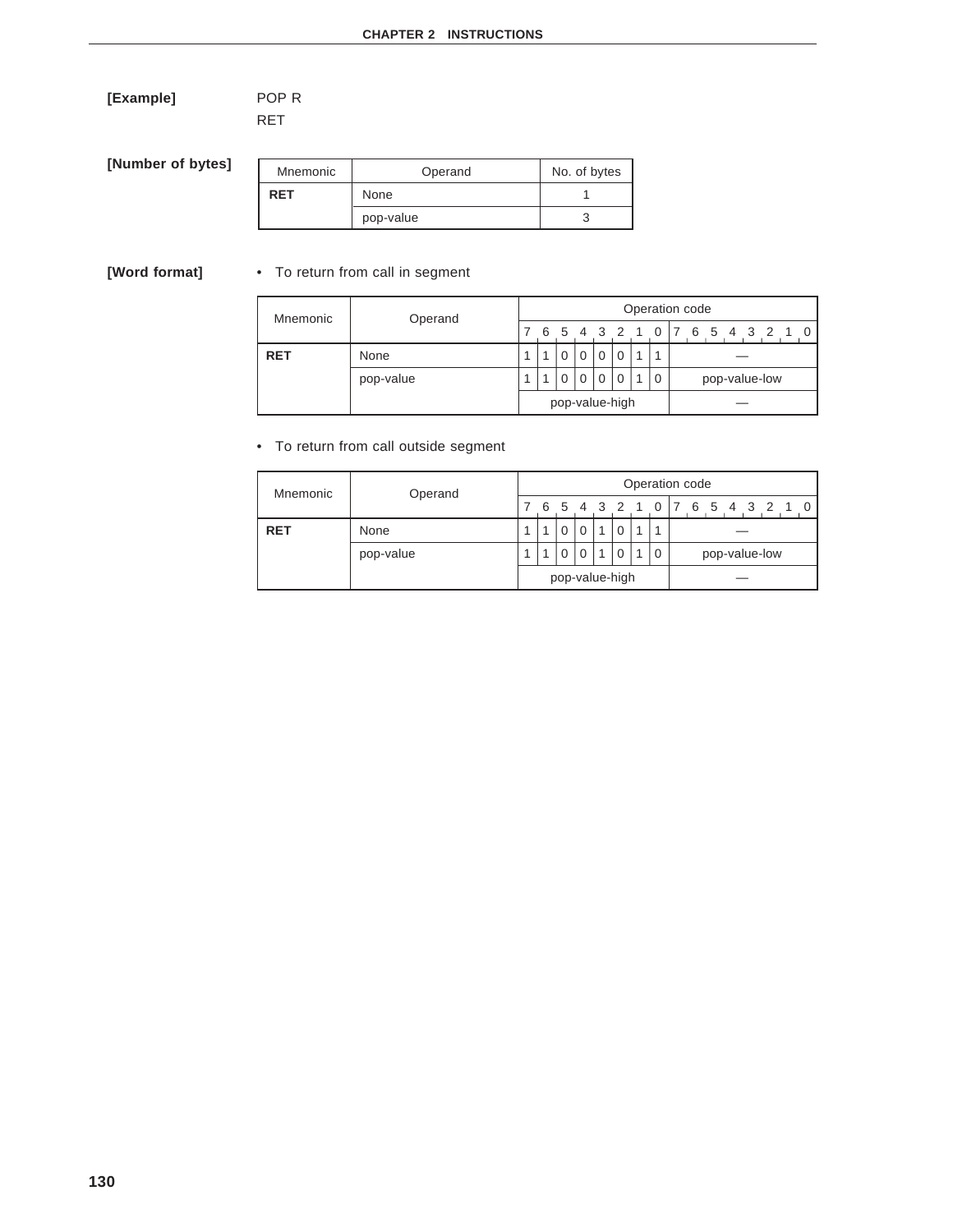**[Example]** POP R
RET

**[Number of bytes]**

| Mnemonic | Operand | No. of bytes |
| --- | --- | --- |
| **RET** | None | 1 |
| | pop-value | 3 |

**[Word format]**

- To return from call in segment

| Mnemonic | Operand | Operation code | | | | | | | | |
| --- | --- | --- | --- | --- | --- | --- | --- | --- | --- | --- |
| | | 7 | 6 | 5 | 4 | 3 | 2 | 1 | 0 | 7 6 5 4 3 2 1 0 |
| **RET** | None | 1 | 1 | 0 | 0 | 0 | 0 | 1 | 1 | — |
| | pop-value | 1 | 1 | 0 | 0 | 0 | 0 | 1 | 0 | pop-value-low |
| | | pop-value-high | | | | | | | | — |

- To return from call outside segment

| Mnemonic | Operand | Operation code | | | | | | | | |
| --- | --- | --- | --- | --- | --- | --- | --- | --- | --- | --- |
| | | 7 | 6 | 5 | 4 | 3 | 2 | 1 | 0 | 7 6 5 4 3 2 1 0 |
| **RET** | None | 1 | 1 | 0 | 0 | 1 | 0 | 1 | 1 | — |
| | pop-value | 1 | 1 | 0 | 0 | 1 | 0 | 1 | 0 | pop-value-low |
| | | pop-value-high | | | | | | | | — |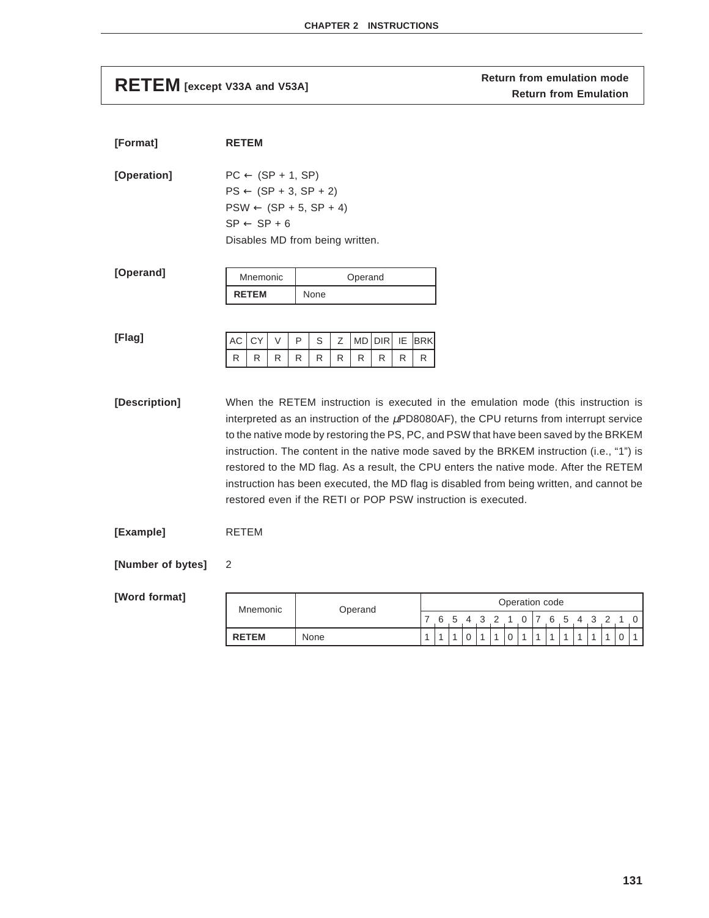# RETEM [except V33A and V53A]

**Return from emulation mode**
**Return from Emulation**

**[Format]** **RETEM**

**[Operation]**

PC ← (SP + 1, SP)
PS ← (SP + 3, SP + 2)
PSW ← (SP + 5, SP + 4)
SP ← SP + 6
Disables MD from being written.

**[Operand]**

| Mnemonic | Operand |
|---|---|
| **RETEM** | None |

**[Flag]**

| AC | CY | V | P | S | Z | MD | DIR | IE | BRK |
|---|---|---|---|---|---|---|---|---|---|
| R | R | R | R | R | R | R | R | R | R |

**[Description]** When the RETEM instruction is executed in the emulation mode (this instruction is interpreted as an instruction of the μPD8080AF), the CPU returns from interrupt service to the native mode by restoring the PS, PC, and PSW that have been saved by the BRKEM instruction. The content in the native mode saved by the BRKEM instruction (i.e., "1") is restored to the MD flag. As a result, the CPU enters the native mode. After the RETEM instruction has been executed, the MD flag is disabled from being written, and cannot be restored even if the RETI or POP PSW instruction is executed.

**[Example]** RETEM

**[Number of bytes]** 2

**[Word format]**

| Mnemonic | Operand | Operation code | | | | | | | | | | | | | | | |
|---|---|---|---|---|---|---|---|---|---|---|---|---|---|---|---|---|---|
| | | 7 | 6 | 5 | 4 | 3 | 2 | 1 | 0 | 7 | 6 | 5 | 4 | 3 | 2 | 1 | 0 |
| **RETEM** | None | 1 | 1 | 1 | 0 | 1 | 1 | 0 | 1 | 1 | 1 | 1 | 1 | 1 | 1 | 0 | 1 |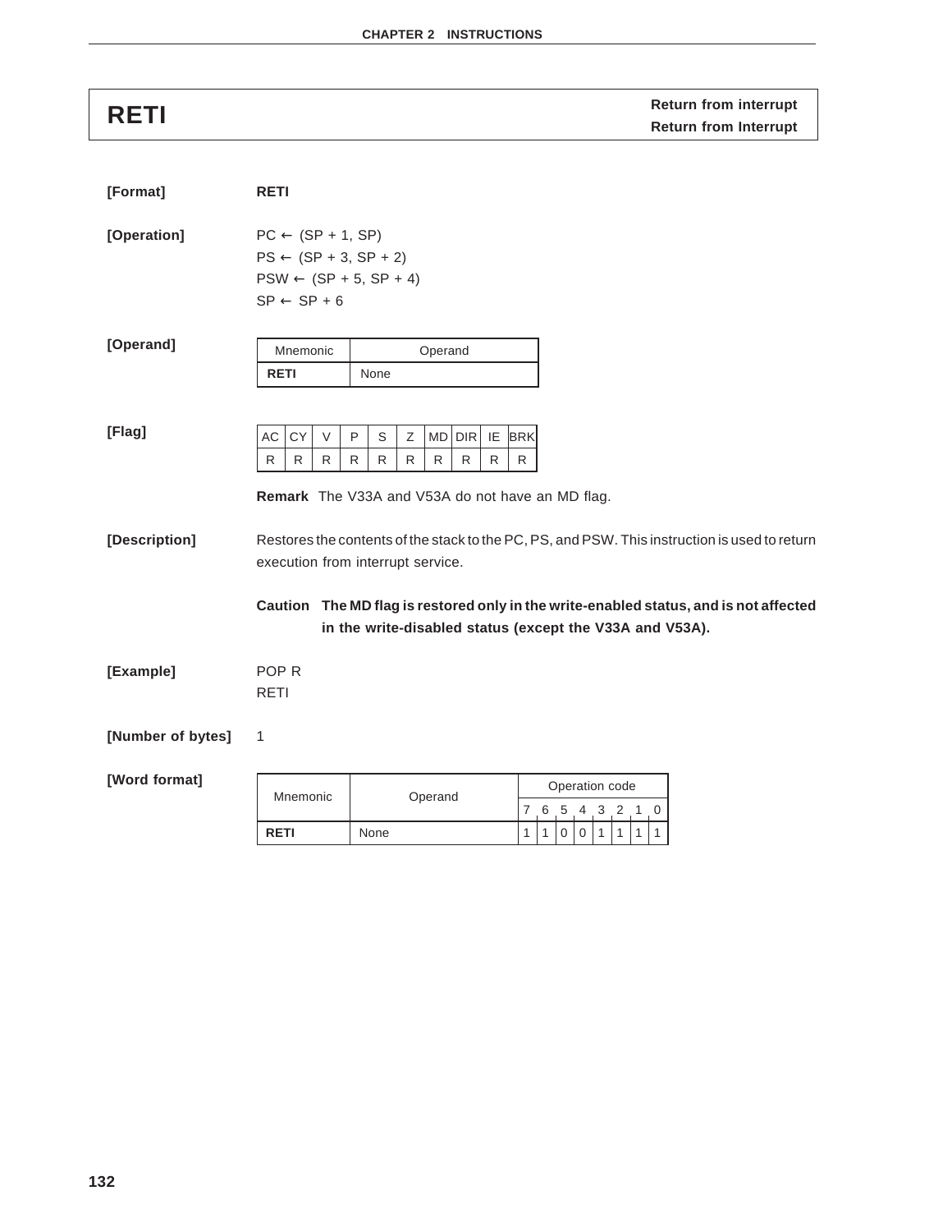# RETI

**Return from interrupt**
**Return from Interrupt**

**[Format]** **RETI**

**[Operation]**

PC ← (SP + 1, SP)
PS ← (SP + 3, SP + 2)
PSW ← (SP + 5, SP + 4)
SP ← SP + 6

**[Operand]**

| Mnemonic | Operand |
|---|---|
| **RETI** | None |

**[Flag]**

| AC | CY | V | P | S | Z | MD | DIR | IE | BRK |
|---|---|---|---|---|---|---|---|---|---|
| R | R | R | R | R | R | R | R | R | R |

**Remark** The V33A and V53A do not have an MD flag.

**[Description]** Restores the contents of the stack to the PC, PS, and PSW. This instruction is used to return execution from interrupt service.

**Caution The MD flag is restored only in the write-enabled status, and is not affected in the write-disabled status (except the V33A and V53A).**

**[Example]**

POP R
RETI

**[Number of bytes]** 1

**[Word format]**

| Mnemonic | Operand | Operation code | | | | | | | |
|---|---|---|---|---|---|---|---|---|---|
| | | 7 | 6 | 5 | 4 | 3 | 2 | 1 | 0 |
| **RETI** | None | 1 | 1 | 0 | 0 | 1 | 1 | 1 | 1 |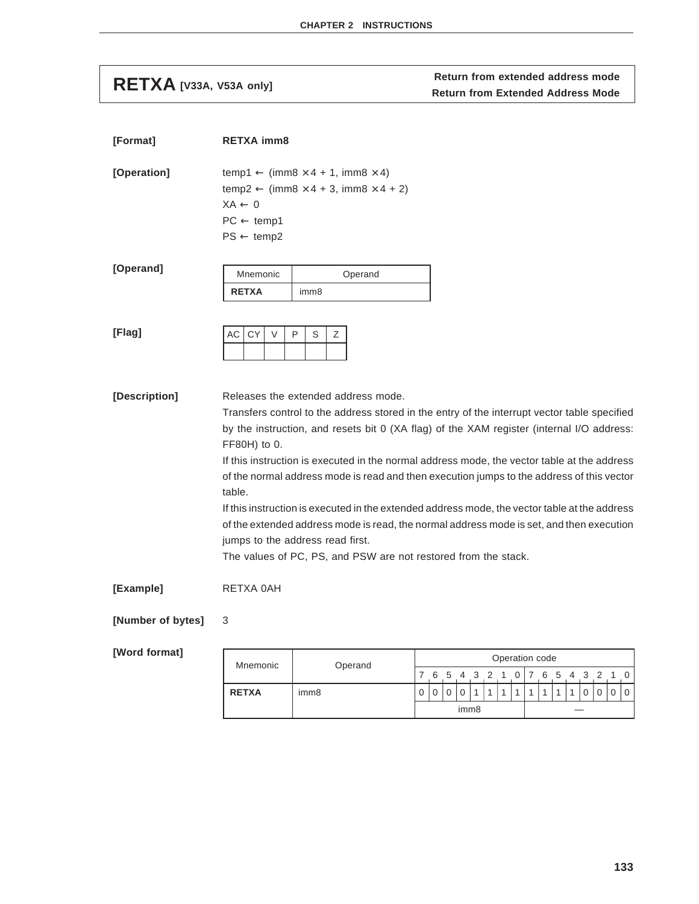# RETXA [V33A, V53A only]

**Return from extended address mode**
**Return from Extended Address Mode**

**[Format]** **RETXA imm8**

**[Operation]**

temp1 ← (imm8 × 4 + 1, imm8 × 4)
temp2 ← (imm8 × 4 + 3, imm8 × 4 + 2)
XA ← 0
PC ← temp1
PS ← temp2

**[Operand]**

| Mnemonic | Operand |
|---|---|
| **RETXA** | imm8 |

**[Flag]**

| AC | CY | V | P | S | Z |
|---|---|---|---|---|---|
| | | | | | |

**[Description]**

Releases the extended address mode.

Transfers control to the address stored in the entry of the interrupt vector table specified by the instruction, and resets bit 0 (XA flag) of the XAM register (internal I/O address: FF80H) to 0.

If this instruction is executed in the normal address mode, the vector table at the address of the normal address mode is read and then execution jumps to the address of this vector table.

If this instruction is executed in the extended address mode, the vector table at the address of the extended address mode is read, the normal address mode is set, and then execution jumps to the address read first.

The values of PC, PS, and PSW are not restored from the stack.

**[Example]** RETXA 0AH

**[Number of bytes]** 3

**[Word format]**

| Mnemonic | Operand | Operation code | | | | | | | | | | | | | | | |
|---|---|---|---|---|---|---|---|---|---|---|---|---|---|---|---|---|---|
| | | 7 | 6 | 5 | 4 | 3 | 2 | 1 | 0 | 7 | 6 | 5 | 4 | 3 | 2 | 1 | 0 |
| **RETXA** | imm8 | 0 | 0 | 0 | 0 | 1 | 1 | 1 | 1 | 1 | 1 | 1 | 1 | 0 | 0 | 0 | 0 |
| | | imm8 | | | | | | | | — | | | | | | | |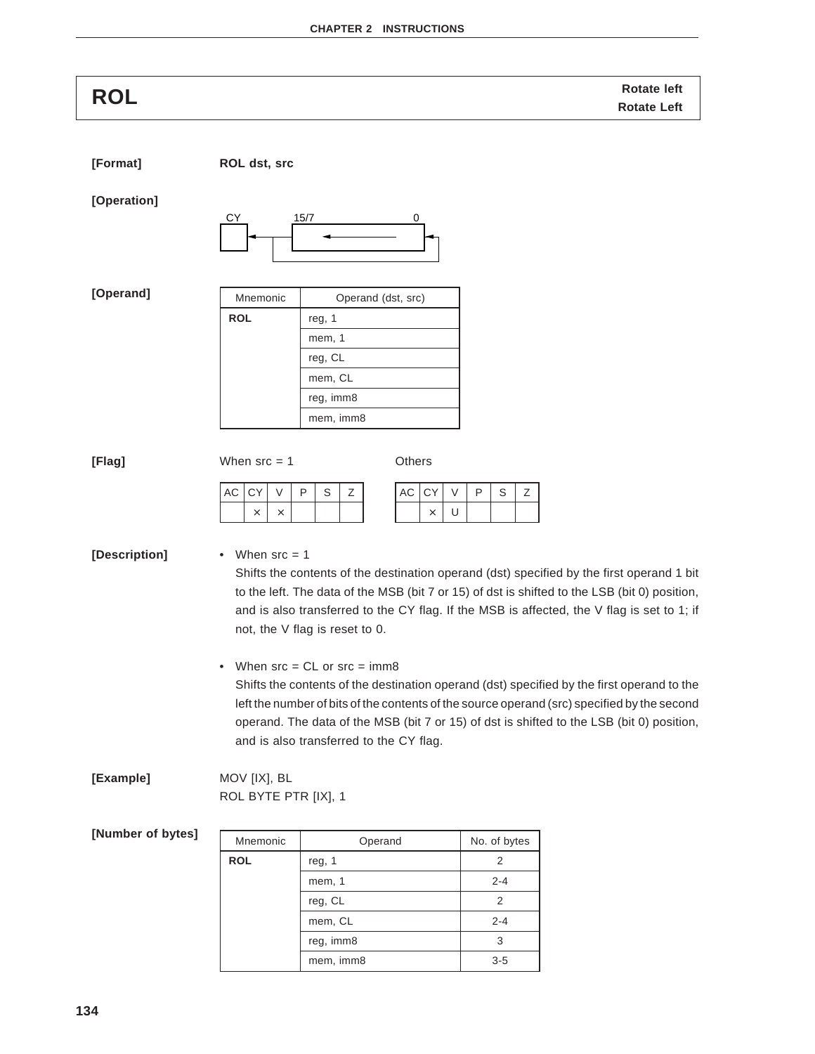# ROL

**Rotate left**
**Rotate Left**

**[Format]** **ROL dst, src**

**[Operation]**

CY ← [15/7 ← 0] (MSB rotated into bit 0 and CY)

**[Operand]**

| Mnemonic | Operand (dst, src) |
|---|---|
| **ROL** | reg, 1 |
| | mem, 1 |
| | reg, CL |
| | mem, CL |
| | reg, imm8 |
| | mem, imm8 |

**[Flag]**

When src = 1

| AC | CY | V | P | S | Z |
|---|---|---|---|---|---|
| | × | × | | | |

Others

| AC | CY | V | P | S | Z |
|---|---|---|---|---|---|
| | × | U | | | |

**[Description]**

- When src = 1
  Shifts the contents of the destination operand (dst) specified by the first operand 1 bit to the left. The data of the MSB (bit 7 or 15) of dst is shifted to the LSB (bit 0) position, and is also transferred to the CY flag. If the MSB is affected, the V flag is set to 1; if not, the V flag is reset to 0.

- When src = CL or src = imm8
  Shifts the contents of the destination operand (dst) specified by the first operand to the left the number of bits of the contents of the source operand (src) specified by the second operand. The data of the MSB (bit 7 or 15) of dst is shifted to the LSB (bit 0) position, and is also transferred to the CY flag.

**[Example]**

```
MOV [IX], BL
ROL BYTE PTR [IX], 1
```

**[Number of bytes]**

| Mnemonic | Operand | No. of bytes |
|---|---|---|
| **ROL** | reg, 1 | 2 |
| | mem, 1 | 2-4 |
| | reg, CL | 2 |
| | mem, CL | 2-4 |
| | reg, imm8 | 3 |
| | mem, imm8 | 3-5 |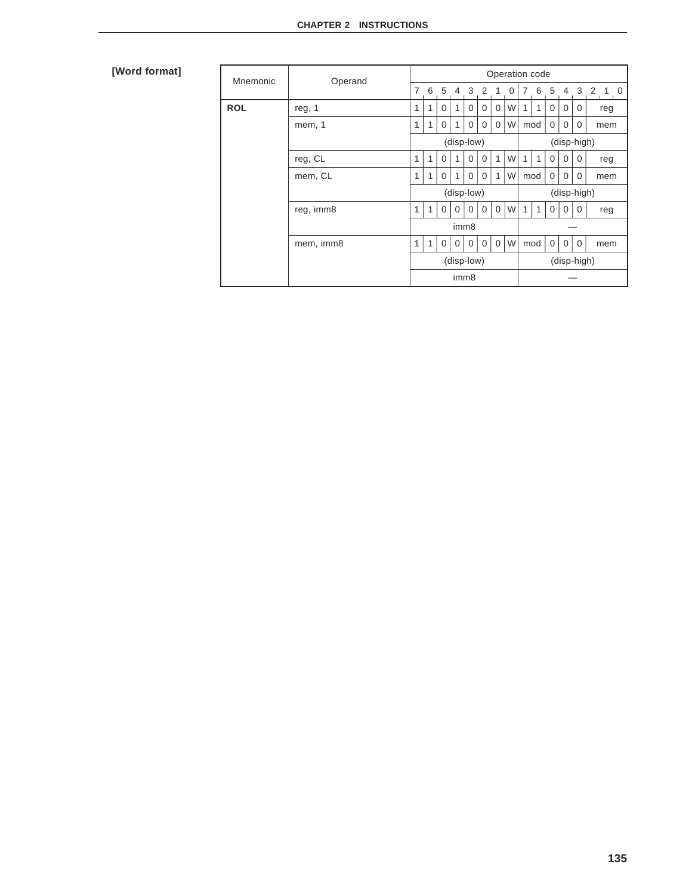**[Word format]**

| Mnemonic | Operand | Operation code | | | | | | | | | | | | | |
|---|---|---|---|---|---|---|---|---|---|---|---|---|---|---|---|
| | | 7 | 6 | 5 | 4 | 3 | 2 | 1 | 0 | 7 6 | 5 | 4 | 3 | 2 1 0 | |
| **ROL** | reg, 1 | 1 | 1 | 0 | 1 | 0 | 0 | 0 | W | 1 1 | 0 | 0 | 0 | reg | |
| | mem, 1 | 1 | 1 | 0 | 1 | 0 | 0 | 0 | W | mod | 0 | 0 | 0 | mem | |
| | | (disp-low) | | | | | | | | (disp-high) | | | | | |
| | reg, CL | 1 | 1 | 0 | 1 | 0 | 0 | 1 | W | 1 1 | 0 | 0 | 0 | reg | |
| | mem, CL | 1 | 1 | 0 | 1 | 0 | 0 | 1 | W | mod | 0 | 0 | 0 | mem | |
| | | (disp-low) | | | | | | | | (disp-high) | | | | | |
| | reg, imm8 | 1 | 1 | 0 | 0 | 0 | 0 | 0 | W | 1 1 | 0 | 0 | 0 | reg | |
| | | imm8 | | | | | | | | — | | | | | |
| | mem, imm8 | 1 | 1 | 0 | 0 | 0 | 0 | 0 | W | mod | 0 | 0 | 0 | mem | |
| | | (disp-low) | | | | | | | | (disp-high) | | | | | |
| | | imm8 | | | | | | | | — | | | | | |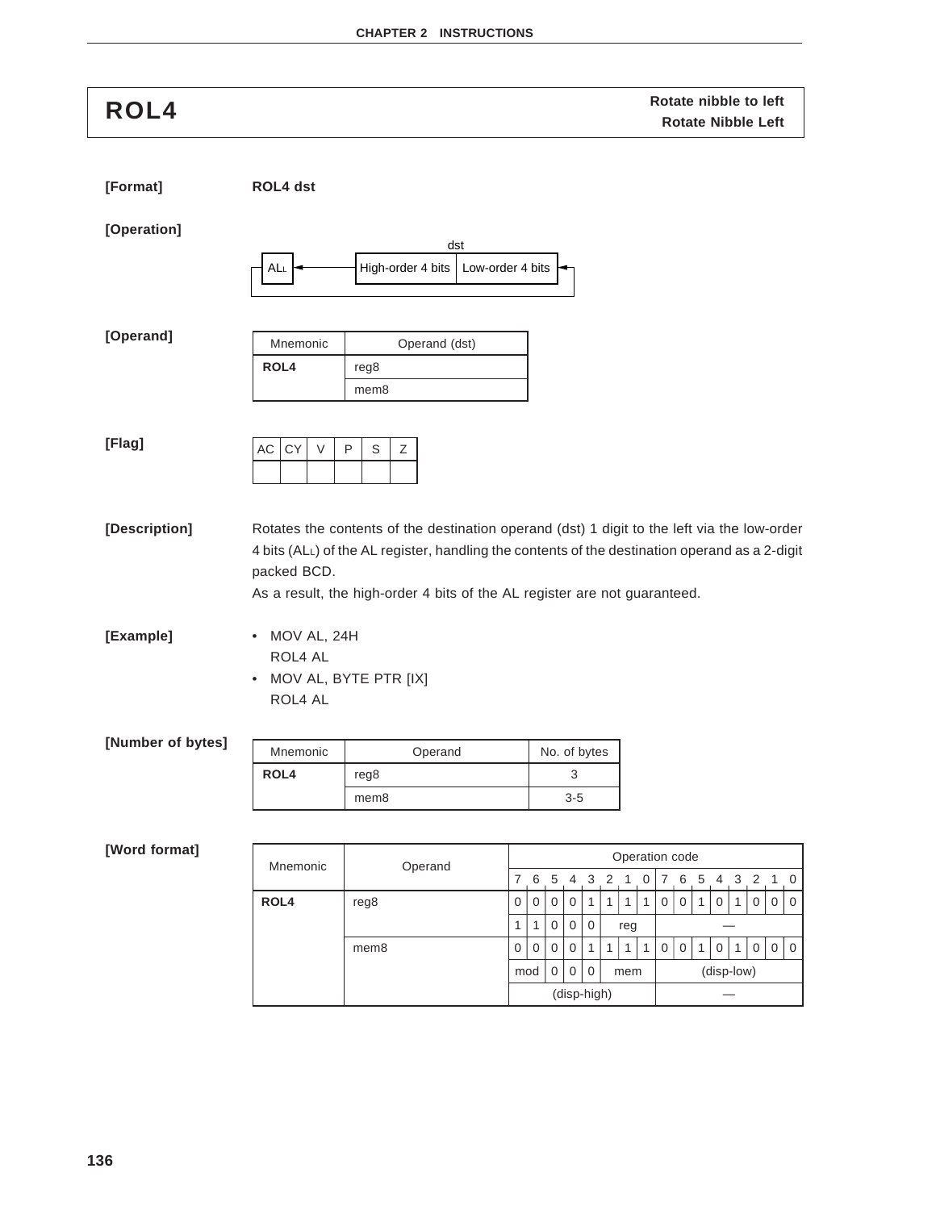# ROL4

**Rotate nibble to left**
**Rotate Nibble Left**

**[Format]** **ROL4 dst**

**[Operation]**

dst

$AL_L$ ← High-order 4 bits | Low-order 4 bits ←

**[Operand]**

| Mnemonic | Operand (dst) |
|---|---|
| **ROL4** | reg8 |
| | mem8 |

**[Flag]**

| AC | CY | V | P | S | Z |
|---|---|---|---|---|---|
| | | | | | |

**[Description]**

Rotates the contents of the destination operand (dst) 1 digit to the left via the low-order 4 bits ($AL_L$) of the AL register, handling the contents of the destination operand as a 2-digit packed BCD.

As a result, the high-order 4 bits of the AL register are not guaranteed.

**[Example]**

- MOV AL, 24H
  ROL4 AL
- MOV AL, BYTE PTR [IX]
  ROL4 AL

**[Number of bytes]**

| Mnemonic | Operand | No. of bytes |
|---|---|---|
| **ROL4** | reg8 | 3 |
| | mem8 | 3-5 |

**[Word format]**

| Mnemonic | Operand | Operation code | | | | | | | | | | | | | | | |
|---|---|---|---|---|---|---|---|---|---|---|---|---|---|---|---|---|---|
| | | 7 | 6 | 5 | 4 | 3 | 2 | 1 | 0 | 7 | 6 | 5 | 4 | 3 | 2 | 1 | 0 |
| **ROL4** | reg8 | 0 | 0 | 0 | 0 | 1 | 1 | 1 | 1 | 0 | 0 | 1 | 0 | 1 | 0 | 0 | 0 |
| | | 1 | 1 | 0 | 0 | 0 | reg | | | — | | | | | | | |
| | mem8 | 0 | 0 | 0 | 0 | 1 | 1 | 1 | 1 | 0 | 0 | 1 | 0 | 1 | 0 | 0 | 0 |
| | | mod | | 0 | 0 | 0 | mem | | | (disp-low) | | | | | | | |
| | | (disp-high) | | | | | | | | — | | | | | | | |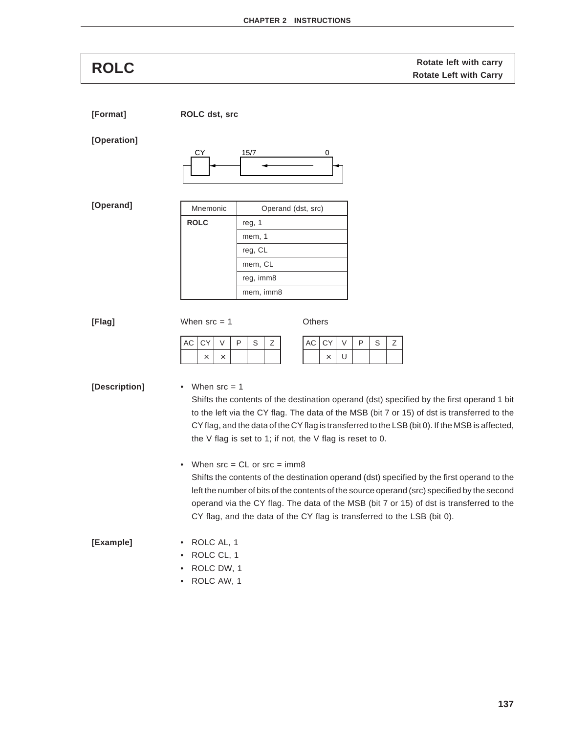## ROLC

**Rotate left with carry**
**Rotate Left with Carry**

**[Format]** **ROLC dst, src**

**[Operation]**

CY ← 15/7 ← 0 (bit 0 receives CY)

**[Operand]**

| Mnemonic | Operand (dst, src) |
|---|---|
| **ROLC** | reg, 1 |
| | mem, 1 |
| | reg, CL |
| | mem, CL |
| | reg, imm8 |
| | mem, imm8 |

**[Flag]**

When src = 1

| AC | CY | V | P | S | Z |
|---|---|---|---|---|---|
| | × | × | | | |

Others

| AC | CY | V | P | S | Z |
|---|---|---|---|---|---|
| | × | U | | | |

**[Description]**

- When src = 1
  Shifts the contents of the destination operand (dst) specified by the first operand 1 bit to the left via the CY flag. The data of the MSB (bit 7 or 15) of dst is transferred to the CY flag, and the data of the CY flag is transferred to the LSB (bit 0). If the MSB is affected, the V flag is set to 1; if not, the V flag is reset to 0.

- When src = CL or src = imm8
  Shifts the contents of the destination operand (dst) specified by the first operand to the left the number of bits of the contents of the source operand (src) specified by the second operand via the CY flag. The data of the MSB (bit 7 or 15) of dst is transferred to the CY flag, and the data of the CY flag is transferred to the LSB (bit 0).

**[Example]**

- ROLC AL, 1
- ROLC CL, 1
- ROLC DW, 1
- ROLC AW, 1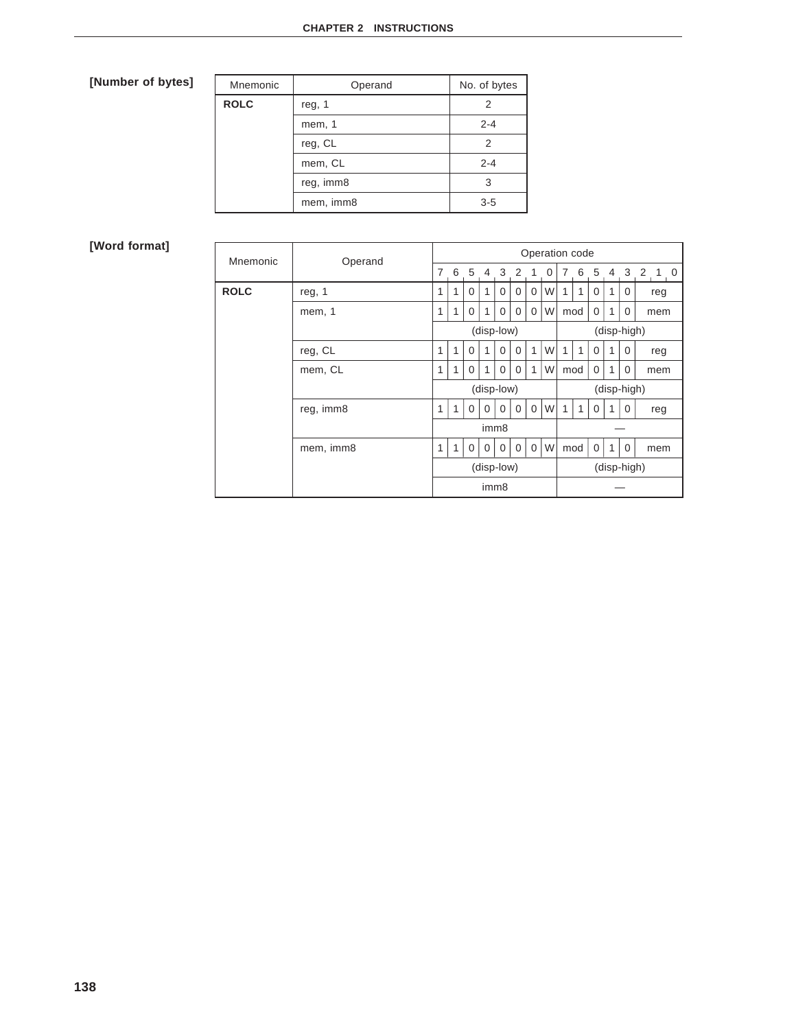**[Number of bytes]**

| Mnemonic | Operand | No. of bytes |
|---|---|---|
| **ROLC** | reg, 1 | 2 |
| | mem, 1 | 2-4 |
| | reg, CL | 2 |
| | mem, CL | 2-4 |
| | reg, imm8 | 3 |
| | mem, imm8 | 3-5 |

**[Word format]**

| Mnemonic | Operand | Operation code | | | | | | | | | | | | | | | |
|---|---|---|---|---|---|---|---|---|---|---|---|---|---|---|---|---|---|
| | | 7 | 6 | 5 | 4 | 3 | 2 | 1 | 0 | 7 | 6 | 5 | 4 | 3 | 2 | 1 | 0 |
| **ROLC** | reg, 1 | 1 | 1 | 0 | 1 | 0 | 0 | 0 | W | 1 | 1 | 0 | 1 | 0 | reg | | |
| | mem, 1 | 1 | 1 | 0 | 1 | 0 | 0 | 0 | W | mod | | 0 | 1 | 0 | mem | | |
| | | (disp-low) | | | | | | | | (disp-high) | | | | | | | |
| | reg, CL | 1 | 1 | 0 | 1 | 0 | 0 | 1 | W | 1 | 1 | 0 | 1 | 0 | reg | | |
| | mem, CL | 1 | 1 | 0 | 1 | 0 | 0 | 1 | W | mod | | 0 | 1 | 0 | mem | | |
| | | (disp-low) | | | | | | | | (disp-high) | | | | | | | |
| | reg, imm8 | 1 | 1 | 0 | 0 | 0 | 0 | 0 | W | 1 | 1 | 0 | 1 | 0 | reg | | |
| | | imm8 | | | | | | | | — | | | | | | | |
| | mem, imm8 | 1 | 1 | 0 | 0 | 0 | 0 | 0 | W | mod | | 0 | 1 | 0 | mem | | |
| | | (disp-low) | | | | | | | | (disp-high) | | | | | | | |
| | | imm8 | | | | | | | | — | | | | | | | |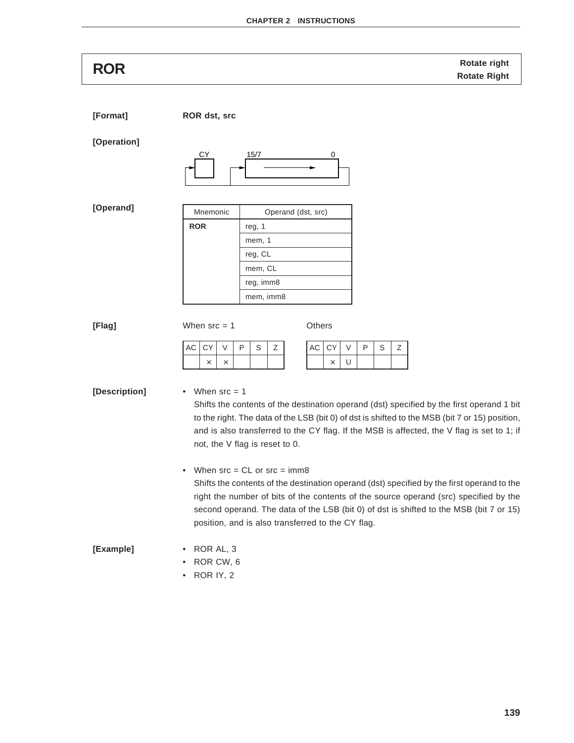# ROR

**Rotate right**
**Rotate Right**

**[Format]** **ROR dst, src**

**[Operation]**

CY ← 15/7 → 0 (rotate right; bit 0 shifted into MSB and CY)

**[Operand]**

| Mnemonic | Operand (dst, src) |
| --- | --- |
| **ROR** | reg, 1 |
| | mem, 1 |
| | reg, CL |
| | mem, CL |
| | reg, imm8 |
| | mem, imm8 |

**[Flag]**

When src = 1

| AC | CY | V | P | S | Z |
| --- | --- | --- | --- | --- | --- |
| | × | × | | | |

Others

| AC | CY | V | P | S | Z |
| --- | --- | --- | --- | --- | --- |
| | × | U | | | |

**[Description]**

- When src = 1
  Shifts the contents of the destination operand (dst) specified by the first operand 1 bit to the right. The data of the LSB (bit 0) of dst is shifted to the MSB (bit 7 or 15) position, and is also transferred to the CY flag. If the MSB is affected, the V flag is set to 1; if not, the V flag is reset to 0.

- When src = CL or src = imm8
  Shifts the contents of the destination operand (dst) specified by the first operand to the right the number of bits of the contents of the source operand (src) specified by the second operand. The data of the LSB (bit 0) of dst is shifted to the MSB (bit 7 or 15) position, and is also transferred to the CY flag.

**[Example]**

- ROR AL, 3
- ROR CW, 6
- ROR IY, 2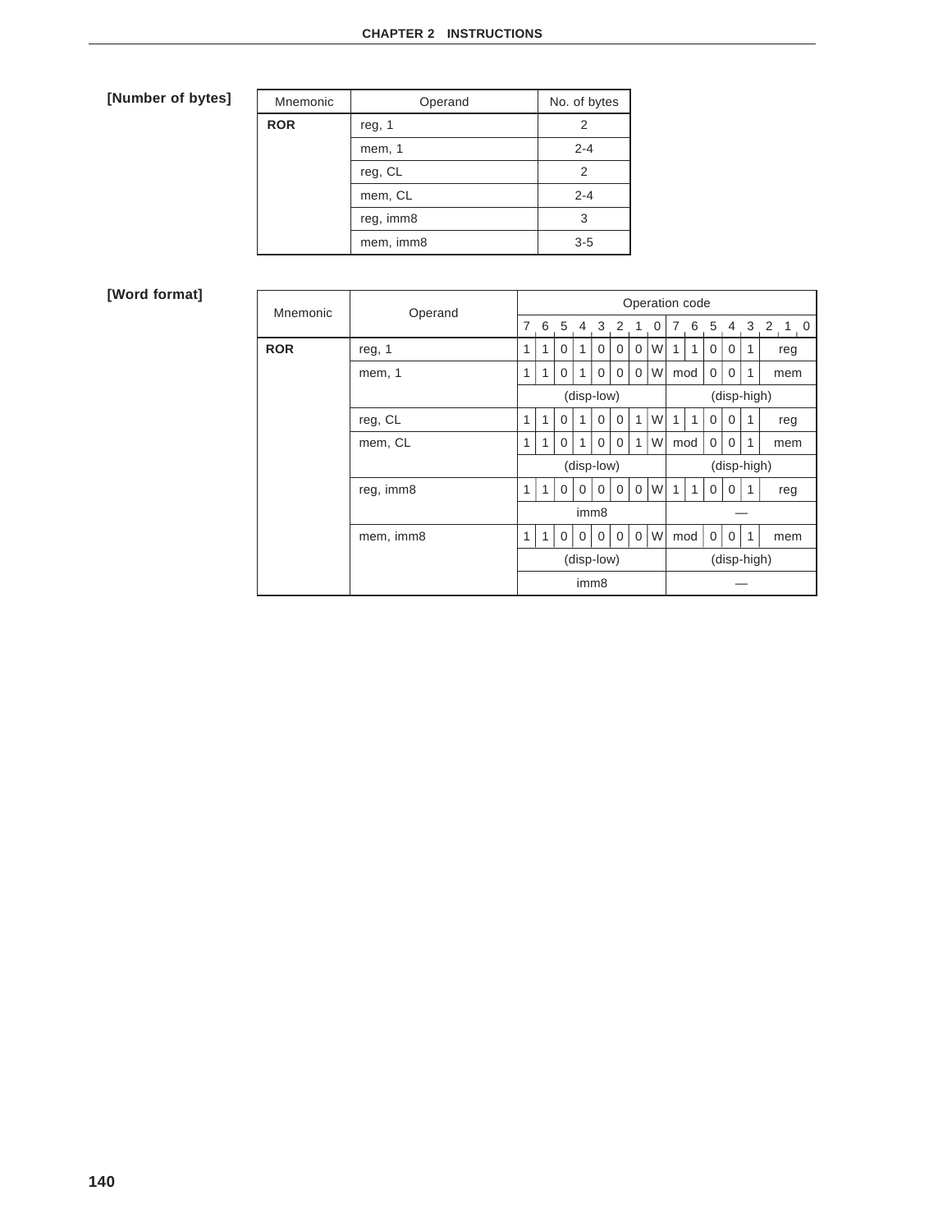**[Number of bytes]**

| Mnemonic | Operand | No. of bytes |
|---|---|---|
| **ROR** | reg, 1 | 2 |
| | mem, 1 | 2-4 |
| | reg, CL | 2 |
| | mem, CL | 2-4 |
| | reg, imm8 | 3 |
| | mem, imm8 | 3-5 |

**[Word format]**

| Mnemonic | Operand | Operation code | | | | | | | | | | | | | | | |
|---|---|---|---|---|---|---|---|---|---|---|---|---|---|---|---|---|---|
| | | 7 | 6 | 5 | 4 | 3 | 2 | 1 | 0 | 7 | 6 | 5 | 4 | 3 | 2 | 1 | 0 |
| **ROR** | reg, 1 | 1 | 1 | 0 | 1 | 0 | 0 | 0 | W | 1 | 1 | 0 | 0 | 1 | reg | | |
| | mem, 1 | 1 | 1 | 0 | 1 | 0 | 0 | 0 | W | mod | | 0 | 0 | 1 | mem | | |
| | | (disp-low) | | | | | | | | (disp-high) | | | | | | | |
| | reg, CL | 1 | 1 | 0 | 1 | 0 | 0 | 1 | W | 1 | 1 | 0 | 0 | 1 | reg | | |
| | mem, CL | 1 | 1 | 0 | 1 | 0 | 0 | 1 | W | mod | | 0 | 0 | 1 | mem | | |
| | | (disp-low) | | | | | | | | (disp-high) | | | | | | | |
| | reg, imm8 | 1 | 1 | 0 | 0 | 0 | 0 | 0 | W | 1 | 1 | 0 | 0 | 1 | reg | | |
| | | imm8 | | | | | | | | — | | | | | | | |
| | mem, imm8 | 1 | 1 | 0 | 0 | 0 | 0 | 0 | W | mod | | 0 | 0 | 1 | mem | | |
| | | (disp-low) | | | | | | | | (disp-high) | | | | | | | |
| | | imm8 | | | | | | | | — | | | | | | | |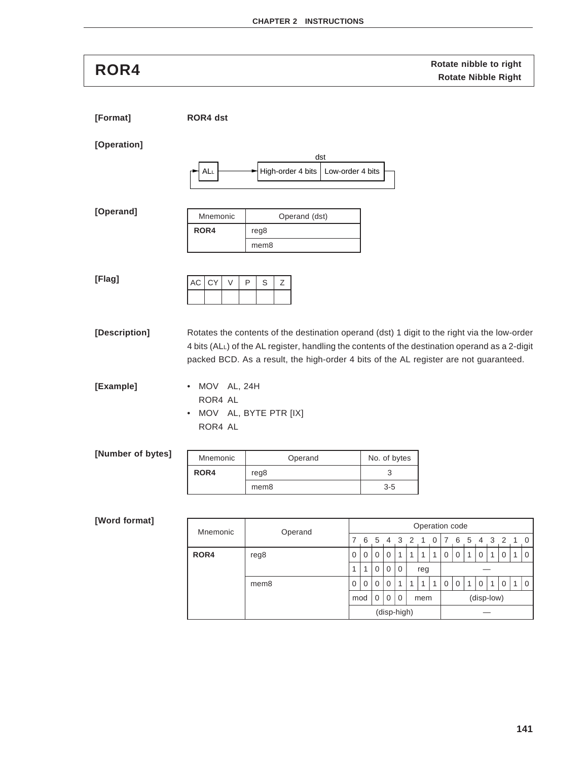# ROR4

**Rotate nibble to right**
**Rotate Nibble Right**

**[Format]** **ROR4 dst**

**[Operation]**

```
                              dst
 ┌►[ALL]────────►[High-order 4 bits | Low-order 4 bits]─┐
 └──────────────────────────────────────────────────────┘
```

**[Operand]**

| Mnemonic | Operand (dst) |
|---|---|
| **ROR4** | reg8 |
| | mem8 |

**[Flag]**

| AC | CY | V | P | S | Z |
|---|---|---|---|---|---|
| | | | | | |

**[Description]**

Rotates the contents of the destination operand (dst) 1 digit to the right via the low-order 4 bits ($AL_L$) of the AL register, handling the contents of the destination operand as a 2-digit packed BCD. As a result, the high-order 4 bits of the AL register are not guaranteed.

**[Example]**

- MOV AL, 24H
  ROR4 AL
- MOV AL, BYTE PTR [IX]
  ROR4 AL

**[Number of bytes]**

| Mnemonic | Operand | No. of bytes |
|---|---|---|
| **ROR4** | reg8 | 3 |
| | mem8 | 3-5 |

**[Word format]**

| Mnemonic | Operand | Operation code | | | | | | | | | | | | | | | |
|---|---|---|---|---|---|---|---|---|---|---|---|---|---|---|---|---|---|
| | | 7 | 6 | 5 | 4 | 3 | 2 | 1 | 0 | 7 | 6 | 5 | 4 | 3 | 2 | 1 | 0 |
| **ROR4** | reg8 | 0 | 0 | 0 | 0 | 1 | 1 | 1 | 1 | 0 | 0 | 1 | 0 | 1 | 0 | 1 | 0 |
| | | 1 | 1 | 0 | 0 | 0 | reg | | | — | | | | | | | |
| | mem8 | 0 | 0 | 0 | 0 | 1 | 1 | 1 | 1 | 0 | 0 | 1 | 0 | 1 | 0 | 1 | 0 |
| | | mod | | 0 | 0 | 0 | mem | | | (disp-low) | | | | | | | |
| | | (disp-high) | | | | | | | | — | | | | | | | |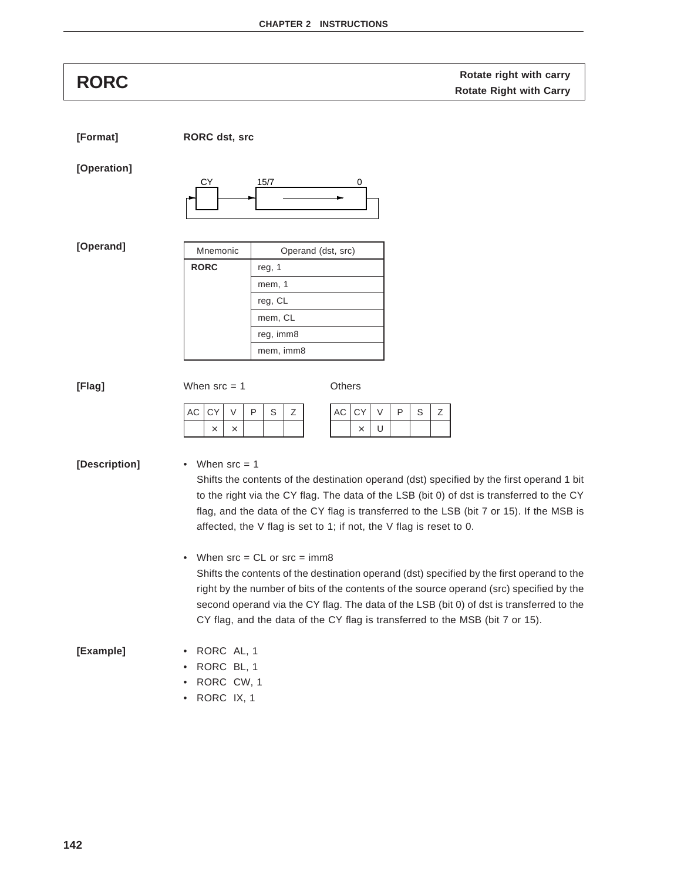# RORC

**Rotate right with carry**
**Rotate Right with Carry**

**[Format]** **RORC dst, src**

**[Operation]**

CY 15/7 0

**[Operand]**

| Mnemonic | Operand (dst, src) |
|---|---|
| **RORC** | reg, 1 |
| | mem, 1 |
| | reg, CL |
| | mem, CL |
| | reg, imm8 |
| | mem, imm8 |

**[Flag]**

When src = 1

| AC | CY | V | P | S | Z |
|---|---|---|---|---|---|
| | × | × | | | |

Others

| AC | CY | V | P | S | Z |
|---|---|---|---|---|---|
| | × | U | | | |

**[Description]**

- When src = 1
  Shifts the contents of the destination operand (dst) specified by the first operand 1 bit to the right via the CY flag. The data of the LSB (bit 0) of dst is transferred to the CY flag, and the data of the CY flag is transferred to the LSB (bit 7 or 15). If the MSB is affected, the V flag is set to 1; if not, the V flag is reset to 0.

- When src = CL or src = imm8
  Shifts the contents of the destination operand (dst) specified by the first operand to the right by the number of bits of the contents of the source operand (src) specified by the second operand via the CY flag. The data of the LSB (bit 0) of dst is transferred to the CY flag, and the data of the CY flag is transferred to the MSB (bit 7 or 15).

**[Example]**

- RORC AL, 1
- RORC BL, 1
- RORC CW, 1
- RORC IX, 1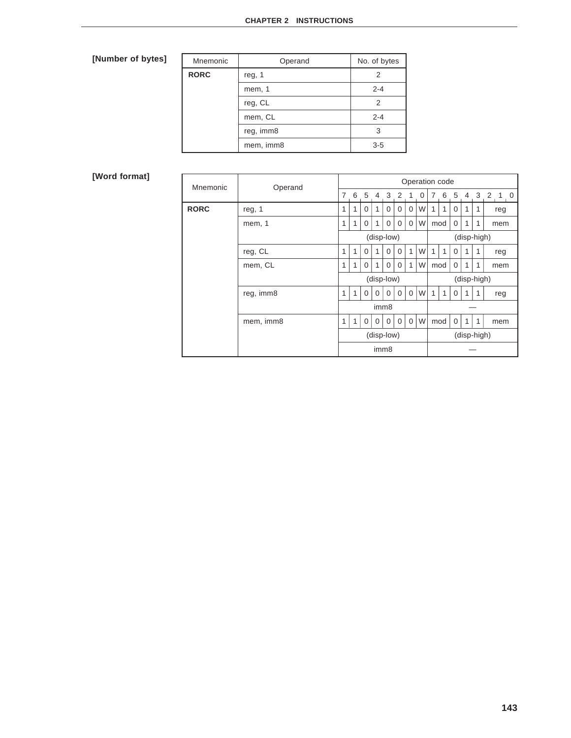**[Number of bytes]**

| Mnemonic | Operand | No. of bytes |
|---|---|---|
| **RORC** | reg, 1 | 2 |
| | mem, 1 | 2-4 |
| | reg, CL | 2 |
| | mem, CL | 2-4 |
| | reg, imm8 | 3 |
| | mem, imm8 | 3-5 |

**[Word format]**

| Mnemonic | Operand | Operation code | | | | | | | | | | | | | | | |
|---|---|---|---|---|---|---|---|---|---|---|---|---|---|---|---|---|---|
| | | 7 | 6 | 5 | 4 | 3 | 2 | 1 | 0 | 7 | 6 | 5 | 4 | 3 | 2 | 1 | 0 |
| **RORC** | reg, 1 | 1 | 1 | 0 | 1 | 0 | 0 | 0 | W | 1 | 1 | 0 | 1 | 1 | reg | | |
| | mem, 1 | 1 | 1 | 0 | 1 | 0 | 0 | 0 | W | mod | | 0 | 1 | 1 | mem | | |
| | | (disp-low) | | | | | | | | (disp-high) | | | | | | | |
| | reg, CL | 1 | 1 | 0 | 1 | 0 | 0 | 1 | W | 1 | 1 | 0 | 1 | 1 | reg | | |
| | mem, CL | 1 | 1 | 0 | 1 | 0 | 0 | 1 | W | mod | | 0 | 1 | 1 | mem | | |
| | | (disp-low) | | | | | | | | (disp-high) | | | | | | | |
| | reg, imm8 | 1 | 1 | 0 | 0 | 0 | 0 | 0 | W | 1 | 1 | 0 | 1 | 1 | reg | | |
| | | imm8 | | | | | | | | — | | | | | | | |
| | mem, imm8 | 1 | 1 | 0 | 0 | 0 | 0 | 0 | W | mod | | 0 | 1 | 1 | mem | | |
| | | (disp-low) | | | | | | | | (disp-high) | | | | | | | |
| | | imm8 | | | | | | | | — | | | | | | | |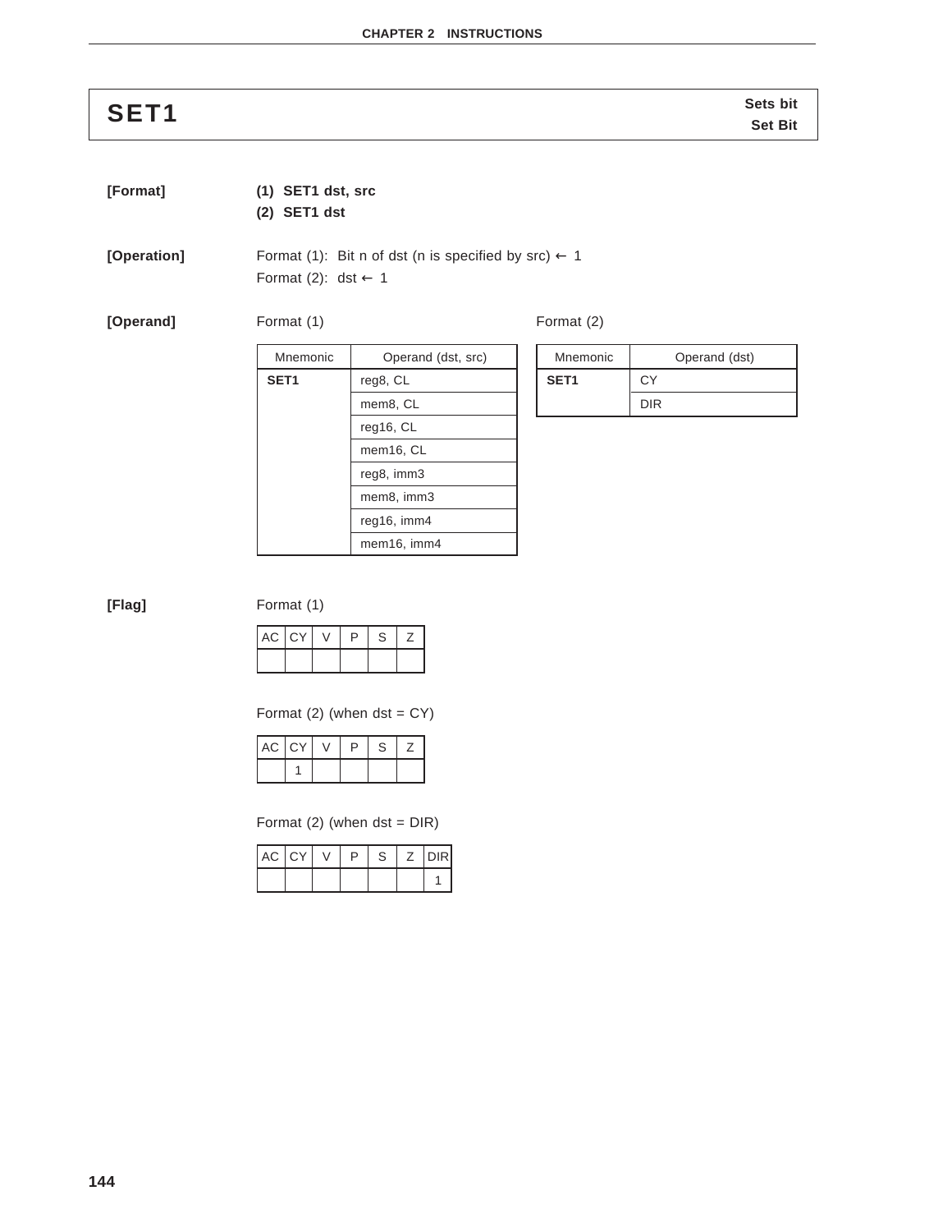# SET1

**Sets bit**
**Set Bit**

**[Format]**

**(1) SET1 dst, src**
**(2) SET1 dst**

**[Operation]**

Format (1): Bit n of dst (n is specified by src) ← 1
Format (2): dst ← 1

**[Operand]**

Format (1)

| Mnemonic | Operand (dst, src) |
|---|---|
| **SET1** | reg8, CL |
| | mem8, CL |
| | reg16, CL |
| | mem16, CL |
| | reg8, imm3 |
| | mem8, imm3 |
| | reg16, imm4 |
| | mem16, imm4 |

Format (2)

| Mnemonic | Operand (dst) |
|---|---|
| **SET1** | CY |
| | DIR |

**[Flag]**

Format (1)

| AC | CY | V | P | S | Z |
|---|---|---|---|---|---|
| | | | | | |

Format (2) (when dst = CY)

| AC | CY | V | P | S | Z |
|---|---|---|---|---|---|
| | 1 | | | | |

Format (2) (when dst = DIR)

| AC | CY | V | P | S | Z | DIR |
|---|---|---|---|---|---|---|
| | | | | | | 1 |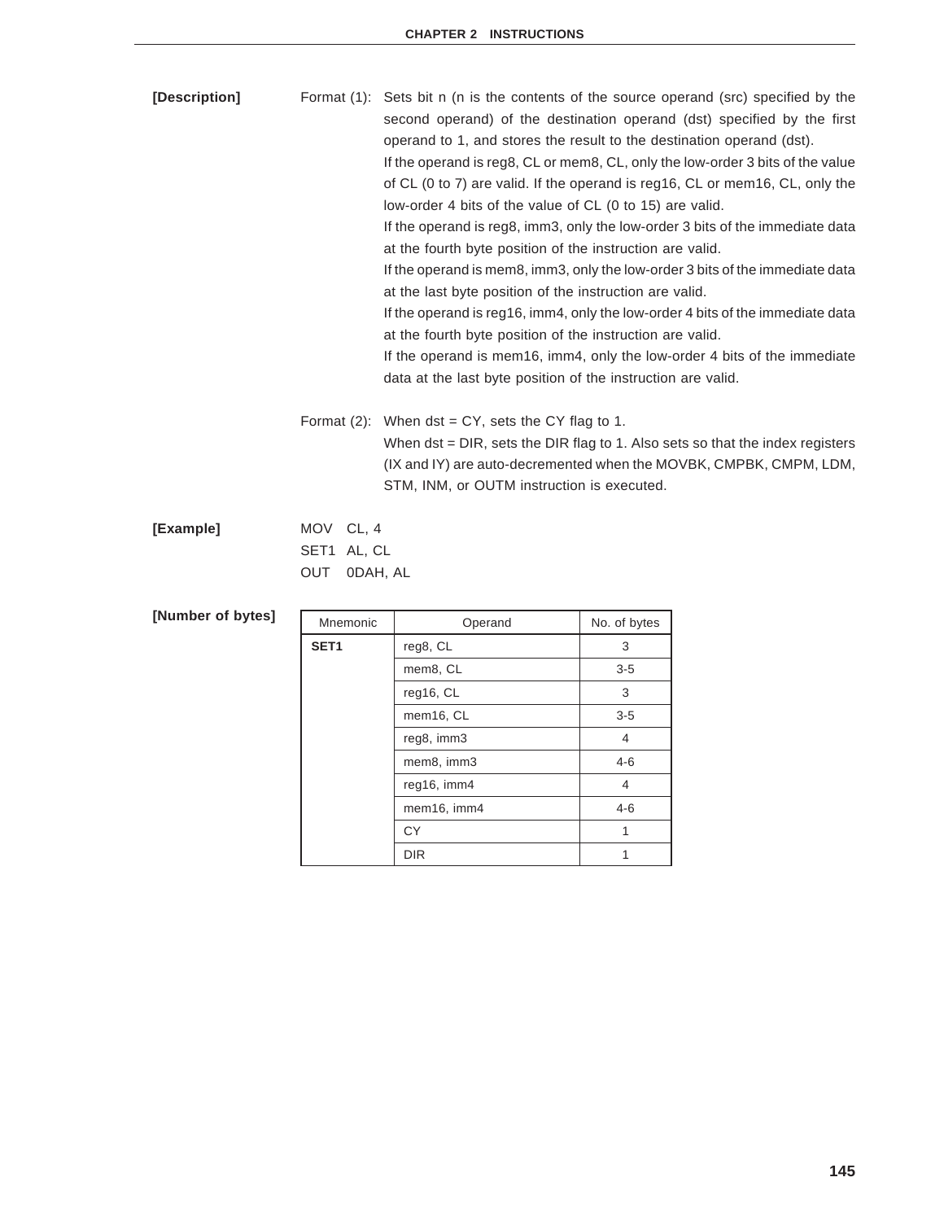**[Description]**

Format (1): Sets bit n (n is the contents of the source operand (src) specified by the second operand) of the destination operand (dst) specified by the first operand to 1, and stores the result to the destination operand (dst).

If the operand is reg8, CL or mem8, CL, only the low-order 3 bits of the value of CL (0 to 7) are valid. If the operand is reg16, CL or mem16, CL, only the low-order 4 bits of the value of CL (0 to 15) are valid.

If the operand is reg8, imm3, only the low-order 3 bits of the immediate data at the fourth byte position of the instruction are valid.

If the operand is mem8, imm3, only the low-order 3 bits of the immediate data at the last byte position of the instruction are valid.

If the operand is reg16, imm4, only the low-order 4 bits of the immediate data at the fourth byte position of the instruction are valid.

If the operand is mem16, imm4, only the low-order 4 bits of the immediate data at the last byte position of the instruction are valid.

Format (2): When dst = CY, sets the CY flag to 1.

When dst = DIR, sets the DIR flag to 1. Also sets so that the index registers (IX and IY) are auto-decremented when the MOVBK, CMPBK, CMPM, LDM, STM, INM, or OUTM instruction is executed.

**[Example]**

```
MOV   CL, 4
SET1  AL, CL
OUT   0DAH, AL
```

**[Number of bytes]**

| Mnemonic | Operand | No. of bytes |
|---|---|---|
| **SET1** | reg8, CL | 3 |
| | mem8, CL | 3-5 |
| | reg16, CL | 3 |
| | mem16, CL | 3-5 |
| | reg8, imm3 | 4 |
| | mem8, imm3 | 4-6 |
| | reg16, imm4 | 4 |
| | mem16, imm4 | 4-6 |
| | CY | 1 |
| | DIR | 1 |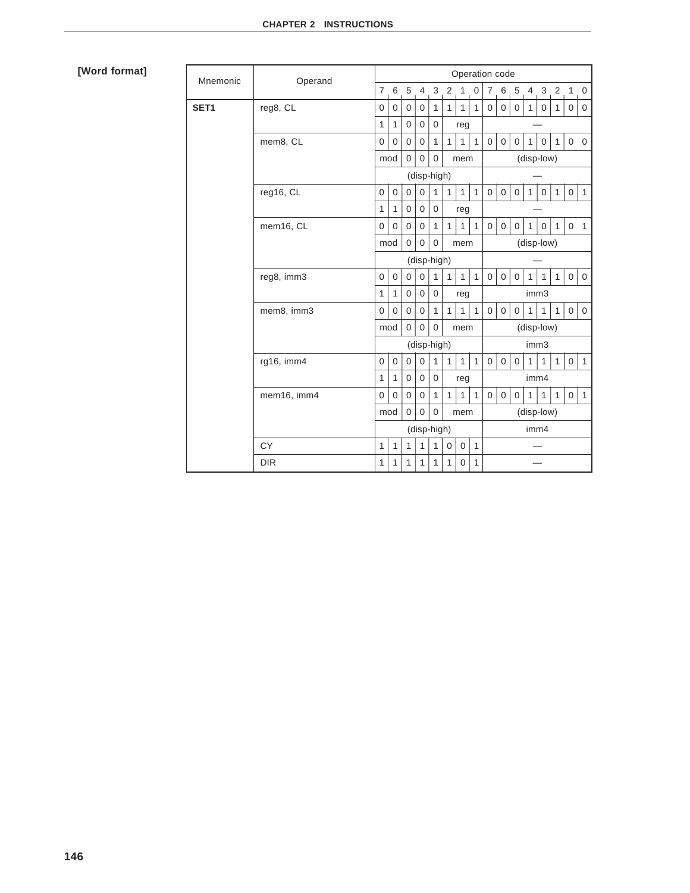**[Word format]**

| Mnemonic | Operand | Operation code | | | | | | | | | | | | | | | |
|---|---|---|---|---|---|---|---|---|---|---|---|---|---|---|---|---|---|
| | | 7 | 6 | 5 | 4 | 3 | 2 | 1 | 0 | 7 | 6 | 5 | 4 | 3 | 2 | 1 | 0 |
| **SET1** | reg8, CL | 0 | 0 | 0 | 0 | 1 | 1 | 1 | 1 | 0 | 0 | 0 | 1 | 0 | 1 | 0 | 0 |
| | | 1 | 1 | 0 | 0 | 0 | reg | | | — | | | | | | | |
| | mem8, CL | 0 | 0 | 0 | 0 | 1 | 1 | 1 | 1 | 0 | 0 | 0 | 1 | 0 | 1 | 0 | 0 |
| | | mod | | 0 | 0 | 0 | mem | | | (disp-low) | | | | | | | |
| | | (disp-high) | | | | | | | | — | | | | | | | |
| | reg16, CL | 0 | 0 | 0 | 0 | 1 | 1 | 1 | 1 | 0 | 0 | 0 | 1 | 0 | 1 | 0 | 1 |
| | | 1 | 1 | 0 | 0 | 0 | reg | | | — | | | | | | | |
| | mem16, CL | 0 | 0 | 0 | 0 | 1 | 1 | 1 | 1 | 0 | 0 | 0 | 1 | 0 | 1 | 0 | 1 |
| | | mod | | 0 | 0 | 0 | mem | | | (disp-low) | | | | | | | |
| | | (disp-high) | | | | | | | | — | | | | | | | |
| | reg8, imm3 | 0 | 0 | 0 | 0 | 1 | 1 | 1 | 1 | 0 | 0 | 0 | 1 | 1 | 1 | 0 | 0 |
| | | 1 | 1 | 0 | 0 | 0 | reg | | | imm3 | | | | | | | |
| | mem8, imm3 | 0 | 0 | 0 | 0 | 1 | 1 | 1 | 1 | 0 | 0 | 0 | 1 | 1 | 1 | 0 | 0 |
| | | mod | | 0 | 0 | 0 | mem | | | (disp-low) | | | | | | | |
| | | (disp-high) | | | | | | | | imm3 | | | | | | | |
| | rg16, imm4 | 0 | 0 | 0 | 0 | 1 | 1 | 1 | 1 | 0 | 0 | 0 | 1 | 1 | 1 | 0 | 1 |
| | | 1 | 1 | 0 | 0 | 0 | reg | | | imm4 | | | | | | | |
| | mem16, imm4 | 0 | 0 | 0 | 0 | 1 | 1 | 1 | 1 | 0 | 0 | 0 | 1 | 1 | 1 | 0 | 1 |
| | | mod | | 0 | 0 | 0 | mem | | | (disp-low) | | | | | | | |
| | | (disp-high) | | | | | | | | imm4 | | | | | | | |
| | CY | 1 | 1 | 1 | 1 | 1 | 0 | 0 | 1 | — | | | | | | | |
| | DIR | 1 | 1 | 1 | 1 | 1 | 1 | 0 | 1 | — | | | | | | | |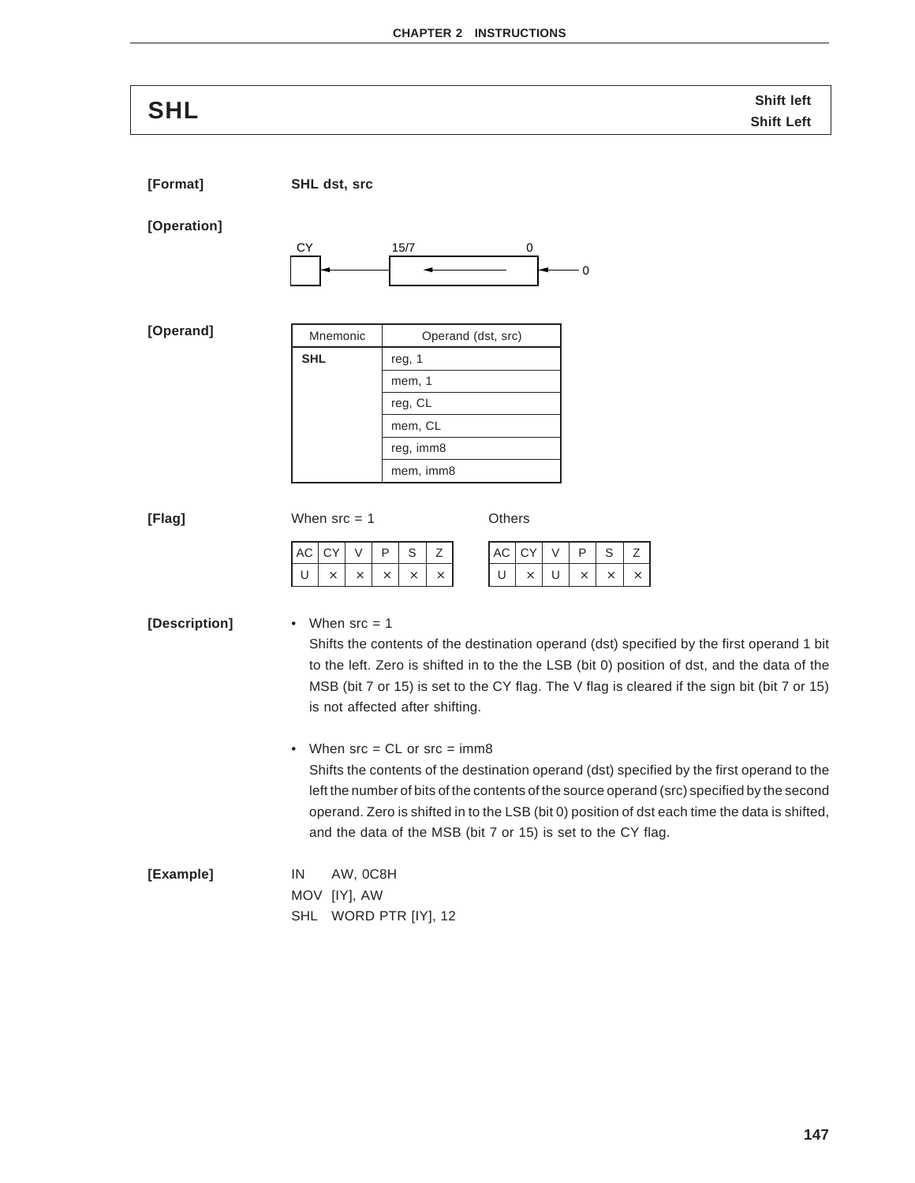# SHL

**Shift left**
**Shift Left**

**[Format]** **SHL dst, src**

**[Operation]**

CY ← [15/7 ← 0] ← 0

**[Operand]**

| Mnemonic | Operand (dst, src) |
|---|---|
| **SHL** | reg, 1 |
| | mem, 1 |
| | reg, CL |
| | mem, CL |
| | reg, imm8 |
| | mem, imm8 |

**[Flag]**

When src = 1

| AC | CY | V | P | S | Z |
|---|---|---|---|---|---|
| U | × | × | × | × | × |

Others

| AC | CY | V | P | S | Z |
|---|---|---|---|---|---|
| U | × | U | × | × | × |

**[Description]**

- When src = 1
  Shifts the contents of the destination operand (dst) specified by the first operand 1 bit to the left. Zero is shifted in to the the LSB (bit 0) position of dst, and the data of the MSB (bit 7 or 15) is set to the CY flag. The V flag is cleared if the sign bit (bit 7 or 15) is not affected after shifting.

- When src = CL or src = imm8
  Shifts the contents of the destination operand (dst) specified by the first operand to the left the number of bits of the contents of the source operand (src) specified by the second operand. Zero is shifted in to the LSB (bit 0) position of dst each time the data is shifted, and the data of the MSB (bit 7 or 15) is set to the CY flag.

**[Example]**

```
IN   AW, 0C8H
MOV  [IY], AW
SHL  WORD PTR [IY], 12
```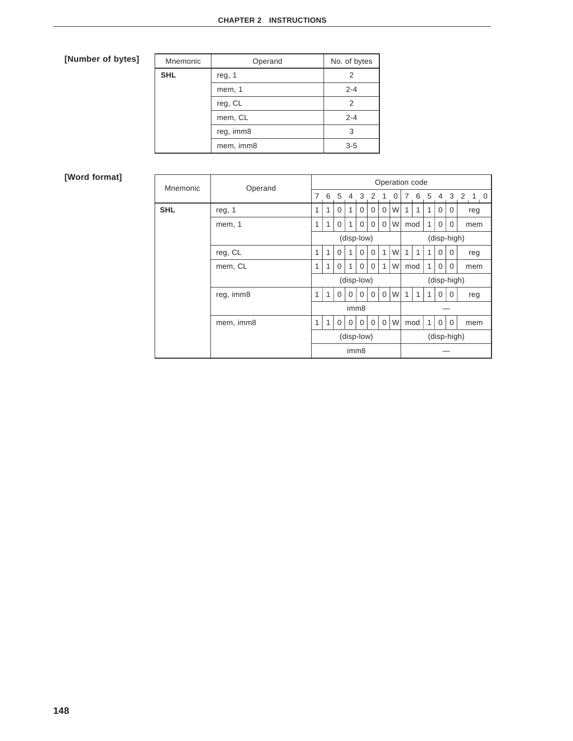**[Number of bytes]**

| Mnemonic | Operand | No. of bytes |
|---|---|---|
| **SHL** | reg, 1 | 2 |
| | mem, 1 | 2-4 |
| | reg, CL | 2 |
| | mem, CL | 2-4 |
| | reg, imm8 | 3 |
| | mem, imm8 | 3-5 |

**[Word format]**

| Mnemonic | Operand | Operation code | | | | | | | | | | | | | |
|---|---|---|---|---|---|---|---|---|---|---|---|---|---|---|---|
| | | 7 | 6 | 5 | 4 | 3 | 2 | 1 | 0 | 7 6 | 5 | 4 | 3 | 2 1 0 | |
| **SHL** | reg, 1 | 1 | 1 | 0 | 1 | 0 | 0 | 0 | W | 1 1 | 1 | 0 | 0 | reg | |
| | mem, 1 | 1 | 1 | 0 | 1 | 0 | 0 | 0 | W | mod | 1 | 0 | 0 | mem | |
| | | (disp-low) | | | | | | | | (disp-high) | | | | | |
| | reg, CL | 1 | 1 | 0 | 1 | 0 | 0 | 1 | W | 1 1 | 1 | 0 | 0 | reg | |
| | mem, CL | 1 | 1 | 0 | 1 | 0 | 0 | 1 | W | mod | 1 | 0 | 0 | mem | |
| | | (disp-low) | | | | | | | | (disp-high) | | | | | |
| | reg, imm8 | 1 | 1 | 0 | 0 | 0 | 0 | 0 | W | 1 1 | 1 | 0 | 0 | reg | |
| | | imm8 | | | | | | | | — | | | | | |
| | mem, imm8 | 1 | 1 | 0 | 0 | 0 | 0 | 0 | W | mod | 1 | 0 | 0 | mem | |
| | | (disp-low) | | | | | | | | (disp-high) | | | | | |
| | | imm8 | | | | | | | | — | | | | | |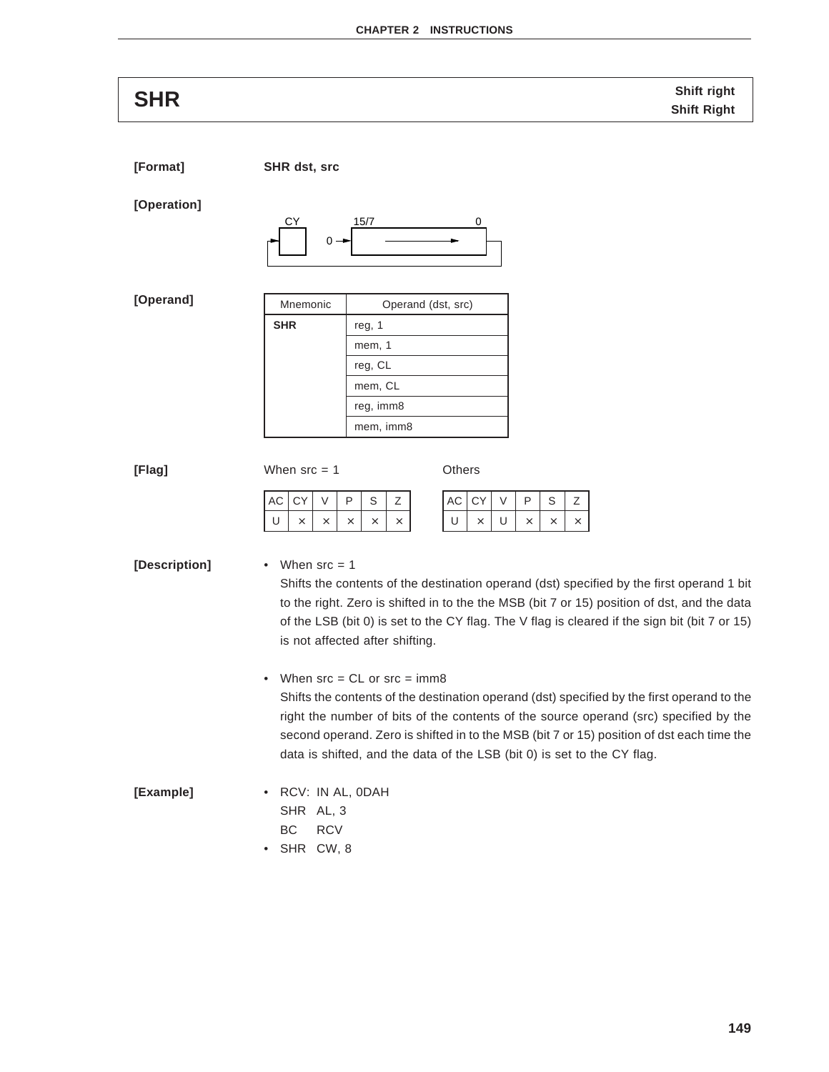## SHR

**Shift right**
**Shift Right**

**[Format]** **SHR dst, src**

**[Operation]**

CY ← [15/7 ... 0] ← 0 (0 shifted into MSB, contents shifted right, LSB to CY)

**[Operand]**

| Mnemonic | Operand (dst, src) |
|---|---|
| **SHR** | reg, 1 |
| | mem, 1 |
| | reg, CL |
| | mem, CL |
| | reg, imm8 |
| | mem, imm8 |

**[Flag]**

When src = 1

| AC | CY | V | P | S | Z |
|---|---|---|---|---|---|
| U | × | × | × | × | × |

Others

| AC | CY | V | P | S | Z |
|---|---|---|---|---|---|
| U | × | U | × | × | × |

**[Description]**

- When src = 1
  Shifts the contents of the destination operand (dst) specified by the first operand 1 bit to the right. Zero is shifted in to the the MSB (bit 7 or 15) position of dst, and the data of the LSB (bit 0) is set to the CY flag. The V flag is cleared if the sign bit (bit 7 or 15) is not affected after shifting.

- When src = CL or src = imm8
  Shifts the contents of the destination operand (dst) specified by the first operand to the right the number of bits of the contents of the source operand (src) specified by the second operand. Zero is shifted in to the MSB (bit 7 or 15) position of dst each time the data is shifted, and the data of the LSB (bit 0) is set to the CY flag.

**[Example]**

- ```
  RCV: IN AL, 0DAH
  SHR  AL, 3
  BC   RCV
  ```
- ```
  SHR  CW, 8
  ```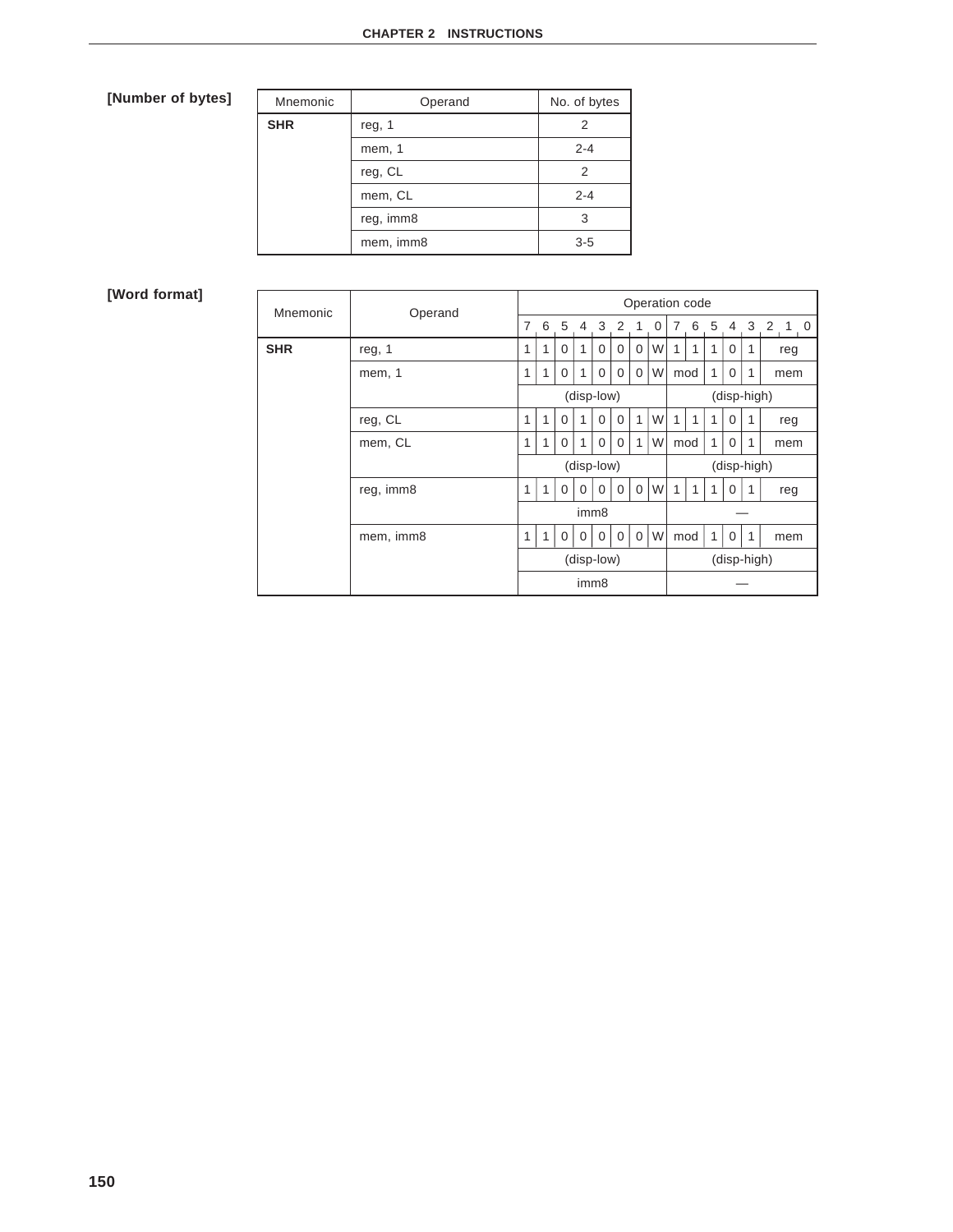**[Number of bytes]**

| Mnemonic | Operand | No. of bytes |
|---|---|---|
| **SHR** | reg, 1 | 2 |
| | mem, 1 | 2-4 |
| | reg, CL | 2 |
| | mem, CL | 2-4 |
| | reg, imm8 | 3 |
| | mem, imm8 | 3-5 |

**[Word format]**

| Mnemonic | Operand | Operation code | | | | | | | | | | | | | | | |
|---|---|---|---|---|---|---|---|---|---|---|---|---|---|---|---|---|---|
| | | 7 | 6 | 5 | 4 | 3 | 2 | 1 | 0 | 7 | 6 | 5 | 4 | 3 | 2 | 1 | 0 |
| **SHR** | reg, 1 | 1 | 1 | 0 | 1 | 0 | 0 | 0 | W | 1 | 1 | 1 | 0 | 1 | reg | | |
| | mem, 1 | 1 | 1 | 0 | 1 | 0 | 0 | 0 | W | mod | | 1 | 0 | 1 | mem | | |
| | | (disp-low) | | | | | | | | (disp-high) | | | | | | | |
| | reg, CL | 1 | 1 | 0 | 1 | 0 | 0 | 1 | W | 1 | 1 | 1 | 0 | 1 | reg | | |
| | mem, CL | 1 | 1 | 0 | 1 | 0 | 0 | 1 | W | mod | | 1 | 0 | 1 | mem | | |
| | | (disp-low) | | | | | | | | (disp-high) | | | | | | | |
| | reg, imm8 | 1 | 1 | 0 | 0 | 0 | 0 | 0 | W | 1 | 1 | 1 | 0 | 1 | reg | | |
| | | imm8 | | | | | | | | — | | | | | | | |
| | mem, imm8 | 1 | 1 | 0 | 0 | 0 | 0 | 0 | W | mod | | 1 | 0 | 1 | mem | | |
| | | (disp-low) | | | | | | | | (disp-high) | | | | | | | |
| | | imm8 | | | | | | | | — | | | | | | | |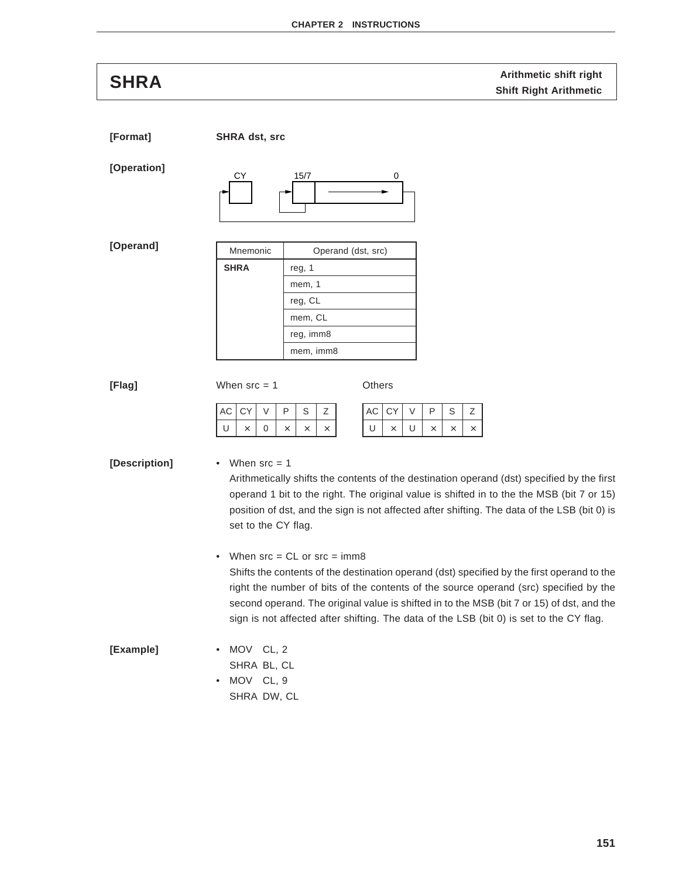# SHRA

**Arithmetic shift right**
**Shift Right Arithmetic**

**[Format]** **SHRA dst, src**

**[Operation]**

CY 15/7 0

**[Operand]**

| Mnemonic | Operand (dst, src) |
|---|---|
| **SHRA** | reg, 1 |
| | mem, 1 |
| | reg, CL |
| | mem, CL |
| | reg, imm8 |
| | mem, imm8 |

**[Flag]**

When src = 1

| AC | CY | V | P | S | Z |
|---|---|---|---|---|---|
| U | × | 0 | × | × | × |

Others

| AC | CY | V | P | S | Z |
|---|---|---|---|---|---|
| U | × | U | × | × | × |

**[Description]**

- When src = 1
  Arithmetically shifts the contents of the destination operand (dst) specified by the first operand 1 bit to the right. The original value is shifted in to the the MSB (bit 7 or 15) position of dst, and the sign is not affected after shifting. The data of the LSB (bit 0) is set to the CY flag.

- When src = CL or src = imm8
  Shifts the contents of the destination operand (dst) specified by the first operand to the right the number of bits of the contents of the source operand (src) specified by the second operand. The original value is shifted in to the MSB (bit 7 or 15) of dst, and the sign is not affected after shifting. The data of the LSB (bit 0) is set to the CY flag.

**[Example]**

- MOV CL, 2
  SHRA BL, CL
- MOV CL, 9
  SHRA DW, CL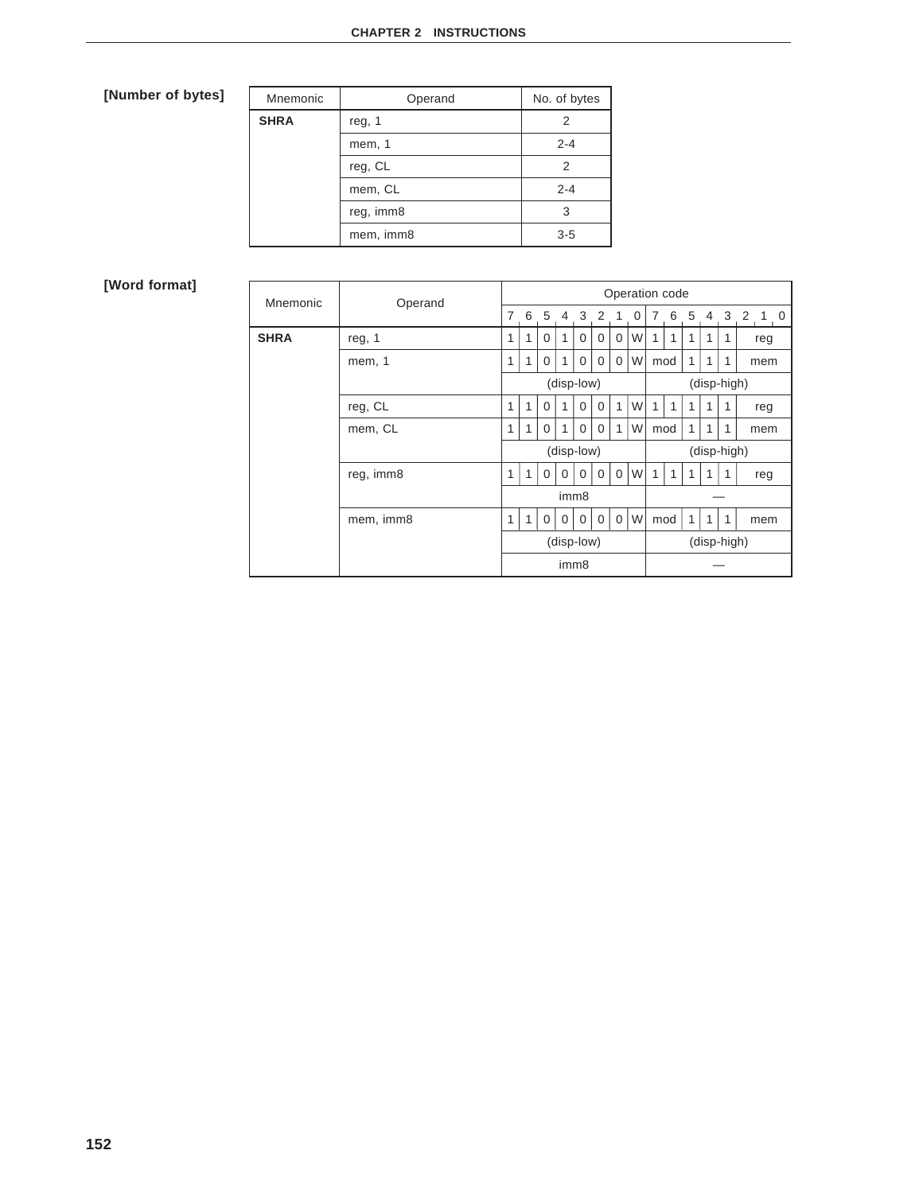**[Number of bytes]**

| Mnemonic | Operand | No. of bytes |
|---|---|---|
| **SHRA** | reg, 1 | 2 |
| | mem, 1 | 2-4 |
| | reg, CL | 2 |
| | mem, CL | 2-4 |
| | reg, imm8 | 3 |
| | mem, imm8 | 3-5 |

**[Word format]**

| Mnemonic | Operand | Operation code | | | | | | | | | | | | |
|---|---|---|---|---|---|---|---|---|---|---|---|---|---|---|
| | | 7 | 6 | 5 | 4 | 3 | 2 | 1 | 0 | 7 6 | 5 | 4 | 3 | 2 1 0 |
| **SHRA** | reg, 1 | 1 | 1 | 0 | 1 | 0 | 0 | 0 | W | 1 1 | 1 | 1 | 1 | reg |
| | mem, 1 | 1 | 1 | 0 | 1 | 0 | 0 | 0 | W | mod | 1 | 1 | 1 | mem |
| | | (disp-low) | | | | | | | | (disp-high) | | | | |
| | reg, CL | 1 | 1 | 0 | 1 | 0 | 0 | 1 | W | 1 1 | 1 | 1 | 1 | reg |
| | mem, CL | 1 | 1 | 0 | 1 | 0 | 0 | 1 | W | mod | 1 | 1 | 1 | mem |
| | | (disp-low) | | | | | | | | (disp-high) | | | | |
| | reg, imm8 | 1 | 1 | 0 | 0 | 0 | 0 | 0 | W | 1 1 | 1 | 1 | 1 | reg |
| | | imm8 | | | | | | | | — | | | | |
| | mem, imm8 | 1 | 1 | 0 | 0 | 0 | 0 | 0 | W | mod | 1 | 1 | 1 | mem |
| | | (disp-low) | | | | | | | | (disp-high) | | | | |
| | | imm8 | | | | | | | | — | | | | |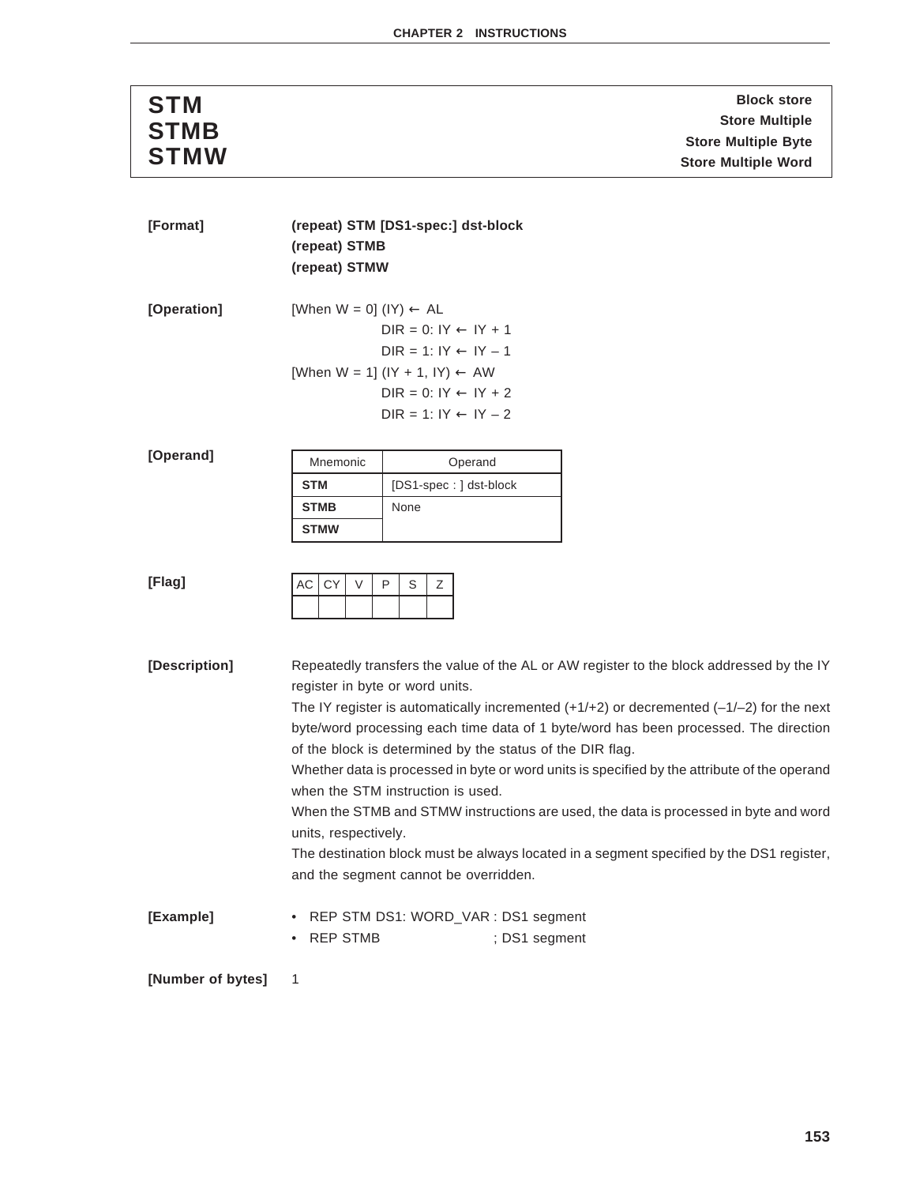## STM / STMB / STMW

**Block store**
**Store Multiple**
**Store Multiple Byte**
**Store Multiple Word**

**[Format]**

**(repeat) STM [DS1-spec:] dst-block**
**(repeat) STMB**
**(repeat) STMW**

**[Operation]**

[When W = 0] (IY) ← AL
DIR = 0: IY ← IY + 1
DIR = 1: IY ← IY – 1
[When W = 1] (IY + 1, IY) ← AW
DIR = 0: IY ← IY + 2
DIR = 1: IY ← IY – 2

**[Operand]**

| Mnemonic | Operand |
|---|---|
| **STM** | [DS1-spec : ] dst-block |
| **STMB** | None |
| **STMW** | |

**[Flag]**

| AC | CY | V | P | S | Z |
|---|---|---|---|---|---|
| | | | | | |

**[Description]**

Repeatedly transfers the value of the AL or AW register to the block addressed by the IY register in byte or word units.
The IY register is automatically incremented (+1/+2) or decremented (–1/–2) for the next byte/word processing each time data of 1 byte/word has been processed. The direction of the block is determined by the status of the DIR flag.
Whether data is processed in byte or word units is specified by the attribute of the operand when the STM instruction is used.
When the STMB and STMW instructions are used, the data is processed in byte and word units, respectively.
The destination block must be always located in a segment specified by the DS1 register, and the segment cannot be overridden.

**[Example]**

- REP STM DS1: WORD_VAR : DS1 segment
- REP STMB ; DS1 segment

**[Number of bytes]** 1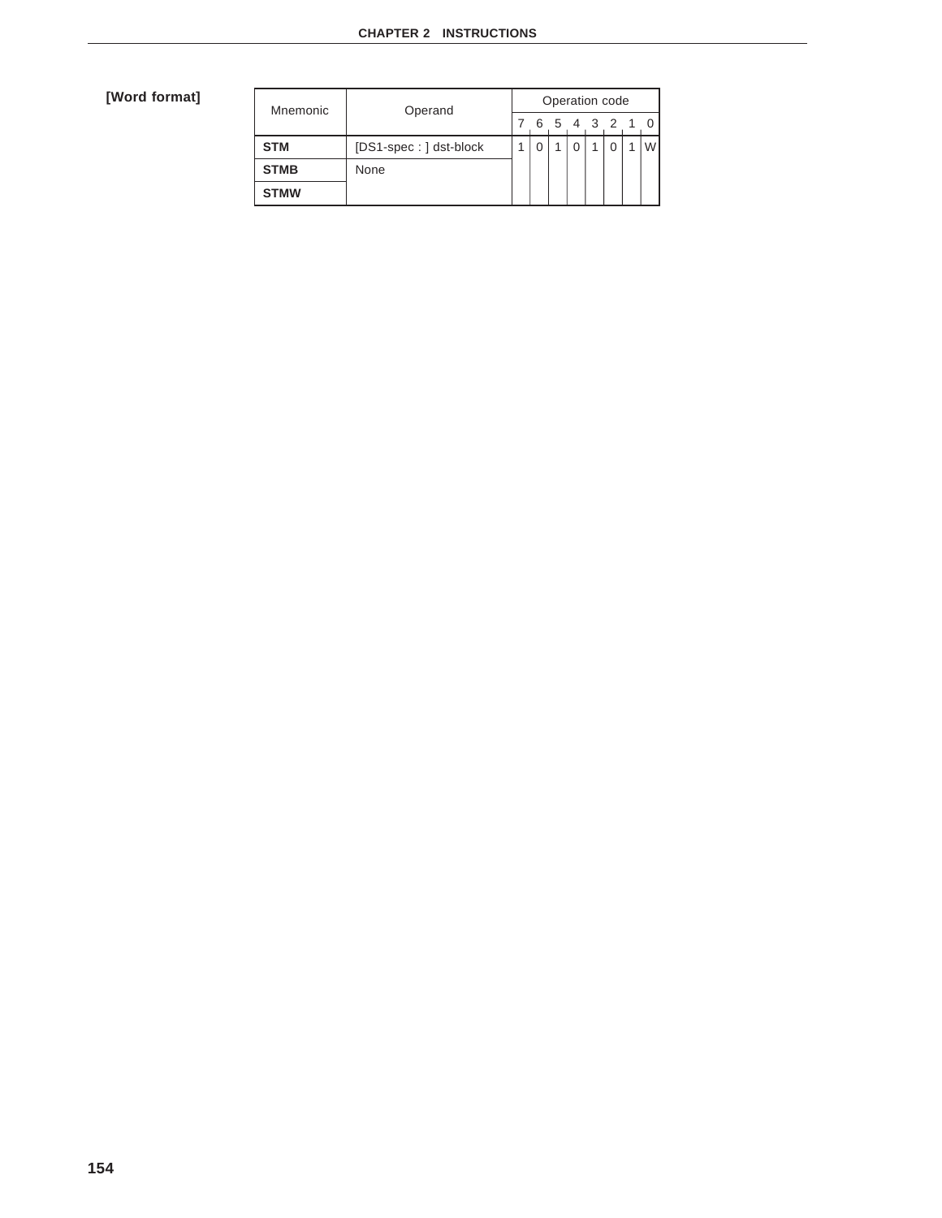**[Word format]**

| Mnemonic | Operand | Operation code | | | | | | | |
|---|---|---|---|---|---|---|---|---|---|
| | | 7 | 6 | 5 | 4 | 3 | 2 | 1 | 0 |
| **STM** | [DS1-spec : ] dst-block | 1 | 0 | 1 | 0 | 1 | 0 | 1 | W |
| **STMB** | None | | | | | | | | |
| **STMW** | | | | | | | | | |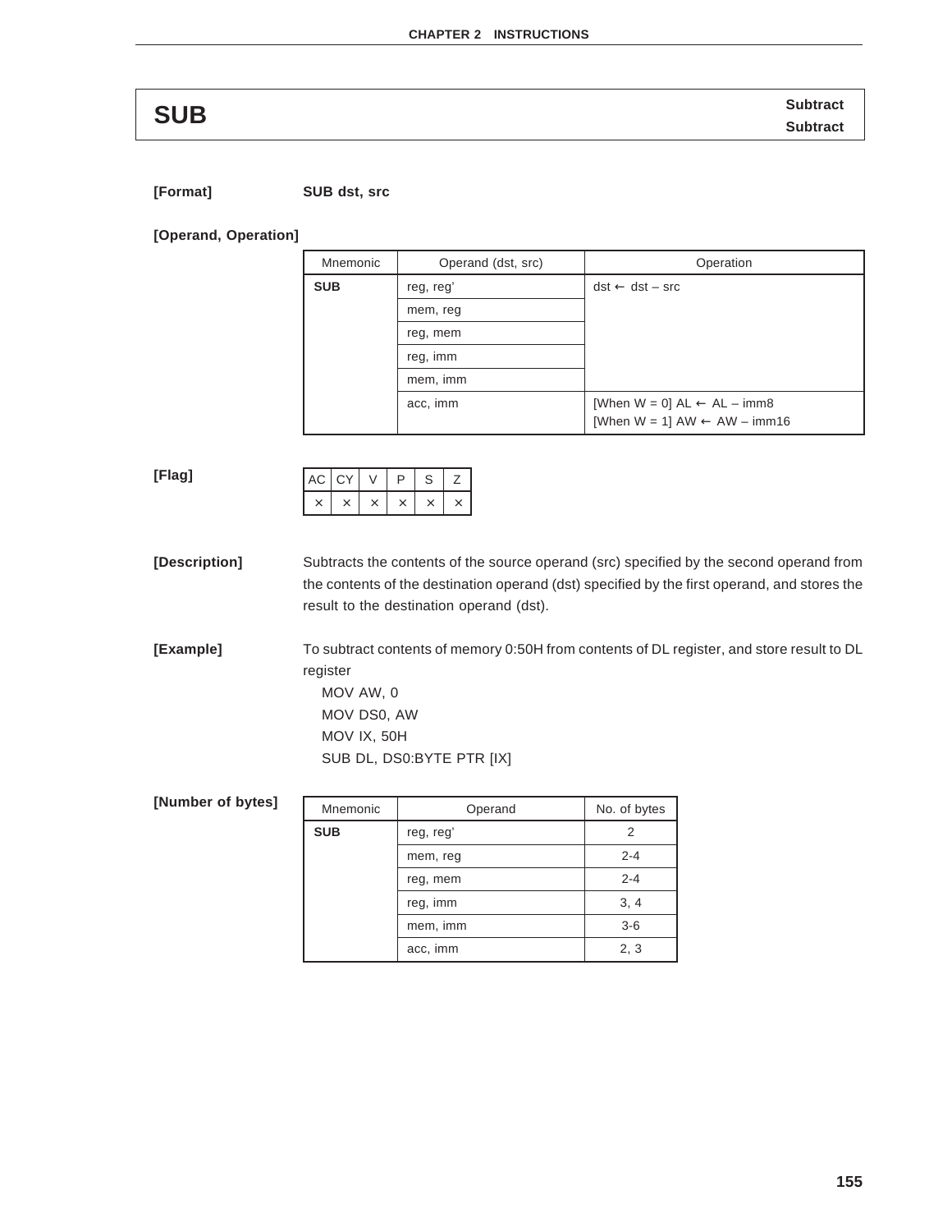# SUB

**Subtract**
**Subtract**

**[Format]** **SUB dst, src**

**[Operand, Operation]**

| Mnemonic | Operand (dst, src) | Operation |
|---|---|---|
| **SUB** | reg, reg' | dst ← dst – src |
| | mem, reg | |
| | reg, mem | |
| | reg, imm | |
| | mem, imm | |
| | acc, imm | [When W = 0] AL ← AL – imm8<br>[When W = 1] AW ← AW – imm16 |

**[Flag]**

| AC | CY | V | P | S | Z |
|---|---|---|---|---|---|
| × | × | × | × | × | × |

**[Description]** Subtracts the contents of the source operand (src) specified by the second operand from the contents of the destination operand (dst) specified by the first operand, and stores the result to the destination operand (dst).

**[Example]** To subtract contents of memory 0:50H from contents of DL register, and store result to DL register

```
MOV AW, 0
MOV DS0, AW
MOV IX, 50H
SUB DL, DS0:BYTE PTR [IX]
```

**[Number of bytes]**

| Mnemonic | Operand | No. of bytes |
|---|---|---|
| **SUB** | reg, reg' | 2 |
| | mem, reg | 2-4 |
| | reg, mem | 2-4 |
| | reg, imm | 3, 4 |
| | mem, imm | 3-6 |
| | acc, imm | 2, 3 |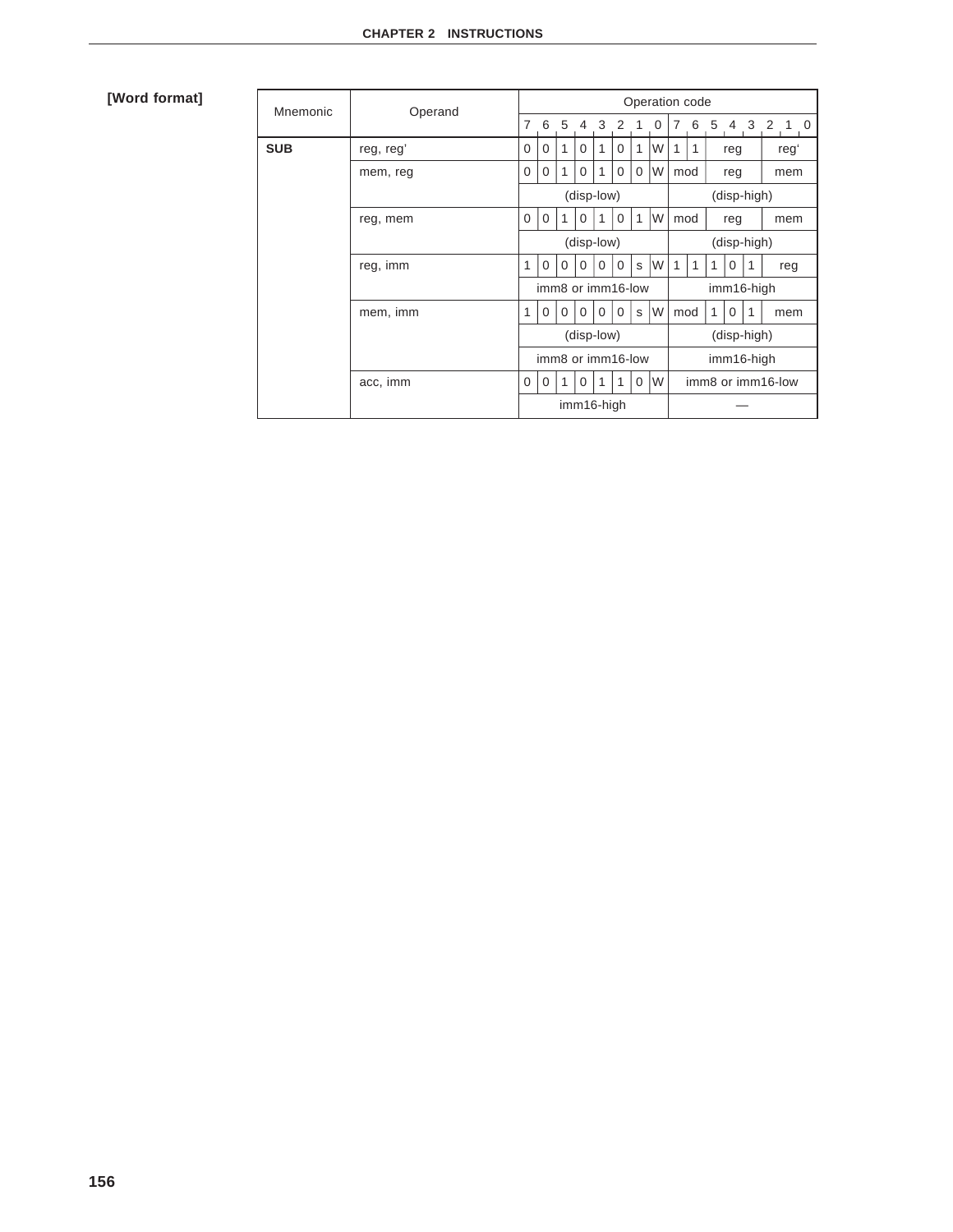**[Word format]**

| Mnemonic | Operand | Operation code | | | | | | | | | | | | | | | |
|---|---|---|---|---|---|---|---|---|---|---|---|---|---|---|---|---|---|
| | | 7 | 6 | 5 | 4 | 3 | 2 | 1 | 0 | 7 | 6 | 5 | 4 | 3 | 2 | 1 | 0 |
| **SUB** | reg, reg' | 0 | 0 | 1 | 0 | 1 | 0 | 1 | W | 1 | 1 | reg | | | reg' | | |
| | mem, reg | 0 | 0 | 1 | 0 | 1 | 0 | 0 | W | mod | | reg | | | mem | | |
| | | (disp-low) | | | | | | | | (disp-high) | | | | | | | |
| | reg, mem | 0 | 0 | 1 | 0 | 1 | 0 | 1 | W | mod | | reg | | | mem | | |
| | | (disp-low) | | | | | | | | (disp-high) | | | | | | | |
| | reg, imm | 1 | 0 | 0 | 0 | 0 | 0 | s | W | 1 | 1 | 1 | 0 | 1 | reg | | |
| | | imm8 or imm16-low | | | | | | | | imm16-high | | | | | | | |
| | mem, imm | 1 | 0 | 0 | 0 | 0 | 0 | s | W | mod | | 1 | 0 | 1 | mem | | |
| | | (disp-low) | | | | | | | | (disp-high) | | | | | | | |
| | | imm8 or imm16-low | | | | | | | | imm16-high | | | | | | | |
| | acc, imm | 0 | 0 | 1 | 0 | 1 | 1 | 0 | W | imm8 or imm16-low | | | | | | | |
| | | imm16-high | | | | | | | | — | | | | | | | |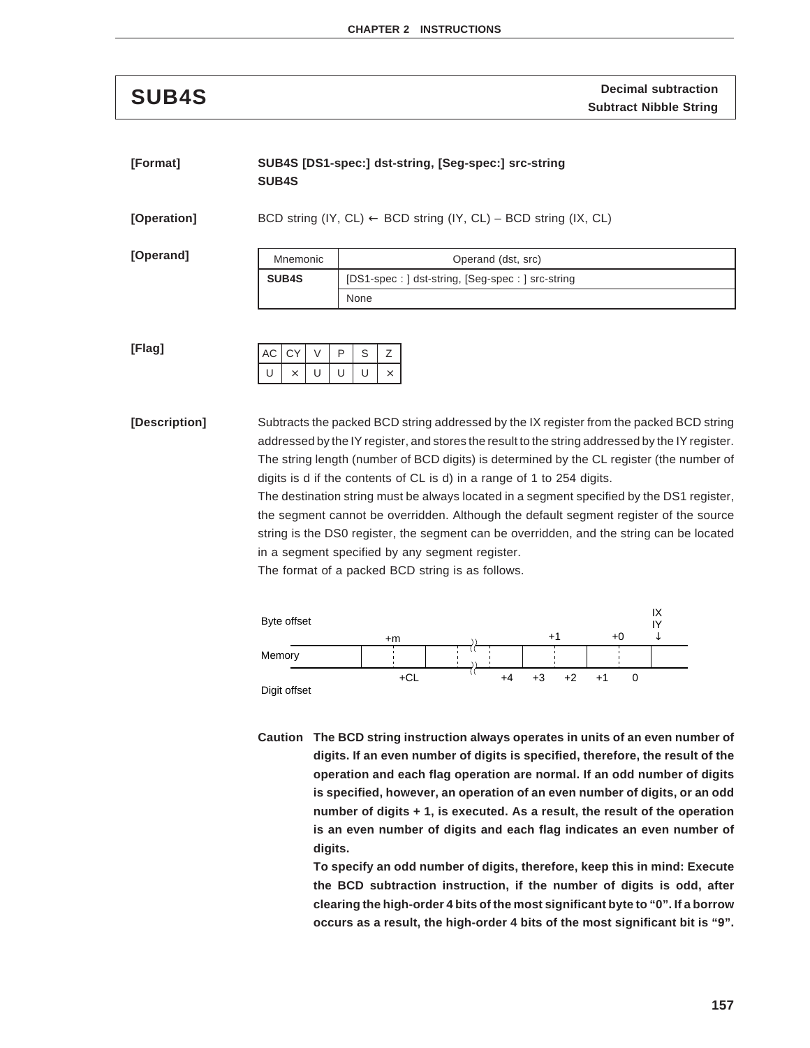# SUB4S

**Decimal subtraction**
**Subtract Nibble String**

**[Format]** **SUB4S [DS1-spec:] dst-string, [Seg-spec:] src-string**
**SUB4S**

**[Operation]** BCD string (IY, CL) ← BCD string (IY, CL) – BCD string (IX, CL)

**[Operand]**

| Mnemonic | Operand (dst, src) |
|---|---|
| **SUB4S** | [DS1-spec : ] dst-string, [Seg-spec : ] src-string |
| | None |

**[Flag]**

| AC | CY | V | P | S | Z |
|---|---|---|---|---|---|
| U | × | U | U | U | × |

**[Description]** Subtracts the packed BCD string addressed by the IX register from the packed BCD string addressed by the IY register, and stores the result to the string addressed by the IY register. The string length (number of BCD digits) is determined by the CL register (the number of digits is d if the contents of CL is d) in a range of 1 to 254 digits.

The destination string must be always located in a segment specified by the DS1 register, the segment cannot be overridden. Although the default segment register of the source string is the DS0 register, the segment can be overridden, and the string can be located in a segment specified by any segment register.

The format of a packed BCD string is as follows.

```
                                                              IX
Byte offset                                                   IY
                  +m                          +1        +0    ↓
         ____________________    ~~    ___________________________
Memory  |        |    :    |    :  ~~  :  |    :    |    :    |    |
         ‾‾‾‾‾‾‾‾‾‾‾‾‾‾‾‾‾‾‾‾    ~~    ‾‾‾‾‾‾‾‾‾‾‾‾‾‾‾‾‾‾‾‾‾‾‾‾‾‾‾
                     +CL              +4   +3   +2   +1    0
Digit offset
```

**Caution** **The BCD string instruction always operates in units of an even number of digits. If an even number of digits is specified, therefore, the result of the operation and each flag operation are normal. If an odd number of digits is specified, however, an operation of an even number of digits, or an odd number of digits + 1, is executed. As a result, the result of the operation is an even number of digits and each flag indicates an even number of digits.**

**To specify an odd number of digits, therefore, keep this in mind: Execute the BCD subtraction instruction, if the number of digits is odd, after clearing the high-order 4 bits of the most significant byte to "0". If a borrow occurs as a result, the high-order 4 bits of the most significant bit is "9".**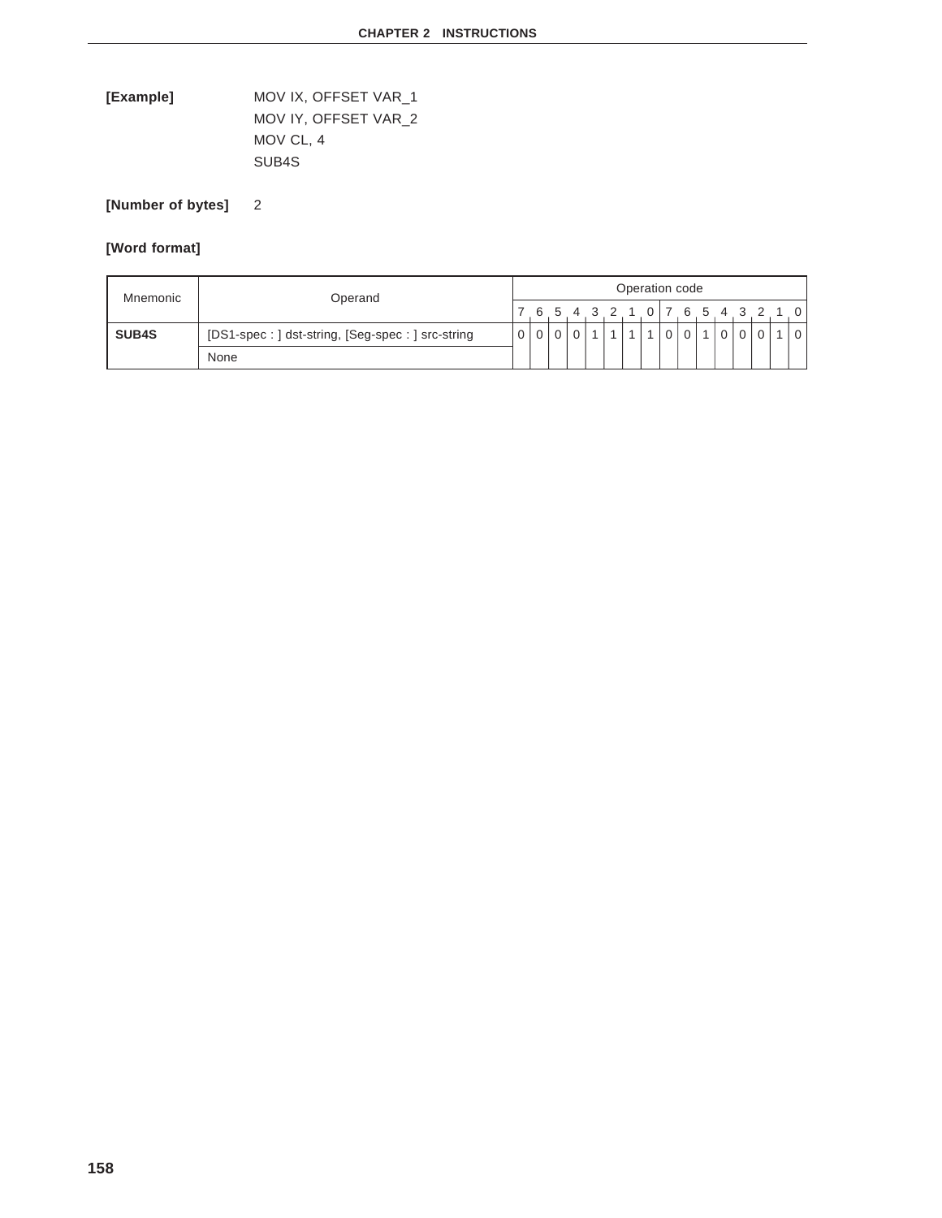**[Example]**

```
MOV IX, OFFSET VAR_1
MOV IY, OFFSET VAR_2
MOV CL, 4
SUB4S
```

**[Number of bytes]** 2

**[Word format]**

| Mnemonic | Operand | Operation code | | | | | | | | | | | | | | | |
|---|---|---|---|---|---|---|---|---|---|---|---|---|---|---|---|---|---|
| | | 7 | 6 | 5 | 4 | 3 | 2 | 1 | 0 | 7 | 6 | 5 | 4 | 3 | 2 | 1 | 0 |
| **SUB4S** | [DS1-spec : ] dst-string, [Seg-spec : ] src-string | 0 | 0 | 0 | 0 | 1 | 1 | 1 | 1 | 0 | 0 | 1 | 0 | 0 | 0 | 1 | 0 |
| | None | | | | | | | | | | | | | | | | |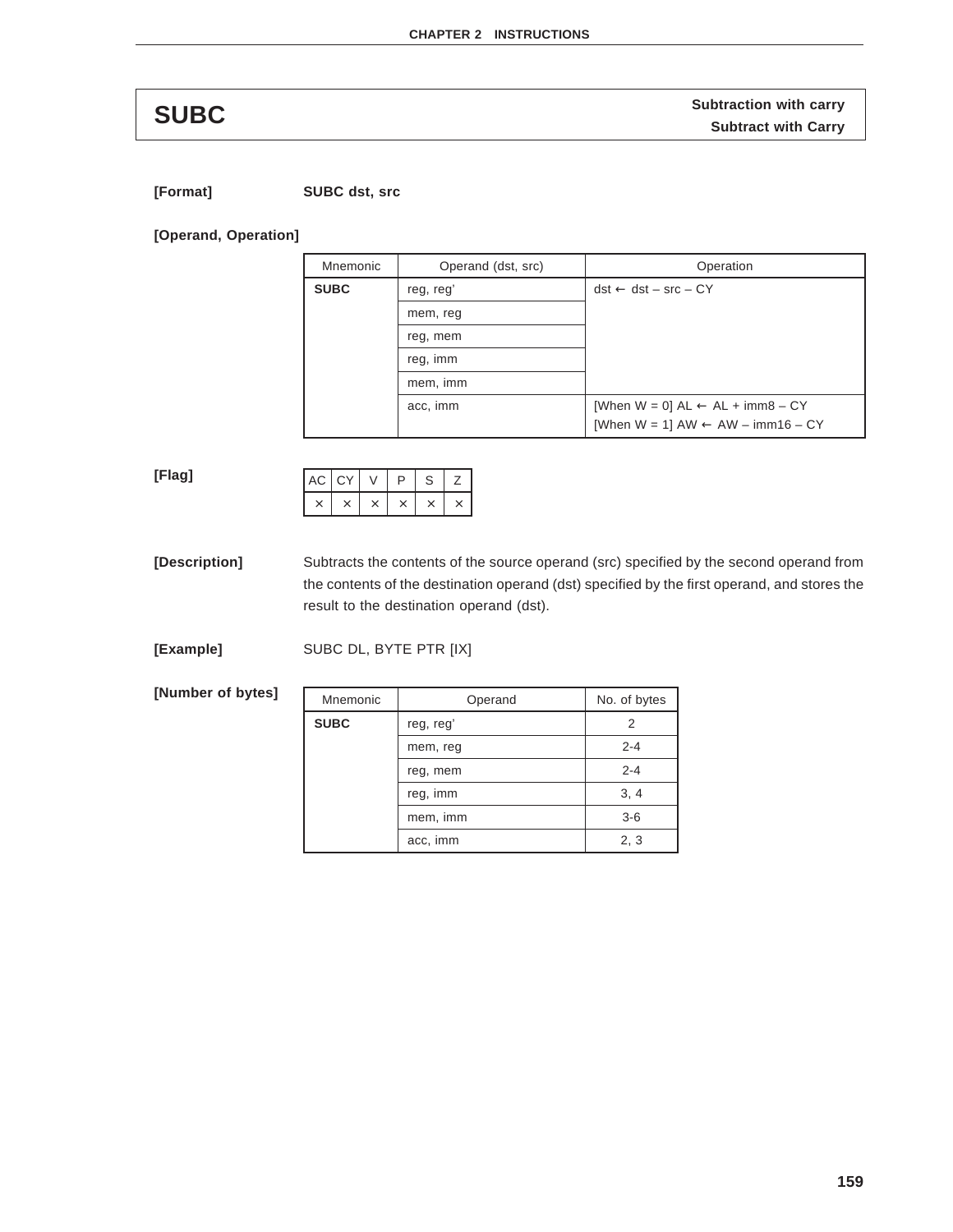# SUBC

**Subtraction with carry**
**Subtract with Carry**

**[Format]** **SUBC dst, src**

**[Operand, Operation]**

| Mnemonic | Operand (dst, src) | Operation |
|---|---|---|
| **SUBC** | reg, reg' | dst ← dst – src – CY |
| | mem, reg | |
| | reg, mem | |
| | reg, imm | |
| | mem, imm | |
| | acc, imm | [When W = 0] AL ← AL + imm8 – CY<br>[When W = 1] AW ← AW – imm16 – CY |

**[Flag]**

| AC | CY | V | P | S | Z |
|---|---|---|---|---|---|
| × | × | × | × | × | × |

**[Description]** Subtracts the contents of the source operand (src) specified by the second operand from the contents of the destination operand (dst) specified by the first operand, and stores the result to the destination operand (dst).

**[Example]** SUBC DL, BYTE PTR [IX]

**[Number of bytes]**

| Mnemonic | Operand | No. of bytes |
|---|---|---|
| **SUBC** | reg, reg' | 2 |
| | mem, reg | 2-4 |
| | reg, mem | 2-4 |
| | reg, imm | 3, 4 |
| | mem, imm | 3-6 |
| | acc, imm | 2, 3 |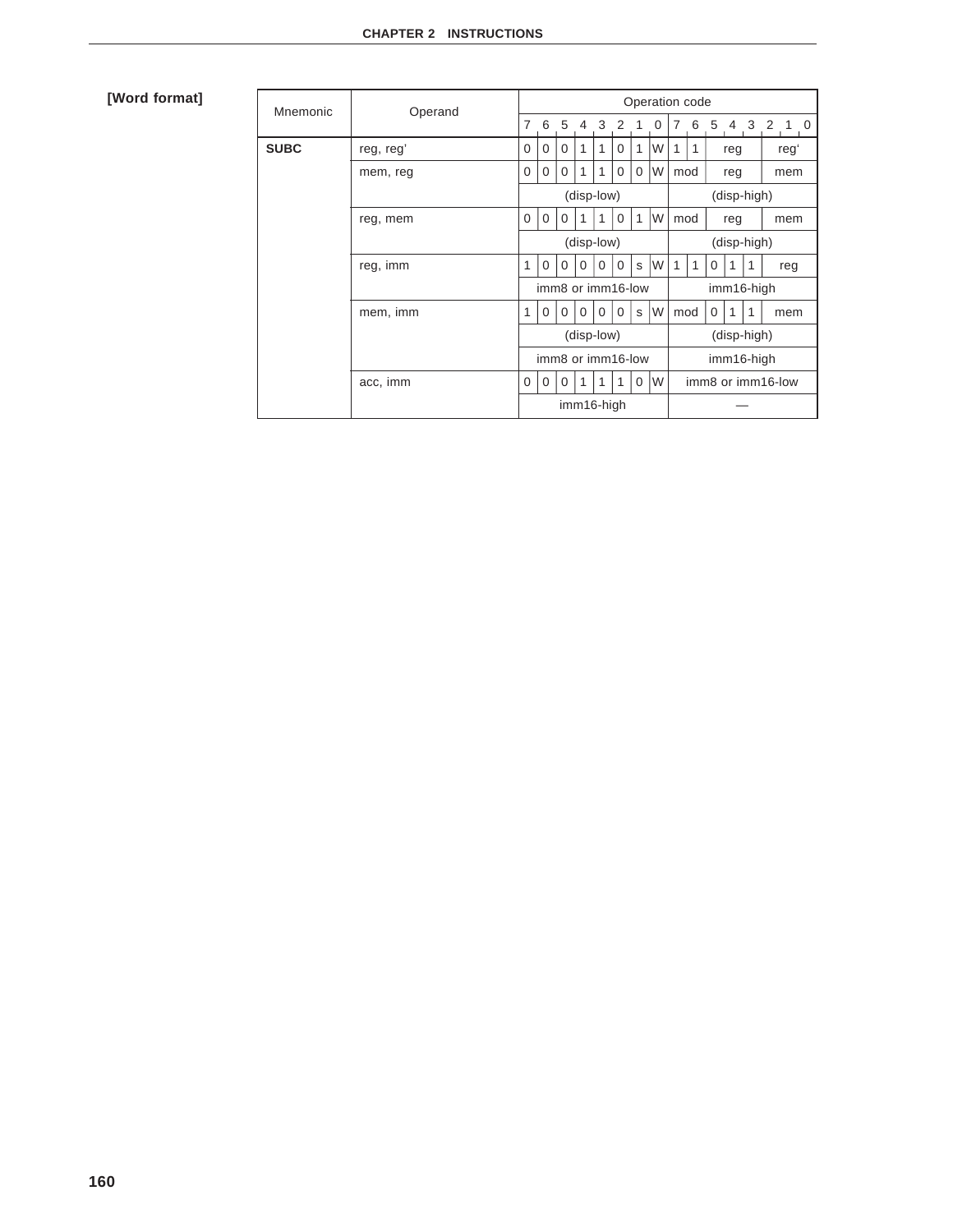**[Word format]**

| Mnemonic | Operand | Operation code | | | | | | | | | | | | | | | |
|---|---|---|---|---|---|---|---|---|---|---|---|---|---|---|---|---|---|
| | | 7 | 6 | 5 | 4 | 3 | 2 | 1 | 0 | 7 | 6 | 5 | 4 | 3 | 2 | 1 | 0 |
| **SUBC** | reg, reg' | 0 | 0 | 0 | 1 | 1 | 0 | 1 | W | 1 | 1 | reg | | | reg' | | |
| | mem, reg | 0 | 0 | 0 | 1 | 1 | 0 | 0 | W | mod | | reg | | | mem | | |
| | | (disp-low) | | | | | | | | (disp-high) | | | | | | | |
| | reg, mem | 0 | 0 | 0 | 1 | 1 | 0 | 1 | W | mod | | reg | | | mem | | |
| | | (disp-low) | | | | | | | | (disp-high) | | | | | | | |
| | reg, imm | 1 | 0 | 0 | 0 | 0 | 0 | s | W | 1 | 1 | 0 | 1 | 1 | reg | | |
| | | imm8 or imm16-low | | | | | | | | imm16-high | | | | | | | |
| | mem, imm | 1 | 0 | 0 | 0 | 0 | 0 | s | W | mod | | 0 | 1 | 1 | mem | | |
| | | (disp-low) | | | | | | | | (disp-high) | | | | | | | |
| | | imm8 or imm16-low | | | | | | | | imm16-high | | | | | | | |
| | acc, imm | 0 | 0 | 0 | 1 | 1 | 1 | 0 | W | imm8 or imm16-low | | | | | | | |
| | | imm16-high | | | | | | | | — | | | | | | | |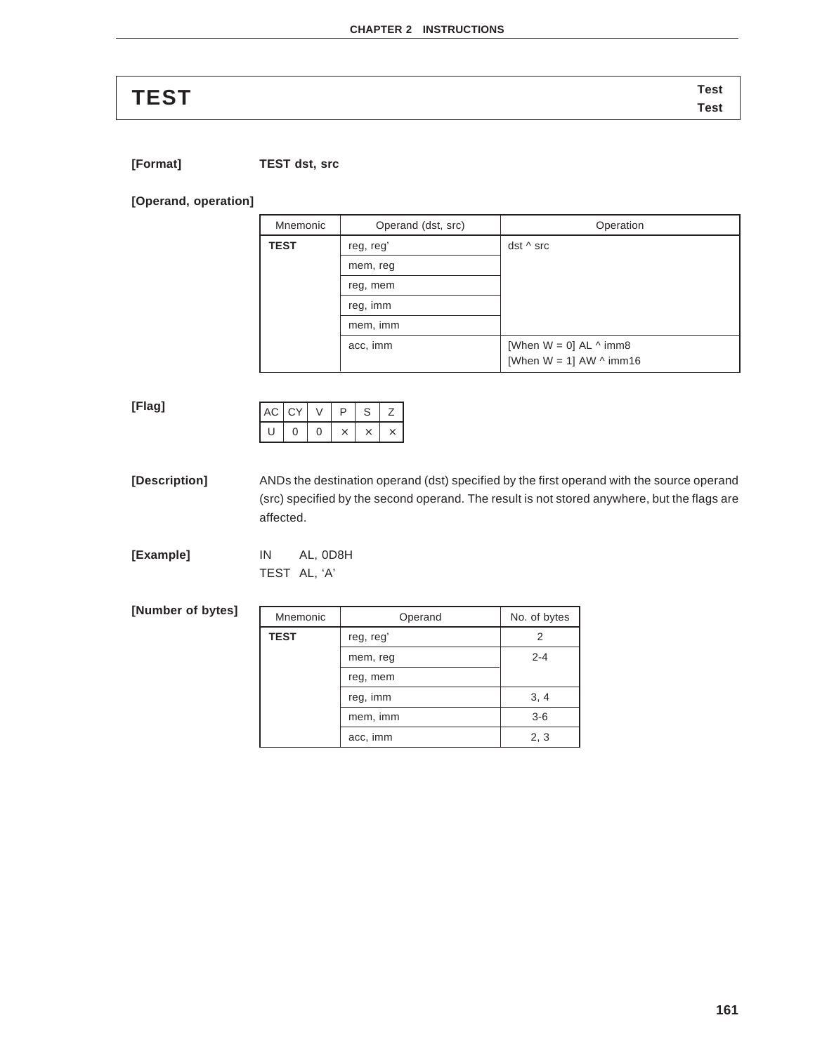# TEST

**Test**
**Test**

**[Format]** **TEST dst, src**

**[Operand, operation]**

| Mnemonic | Operand (dst, src) | Operation |
|---|---|---|
| **TEST** | reg, reg' | dst ^ src |
| | mem, reg | |
| | reg, mem | |
| | reg, imm | |
| | mem, imm | |
| | acc, imm | [When W = 0] AL ^ imm8<br>[When W = 1] AW ^ imm16 |

**[Flag]**

| AC | CY | V | P | S | Z |
|---|---|---|---|---|---|
| U | 0 | 0 | × | × | × |

**[Description]** ANDs the destination operand (dst) specified by the first operand with the source operand (src) specified by the second operand. The result is not stored anywhere, but the flags are affected.

**[Example]**

```
IN    AL, 0D8H
TEST  AL, 'A'
```

**[Number of bytes]**

| Mnemonic | Operand | No. of bytes |
|---|---|---|
| **TEST** | reg, reg' | 2 |
| | mem, reg | 2-4 |
| | reg, mem | |
| | reg, imm | 3, 4 |
| | mem, imm | 3-6 |
| | acc, imm | 2, 3 |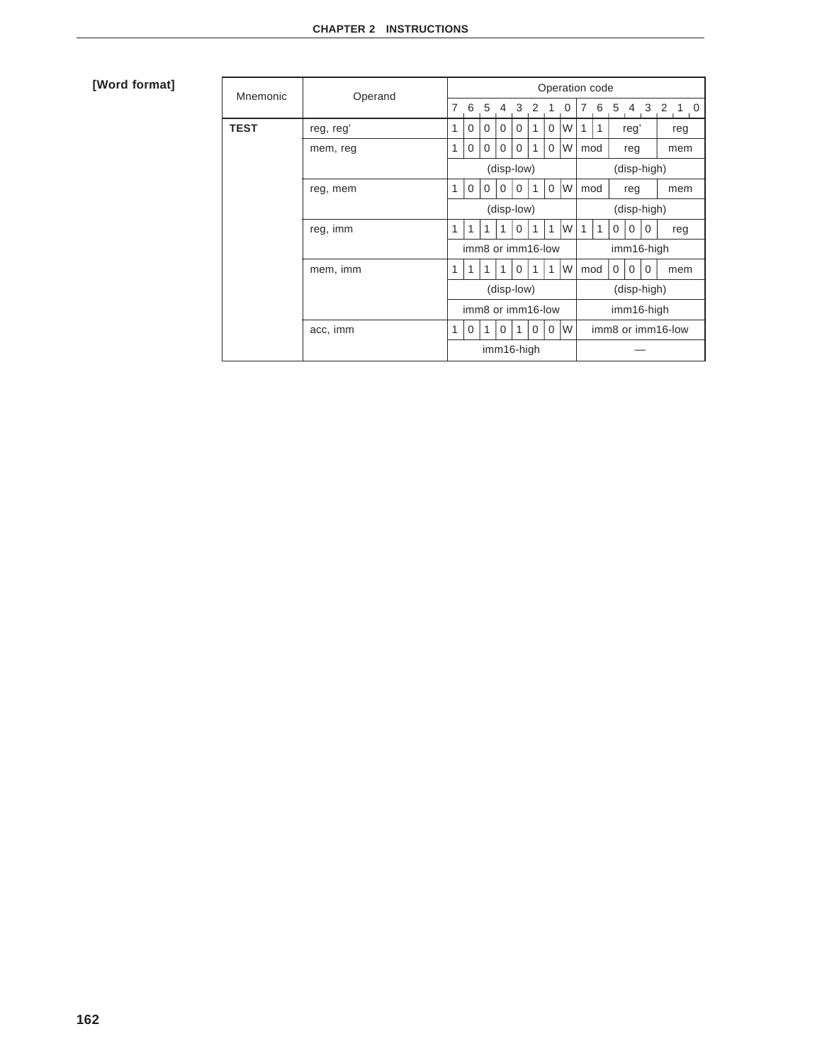**[Word format]**

| Mnemonic | Operand | Operation code | | | | | | | | | | | | | | | |
|---|---|---|---|---|---|---|---|---|---|---|---|---|---|---|---|---|---|
| | | 7 | 6 | 5 | 4 | 3 | 2 | 1 | 0 | 7 | 6 | 5 | 4 | 3 | 2 | 1 | 0 |
| **TEST** | reg, reg' | 1 | 0 | 0 | 0 | 0 | 1 | 0 | W | 1 | 1 | reg' | | | reg | | |
| | mem, reg | 1 | 0 | 0 | 0 | 0 | 1 | 0 | W | mod | | reg | | | mem | | |
| | | (disp-low) | | | | | | | | (disp-high) | | | | | | | |
| | reg, mem | 1 | 0 | 0 | 0 | 0 | 1 | 0 | W | mod | | reg | | | mem | | |
| | | (disp-low) | | | | | | | | (disp-high) | | | | | | | |
| | reg, imm | 1 | 1 | 1 | 1 | 0 | 1 | 1 | W | 1 | 1 | 0 | 0 | 0 | reg | | |
| | | imm8 or imm16-low | | | | | | | | imm16-high | | | | | | | |
| | mem, imm | 1 | 1 | 1 | 1 | 0 | 1 | 1 | W | mod | | 0 | 0 | 0 | mem | | |
| | | (disp-low) | | | | | | | | (disp-high) | | | | | | | |
| | | imm8 or imm16-low | | | | | | | | imm16-high | | | | | | | |
| | acc, imm | 1 | 0 | 1 | 0 | 1 | 0 | 0 | W | imm8 or imm16-low | | | | | | | |
| | | imm16-high | | | | | | | | — | | | | | | | |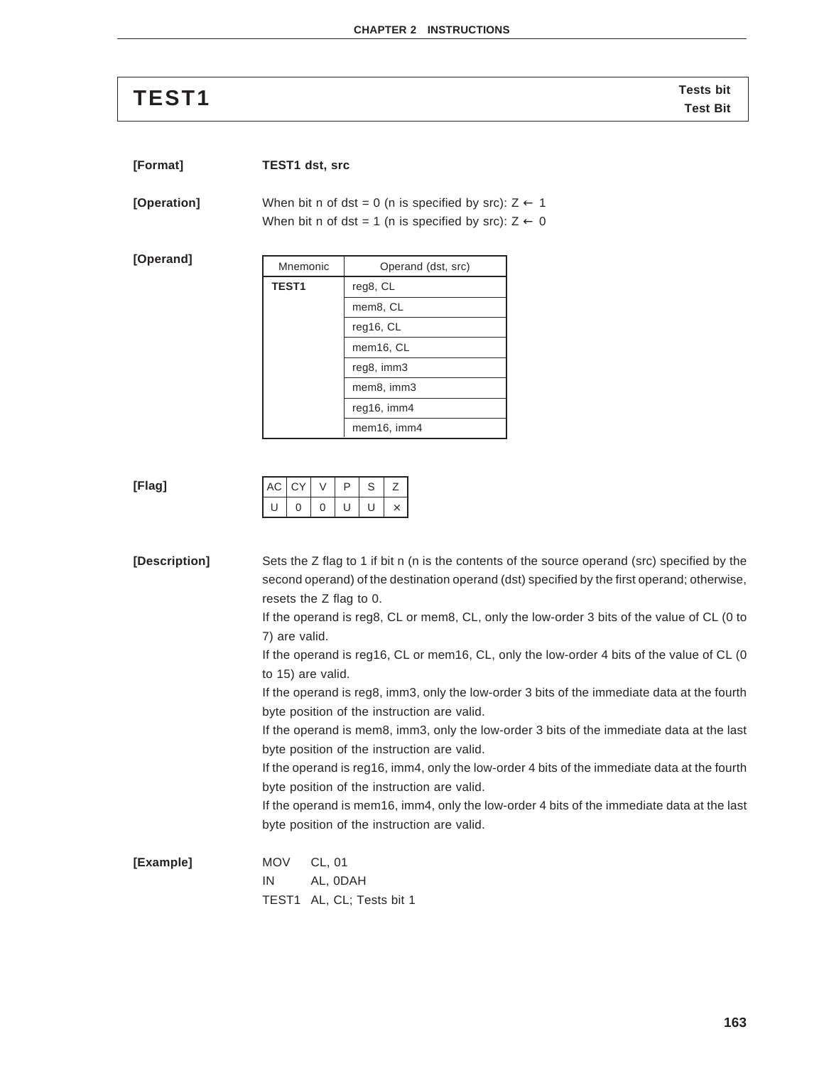# TEST1

**Tests bit**
**Test Bit**

**[Format]** **TEST1 dst, src**

**[Operation]**

When bit n of dst = 0 (n is specified by src): Z ← 1
When bit n of dst = 1 (n is specified by src): Z ← 0

**[Operand]**

| Mnemonic | Operand (dst, src) |
|---|---|
| **TEST1** | reg8, CL |
| | mem8, CL |
| | reg16, CL |
| | mem16, CL |
| | reg8, imm3 |
| | mem8, imm3 |
| | reg16, imm4 |
| | mem16, imm4 |

**[Flag]**

| AC | CY | V | P | S | Z |
|---|---|---|---|---|---|
| U | 0 | 0 | U | U | × |

**[Description]**

Sets the Z flag to 1 if bit n (n is the contents of the source operand (src) specified by the second operand) of the destination operand (dst) specified by the first operand; otherwise, resets the Z flag to 0.

If the operand is reg8, CL or mem8, CL, only the low-order 3 bits of the value of CL (0 to 7) are valid.

If the operand is reg16, CL or mem16, CL, only the low-order 4 bits of the value of CL (0 to 15) are valid.

If the operand is reg8, imm3, only the low-order 3 bits of the immediate data at the fourth byte position of the instruction are valid.

If the operand is mem8, imm3, only the low-order 3 bits of the immediate data at the last byte position of the instruction are valid.

If the operand is reg16, imm4, only the low-order 4 bits of the immediate data at the fourth byte position of the instruction are valid.

If the operand is mem16, imm4, only the low-order 4 bits of the immediate data at the last byte position of the instruction are valid.

**[Example]**

```
MOV     CL, 01
IN      AL, 0DAH
TEST1   AL, CL; Tests bit 1
```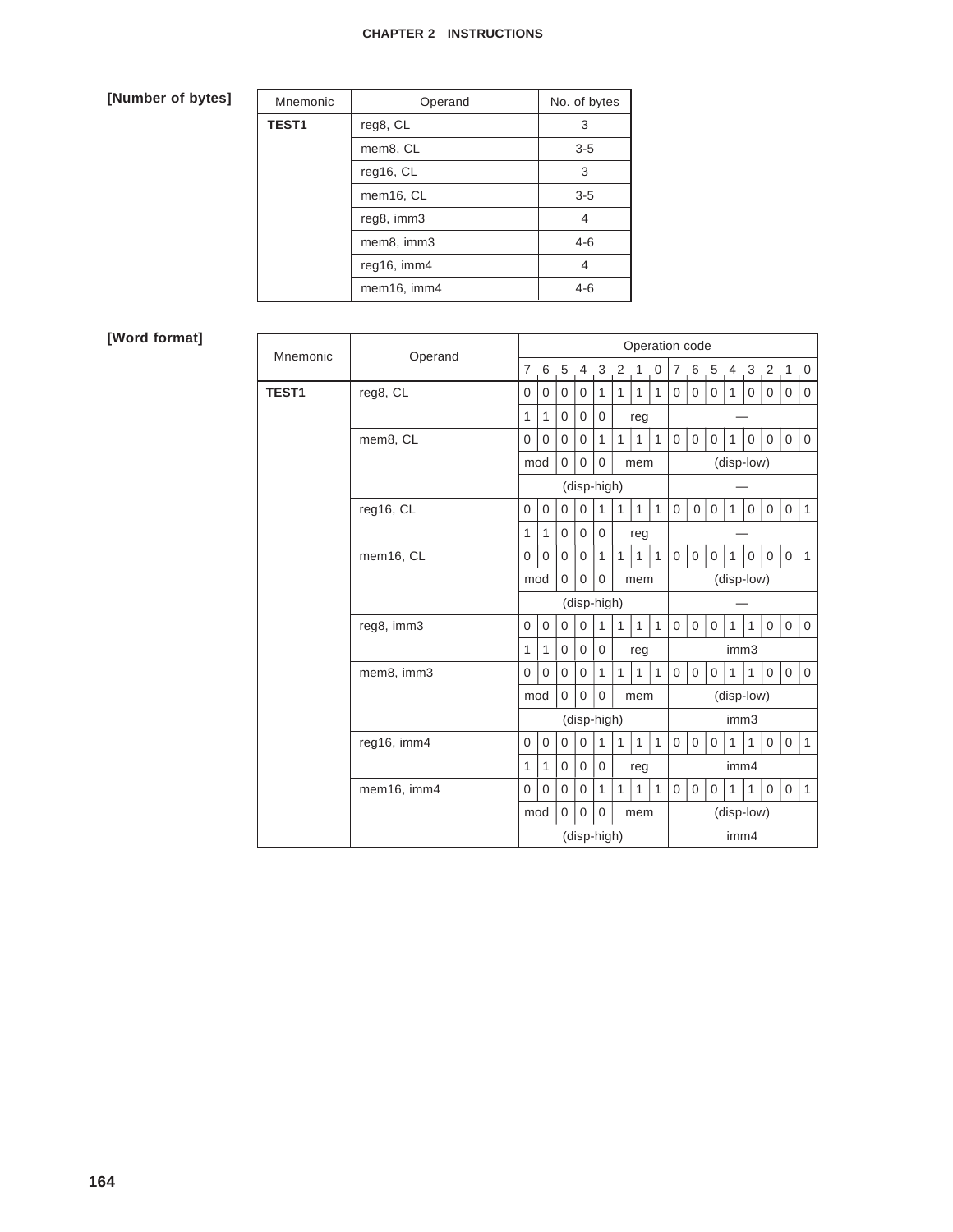**[Number of bytes]**

| Mnemonic | Operand | No. of bytes |
|---|---|---|
| **TEST1** | reg8, CL | 3 |
| | mem8, CL | 3-5 |
| | reg16, CL | 3 |
| | mem16, CL | 3-5 |
| | reg8, imm3 | 4 |
| | mem8, imm3 | 4-6 |
| | reg16, imm4 | 4 |
| | mem16, imm4 | 4-6 |

**[Word format]**

| Mnemonic | Operand | Operation code | | | | | | | | | | | | | | | |
|---|---|---|---|---|---|---|---|---|---|---|---|---|---|---|---|---|---|
| | | 7 | 6 | 5 | 4 | 3 | 2 | 1 | 0 | 7 | 6 | 5 | 4 | 3 | 2 | 1 | 0 |
| **TEST1** | reg8, CL | 0 | 0 | 0 | 0 | 1 | 1 | 1 | 1 | 0 | 0 | 0 | 1 | 0 | 0 | 0 | 0 |
| | | 1 | 1 | 0 | 0 | 0 | reg | | | — | | | | | | | |
| | mem8, CL | 0 | 0 | 0 | 0 | 1 | 1 | 1 | 1 | 0 | 0 | 0 | 1 | 0 | 0 | 0 | 0 |
| | | mod | | 0 | 0 | 0 | mem | | | (disp-low) | | | | | | | |
| | | (disp-high) | | | | | | | | — | | | | | | | |
| | reg16, CL | 0 | 0 | 0 | 0 | 1 | 1 | 1 | 1 | 0 | 0 | 0 | 1 | 0 | 0 | 0 | 1 |
| | | 1 | 1 | 0 | 0 | 0 | reg | | | — | | | | | | | |
| | mem16, CL | 0 | 0 | 0 | 0 | 1 | 1 | 1 | 1 | 0 | 0 | 0 | 1 | 0 | 0 | 0 | 1 |
| | | mod | | 0 | 0 | 0 | mem | | | (disp-low) | | | | | | | |
| | | (disp-high) | | | | | | | | — | | | | | | | |
| | reg8, imm3 | 0 | 0 | 0 | 0 | 1 | 1 | 1 | 1 | 0 | 0 | 0 | 1 | 1 | 0 | 0 | 0 |
| | | 1 | 1 | 0 | 0 | 0 | reg | | | imm3 | | | | | | | |
| | mem8, imm3 | 0 | 0 | 0 | 0 | 1 | 1 | 1 | 1 | 0 | 0 | 0 | 1 | 1 | 0 | 0 | 0 |
| | | mod | | 0 | 0 | 0 | mem | | | (disp-low) | | | | | | | |
| | | (disp-high) | | | | | | | | imm3 | | | | | | | |
| | reg16, imm4 | 0 | 0 | 0 | 0 | 1 | 1 | 1 | 1 | 0 | 0 | 0 | 1 | 1 | 0 | 0 | 1 |
| | | 1 | 1 | 0 | 0 | 0 | reg | | | imm4 | | | | | | | |
| | mem16, imm4 | 0 | 0 | 0 | 0 | 1 | 1 | 1 | 1 | 0 | 0 | 0 | 1 | 1 | 0 | 0 | 1 |
| | | mod | | 0 | 0 | 0 | mem | | | (disp-low) | | | | | | | |
| | | (disp-high) | | | | | | | | imm4 | | | | | | | |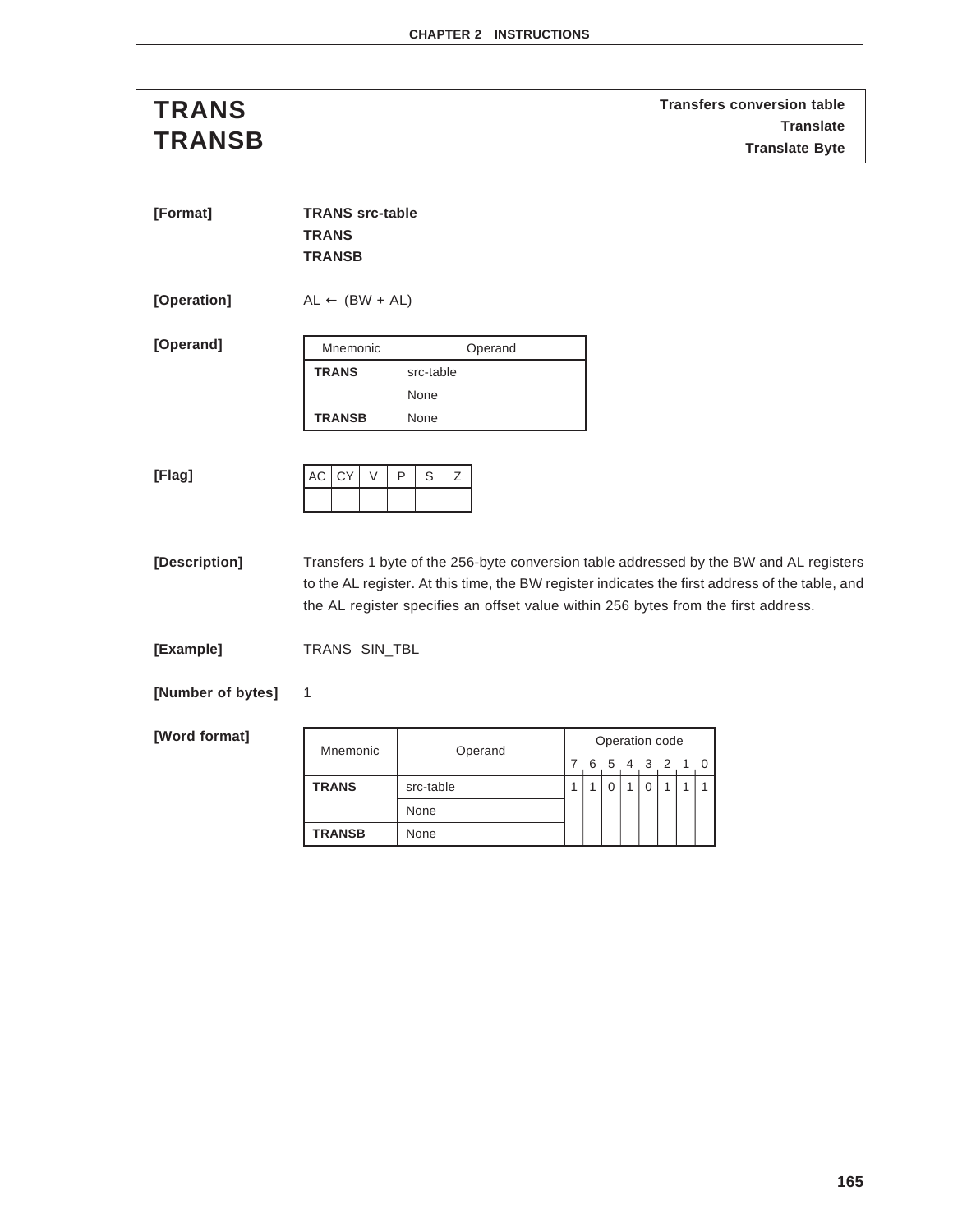# TRANS
# TRANSB

**Transfers conversion table**
**Translate**
**Translate Byte**

**[Format]** **TRANS src-table**
**TRANS**
**TRANSB**

**[Operation]** AL ← (BW + AL)

**[Operand]**

| Mnemonic | Operand |
|---|---|
| **TRANS** | src-table |
| | None |
| **TRANSB** | None |

**[Flag]**

| AC | CY | V | P | S | Z |
|---|---|---|---|---|---|
| | | | | | |

**[Description]** Transfers 1 byte of the 256-byte conversion table addressed by the BW and AL registers to the AL register. At this time, the BW register indicates the first address of the table, and the AL register specifies an offset value within 256 bytes from the first address.

**[Example]** TRANS SIN_TBL

**[Number of bytes]** 1

**[Word format]**

| Mnemonic | Operand | Operation code | | | | | | | |
|---|---|---|---|---|---|---|---|---|---|
| | | 7 | 6 | 5 | 4 | 3 | 2 | 1 | 0 |
| **TRANS** | src-table | 1 | 1 | 0 | 1 | 0 | 1 | 1 | 1 |
| | None | | | | | | | | |
| **TRANSB** | None | | | | | | | | |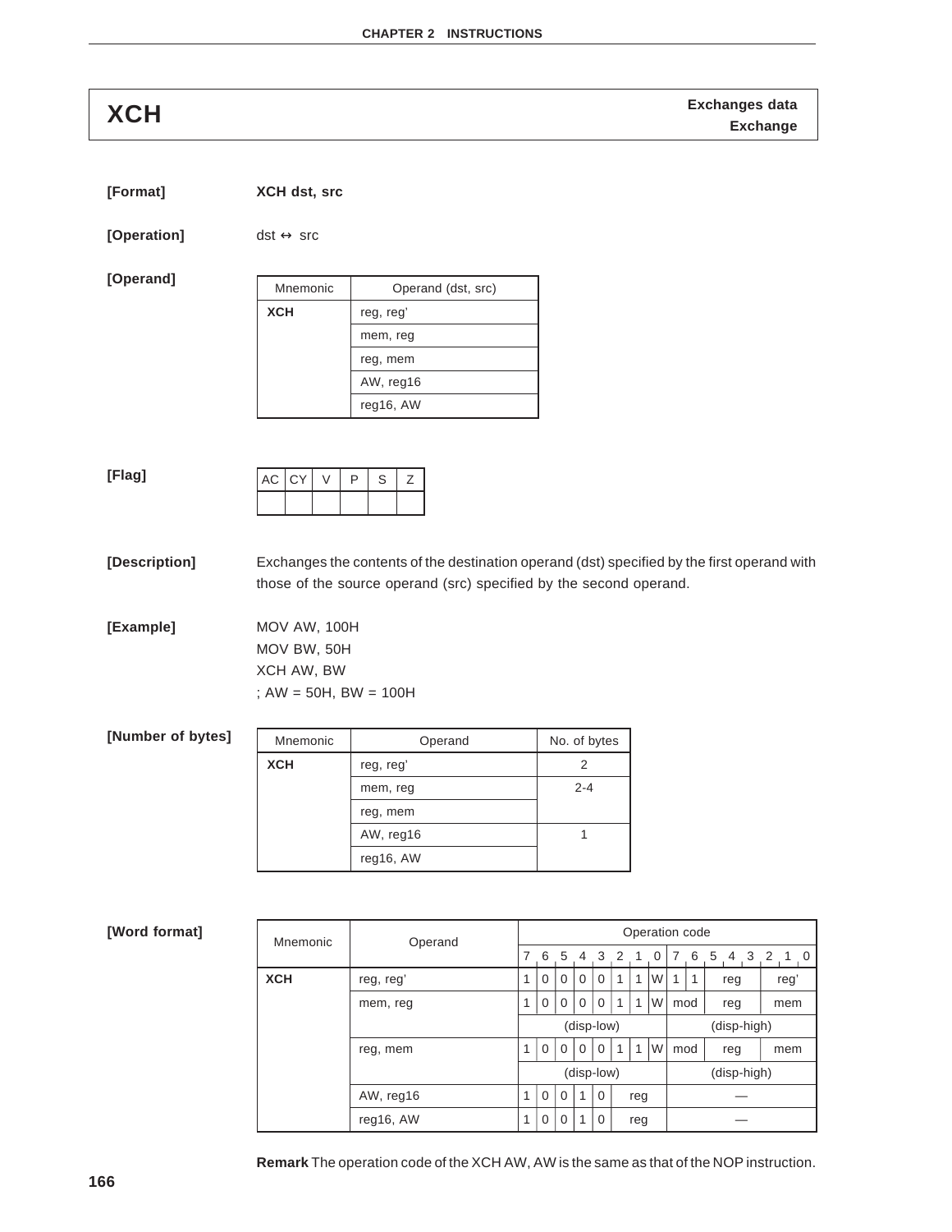# XCH

**Exchanges data**
**Exchange**

**[Format]** **XCH dst, src**

**[Operation]** dst ↔ src

**[Operand]**

| Mnemonic | Operand (dst, src) |
|---|---|
| **XCH** | reg, reg' |
| | mem, reg |
| | reg, mem |
| | AW, reg16 |
| | reg16, AW |

**[Flag]**

| AC | CY | V | P | S | Z |
|---|---|---|---|---|---|
| | | | | | |

**[Description]** Exchanges the contents of the destination operand (dst) specified by the first operand with those of the source operand (src) specified by the second operand.

**[Example]**

```
MOV AW, 100H
MOV BW, 50H
XCH AW, BW
; AW = 50H, BW = 100H
```

**[Number of bytes]**

| Mnemonic | Operand | No. of bytes |
|---|---|---|
| **XCH** | reg, reg' | 2 |
| | mem, reg | 2-4 |
| | reg, mem | |
| | AW, reg16 | 1 |
| | reg16, AW | |

**[Word format]**

| Mnemonic | Operand | 7 | 6 | 5 | 4 | 3 | 2 | 1 | 0 | 7 | 6 | 5 | 4 | 3 | 2 | 1 | 0 |
|---|---|---|---|---|---|---|---|---|---|---|---|---|---|---|---|---|---|
| **XCH** | reg, reg' | 1 | 0 | 0 | 0 | 0 | 1 | 1 | W | 1 | 1 | reg | | | reg' | | |
| | mem, reg | 1 | 0 | 0 | 0 | 0 | 1 | 1 | W | mod | | reg | | | mem | | |
| | | (disp-low) | | | | | | | | (disp-high) | | | | | | | |
| | reg, mem | 1 | 0 | 0 | 0 | 0 | 1 | 1 | W | mod | | reg | | | mem | | |
| | | (disp-low) | | | | | | | | (disp-high) | | | | | | | |
| | AW, reg16 | 1 | 0 | 0 | 1 | 0 | reg | | | — | | | | | | | |
| | reg16, AW | 1 | 0 | 0 | 1 | 0 | reg | | | — | | | | | | | |

(Operation code spans the bit columns 7–0 of the first and second bytes.)

**Remark** The operation code of the XCH AW, AW is the same as that of the NOP instruction.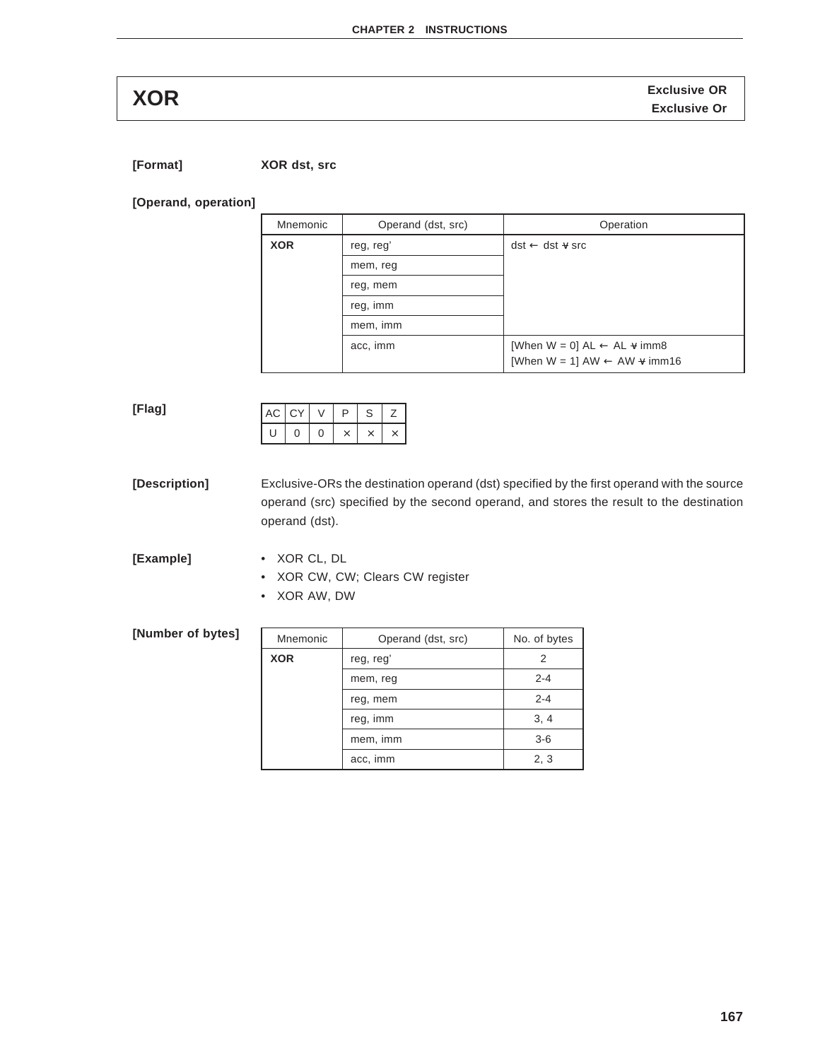# XOR

**Exclusive OR**
**Exclusive Or**

**[Format]** **XOR dst, src**

**[Operand, operation]**

| Mnemonic | Operand (dst, src) | Operation |
|---|---|---|
| **XOR** | reg, reg' | dst ← dst ⊻ src |
| | mem, reg | |
| | reg, mem | |
| | reg, imm | |
| | mem, imm | |
| | acc, imm | [When W = 0] AL ← AL ⊻ imm8<br>[When W = 1] AW ← AW ⊻ imm16 |

**[Flag]**

| AC | CY | V | P | S | Z |
|---|---|---|---|---|---|
| U | 0 | 0 | × | × | × |

**[Description]** Exclusive-ORs the destination operand (dst) specified by the first operand with the source operand (src) specified by the second operand, and stores the result to the destination operand (dst).

**[Example]**

- XOR CL, DL
- XOR CW, CW; Clears CW register
- XOR AW, DW

**[Number of bytes]**

| Mnemonic | Operand (dst, src) | No. of bytes |
|---|---|---|
| **XOR** | reg, reg' | 2 |
| | mem, reg | 2-4 |
| | reg, mem | 2-4 |
| | reg, imm | 3, 4 |
| | mem, imm | 3-6 |
| | acc, imm | 2, 3 |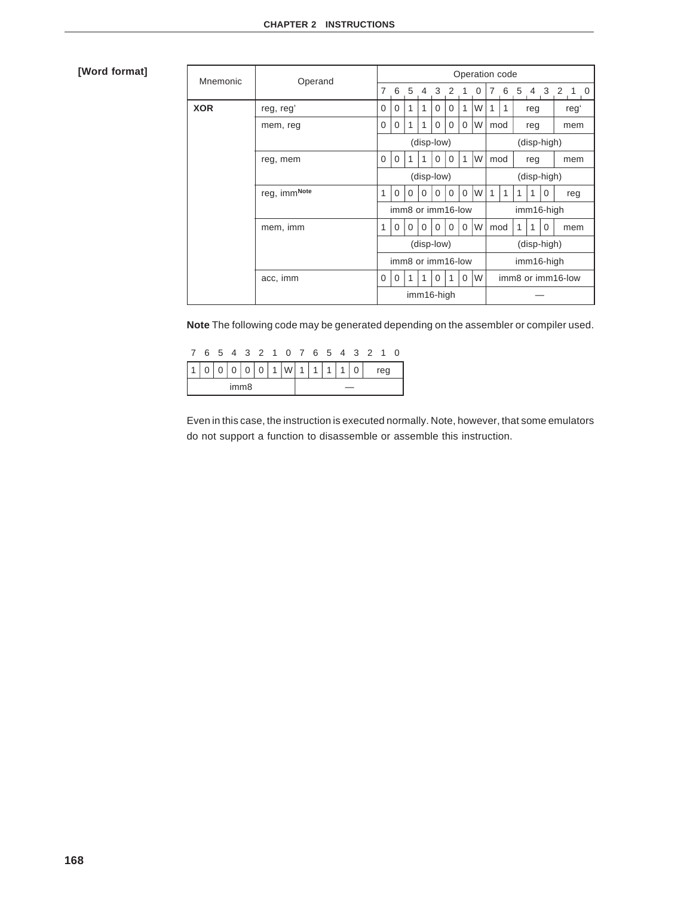**[Word format]**

| Mnemonic | Operand | Operation code | | | | | | | | | | | | | | | |
|---|---|---|---|---|---|---|---|---|---|---|---|---|---|---|---|---|---|
| | | 7 | 6 | 5 | 4 | 3 | 2 | 1 | 0 | 7 | 6 | 5 | 4 | 3 | 2 | 1 | 0 |
| **XOR** | reg, reg' | 0 | 0 | 1 | 1 | 0 | 0 | 1 | W | 1 | 1 | reg | | | reg' | | |
| | mem, reg | 0 | 0 | 1 | 1 | 0 | 0 | 0 | W | mod | | reg | | | mem | | |
| | | (disp-low) | | | | | | | | (disp-high) | | | | | | | |
| | reg, mem | 0 | 0 | 1 | 1 | 0 | 0 | 1 | W | mod | | reg | | | mem | | |
| | | (disp-low) | | | | | | | | (disp-high) | | | | | | | |
| | reg, imm[Note] | 1 | 0 | 0 | 0 | 0 | 0 | 0 | W | 1 | 1 | 1 | 1 | 0 | reg | | |
| | | imm8 or imm16-low | | | | | | | | imm16-high | | | | | | | |
| | mem, imm | 1 | 0 | 0 | 0 | 0 | 0 | 0 | W | mod | | 1 | 1 | 0 | mem | | |
| | | (disp-low) | | | | | | | | (disp-high) | | | | | | | |
| | | imm8 or imm16-low | | | | | | | | imm16-high | | | | | | | |
| | acc, imm | 0 | 0 | 1 | 1 | 0 | 1 | 0 | W | imm8 or imm16-low | | | | | | | |
| | | imm16-high | | | | | | | | — | | | | | | | |

**Note** The following code may be generated depending on the assembler or compiler used.

| 7 | 6 | 5 | 4 | 3 | 2 | 1 | 0 | 7 | 6 | 5 | 4 | 3 | 2 | 1 | 0 |
|---|---|---|---|---|---|---|---|---|---|---|---|---|---|---|---|
| 1 | 0 | 0 | 0 | 0 | 0 | 1 | W | 1 | 1 | 1 | 1 | 0 | reg | | |
| imm8 | | | | | | | | — | | | | | | | |

Even in this case, the instruction is executed normally. Note, however, that some emulators do not support a function to disassemble or assemble this instruction.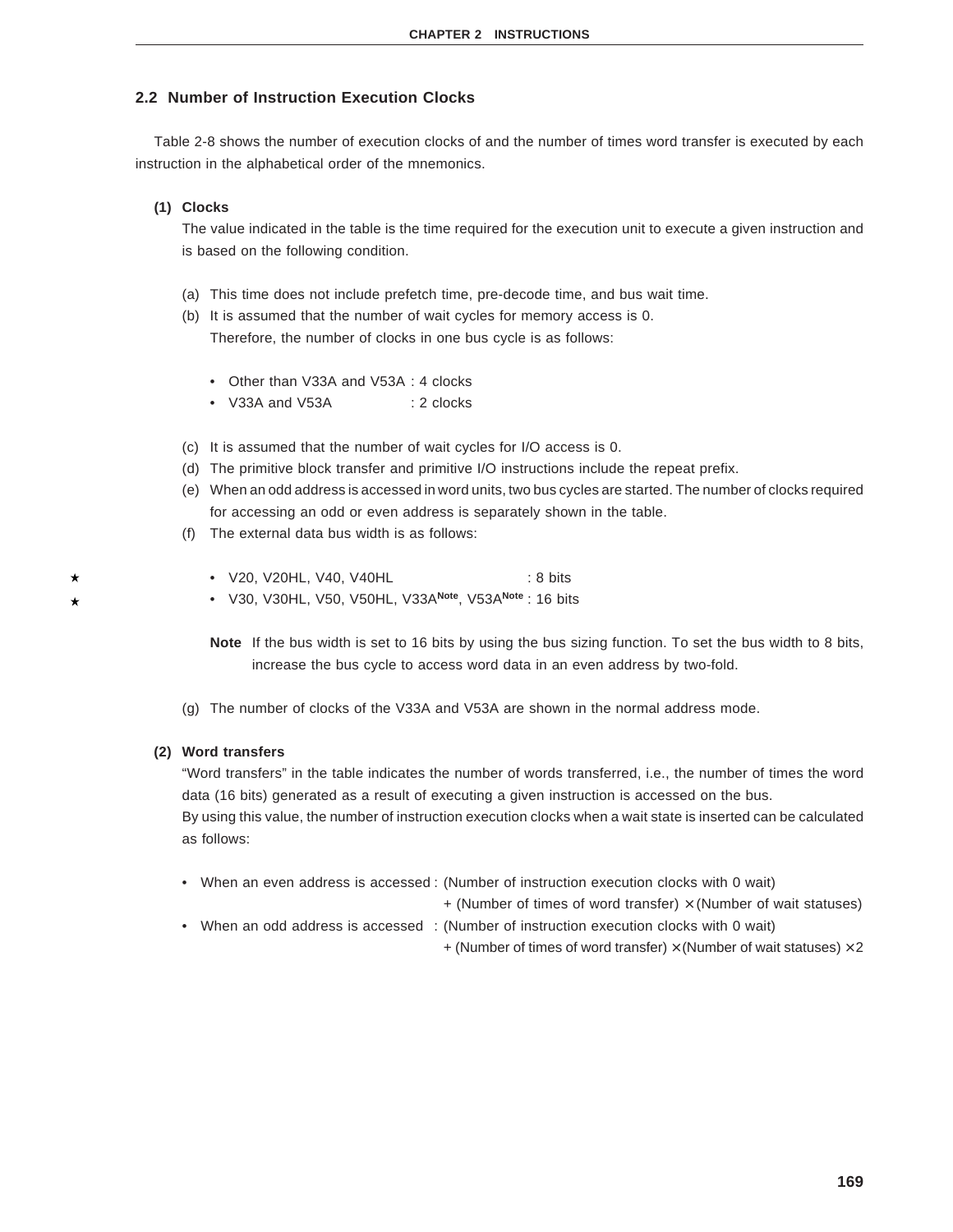## 2.2 Number of Instruction Execution Clocks

Table 2-8 shows the number of execution clocks of and the number of times word transfer is executed by each instruction in the alphabetical order of the mnemonics.

**(1) Clocks**

The value indicated in the table is the time required for the execution unit to execute a given instruction and is based on the following condition.

(a) This time does not include prefetch time, pre-decode time, and bus wait time.

(b) It is assumed that the number of wait cycles for memory access is 0.
Therefore, the number of clocks in one bus cycle is as follows:

- Other than V33A and V53A : 4 clocks
- V33A and V53A : 2 clocks

(c) It is assumed that the number of wait cycles for I/O access is 0.

(d) The primitive block transfer and primitive I/O instructions include the repeat prefix.

(e) When an odd address is accessed in word units, two bus cycles are started. The number of clocks required for accessing an odd or even address is separately shown in the table.

(f) The external data bus width is as follows:

- ★ V20, V20HL, V40, V40HL : 8 bits
- ★ V30, V30HL, V50, V50HL, V33A[Note], V53A[Note] : 16 bits

**Note** If the bus width is set to 16 bits by using the bus sizing function. To set the bus width to 8 bits, increase the bus cycle to access word data in an even address by two-fold.

(g) The number of clocks of the V33A and V53A are shown in the normal address mode.

**(2) Word transfers**

"Word transfers" in the table indicates the number of words transferred, i.e., the number of times the word data (16 bits) generated as a result of executing a given instruction is accessed on the bus.
By using this value, the number of instruction execution clocks when a wait state is inserted can be calculated as follows:

- When an even address is accessed : (Number of instruction execution clocks with 0 wait)
  + (Number of times of word transfer) × (Number of wait statuses)
- When an odd address is accessed : (Number of instruction execution clocks with 0 wait)
  + (Number of times of word transfer) × (Number of wait statuses) × 2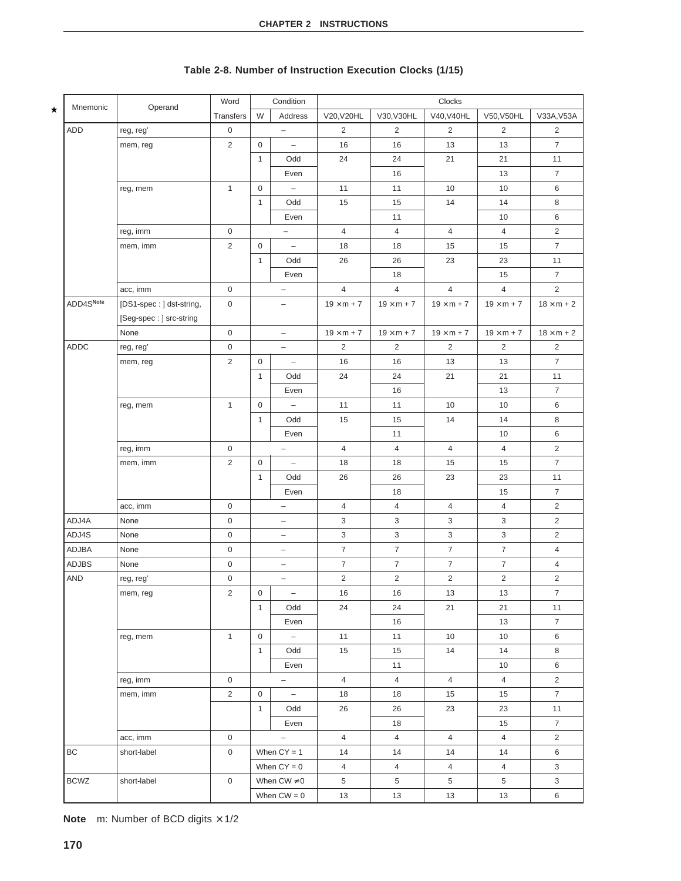**Table 2-8. Number of Instruction Execution Clocks (1/15)**

| Mnemonic | Operand | Word Transfers | Condition W | Condition Address | Clocks V20,V20HL | V30,V30HL | V40,V40HL | V50,V50HL | V33A,V53A |
|---|---|---|---|---|---|---|---|---|---|
| ADD | reg, reg' | 0 | – | | 2 | 2 | 2 | 2 | 2 |
| | mem, reg | 2 | 0 | – | 16 | 16 | 13 | 13 | 7 |
| | | | 1 | Odd | 24 | 24 | 21 | 21 | 11 |
| | | | | Even | | 16 | | 13 | 7 |
| | reg, mem | 1 | 0 | – | 11 | 11 | 10 | 10 | 6 |
| | | | 1 | Odd | 15 | 15 | 14 | 14 | 8 |
| | | | | Even | | 11 | | 10 | 6 |
| | reg, imm | 0 | – | | 4 | 4 | 4 | 4 | 2 |
| | mem, imm | 2 | 0 | – | 18 | 18 | 15 | 15 | 7 |
| | | | 1 | Odd | 26 | 26 | 23 | 23 | 11 |
| | | | | Even | | 18 | | 15 | 7 |
| | acc, imm | 0 | – | | 4 | 4 | 4 | 4 | 2 |
| ADD4S[Note] | [DS1-spec : ] dst-string, [Seg-spec : ] src-string | 0 | – | | 19 × m + 7 | 19 × m + 7 | 19 × m + 7 | 19 × m + 7 | 18 × m + 2 |
| | None | 0 | – | | 19 × m + 7 | 19 × m + 7 | 19 × m + 7 | 19 × m + 7 | 18 × m + 2 |
| ADDC | reg, reg' | 0 | – | | 2 | 2 | 2 | 2 | 2 |
| | mem, reg | 2 | 0 | – | 16 | 16 | 13 | 13 | 7 |
| | | | 1 | Odd | 24 | 24 | 21 | 21 | 11 |
| | | | | Even | | 16 | | 13 | 7 |
| | reg, mem | 1 | 0 | – | 11 | 11 | 10 | 10 | 6 |
| | | | 1 | Odd | 15 | 15 | 14 | 14 | 8 |
| | | | | Even | | 11 | | 10 | 6 |
| | reg, imm | 0 | – | | 4 | 4 | 4 | 4 | 2 |
| | mem, imm | 2 | 0 | – | 18 | 18 | 15 | 15 | 7 |
| | | | 1 | Odd | 26 | 26 | 23 | 23 | 11 |
| | | | | Even | | 18 | | 15 | 7 |
| | acc, imm | 0 | – | | 4 | 4 | 4 | 4 | 2 |
| ADJ4A | None | 0 | – | | 3 | 3 | 3 | 3 | 2 |
| ADJ4S | None | 0 | – | | 3 | 3 | 3 | 3 | 2 |
| ADJBA | None | 0 | – | | 7 | 7 | 7 | 7 | 4 |
| ADJBS | None | 0 | – | | 7 | 7 | 7 | 7 | 4 |
| AND | reg, reg' | 0 | – | | 2 | 2 | 2 | 2 | 2 |
| | mem, reg | 2 | 0 | – | 16 | 16 | 13 | 13 | 7 |
| | | | 1 | Odd | 24 | 24 | 21 | 21 | 11 |
| | | | | Even | | 16 | | 13 | 7 |
| | reg, mem | 1 | 0 | – | 11 | 11 | 10 | 10 | 6 |
| | | | 1 | Odd | 15 | 15 | 14 | 14 | 8 |
| | | | | Even | | 11 | | 10 | 6 |
| | reg, imm | 0 | – | | 4 | 4 | 4 | 4 | 2 |
| | mem, imm | 2 | 0 | – | 18 | 18 | 15 | 15 | 7 |
| | | | 1 | Odd | 26 | 26 | 23 | 23 | 11 |
| | | | | Even | | 18 | | 15 | 7 |
| | acc, imm | 0 | – | | 4 | 4 | 4 | 4 | 2 |
| BC | short-label | 0 | When CY = 1 | | 14 | 14 | 14 | 14 | 6 |
| | | | When CY = 0 | | 4 | 4 | 4 | 4 | 3 |
| BCWZ | short-label | 0 | When CW ≠ 0 | | 5 | 5 | 5 | 5 | 3 |
| | | | When CW = 0 | | 13 | 13 | 13 | 13 | 6 |

**Note** m: Number of BCD digits × 1/2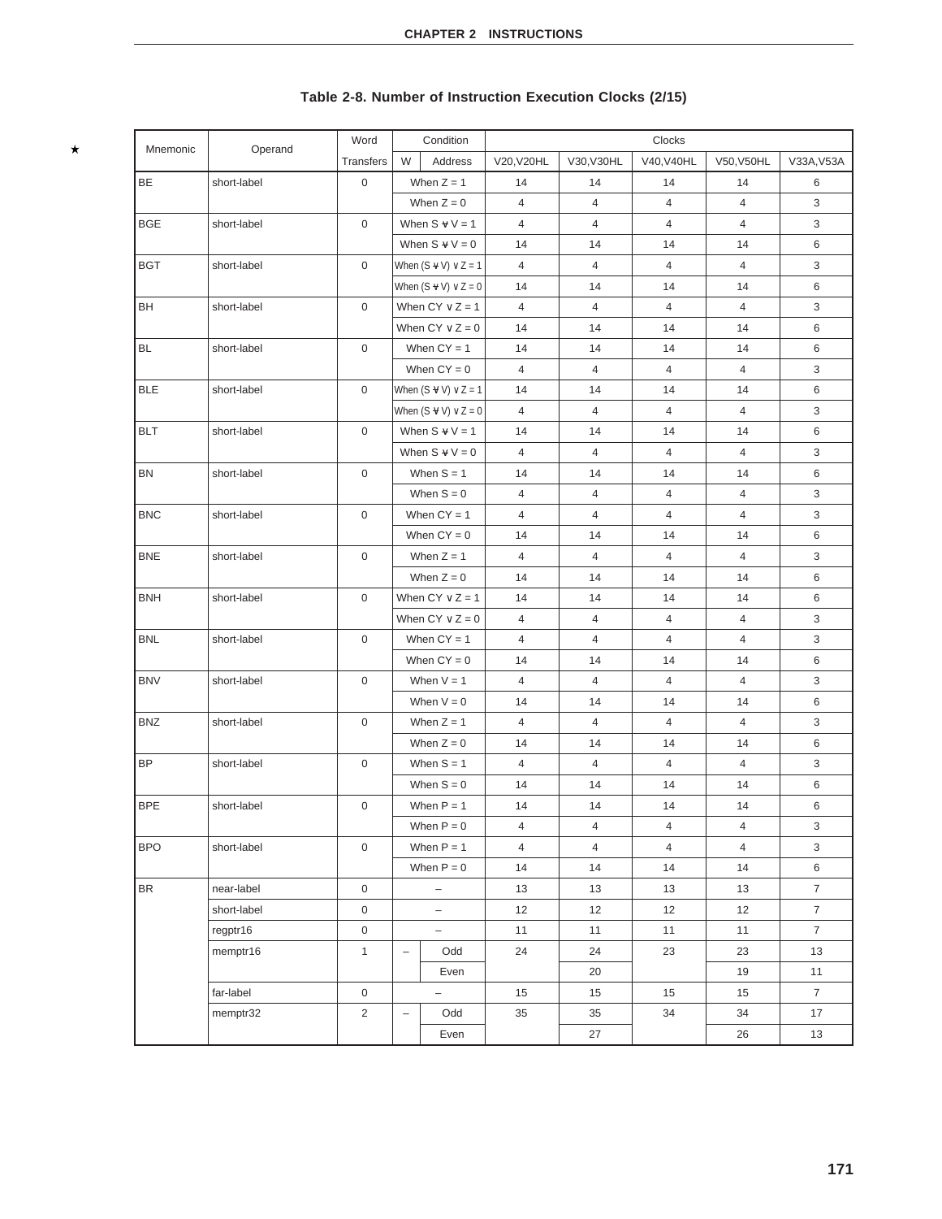## Table 2-8. Number of Instruction Execution Clocks (2/15)

★

| Mnemonic | Operand | Word Transfers | Condition | | Clocks | | | | |
|---|---|---|---|---|---|---|---|---|---|
| | | | W | Address | V20,V20HL | V30,V30HL | V40,V40HL | V50,V50HL | V33A,V53A |
| BE | short-label | 0 | When Z = 1 | | 14 | 14 | 14 | 14 | 6 |
| | | | When Z = 0 | | 4 | 4 | 4 | 4 | 3 |
| BGE | short-label | 0 | When S ⊻ V = 1 | | 4 | 4 | 4 | 4 | 3 |
| | | | When S ⊻ V = 0 | | 14 | 14 | 14 | 14 | 6 |
| BGT | short-label | 0 | When (S ⊻ V) ∨ Z = 1 | | 4 | 4 | 4 | 4 | 3 |
| | | | When (S ⊻ V) ∨ Z = 0 | | 14 | 14 | 14 | 14 | 6 |
| BH | short-label | 0 | When CY ∨ Z = 1 | | 4 | 4 | 4 | 4 | 3 |
| | | | When CY ∨ Z = 0 | | 14 | 14 | 14 | 14 | 6 |
| BL | short-label | 0 | When CY = 1 | | 14 | 14 | 14 | 14 | 6 |
| | | | When CY = 0 | | 4 | 4 | 4 | 4 | 3 |
| BLE | short-label | 0 | When (S ⊻ V) ∨ Z = 1 | | 14 | 14 | 14 | 14 | 6 |
| | | | When (S ⊻ V) ∨ Z = 0 | | 4 | 4 | 4 | 4 | 3 |
| BLT | short-label | 0 | When S ⊻ V = 1 | | 14 | 14 | 14 | 14 | 6 |
| | | | When S ⊻ V = 0 | | 4 | 4 | 4 | 4 | 3 |
| BN | short-label | 0 | When S = 1 | | 14 | 14 | 14 | 14 | 6 |
| | | | When S = 0 | | 4 | 4 | 4 | 4 | 3 |
| BNC | short-label | 0 | When CY = 1 | | 4 | 4 | 4 | 4 | 3 |
| | | | When CY = 0 | | 14 | 14 | 14 | 14 | 6 |
| BNE | short-label | 0 | When Z = 1 | | 4 | 4 | 4 | 4 | 3 |
| | | | When Z = 0 | | 14 | 14 | 14 | 14 | 6 |
| BNH | short-label | 0 | When CY ∨ Z = 1 | | 14 | 14 | 14 | 14 | 6 |
| | | | When CY ∨ Z = 0 | | 4 | 4 | 4 | 4 | 3 |
| BNL | short-label | 0 | When CY = 1 | | 4 | 4 | 4 | 4 | 3 |
| | | | When CY = 0 | | 14 | 14 | 14 | 14 | 6 |
| BNV | short-label | 0 | When V = 1 | | 4 | 4 | 4 | 4 | 3 |
| | | | When V = 0 | | 14 | 14 | 14 | 14 | 6 |
| BNZ | short-label | 0 | When Z = 1 | | 4 | 4 | 4 | 4 | 3 |
| | | | When Z = 0 | | 14 | 14 | 14 | 14 | 6 |
| BP | short-label | 0 | When S = 1 | | 4 | 4 | 4 | 4 | 3 |
| | | | When S = 0 | | 14 | 14 | 14 | 14 | 6 |
| BPE | short-label | 0 | When P = 1 | | 14 | 14 | 14 | 14 | 6 |
| | | | When P = 0 | | 4 | 4 | 4 | 4 | 3 |
| BPO | short-label | 0 | When P = 1 | | 4 | 4 | 4 | 4 | 3 |
| | | | When P = 0 | | 14 | 14 | 14 | 14 | 6 |
| BR | near-label | 0 | – | | 13 | 13 | 13 | 13 | 7 |
| | short-label | 0 | – | | 12 | 12 | 12 | 12 | 7 |
| | regptr16 | 0 | – | | 11 | 11 | 11 | 11 | 7 |
| | memptr16 | 1 | – | Odd | 24 | 24 | 23 | 23 | 13 |
| | | | | Even | | 20 | | 19 | 11 |
| | far-label | 0 | – | | 15 | 15 | 15 | 15 | 7 |
| | memptr32 | 2 | – | Odd | 35 | 35 | 34 | 34 | 17 |
| | | | | Even | | 27 | | 26 | 13 |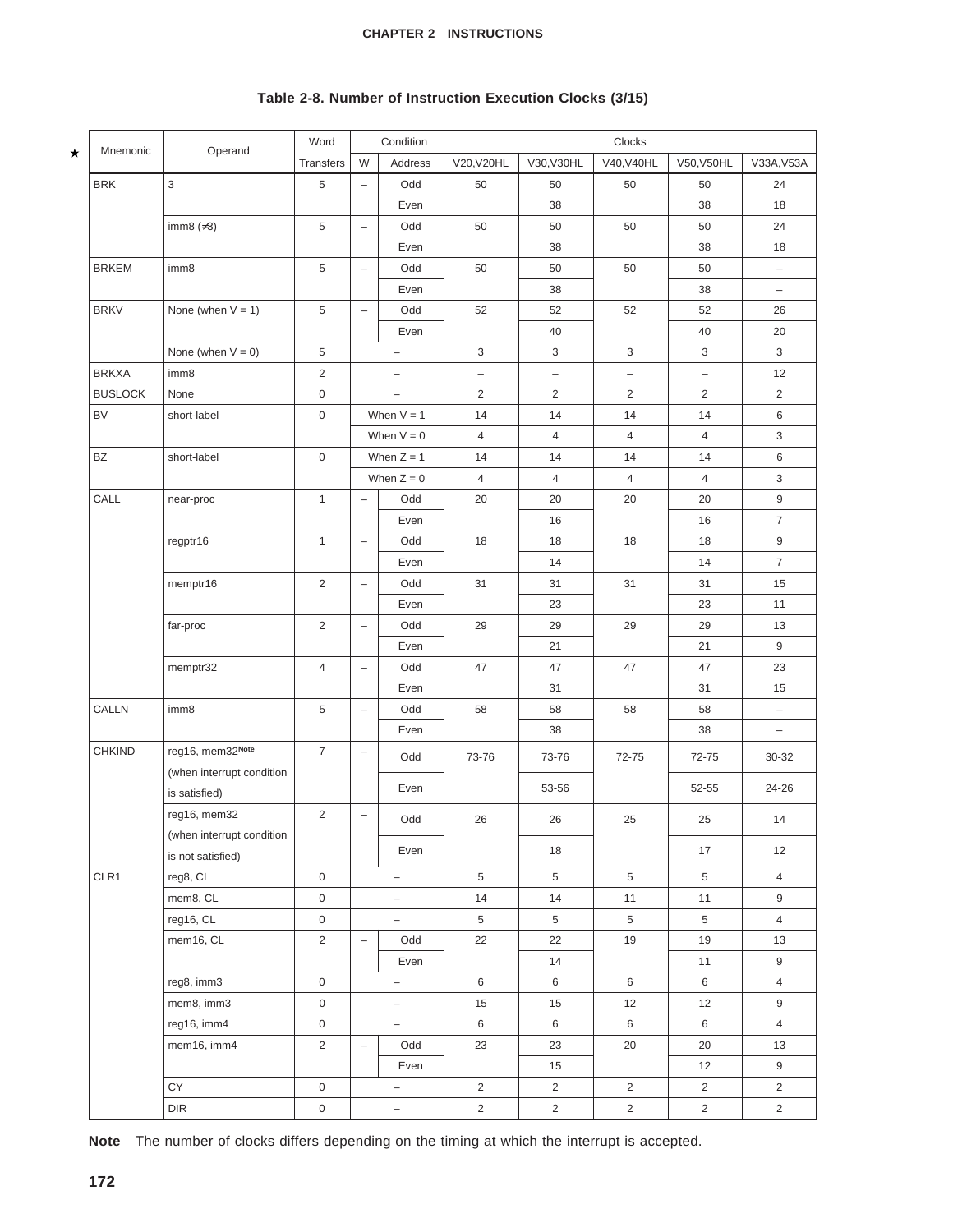**Table 2-8. Number of Instruction Execution Clocks (3/15)**

| Mnemonic | Operand | Word Transfers | Condition W | Condition Address | Clocks V20,V20HL | Clocks V30,V30HL | Clocks V40,V40HL | Clocks V50,V50HL | Clocks V33A,V53A |
|---|---|---|---|---|---|---|---|---|---|
| BRK | 3 | 5 | – | Odd | 50 | 50 | 50 | 50 | 24 |
| | | | | Even | | 38 | | 38 | 18 |
| | imm8 (≠3) | 5 | – | Odd | 50 | 50 | 50 | 50 | 24 |
| | | | | Even | | 38 | | 38 | 18 |
| BRKEM | imm8 | 5 | – | Odd | 50 | 50 | 50 | 50 | – |
| | | | | Even | | 38 | | 38 | – |
| BRKV | None (when V = 1) | 5 | – | Odd | 52 | 52 | 52 | 52 | 26 |
| | | | | Even | | 40 | | 40 | 20 |
| | None (when V = 0) | 5 | – | | 3 | 3 | 3 | 3 | 3 |
| BRKXA | imm8 | 2 | – | | – | – | – | – | 12 |
| BUSLOCK | None | 0 | – | | 2 | 2 | 2 | 2 | 2 |
| BV | short-label | 0 | When V = 1 | | 14 | 14 | 14 | 14 | 6 |
| | | | When V = 0 | | 4 | 4 | 4 | 4 | 3 |
| BZ | short-label | 0 | When Z = 1 | | 14 | 14 | 14 | 14 | 6 |
| | | | When Z = 0 | | 4 | 4 | 4 | 4 | 3 |
| CALL | near-proc | 1 | – | Odd | 20 | 20 | 20 | 20 | 9 |
| | | | | Even | | 16 | | 16 | 7 |
| | regptr16 | 1 | – | Odd | 18 | 18 | 18 | 18 | 9 |
| | | | | Even | | 14 | | 14 | 7 |
| | memptr16 | 2 | – | Odd | 31 | 31 | 31 | 31 | 15 |
| | | | | Even | | 23 | | 23 | 11 |
| | far-proc | 2 | – | Odd | 29 | 29 | 29 | 29 | 13 |
| | | | | Even | | 21 | | 21 | 9 |
| | memptr32 | 4 | – | Odd | 47 | 47 | 47 | 47 | 23 |
| | | | | Even | | 31 | | 31 | 15 |
| CALLN | imm8 | 5 | – | Odd | 58 | 58 | 58 | 58 | – |
| | | | | Even | | 38 | | 38 | – |
| CHKIND | reg16, mem32[Note] (when interrupt condition is satisfied) | 7 | – | Odd | 73-76 | 73-76 | 72-75 | 72-75 | 30-32 |
| | | | | Even | | 53-56 | | 52-55 | 24-26 |
| | reg16, mem32 (when interrupt condition is not satisfied) | 2 | – | Odd | 26 | 26 | 25 | 25 | 14 |
| | | | | Even | | 18 | | 17 | 12 |
| CLR1 | reg8, CL | 0 | – | | 5 | 5 | 5 | 5 | 4 |
| | mem8, CL | 0 | – | | 14 | 14 | 11 | 11 | 9 |
| | reg16, CL | 0 | – | | 5 | 5 | 5 | 5 | 4 |
| | mem16, CL | 2 | – | Odd | 22 | 22 | 19 | 19 | 13 |
| | | | | Even | | 14 | | 11 | 9 |
| | reg8, imm3 | 0 | – | | 6 | 6 | 6 | 6 | 4 |
| | mem8, imm3 | 0 | – | | 15 | 15 | 12 | 12 | 9 |
| | reg16, imm4 | 0 | – | | 6 | 6 | 6 | 6 | 4 |
| | mem16, imm4 | 2 | – | Odd | 23 | 23 | 20 | 20 | 13 |
| | | | | Even | | 15 | | 12 | 9 |
| | CY | 0 | – | | 2 | 2 | 2 | 2 | 2 |
| | DIR | 0 | – | | 2 | 2 | 2 | 2 | 2 |

**Note** The number of clocks differs depending on the timing at which the interrupt is accepted.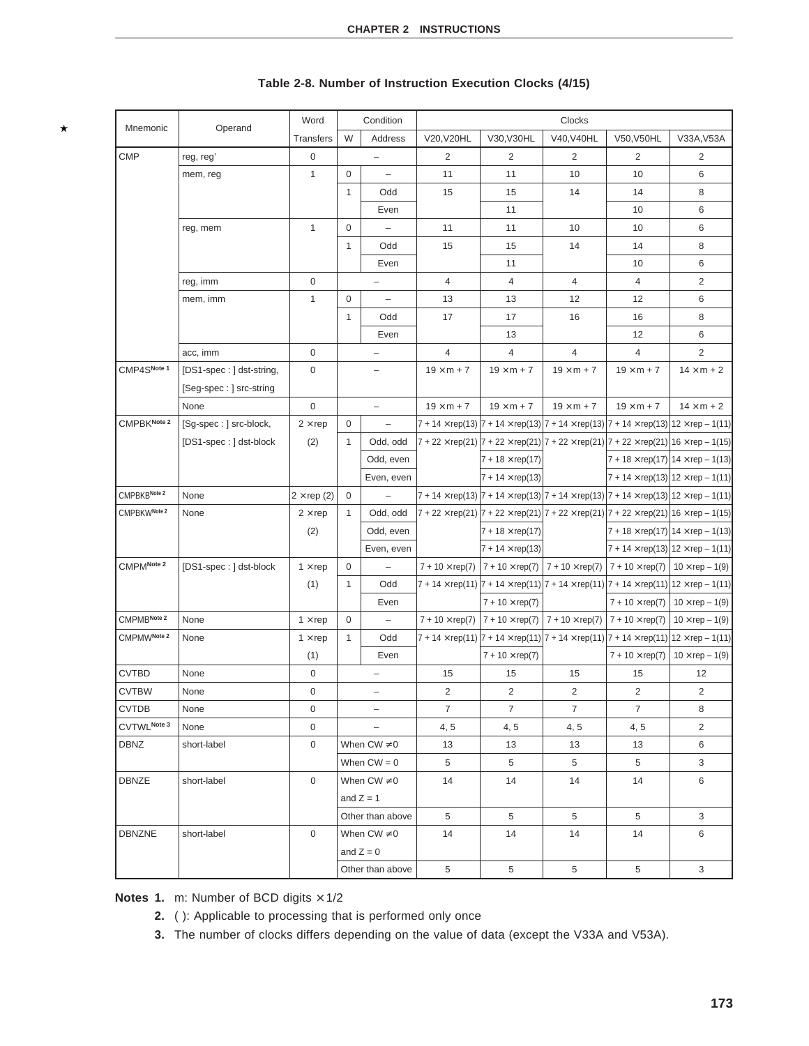**Table 2-8. Number of Instruction Execution Clocks (4/15)**

| Mnemonic | Operand | Word Transfers | Condition W | Condition Address | V20,V20HL | V30,V30HL | V40,V40HL | V50,V50HL | V33A,V53A |
|---|---|---|---|---|---|---|---|---|---|
| CMP | reg, reg' | 0 | – | | 2 | 2 | 2 | 2 | 2 |
| | mem, reg | 1 | 0 | – | 11 | 11 | 10 | 10 | 6 |
| | | | 1 | Odd | 15 | 15 | 14 | 14 | 8 |
| | | | | Even | | 11 | | 10 | 6 |
| | reg, mem | 1 | 0 | – | 11 | 11 | 10 | 10 | 6 |
| | | | 1 | Odd | 15 | 15 | 14 | 14 | 8 |
| | | | | Even | | 11 | | 10 | 6 |
| | reg, imm | 0 | – | | 4 | 4 | 4 | 4 | 2 |
| | mem, imm | 1 | 0 | – | 13 | 13 | 12 | 12 | 6 |
| | | | 1 | Odd | 17 | 17 | 16 | 16 | 8 |
| | | | | Even | | 13 | | 12 | 6 |
| | acc, imm | 0 | – | | 4 | 4 | 4 | 4 | 2 |
| CMP4S Note 1 | [DS1-spec : ] dst-string, [Seg-spec : ] src-string | 0 | – | | 19 × m + 7 | 19 × m + 7 | 19 × m + 7 | 19 × m + 7 | 14 × m + 2 |
| | None | 0 | – | | 19 × m + 7 | 19 × m + 7 | 19 × m + 7 | 19 × m + 7 | 14 × m + 2 |
| CMPBK Note 2 | [Sg-spec : ] src-block, | 2 × rep | 0 | – | 7 + 14 × rep(13) | 7 + 14 × rep(13) | 7 + 14 × rep(13) | 7 + 14 × rep(13) | 12 × rep – 1(11) |
| | [DS1-spec : ] dst-block | (2) | 1 | Odd, odd | 7 + 22 × rep(21) | 7 + 22 × rep(21) | 7 + 22 × rep(21) | 7 + 22 × rep(21) | 16 × rep – 1(15) |
| | | | | Odd, even | | 7 + 18 × rep(17) | | 7 + 18 × rep(17) | 14 × rep – 1(13) |
| | | | | Even, even | | 7 + 14 × rep(13) | | 7 + 14 × rep(13) | 12 × rep – 1(11) |
| CMPBKB Note 2 | None | 2 × rep (2) | 0 | – | 7 + 14 × rep(13) | 7 + 14 × rep(13) | 7 + 14 × rep(13) | 7 + 14 × rep(13) | 12 × rep – 1(11) |
| CMPBKW Note 2 | None | 2 × rep | 1 | Odd, odd | 7 + 22 × rep(21) | 7 + 22 × rep(21) | 7 + 22 × rep(21) | 7 + 22 × rep(21) | 16 × rep – 1(15) |
| | | (2) | | Odd, even | | 7 + 18 × rep(17) | | 7 + 18 × rep(17) | 14 × rep – 1(13) |
| | | | | Even, even | | 7 + 14 × rep(13) | | 7 + 14 × rep(13) | 12 × rep – 1(11) |
| CMPM Note 2 | [DS1-spec : ] dst-block | 1 × rep | 0 | – | 7 + 10 × rep(7) | 7 + 10 × rep(7) | 7 + 10 × rep(7) | 7 + 10 × rep(7) | 10 × rep – 1(9) |
| | | (1) | 1 | Odd | 7 + 14 × rep(11) | 7 + 14 × rep(11) | 7 + 14 × rep(11) | 7 + 14 × rep(11) | 12 × rep – 1(11) |
| | | | | Even | | 7 + 10 × rep(7) | | 7 + 10 × rep(7) | 10 × rep – 1(9) |
| CMPMB Note 2 | None | 1 × rep | 0 | – | 7 + 10 × rep(7) | 7 + 10 × rep(7) | 7 + 10 × rep(7) | 7 + 10 × rep(7) | 10 × rep – 1(9) |
| CMPMW Note 2 | None | 1 × rep | 1 | Odd | 7 + 14 × rep(11) | 7 + 14 × rep(11) | 7 + 14 × rep(11) | 7 + 14 × rep(11) | 12 × rep – 1(11) |
| | | (1) | | Even | | 7 + 10 × rep(7) | | 7 + 10 × rep(7) | 10 × rep – 1(9) |
| CVTBD | None | 0 | – | | 15 | 15 | 15 | 15 | 12 |
| CVTBW | None | 0 | – | | 2 | 2 | 2 | 2 | 2 |
| CVTDB | None | 0 | – | | 7 | 7 | 7 | 7 | 8 |
| CVTWL Note 3 | None | 0 | – | | 4, 5 | 4, 5 | 4, 5 | 4, 5 | 2 |
| DBNZ | short-label | 0 | When CW ≠ 0 | | 13 | 13 | 13 | 13 | 6 |
| | | | When CW = 0 | | 5 | 5 | 5 | 5 | 3 |
| DBNZE | short-label | 0 | When CW ≠ 0 and Z = 1 | | 14 | 14 | 14 | 14 | 6 |
| | | | Other than above | | 5 | 5 | 5 | 5 | 3 |
| DBNZNE | short-label | 0 | When CW ≠ 0 and Z = 0 | | 14 | 14 | 14 | 14 | 6 |
| | | | Other than above | | 5 | 5 | 5 | 5 | 3 |

**Notes 1.** m: Number of BCD digits × 1/2

**2.** ( ): Applicable to processing that is performed only once

**3.** The number of clocks differs depending on the value of data (except the V33A and V53A).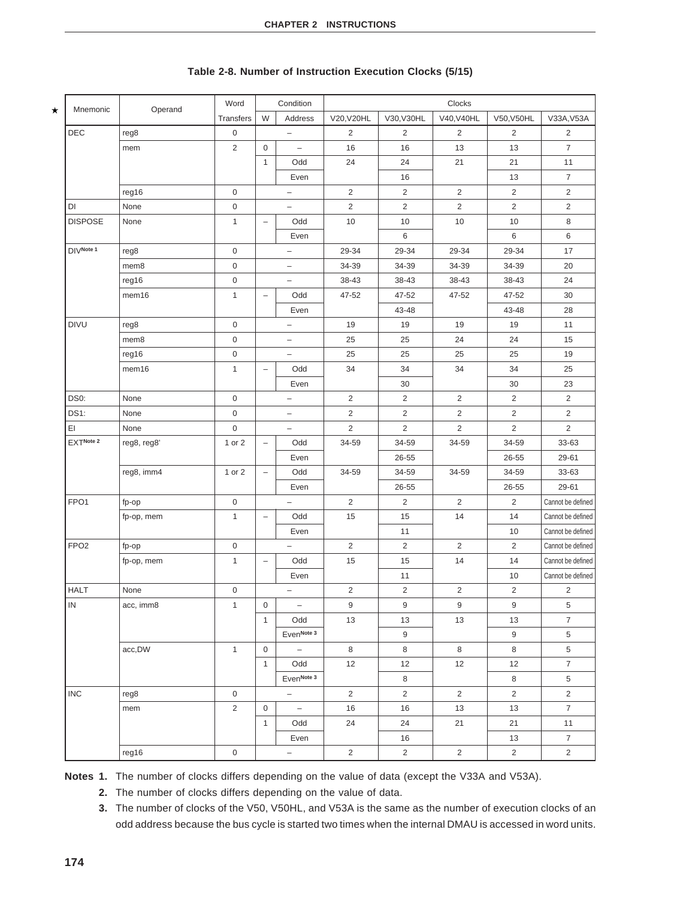**Table 2-8. Number of Instruction Execution Clocks (5/15)**

| Mnemonic | Operand | Word Transfers | Condition | | Clocks | | | | |
|---|---|---|---|---|---|---|---|---|---|
| | | | W | Address | V20,V20HL | V30,V30HL | V40,V40HL | V50,V50HL | V33A,V53A |
| DEC | reg8 | 0 | – | | 2 | 2 | 2 | 2 | 2 |
| | mem | 2 | 0 | – | 16 | 16 | 13 | 13 | 7 |
| | | | 1 | Odd | 24 | 24 | 21 | 21 | 11 |
| | | | | Even | | 16 | | 13 | 7 |
| | reg16 | 0 | – | | 2 | 2 | 2 | 2 | 2 |
| DI | None | 0 | – | | 2 | 2 | 2 | 2 | 2 |
| DISPOSE | None | 1 | – | Odd | 10 | 10 | 10 | 10 | 8 |
| | | | | Even | | 6 | | 6 | 6 |
| DIV Note 1 | reg8 | 0 | – | | 29-34 | 29-34 | 29-34 | 29-34 | 17 |
| | mem8 | 0 | – | | 34-39 | 34-39 | 34-39 | 34-39 | 20 |
| | reg16 | 0 | – | | 38-43 | 38-43 | 38-43 | 38-43 | 24 |
| | mem16 | 1 | – | Odd | 47-52 | 47-52 | 47-52 | 47-52 | 30 |
| | | | | Even | | 43-48 | | 43-48 | 28 |
| DIVU | reg8 | 0 | – | | 19 | 19 | 19 | 19 | 11 |
| | mem8 | 0 | – | | 25 | 25 | 24 | 24 | 15 |
| | reg16 | 0 | – | | 25 | 25 | 25 | 25 | 19 |
| | mem16 | 1 | – | Odd | 34 | 34 | 34 | 34 | 25 |
| | | | | Even | | 30 | | 30 | 23 |
| DS0: | None | 0 | – | | 2 | 2 | 2 | 2 | 2 |
| DS1: | None | 0 | – | | 2 | 2 | 2 | 2 | 2 |
| EI | None | 0 | – | | 2 | 2 | 2 | 2 | 2 |
| EXT Note 2 | reg8, reg8' | 1 or 2 | – | Odd | 34-59 | 34-59 | 34-59 | 34-59 | 33-63 |
| | | | | Even | | 26-55 | | 26-55 | 29-61 |
| | reg8, imm4 | 1 or 2 | – | Odd | 34-59 | 34-59 | 34-59 | 34-59 | 33-63 |
| | | | | Even | | 26-55 | | 26-55 | 29-61 |
| FPO1 | fp-op | 0 | – | | 2 | 2 | 2 | 2 | Cannot be defined |
| | fp-op, mem | 1 | – | Odd | 15 | 15 | 14 | 14 | Cannot be defined |
| | | | | Even | | 11 | | 10 | Cannot be defined |
| FPO2 | fp-op | 0 | – | | 2 | 2 | 2 | 2 | Cannot be defined |
| | fp-op, mem | 1 | – | Odd | 15 | 15 | 14 | 14 | Cannot be defined |
| | | | | Even | | 11 | | 10 | Cannot be defined |
| HALT | None | 0 | – | | 2 | 2 | 2 | 2 | 2 |
| IN | acc, imm8 | 1 | 0 | – | 9 | 9 | 9 | 9 | 5 |
| | | | 1 | Odd | 13 | 13 | 13 | 13 | 7 |
| | | | | Even Note 3 | | 9 | | 9 | 5 |
| | acc,DW | 1 | 0 | – | 8 | 8 | 8 | 8 | 5 |
| | | | 1 | Odd | 12 | 12 | 12 | 12 | 7 |
| | | | | Even Note 3 | | 8 | | 8 | 5 |
| INC | reg8 | 0 | – | | 2 | 2 | 2 | 2 | 2 |
| | mem | 2 | 0 | – | 16 | 16 | 13 | 13 | 7 |
| | | | 1 | Odd | 24 | 24 | 21 | 21 | 11 |
| | | | | Even | | 16 | | 13 | 7 |
| | reg16 | 0 | – | | 2 | 2 | 2 | 2 | 2 |

**Notes 1.** The number of clocks differs depending on the value of data (except the V33A and V53A).

**2.** The number of clocks differs depending on the value of data.

**3.** The number of clocks of the V50, V50HL, and V53A is the same as the number of execution clocks of an odd address because the bus cycle is started two times when the internal DMAU is accessed in word units.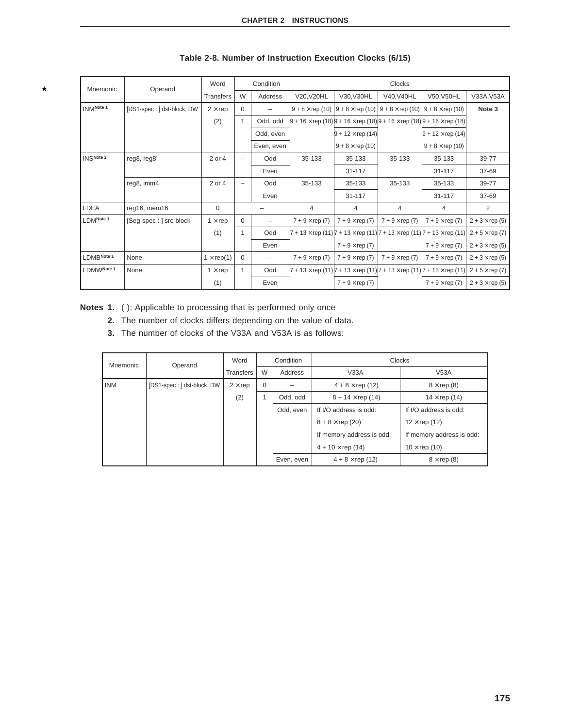**Table 2-8. Number of Instruction Execution Clocks (6/15)**

| Mnemonic | Operand | Word | Condition | | Clocks | | | | |
|---|---|---|---|---|---|---|---|---|---|
| | | Transfers | W | Address | V20,V20HL | V30,V30HL | V40,V40HL | V50,V50HL | V33A,V53A |
| INM Note 1 | [DS1-spec : ] dst-block, DW | 2 × rep | 0 | – | 9 + 8 × rep (10) | 9 + 8 × rep (10) | 9 + 8 × rep (10) | 9 + 8 × rep (10) | Note 3 |
| | | (2) | 1 | Odd, odd | 9 + 16 × rep (18) | 9 + 16 × rep (18) | 9 + 16 × rep (18) | 9 + 16 × rep (18) | |
| | | | | Odd, even | | 9 + 12 × rep (14) | | 9 + 12 × rep (14) | |
| | | | | Even, even | | 9 + 8 × rep (10) | | 9 + 8 × rep (10) | |
| INS Note 2 | reg8, reg8' | 2 or 4 | – | Odd | 35-133 | 35-133 | 35-133 | 35-133 | 39-77 |
| | | | | Even | | 31-117 | | 31-117 | 37-69 |
| | reg8, imm4 | 2 or 4 | – | Odd | 35-133 | 35-133 | 35-133 | 35-133 | 39-77 |
| | | | | Even | | 31-117 | | 31-117 | 37-69 |
| LDEA | reg16, mem16 | 0 | – | | 4 | 4 | 4 | 4 | 2 |
| LDM Note 1 | [Seg-spec : ] src-block | 1 × rep | 0 | – | 7 + 9 × rep (7) | 7 + 9 × rep (7) | 7 + 9 × rep (7) | 7 + 9 × rep (7) | 2 + 3 × rep (5) |
| | | (1) | 1 | Odd | 7 + 13 × rep (11) | 7 + 13 × rep (11) | 7 + 13 × rep (11) | 7 + 13 × rep (11) | 2 + 5 × rep (7) |
| | | | | Even | | 7 + 9 × rep (7) | | 7 + 9 × rep (7) | 2 + 3 × rep (5) |
| LDMB Note 1 | None | 1 × rep(1) | 0 | – | 7 + 9 × rep (7) | 7 + 9 × rep (7) | 7 + 9 × rep (7) | 7 + 9 × rep (7) | 2 + 3 × rep (5) |
| LDMW Note 1 | None | 1 × rep | 1 | Odd | 7 + 13 × rep (11) | 7 + 13 × rep (11) | 7 + 13 × rep (11) | 7 + 13 × rep (11) | 2 + 5 × rep (7) |
| | | (1) | | Even | | 7 + 9 × rep (7) | | 7 + 9 × rep (7) | 2 + 3 × rep (5) |

**Notes 1.** ( ): Applicable to processing that is performed only once

**2.** The number of clocks differs depending on the value of data.

**3.** The number of clocks of the V33A and V53A is as follows:

| Mnemonic | Operand | Word | Condition | | Clocks | |
|---|---|---|---|---|---|---|
| | | Transfers | W | Address | V33A | V53A |
| INM | [DS1-spec : ] dst-block, DW | 2 × rep | 0 | – | 4 + 8 × rep (12) | 8 × rep (8) |
| | | (2) | 1 | Odd, odd | 8 + 14 × rep (14) | 14 × rep (14) |
| | | | | Odd, even | If I/O address is odd:<br>8 + 8 × rep (20)<br>If memory address is odd:<br>4 + 10 × rep (14) | If I/O address is odd:<br>12 × rep (12)<br>If memory address is odd:<br>10 × rep (10) |
| | | | | Even, even | 4 + 8 × rep (12) | 8 × rep (8) |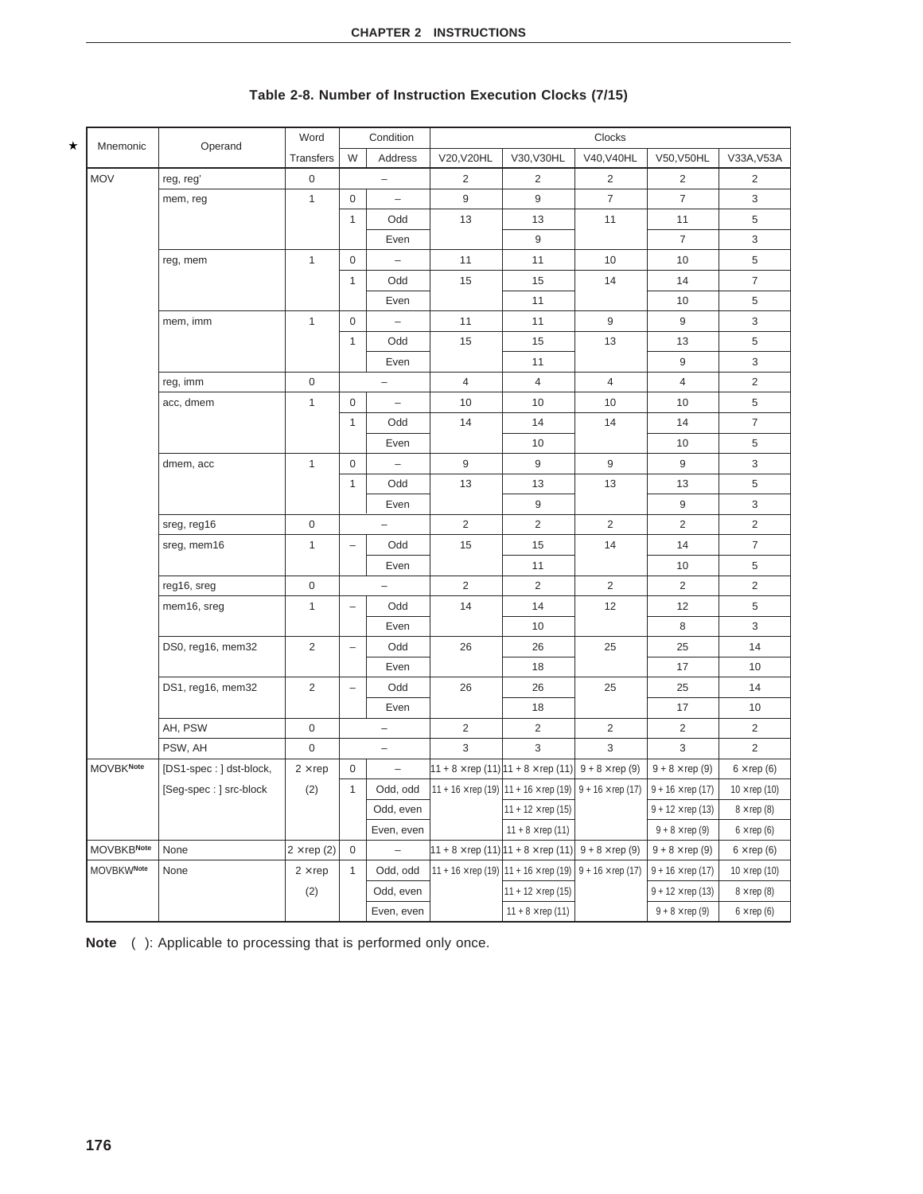**Table 2-8. Number of Instruction Execution Clocks (7/15)**

| Mnemonic | Operand | Word Transfers | Condition W | Condition Address | Clocks V20,V20HL | Clocks V30,V30HL | Clocks V40,V40HL | Clocks V50,V50HL | Clocks V33A,V53A |
|---|---|---|---|---|---|---|---|---|---|
| MOV | reg, reg' | 0 | – | | 2 | 2 | 2 | 2 | 2 |
| | mem, reg | 1 | 0 | – | 9 | 9 | 7 | 7 | 3 |
| | | | 1 | Odd | 13 | 13 | 11 | 11 | 5 |
| | | | | Even | | 9 | | 7 | 3 |
| | reg, mem | 1 | 0 | – | 11 | 11 | 10 | 10 | 5 |
| | | | 1 | Odd | 15 | 15 | 14 | 14 | 7 |
| | | | | Even | | 11 | | 10 | 5 |
| | mem, imm | 1 | 0 | – | 11 | 11 | 9 | 9 | 3 |
| | | | 1 | Odd | 15 | 15 | 13 | 13 | 5 |
| | | | | Even | | 11 | | 9 | 3 |
| | reg, imm | 0 | – | | 4 | 4 | 4 | 4 | 2 |
| | acc, dmem | 1 | 0 | – | 10 | 10 | 10 | 10 | 5 |
| | | | 1 | Odd | 14 | 14 | 14 | 14 | 7 |
| | | | | Even | | 10 | | 10 | 5 |
| | dmem, acc | 1 | 0 | – | 9 | 9 | 9 | 9 | 3 |
| | | | 1 | Odd | 13 | 13 | 13 | 13 | 5 |
| | | | | Even | | 9 | | 9 | 3 |
| | sreg, reg16 | 0 | – | | 2 | 2 | 2 | 2 | 2 |
| | sreg, mem16 | 1 | – | Odd | 15 | 15 | 14 | 14 | 7 |
| | | | | Even | | 11 | | 10 | 5 |
| | reg16, sreg | 0 | – | | 2 | 2 | 2 | 2 | 2 |
| | mem16, sreg | 1 | – | Odd | 14 | 14 | 12 | 12 | 5 |
| | | | | Even | | 10 | | 8 | 3 |
| | DS0, reg16, mem32 | 2 | – | Odd | 26 | 26 | 25 | 25 | 14 |
| | | | | Even | | 18 | | 17 | 10 |
| | DS1, reg16, mem32 | 2 | – | Odd | 26 | 26 | 25 | 25 | 14 |
| | | | | Even | | 18 | | 17 | 10 |
| | AH, PSW | 0 | – | | 2 | 2 | 2 | 2 | 2 |
| | PSW, AH | 0 | – | | 3 | 3 | 3 | 3 | 2 |
| MOVBK[Note] | [DS1-spec : ] dst-block, | 2 × rep | 0 | – | 11 + 8 × rep (11) | 11 + 8 × rep (11) | 9 + 8 × rep (9) | 9 + 8 × rep (9) | 6 × rep (6) |
| | [Seg-spec : ] src-block | (2) | 1 | Odd, odd | 11 + 16 × rep (19) | 11 + 16 × rep (19) | 9 + 16 × rep (17) | 9 + 16 × rep (17) | 10 × rep (10) |
| | | | | Odd, even | | 11 + 12 × rep (15) | | 9 + 12 × rep (13) | 8 × rep (8) |
| | | | | Even, even | | 11 + 8 × rep (11) | | 9 + 8 × rep (9) | 6 × rep (6) |
| MOVBKB[Note] | None | 2 × rep (2) | 0 | – | 11 + 8 × rep (11) | 11 + 8 × rep (11) | 9 + 8 × rep (9) | 9 + 8 × rep (9) | 6 × rep (6) |
| MOVBKW[Note] | None | 2 × rep | 1 | Odd, odd | 11 + 16 × rep (19) | 11 + 16 × rep (19) | 9 + 16 × rep (17) | 9 + 16 × rep (17) | 10 × rep (10) |
| | | (2) | | Odd, even | | 11 + 12 × rep (15) | | 9 + 12 × rep (13) | 8 × rep (8) |
| | | | | Even, even | | 11 + 8 × rep (11) | | 9 + 8 × rep (9) | 6 × rep (6) |

**Note** ( ): Applicable to processing that is performed only once.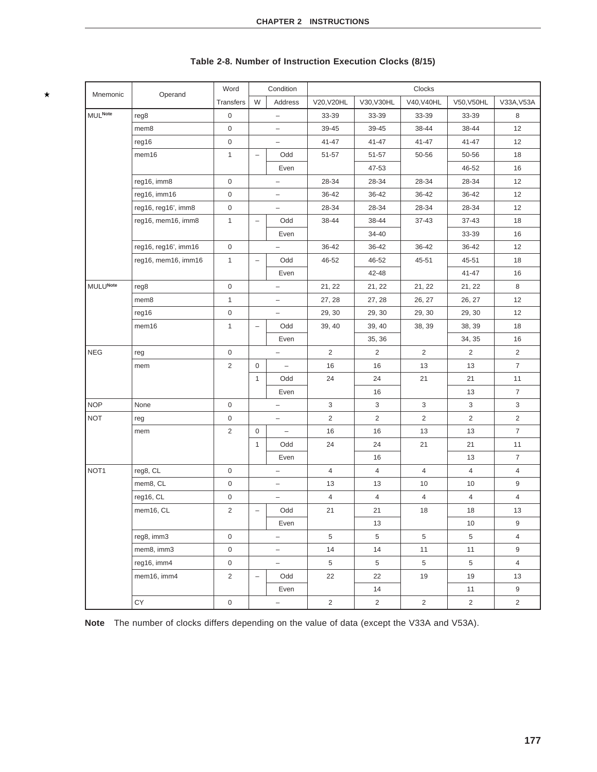**Table 2-8. Number of Instruction Execution Clocks (8/15)**

| Mnemonic | Operand | Word Transfers | Condition W | Condition Address | Clocks V20,V20HL | V30,V30HL | V40,V40HL | V50,V50HL | V33A,V53A |
|---|---|---|---|---|---|---|---|---|---|
| MUL[Note] | reg8 | 0 | – | | 33-39 | 33-39 | 33-39 | 33-39 | 8 |
| | mem8 | 0 | – | | 39-45 | 39-45 | 38-44 | 38-44 | 12 |
| | reg16 | 0 | – | | 41-47 | 41-47 | 41-47 | 41-47 | 12 |
| | mem16 | 1 | – | Odd | 51-57 | 51-57 | 50-56 | 50-56 | 18 |
| | | | | Even | | 47-53 | | 46-52 | 16 |
| | reg16, imm8 | 0 | – | | 28-34 | 28-34 | 28-34 | 28-34 | 12 |
| | reg16, imm16 | 0 | – | | 36-42 | 36-42 | 36-42 | 36-42 | 12 |
| | reg16, reg16', imm8 | 0 | – | | 28-34 | 28-34 | 28-34 | 28-34 | 12 |
| | reg16, mem16, imm8 | 1 | – | Odd | 38-44 | 38-44 | 37-43 | 37-43 | 18 |
| | | | | Even | | 34-40 | | 33-39 | 16 |
| | reg16, reg16', imm16 | 0 | – | | 36-42 | 36-42 | 36-42 | 36-42 | 12 |
| | reg16, mem16, imm16 | 1 | – | Odd | 46-52 | 46-52 | 45-51 | 45-51 | 18 |
| | | | | Even | | 42-48 | | 41-47 | 16 |
| MULU[Note] | reg8 | 0 | – | | 21, 22 | 21, 22 | 21, 22 | 21, 22 | 8 |
| | mem8 | 1 | – | | 27, 28 | 27, 28 | 26, 27 | 26, 27 | 12 |
| | reg16 | 0 | – | | 29, 30 | 29, 30 | 29, 30 | 29, 30 | 12 |
| | mem16 | 1 | – | Odd | 39, 40 | 39, 40 | 38, 39 | 38, 39 | 18 |
| | | | | Even | | 35, 36 | | 34, 35 | 16 |
| NEG | reg | 0 | – | | 2 | 2 | 2 | 2 | 2 |
| | mem | 2 | 0 | – | 16 | 16 | 13 | 13 | 7 |
| | | | 1 | Odd | 24 | 24 | 21 | 21 | 11 |
| | | | | Even | | 16 | | 13 | 7 |
| NOP | None | 0 | – | | 3 | 3 | 3 | 3 | 3 |
| NOT | reg | 0 | – | | 2 | 2 | 2 | 2 | 2 |
| | mem | 2 | 0 | – | 16 | 16 | 13 | 13 | 7 |
| | | | 1 | Odd | 24 | 24 | 21 | 21 | 11 |
| | | | | Even | | 16 | | 13 | 7 |
| NOT1 | reg8, CL | 0 | – | | 4 | 4 | 4 | 4 | 4 |
| | mem8, CL | 0 | – | | 13 | 13 | 10 | 10 | 9 |
| | reg16, CL | 0 | – | | 4 | 4 | 4 | 4 | 4 |
| | mem16, CL | 2 | – | Odd | 21 | 21 | 18 | 18 | 13 |
| | | | | Even | | 13 | | 10 | 9 |
| | reg8, imm3 | 0 | – | | 5 | 5 | 5 | 5 | 4 |
| | mem8, imm3 | 0 | – | | 14 | 14 | 11 | 11 | 9 |
| | reg16, imm4 | 0 | – | | 5 | 5 | 5 | 5 | 4 |
| | mem16, imm4 | 2 | – | Odd | 22 | 22 | 19 | 19 | 13 |
| | | | | Even | | 14 | | 11 | 9 |
| | CY | 0 | – | | 2 | 2 | 2 | 2 | 2 |

**Note** The number of clocks differs depending on the value of data (except the V33A and V53A).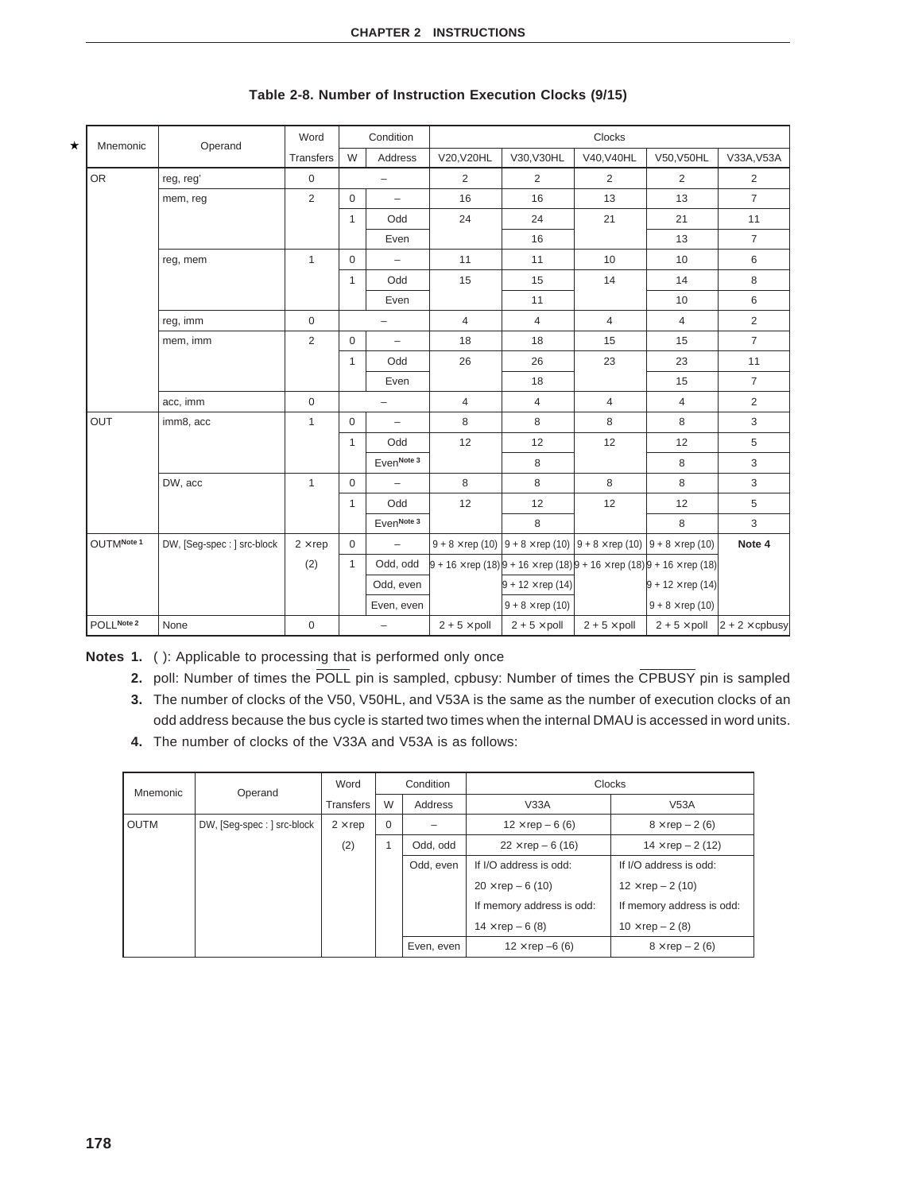**Table 2-8. Number of Instruction Execution Clocks (9/15)**

| Mnemonic | Operand | Word Transfers | Condition | | Clocks | | | | |
|---|---|---|---|---|---|---|---|---|---|
| | | | W | Address | V20,V20HL | V30,V30HL | V40,V40HL | V50,V50HL | V33A,V53A |
| OR | reg, reg' | 0 | – | | 2 | 2 | 2 | 2 | 2 |
| | mem, reg | 2 | 0 | – | 16 | 16 | 13 | 13 | 7 |
| | | | 1 | Odd | 24 | 24 | 21 | 21 | 11 |
| | | | | Even | | 16 | | 13 | 7 |
| | reg, mem | 1 | 0 | – | 11 | 11 | 10 | 10 | 6 |
| | | | 1 | Odd | 15 | 15 | 14 | 14 | 8 |
| | | | | Even | | 11 | | 10 | 6 |
| | reg, imm | 0 | – | | 4 | 4 | 4 | 4 | 2 |
| | mem, imm | 2 | 0 | – | 18 | 18 | 15 | 15 | 7 |
| | | | 1 | Odd | 26 | 26 | 23 | 23 | 11 |
| | | | | Even | | 18 | | 15 | 7 |
| | acc, imm | 0 | – | | 4 | 4 | 4 | 4 | 2 |
| OUT | imm8, acc | 1 | 0 | – | 8 | 8 | 8 | 8 | 3 |
| | | | 1 | Odd | 12 | 12 | 12 | 12 | 5 |
| | | | | Even Note 3 | | 8 | | 8 | 3 |
| | DW, acc | 1 | 0 | – | 8 | 8 | 8 | 8 | 3 |
| | | | 1 | Odd | 12 | 12 | 12 | 12 | 5 |
| | | | | Even Note 3 | | 8 | | 8 | 3 |
| OUTM Note 1 | DW, [Seg-spec : ] src-block | 2 × rep | 0 | – | 9 + 8 × rep (10) | 9 + 8 × rep (10) | 9 + 8 × rep (10) | 9 + 8 × rep (10) | Note 4 |
| | | (2) | 1 | Odd, odd | 9 + 16 × rep (18) | 9 + 16 × rep (18) | 9 + 16 × rep (18) | 9 + 16 × rep (18) | |
| | | | | Odd, even | | 9 + 12 × rep (14) | | 9 + 12 × rep (14) | |
| | | | | Even, even | | 9 + 8 × rep (10) | | 9 + 8 × rep (10) | |
| POLL Note 2 | None | 0 | – | | 2 + 5 × poll | 2 + 5 × poll | 2 + 5 × poll | 2 + 5 × poll | 2 + 2 × cpbusy |

**Notes 1.** ( ): Applicable to processing that is performed only once

**2.** poll: Number of times the $\overline{\text{POLL}}$ pin is sampled, cpbusy: Number of times the $\overline{\text{CPBUSY}}$ pin is sampled

**3.** The number of clocks of the V50, V50HL, and V53A is the same as the number of execution clocks of an odd address because the bus cycle is started two times when the internal DMAU is accessed in word units.

**4.** The number of clocks of the V33A and V53A is as follows:

| Mnemonic | Operand | Word Transfers | Condition | | Clocks | |
|---|---|---|---|---|---|---|
| | | | W | Address | V33A | V53A |
| OUTM | DW, [Seg-spec : ] src-block | 2 × rep | 0 | – | 12 × rep – 6 (6) | 8 × rep – 2 (6) |
| | | (2) | 1 | Odd, odd | 22 × rep – 6 (16) | 14 × rep – 2 (12) |
| | | | | Odd, even | If I/O address is odd: | If I/O address is odd: |
| | | | | | 20 × rep – 6 (10) | 12 × rep – 2 (10) |
| | | | | | If memory address is odd: | If memory address is odd: |
| | | | | | 14 × rep – 6 (8) | 10 × rep – 2 (8) |
| | | | | Even, even | 12 × rep –6 (6) | 8 × rep – 2 (6) |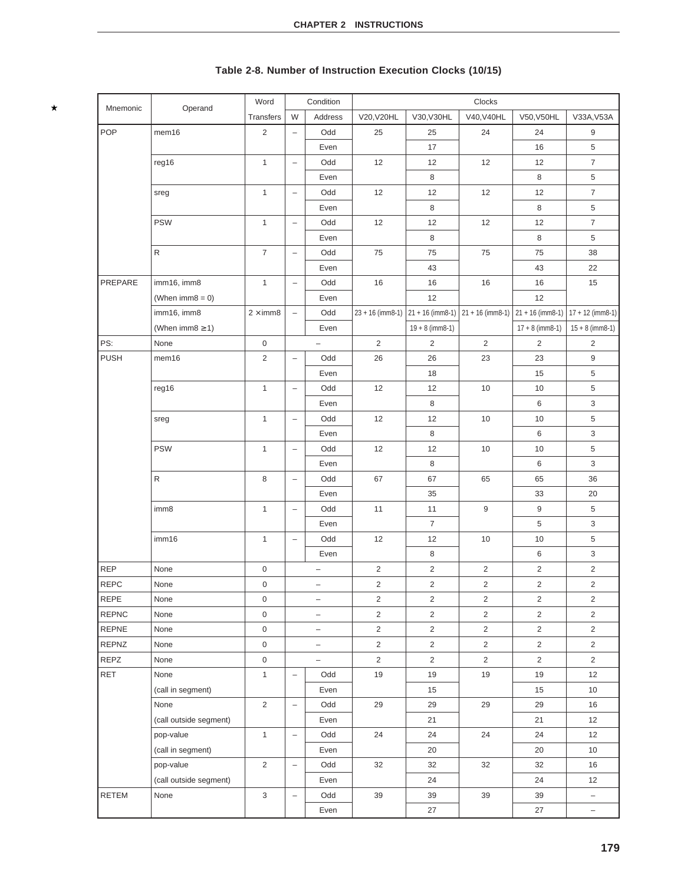**Table 2-8. Number of Instruction Execution Clocks (10/15)**

| Mnemonic | Operand | Word | Condition | | Clocks | | | | |
|---|---|---|---|---|---|---|---|---|---|
| | | Transfers | W | Address | V20,V20HL | V30,V30HL | V40,V40HL | V50,V50HL | V33A,V53A |
| POP | mem16 | 2 | – | Odd | 25 | 25 | 24 | 24 | 9 |
| | | | | Even | | 17 | | 16 | 5 |
| | reg16 | 1 | – | Odd | 12 | 12 | 12 | 12 | 7 |
| | | | | Even | | 8 | | 8 | 5 |
| | sreg | 1 | – | Odd | 12 | 12 | 12 | 12 | 7 |
| | | | | Even | | 8 | | 8 | 5 |
| | PSW | 1 | – | Odd | 12 | 12 | 12 | 12 | 7 |
| | | | | Even | | 8 | | 8 | 5 |
| | R | 7 | – | Odd | 75 | 75 | 75 | 75 | 38 |
| | | | | Even | | 43 | | 43 | 22 |
| PREPARE | imm16, imm8 | 1 | – | Odd | 16 | 16 | 16 | 16 | 15 |
| | (When imm8 = 0) | | | Even | | 12 | | 12 | |
| | imm16, imm8 | 2 × imm8 | – | Odd | 23 + 16 (imm8-1) | 21 + 16 (imm8-1) | 21 + 16 (imm8-1) | 21 + 16 (imm8-1) | 17 + 12 (imm8-1) |
| | (When imm8 ≥ 1) | | | Even | | 19 + 8 (imm8-1) | | 17 + 8 (imm8-1) | 15 + 8 (imm8-1) |
| PS: | None | 0 | – | | 2 | 2 | 2 | 2 | 2 |
| PUSH | mem16 | 2 | – | Odd | 26 | 26 | 23 | 23 | 9 |
| | | | | Even | | 18 | | 15 | 5 |
| | reg16 | 1 | – | Odd | 12 | 12 | 10 | 10 | 5 |
| | | | | Even | | 8 | | 6 | 3 |
| | sreg | 1 | – | Odd | 12 | 12 | 10 | 10 | 5 |
| | | | | Even | | 8 | | 6 | 3 |
| | PSW | 1 | – | Odd | 12 | 12 | 10 | 10 | 5 |
| | | | | Even | | 8 | | 6 | 3 |
| | R | 8 | – | Odd | 67 | 67 | 65 | 65 | 36 |
| | | | | Even | | 35 | | 33 | 20 |
| | imm8 | 1 | – | Odd | 11 | 11 | 9 | 9 | 5 |
| | | | | Even | | 7 | | 5 | 3 |
| | imm16 | 1 | – | Odd | 12 | 12 | 10 | 10 | 5 |
| | | | | Even | | 8 | | 6 | 3 |
| REP | None | 0 | – | | 2 | 2 | 2 | 2 | 2 |
| REPC | None | 0 | – | | 2 | 2 | 2 | 2 | 2 |
| REPE | None | 0 | – | | 2 | 2 | 2 | 2 | 2 |
| REPNC | None | 0 | – | | 2 | 2 | 2 | 2 | 2 |
| REPNE | None | 0 | – | | 2 | 2 | 2 | 2 | 2 |
| REPNZ | None | 0 | – | | 2 | 2 | 2 | 2 | 2 |
| REPZ | None | 0 | – | | 2 | 2 | 2 | 2 | 2 |
| RET | None | 1 | – | Odd | 19 | 19 | 19 | 19 | 12 |
| | (call in segment) | | | Even | | 15 | | 15 | 10 |
| | None | 2 | – | Odd | 29 | 29 | 29 | 29 | 16 |
| | (call outside segment) | | | Even | | 21 | | 21 | 12 |
| | pop-value | 1 | – | Odd | 24 | 24 | 24 | 24 | 12 |
| | (call in segment) | | | Even | | 20 | | 20 | 10 |
| | pop-value | 2 | – | Odd | 32 | 32 | 32 | 32 | 16 |
| | (call outside segment) | | | Even | | 24 | | 24 | 12 |
| RETEM | None | 3 | – | Odd | 39 | 39 | 39 | 39 | – |
| | | | | Even | | 27 | | 27 | – |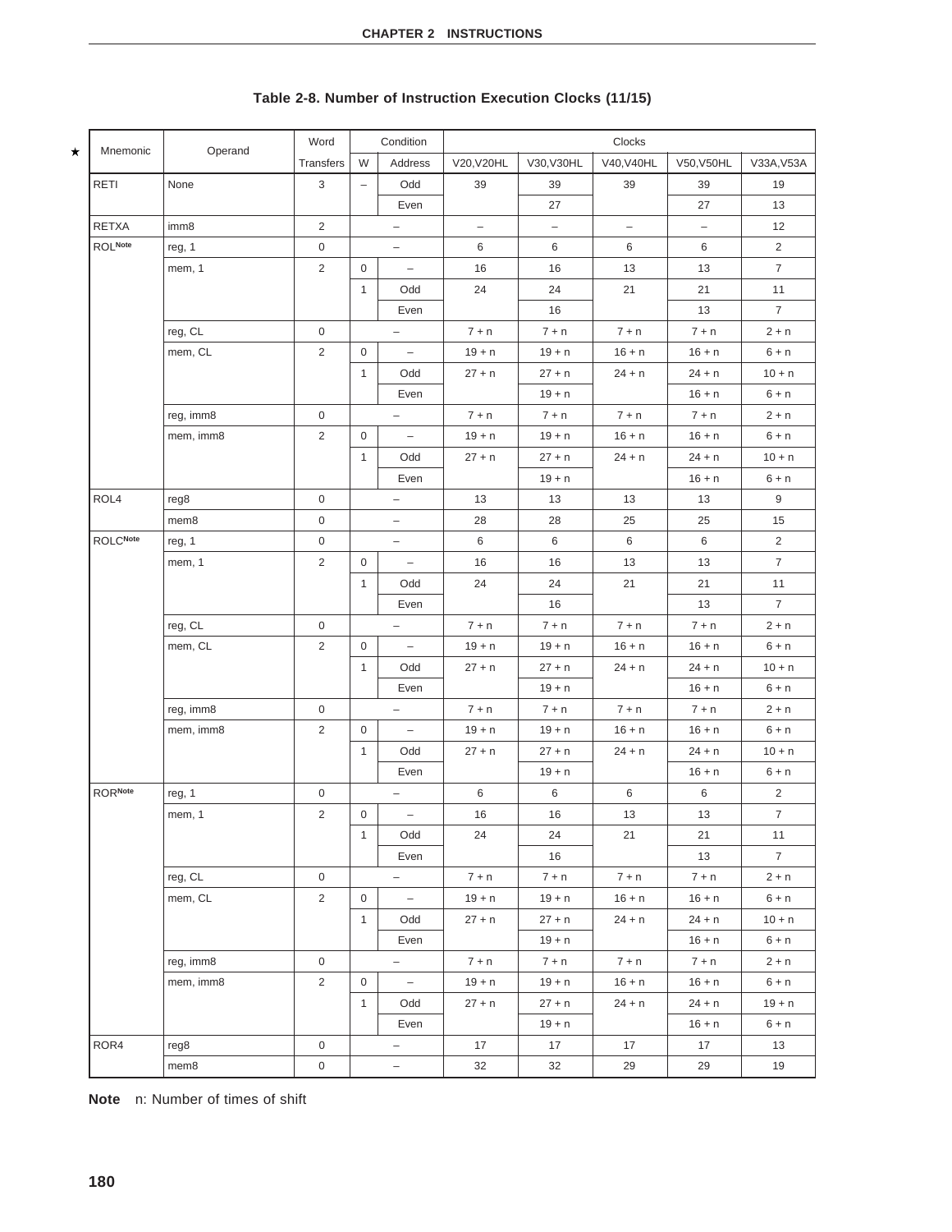**Table 2-8. Number of Instruction Execution Clocks (11/15)**

| Mnemonic | Operand | Word Transfers | Condition W | Condition Address | V20,V20HL | V30,V30HL | V40,V40HL | V50,V50HL | V33A,V53A |
|---|---|---|---|---|---|---|---|---|---|
| RETI | None | 3 | – | Odd | 39 | 39 | 39 | 39 | 19 |
| | | | | Even | | 27 | | 27 | 13 |
| RETXA | imm8 | 2 | – | | – | – | – | – | 12 |
| ROL[Note] | reg, 1 | 0 | – | | 6 | 6 | 6 | 6 | 2 |
| | mem, 1 | 2 | 0 | – | 16 | 16 | 13 | 13 | 7 |
| | | | 1 | Odd | 24 | 24 | 21 | 21 | 11 |
| | | | | Even | | 16 | | 13 | 7 |
| | reg, CL | 0 | – | | 7 + n | 7 + n | 7 + n | 7 + n | 2 + n |
| | mem, CL | 2 | 0 | – | 19 + n | 19 + n | 16 + n | 16 + n | 6 + n |
| | | | 1 | Odd | 27 + n | 27 + n | 24 + n | 24 + n | 10 + n |
| | | | | Even | | 19 + n | | 16 + n | 6 + n |
| | reg, imm8 | 0 | – | | 7 + n | 7 + n | 7 + n | 7 + n | 2 + n |
| | mem, imm8 | 2 | 0 | – | 19 + n | 19 + n | 16 + n | 16 + n | 6 + n |
| | | | 1 | Odd | 27 + n | 27 + n | 24 + n | 24 + n | 10 + n |
| | | | | Even | | 19 + n | | 16 + n | 6 + n |
| ROL4 | reg8 | 0 | – | | 13 | 13 | 13 | 13 | 9 |
| | mem8 | 0 | – | | 28 | 28 | 25 | 25 | 15 |
| ROLC[Note] | reg, 1 | 0 | – | | 6 | 6 | 6 | 6 | 2 |
| | mem, 1 | 2 | 0 | – | 16 | 16 | 13 | 13 | 7 |
| | | | 1 | Odd | 24 | 24 | 21 | 21 | 11 |
| | | | | Even | | 16 | | 13 | 7 |
| | reg, CL | 0 | – | | 7 + n | 7 + n | 7 + n | 7 + n | 2 + n |
| | mem, CL | 2 | 0 | – | 19 + n | 19 + n | 16 + n | 16 + n | 6 + n |
| | | | 1 | Odd | 27 + n | 27 + n | 24 + n | 24 + n | 10 + n |
| | | | | Even | | 19 + n | | 16 + n | 6 + n |
| | reg, imm8 | 0 | – | | 7 + n | 7 + n | 7 + n | 7 + n | 2 + n |
| | mem, imm8 | 2 | 0 | – | 19 + n | 19 + n | 16 + n | 16 + n | 6 + n |
| | | | 1 | Odd | 27 + n | 27 + n | 24 + n | 24 + n | 10 + n |
| | | | | Even | | 19 + n | | 16 + n | 6 + n |
| ROR[Note] | reg, 1 | 0 | – | | 6 | 6 | 6 | 6 | 2 |
| | mem, 1 | 2 | 0 | – | 16 | 16 | 13 | 13 | 7 |
| | | | 1 | Odd | 24 | 24 | 21 | 21 | 11 |
| | | | | Even | | 16 | | 13 | 7 |
| | reg, CL | 0 | – | | 7 + n | 7 + n | 7 + n | 7 + n | 2 + n |
| | mem, CL | 2 | 0 | – | 19 + n | 19 + n | 16 + n | 16 + n | 6 + n |
| | | | 1 | Odd | 27 + n | 27 + n | 24 + n | 24 + n | 10 + n |
| | | | | Even | | 19 + n | | 16 + n | 6 + n |
| | reg, imm8 | 0 | – | | 7 + n | 7 + n | 7 + n | 7 + n | 2 + n |
| | mem, imm8 | 2 | 0 | – | 19 + n | 19 + n | 16 + n | 16 + n | 6 + n |
| | | | 1 | Odd | 27 + n | 27 + n | 24 + n | 24 + n | 19 + n |
| | | | | Even | | 19 + n | | 16 + n | 6 + n |
| ROR4 | reg8 | 0 | – | | 17 | 17 | 17 | 17 | 13 |
| | mem8 | 0 | – | | 32 | 32 | 29 | 29 | 19 |

**Note** n: Number of times of shift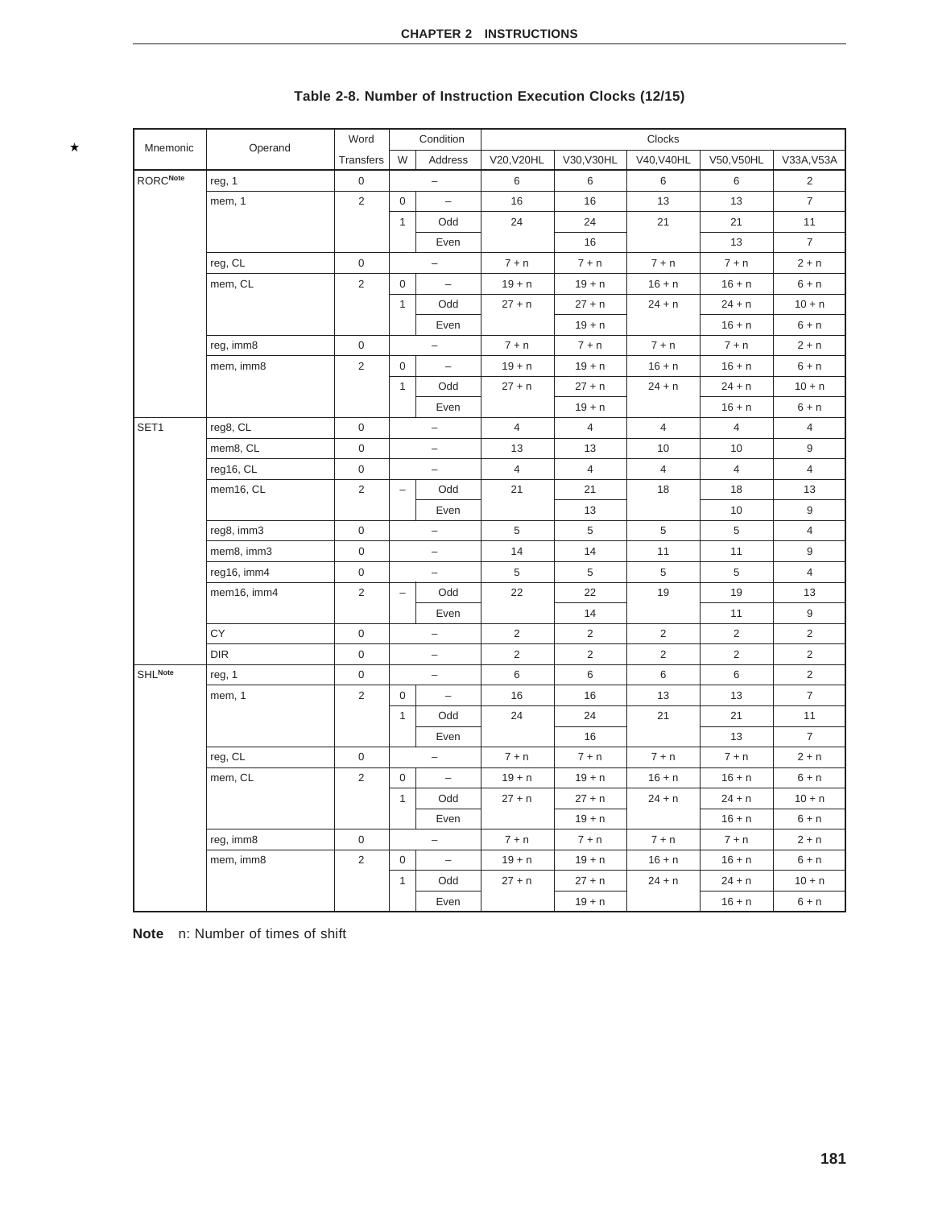**Table 2-8. Number of Instruction Execution Clocks (12/15)**

| Mnemonic | Operand | Word Transfers | Condition W | Condition Address | V20,V20HL | V30,V30HL | V40,V40HL | V50,V50HL | V33A,V53A |
|---|---|---|---|---|---|---|---|---|---|
| RORC[Note] | reg, 1 | 0 | – | | 6 | 6 | 6 | 6 | 2 |
| | mem, 1 | 2 | 0 | – | 16 | 16 | 13 | 13 | 7 |
| | | | 1 | Odd | 24 | 24 | 21 | 21 | 11 |
| | | | | Even | | 16 | | 13 | 7 |
| | reg, CL | 0 | – | | 7 + n | 7 + n | 7 + n | 7 + n | 2 + n |
| | mem, CL | 2 | 0 | – | 19 + n | 19 + n | 16 + n | 16 + n | 6 + n |
| | | | 1 | Odd | 27 + n | 27 + n | 24 + n | 24 + n | 10 + n |
| | | | | Even | | 19 + n | | 16 + n | 6 + n |
| | reg, imm8 | 0 | – | | 7 + n | 7 + n | 7 + n | 7 + n | 2 + n |
| | mem, imm8 | 2 | 0 | – | 19 + n | 19 + n | 16 + n | 16 + n | 6 + n |
| | | | 1 | Odd | 27 + n | 27 + n | 24 + n | 24 + n | 10 + n |
| | | | | Even | | 19 + n | | 16 + n | 6 + n |
| SET1 | reg8, CL | 0 | – | | 4 | 4 | 4 | 4 | 4 |
| | mem8, CL | 0 | – | | 13 | 13 | 10 | 10 | 9 |
| | reg16, CL | 0 | – | | 4 | 4 | 4 | 4 | 4 |
| | mem16, CL | 2 | – | Odd | 21 | 21 | 18 | 18 | 13 |
| | | | | Even | | 13 | | 10 | 9 |
| | reg8, imm3 | 0 | – | | 5 | 5 | 5 | 5 | 4 |
| | mem8, imm3 | 0 | – | | 14 | 14 | 11 | 11 | 9 |
| | reg16, imm4 | 0 | – | | 5 | 5 | 5 | 5 | 4 |
| | mem16, imm4 | 2 | – | Odd | 22 | 22 | 19 | 19 | 13 |
| | | | | Even | | 14 | | 11 | 9 |
| | CY | 0 | – | | 2 | 2 | 2 | 2 | 2 |
| | DIR | 0 | – | | 2 | 2 | 2 | 2 | 2 |
| SHL[Note] | reg, 1 | 0 | – | | 6 | 6 | 6 | 6 | 2 |
| | mem, 1 | 2 | 0 | – | 16 | 16 | 13 | 13 | 7 |
| | | | 1 | Odd | 24 | 24 | 21 | 21 | 11 |
| | | | | Even | | 16 | | 13 | 7 |
| | reg, CL | 0 | – | | 7 + n | 7 + n | 7 + n | 7 + n | 2 + n |
| | mem, CL | 2 | 0 | – | 19 + n | 19 + n | 16 + n | 16 + n | 6 + n |
| | | | 1 | Odd | 27 + n | 27 + n | 24 + n | 24 + n | 10 + n |
| | | | | Even | | 19 + n | | 16 + n | 6 + n |
| | reg, imm8 | 0 | – | | 7 + n | 7 + n | 7 + n | 7 + n | 2 + n |
| | mem, imm8 | 2 | 0 | – | 19 + n | 19 + n | 16 + n | 16 + n | 6 + n |
| | | | 1 | Odd | 27 + n | 27 + n | 24 + n | 24 + n | 10 + n |
| | | | | Even | | 19 + n | | 16 + n | 6 + n |

**Note** n: Number of times of shift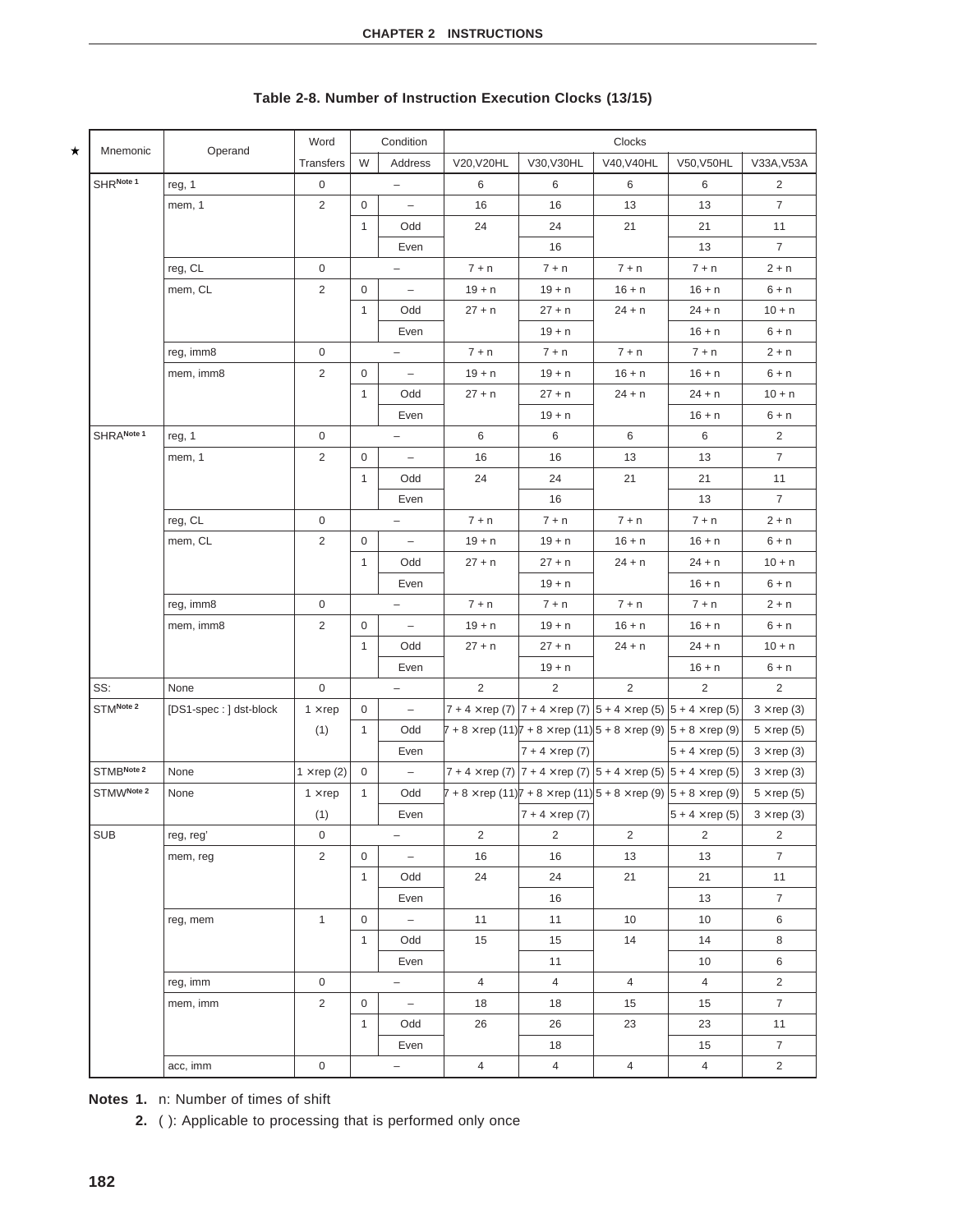**Table 2-8. Number of Instruction Execution Clocks (13/15)**

| Mnemonic | Operand | Word Transfers | Condition | | Clocks | | | | |
|---|---|---|---|---|---|---|---|---|---|
| | | | W | Address | V20,V20HL | V30,V30HL | V40,V40HL | V50,V50HL | V33A,V53A |
| SHR[Note 1] | reg, 1 | 0 | – | | 6 | 6 | 6 | 6 | 2 |
| | mem, 1 | 2 | 0 | – | 16 | 16 | 13 | 13 | 7 |
| | | | 1 | Odd | 24 | 24 | 21 | 21 | 11 |
| | | | | Even | | 16 | | 13 | 7 |
| | reg, CL | 0 | – | | 7 + n | 7 + n | 7 + n | 7 + n | 2 + n |
| | mem, CL | 2 | 0 | – | 19 + n | 19 + n | 16 + n | 16 + n | 6 + n |
| | | | 1 | Odd | 27 + n | 27 + n | 24 + n | 24 + n | 10 + n |
| | | | | Even | | 19 + n | | 16 + n | 6 + n |
| | reg, imm8 | 0 | – | | 7 + n | 7 + n | 7 + n | 7 + n | 2 + n |
| | mem, imm8 | 2 | 0 | – | 19 + n | 19 + n | 16 + n | 16 + n | 6 + n |
| | | | 1 | Odd | 27 + n | 27 + n | 24 + n | 24 + n | 10 + n |
| | | | | Even | | 19 + n | | 16 + n | 6 + n |
| SHRA[Note 1] | reg, 1 | 0 | – | | 6 | 6 | 6 | 6 | 2 |
| | mem, 1 | 2 | 0 | – | 16 | 16 | 13 | 13 | 7 |
| | | | 1 | Odd | 24 | 24 | 21 | 21 | 11 |
| | | | | Even | | 16 | | 13 | 7 |
| | reg, CL | 0 | – | | 7 + n | 7 + n | 7 + n | 7 + n | 2 + n |
| | mem, CL | 2 | 0 | – | 19 + n | 19 + n | 16 + n | 16 + n | 6 + n |
| | | | 1 | Odd | 27 + n | 27 + n | 24 + n | 24 + n | 10 + n |
| | | | | Even | | 19 + n | | 16 + n | 6 + n |
| | reg, imm8 | 0 | – | | 7 + n | 7 + n | 7 + n | 7 + n | 2 + n |
| | mem, imm8 | 2 | 0 | – | 19 + n | 19 + n | 16 + n | 16 + n | 6 + n |
| | | | 1 | Odd | 27 + n | 27 + n | 24 + n | 24 + n | 10 + n |
| | | | | Even | | 19 + n | | 16 + n | 6 + n |
| SS: | None | 0 | – | | 2 | 2 | 2 | 2 | 2 |
| STM[Note 2] | [DS1-spec : ] dst-block | 1 × rep (1) | 0 | – | 7 + 4 × rep (7) | 7 + 4 × rep (7) | 5 + 4 × rep (5) | 5 + 4 × rep (5) | 3 × rep (3) |
| | | | 1 | Odd | 7 + 8 × rep (11) | 7 + 8 × rep (11) | 5 + 8 × rep (9) | 5 + 8 × rep (9) | 5 × rep (5) |
| | | | | Even | | 7 + 4 × rep (7) | | 5 + 4 × rep (5) | 3 × rep (3) |
| STMB[Note 2] | None | 1 × rep (2) | 0 | – | 7 + 4 × rep (7) | 7 + 4 × rep (7) | 5 + 4 × rep (5) | 5 + 4 × rep (5) | 3 × rep (3) |
| STMW[Note 2] | None | 1 × rep (1) | 1 | Odd | 7 + 8 × rep (11) | 7 + 8 × rep (11) | 5 + 8 × rep (9) | 5 + 8 × rep (9) | 5 × rep (5) |
| | | | | Even | | 7 + 4 × rep (7) | | 5 + 4 × rep (5) | 3 × rep (3) |
| SUB | reg, reg' | 0 | – | | 2 | 2 | 2 | 2 | 2 |
| | mem, reg | 2 | 0 | – | 16 | 16 | 13 | 13 | 7 |
| | | | 1 | Odd | 24 | 24 | 21 | 21 | 11 |
| | | | | Even | | 16 | | 13 | 7 |
| | reg, mem | 1 | 0 | – | 11 | 11 | 10 | 10 | 6 |
| | | | 1 | Odd | 15 | 15 | 14 | 14 | 8 |
| | | | | Even | | 11 | | 10 | 6 |
| | reg, imm | 0 | – | | 4 | 4 | 4 | 4 | 2 |
| | mem, imm | 2 | 0 | – | 18 | 18 | 15 | 15 | 7 |
| | | | 1 | Odd | 26 | 26 | 23 | 23 | 11 |
| | | | | Even | | 18 | | 15 | 7 |
| | acc, imm | 0 | – | | 4 | 4 | 4 | 4 | 2 |

**Notes 1.** n: Number of times of shift

**2.** ( ): Applicable to processing that is performed only once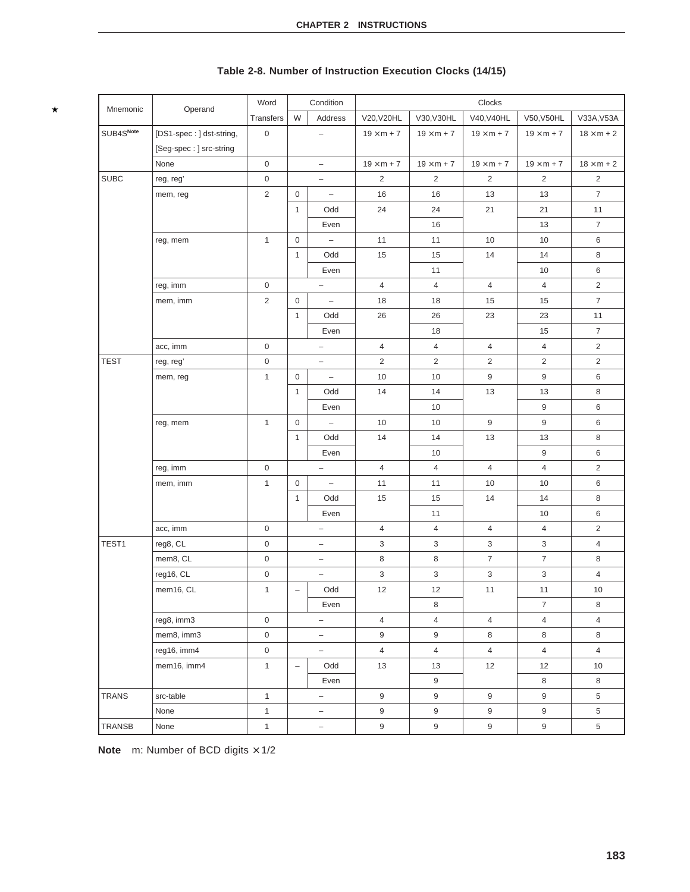**Table 2-8. Number of Instruction Execution Clocks (14/15)**

| Mnemonic | Operand | Word Transfers | Condition W | Condition Address | V20,V20HL | V30,V30HL | V40,V40HL | V50,V50HL | V33A,V53A |
|---|---|---|---|---|---|---|---|---|---|
| SUB4S[Note] | [DS1-spec : ] dst-string, [Seg-spec : ] src-string | 0 | | – | 19 × m + 7 | 19 × m + 7 | 19 × m + 7 | 19 × m + 7 | 18 × m + 2 |
| | None | 0 | | – | 19 × m + 7 | 19 × m + 7 | 19 × m + 7 | 19 × m + 7 | 18 × m + 2 |
| SUBC | reg, reg' | 0 | | – | 2 | 2 | 2 | 2 | 2 |
| | mem, reg | 2 | 0 | – | 16 | 16 | 13 | 13 | 7 |
| | | | 1 | Odd | 24 | 24 | 21 | 21 | 11 |
| | | | | Even | | 16 | | 13 | 7 |
| | reg, mem | 1 | 0 | – | 11 | 11 | 10 | 10 | 6 |
| | | | 1 | Odd | 15 | 15 | 14 | 14 | 8 |
| | | | | Even | | 11 | | 10 | 6 |
| | reg, imm | 0 | | – | 4 | 4 | 4 | 4 | 2 |
| | mem, imm | 2 | 0 | – | 18 | 18 | 15 | 15 | 7 |
| | | | 1 | Odd | 26 | 26 | 23 | 23 | 11 |
| | | | | Even | | 18 | | 15 | 7 |
| | acc, imm | 0 | | – | 4 | 4 | 4 | 4 | 2 |
| TEST | reg, reg' | 0 | | – | 2 | 2 | 2 | 2 | 2 |
| | mem, reg | 1 | 0 | – | 10 | 10 | 9 | 9 | 6 |
| | | | 1 | Odd | 14 | 14 | 13 | 13 | 8 |
| | | | | Even | | 10 | | 9 | 6 |
| | reg, mem | 1 | 0 | – | 10 | 10 | 9 | 9 | 6 |
| | | | 1 | Odd | 14 | 14 | 13 | 13 | 8 |
| | | | | Even | | 10 | | 9 | 6 |
| | reg, imm | 0 | | – | 4 | 4 | 4 | 4 | 2 |
| | mem, imm | 1 | 0 | – | 11 | 11 | 10 | 10 | 6 |
| | | | 1 | Odd | 15 | 15 | 14 | 14 | 8 |
| | | | | Even | | 11 | | 10 | 6 |
| | acc, imm | 0 | | – | 4 | 4 | 4 | 4 | 2 |
| TEST1 | reg8, CL | 0 | | – | 3 | 3 | 3 | 3 | 4 |
| | mem8, CL | 0 | | – | 8 | 8 | 7 | 7 | 8 |
| | reg16, CL | 0 | | – | 3 | 3 | 3 | 3 | 4 |
| | mem16, CL | 1 | – | Odd | 12 | 12 | 11 | 11 | 10 |
| | | | | Even | | 8 | | 7 | 8 |
| | reg8, imm3 | 0 | | – | 4 | 4 | 4 | 4 | 4 |
| | mem8, imm3 | 0 | | – | 9 | 9 | 8 | 8 | 8 |
| | reg16, imm4 | 0 | | – | 4 | 4 | 4 | 4 | 4 |
| | mem16, imm4 | 1 | – | Odd | 13 | 13 | 12 | 12 | 10 |
| | | | | Even | | 9 | | 8 | 8 |
| TRANS | src-table | 1 | | – | 9 | 9 | 9 | 9 | 5 |
| | None | 1 | | – | 9 | 9 | 9 | 9 | 5 |
| TRANSB | None | 1 | | – | 9 | 9 | 9 | 9 | 5 |

**Note** m: Number of BCD digits × 1/2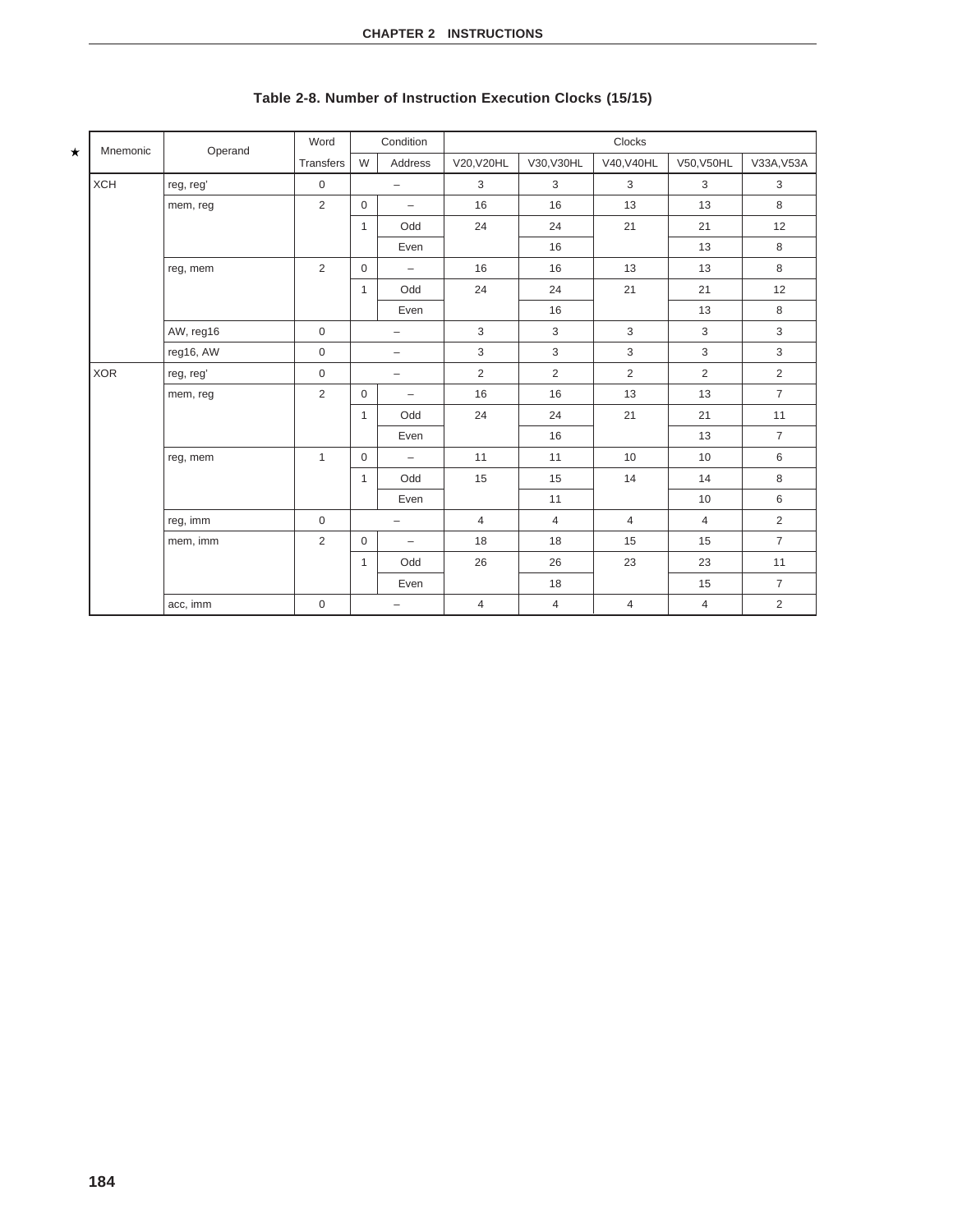**Table 2-8. Number of Instruction Execution Clocks (15/15)**

| Mnemonic | Operand | Word Transfers | Condition W | Condition Address | V20,V20HL | V30,V30HL | V40,V40HL | V50,V50HL | V33A,V53A |
|---|---|---|---|---|---|---|---|---|---|
| XCH | reg, reg' | 0 | – | | 3 | 3 | 3 | 3 | 3 |
| | mem, reg | 2 | 0 | – | 16 | 16 | 13 | 13 | 8 |
| | | | 1 | Odd | 24 | 24 | 21 | 21 | 12 |
| | | | | Even | | 16 | | 13 | 8 |
| | reg, mem | 2 | 0 | – | 16 | 16 | 13 | 13 | 8 |
| | | | 1 | Odd | 24 | 24 | 21 | 21 | 12 |
| | | | | Even | | 16 | | 13 | 8 |
| | AW, reg16 | 0 | – | | 3 | 3 | 3 | 3 | 3 |
| | reg16, AW | 0 | – | | 3 | 3 | 3 | 3 | 3 |
| XOR | reg, reg' | 0 | – | | 2 | 2 | 2 | 2 | 2 |
| | mem, reg | 2 | 0 | – | 16 | 16 | 13 | 13 | 7 |
| | | | 1 | Odd | 24 | 24 | 21 | 21 | 11 |
| | | | | Even | | 16 | | 13 | 7 |
| | reg, mem | 1 | 0 | – | 11 | 11 | 10 | 10 | 6 |
| | | | 1 | Odd | 15 | 15 | 14 | 14 | 8 |
| | | | | Even | | 11 | | 10 | 6 |
| | reg, imm | 0 | – | | 4 | 4 | 4 | 4 | 2 |
| | mem, imm | 2 | 0 | – | 18 | 18 | 15 | 15 | 7 |
| | | | 1 | Odd | 26 | 26 | 23 | 23 | 11 |
| | | | | Even | | 18 | | 15 | 7 |
| | acc, imm | 0 | – | | 4 | 4 | 4 | 4 | 2 |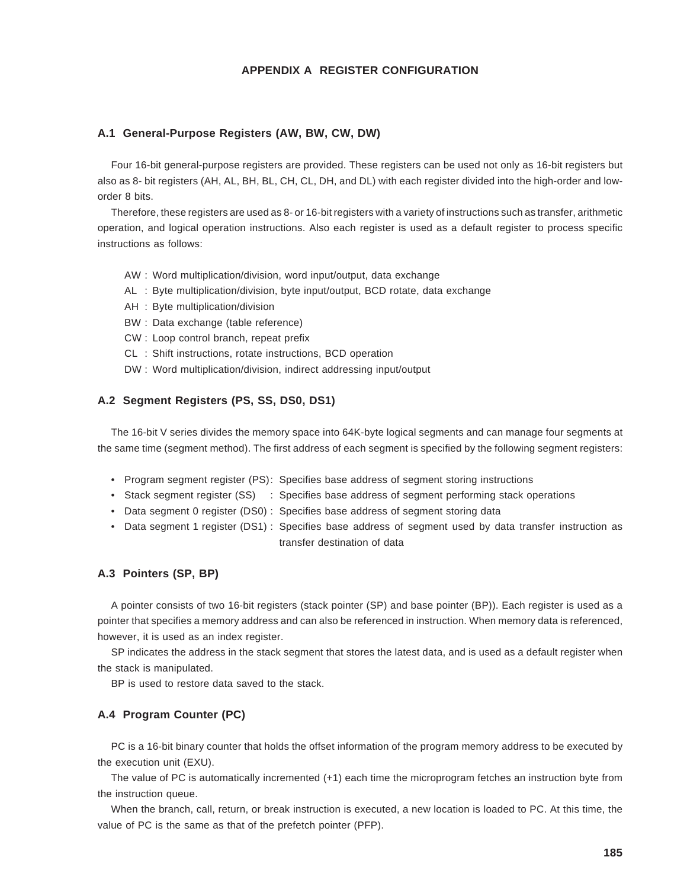# APPENDIX A REGISTER CONFIGURATION

## A.1 General-Purpose Registers (AW, BW, CW, DW)

Four 16-bit general-purpose registers are provided. These registers can be used not only as 16-bit registers but also as 8- bit registers (AH, AL, BH, BL, CH, CL, DH, and DL) with each register divided into the high-order and low-order 8 bits.

Therefore, these registers are used as 8- or 16-bit registers with a variety of instructions such as transfer, arithmetic operation, and logical operation instructions. Also each register is used as a default register to process specific instructions as follows:

AW : Word multiplication/division, word input/output, data exchange
AL : Byte multiplication/division, byte input/output, BCD rotate, data exchange
AH : Byte multiplication/division
BW : Data exchange (table reference)
CW : Loop control branch, repeat prefix
CL : Shift instructions, rotate instructions, BCD operation
DW : Word multiplication/division, indirect addressing input/output

## A.2 Segment Registers (PS, SS, DS0, DS1)

The 16-bit V series divides the memory space into 64K-byte logical segments and can manage four segments at the same time (segment method). The first address of each segment is specified by the following segment registers:

- Program segment register (PS): Specifies base address of segment storing instructions
- Stack segment register (SS) : Specifies base address of segment performing stack operations
- Data segment 0 register (DS0) : Specifies base address of segment storing data
- Data segment 1 register (DS1) : Specifies base address of segment used by data transfer instruction as transfer destination of data

## A.3 Pointers (SP, BP)

A pointer consists of two 16-bit registers (stack pointer (SP) and base pointer (BP)). Each register is used as a pointer that specifies a memory address and can also be referenced in instruction. When memory data is referenced, however, it is used as an index register.

SP indicates the address in the stack segment that stores the latest data, and is used as a default register when the stack is manipulated.

BP is used to restore data saved to the stack.

## A.4 Program Counter (PC)

PC is a 16-bit binary counter that holds the offset information of the program memory address to be executed by the execution unit (EXU).

The value of PC is automatically incremented (+1) each time the microprogram fetches an instruction byte from the instruction queue.

When the branch, call, return, or break instruction is executed, a new location is loaded to PC. At this time, the value of PC is the same as that of the prefetch pointer (PFP).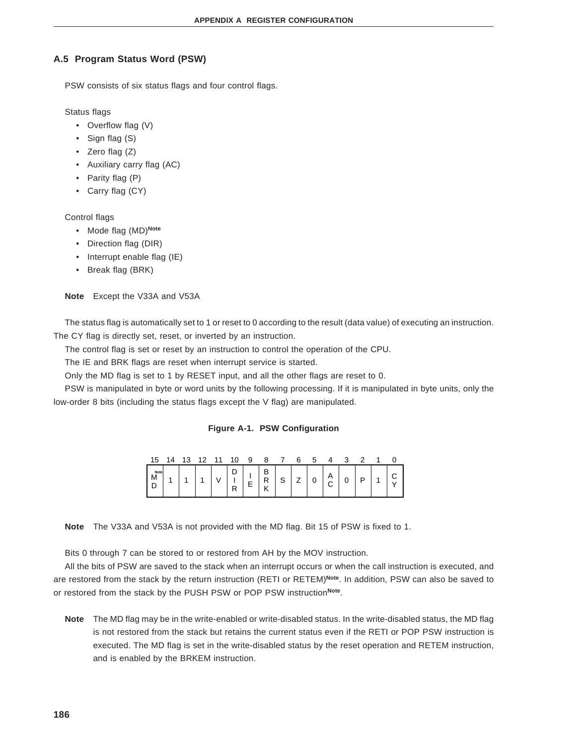## A.5 Program Status Word (PSW)

PSW consists of six status flags and four control flags.

Status flags

- Overflow flag (V)
- Sign flag (S)
- Zero flag (Z)
- Auxiliary carry flag (AC)
- Parity flag (P)
- Carry flag (CY)

Control flags

- Mode flag (MD)[Note]
- Direction flag (DIR)
- Interrupt enable flag (IE)
- Break flag (BRK)

**Note** Except the V33A and V53A

The status flag is automatically set to 1 or reset to 0 according to the result (data value) of executing an instruction. The CY flag is directly set, reset, or inverted by an instruction.

The control flag is set or reset by an instruction to control the operation of the CPU.

The IE and BRK flags are reset when interrupt service is started.

Only the MD flag is set to 1 by RESET input, and all the other flags are reset to 0.

PSW is manipulated in byte or word units by the following processing. If it is manipulated in byte units, only the low-order 8 bits (including the status flags except the V flag) are manipulated.

**Figure A-1. PSW Configuration**

| 15 | 14 | 13 | 12 | 11 | 10 | 9 | 8 | 7 | 6 | 5 | 4 | 3 | 2 | 1 | 0 |
|---|---|---|---|---|---|---|---|---|---|---|---|---|---|---|---|
| MD[Note] | 1 | 1 | 1 | V | DIR | IE | BRK | S | Z | 0 | AC | 0 | P | 1 | CY |

**Note** The V33A and V53A is not provided with the MD flag. Bit 15 of PSW is fixed to 1.

Bits 0 through 7 can be stored to or restored from AH by the MOV instruction.

All the bits of PSW are saved to the stack when an interrupt occurs or when the call instruction is executed, and are restored from the stack by the return instruction (RETI or RETEM)[Note]. In addition, PSW can also be saved to or restored from the stack by the PUSH PSW or POP PSW instruction[Note].

**Note** The MD flag may be in the write-enabled or write-disabled status. In the write-disabled status, the MD flag is not restored from the stack but retains the current status even if the RETI or POP PSW instruction is executed. The MD flag is set in the write-disabled status by the reset operation and RETEM instruction, and is enabled by the BRKEM instruction.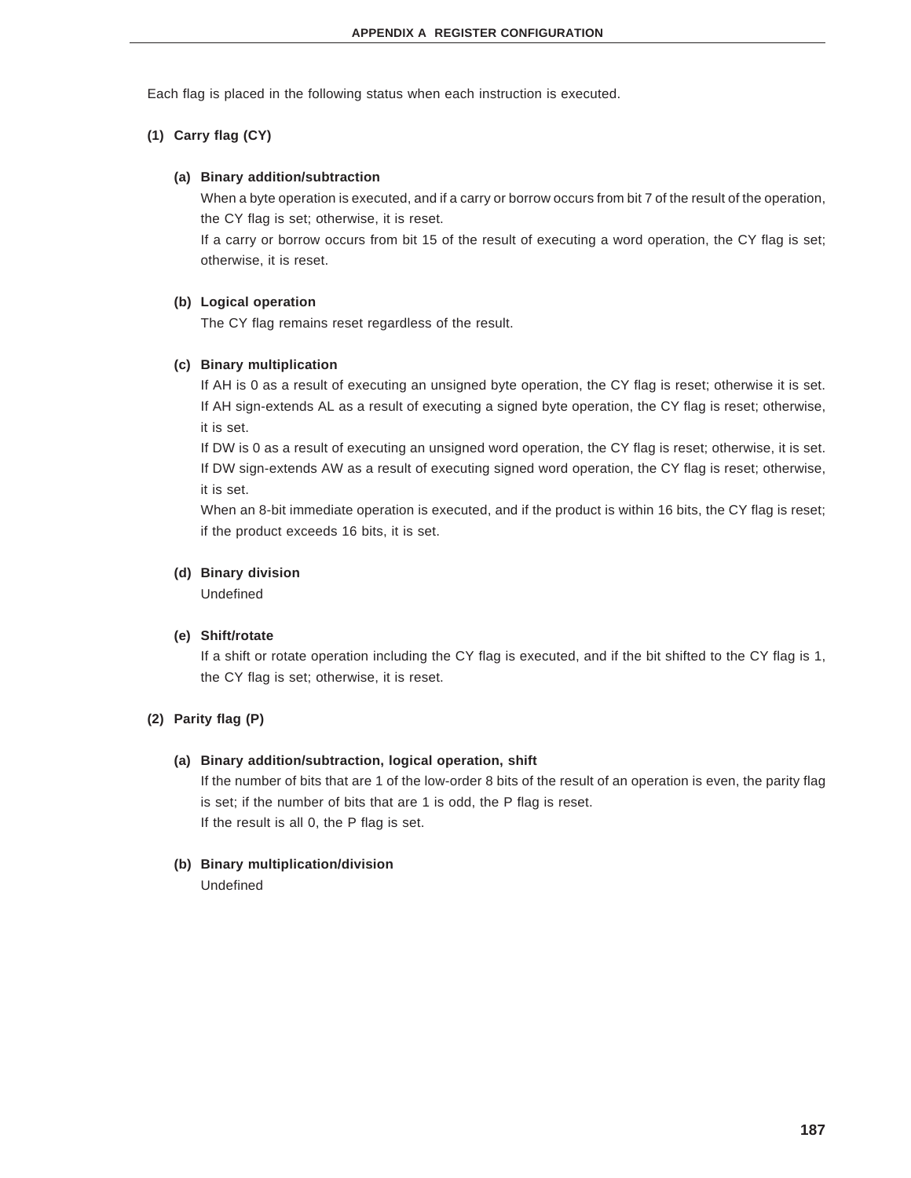Each flag is placed in the following status when each instruction is executed.

**(1) Carry flag (CY)**

**(a) Binary addition/subtraction**

When a byte operation is executed, and if a carry or borrow occurs from bit 7 of the result of the operation, the CY flag is set; otherwise, it is reset.

If a carry or borrow occurs from bit 15 of the result of executing a word operation, the CY flag is set; otherwise, it is reset.

**(b) Logical operation**

The CY flag remains reset regardless of the result.

**(c) Binary multiplication**

If AH is 0 as a result of executing an unsigned byte operation, the CY flag is reset; otherwise it is set.

If AH sign-extends AL as a result of executing a signed byte operation, the CY flag is reset; otherwise, it is set.

If DW is 0 as a result of executing an unsigned word operation, the CY flag is reset; otherwise, it is set.

If DW sign-extends AW as a result of executing signed word operation, the CY flag is reset; otherwise, it is set.

When an 8-bit immediate operation is executed, and if the product is within 16 bits, the CY flag is reset; if the product exceeds 16 bits, it is set.

**(d) Binary division**

Undefined

**(e) Shift/rotate**

If a shift or rotate operation including the CY flag is executed, and if the bit shifted to the CY flag is 1, the CY flag is set; otherwise, it is reset.

**(2) Parity flag (P)**

**(a) Binary addition/subtraction, logical operation, shift**

If the number of bits that are 1 of the low-order 8 bits of the result of an operation is even, the parity flag is set; if the number of bits that are 1 is odd, the P flag is reset.

If the result is all 0, the P flag is set.

**(b) Binary multiplication/division**

Undefined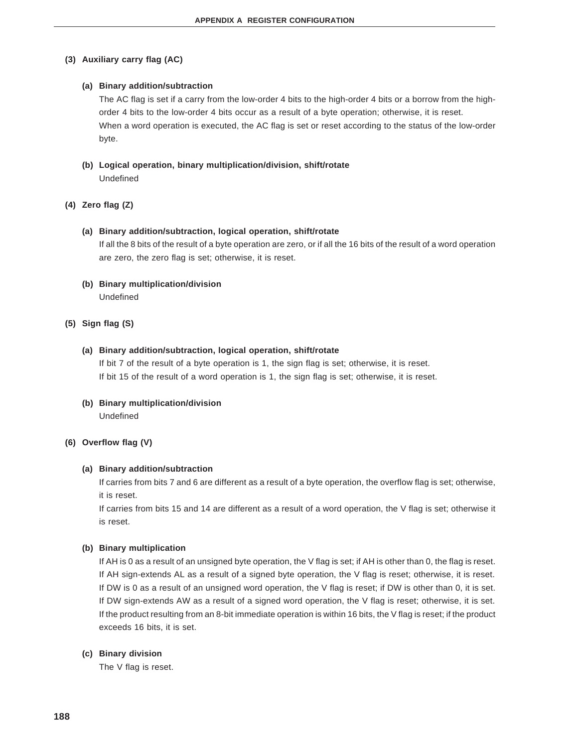**(3) Auxiliary carry flag (AC)**

**(a) Binary addition/subtraction**

The AC flag is set if a carry from the low-order 4 bits to the high-order 4 bits or a borrow from the high-order 4 bits to the low-order 4 bits occur as a result of a byte operation; otherwise, it is reset.
When a word operation is executed, the AC flag is set or reset according to the status of the low-order byte.

**(b) Logical operation, binary multiplication/division, shift/rotate**

Undefined

**(4) Zero flag (Z)**

**(a) Binary addition/subtraction, logical operation, shift/rotate**

If all the 8 bits of the result of a byte operation are zero, or if all the 16 bits of the result of a word operation are zero, the zero flag is set; otherwise, it is reset.

**(b) Binary multiplication/division**

Undefined

**(5) Sign flag (S)**

**(a) Binary addition/subtraction, logical operation, shift/rotate**

If bit 7 of the result of a byte operation is 1, the sign flag is set; otherwise, it is reset.
If bit 15 of the result of a word operation is 1, the sign flag is set; otherwise, it is reset.

**(b) Binary multiplication/division**

Undefined

**(6) Overflow flag (V)**

**(a) Binary addition/subtraction**

If carries from bits 7 and 6 are different as a result of a byte operation, the overflow flag is set; otherwise, it is reset.
If carries from bits 15 and 14 are different as a result of a word operation, the V flag is set; otherwise it is reset.

**(b) Binary multiplication**

If AH is 0 as a result of an unsigned byte operation, the V flag is set; if AH is other than 0, the flag is reset.
If AH sign-extends AL as a result of a signed byte operation, the V flag is reset; otherwise, it is reset.
If DW is 0 as a result of an unsigned word operation, the V flag is reset; if DW is other than 0, it is set.
If DW sign-extends AW as a result of a signed word operation, the V flag is reset; otherwise, it is set.
If the product resulting from an 8-bit immediate operation is within 16 bits, the V flag is reset; if the product exceeds 16 bits, it is set.

**(c) Binary division**

The V flag is reset.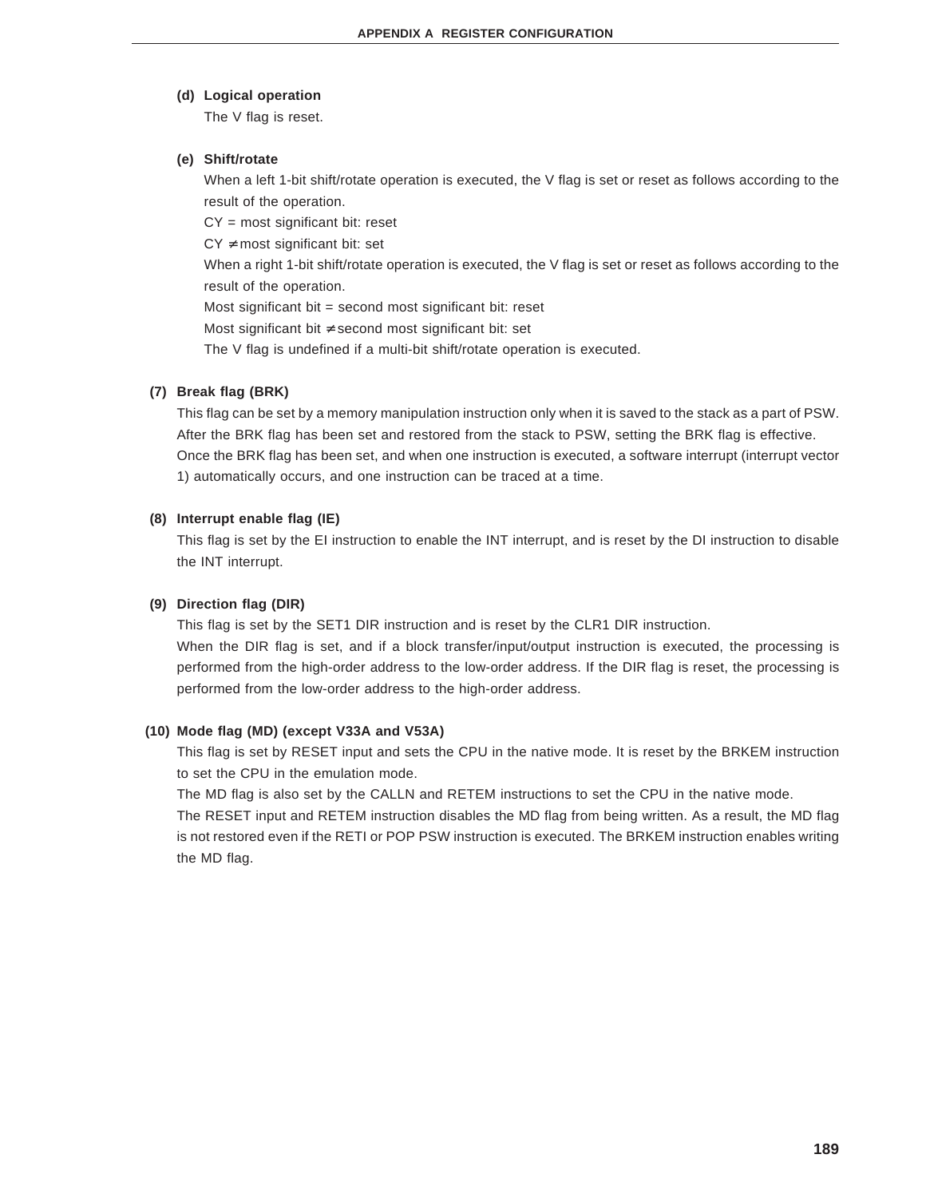**(d) Logical operation**

The V flag is reset.

**(e) Shift/rotate**

When a left 1-bit shift/rotate operation is executed, the V flag is set or reset as follows according to the result of the operation.

CY = most significant bit: reset

CY ≠ most significant bit: set

When a right 1-bit shift/rotate operation is executed, the V flag is set or reset as follows according to the result of the operation.

Most significant bit = second most significant bit: reset

Most significant bit ≠ second most significant bit: set

The V flag is undefined if a multi-bit shift/rotate operation is executed.

**(7) Break flag (BRK)**

This flag can be set by a memory manipulation instruction only when it is saved to the stack as a part of PSW. After the BRK flag has been set and restored from the stack to PSW, setting the BRK flag is effective. Once the BRK flag has been set, and when one instruction is executed, a software interrupt (interrupt vector 1) automatically occurs, and one instruction can be traced at a time.

**(8) Interrupt enable flag (IE)**

This flag is set by the EI instruction to enable the INT interrupt, and is reset by the DI instruction to disable the INT interrupt.

**(9) Direction flag (DIR)**

This flag is set by the SET1 DIR instruction and is reset by the CLR1 DIR instruction.

When the DIR flag is set, and if a block transfer/input/output instruction is executed, the processing is performed from the high-order address to the low-order address. If the DIR flag is reset, the processing is performed from the low-order address to the high-order address.

**(10) Mode flag (MD) (except V33A and V53A)**

This flag is set by RESET input and sets the CPU in the native mode. It is reset by the BRKEM instruction to set the CPU in the emulation mode.

The MD flag is also set by the CALLN and RETEM instructions to set the CPU in the native mode.

The RESET input and RETEM instruction disables the MD flag from being written. As a result, the MD flag is not restored even if the RETI or POP PSW instruction is executed. The BRKEM instruction enables writing the MD flag.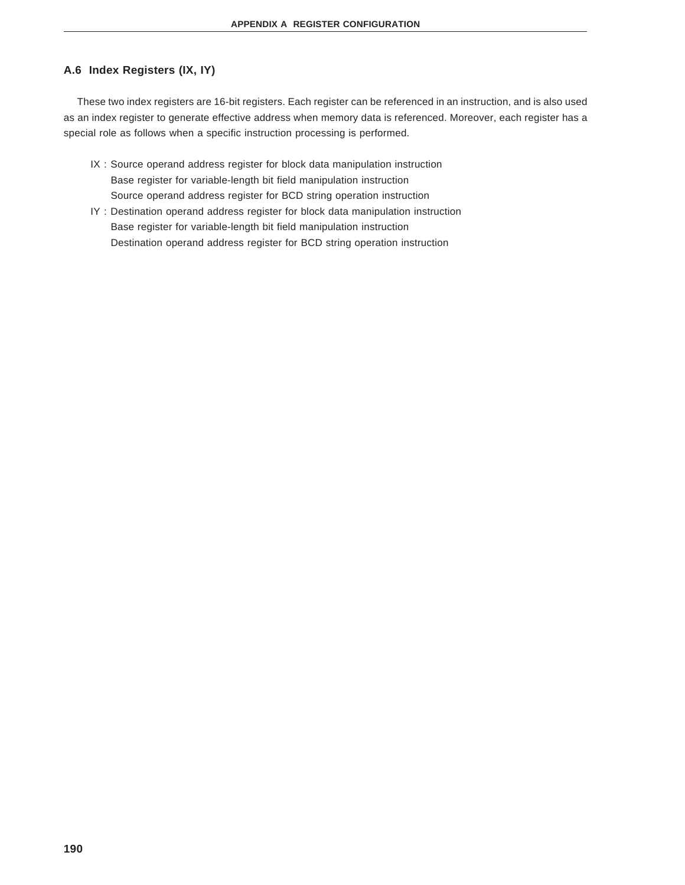## A.6 Index Registers (IX, IY)

These two index registers are 16-bit registers. Each register can be referenced in an instruction, and is also used as an index register to generate effective address when memory data is referenced. Moreover, each register has a special role as follows when a specific instruction processing is performed.

IX : Source operand address register for block data manipulation instruction
  Base register for variable-length bit field manipulation instruction
  Source operand address register for BCD string operation instruction

IY : Destination operand address register for block data manipulation instruction
  Base register for variable-length bit field manipulation instruction
  Destination operand address register for BCD string operation instruction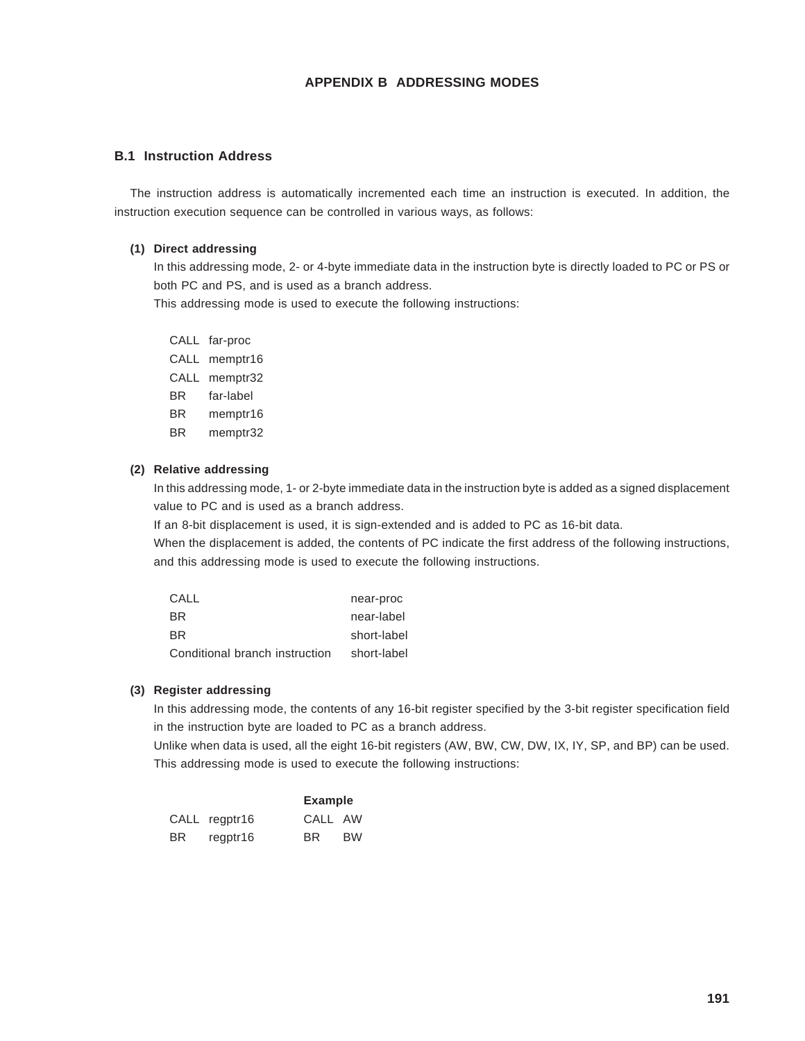# APPENDIX B ADDRESSING MODES

## B.1 Instruction Address

The instruction address is automatically incremented each time an instruction is executed. In addition, the instruction execution sequence can be controlled in various ways, as follows:

### (1) Direct addressing

In this addressing mode, 2- or 4-byte immediate data in the instruction byte is directly loaded to PC or PS or both PC and PS, and is used as a branch address.

This addressing mode is used to execute the following instructions:

```
CALL  far-proc
CALL  memptr16
CALL  memptr32
BR    far-label
BR    memptr16
BR    memptr32
```

### (2) Relative addressing

In this addressing mode, 1- or 2-byte immediate data in the instruction byte is added as a signed displacement value to PC and is used as a branch address.

If an 8-bit displacement is used, it is sign-extended and is added to PC as 16-bit data.

When the displacement is added, the contents of PC indicate the first address of the following instructions, and this addressing mode is used to execute the following instructions.

```
CALL                            near-proc
BR                              near-label
BR                              short-label
Conditional branch instruction  short-label
```

### (3) Register addressing

In this addressing mode, the contents of any 16-bit register specified by the 3-bit register specification field in the instruction byte are loaded to PC as a branch address.

Unlike when data is used, all the eight 16-bit registers (AW, BW, CW, DW, IX, IY, SP, and BP) can be used.

This addressing mode is used to execute the following instructions:

| | Example |
|---|---|
| CALL regptr16 | CALL AW |
| BR regptr16 | BR BW |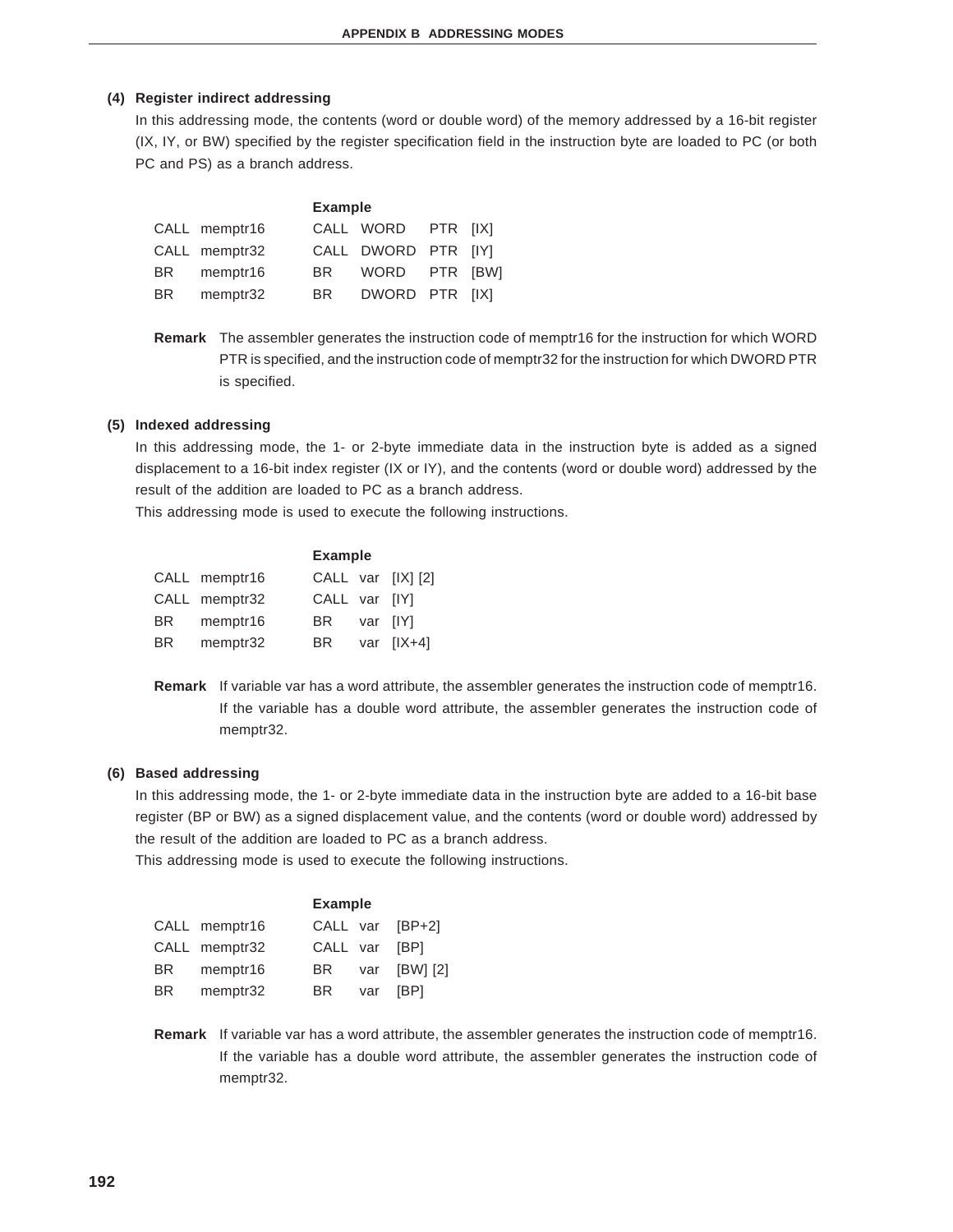### (4) Register indirect addressing

In this addressing mode, the contents (word or double word) of the memory addressed by a 16-bit register (IX, IY, or BW) specified by the register specification field in the instruction byte are loaded to PC (or both PC and PS) as a branch address.

| | Example |
|---|---|
| CALL memptr16 | CALL WORD PTR [IX] |
| CALL memptr32 | CALL DWORD PTR [IY] |
| BR memptr16 | BR WORD PTR [BW] |
| BR memptr32 | BR DWORD PTR [IX] |

**Remark** The assembler generates the instruction code of memptr16 for the instruction for which WORD PTR is specified, and the instruction code of memptr32 for the instruction for which DWORD PTR is specified.

### (5) Indexed addressing

In this addressing mode, the 1- or 2-byte immediate data in the instruction byte is added as a signed displacement to a 16-bit index register (IX or IY), and the contents (word or double word) addressed by the result of the addition are loaded to PC as a branch address.

This addressing mode is used to execute the following instructions.

| | Example |
|---|---|
| CALL memptr16 | CALL var [IX] [2] |
| CALL memptr32 | CALL var [IY] |
| BR memptr16 | BR var [IY] |
| BR memptr32 | BR var [IX+4] |

**Remark** If variable var has a word attribute, the assembler generates the instruction code of memptr16. If the variable has a double word attribute, the assembler generates the instruction code of memptr32.

### (6) Based addressing

In this addressing mode, the 1- or 2-byte immediate data in the instruction byte are added to a 16-bit base register (BP or BW) as a signed displacement value, and the contents (word or double word) addressed by the result of the addition are loaded to PC as a branch address.

This addressing mode is used to execute the following instructions.

| | Example |
|---|---|
| CALL memptr16 | CALL var [BP+2] |
| CALL memptr32 | CALL var [BP] |
| BR memptr16 | BR var [BW] [2] |
| BR memptr32 | BR var [BP] |

**Remark** If variable var has a word attribute, the assembler generates the instruction code of memptr16. If the variable has a double word attribute, the assembler generates the instruction code of memptr32.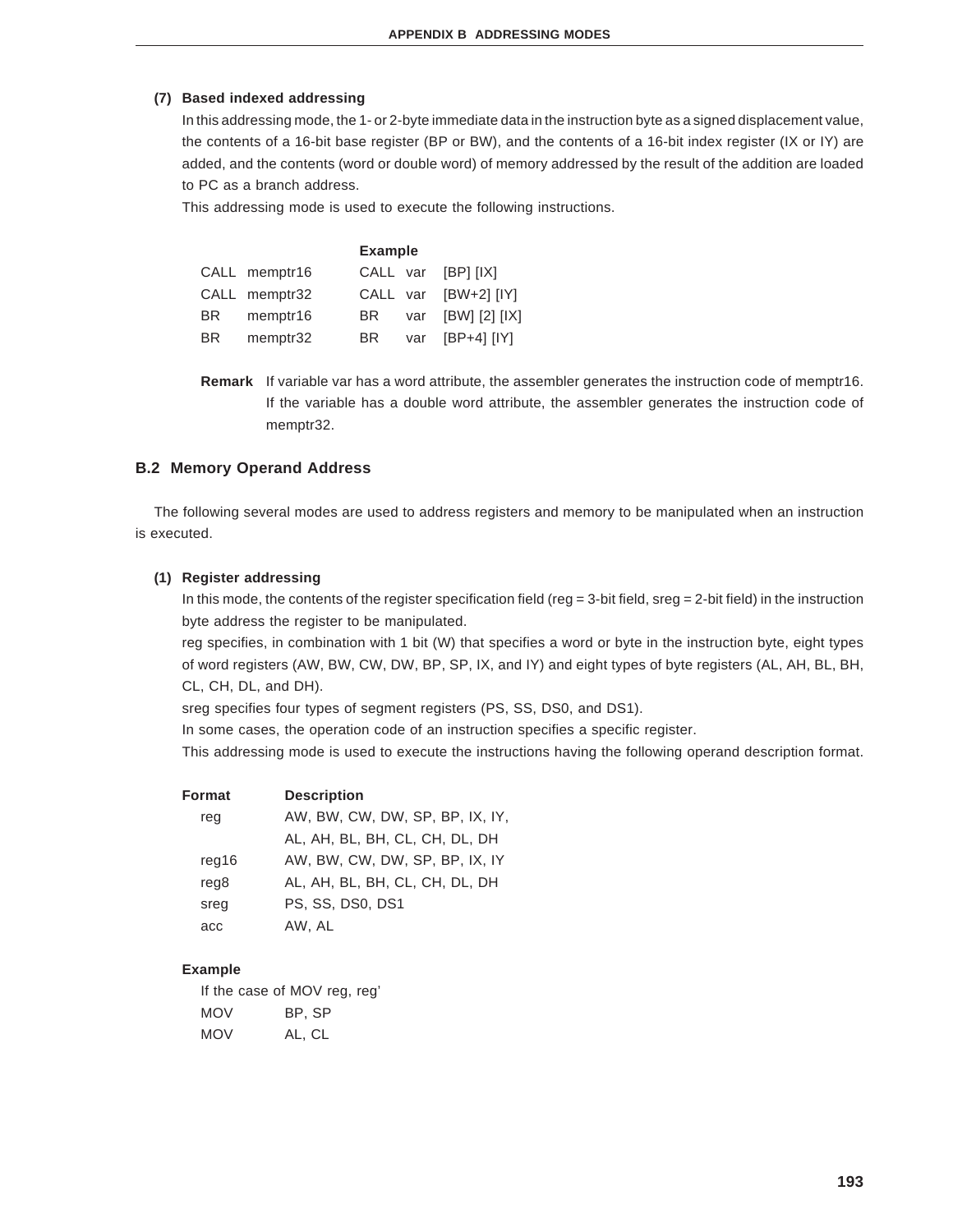**(7) Based indexed addressing**

In this addressing mode, the 1- or 2-byte immediate data in the instruction byte as a signed displacement value, the contents of a 16-bit base register (BP or BW), and the contents of a 16-bit index register (IX or IY) are added, and the contents (word or double word) of memory addressed by the result of the addition are loaded to PC as a branch address.

This addressing mode is used to execute the following instructions.

| | | Example | | |
|---|---|---|---|---|
| CALL | memptr16 | CALL | var | [BP] [IX] |
| CALL | memptr32 | CALL | var | [BW+2] [IY] |
| BR | memptr16 | BR | var | [BW] [2] [IX] |
| BR | memptr32 | BR | var | [BP+4] [IY] |

**Remark** If variable var has a word attribute, the assembler generates the instruction code of memptr16. If the variable has a double word attribute, the assembler generates the instruction code of memptr32.

## B.2 Memory Operand Address

The following several modes are used to address registers and memory to be manipulated when an instruction is executed.

**(1) Register addressing**

In this mode, the contents of the register specification field (reg = 3-bit field, sreg = 2-bit field) in the instruction byte address the register to be manipulated.

reg specifies, in combination with 1 bit (W) that specifies a word or byte in the instruction byte, eight types of word registers (AW, BW, CW, DW, BP, SP, IX, and IY) and eight types of byte registers (AL, AH, BL, BH, CL, CH, DL, and DH).

sreg specifies four types of segment registers (PS, SS, DS0, and DS1).

In some cases, the operation code of an instruction specifies a specific register.

This addressing mode is used to execute the instructions having the following operand description format.

| Format | Description |
|---|---|
| reg | AW, BW, CW, DW, SP, BP, IX, IY, AL, AH, BL, BH, CL, CH, DL, DH |
| reg16 | AW, BW, CW, DW, SP, BP, IX, IY |
| reg8 | AL, AH, BL, BH, CL, CH, DL, DH |
| sreg | PS, SS, DS0, DS1 |
| acc | AW, AL |

**Example**

If the case of MOV reg, reg'

```
MOV     BP, SP
MOV     AL, CL
```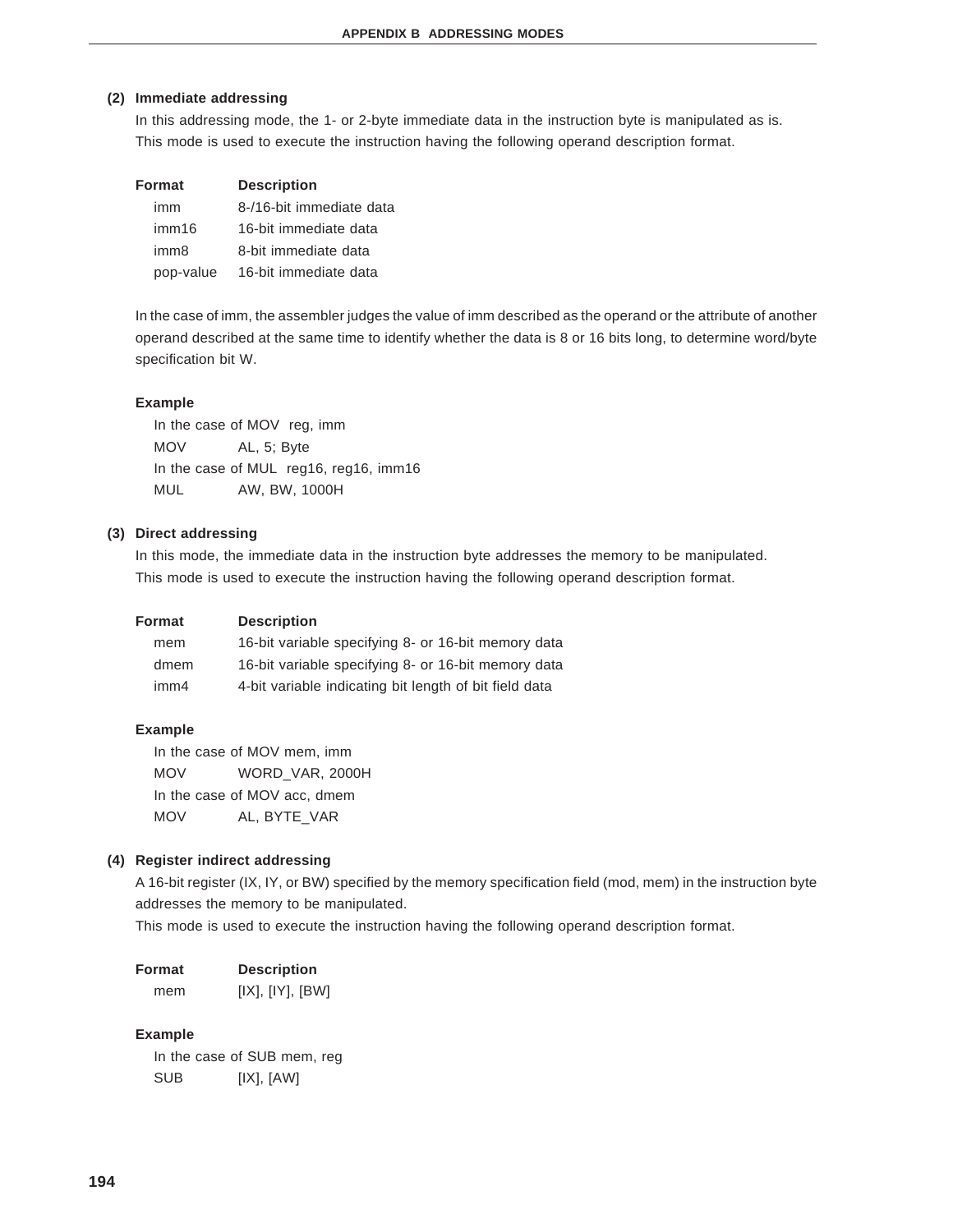**(2) Immediate addressing**

In this addressing mode, the 1- or 2-byte immediate data in the instruction byte is manipulated as is.
This mode is used to execute the instruction having the following operand description format.

| Format | Description |
|---|---|
| imm | 8-/16-bit immediate data |
| imm16 | 16-bit immediate data |
| imm8 | 8-bit immediate data |
| pop-value | 16-bit immediate data |

In the case of imm, the assembler judges the value of imm described as the operand or the attribute of another operand described at the same time to identify whether the data is 8 or 16 bits long, to determine word/byte specification bit W.

**Example**

```
In the case of MOV  reg, imm
MOV        AL, 5; Byte
In the case of MUL  reg16, reg16, imm16
MUL        AW, BW, 1000H
```

**(3) Direct addressing**

In this mode, the immediate data in the instruction byte addresses the memory to be manipulated.
This mode is used to execute the instruction having the following operand description format.

| Format | Description |
|---|---|
| mem | 16-bit variable specifying 8- or 16-bit memory data |
| dmem | 16-bit variable specifying 8- or 16-bit memory data |
| imm4 | 4-bit variable indicating bit length of bit field data |

**Example**

```
In the case of MOV mem, imm
MOV        WORD_VAR, 2000H
In the case of MOV acc, dmem
MOV        AL, BYTE_VAR
```

**(4) Register indirect addressing**

A 16-bit register (IX, IY, or BW) specified by the memory specification field (mod, mem) in the instruction byte addresses the memory to be manipulated.
This mode is used to execute the instruction having the following operand description format.

| Format | Description |
|---|---|
| mem | [IX], [IY], [BW] |

**Example**

```
In the case of SUB mem, reg
SUB        [IX], [AW]
```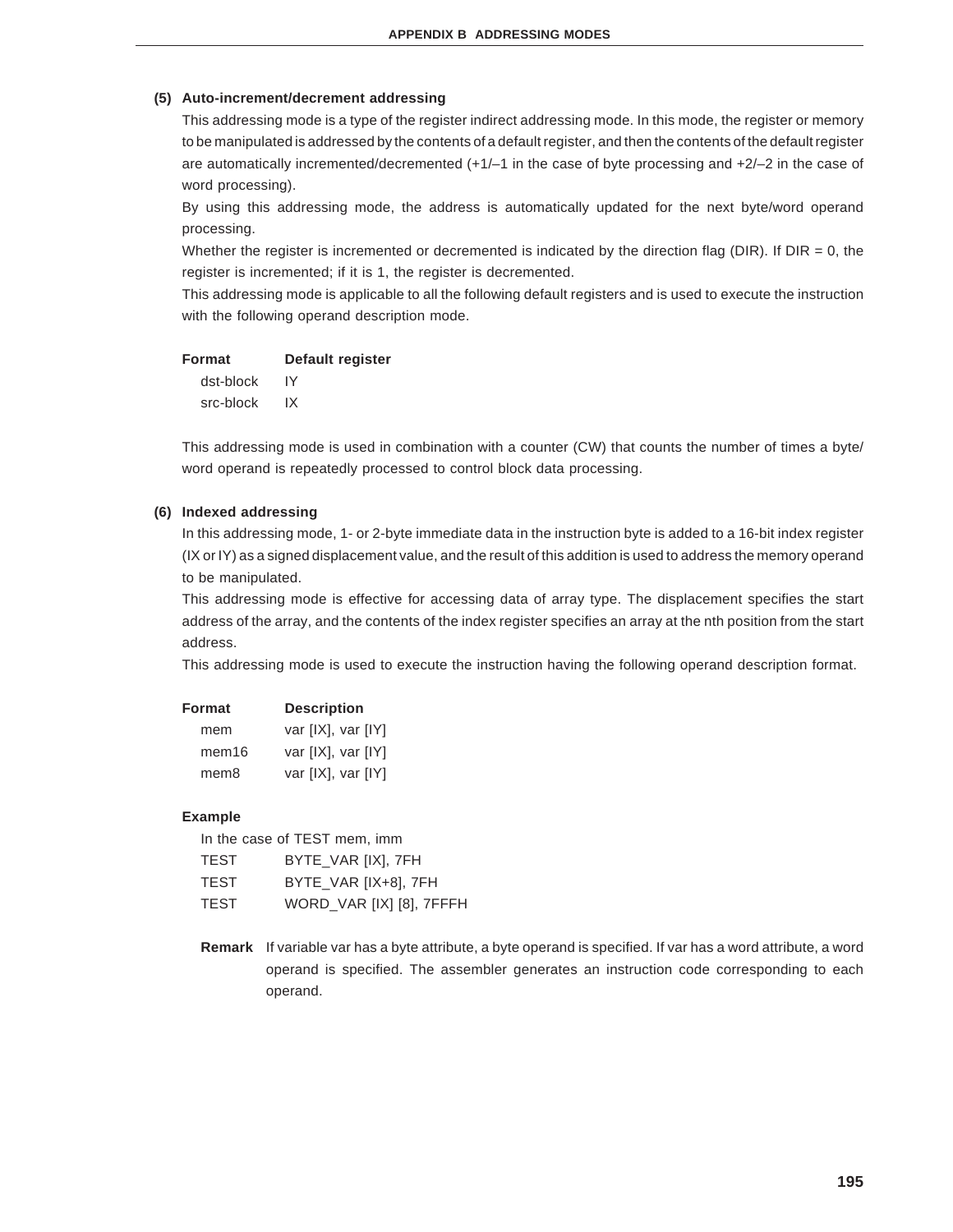### (5) Auto-increment/decrement addressing

This addressing mode is a type of the register indirect addressing mode. In this mode, the register or memory to be manipulated is addressed by the contents of a default register, and then the contents of the default register are automatically incremented/decremented (+1/–1 in the case of byte processing and +2/–2 in the case of word processing).

By using this addressing mode, the address is automatically updated for the next byte/word operand processing.

Whether the register is incremented or decremented is indicated by the direction flag (DIR). If DIR = 0, the register is incremented; if it is 1, the register is decremented.

This addressing mode is applicable to all the following default registers and is used to execute the instruction with the following operand description mode.

| Format | Default register |
| --- | --- |
| dst-block | IY |
| src-block | IX |

This addressing mode is used in combination with a counter (CW) that counts the number of times a byte/word operand is repeatedly processed to control block data processing.

### (6) Indexed addressing

In this addressing mode, 1- or 2-byte immediate data in the instruction byte is added to a 16-bit index register (IX or IY) as a signed displacement value, and the result of this addition is used to address the memory operand to be manipulated.

This addressing mode is effective for accessing data of array type. The displacement specifies the start address of the array, and the contents of the index register specifies an array at the nth position from the start address.

This addressing mode is used to execute the instruction having the following operand description format.

| Format | Description |
| --- | --- |
| mem | var [IX], var [IY] |
| mem16 | var [IX], var [IY] |
| mem8 | var [IX], var [IY] |

**Example**

In the case of TEST mem, imm

```
TEST    BYTE_VAR [IX], 7FH
TEST    BYTE_VAR [IX+8], 7FH
TEST    WORD_VAR [IX] [8], 7FFFH
```

**Remark** If variable var has a byte attribute, a byte operand is specified. If var has a word attribute, a word operand is specified. The assembler generates an instruction code corresponding to each operand.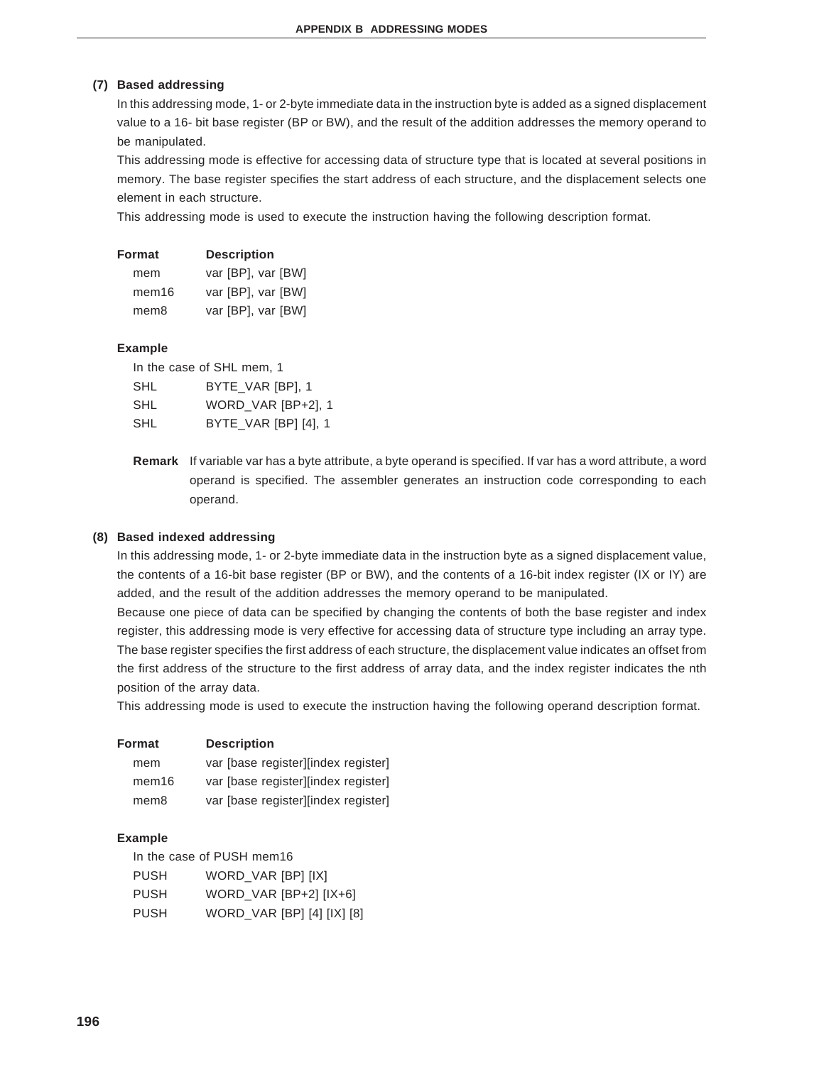### (7) Based addressing

In this addressing mode, 1- or 2-byte immediate data in the instruction byte is added as a signed displacement value to a 16- bit base register (BP or BW), and the result of the addition addresses the memory operand to be manipulated.

This addressing mode is effective for accessing data of structure type that is located at several positions in memory. The base register specifies the start address of each structure, and the displacement selects one element in each structure.

This addressing mode is used to execute the instruction having the following description format.

| Format | Description |
|---|---|
| mem | var [BP], var [BW] |
| mem16 | var [BP], var [BW] |
| mem8 | var [BP], var [BW] |

**Example**

In the case of SHL mem, 1

```
SHL     BYTE_VAR [BP], 1
SHL     WORD_VAR [BP+2], 1
SHL     BYTE_VAR [BP] [4], 1
```

**Remark** If variable var has a byte attribute, a byte operand is specified. If var has a word attribute, a word operand is specified. The assembler generates an instruction code corresponding to each operand.

### (8) Based indexed addressing

In this addressing mode, 1- or 2-byte immediate data in the instruction byte as a signed displacement value, the contents of a 16-bit base register (BP or BW), and the contents of a 16-bit index register (IX or IY) are added, and the result of the addition addresses the memory operand to be manipulated.

Because one piece of data can be specified by changing the contents of both the base register and index register, this addressing mode is very effective for accessing data of structure type including an array type. The base register specifies the first address of each structure, the displacement value indicates an offset from the first address of the structure to the first address of array data, and the index register indicates the nth position of the array data.

This addressing mode is used to execute the instruction having the following operand description format.

| Format | Description |
|---|---|
| mem | var [base register][index register] |
| mem16 | var [base register][index register] |
| mem8 | var [base register][index register] |

**Example**

In the case of PUSH mem16

```
PUSH    WORD_VAR [BP] [IX]
PUSH    WORD_VAR [BP+2] [IX+6]
PUSH    WORD_VAR [BP] [4] [IX] [8]
```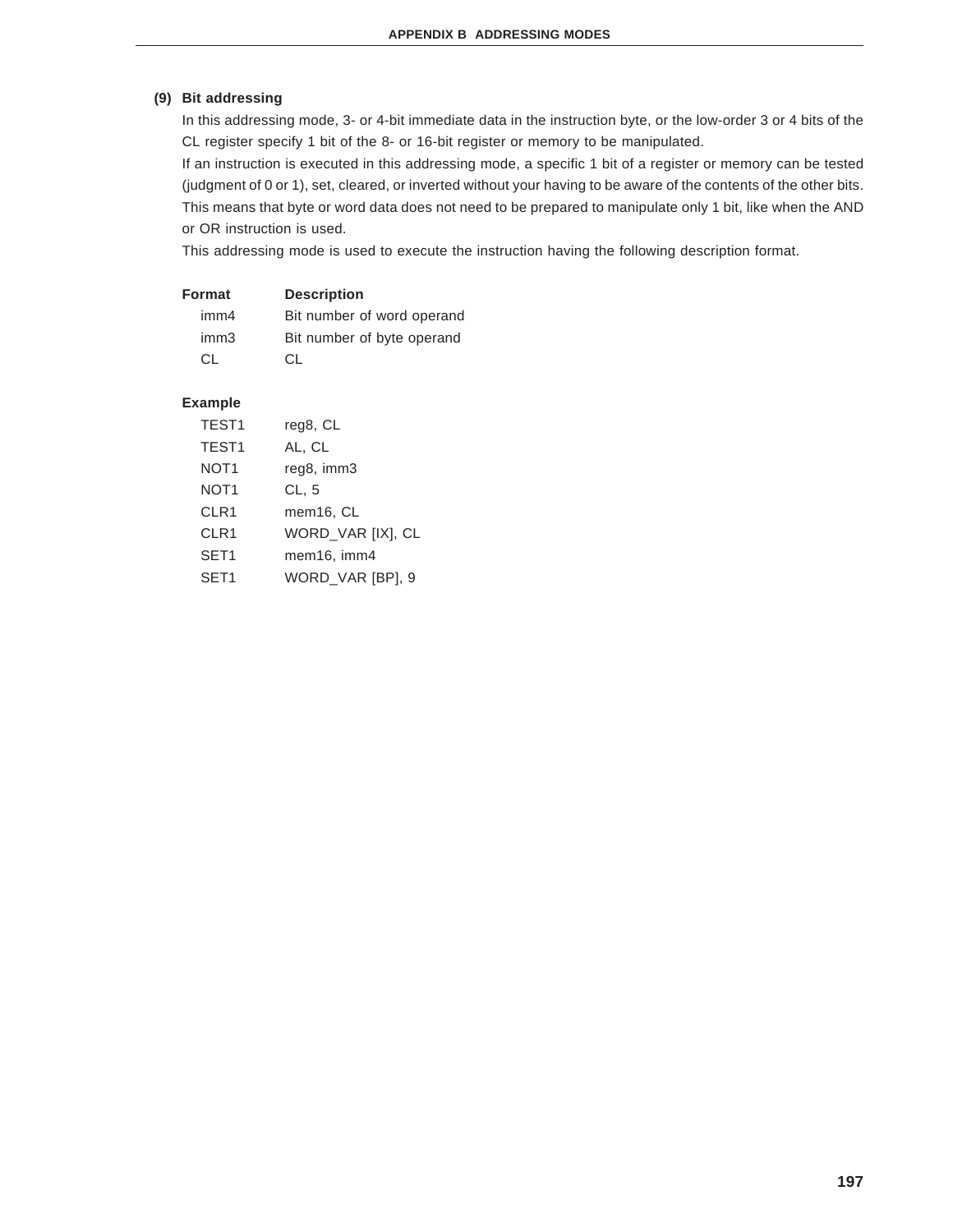### (9) Bit addressing

In this addressing mode, 3- or 4-bit immediate data in the instruction byte, or the low-order 3 or 4 bits of the CL register specify 1 bit of the 8- or 16-bit register or memory to be manipulated.

If an instruction is executed in this addressing mode, a specific 1 bit of a register or memory can be tested (judgment of 0 or 1), set, cleared, or inverted without your having to be aware of the contents of the other bits. This means that byte or word data does not need to be prepared to manipulate only 1 bit, like when the AND or OR instruction is used.

This addressing mode is used to execute the instruction having the following description format.

| Format | Description |
| --- | --- |
| imm4 | Bit number of word operand |
| imm3 | Bit number of byte operand |
| CL | CL |

**Example**

```
TEST1   reg8, CL
TEST1   AL, CL
NOT1    reg8, imm3
NOT1    CL, 5
CLR1    mem16, CL
CLR1    WORD_VAR [IX], CL
SET1    mem16, imm4
SET1    WORD_VAR [BP], 9
```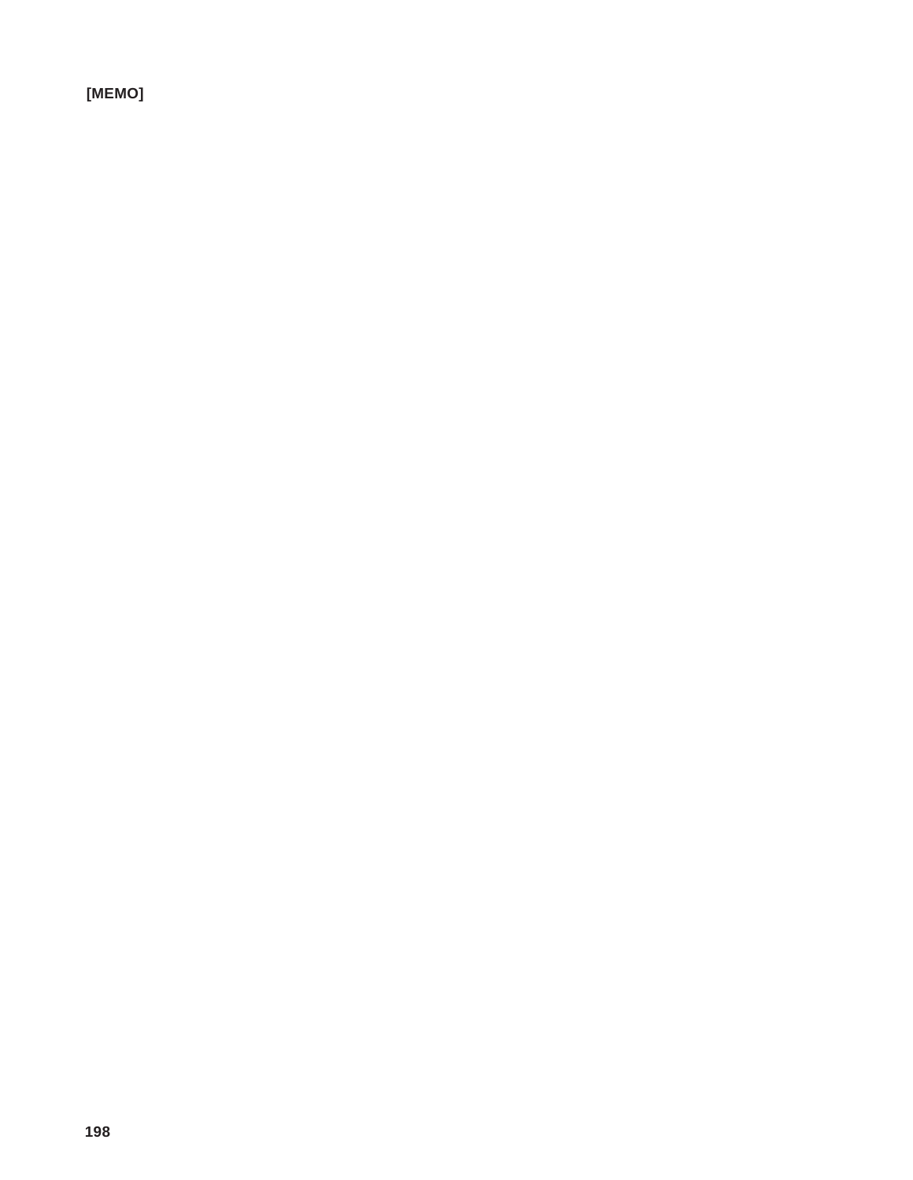[MEMO]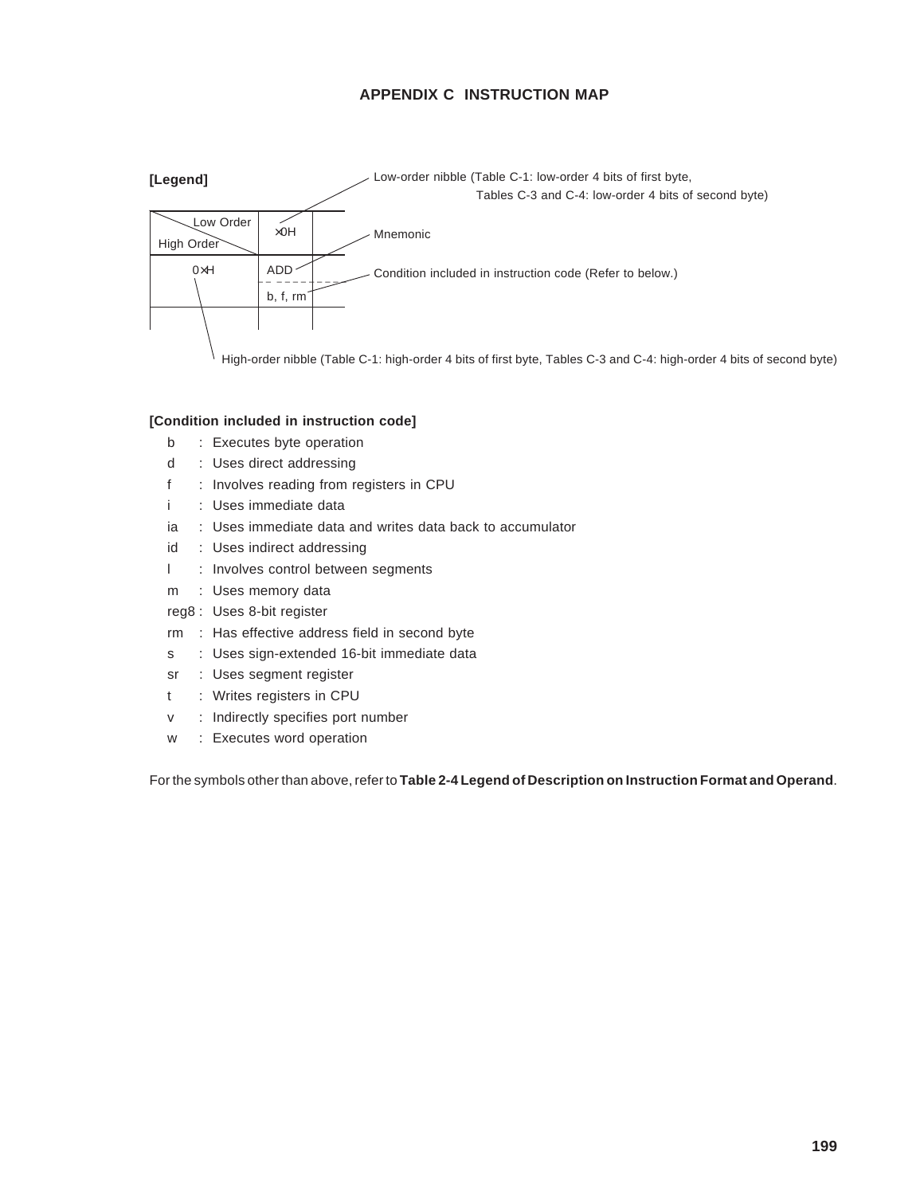# APPENDIX C INSTRUCTION MAP

**[Legend]**

| Low Order / High Order | ×0H | |
|---|---|---|
| 0×H | ADD<br>b, f, rm | |
| | | |

- ×0H — Low-order nibble (Table C-1: low-order 4 bits of first byte, Tables C-3 and C-4: low-order 4 bits of second byte)
- ADD — Mnemonic
- b, f, rm — Condition included in instruction code (Refer to below.)
- 0×H — High-order nibble (Table C-1: high-order 4 bits of first byte, Tables C-3 and C-4: high-order 4 bits of second byte)

**[Condition included in instruction code]**

- b : Executes byte operation
- d : Uses direct addressing
- f : Involves reading from registers in CPU
- i : Uses immediate data
- ia : Uses immediate data and writes data back to accumulator
- id : Uses indirect addressing
- l : Involves control between segments
- m : Uses memory data
- reg8 : Uses 8-bit register
- rm : Has effective address field in second byte
- s : Uses sign-extended 16-bit immediate data
- sr : Uses segment register
- t : Writes registers in CPU
- v : Indirectly specifies port number
- w : Executes word operation

For the symbols other than above, refer to **Table 2-4 Legend of Description on Instruction Format and Operand**.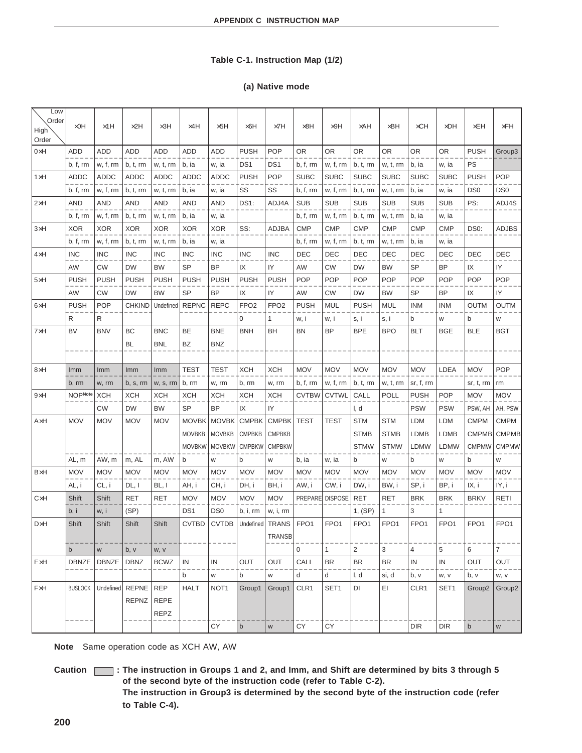### Table C-1. Instruction Map (1/2)

#### (a) Native mode

| High Order \ Low Order | ×0H | ×1H | ×2H | ×3H | ×4H | ×5H | ×6H | ×7H | ×8H | ×9H | ×AH | ×BH | ×CH | ×DH | ×EH | ×FH |
|---|---|---|---|---|---|---|---|---|---|---|---|---|---|---|---|---|
| 0×H | ADD<br>b, f, rm | ADD<br>w, f, rm | ADD<br>b, t, rm | ADD<br>w, t, rm | ADD<br>b, ia | ADD<br>w, ia | PUSH<br>DS1 | POP<br>DS1 | OR<br>b, f, rm | OR<br>w, f, rm | OR<br>b, t, rm | OR<br>w, t, rm | OR<br>b, ia | OR<br>w, ia | PUSH<br>PS | Group3 |
| 1×H | ADDC<br>b, f, rm | ADDC<br>w, f, rm | ADDC<br>b, t, rm | ADDC<br>w, t, rm | ADDC<br>b, ia | ADDC<br>w, ia | PUSH<br>SS | POP<br>SS | SUBC<br>b, f, rm | SUBC<br>w, f, rm | SUBC<br>b, t, rm | SUBC<br>w, t, rm | SUBC<br>b, ia | SUBC<br>w, ia | PUSH<br>DS0 | POP<br>DS0 |
| 2×H | AND<br>b, f, rm | AND<br>w, f, rm | AND<br>b, t, rm | AND<br>w, t, rm | AND<br>b, ia | AND<br>w, ia | DS1: | ADJ4A | SUB<br>b, f, rm | SUB<br>w, f, rm | SUB<br>b, t, rm | SUB<br>w, t, rm | SUB<br>b, ia | SUB<br>w, ia | PS: | ADJ4S |
| 3×H | XOR<br>b, f, rm | XOR<br>w, f, rm | XOR<br>b, t, rm | XOR<br>w, t, rm | XOR<br>b, ia | XOR<br>w, ia | SS: | ADJBA | CMP<br>b, f, rm | CMP<br>w, f, rm | CMP<br>b, t, rm | CMP<br>w, t, rm | CMP<br>b, ia | CMP<br>w, ia | DS0: | ADJBS |
| 4×H | INC<br>AW | INC<br>CW | INC<br>DW | INC<br>BW | INC<br>SP | INC<br>BP | INC<br>IX | INC<br>IY | DEC<br>AW | DEC<br>CW | DEC<br>DW | DEC<br>BW | DEC<br>SP | DEC<br>BP | DEC<br>IX | DEC<br>IY |
| 5×H | PUSH<br>AW | PUSH<br>CW | PUSH<br>DW | PUSH<br>BW | PUSH<br>SP | PUSH<br>BP | PUSH<br>IX | PUSH<br>IY | POP<br>AW | POP<br>CW | POP<br>DW | POP<br>BW | POP<br>SP | POP<br>BP | POP<br>IX | POP<br>IY |
| 6×H | PUSH<br>R | POP<br>R | CHKIND | Undefined | REPNC | REPC | FPO2<br>0 | FPO2<br>1 | PUSH<br>w, i | MUL<br>w, i | PUSH<br>s, i | MUL<br>s, i | INM<br>b | INM<br>w | OUTM<br>b | OUTM<br>w |
| 7×H | BV | BNV | BC<br>BL | BNC<br>BNL | BE<br>BZ | BNE<br>BNZ | BNH | BH | BN | BP | BPE | BPO | BLT | BGE | BLE | BGT |
| 8×H | Imm<br>b, rm | Imm<br>w, rm | Imm<br>b, s, rm | Imm<br>w, s, rm | TEST<br>b, rm | TEST<br>w, rm | XCH<br>b, rm | XCH<br>w, rm | MOV<br>b, f, rm | MOV<br>w, f, rm | MOV<br>b, t, rm | MOV<br>w, t, rm | MOV<br>sr, f, rm | LDEA | MOV<br>sr, t, rm | POP<br>rm |
| 9×H | NOP[Note] | XCH<br>CW | XCH<br>DW | XCH<br>BW | XCH<br>SP | XCH<br>BP | XCH<br>IX | XCH<br>IY | CVTBW | CVTWL | CALL<br>l, d | POLL | PUSH<br>PSW | POP<br>PSW | MOV<br>PSW, AH | MOV<br>AH, PSW |
| A×H | MOV<br>AL, m | MOV<br>AW, m | MOV<br>m, AL | MOV<br>m, AW | MOVBK<br>MOVBKB<br>MOVBKW<br>b | MOVBK<br>MOVBKB<br>MOVBKW<br>w | CMPBK<br>CMPBKB<br>CMPBKW<br>b | CMPBK<br>CMPBKB<br>CMPBKW<br>w | TEST<br>b, ia | TEST<br>w, ia | STM<br>STMB<br>STMW<br>b | STM<br>STMB<br>STMW<br>w | LDM<br>LDMB<br>LDMW<br>b | LDM<br>LDMB<br>LDMW<br>w | CMPM<br>CMPMB<br>CMPMW<br>b | CMPM<br>CMPMB<br>CMPMW<br>w |
| B×H | MOV<br>AL, i | MOV<br>CL, i | MOV<br>DL, I | MOV<br>BL, I | MOV<br>AH, i | MOV<br>CH, i | MOV<br>DH, i | MOV<br>BH, i | MOV<br>AW, i | MOV<br>CW, i | MOV<br>DW, i | MOV<br>BW, i | MOV<br>SP, i | MOV<br>BP, i | MOV<br>IX, i | MOV<br>IY, i |
| C×H | Shift<br>b, i | Shift<br>w, i | RET<br>(SP) | RET | MOV<br>DS1 | MOV<br>DS0 | MOV<br>b, i, rm | MOV<br>w, i, rm | PREPARE | DISPOSE | RET<br>1, (SP) | RET<br>1 | BRK<br>3 | BRK<br>1 | BRKV | RETI |
| D×H | Shift<br>b | Shift<br>w | Shift<br>b, v | Shift<br>w, v | CVTBD | CVTDB | Undefined | TRANS<br>TRANSB | FPO1<br>0 | FPO1<br>1 | FPO1<br>2 | FPO1<br>3 | FPO1<br>4 | FPO1<br>5 | FPO1<br>6 | FPO1<br>7 |
| E×H | DBNZE | DBNZE | DBNZ | BCWZ | IN<br>b | IN<br>w | OUT<br>b | OUT<br>w | CALL<br>d | BR<br>d | BR<br>l, d | BR<br>si, d | IN<br>b, v | IN<br>w, v | OUT<br>b, v | OUT<br>w, v |
| F×H | BUSLOCK | Undefined | REPNE<br>REPNZ | REP<br>REPE<br>REPZ | HALT | NOT1<br>CY | Group1<br>b | Group1<br>w | CLR1<br>CY | SET1<br>CY | DI | EI | CLR1<br>DIR | SET1<br>DIR | Group2<br>b | Group2<br>w |

**Note** Same operation code as XCH AW, AW

**Caution** (shaded cells): **The instruction in Groups 1 and 2, and Imm, and Shift are determined by bits 3 through 5 of the second byte of the instruction code (refer to Table C-2).**
**The instruction in Group3 is determined by the second byte of the instruction code (refer to Table C-4).**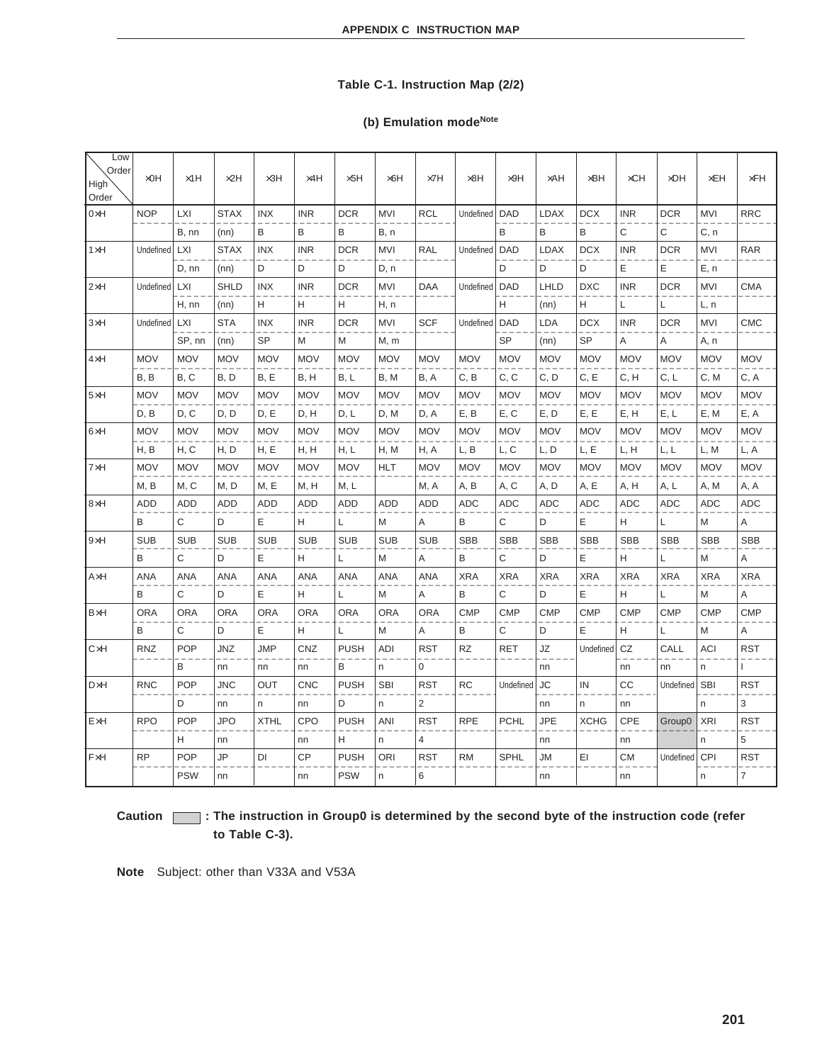**Table C-1. Instruction Map (2/2)**

**(b) Emulation mode**Note

| High Order \ Low Order | ×0H | ×1H | ×2H | ×3H | ×4H | ×5H | ×6H | ×7H | ×8H | ×9H | ×AH | ×BH | ×CH | ×DH | ×EH | ×FH |
|---|---|---|---|---|---|---|---|---|---|---|---|---|---|---|---|---|
| 0×H | NOP | LXI | STAX | INX | INR | DCR | MVI | RCL | Undefined | DAD | LDAX | DCX | INR | DCR | MVI | RRC |
| | | B, nn | (nn) | B | B | B | B, n | | | B | B | B | C | C | C, n | |
| 1×H | Undefined | LXI | STAX | INX | INR | DCR | MVI | RAL | Undefined | DAD | LDAX | DCX | INR | DCR | MVI | RAR |
| | | D, nn | (nn) | D | D | D | D, n | | | D | D | D | E | E | E, n | |
| 2×H | Undefined | LXI | SHLD | INX | INR | DCR | MVI | DAA | Undefined | DAD | LHLD | DXC | INR | DCR | MVI | CMA |
| | | H, nn | (nn) | H | H | H | H, n | | | H | (nn) | H | L | L | L, n | |
| 3×H | Undefined | LXI | STA | INX | INR | DCR | MVI | SCF | Undefined | DAD | LDA | DCX | INR | DCR | MVI | CMC |
| | | SP, nn | (nn) | SP | M | M | M, m | | | SP | (nn) | SP | A | A | A, n | |
| 4×H | MOV | MOV | MOV | MOV | MOV | MOV | MOV | MOV | MOV | MOV | MOV | MOV | MOV | MOV | MOV | MOV |
| | B, B | B, C | B, D | B, E | B, H | B, L | B, M | B, A | C, B | C, C | C, D | C, E | C, H | C, L | C, M | C, A |
| 5×H | MOV | MOV | MOV | MOV | MOV | MOV | MOV | MOV | MOV | MOV | MOV | MOV | MOV | MOV | MOV | MOV |
| | D, B | D, C | D, D | D, E | D, H | D, L | D, M | D, A | E, B | E, C | E, D | E, E | E, H | E, L | E, M | E, A |
| 6×H | MOV | MOV | MOV | MOV | MOV | MOV | MOV | MOV | MOV | MOV | MOV | MOV | MOV | MOV | MOV | MOV |
| | H, B | H, C | H, D | H, E | H, H | H, L | H, M | H, A | L, B | L, C | L, D | L, E | L, H | L, L | L, M | L, A |
| 7×H | MOV | MOV | MOV | MOV | MOV | MOV | HLT | MOV | MOV | MOV | MOV | MOV | MOV | MOV | MOV | MOV |
| | M, B | M, C | M, D | M, E | M, H | M, L | | M, A | A, B | A, C | A, D | A, E | A, H | A, L | A, M | A, A |
| 8×H | ADD | ADD | ADD | ADD | ADD | ADD | ADD | ADD | ADC | ADC | ADC | ADC | ADC | ADC | ADC | ADC |
| | B | C | D | E | H | L | M | A | B | C | D | E | H | L | M | A |
| 9×H | SUB | SUB | SUB | SUB | SUB | SUB | SUB | SUB | SBB | SBB | SBB | SBB | SBB | SBB | SBB | SBB |
| | B | C | D | E | H | L | M | A | B | C | D | E | H | L | M | A |
| A×H | ANA | ANA | ANA | ANA | ANA | ANA | ANA | ANA | XRA | XRA | XRA | XRA | XRA | XRA | XRA | XRA |
| | B | C | D | E | H | L | M | A | B | C | D | E | H | L | M | A |
| B×H | ORA | ORA | ORA | ORA | ORA | ORA | ORA | ORA | CMP | CMP | CMP | CMP | CMP | CMP | CMP | CMP |
| | B | C | D | E | H | L | M | A | B | C | D | E | H | L | M | A |
| C×H | RNZ | POP | JNZ | JMP | CNZ | PUSH | ADI | RST | RZ | RET | JZ | Undefined | CZ | CALL | ACI | RST |
| | | B | nn | nn | nn | B | n | 0 | | | nn | | nn | nn | n | l |
| D×H | RNC | POP | JNC | OUT | CNC | PUSH | SBI | RST | RC | Undefined | JC | IN | CC | Undefined | SBI | RST |
| | | D | nn | n | nn | D | n | 2 | | | nn | n | nn | | n | 3 |
| E×H | RPO | POP | JPO | XTHL | CPO | PUSH | ANI | RST | RPE | PCHL | JPE | XCHG | CPE | Group0 | XRI | RST |
| | | H | nn | | nn | H | n | 4 | | | nn | | nn | | n | 5 |
| F×H | RP | POP | JP | DI | CP | PUSH | ORI | RST | RM | SPHL | JM | EI | CM | Undefined | CPI | RST |
| | | PSW | nn | | nn | PSW | n | 6 | | | nn | | nn | | n | 7 |

**Caution** (shaded) **: The instruction in Group0 is determined by the second byte of the instruction code (refer to Table C-3).**

**Note** Subject: other than V33A and V53A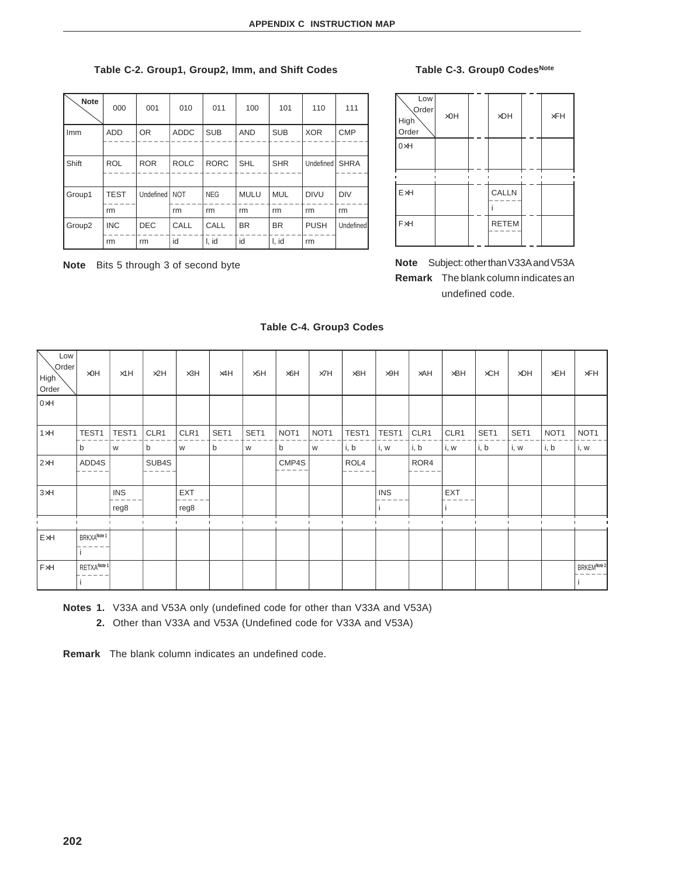**Table C-2. Group1, Group2, Imm, and Shift Codes**

| Note | 000 | 001 | 010 | 011 | 100 | 101 | 110 | 111 |
|---|---|---|---|---|---|---|---|---|
| Imm | ADD | OR | ADDC | SUB | AND | SUB | XOR | CMP |
| | | | | | | | | |
| Shift | ROL | ROR | ROLC | RORC | SHL | SHR | Undefined | SHRA |
| | | | | | | | | |
| Group1 | TEST | Undefined | NOT | NEG | MULU | MUL | DIVU | DIV |
| | rm | | rm | rm | rm | rm | rm | rm |
| Group2 | INC | DEC | CALL | CALL | BR | BR | PUSH | Undefined |
| | rm | rm | id | l, id | id | l, id | rm | |

**Note** Bits 5 through 3 of second byte

**Table C-3. Group0 Codes**[Note]

| Low Order / High Order | ×0H | ... | ×DH | ... | ×FH |
|---|---|---|---|---|---|
| 0×H | | | | | |
| ... | | | | | |
| E×H | | | CALLN | | |
| | | | i | | |
| F×H | | | RETEM | | |
| | | | | | |

**Note** Subject: other than V33A and V53A

**Remark** The blank column indicates an undefined code.

**Table C-4. Group3 Codes**

| Low Order / High Order | ×0H | ×1H | ×2H | ×3H | ×4H | ×5H | ×6H | ×7H | ×8H | ×9H | ×AH | ×BH | ×CH | ×DH | ×EH | ×FH |
|---|---|---|---|---|---|---|---|---|---|---|---|---|---|---|---|---|
| 0×H | | | | | | | | | | | | | | | | |
| 1×H | TEST1 | TEST1 | CLR1 | CLR1 | SET1 | SET1 | NOT1 | NOT1 | TEST1 | TEST1 | CLR1 | CLR1 | SET1 | SET1 | NOT1 | NOT1 |
| | b | w | b | w | b | w | b | w | i, b | i, w | i, b | i, w | i, b | i, w | i, b | i, w |
| 2×H | ADD4S | | SUB4S | | | | CMP4S | | ROL4 | | ROR4 | | | | | |
| 3×H | | INS | | EXT | | | | | | INS | | EXT | | | | |
| | | reg8 | | reg8 | | | | | | i | | i | | | | |
| ... | | | | | | | | | | | | | | | | |
| E×H | BRKXA[Note 1] | | | | | | | | | | | | | | | |
| | i | | | | | | | | | | | | | | | |
| F×H | RETXA[Note 1] | | | | | | | | | | | | | | | BRKEM[Note 2] |
| | i | | | | | | | | | | | | | | | i |

**Notes 1.** V33A and V53A only (undefined code for other than V33A and V53A)

**2.** Other than V33A and V53A (Undefined code for V33A and V53A)

**Remark** The blank column indicates an undefined code.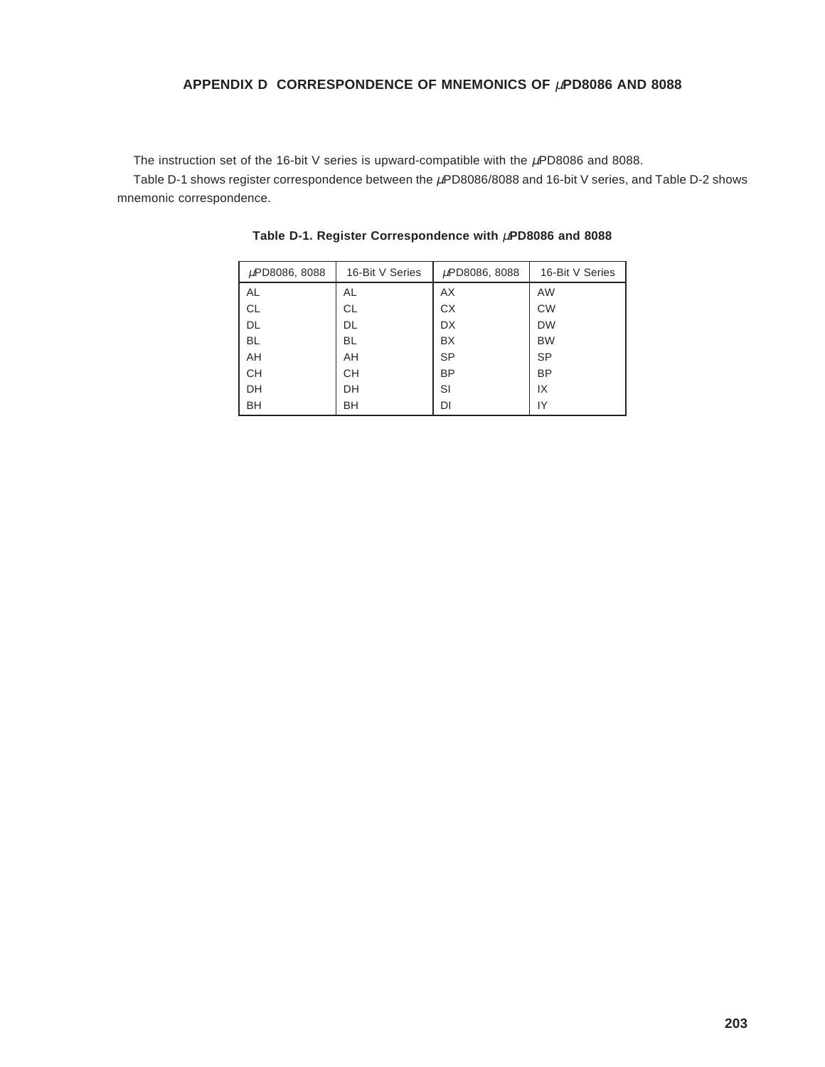# APPENDIX D CORRESPONDENCE OF MNEMONICS OF μPD8086 AND 8088

The instruction set of the 16-bit V series is upward-compatible with the μPD8086 and 8088.

Table D-1 shows register correspondence between the μPD8086/8088 and 16-bit V series, and Table D-2 shows mnemonic correspondence.

**Table D-1. Register Correspondence with μPD8086 and 8088**

| μPD8086, 8088 | 16-Bit V Series | μPD8086, 8088 | 16-Bit V Series |
|---|---|---|---|
| AL | AL | AX | AW |
| CL | CL | CX | CW |
| DL | DL | DX | DW |
| BL | BL | BX | BW |
| AH | AH | SP | SP |
| CH | CH | BP | BP |
| DH | DH | SI | IX |
| BH | BH | DI | IY |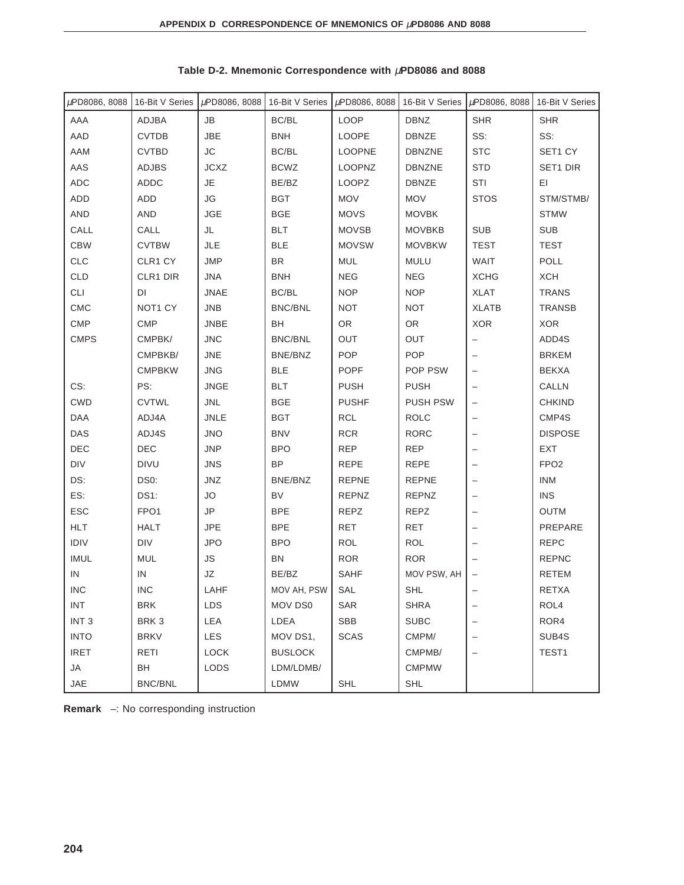**Table D-2. Mnemonic Correspondence with μPD8086 and 8088**

| μPD8086, 8088 | 16-Bit V Series | μPD8086, 8088 | 16-Bit V Series | μPD8086, 8088 | 16-Bit V Series | μPD8086, 8088 | 16-Bit V Series |
|---|---|---|---|---|---|---|---|
| AAA | ADJBA | JB | BC/BL | LOOP | DBNZ | SHR | SHR |
| AAD | CVTDB | JBE | BNH | LOOPE | DBNZE | SS: | SS: |
| AAM | CVTBD | JC | BC/BL | LOOPNE | DBNZNE | STC | SET1 CY |
| AAS | ADJBS | JCXZ | BCWZ | LOOPNZ | DBNZNE | STD | SET1 DIR |
| ADC | ADDC | JE | BE/BZ | LOOPZ | DBNZE | STI | EI |
| ADD | ADD | JG | BGT | MOV | MOV | STOS | STM/STMB/ |
| AND | AND | JGE | BGE | MOVS | MOVBK | | STMW |
| CALL | CALL | JL | BLT | MOVSB | MOVBKB | SUB | SUB |
| CBW | CVTBW | JLE | BLE | MOVSW | MOVBKW | TEST | TEST |
| CLC | CLR1 CY | JMP | BR | MUL | MULU | WAIT | POLL |
| CLD | CLR1 DIR | JNA | BNH | NEG | NEG | XCHG | XCH |
| CLI | DI | JNAE | BC/BL | NOP | NOP | XLAT | TRANS |
| CMC | NOT1 CY | JNB | BNC/BNL | NOT | NOT | XLATB | TRANSB |
| CMP | CMP | JNBE | BH | OR | OR | XOR | XOR |
| CMPS | CMPBK/ | JNC | BNC/BNL | OUT | OUT | – | ADD4S |
| | CMPBKB/ | JNE | BNE/BNZ | POP | POP | – | BRKEM |
| | CMPBKW | JNG | BLE | POPF | POP PSW | – | BEKXA |
| CS: | PS: | JNGE | BLT | PUSH | PUSH | – | CALLN |
| CWD | CVTWL | JNL | BGE | PUSHF | PUSH PSW | – | CHKIND |
| DAA | ADJ4A | JNLE | BGT | RCL | ROLC | – | CMP4S |
| DAS | ADJ4S | JNO | BNV | RCR | RORC | – | DISPOSE |
| DEC | DEC | JNP | BPO | REP | REP | – | EXT |
| DIV | DIVU | JNS | BP | REPE | REPE | – | FPO2 |
| DS: | DS0: | JNZ | BNE/BNZ | REPNE | REPNE | – | INM |
| ES: | DS1: | JO | BV | REPNZ | REPNZ | – | INS |
| ESC | FPO1 | JP | BPE | REPZ | REPZ | – | OUTM |
| HLT | HALT | JPE | BPE | RET | RET | – | PREPARE |
| IDIV | DIV | JPO | BPO | ROL | ROL | – | REPC |
| IMUL | MUL | JS | BN | ROR | ROR | – | REPNC |
| IN | IN | JZ | BE/BZ | SAHF | MOV PSW, AH | – | RETEM |
| INC | INC | LAHF | MOV AH, PSW | SAL | SHL | – | RETXA |
| INT | BRK | LDS | MOV DS0 | SAR | SHRA | – | ROL4 |
| INT 3 | BRK 3 | LEA | LDEA | SBB | SUBC | – | ROR4 |
| INTO | BRKV | LES | MOV DS1, | SCAS | CMPM/ | – | SUB4S |
| IRET | RETI | LOCK | BUSLOCK | | CMPMB/ | – | TEST1 |
| JA | BH | LODS | LDM/LDMB/ | | CMPMW | | |
| JAE | BNC/BNL | | LDMW | SHL | SHL | | |

**Remark** –: No corresponding instruction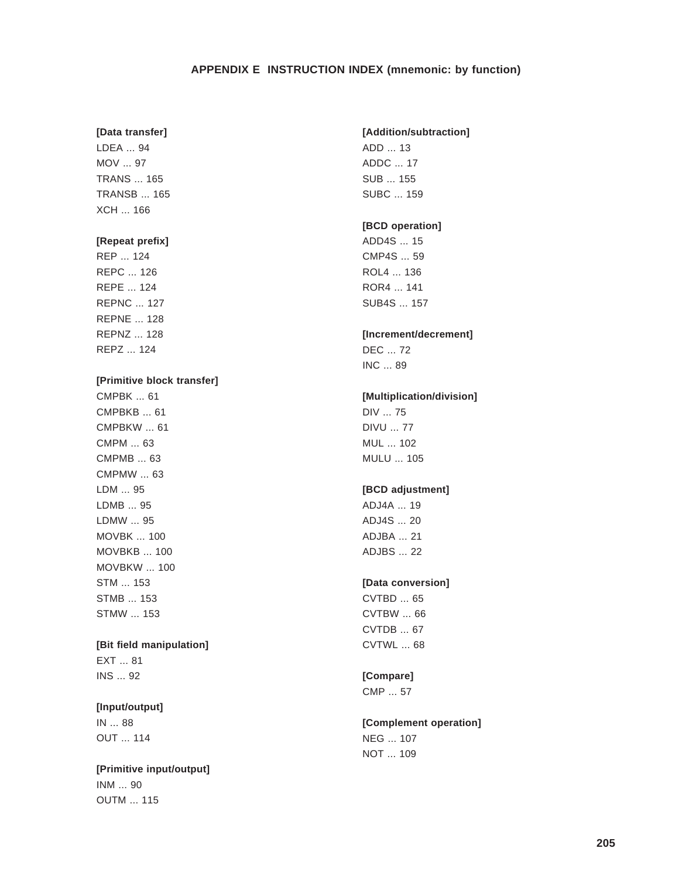# APPENDIX E INSTRUCTION INDEX (mnemonic: by function)

**[Data transfer]**
LDEA ... 94
MOV ... 97
TRANS ... 165
TRANSB ... 165
XCH ... 166

**[Repeat prefix]**
REP ... 124
REPC ... 126
REPE ... 124
REPNC ... 127
REPNE ... 128
REPNZ ... 128
REPZ ... 124

**[Primitive block transfer]**
CMPBK ... 61
CMPBKB ... 61
CMPBKW ... 61
CMPM ... 63
CMPMB ... 63
CMPMW ... 63
LDM ... 95
LDMB ... 95
LDMW ... 95
MOVBK ... 100
MOVBKB ... 100
MOVBKW ... 100
STM ... 153
STMB ... 153
STMW ... 153

**[Bit field manipulation]**
EXT ... 81
INS ... 92

**[Input/output]**
IN ... 88
OUT ... 114

**[Primitive input/output]**
INM ... 90
OUTM ... 115

**[Addition/subtraction]**
ADD ... 13
ADDC ... 17
SUB ... 155
SUBC ... 159

**[BCD operation]**
ADD4S ... 15
CMP4S ... 59
ROL4 ... 136
ROR4 ... 141
SUB4S ... 157

**[Increment/decrement]**
DEC ... 72
INC ... 89

**[Multiplication/division]**
DIV ... 75
DIVU ... 77
MUL ... 102
MULU ... 105

**[BCD adjustment]**
ADJ4A ... 19
ADJ4S ... 20
ADJBA ... 21
ADJBS ... 22

**[Data conversion]**
CVTBD ... 65
CVTBW ... 66
CVTDB ... 67
CVTWL ... 68

**[Compare]**
CMP ... 57

**[Complement operation]**
NEG ... 107
NOT ... 109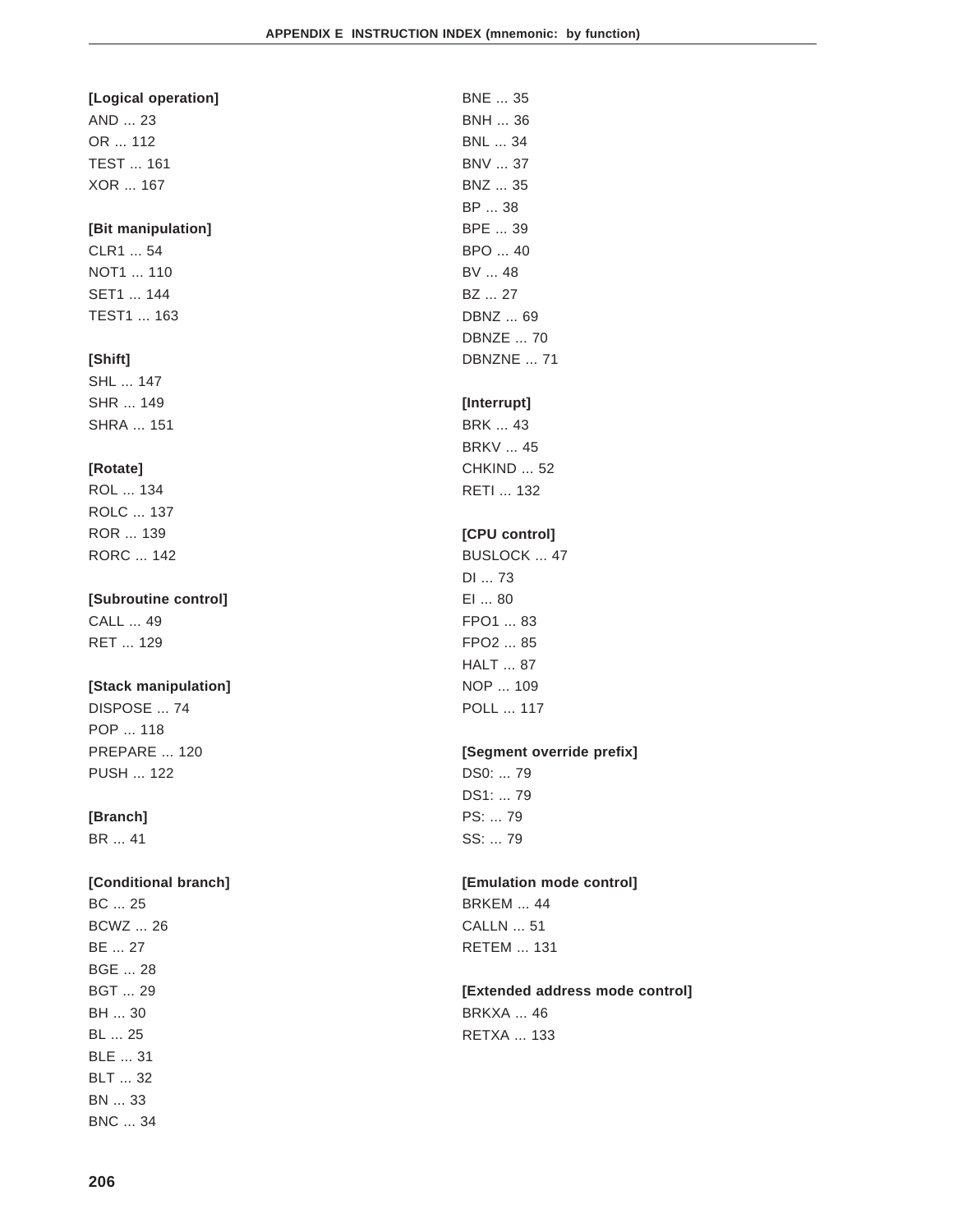**[Logical operation]**

AND ... 23
OR ... 112
TEST ... 161
XOR ... 167

**[Bit manipulation]**

CLR1 ... 54
NOT1 ... 110
SET1 ... 144
TEST1 ... 163

**[Shift]**

SHL ... 147
SHR ... 149
SHRA ... 151

**[Rotate]**

ROL ... 134
ROLC ... 137
ROR ... 139
RORC ... 142

**[Subroutine control]**

CALL ... 49
RET ... 129

**[Stack manipulation]**

DISPOSE ... 74
POP ... 118
PREPARE ... 120
PUSH ... 122

**[Branch]**

BR ... 41

**[Conditional branch]**

BC ... 25
BCWZ ... 26
BE ... 27
BGE ... 28
BGT ... 29
BH ... 30
BL ... 25
BLE ... 31
BLT ... 32
BN ... 33
BNC ... 34
BNE ... 35
BNH ... 36
BNL ... 34
BNV ... 37
BNZ ... 35
BP ... 38
BPE ... 39
BPO ... 40
BV ... 48
BZ ... 27
DBNZ ... 69
DBNZE ... 70
DBNZNE ... 71

**[Interrupt]**

BRK ... 43
BRKV ... 45
CHKIND ... 52
RETI ... 132

**[CPU control]**

BUSLOCK ... 47
DI ... 73
EI ... 80
FPO1 ... 83
FPO2 ... 85
HALT ... 87
NOP ... 109
POLL ... 117

**[Segment override prefix]**

DS0: ... 79
DS1: ... 79
PS: ... 79
SS: ... 79

**[Emulation mode control]**

BRKEM ... 44
CALLN ... 51
RETEM ... 131

**[Extended address mode control]**

BRKXA ... 46
RETXA ... 133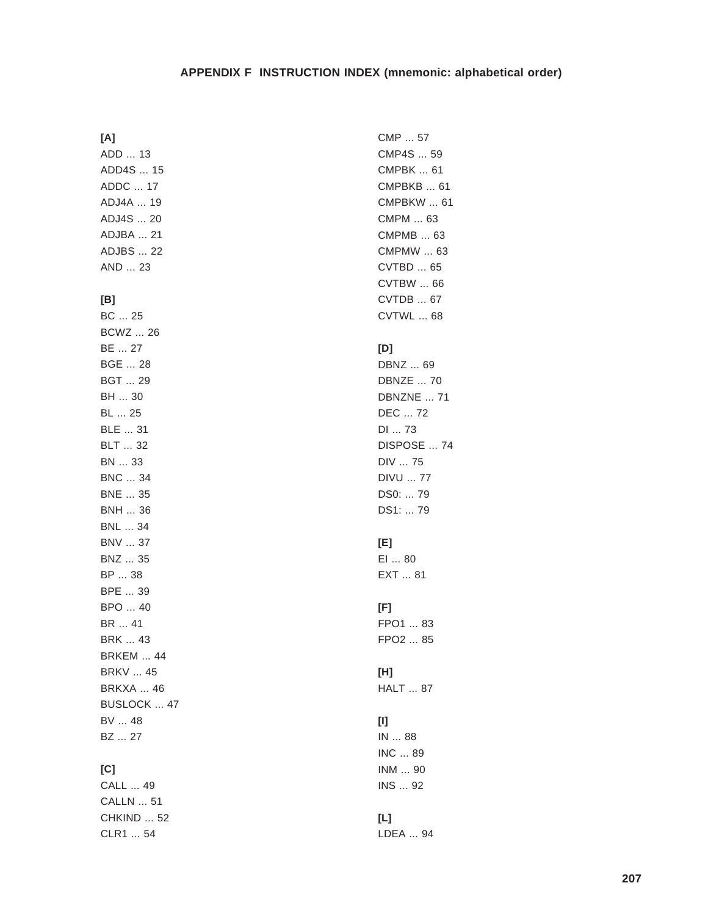## APPENDIX F INSTRUCTION INDEX (mnemonic: alphabetical order)

**[A]**
ADD ... 13
ADD4S ... 15
ADDC ... 17
ADJ4A ... 19
ADJ4S ... 20
ADJBA ... 21
ADJBS ... 22
AND ... 23

**[B]**
BC ... 25
BCWZ ... 26
BE ... 27
BGE ... 28
BGT ... 29
BH ... 30
BL ... 25
BLE ... 31
BLT ... 32
BN ... 33
BNC ... 34
BNE ... 35
BNH ... 36
BNL ... 34
BNV ... 37
BNZ ... 35
BP ... 38
BPE ... 39
BPO ... 40
BR ... 41
BRK ... 43
BRKEM ... 44
BRKV ... 45
BRKXA ... 46
BUSLOCK ... 47
BV ... 48
BZ ... 27

**[C]**
CALL ... 49
CALLN ... 51
CHKIND ... 52
CLR1 ... 54
CMP ... 57
CMP4S ... 59
CMPBK ... 61
CMPBKB ... 61
CMPBKW ... 61
CMPM ... 63
CMPMB ... 63
CMPMW ... 63
CVTBD ... 65
CVTBW ... 66
CVTDB ... 67
CVTWL ... 68

**[D]**
DBNZ ... 69
DBNZE ... 70
DBNZNE ... 71
DEC ... 72
DI ... 73
DISPOSE ... 74
DIV ... 75
DIVU ... 77
DS0: ... 79
DS1: ... 79

**[E]**
EI ... 80
EXT ... 81

**[F]**
FPO1 ... 83
FPO2 ... 85

**[H]**
HALT ... 87

**[I]**
IN ... 88
INC ... 89
INM ... 90
INS ... 92

**[L]**
LDEA ... 94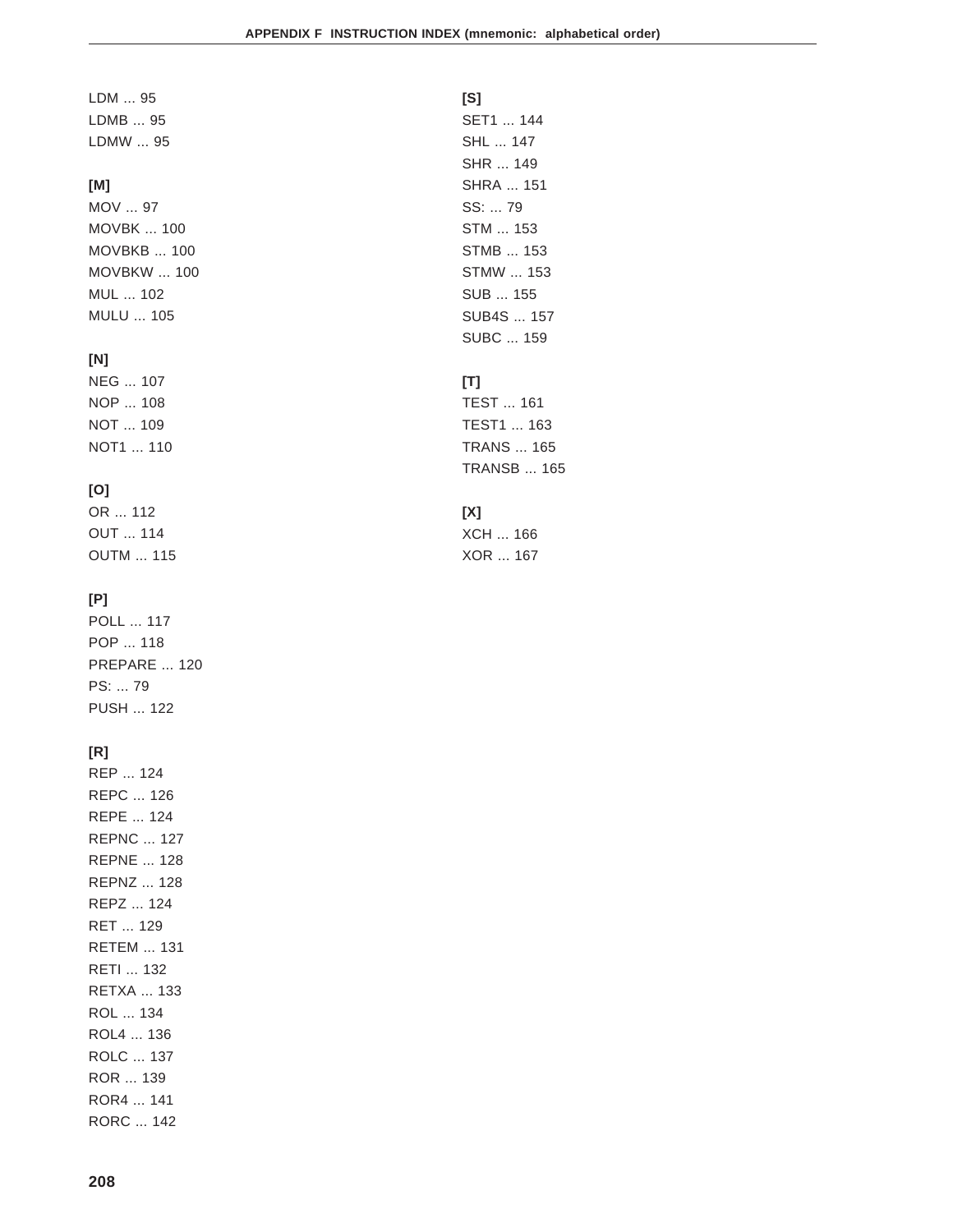LDM ... 95
LDMB ... 95
LDMW ... 95

**[M]**

MOV ... 97
MOVBK ... 100
MOVBKB ... 100
MOVBKW ... 100
MUL ... 102
MULU ... 105

**[N]**

NEG ... 107
NOP ... 108
NOT ... 109
NOT1 ... 110

**[O]**

OR ... 112
OUT ... 114
OUTM ... 115

**[P]**

POLL ... 117
POP ... 118
PREPARE ... 120
PS: ... 79
PUSH ... 122

**[R]**

REP ... 124
REPC ... 126
REPE ... 124
REPNC ... 127
REPNE ... 128
REPNZ ... 128
REPZ ... 124
RET ... 129
RETEM ... 131
RETI ... 132
RETXA ... 133
ROL ... 134
ROL4 ... 136
ROLC ... 137
ROR ... 139
ROR4 ... 141
RORC ... 142

**[S]**

SET1 ... 144
SHL ... 147
SHR ... 149
SHRA ... 151
SS: ... 79
STM ... 153
STMB ... 153
STMW ... 153
SUB ... 155
SUB4S ... 157
SUBC ... 159

**[T]**

TEST ... 161
TEST1 ... 163
TRANS ... 165
TRANSB ... 165

**[X]**

XCH ... 166
XOR ... 167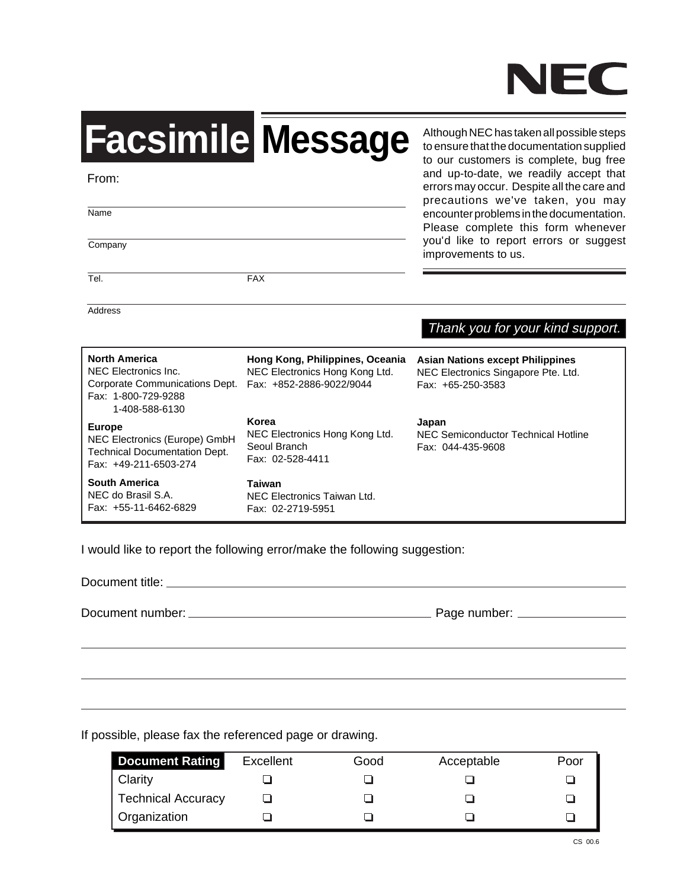NEC

# Facsimile Message

Although NEC has taken all possible steps to ensure that the documentation supplied to our customers is complete, bug free and up-to-date, we readily accept that errors may occur. Despite all the care and precautions we've taken, you may encounter problems in the documentation. Please complete this form whenever you'd like to report errors or suggest improvements to us.

From:

Name

Company

Tel. FAX

Address

*Thank you for your kind support.*

| | | |
|---|---|---|
| **North America**<br>NEC Electronics Inc.<br>Corporate Communications Dept.<br>Fax: 1-800-729-9288<br>1-408-588-6130 | **Hong Kong, Philippines, Oceania**<br>NEC Electronics Hong Kong Ltd.<br>Fax: +852-2886-9022/9044 | **Asian Nations except Philippines**<br>NEC Electronics Singapore Pte. Ltd.<br>Fax: +65-250-3583 |
| **Europe**<br>NEC Electronics (Europe) GmbH<br>Technical Documentation Dept.<br>Fax: +49-211-6503-274 | **Korea**<br>NEC Electronics Hong Kong Ltd.<br>Seoul Branch<br>Fax: 02-528-4411 | **Japan**<br>NEC Semiconductor Technical Hotline<br>Fax: 044-435-9608 |
| **South America**<br>NEC do Brasil S.A.<br>Fax: +55-11-6462-6829 | **Taiwan**<br>NEC Electronics Taiwan Ltd.<br>Fax: 02-2719-5951 | |

I would like to report the following error/make the following suggestion:

Document title: ______________________________

Document number: ______________________ Page number: ____________

______________________________

______________________________

______________________________

If possible, please fax the referenced page or drawing.

| Document Rating | Excellent | Good | Acceptable | Poor |
|---|---|---|---|---|
| Clarity | ❏ | ❏ | ❏ | ❏ |
| Technical Accuracy | ❏ | ❏ | ❏ | ❏ |
| Organization | ❏ | ❏ | ❏ | ❏ |

CS 00.6